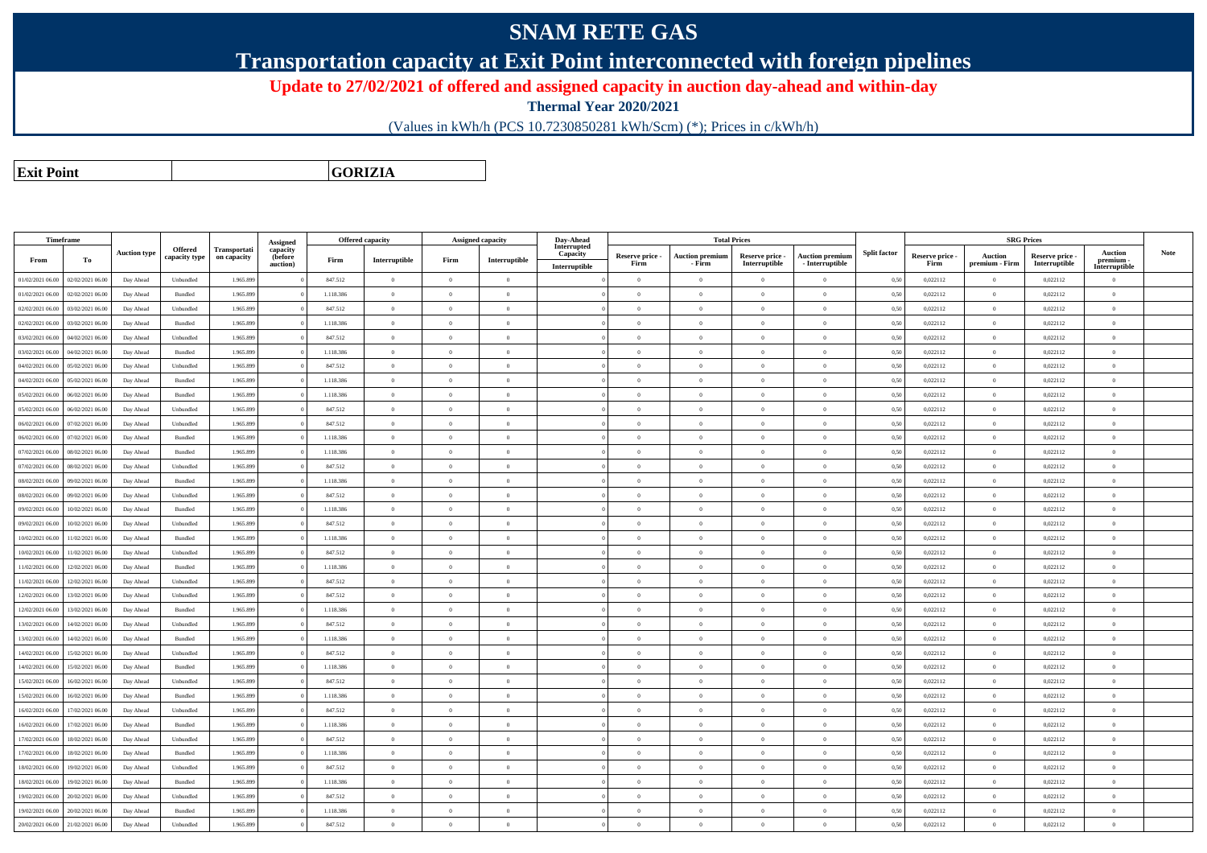# SNAM RETE GAS

## Transportation capacity at Exit Point interconnected with foreign pipelines

**Update to 27/02/2021 of offered and assigned capacity in auction day-ahead and within-day**

**Thermal Year 2020/2021**

(Values in kWh/h (PCS 10.7230850281 kWh/Scm) (*); Prices in c/kWh/h)

| **Exit Point** | | **GORIZIA** |
|---|---|---|

| Timeframe | | Auction type | Offered capacity type | Transportation capacity | Assigned capacity (before auction) | Offered capacity | | Assigned capacity | | Day-Ahead Interrupted Capacity | Total Prices | | | | Split factor | SRG Prices | | | | Note |
|---|---|---|---|---|---|---|---|---|---|---|---|---|---|---|---|---|---|---|---|---|
| From | To | | | | | Firm | Interruptible | Firm | Interruptible | Interruptible | Reserve price - Firm | Auction premium - Firm | Reserve price - Interruptible | Auction premium - Interruptible | | Reserve price - Firm | Auction premium - Firm | Reserve price - Interruptible | Auction premium - Interruptible | |
| 01/02/2021 06.00 | 02/02/2021 06.00 | Day Ahead | Unbundled | 1.965.899 | 0 | 847.512 | 0 | 0 | 0 | 0 | 0 | 0 | 0 | 0 | 0,50 | 0,022112 | 0 | 0,022112 | 0 | |
| 01/02/2021 06.00 | 02/02/2021 06.00 | Day Ahead | Bundled | 1.965.899 | 0 | 1.118.386 | 0 | 0 | 0 | 0 | 0 | 0 | 0 | 0 | 0,50 | 0,022112 | 0 | 0,022112 | 0 | |
| 02/02/2021 06.00 | 03/02/2021 06.00 | Day Ahead | Unbundled | 1.965.899 | 0 | 847.512 | 0 | 0 | 0 | 0 | 0 | 0 | 0 | 0 | 0,50 | 0,022112 | 0 | 0,022112 | 0 | |
| 02/02/2021 06.00 | 03/02/2021 06.00 | Day Ahead | Bundled | 1.965.899 | 0 | 1.118.386 | 0 | 0 | 0 | 0 | 0 | 0 | 0 | 0 | 0,50 | 0,022112 | 0 | 0,022112 | 0 | |
| 03/02/2021 06.00 | 04/02/2021 06.00 | Day Ahead | Unbundled | 1.965.899 | 0 | 847.512 | 0 | 0 | 0 | 0 | 0 | 0 | 0 | 0 | 0,50 | 0,022112 | 0 | 0,022112 | 0 | |
| 03/02/2021 06.00 | 04/02/2021 06.00 | Day Ahead | Bundled | 1.965.899 | 0 | 1.118.386 | 0 | 0 | 0 | 0 | 0 | 0 | 0 | 0 | 0,50 | 0,022112 | 0 | 0,022112 | 0 | |
| 04/02/2021 06.00 | 05/02/2021 06.00 | Day Ahead | Unbundled | 1.965.899 | 0 | 847.512 | 0 | 0 | 0 | 0 | 0 | 0 | 0 | 0 | 0,50 | 0,022112 | 0 | 0,022112 | 0 | |
| 04/02/2021 06.00 | 05/02/2021 06.00 | Day Ahead | Bundled | 1.965.899 | 0 | 1.118.386 | 0 | 0 | 0 | 0 | 0 | 0 | 0 | 0 | 0,50 | 0,022112 | 0 | 0,022112 | 0 | |
| 05/02/2021 06.00 | 06/02/2021 06.00 | Day Ahead | Bundled | 1.965.899 | 0 | 1.118.386 | 0 | 0 | 0 | 0 | 0 | 0 | 0 | 0 | 0,50 | 0,022112 | 0 | 0,022112 | 0 | |
| 05/02/2021 06.00 | 06/02/2021 06.00 | Day Ahead | Unbundled | 1.965.899 | 0 | 847.512 | 0 | 0 | 0 | 0 | 0 | 0 | 0 | 0 | 0,50 | 0,022112 | 0 | 0,022112 | 0 | |
| 06/02/2021 06.00 | 07/02/2021 06.00 | Day Ahead | Unbundled | 1.965.899 | 0 | 847.512 | 0 | 0 | 0 | 0 | 0 | 0 | 0 | 0 | 0,50 | 0,022112 | 0 | 0,022112 | 0 | |
| 06/02/2021 06.00 | 07/02/2021 06.00 | Day Ahead | Bundled | 1.965.899 | 0 | 1.118.386 | 0 | 0 | 0 | 0 | 0 | 0 | 0 | 0 | 0,50 | 0,022112 | 0 | 0,022112 | 0 | |
| 07/02/2021 06.00 | 08/02/2021 06.00 | Day Ahead | Bundled | 1.965.899 | 0 | 1.118.386 | 0 | 0 | 0 | 0 | 0 | 0 | 0 | 0 | 0,50 | 0,022112 | 0 | 0,022112 | 0 | |
| 07/02/2021 06.00 | 08/02/2021 06.00 | Day Ahead | Unbundled | 1.965.899 | 0 | 847.512 | 0 | 0 | 0 | 0 | 0 | 0 | 0 | 0 | 0,50 | 0,022112 | 0 | 0,022112 | 0 | |
| 08/02/2021 06.00 | 09/02/2021 06.00 | Day Ahead | Bundled | 1.965.899 | 0 | 1.118.386 | 0 | 0 | 0 | 0 | 0 | 0 | 0 | 0 | 0,50 | 0,022112 | 0 | 0,022112 | 0 | |
| 08/02/2021 06.00 | 09/02/2021 06.00 | Day Ahead | Unbundled | 1.965.899 | 0 | 847.512 | 0 | 0 | 0 | 0 | 0 | 0 | 0 | 0 | 0,50 | 0,022112 | 0 | 0,022112 | 0 | |
| 09/02/2021 06.00 | 10/02/2021 06.00 | Day Ahead | Bundled | 1.965.899 | 0 | 1.118.386 | 0 | 0 | 0 | 0 | 0 | 0 | 0 | 0 | 0,50 | 0,022112 | 0 | 0,022112 | 0 | |
| 09/02/2021 06.00 | 10/02/2021 06.00 | Day Ahead | Unbundled | 1.965.899 | 0 | 847.512 | 0 | 0 | 0 | 0 | 0 | 0 | 0 | 0 | 0,50 | 0,022112 | 0 | 0,022112 | 0 | |
| 10/02/2021 06.00 | 11/02/2021 06.00 | Day Ahead | Bundled | 1.965.899 | 0 | 1.118.386 | 0 | 0 | 0 | 0 | 0 | 0 | 0 | 0 | 0,50 | 0,022112 | 0 | 0,022112 | 0 | |
| 10/02/2021 06.00 | 11/02/2021 06.00 | Day Ahead | Unbundled | 1.965.899 | 0 | 847.512 | 0 | 0 | 0 | 0 | 0 | 0 | 0 | 0 | 0,50 | 0,022112 | 0 | 0,022112 | 0 | |
| 11/02/2021 06.00 | 12/02/2021 06.00 | Day Ahead | Bundled | 1.965.899 | 0 | 1.118.386 | 0 | 0 | 0 | 0 | 0 | 0 | 0 | 0 | 0,50 | 0,022112 | 0 | 0,022112 | 0 | |
| 11/02/2021 06.00 | 12/02/2021 06.00 | Day Ahead | Unbundled | 1.965.899 | 0 | 847.512 | 0 | 0 | 0 | 0 | 0 | 0 | 0 | 0 | 0,50 | 0,022112 | 0 | 0,022112 | 0 | |
| 12/02/2021 06.00 | 13/02/2021 06.00 | Day Ahead | Unbundled | 1.965.899 | 0 | 847.512 | 0 | 0 | 0 | 0 | 0 | 0 | 0 | 0 | 0,50 | 0,022112 | 0 | 0,022112 | 0 | |
| 12/02/2021 06.00 | 13/02/2021 06.00 | Day Ahead | Bundled | 1.965.899 | 0 | 1.118.386 | 0 | 0 | 0 | 0 | 0 | 0 | 0 | 0 | 0,50 | 0,022112 | 0 | 0,022112 | 0 | |
| 13/02/2021 06.00 | 14/02/2021 06.00 | Day Ahead | Unbundled | 1.965.899 | 0 | 847.512 | 0 | 0 | 0 | 0 | 0 | 0 | 0 | 0 | 0,50 | 0,022112 | 0 | 0,022112 | 0 | |
| 13/02/2021 06.00 | 14/02/2021 06.00 | Day Ahead | Bundled | 1.965.899 | 0 | 1.118.386 | 0 | 0 | 0 | 0 | 0 | 0 | 0 | 0 | 0,50 | 0,022112 | 0 | 0,022112 | 0 | |
| 14/02/2021 06.00 | 15/02/2021 06.00 | Day Ahead | Unbundled | 1.965.899 | 0 | 847.512 | 0 | 0 | 0 | 0 | 0 | 0 | 0 | 0 | 0,50 | 0,022112 | 0 | 0,022112 | 0 | |
| 14/02/2021 06.00 | 15/02/2021 06.00 | Day Ahead | Bundled | 1.965.899 | 0 | 1.118.386 | 0 | 0 | 0 | 0 | 0 | 0 | 0 | 0 | 0,50 | 0,022112 | 0 | 0,022112 | 0 | |
| 15/02/2021 06.00 | 16/02/2021 06.00 | Day Ahead | Unbundled | 1.965.899 | 0 | 847.512 | 0 | 0 | 0 | 0 | 0 | 0 | 0 | 0 | 0,50 | 0,022112 | 0 | 0,022112 | 0 | |
| 15/02/2021 06.00 | 16/02/2021 06.00 | Day Ahead | Bundled | 1.965.899 | 0 | 1.118.386 | 0 | 0 | 0 | 0 | 0 | 0 | 0 | 0 | 0,50 | 0,022112 | 0 | 0,022112 | 0 | |
| 16/02/2021 06.00 | 17/02/2021 06.00 | Day Ahead | Unbundled | 1.965.899 | 0 | 847.512 | 0 | 0 | 0 | 0 | 0 | 0 | 0 | 0 | 0,50 | 0,022112 | 0 | 0,022112 | 0 | |
| 16/02/2021 06.00 | 17/02/2021 06.00 | Day Ahead | Bundled | 1.965.899 | 0 | 1.118.386 | 0 | 0 | 0 | 0 | 0 | 0 | 0 | 0 | 0,50 | 0,022112 | 0 | 0,022112 | 0 | |
| 17/02/2021 06.00 | 18/02/2021 06.00 | Day Ahead | Unbundled | 1.965.899 | 0 | 847.512 | 0 | 0 | 0 | 0 | 0 | 0 | 0 | 0 | 0,50 | 0,022112 | 0 | 0,022112 | 0 | |
| 17/02/2021 06.00 | 18/02/2021 06.00 | Day Ahead | Bundled | 1.965.899 | 0 | 1.118.386 | 0 | 0 | 0 | 0 | 0 | 0 | 0 | 0 | 0,50 | 0,022112 | 0 | 0,022112 | 0 | |
| 18/02/2021 06.00 | 19/02/2021 06.00 | Day Ahead | Unbundled | 1.965.899 | 0 | 847.512 | 0 | 0 | 0 | 0 | 0 | 0 | 0 | 0 | 0,50 | 0,022112 | 0 | 0,022112 | 0 | |
| 18/02/2021 06.00 | 19/02/2021 06.00 | Day Ahead | Bundled | 1.965.899 | 0 | 1.118.386 | 0 | 0 | 0 | 0 | 0 | 0 | 0 | 0 | 0,50 | 0,022112 | 0 | 0,022112 | 0 | |
| 19/02/2021 06.00 | 20/02/2021 06.00 | Day Ahead | Unbundled | 1.965.899 | 0 | 847.512 | 0 | 0 | 0 | 0 | 0 | 0 | 0 | 0 | 0,50 | 0,022112 | 0 | 0,022112 | 0 | |
| 19/02/2021 06.00 | 20/02/2021 06.00 | Day Ahead | Bundled | 1.965.899 | 0 | 1.118.386 | 0 | 0 | 0 | 0 | 0 | 0 | 0 | 0 | 0,50 | 0,022112 | 0 | 0,022112 | 0 | |
| 20/02/2021 06.00 | 21/02/2021 06.00 | Day Ahead | Unbundled | 1.965.899 | 0 | 847.512 | 0 | 0 | 0 | 0 | 0 | 0 | 0 | 0 | 0,50 | 0,022112 | 0 | 0,022112 | 0 | |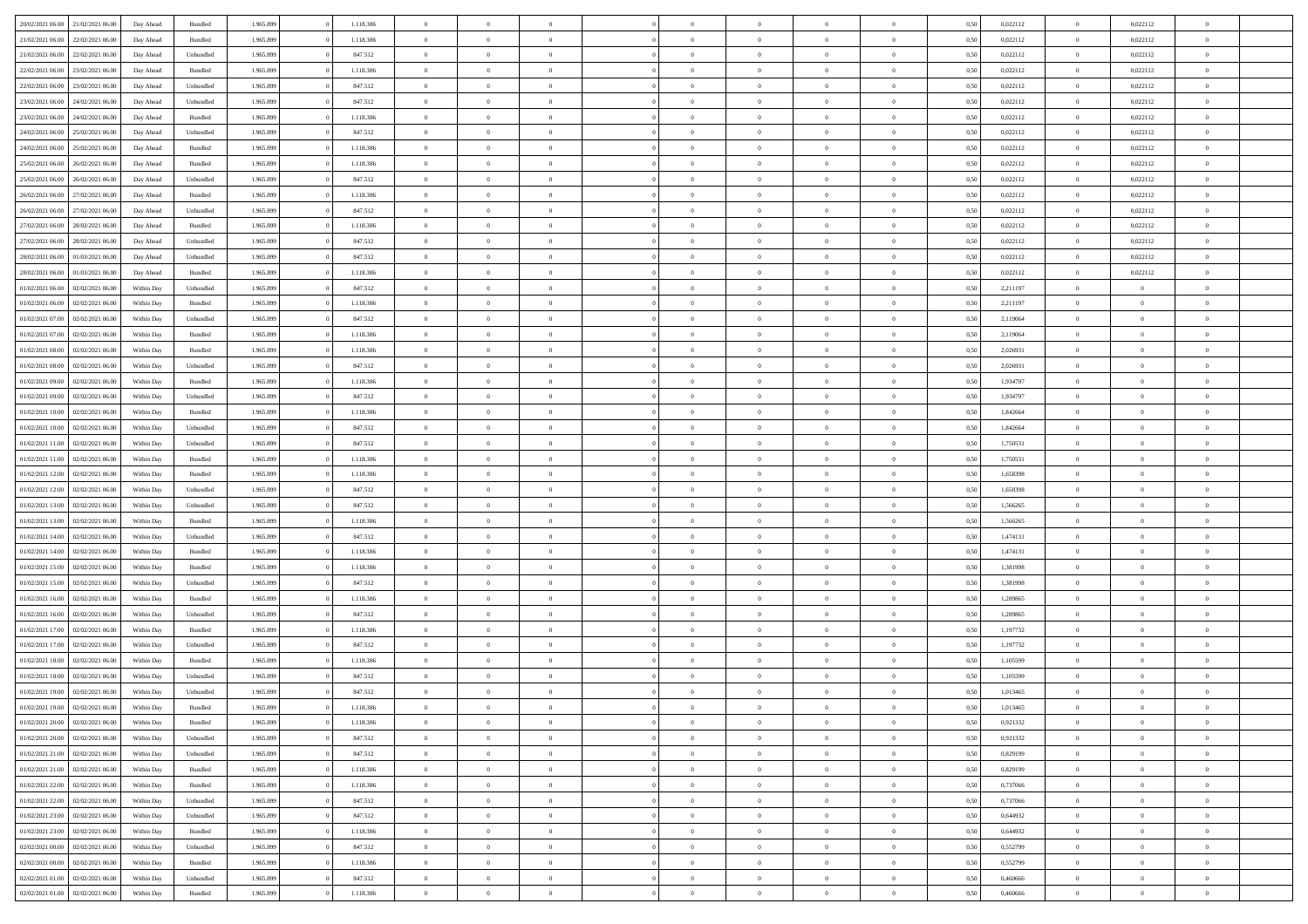| | | | | | | | | | | | | | | | | | | | | |
|---|---|---|---|---|---|---|---|---|---|---|---|---|---|---|---|---|---|---|---|---|
| 20/02/2021 06:00 | 21/02/2021 06:00 | Day Ahead | Bundled | 1.965.899 | 0 | 1.118.386 | 0 | 0 | 0 | | 0 | 0 | 0 | 0 | 0,50 | 0,022112 | 0 | 0,022112 | 0 | |
| 21/02/2021 06:00 | 22/02/2021 06:00 | Day Ahead | Bundled | 1.965.899 | 0 | 1.118.386 | 0 | 0 | 0 | | 0 | 0 | 0 | 0 | 0,50 | 0,022112 | 0 | 0,022112 | 0 | |
| 21/02/2021 06:00 | 22/02/2021 06:00 | Day Ahead | Unbundled | 1.965.899 | 0 | 847.512 | 0 | 0 | 0 | | 0 | 0 | 0 | 0 | 0,50 | 0,022112 | 0 | 0,022112 | 0 | |
| 22/02/2021 06:00 | 23/02/2021 06:00 | Day Ahead | Bundled | 1.965.899 | 0 | 1.118.386 | 0 | 0 | 0 | | 0 | 0 | 0 | 0 | 0,50 | 0,022112 | 0 | 0,022112 | 0 | |
| 22/02/2021 06:00 | 23/02/2021 06:00 | Day Ahead | Unbundled | 1.965.899 | 0 | 847.512 | 0 | 0 | 0 | | 0 | 0 | 0 | 0 | 0,50 | 0,022112 | 0 | 0,022112 | 0 | |
| 23/02/2021 06:00 | 24/02/2021 06:00 | Day Ahead | Unbundled | 1.965.899 | 0 | 847.512 | 0 | 0 | 0 | | 0 | 0 | 0 | 0 | 0,50 | 0,022112 | 0 | 0,022112 | 0 | |
| 23/02/2021 06:00 | 24/02/2021 06:00 | Day Ahead | Bundled | 1.965.899 | 0 | 1.118.386 | 0 | 0 | 0 | | 0 | 0 | 0 | 0 | 0,50 | 0,022112 | 0 | 0,022112 | 0 | |
| 24/02/2021 06:00 | 25/02/2021 06:00 | Day Ahead | Unbundled | 1.965.899 | 0 | 847.512 | 0 | 0 | 0 | | 0 | 0 | 0 | 0 | 0,50 | 0,022112 | 0 | 0,022112 | 0 | |
| 24/02/2021 06:00 | 25/02/2021 06:00 | Day Ahead | Bundled | 1.965.899 | 0 | 1.118.386 | 0 | 0 | 0 | | 0 | 0 | 0 | 0 | 0,50 | 0,022112 | 0 | 0,022112 | 0 | |
| 25/02/2021 06:00 | 26/02/2021 06:00 | Day Ahead | Bundled | 1.965.899 | 0 | 1.118.386 | 0 | 0 | 0 | | 0 | 0 | 0 | 0 | 0,50 | 0,022112 | 0 | 0,022112 | 0 | |
| 25/02/2021 06:00 | 26/02/2021 06:00 | Day Ahead | Unbundled | 1.965.899 | 0 | 847.512 | 0 | 0 | 0 | | 0 | 0 | 0 | 0 | 0,50 | 0,022112 | 0 | 0,022112 | 0 | |
| 26/02/2021 06:00 | 27/02/2021 06:00 | Day Ahead | Bundled | 1.965.899 | 0 | 1.118.386 | 0 | 0 | 0 | | 0 | 0 | 0 | 0 | 0,50 | 0,022112 | 0 | 0,022112 | 0 | |
| 26/02/2021 06:00 | 27/02/2021 06:00 | Day Ahead | Unbundled | 1.965.899 | 0 | 847.512 | 0 | 0 | 0 | | 0 | 0 | 0 | 0 | 0,50 | 0,022112 | 0 | 0,022112 | 0 | |
| 27/02/2021 06:00 | 28/02/2021 06:00 | Day Ahead | Bundled | 1.965.899 | 0 | 1.118.386 | 0 | 0 | 0 | | 0 | 0 | 0 | 0 | 0,50 | 0,022112 | 0 | 0,022112 | 0 | |
| 27/02/2021 06:00 | 28/02/2021 06:00 | Day Ahead | Unbundled | 1.965.899 | 0 | 847.512 | 0 | 0 | 0 | | 0 | 0 | 0 | 0 | 0,50 | 0,022112 | 0 | 0,022112 | 0 | |
| 28/02/2021 06:00 | 01/03/2021 06:00 | Day Ahead | Unbundled | 1.965.899 | 0 | 847.512 | 0 | 0 | 0 | | 0 | 0 | 0 | 0 | 0,50 | 0,022112 | 0 | 0,022112 | 0 | |
| 28/02/2021 06:00 | 01/03/2021 06:00 | Day Ahead | Bundled | 1.965.899 | 0 | 1.118.386 | 0 | 0 | 0 | | 0 | 0 | 0 | 0 | 0,50 | 0,022112 | 0 | 0,022112 | 0 | |
| 01/02/2021 06:00 | 02/02/2021 06:00 | Within Day | Unbundled | 1.965.899 | 0 | 847.512 | 0 | 0 | 0 | | 0 | 0 | 0 | 0 | 0,50 | 2,211197 | 0 | 0 | 0 | |
| 01/02/2021 06:00 | 02/02/2021 06:00 | Within Day | Bundled | 1.965.899 | 0 | 1.118.386 | 0 | 0 | 0 | | 0 | 0 | 0 | 0 | 0,50 | 2,211197 | 0 | 0 | 0 | |
| 01/02/2021 07:00 | 02/02/2021 06:00 | Within Day | Unbundled | 1.965.899 | 0 | 847.512 | 0 | 0 | 0 | | 0 | 0 | 0 | 0 | 0,50 | 2,119064 | 0 | 0 | 0 | |
| 01/02/2021 07:00 | 02/02/2021 06:00 | Within Day | Bundled | 1.965.899 | 0 | 1.118.386 | 0 | 0 | 0 | | 0 | 0 | 0 | 0 | 0,50 | 2,119064 | 0 | 0 | 0 | |
| 01/02/2021 08:00 | 02/02/2021 06:00 | Within Day | Bundled | 1.965.899 | 0 | 1.118.386 | 0 | 0 | 0 | | 0 | 0 | 0 | 0 | 0,50 | 2,026931 | 0 | 0 | 0 | |
| 01/02/2021 08:00 | 02/02/2021 06:00 | Within Day | Unbundled | 1.965.899 | 0 | 847.512 | 0 | 0 | 0 | | 0 | 0 | 0 | 0 | 0,50 | 2,026931 | 0 | 0 | 0 | |
| 01/02/2021 09:00 | 02/02/2021 06:00 | Within Day | Bundled | 1.965.899 | 0 | 1.118.386 | 0 | 0 | 0 | | 0 | 0 | 0 | 0 | 0,50 | 1,934797 | 0 | 0 | 0 | |
| 01/02/2021 09:00 | 02/02/2021 06:00 | Within Day | Unbundled | 1.965.899 | 0 | 847.512 | 0 | 0 | 0 | | 0 | 0 | 0 | 0 | 0,50 | 1,934797 | 0 | 0 | 0 | |
| 01/02/2021 10:00 | 02/02/2021 06:00 | Within Day | Bundled | 1.965.899 | 0 | 1.118.386 | 0 | 0 | 0 | | 0 | 0 | 0 | 0 | 0,50 | 1,842664 | 0 | 0 | 0 | |
| 01/02/2021 10:00 | 02/02/2021 06:00 | Within Day | Unbundled | 1.965.899 | 0 | 847.512 | 0 | 0 | 0 | | 0 | 0 | 0 | 0 | 0,50 | 1,842664 | 0 | 0 | 0 | |
| 01/02/2021 11:00 | 02/02/2021 06:00 | Within Day | Unbundled | 1.965.899 | 0 | 847.512 | 0 | 0 | 0 | | 0 | 0 | 0 | 0 | 0,50 | 1,750531 | 0 | 0 | 0 | |
| 01/02/2021 11:00 | 02/02/2021 06:00 | Within Day | Bundled | 1.965.899 | 0 | 1.118.386 | 0 | 0 | 0 | | 0 | 0 | 0 | 0 | 0,50 | 1,750531 | 0 | 0 | 0 | |
| 01/02/2021 12:00 | 02/02/2021 06:00 | Within Day | Bundled | 1.965.899 | 0 | 1.118.386 | 0 | 0 | 0 | | 0 | 0 | 0 | 0 | 0,50 | 1,658398 | 0 | 0 | 0 | |
| 01/02/2021 12:00 | 02/02/2021 06:00 | Within Day | Unbundled | 1.965.899 | 0 | 847.512 | 0 | 0 | 0 | | 0 | 0 | 0 | 0 | 0,50 | 1,658398 | 0 | 0 | 0 | |
| 01/02/2021 13:00 | 02/02/2021 06:00 | Within Day | Unbundled | 1.965.899 | 0 | 847.512 | 0 | 0 | 0 | | 0 | 0 | 0 | 0 | 0,50 | 1,566265 | 0 | 0 | 0 | |
| 01/02/2021 13:00 | 02/02/2021 06:00 | Within Day | Bundled | 1.965.899 | 0 | 1.118.386 | 0 | 0 | 0 | | 0 | 0 | 0 | 0 | 0,50 | 1,566265 | 0 | 0 | 0 | |
| 01/02/2021 14:00 | 02/02/2021 06:00 | Within Day | Unbundled | 1.965.899 | 0 | 847.512 | 0 | 0 | 0 | | 0 | 0 | 0 | 0 | 0,50 | 1,474131 | 0 | 0 | 0 | |
| 01/02/2021 14:00 | 02/02/2021 06:00 | Within Day | Bundled | 1.965.899 | 0 | 1.118.386 | 0 | 0 | 0 | | 0 | 0 | 0 | 0 | 0,50 | 1,474131 | 0 | 0 | 0 | |
| 01/02/2021 15:00 | 02/02/2021 06:00 | Within Day | Bundled | 1.965.899 | 0 | 1.118.386 | 0 | 0 | 0 | | 0 | 0 | 0 | 0 | 0,50 | 1,381998 | 0 | 0 | 0 | |
| 01/02/2021 15:00 | 02/02/2021 06:00 | Within Day | Unbundled | 1.965.899 | 0 | 847.512 | 0 | 0 | 0 | | 0 | 0 | 0 | 0 | 0,50 | 1,381998 | 0 | 0 | 0 | |
| 01/02/2021 16:00 | 02/02/2021 06:00 | Within Day | Bundled | 1.965.899 | 0 | 1.118.386 | 0 | 0 | 0 | | 0 | 0 | 0 | 0 | 0,50 | 1,289865 | 0 | 0 | 0 | |
| 01/02/2021 16:00 | 02/02/2021 06:00 | Within Day | Unbundled | 1.965.899 | 0 | 847.512 | 0 | 0 | 0 | | 0 | 0 | 0 | 0 | 0,50 | 1,289865 | 0 | 0 | 0 | |
| 01/02/2021 17:00 | 02/02/2021 06:00 | Within Day | Bundled | 1.965.899 | 0 | 1.118.386 | 0 | 0 | 0 | | 0 | 0 | 0 | 0 | 0,50 | 1,197732 | 0 | 0 | 0 | |
| 01/02/2021 17:00 | 02/02/2021 06:00 | Within Day | Unbundled | 1.965.899 | 0 | 847.512 | 0 | 0 | 0 | | 0 | 0 | 0 | 0 | 0,50 | 1,197732 | 0 | 0 | 0 | |
| 01/02/2021 18:00 | 02/02/2021 06:00 | Within Day | Bundled | 1.965.899 | 0 | 1.118.386 | 0 | 0 | 0 | | 0 | 0 | 0 | 0 | 0,50 | 1,105599 | 0 | 0 | 0 | |
| 01/02/2021 18:00 | 02/02/2021 06:00 | Within Day | Unbundled | 1.965.899 | 0 | 847.512 | 0 | 0 | 0 | | 0 | 0 | 0 | 0 | 0,50 | 1,105599 | 0 | 0 | 0 | |
| 01/02/2021 19:00 | 02/02/2021 06:00 | Within Day | Unbundled | 1.965.899 | 0 | 847.512 | 0 | 0 | 0 | | 0 | 0 | 0 | 0 | 0,50 | 1,013465 | 0 | 0 | 0 | |
| 01/02/2021 19:00 | 02/02/2021 06:00 | Within Day | Bundled | 1.965.899 | 0 | 1.118.386 | 0 | 0 | 0 | | 0 | 0 | 0 | 0 | 0,50 | 1,013465 | 0 | 0 | 0 | |
| 01/02/2021 20:00 | 02/02/2021 06:00 | Within Day | Bundled | 1.965.899 | 0 | 1.118.386 | 0 | 0 | 0 | | 0 | 0 | 0 | 0 | 0,50 | 0,921332 | 0 | 0 | 0 | |
| 01/02/2021 20:00 | 02/02/2021 06:00 | Within Day | Unbundled | 1.965.899 | 0 | 847.512 | 0 | 0 | 0 | | 0 | 0 | 0 | 0 | 0,50 | 0,921332 | 0 | 0 | 0 | |
| 01/02/2021 21:00 | 02/02/2021 06:00 | Within Day | Unbundled | 1.965.899 | 0 | 847.512 | 0 | 0 | 0 | | 0 | 0 | 0 | 0 | 0,50 | 0,829199 | 0 | 0 | 0 | |
| 01/02/2021 21:00 | 02/02/2021 06:00 | Within Day | Bundled | 1.965.899 | 0 | 1.118.386 | 0 | 0 | 0 | | 0 | 0 | 0 | 0 | 0,50 | 0,829199 | 0 | 0 | 0 | |
| 01/02/2021 22:00 | 02/02/2021 06:00 | Within Day | Bundled | 1.965.899 | 0 | 1.118.386 | 0 | 0 | 0 | | 0 | 0 | 0 | 0 | 0,50 | 0,737066 | 0 | 0 | 0 | |
| 01/02/2021 22:00 | 02/02/2021 06:00 | Within Day | Unbundled | 1.965.899 | 0 | 847.512 | 0 | 0 | 0 | | 0 | 0 | 0 | 0 | 0,50 | 0,737066 | 0 | 0 | 0 | |
| 01/02/2021 23:00 | 02/02/2021 06:00 | Within Day | Unbundled | 1.965.899 | 0 | 847.512 | 0 | 0 | 0 | | 0 | 0 | 0 | 0 | 0,50 | 0,644932 | 0 | 0 | 0 | |
| 01/02/2021 23:00 | 02/02/2021 06:00 | Within Day | Bundled | 1.965.899 | 0 | 1.118.386 | 0 | 0 | 0 | | 0 | 0 | 0 | 0 | 0,50 | 0,644932 | 0 | 0 | 0 | |
| 02/02/2021 00:00 | 02/02/2021 06:00 | Within Day | Unbundled | 1.965.899 | 0 | 847.512 | 0 | 0 | 0 | | 0 | 0 | 0 | 0 | 0,50 | 0,552799 | 0 | 0 | 0 | |
| 02/02/2021 00:00 | 02/02/2021 06:00 | Within Day | Bundled | 1.965.899 | 0 | 1.118.386 | 0 | 0 | 0 | | 0 | 0 | 0 | 0 | 0,50 | 0,552799 | 0 | 0 | 0 | |
| 02/02/2021 01:00 | 02/02/2021 06:00 | Within Day | Unbundled | 1.965.899 | 0 | 847.512 | 0 | 0 | 0 | | 0 | 0 | 0 | 0 | 0,50 | 0,460666 | 0 | 0 | 0 | |
| 02/02/2021 01:00 | 02/02/2021 06:00 | Within Day | Bundled | 1.965.899 | 0 | 1.118.386 | 0 | 0 | 0 | | 0 | 0 | 0 | 0 | 0,50 | 0,460666 | 0 | 0 | 0 | |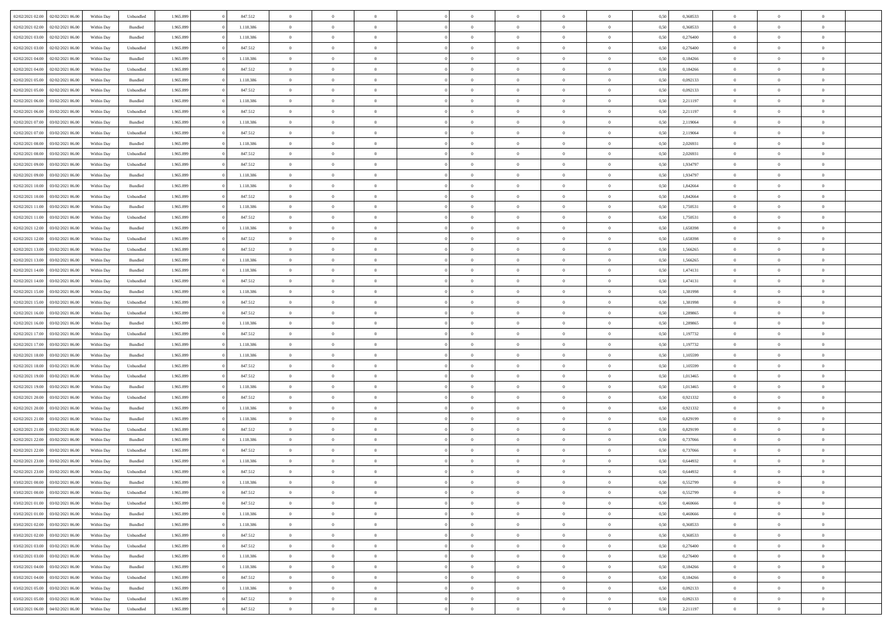| | | | | | | | | | | | | | | | | | | | | |
|---|---|---|---|---|---|---|---|---|---|---|---|---|---|---|---|---|---|---|---|---|
| 02/02/2021 02:00 | 02/02/2021 06:00 | Within Day | Unbundled | 1.965.899 | 0 | 847.512 | 0 | 0 | 0 | | 0 | 0 | 0 | 0 | 0,50 | 0,368533 | 0 | 0 | 0 | |
| 02/02/2021 02:00 | 02/02/2021 06:00 | Within Day | Bundled | 1.965.899 | 0 | 1.118.386 | 0 | 0 | 0 | | 0 | 0 | 0 | 0 | 0,50 | 0,368533 | 0 | 0 | 0 | |
| 02/02/2021 03:00 | 02/02/2021 06:00 | Within Day | Bundled | 1.965.899 | 0 | 1.118.386 | 0 | 0 | 0 | | 0 | 0 | 0 | 0 | 0,50 | 0,276400 | 0 | 0 | 0 | |
| 02/02/2021 03:00 | 02/02/2021 06:00 | Within Day | Unbundled | 1.965.899 | 0 | 847.512 | 0 | 0 | 0 | | 0 | 0 | 0 | 0 | 0,50 | 0,276400 | 0 | 0 | 0 | |
| 02/02/2021 04:00 | 02/02/2021 06:00 | Within Day | Bundled | 1.965.899 | 0 | 1.118.386 | 0 | 0 | 0 | | 0 | 0 | 0 | 0 | 0,50 | 0,184266 | 0 | 0 | 0 | |
| 02/02/2021 04:00 | 02/02/2021 06:00 | Within Day | Unbundled | 1.965.899 | 0 | 847.512 | 0 | 0 | 0 | | 0 | 0 | 0 | 0 | 0,50 | 0,184266 | 0 | 0 | 0 | |
| 02/02/2021 05:00 | 02/02/2021 06:00 | Within Day | Bundled | 1.965.899 | 0 | 1.118.386 | 0 | 0 | 0 | | 0 | 0 | 0 | 0 | 0,50 | 0,092133 | 0 | 0 | 0 | |
| 02/02/2021 05:00 | 02/02/2021 06:00 | Within Day | Unbundled | 1.965.899 | 0 | 847.512 | 0 | 0 | 0 | | 0 | 0 | 0 | 0 | 0,50 | 0,092133 | 0 | 0 | 0 | |
| 02/02/2021 06:00 | 03/02/2021 06:00 | Within Day | Bundled | 1.965.899 | 0 | 1.118.386 | 0 | 0 | 0 | | 0 | 0 | 0 | 0 | 0,50 | 2,211197 | 0 | 0 | 0 | |
| 02/02/2021 06:00 | 03/02/2021 06:00 | Within Day | Unbundled | 1.965.899 | 0 | 847.512 | 0 | 0 | 0 | | 0 | 0 | 0 | 0 | 0,50 | 2,211197 | 0 | 0 | 0 | |
| 02/02/2021 07:00 | 03/02/2021 06:00 | Within Day | Bundled | 1.965.899 | 0 | 1.118.386 | 0 | 0 | 0 | | 0 | 0 | 0 | 0 | 0,50 | 2,119064 | 0 | 0 | 0 | |
| 02/02/2021 07:00 | 03/02/2021 06:00 | Within Day | Unbundled | 1.965.899 | 0 | 847.512 | 0 | 0 | 0 | | 0 | 0 | 0 | 0 | 0,50 | 2,119064 | 0 | 0 | 0 | |
| 02/02/2021 08:00 | 03/02/2021 06:00 | Within Day | Bundled | 1.965.899 | 0 | 1.118.386 | 0 | 0 | 0 | | 0 | 0 | 0 | 0 | 0,50 | 2,026931 | 0 | 0 | 0 | |
| 02/02/2021 08:00 | 03/02/2021 06:00 | Within Day | Unbundled | 1.965.899 | 0 | 847.512 | 0 | 0 | 0 | | 0 | 0 | 0 | 0 | 0,50 | 2,026931 | 0 | 0 | 0 | |
| 02/02/2021 09:00 | 03/02/2021 06:00 | Within Day | Unbundled | 1.965.899 | 0 | 847.512 | 0 | 0 | 0 | | 0 | 0 | 0 | 0 | 0,50 | 1,934797 | 0 | 0 | 0 | |
| 02/02/2021 09:00 | 03/02/2021 06:00 | Within Day | Bundled | 1.965.899 | 0 | 1.118.386 | 0 | 0 | 0 | | 0 | 0 | 0 | 0 | 0,50 | 1,934797 | 0 | 0 | 0 | |
| 02/02/2021 10:00 | 03/02/2021 06:00 | Within Day | Bundled | 1.965.899 | 0 | 1.118.386 | 0 | 0 | 0 | | 0 | 0 | 0 | 0 | 0,50 | 1,842664 | 0 | 0 | 0 | |
| 02/02/2021 10:00 | 03/02/2021 06:00 | Within Day | Unbundled | 1.965.899 | 0 | 847.512 | 0 | 0 | 0 | | 0 | 0 | 0 | 0 | 0,50 | 1,842664 | 0 | 0 | 0 | |
| 02/02/2021 11:00 | 03/02/2021 06:00 | Within Day | Bundled | 1.965.899 | 0 | 1.118.386 | 0 | 0 | 0 | | 0 | 0 | 0 | 0 | 0,50 | 1,750531 | 0 | 0 | 0 | |
| 02/02/2021 11:00 | 03/02/2021 06:00 | Within Day | Unbundled | 1.965.899 | 0 | 847.512 | 0 | 0 | 0 | | 0 | 0 | 0 | 0 | 0,50 | 1,750531 | 0 | 0 | 0 | |
| 02/02/2021 12:00 | 03/02/2021 06:00 | Within Day | Bundled | 1.965.899 | 0 | 1.118.386 | 0 | 0 | 0 | | 0 | 0 | 0 | 0 | 0,50 | 1,658398 | 0 | 0 | 0 | |
| 02/02/2021 12:00 | 03/02/2021 06:00 | Within Day | Unbundled | 1.965.899 | 0 | 847.512 | 0 | 0 | 0 | | 0 | 0 | 0 | 0 | 0,50 | 1,658398 | 0 | 0 | 0 | |
| 02/02/2021 13:00 | 03/02/2021 06:00 | Within Day | Unbundled | 1.965.899 | 0 | 847.512 | 0 | 0 | 0 | | 0 | 0 | 0 | 0 | 0,50 | 1,566265 | 0 | 0 | 0 | |
| 02/02/2021 13:00 | 03/02/2021 06:00 | Within Day | Bundled | 1.965.899 | 0 | 1.118.386 | 0 | 0 | 0 | | 0 | 0 | 0 | 0 | 0,50 | 1,566265 | 0 | 0 | 0 | |
| 02/02/2021 14:00 | 03/02/2021 06:00 | Within Day | Bundled | 1.965.899 | 0 | 1.118.386 | 0 | 0 | 0 | | 0 | 0 | 0 | 0 | 0,50 | 1,474131 | 0 | 0 | 0 | |
| 02/02/2021 14:00 | 03/02/2021 06:00 | Within Day | Unbundled | 1.965.899 | 0 | 847.512 | 0 | 0 | 0 | | 0 | 0 | 0 | 0 | 0,50 | 1,474131 | 0 | 0 | 0 | |
| 02/02/2021 15:00 | 03/02/2021 06:00 | Within Day | Bundled | 1.965.899 | 0 | 1.118.386 | 0 | 0 | 0 | | 0 | 0 | 0 | 0 | 0,50 | 1,381998 | 0 | 0 | 0 | |
| 02/02/2021 15:00 | 03/02/2021 06:00 | Within Day | Unbundled | 1.965.899 | 0 | 847.512 | 0 | 0 | 0 | | 0 | 0 | 0 | 0 | 0,50 | 1,381998 | 0 | 0 | 0 | |
| 02/02/2021 16:00 | 03/02/2021 06:00 | Within Day | Unbundled | 1.965.899 | 0 | 847.512 | 0 | 0 | 0 | | 0 | 0 | 0 | 0 | 0,50 | 1,289865 | 0 | 0 | 0 | |
| 02/02/2021 16:00 | 03/02/2021 06:00 | Within Day | Bundled | 1.965.899 | 0 | 1.118.386 | 0 | 0 | 0 | | 0 | 0 | 0 | 0 | 0,50 | 1,289865 | 0 | 0 | 0 | |
| 02/02/2021 17:00 | 03/02/2021 06:00 | Within Day | Unbundled | 1.965.899 | 0 | 847.512 | 0 | 0 | 0 | | 0 | 0 | 0 | 0 | 0,50 | 1,197732 | 0 | 0 | 0 | |
| 02/02/2021 17:00 | 03/02/2021 06:00 | Within Day | Bundled | 1.965.899 | 0 | 1.118.386 | 0 | 0 | 0 | | 0 | 0 | 0 | 0 | 0,50 | 1,197732 | 0 | 0 | 0 | |
| 02/02/2021 18:00 | 03/02/2021 06:00 | Within Day | Bundled | 1.965.899 | 0 | 1.118.386 | 0 | 0 | 0 | | 0 | 0 | 0 | 0 | 0,50 | 1,105599 | 0 | 0 | 0 | |
| 02/02/2021 18:00 | 03/02/2021 06:00 | Within Day | Unbundled | 1.965.899 | 0 | 847.512 | 0 | 0 | 0 | | 0 | 0 | 0 | 0 | 0,50 | 1,105599 | 0 | 0 | 0 | |
| 02/02/2021 19:00 | 03/02/2021 06:00 | Within Day | Unbundled | 1.965.899 | 0 | 847.512 | 0 | 0 | 0 | | 0 | 0 | 0 | 0 | 0,50 | 1,013465 | 0 | 0 | 0 | |
| 02/02/2021 19:00 | 03/02/2021 06:00 | Within Day | Bundled | 1.965.899 | 0 | 1.118.386 | 0 | 0 | 0 | | 0 | 0 | 0 | 0 | 0,50 | 1,013465 | 0 | 0 | 0 | |
| 02/02/2021 20:00 | 03/02/2021 06:00 | Within Day | Unbundled | 1.965.899 | 0 | 847.512 | 0 | 0 | 0 | | 0 | 0 | 0 | 0 | 0,50 | 0,921332 | 0 | 0 | 0 | |
| 02/02/2021 20:00 | 03/02/2021 06:00 | Within Day | Bundled | 1.965.899 | 0 | 1.118.386 | 0 | 0 | 0 | | 0 | 0 | 0 | 0 | 0,50 | 0,921332 | 0 | 0 | 0 | |
| 02/02/2021 21:00 | 03/02/2021 06:00 | Within Day | Bundled | 1.965.899 | 0 | 1.118.386 | 0 | 0 | 0 | | 0 | 0 | 0 | 0 | 0,50 | 0,829199 | 0 | 0 | 0 | |
| 02/02/2021 21:00 | 03/02/2021 06:00 | Within Day | Unbundled | 1.965.899 | 0 | 847.512 | 0 | 0 | 0 | | 0 | 0 | 0 | 0 | 0,50 | 0,829199 | 0 | 0 | 0 | |
| 02/02/2021 22:00 | 03/02/2021 06:00 | Within Day | Bundled | 1.965.899 | 0 | 1.118.386 | 0 | 0 | 0 | | 0 | 0 | 0 | 0 | 0,50 | 0,737066 | 0 | 0 | 0 | |
| 02/02/2021 22:00 | 03/02/2021 06:00 | Within Day | Unbundled | 1.965.899 | 0 | 847.512 | 0 | 0 | 0 | | 0 | 0 | 0 | 0 | 0,50 | 0,737066 | 0 | 0 | 0 | |
| 02/02/2021 23:00 | 03/02/2021 06:00 | Within Day | Bundled | 1.965.899 | 0 | 1.118.386 | 0 | 0 | 0 | | 0 | 0 | 0 | 0 | 0,50 | 0,644932 | 0 | 0 | 0 | |
| 02/02/2021 23:00 | 03/02/2021 06:00 | Within Day | Unbundled | 1.965.899 | 0 | 847.512 | 0 | 0 | 0 | | 0 | 0 | 0 | 0 | 0,50 | 0,644932 | 0 | 0 | 0 | |
| 03/02/2021 00:00 | 03/02/2021 06:00 | Within Day | Bundled | 1.965.899 | 0 | 1.118.386 | 0 | 0 | 0 | | 0 | 0 | 0 | 0 | 0,50 | 0,552799 | 0 | 0 | 0 | |
| 03/02/2021 00:00 | 03/02/2021 06:00 | Within Day | Unbundled | 1.965.899 | 0 | 847.512 | 0 | 0 | 0 | | 0 | 0 | 0 | 0 | 0,50 | 0,552799 | 0 | 0 | 0 | |
| 03/02/2021 01:00 | 03/02/2021 06:00 | Within Day | Unbundled | 1.965.899 | 0 | 847.512 | 0 | 0 | 0 | | 0 | 0 | 0 | 0 | 0,50 | 0,460666 | 0 | 0 | 0 | |
| 03/02/2021 01:00 | 03/02/2021 06:00 | Within Day | Bundled | 1.965.899 | 0 | 1.118.386 | 0 | 0 | 0 | | 0 | 0 | 0 | 0 | 0,50 | 0,460666 | 0 | 0 | 0 | |
| 03/02/2021 02:00 | 03/02/2021 06:00 | Within Day | Bundled | 1.965.899 | 0 | 1.118.386 | 0 | 0 | 0 | | 0 | 0 | 0 | 0 | 0,50 | 0,368533 | 0 | 0 | 0 | |
| 03/02/2021 02:00 | 03/02/2021 06:00 | Within Day | Unbundled | 1.965.899 | 0 | 847.512 | 0 | 0 | 0 | | 0 | 0 | 0 | 0 | 0,50 | 0,368533 | 0 | 0 | 0 | |
| 03/02/2021 03:00 | 03/02/2021 06:00 | Within Day | Unbundled | 1.965.899 | 0 | 847.512 | 0 | 0 | 0 | | 0 | 0 | 0 | 0 | 0,50 | 0,276400 | 0 | 0 | 0 | |
| 03/02/2021 03:00 | 03/02/2021 06:00 | Within Day | Bundled | 1.965.899 | 0 | 1.118.386 | 0 | 0 | 0 | | 0 | 0 | 0 | 0 | 0,50 | 0,276400 | 0 | 0 | 0 | |
| 03/02/2021 04:00 | 03/02/2021 06:00 | Within Day | Bundled | 1.965.899 | 0 | 1.118.386 | 0 | 0 | 0 | | 0 | 0 | 0 | 0 | 0,50 | 0,184266 | 0 | 0 | 0 | |
| 03/02/2021 04:00 | 03/02/2021 06:00 | Within Day | Unbundled | 1.965.899 | 0 | 847.512 | 0 | 0 | 0 | | 0 | 0 | 0 | 0 | 0,50 | 0,184266 | 0 | 0 | 0 | |
| 03/02/2021 05:00 | 03/02/2021 06:00 | Within Day | Bundled | 1.965.899 | 0 | 1.118.386 | 0 | 0 | 0 | | 0 | 0 | 0 | 0 | 0,50 | 0,092133 | 0 | 0 | 0 | |
| 03/02/2021 05:00 | 03/02/2021 06:00 | Within Day | Unbundled | 1.965.899 | 0 | 847.512 | 0 | 0 | 0 | | 0 | 0 | 0 | 0 | 0,50 | 0,092133 | 0 | 0 | 0 | |
| 03/02/2021 06:00 | 04/02/2021 06:00 | Within Day | Unbundled | 1.965.899 | 0 | 847.512 | 0 | 0 | 0 | | 0 | 0 | 0 | 0 | 0,50 | 2,211197 | 0 | 0 | 0 | |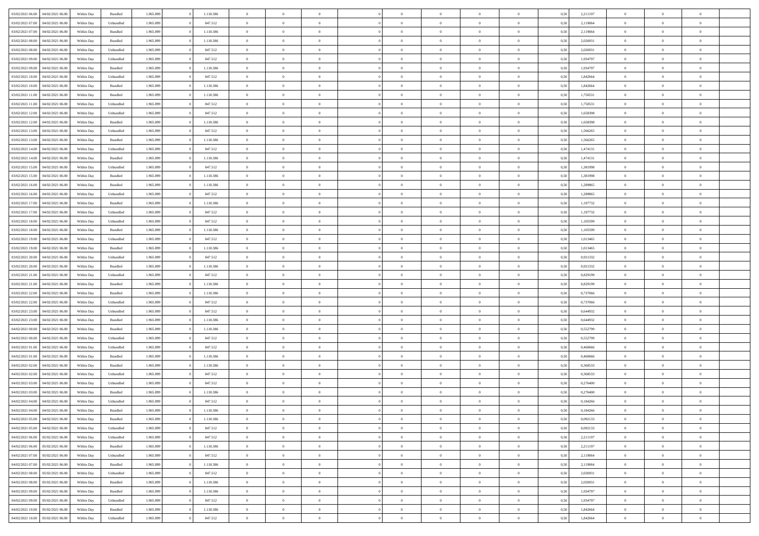| | | | | | | | | | | | | | | | | | | | | | |
|---|---|---|---|---|---|---|---|---|---|---|---|---|---|---|---|---|---|---|---|---|---|
| 03/02/2021 06:00 | 04/02/2021 06:00 | Within Day | Bundled | 1.965.899 | 0 | 1.118.386 | 0 | 0 | 0 | | 0 | 0 | 0 | 0 | 0,50 | 2,211197 | 0 | 0 | 0 | |
| 03/02/2021 07:00 | 04/02/2021 06:00 | Within Day | Unbundled | 1.965.899 | 0 | 847.512 | 0 | 0 | 0 | | 0 | 0 | 0 | 0 | 0,50 | 2,119064 | 0 | 0 | 0 | |
| 03/02/2021 07:00 | 04/02/2021 06:00 | Within Day | Bundled | 1.965.899 | 0 | 1.118.386 | 0 | 0 | 0 | | 0 | 0 | 0 | 0 | 0,50 | 2,119064 | 0 | 0 | 0 | |
| 03/02/2021 08:00 | 04/02/2021 06:00 | Within Day | Bundled | 1.965.899 | 0 | 1.118.386 | 0 | 0 | 0 | | 0 | 0 | 0 | 0 | 0,50 | 2,026931 | 0 | 0 | 0 | |
| 03/02/2021 08:00 | 04/02/2021 06:00 | Within Day | Unbundled | 1.965.899 | 0 | 847.512 | 0 | 0 | 0 | | 0 | 0 | 0 | 0 | 0,50 | 2,026931 | 0 | 0 | 0 | |
| 03/02/2021 09:00 | 04/02/2021 06:00 | Within Day | Unbundled | 1.965.899 | 0 | 847.512 | 0 | 0 | 0 | | 0 | 0 | 0 | 0 | 0,50 | 1,934797 | 0 | 0 | 0 | |
| 03/02/2021 09:00 | 04/02/2021 06:00 | Within Day | Bundled | 1.965.899 | 0 | 1.118.386 | 0 | 0 | 0 | | 0 | 0 | 0 | 0 | 0,50 | 1,934797 | 0 | 0 | 0 | |
| 03/02/2021 10:00 | 04/02/2021 06:00 | Within Day | Unbundled | 1.965.899 | 0 | 847.512 | 0 | 0 | 0 | | 0 | 0 | 0 | 0 | 0,50 | 1,842664 | 0 | 0 | 0 | |
| 03/02/2021 10:00 | 04/02/2021 06:00 | Within Day | Bundled | 1.965.899 | 0 | 1.118.386 | 0 | 0 | 0 | | 0 | 0 | 0 | 0 | 0,50 | 1,842664 | 0 | 0 | 0 | |
| 03/02/2021 11:00 | 04/02/2021 06:00 | Within Day | Bundled | 1.965.899 | 0 | 1.118.386 | 0 | 0 | 0 | | 0 | 0 | 0 | 0 | 0,50 | 1,750531 | 0 | 0 | 0 | |
| 03/02/2021 11:00 | 04/02/2021 06:00 | Within Day | Unbundled | 1.965.899 | 0 | 847.512 | 0 | 0 | 0 | | 0 | 0 | 0 | 0 | 0,50 | 1,750531 | 0 | 0 | 0 | |
| 03/02/2021 12:00 | 04/02/2021 06:00 | Within Day | Unbundled | 1.965.899 | 0 | 847.512 | 0 | 0 | 0 | | 0 | 0 | 0 | 0 | 0,50 | 1,658398 | 0 | 0 | 0 | |
| 03/02/2021 12:00 | 04/02/2021 06:00 | Within Day | Bundled | 1.965.899 | 0 | 1.118.386 | 0 | 0 | 0 | | 0 | 0 | 0 | 0 | 0,50 | 1,658398 | 0 | 0 | 0 | |
| 03/02/2021 13:00 | 04/02/2021 06:00 | Within Day | Unbundled | 1.965.899 | 0 | 847.512 | 0 | 0 | 0 | | 0 | 0 | 0 | 0 | 0,50 | 1,566265 | 0 | 0 | 0 | |
| 03/02/2021 13:00 | 04/02/2021 06:00 | Within Day | Bundled | 1.965.899 | 0 | 1.118.386 | 0 | 0 | 0 | | 0 | 0 | 0 | 0 | 0,50 | 1,566265 | 0 | 0 | 0 | |
| 03/02/2021 14:00 | 04/02/2021 06:00 | Within Day | Unbundled | 1.965.899 | 0 | 847.512 | 0 | 0 | 0 | | 0 | 0 | 0 | 0 | 0,50 | 1,474131 | 0 | 0 | 0 | |
| 03/02/2021 14:00 | 04/02/2021 06:00 | Within Day | Bundled | 1.965.899 | 0 | 1.118.386 | 0 | 0 | 0 | | 0 | 0 | 0 | 0 | 0,50 | 1,474131 | 0 | 0 | 0 | |
| 03/02/2021 15:00 | 04/02/2021 06:00 | Within Day | Unbundled | 1.965.899 | 0 | 847.512 | 0 | 0 | 0 | | 0 | 0 | 0 | 0 | 0,50 | 1,381998 | 0 | 0 | 0 | |
| 03/02/2021 15:00 | 04/02/2021 06:00 | Within Day | Bundled | 1.965.899 | 0 | 1.118.386 | 0 | 0 | 0 | | 0 | 0 | 0 | 0 | 0,50 | 1,381998 | 0 | 0 | 0 | |
| 03/02/2021 16:00 | 04/02/2021 06:00 | Within Day | Bundled | 1.965.899 | 0 | 1.118.386 | 0 | 0 | 0 | | 0 | 0 | 0 | 0 | 0,50 | 1,289865 | 0 | 0 | 0 | |
| 03/02/2021 16:00 | 04/02/2021 06:00 | Within Day | Unbundled | 1.965.899 | 0 | 847.512 | 0 | 0 | 0 | | 0 | 0 | 0 | 0 | 0,50 | 1,289865 | 0 | 0 | 0 | |
| 03/02/2021 17:00 | 04/02/2021 06:00 | Within Day | Bundled | 1.965.899 | 0 | 1.118.386 | 0 | 0 | 0 | | 0 | 0 | 0 | 0 | 0,50 | 1,197732 | 0 | 0 | 0 | |
| 03/02/2021 17:00 | 04/02/2021 06:00 | Within Day | Unbundled | 1.965.899 | 0 | 847.512 | 0 | 0 | 0 | | 0 | 0 | 0 | 0 | 0,50 | 1,197732 | 0 | 0 | 0 | |
| 03/02/2021 18:00 | 04/02/2021 06:00 | Within Day | Unbundled | 1.965.899 | 0 | 847.512 | 0 | 0 | 0 | | 0 | 0 | 0 | 0 | 0,50 | 1,105599 | 0 | 0 | 0 | |
| 03/02/2021 18:00 | 04/02/2021 06:00 | Within Day | Bundled | 1.965.899 | 0 | 1.118.386 | 0 | 0 | 0 | | 0 | 0 | 0 | 0 | 0,50 | 1,105599 | 0 | 0 | 0 | |
| 03/02/2021 19:00 | 04/02/2021 06:00 | Within Day | Unbundled | 1.965.899 | 0 | 847.512 | 0 | 0 | 0 | | 0 | 0 | 0 | 0 | 0,50 | 1,013465 | 0 | 0 | 0 | |
| 03/02/2021 19:00 | 04/02/2021 06:00 | Within Day | Bundled | 1.965.899 | 0 | 1.118.386 | 0 | 0 | 0 | | 0 | 0 | 0 | 0 | 0,50 | 1,013465 | 0 | 0 | 0 | |
| 03/02/2021 20:00 | 04/02/2021 06:00 | Within Day | Unbundled | 1.965.899 | 0 | 847.512 | 0 | 0 | 0 | | 0 | 0 | 0 | 0 | 0,50 | 0,921332 | 0 | 0 | 0 | |
| 03/02/2021 20:00 | 04/02/2021 06:00 | Within Day | Bundled | 1.965.899 | 0 | 1.118.386 | 0 | 0 | 0 | | 0 | 0 | 0 | 0 | 0,50 | 0,921332 | 0 | 0 | 0 | |
| 03/02/2021 21:00 | 04/02/2021 06:00 | Within Day | Unbundled | 1.965.899 | 0 | 847.512 | 0 | 0 | 0 | | 0 | 0 | 0 | 0 | 0,50 | 0,829199 | 0 | 0 | 0 | |
| 03/02/2021 21:00 | 04/02/2021 06:00 | Within Day | Bundled | 1.965.899 | 0 | 1.118.386 | 0 | 0 | 0 | | 0 | 0 | 0 | 0 | 0,50 | 0,829199 | 0 | 0 | 0 | |
| 03/02/2021 22:00 | 04/02/2021 06:00 | Within Day | Bundled | 1.965.899 | 0 | 1.118.386 | 0 | 0 | 0 | | 0 | 0 | 0 | 0 | 0,50 | 0,737066 | 0 | 0 | 0 | |
| 03/02/2021 22:00 | 04/02/2021 06:00 | Within Day | Unbundled | 1.965.899 | 0 | 847.512 | 0 | 0 | 0 | | 0 | 0 | 0 | 0 | 0,50 | 0,737066 | 0 | 0 | 0 | |
| 03/02/2021 23:00 | 04/02/2021 06:00 | Within Day | Unbundled | 1.965.899 | 0 | 847.512 | 0 | 0 | 0 | | 0 | 0 | 0 | 0 | 0,50 | 0,644932 | 0 | 0 | 0 | |
| 03/02/2021 23:00 | 04/02/2021 06:00 | Within Day | Bundled | 1.965.899 | 0 | 1.118.386 | 0 | 0 | 0 | | 0 | 0 | 0 | 0 | 0,50 | 0,644932 | 0 | 0 | 0 | |
| 04/02/2021 00:00 | 04/02/2021 06:00 | Within Day | Bundled | 1.965.899 | 0 | 1.118.386 | 0 | 0 | 0 | | 0 | 0 | 0 | 0 | 0,50 | 0,552799 | 0 | 0 | 0 | |
| 04/02/2021 00:00 | 04/02/2021 06:00 | Within Day | Unbundled | 1.965.899 | 0 | 847.512 | 0 | 0 | 0 | | 0 | 0 | 0 | 0 | 0,50 | 0,552799 | 0 | 0 | 0 | |
| 04/02/2021 01:00 | 04/02/2021 06:00 | Within Day | Unbundled | 1.965.899 | 0 | 847.512 | 0 | 0 | 0 | | 0 | 0 | 0 | 0 | 0,50 | 0,460666 | 0 | 0 | 0 | |
| 04/02/2021 01:00 | 04/02/2021 06:00 | Within Day | Bundled | 1.965.899 | 0 | 1.118.386 | 0 | 0 | 0 | | 0 | 0 | 0 | 0 | 0,50 | 0,460666 | 0 | 0 | 0 | |
| 04/02/2021 02:00 | 04/02/2021 06:00 | Within Day | Bundled | 1.965.899 | 0 | 1.118.386 | 0 | 0 | 0 | | 0 | 0 | 0 | 0 | 0,50 | 0,368533 | 0 | 0 | 0 | |
| 04/02/2021 02:00 | 04/02/2021 06:00 | Within Day | Unbundled | 1.965.899 | 0 | 847.512 | 0 | 0 | 0 | | 0 | 0 | 0 | 0 | 0,50 | 0,368533 | 0 | 0 | 0 | |
| 04/02/2021 03:00 | 04/02/2021 06:00 | Within Day | Unbundled | 1.965.899 | 0 | 847.512 | 0 | 0 | 0 | | 0 | 0 | 0 | 0 | 0,50 | 0,276400 | 0 | 0 | 0 | |
| 04/02/2021 03:00 | 04/02/2021 06:00 | Within Day | Bundled | 1.965.899 | 0 | 1.118.386 | 0 | 0 | 0 | | 0 | 0 | 0 | 0 | 0,50 | 0,276400 | 0 | 0 | 0 | |
| 04/02/2021 04:00 | 04/02/2021 06:00 | Within Day | Unbundled | 1.965.899 | 0 | 847.512 | 0 | 0 | 0 | | 0 | 0 | 0 | 0 | 0,50 | 0,184266 | 0 | 0 | 0 | |
| 04/02/2021 04:00 | 04/02/2021 06:00 | Within Day | Bundled | 1.965.899 | 0 | 1.118.386 | 0 | 0 | 0 | | 0 | 0 | 0 | 0 | 0,50 | 0,184266 | 0 | 0 | 0 | |
| 04/02/2021 05:00 | 04/02/2021 06:00 | Within Day | Bundled | 1.965.899 | 0 | 1.118.386 | 0 | 0 | 0 | | 0 | 0 | 0 | 0 | 0,50 | 0,092133 | 0 | 0 | 0 | |
| 04/02/2021 05:00 | 04/02/2021 06:00 | Within Day | Unbundled | 1.965.899 | 0 | 847.512 | 0 | 0 | 0 | | 0 | 0 | 0 | 0 | 0,50 | 0,092133 | 0 | 0 | 0 | |
| 04/02/2021 06:00 | 05/02/2021 06:00 | Within Day | Unbundled | 1.965.899 | 0 | 847.512 | 0 | 0 | 0 | | 0 | 0 | 0 | 0 | 0,50 | 2,211197 | 0 | 0 | 0 | |
| 04/02/2021 06:00 | 05/02/2021 06:00 | Within Day | Bundled | 1.965.899 | 0 | 1.118.386 | 0 | 0 | 0 | | 0 | 0 | 0 | 0 | 0,50 | 2,211197 | 0 | 0 | 0 | |
| 04/02/2021 07:00 | 05/02/2021 06:00 | Within Day | Unbundled | 1.965.899 | 0 | 847.512 | 0 | 0 | 0 | | 0 | 0 | 0 | 0 | 0,50 | 2,119064 | 0 | 0 | 0 | |
| 04/02/2021 07:00 | 05/02/2021 06:00 | Within Day | Bundled | 1.965.899 | 0 | 1.118.386 | 0 | 0 | 0 | | 0 | 0 | 0 | 0 | 0,50 | 2,119064 | 0 | 0 | 0 | |
| 04/02/2021 08:00 | 05/02/2021 06:00 | Within Day | Unbundled | 1.965.899 | 0 | 847.512 | 0 | 0 | 0 | | 0 | 0 | 0 | 0 | 0,50 | 2,026931 | 0 | 0 | 0 | |
| 04/02/2021 08:00 | 05/02/2021 06:00 | Within Day | Bundled | 1.965.899 | 0 | 1.118.386 | 0 | 0 | 0 | | 0 | 0 | 0 | 0 | 0,50 | 2,026931 | 0 | 0 | 0 | |
| 04/02/2021 09:00 | 05/02/2021 06:00 | Within Day | Bundled | 1.965.899 | 0 | 1.118.386 | 0 | 0 | 0 | | 0 | 0 | 0 | 0 | 0,50 | 1,934797 | 0 | 0 | 0 | |
| 04/02/2021 09:00 | 05/02/2021 06:00 | Within Day | Unbundled | 1.965.899 | 0 | 847.512 | 0 | 0 | 0 | | 0 | 0 | 0 | 0 | 0,50 | 1,934797 | 0 | 0 | 0 | |
| 04/02/2021 10:00 | 05/02/2021 06:00 | Within Day | Bundled | 1.965.899 | 0 | 1.118.386 | 0 | 0 | 0 | | 0 | 0 | 0 | 0 | 0,50 | 1,842664 | 0 | 0 | 0 | |
| 04/02/2021 10:00 | 05/02/2021 06:00 | Within Day | Unbundled | 1.965.899 | 0 | 847.512 | 0 | 0 | 0 | | 0 | 0 | 0 | 0 | 0,50 | 1,842664 | 0 | 0 | 0 | |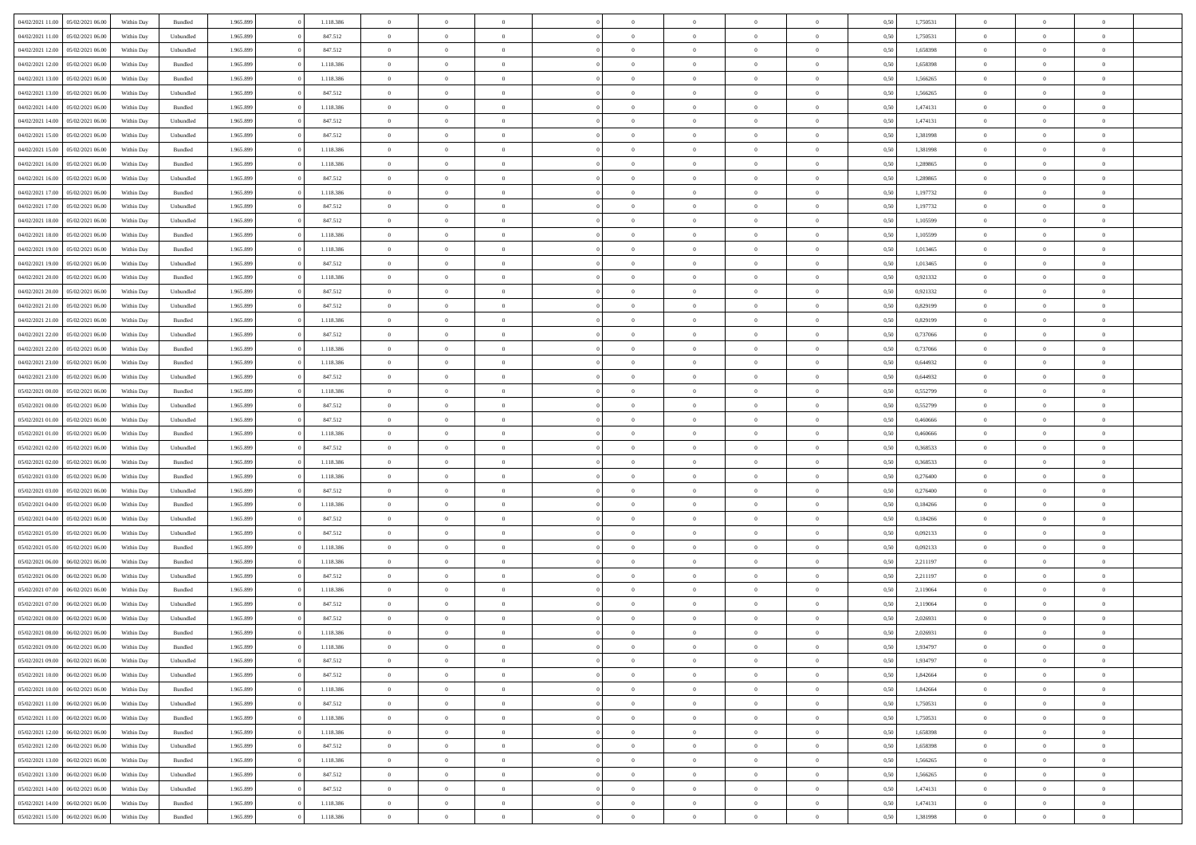| | | | | | | | | | | | | | | | | | | | | |
|---|---|---|---|---|---|---|---|---|---|---|---|---|---|---|---|---|---|---|---|---|
| 04/02/2021 11:00 | 05/02/2021 06:00 | Within Day | Bundled | 1.965.899 | 0 | 1.118.386 | 0 | 0 | 0 | 0 | 0 | 0 | 0 | 0 | 0,50 | 1,750531 | 0 | 0 | 0 | |
| 04/02/2021 11:00 | 05/02/2021 06:00 | Within Day | Unbundled | 1.965.899 | 0 | 847.512 | 0 | 0 | 0 | 0 | 0 | 0 | 0 | 0 | 0,50 | 1,750531 | 0 | 0 | 0 | |
| 04/02/2021 12:00 | 05/02/2021 06:00 | Within Day | Unbundled | 1.965.899 | 0 | 847.512 | 0 | 0 | 0 | 0 | 0 | 0 | 0 | 0 | 0,50 | 1,658398 | 0 | 0 | 0 | |
| 04/02/2021 12:00 | 05/02/2021 06:00 | Within Day | Bundled | 1.965.899 | 0 | 1.118.386 | 0 | 0 | 0 | 0 | 0 | 0 | 0 | 0 | 0,50 | 1,658398 | 0 | 0 | 0 | |
| 04/02/2021 13:00 | 05/02/2021 06:00 | Within Day | Bundled | 1.965.899 | 0 | 1.118.386 | 0 | 0 | 0 | 0 | 0 | 0 | 0 | 0 | 0,50 | 1,566265 | 0 | 0 | 0 | |
| 04/02/2021 13:00 | 05/02/2021 06:00 | Within Day | Unbundled | 1.965.899 | 0 | 847.512 | 0 | 0 | 0 | 0 | 0 | 0 | 0 | 0 | 0,50 | 1,566265 | 0 | 0 | 0 | |
| 04/02/2021 14:00 | 05/02/2021 06:00 | Within Day | Bundled | 1.965.899 | 0 | 1.118.386 | 0 | 0 | 0 | 0 | 0 | 0 | 0 | 0 | 0,50 | 1,474131 | 0 | 0 | 0 | |
| 04/02/2021 14:00 | 05/02/2021 06:00 | Within Day | Unbundled | 1.965.899 | 0 | 847.512 | 0 | 0 | 0 | 0 | 0 | 0 | 0 | 0 | 0,50 | 1,474131 | 0 | 0 | 0 | |
| 04/02/2021 15:00 | 05/02/2021 06:00 | Within Day | Unbundled | 1.965.899 | 0 | 847.512 | 0 | 0 | 0 | 0 | 0 | 0 | 0 | 0 | 0,50 | 1,381998 | 0 | 0 | 0 | |
| 04/02/2021 15:00 | 05/02/2021 06:00 | Within Day | Bundled | 1.965.899 | 0 | 1.118.386 | 0 | 0 | 0 | 0 | 0 | 0 | 0 | 0 | 0,50 | 1,381998 | 0 | 0 | 0 | |
| 04/02/2021 16:00 | 05/02/2021 06:00 | Within Day | Bundled | 1.965.899 | 0 | 1.118.386 | 0 | 0 | 0 | 0 | 0 | 0 | 0 | 0 | 0,50 | 1,289865 | 0 | 0 | 0 | |
| 04/02/2021 16:00 | 05/02/2021 06:00 | Within Day | Unbundled | 1.965.899 | 0 | 847.512 | 0 | 0 | 0 | 0 | 0 | 0 | 0 | 0 | 0,50 | 1,289865 | 0 | 0 | 0 | |
| 04/02/2021 17:00 | 05/02/2021 06:00 | Within Day | Bundled | 1.965.899 | 0 | 1.118.386 | 0 | 0 | 0 | 0 | 0 | 0 | 0 | 0 | 0,50 | 1,197732 | 0 | 0 | 0 | |
| 04/02/2021 17:00 | 05/02/2021 06:00 | Within Day | Unbundled | 1.965.899 | 0 | 847.512 | 0 | 0 | 0 | 0 | 0 | 0 | 0 | 0 | 0,50 | 1,197732 | 0 | 0 | 0 | |
| 04/02/2021 18:00 | 05/02/2021 06:00 | Within Day | Unbundled | 1.965.899 | 0 | 847.512 | 0 | 0 | 0 | 0 | 0 | 0 | 0 | 0 | 0,50 | 1,105599 | 0 | 0 | 0 | |
| 04/02/2021 18:00 | 05/02/2021 06:00 | Within Day | Bundled | 1.965.899 | 0 | 1.118.386 | 0 | 0 | 0 | 0 | 0 | 0 | 0 | 0 | 0,50 | 1,105599 | 0 | 0 | 0 | |
| 04/02/2021 19:00 | 05/02/2021 06:00 | Within Day | Bundled | 1.965.899 | 0 | 1.118.386 | 0 | 0 | 0 | 0 | 0 | 0 | 0 | 0 | 0,50 | 1,013465 | 0 | 0 | 0 | |
| 04/02/2021 19:00 | 05/02/2021 06:00 | Within Day | Unbundled | 1.965.899 | 0 | 847.512 | 0 | 0 | 0 | 0 | 0 | 0 | 0 | 0 | 0,50 | 1,013465 | 0 | 0 | 0 | |
| 04/02/2021 20:00 | 05/02/2021 06:00 | Within Day | Bundled | 1.965.899 | 0 | 1.118.386 | 0 | 0 | 0 | 0 | 0 | 0 | 0 | 0 | 0,50 | 0,921332 | 0 | 0 | 0 | |
| 04/02/2021 20:00 | 05/02/2021 06:00 | Within Day | Unbundled | 1.965.899 | 0 | 847.512 | 0 | 0 | 0 | 0 | 0 | 0 | 0 | 0 | 0,50 | 0,921332 | 0 | 0 | 0 | |
| 04/02/2021 21:00 | 05/02/2021 06:00 | Within Day | Unbundled | 1.965.899 | 0 | 847.512 | 0 | 0 | 0 | 0 | 0 | 0 | 0 | 0 | 0,50 | 0,829199 | 0 | 0 | 0 | |
| 04/02/2021 21:00 | 05/02/2021 06:00 | Within Day | Bundled | 1.965.899 | 0 | 1.118.386 | 0 | 0 | 0 | 0 | 0 | 0 | 0 | 0 | 0,50 | 0,829199 | 0 | 0 | 0 | |
| 04/02/2021 22:00 | 05/02/2021 06:00 | Within Day | Unbundled | 1.965.899 | 0 | 847.512 | 0 | 0 | 0 | 0 | 0 | 0 | 0 | 0 | 0,50 | 0,737066 | 0 | 0 | 0 | |
| 04/02/2021 22:00 | 05/02/2021 06:00 | Within Day | Bundled | 1.965.899 | 0 | 1.118.386 | 0 | 0 | 0 | 0 | 0 | 0 | 0 | 0 | 0,50 | 0,737066 | 0 | 0 | 0 | |
| 04/02/2021 23:00 | 05/02/2021 06:00 | Within Day | Bundled | 1.965.899 | 0 | 1.118.386 | 0 | 0 | 0 | 0 | 0 | 0 | 0 | 0 | 0,50 | 0,644932 | 0 | 0 | 0 | |
| 04/02/2021 23:00 | 05/02/2021 06:00 | Within Day | Unbundled | 1.965.899 | 0 | 847.512 | 0 | 0 | 0 | 0 | 0 | 0 | 0 | 0 | 0,50 | 0,644932 | 0 | 0 | 0 | |
| 05/02/2021 00:00 | 05/02/2021 06:00 | Within Day | Bundled | 1.965.899 | 0 | 1.118.386 | 0 | 0 | 0 | 0 | 0 | 0 | 0 | 0 | 0,50 | 0,552799 | 0 | 0 | 0 | |
| 05/02/2021 00:00 | 05/02/2021 06:00 | Within Day | Unbundled | 1.965.899 | 0 | 847.512 | 0 | 0 | 0 | 0 | 0 | 0 | 0 | 0 | 0,50 | 0,552799 | 0 | 0 | 0 | |
| 05/02/2021 01:00 | 05/02/2021 06:00 | Within Day | Unbundled | 1.965.899 | 0 | 847.512 | 0 | 0 | 0 | 0 | 0 | 0 | 0 | 0 | 0,50 | 0,460666 | 0 | 0 | 0 | |
| 05/02/2021 01:00 | 05/02/2021 06:00 | Within Day | Bundled | 1.965.899 | 0 | 1.118.386 | 0 | 0 | 0 | 0 | 0 | 0 | 0 | 0 | 0,50 | 0,460666 | 0 | 0 | 0 | |
| 05/02/2021 02:00 | 05/02/2021 06:00 | Within Day | Unbundled | 1.965.899 | 0 | 847.512 | 0 | 0 | 0 | 0 | 0 | 0 | 0 | 0 | 0,50 | 0,368533 | 0 | 0 | 0 | |
| 05/02/2021 02:00 | 05/02/2021 06:00 | Within Day | Bundled | 1.965.899 | 0 | 1.118.386 | 0 | 0 | 0 | 0 | 0 | 0 | 0 | 0 | 0,50 | 0,368533 | 0 | 0 | 0 | |
| 05/02/2021 03:00 | 05/02/2021 06:00 | Within Day | Bundled | 1.965.899 | 0 | 1.118.386 | 0 | 0 | 0 | 0 | 0 | 0 | 0 | 0 | 0,50 | 0,276400 | 0 | 0 | 0 | |
| 05/02/2021 03:00 | 05/02/2021 06:00 | Within Day | Unbundled | 1.965.899 | 0 | 847.512 | 0 | 0 | 0 | 0 | 0 | 0 | 0 | 0 | 0,50 | 0,276400 | 0 | 0 | 0 | |
| 05/02/2021 04:00 | 05/02/2021 06:00 | Within Day | Bundled | 1.965.899 | 0 | 1.118.386 | 0 | 0 | 0 | 0 | 0 | 0 | 0 | 0 | 0,50 | 0,184266 | 0 | 0 | 0 | |
| 05/02/2021 04:00 | 05/02/2021 06:00 | Within Day | Unbundled | 1.965.899 | 0 | 847.512 | 0 | 0 | 0 | 0 | 0 | 0 | 0 | 0 | 0,50 | 0,184266 | 0 | 0 | 0 | |
| 05/02/2021 05:00 | 05/02/2021 06:00 | Within Day | Unbundled | 1.965.899 | 0 | 847.512 | 0 | 0 | 0 | 0 | 0 | 0 | 0 | 0 | 0,50 | 0,092133 | 0 | 0 | 0 | |
| 05/02/2021 05:00 | 05/02/2021 06:00 | Within Day | Bundled | 1.965.899 | 0 | 1.118.386 | 0 | 0 | 0 | 0 | 0 | 0 | 0 | 0 | 0,50 | 0,092133 | 0 | 0 | 0 | |
| 05/02/2021 06:00 | 06/02/2021 06:00 | Within Day | Bundled | 1.965.899 | 0 | 1.118.386 | 0 | 0 | 0 | 0 | 0 | 0 | 0 | 0 | 0,50 | 2,211197 | 0 | 0 | 0 | |
| 05/02/2021 06:00 | 06/02/2021 06:00 | Within Day | Unbundled | 1.965.899 | 0 | 847.512 | 0 | 0 | 0 | 0 | 0 | 0 | 0 | 0 | 0,50 | 2,211197 | 0 | 0 | 0 | |
| 05/02/2021 07:00 | 06/02/2021 06:00 | Within Day | Bundled | 1.965.899 | 0 | 1.118.386 | 0 | 0 | 0 | 0 | 0 | 0 | 0 | 0 | 0,50 | 2,119064 | 0 | 0 | 0 | |
| 05/02/2021 07:00 | 06/02/2021 06:00 | Within Day | Unbundled | 1.965.899 | 0 | 847.512 | 0 | 0 | 0 | 0 | 0 | 0 | 0 | 0 | 0,50 | 2,119064 | 0 | 0 | 0 | |
| 05/02/2021 08:00 | 06/02/2021 06:00 | Within Day | Unbundled | 1.965.899 | 0 | 847.512 | 0 | 0 | 0 | 0 | 0 | 0 | 0 | 0 | 0,50 | 2,026931 | 0 | 0 | 0 | |
| 05/02/2021 08:00 | 06/02/2021 06:00 | Within Day | Bundled | 1.965.899 | 0 | 1.118.386 | 0 | 0 | 0 | 0 | 0 | 0 | 0 | 0 | 0,50 | 2,026931 | 0 | 0 | 0 | |
| 05/02/2021 09:00 | 06/02/2021 06:00 | Within Day | Bundled | 1.965.899 | 0 | 1.118.386 | 0 | 0 | 0 | 0 | 0 | 0 | 0 | 0 | 0,50 | 1,934797 | 0 | 0 | 0 | |
| 05/02/2021 09:00 | 06/02/2021 06:00 | Within Day | Unbundled | 1.965.899 | 0 | 847.512 | 0 | 0 | 0 | 0 | 0 | 0 | 0 | 0 | 0,50 | 1,934797 | 0 | 0 | 0 | |
| 05/02/2021 10:00 | 06/02/2021 06:00 | Within Day | Unbundled | 1.965.899 | 0 | 847.512 | 0 | 0 | 0 | 0 | 0 | 0 | 0 | 0 | 0,50 | 1,842664 | 0 | 0 | 0 | |
| 05/02/2021 10:00 | 06/02/2021 06:00 | Within Day | Bundled | 1.965.899 | 0 | 1.118.386 | 0 | 0 | 0 | 0 | 0 | 0 | 0 | 0 | 0,50 | 1,842664 | 0 | 0 | 0 | |
| 05/02/2021 11:00 | 06/02/2021 06:00 | Within Day | Unbundled | 1.965.899 | 0 | 847.512 | 0 | 0 | 0 | 0 | 0 | 0 | 0 | 0 | 0,50 | 1,750531 | 0 | 0 | 0 | |
| 05/02/2021 11:00 | 06/02/2021 06:00 | Within Day | Bundled | 1.965.899 | 0 | 1.118.386 | 0 | 0 | 0 | 0 | 0 | 0 | 0 | 0 | 0,50 | 1,750531 | 0 | 0 | 0 | |
| 05/02/2021 12:00 | 06/02/2021 06:00 | Within Day | Bundled | 1.965.899 | 0 | 1.118.386 | 0 | 0 | 0 | 0 | 0 | 0 | 0 | 0 | 0,50 | 1,658398 | 0 | 0 | 0 | |
| 05/02/2021 12:00 | 06/02/2021 06:00 | Within Day | Unbundled | 1.965.899 | 0 | 847.512 | 0 | 0 | 0 | 0 | 0 | 0 | 0 | 0 | 0,50 | 1,658398 | 0 | 0 | 0 | |
| 05/02/2021 13:00 | 06/02/2021 06:00 | Within Day | Bundled | 1.965.899 | 0 | 1.118.386 | 0 | 0 | 0 | 0 | 0 | 0 | 0 | 0 | 0,50 | 1,566265 | 0 | 0 | 0 | |
| 05/02/2021 13:00 | 06/02/2021 06:00 | Within Day | Unbundled | 1.965.899 | 0 | 847.512 | 0 | 0 | 0 | 0 | 0 | 0 | 0 | 0 | 0,50 | 1,566265 | 0 | 0 | 0 | |
| 05/02/2021 14:00 | 06/02/2021 06:00 | Within Day | Unbundled | 1.965.899 | 0 | 847.512 | 0 | 0 | 0 | 0 | 0 | 0 | 0 | 0 | 0,50 | 1,474131 | 0 | 0 | 0 | |
| 05/02/2021 14:00 | 06/02/2021 06:00 | Within Day | Bundled | 1.965.899 | 0 | 1.118.386 | 0 | 0 | 0 | 0 | 0 | 0 | 0 | 0 | 0,50 | 1,474131 | 0 | 0 | 0 | |
| 05/02/2021 15:00 | 06/02/2021 06:00 | Within Day | Bundled | 1.965.899 | 0 | 1.118.386 | 0 | 0 | 0 | 0 | 0 | 0 | 0 | 0 | 0,50 | 1,381998 | 0 | 0 | 0 | |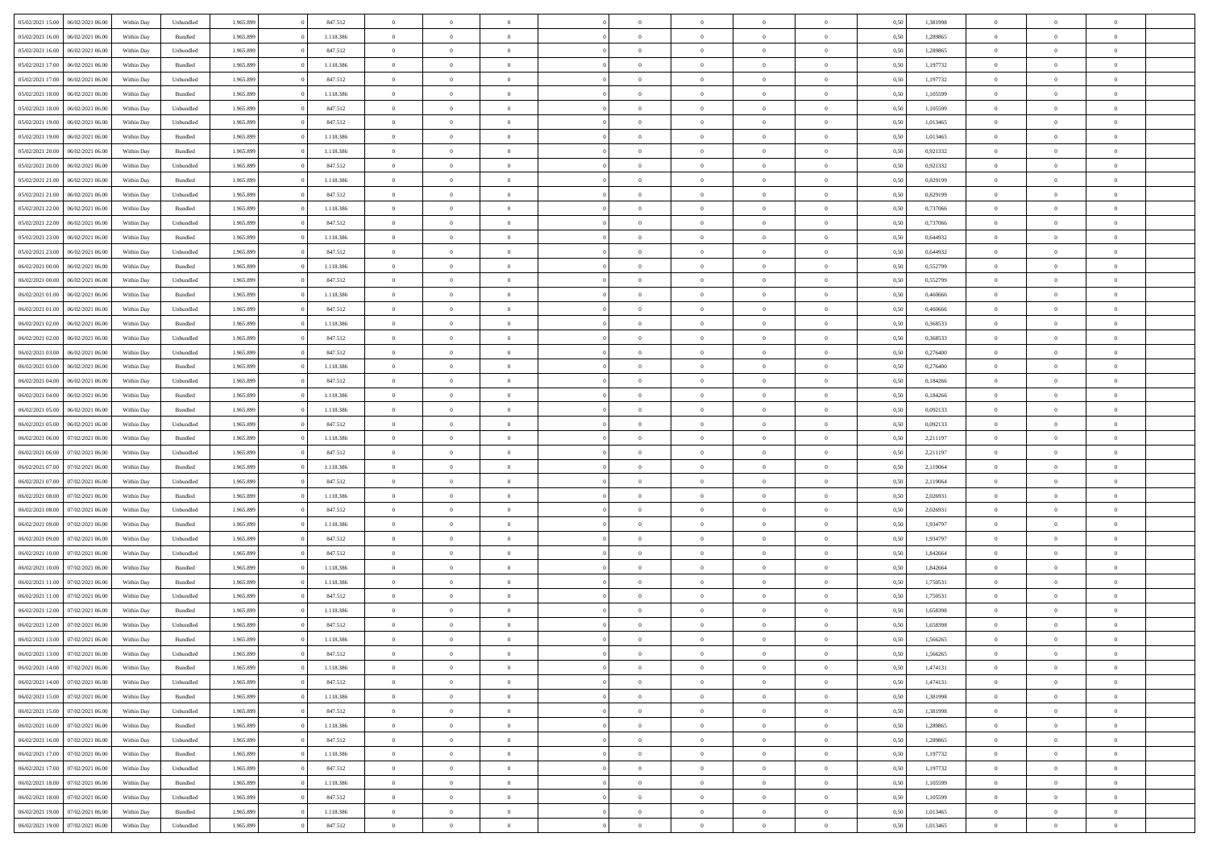| | | | | | | | | | | | | | | | | | | | | |
|---|---|---|---|---|---|---|---|---|---|---|---|---|---|---|---|---|---|---|---|---|
| 05/02/2021 15:00 | 06/02/2021 06:00 | Within Day | Unbundled | 1.965.899 | 0 | 847.512 | 0 | 0 | 0 | | 0 | 0 | 0 | 0 | 0,50 | 1,381998 | 0 | 0 | 0 | |
| 05/02/2021 16:00 | 06/02/2021 06:00 | Within Day | Bundled | 1.965.899 | 0 | 1.118.386 | 0 | 0 | 0 | | 0 | 0 | 0 | 0 | 0,50 | 1,289865 | 0 | 0 | 0 | |
| 05/02/2021 16:00 | 06/02/2021 06:00 | Within Day | Unbundled | 1.965.899 | 0 | 847.512 | 0 | 0 | 0 | | 0 | 0 | 0 | 0 | 0,50 | 1,289865 | 0 | 0 | 0 | |
| 05/02/2021 17:00 | 06/02/2021 06:00 | Within Day | Bundled | 1.965.899 | 0 | 1.118.386 | 0 | 0 | 0 | | 0 | 0 | 0 | 0 | 0,50 | 1,197732 | 0 | 0 | 0 | |
| 05/02/2021 17:00 | 06/02/2021 06:00 | Within Day | Unbundled | 1.965.899 | 0 | 847.512 | 0 | 0 | 0 | | 0 | 0 | 0 | 0 | 0,50 | 1,197732 | 0 | 0 | 0 | |
| 05/02/2021 18:00 | 06/02/2021 06:00 | Within Day | Bundled | 1.965.899 | 0 | 1.118.386 | 0 | 0 | 0 | | 0 | 0 | 0 | 0 | 0,50 | 1,105599 | 0 | 0 | 0 | |
| 05/02/2021 18:00 | 06/02/2021 06:00 | Within Day | Unbundled | 1.965.899 | 0 | 847.512 | 0 | 0 | 0 | | 0 | 0 | 0 | 0 | 0,50 | 1,105599 | 0 | 0 | 0 | |
| 05/02/2021 19:00 | 06/02/2021 06:00 | Within Day | Unbundled | 1.965.899 | 0 | 847.512 | 0 | 0 | 0 | | 0 | 0 | 0 | 0 | 0,50 | 1,013465 | 0 | 0 | 0 | |
| 05/02/2021 19:00 | 06/02/2021 06:00 | Within Day | Bundled | 1.965.899 | 0 | 1.118.386 | 0 | 0 | 0 | | 0 | 0 | 0 | 0 | 0,50 | 1,013465 | 0 | 0 | 0 | |
| 05/02/2021 20:00 | 06/02/2021 06:00 | Within Day | Bundled | 1.965.899 | 0 | 1.118.386 | 0 | 0 | 0 | | 0 | 0 | 0 | 0 | 0,50 | 0,921332 | 0 | 0 | 0 | |
| 05/02/2021 20:00 | 06/02/2021 06:00 | Within Day | Unbundled | 1.965.899 | 0 | 847.512 | 0 | 0 | 0 | | 0 | 0 | 0 | 0 | 0,50 | 0,921332 | 0 | 0 | 0 | |
| 05/02/2021 21:00 | 06/02/2021 06:00 | Within Day | Bundled | 1.965.899 | 0 | 1.118.386 | 0 | 0 | 0 | | 0 | 0 | 0 | 0 | 0,50 | 0,829199 | 0 | 0 | 0 | |
| 05/02/2021 21:00 | 06/02/2021 06:00 | Within Day | Unbundled | 1.965.899 | 0 | 847.512 | 0 | 0 | 0 | | 0 | 0 | 0 | 0 | 0,50 | 0,829199 | 0 | 0 | 0 | |
| 05/02/2021 22:00 | 06/02/2021 06:00 | Within Day | Bundled | 1.965.899 | 0 | 1.118.386 | 0 | 0 | 0 | | 0 | 0 | 0 | 0 | 0,50 | 0,737066 | 0 | 0 | 0 | |
| 05/02/2021 22:00 | 06/02/2021 06:00 | Within Day | Unbundled | 1.965.899 | 0 | 847.512 | 0 | 0 | 0 | | 0 | 0 | 0 | 0 | 0,50 | 0,737066 | 0 | 0 | 0 | |
| 05/02/2021 23:00 | 06/02/2021 06:00 | Within Day | Bundled | 1.965.899 | 0 | 1.118.386 | 0 | 0 | 0 | | 0 | 0 | 0 | 0 | 0,50 | 0,644932 | 0 | 0 | 0 | |
| 05/02/2021 23:00 | 06/02/2021 06:00 | Within Day | Unbundled | 1.965.899 | 0 | 847.512 | 0 | 0 | 0 | | 0 | 0 | 0 | 0 | 0,50 | 0,644932 | 0 | 0 | 0 | |
| 06/02/2021 00:00 | 06/02/2021 06:00 | Within Day | Bundled | 1.965.899 | 0 | 1.118.386 | 0 | 0 | 0 | | 0 | 0 | 0 | 0 | 0,50 | 0,552799 | 0 | 0 | 0 | |
| 06/02/2021 00:00 | 06/02/2021 06:00 | Within Day | Unbundled | 1.965.899 | 0 | 847.512 | 0 | 0 | 0 | | 0 | 0 | 0 | 0 | 0,50 | 0,552799 | 0 | 0 | 0 | |
| 06/02/2021 01:00 | 06/02/2021 06:00 | Within Day | Bundled | 1.965.899 | 0 | 1.118.386 | 0 | 0 | 0 | | 0 | 0 | 0 | 0 | 0,50 | 0,460666 | 0 | 0 | 0 | |
| 06/02/2021 01:00 | 06/02/2021 06:00 | Within Day | Unbundled | 1.965.899 | 0 | 847.512 | 0 | 0 | 0 | | 0 | 0 | 0 | 0 | 0,50 | 0,460666 | 0 | 0 | 0 | |
| 06/02/2021 02:00 | 06/02/2021 06:00 | Within Day | Bundled | 1.965.899 | 0 | 1.118.386 | 0 | 0 | 0 | | 0 | 0 | 0 | 0 | 0,50 | 0,368533 | 0 | 0 | 0 | |
| 06/02/2021 02:00 | 06/02/2021 06:00 | Within Day | Unbundled | 1.965.899 | 0 | 847.512 | 0 | 0 | 0 | | 0 | 0 | 0 | 0 | 0,50 | 0,368533 | 0 | 0 | 0 | |
| 06/02/2021 03:00 | 06/02/2021 06:00 | Within Day | Unbundled | 1.965.899 | 0 | 847.512 | 0 | 0 | 0 | | 0 | 0 | 0 | 0 | 0,50 | 0,276400 | 0 | 0 | 0 | |
| 06/02/2021 03:00 | 06/02/2021 06:00 | Within Day | Bundled | 1.965.899 | 0 | 1.118.386 | 0 | 0 | 0 | | 0 | 0 | 0 | 0 | 0,50 | 0,276400 | 0 | 0 | 0 | |
| 06/02/2021 04:00 | 06/02/2021 06:00 | Within Day | Unbundled | 1.965.899 | 0 | 847.512 | 0 | 0 | 0 | | 0 | 0 | 0 | 0 | 0,50 | 0,184266 | 0 | 0 | 0 | |
| 06/02/2021 04:00 | 06/02/2021 06:00 | Within Day | Bundled | 1.965.899 | 0 | 1.118.386 | 0 | 0 | 0 | | 0 | 0 | 0 | 0 | 0,50 | 0,184266 | 0 | 0 | 0 | |
| 06/02/2021 05:00 | 06/02/2021 06:00 | Within Day | Bundled | 1.965.899 | 0 | 1.118.386 | 0 | 0 | 0 | | 0 | 0 | 0 | 0 | 0,50 | 0,092133 | 0 | 0 | 0 | |
| 06/02/2021 05:00 | 06/02/2021 06:00 | Within Day | Unbundled | 1.965.899 | 0 | 847.512 | 0 | 0 | 0 | | 0 | 0 | 0 | 0 | 0,50 | 0,092133 | 0 | 0 | 0 | |
| 06/02/2021 06:00 | 07/02/2021 06:00 | Within Day | Bundled | 1.965.899 | 0 | 1.118.386 | 0 | 0 | 0 | | 0 | 0 | 0 | 0 | 0,50 | 2,211197 | 0 | 0 | 0 | |
| 06/02/2021 06:00 | 07/02/2021 06:00 | Within Day | Unbundled | 1.965.899 | 0 | 847.512 | 0 | 0 | 0 | | 0 | 0 | 0 | 0 | 0,50 | 2,211197 | 0 | 0 | 0 | |
| 06/02/2021 07:00 | 07/02/2021 06:00 | Within Day | Bundled | 1.965.899 | 0 | 1.118.386 | 0 | 0 | 0 | | 0 | 0 | 0 | 0 | 0,50 | 2,119064 | 0 | 0 | 0 | |
| 06/02/2021 07:00 | 07/02/2021 06:00 | Within Day | Unbundled | 1.965.899 | 0 | 847.512 | 0 | 0 | 0 | | 0 | 0 | 0 | 0 | 0,50 | 2,119064 | 0 | 0 | 0 | |
| 06/02/2021 08:00 | 07/02/2021 06:00 | Within Day | Bundled | 1.965.899 | 0 | 1.118.386 | 0 | 0 | 0 | | 0 | 0 | 0 | 0 | 0,50 | 2,026931 | 0 | 0 | 0 | |
| 06/02/2021 08:00 | 07/02/2021 06:00 | Within Day | Unbundled | 1.965.899 | 0 | 847.512 | 0 | 0 | 0 | | 0 | 0 | 0 | 0 | 0,50 | 2,026931 | 0 | 0 | 0 | |
| 06/02/2021 09:00 | 07/02/2021 06:00 | Within Day | Bundled | 1.965.899 | 0 | 1.118.386 | 0 | 0 | 0 | | 0 | 0 | 0 | 0 | 0,50 | 1,934797 | 0 | 0 | 0 | |
| 06/02/2021 09:00 | 07/02/2021 06:00 | Within Day | Unbundled | 1.965.899 | 0 | 847.512 | 0 | 0 | 0 | | 0 | 0 | 0 | 0 | 0,50 | 1,934797 | 0 | 0 | 0 | |
| 06/02/2021 10:00 | 07/02/2021 06:00 | Within Day | Unbundled | 1.965.899 | 0 | 847.512 | 0 | 0 | 0 | | 0 | 0 | 0 | 0 | 0,50 | 1,842664 | 0 | 0 | 0 | |
| 06/02/2021 10:00 | 07/02/2021 06:00 | Within Day | Bundled | 1.965.899 | 0 | 1.118.386 | 0 | 0 | 0 | | 0 | 0 | 0 | 0 | 0,50 | 1,842664 | 0 | 0 | 0 | |
| 06/02/2021 11:00 | 07/02/2021 06:00 | Within Day | Bundled | 1.965.899 | 0 | 1.118.386 | 0 | 0 | 0 | | 0 | 0 | 0 | 0 | 0,50 | 1,750531 | 0 | 0 | 0 | |
| 06/02/2021 11:00 | 07/02/2021 06:00 | Within Day | Unbundled | 1.965.899 | 0 | 847.512 | 0 | 0 | 0 | | 0 | 0 | 0 | 0 | 0,50 | 1,750531 | 0 | 0 | 0 | |
| 06/02/2021 12:00 | 07/02/2021 06:00 | Within Day | Bundled | 1.965.899 | 0 | 1.118.386 | 0 | 0 | 0 | | 0 | 0 | 0 | 0 | 0,50 | 1,658398 | 0 | 0 | 0 | |
| 06/02/2021 12:00 | 07/02/2021 06:00 | Within Day | Unbundled | 1.965.899 | 0 | 847.512 | 0 | 0 | 0 | | 0 | 0 | 0 | 0 | 0,50 | 1,658398 | 0 | 0 | 0 | |
| 06/02/2021 13:00 | 07/02/2021 06:00 | Within Day | Bundled | 1.965.899 | 0 | 1.118.386 | 0 | 0 | 0 | | 0 | 0 | 0 | 0 | 0,50 | 1,566265 | 0 | 0 | 0 | |
| 06/02/2021 13:00 | 07/02/2021 06:00 | Within Day | Unbundled | 1.965.899 | 0 | 847.512 | 0 | 0 | 0 | | 0 | 0 | 0 | 0 | 0,50 | 1,566265 | 0 | 0 | 0 | |
| 06/02/2021 14:00 | 07/02/2021 06:00 | Within Day | Bundled | 1.965.899 | 0 | 1.118.386 | 0 | 0 | 0 | | 0 | 0 | 0 | 0 | 0,50 | 1,474131 | 0 | 0 | 0 | |
| 06/02/2021 14:00 | 07/02/2021 06:00 | Within Day | Unbundled | 1.965.899 | 0 | 847.512 | 0 | 0 | 0 | | 0 | 0 | 0 | 0 | 0,50 | 1,474131 | 0 | 0 | 0 | |
| 06/02/2021 15:00 | 07/02/2021 06:00 | Within Day | Bundled | 1.965.899 | 0 | 1.118.386 | 0 | 0 | 0 | | 0 | 0 | 0 | 0 | 0,50 | 1,381998 | 0 | 0 | 0 | |
| 06/02/2021 15:00 | 07/02/2021 06:00 | Within Day | Unbundled | 1.965.899 | 0 | 847.512 | 0 | 0 | 0 | | 0 | 0 | 0 | 0 | 0,50 | 1,381998 | 0 | 0 | 0 | |
| 06/02/2021 16:00 | 07/02/2021 06:00 | Within Day | Bundled | 1.965.899 | 0 | 1.118.386 | 0 | 0 | 0 | | 0 | 0 | 0 | 0 | 0,50 | 1,289865 | 0 | 0 | 0 | |
| 06/02/2021 16:00 | 07/02/2021 06:00 | Within Day | Unbundled | 1.965.899 | 0 | 847.512 | 0 | 0 | 0 | | 0 | 0 | 0 | 0 | 0,50 | 1,289865 | 0 | 0 | 0 | |
| 06/02/2021 17:00 | 07/02/2021 06:00 | Within Day | Bundled | 1.965.899 | 0 | 1.118.386 | 0 | 0 | 0 | | 0 | 0 | 0 | 0 | 0,50 | 1,197732 | 0 | 0 | 0 | |
| 06/02/2021 17:00 | 07/02/2021 06:00 | Within Day | Unbundled | 1.965.899 | 0 | 847.512 | 0 | 0 | 0 | | 0 | 0 | 0 | 0 | 0,50 | 1,197732 | 0 | 0 | 0 | |
| 06/02/2021 18:00 | 07/02/2021 06:00 | Within Day | Bundled | 1.965.899 | 0 | 1.118.386 | 0 | 0 | 0 | | 0 | 0 | 0 | 0 | 0,50 | 1,105599 | 0 | 0 | 0 | |
| 06/02/2021 18:00 | 07/02/2021 06:00 | Within Day | Unbundled | 1.965.899 | 0 | 847.512 | 0 | 0 | 0 | | 0 | 0 | 0 | 0 | 0,50 | 1,105599 | 0 | 0 | 0 | |
| 06/02/2021 19:00 | 07/02/2021 06:00 | Within Day | Bundled | 1.965.899 | 0 | 1.118.386 | 0 | 0 | 0 | | 0 | 0 | 0 | 0 | 0,50 | 1,013465 | 0 | 0 | 0 | |
| 06/02/2021 19:00 | 07/02/2021 06:00 | Within Day | Unbundled | 1.965.899 | 0 | 847.512 | 0 | 0 | 0 | | 0 | 0 | 0 | 0 | 0,50 | 1,013465 | 0 | 0 | 0 | |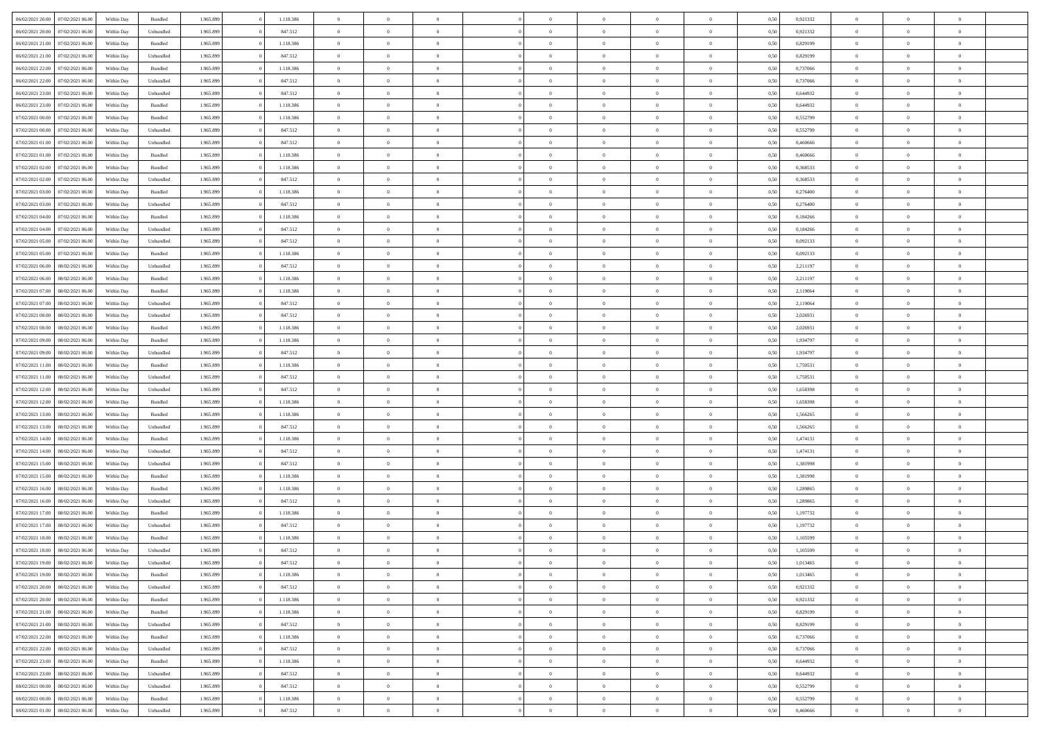| | | | | | | | | | | | | | | | | | | | | | |
|---|---|---|---|---|---|---|---|---|---|---|---|---|---|---|---|---|---|---|---|---|---|
| 06/02/2021 20:00 | 07/02/2021 06:00 | Within Day | Bundled | 1.965.899 | 0 | 1.118.386 | 0 | 0 | 0 | | 0 | 0 | 0 | 0 | 0,50 | 0,921332 | 0 | 0 | 0 | |
| 06/02/2021 20:00 | 07/02/2021 06:00 | Within Day | Unbundled | 1.965.899 | 0 | 847.512 | 0 | 0 | 0 | | 0 | 0 | 0 | 0 | 0,50 | 0,921332 | 0 | 0 | 0 | |
| 06/02/2021 21:00 | 07/02/2021 06:00 | Within Day | Bundled | 1.965.899 | 0 | 1.118.386 | 0 | 0 | 0 | | 0 | 0 | 0 | 0 | 0,50 | 0,829199 | 0 | 0 | 0 | |
| 06/02/2021 21:00 | 07/02/2021 06:00 | Within Day | Unbundled | 1.965.899 | 0 | 847.512 | 0 | 0 | 0 | | 0 | 0 | 0 | 0 | 0,50 | 0,829199 | 0 | 0 | 0 | |
| 06/02/2021 22:00 | 07/02/2021 06:00 | Within Day | Bundled | 1.965.899 | 0 | 1.118.386 | 0 | 0 | 0 | | 0 | 0 | 0 | 0 | 0,50 | 0,737066 | 0 | 0 | 0 | |
| 06/02/2021 22:00 | 07/02/2021 06:00 | Within Day | Unbundled | 1.965.899 | 0 | 847.512 | 0 | 0 | 0 | | 0 | 0 | 0 | 0 | 0,50 | 0,737066 | 0 | 0 | 0 | |
| 06/02/2021 23:00 | 07/02/2021 06:00 | Within Day | Unbundled | 1.965.899 | 0 | 847.512 | 0 | 0 | 0 | | 0 | 0 | 0 | 0 | 0,50 | 0,644932 | 0 | 0 | 0 | |
| 06/02/2021 23:00 | 07/02/2021 06:00 | Within Day | Bundled | 1.965.899 | 0 | 1.118.386 | 0 | 0 | 0 | | 0 | 0 | 0 | 0 | 0,50 | 0,644932 | 0 | 0 | 0 | |
| 07/02/2021 00:00 | 07/02/2021 06:00 | Within Day | Bundled | 1.965.899 | 0 | 1.118.386 | 0 | 0 | 0 | | 0 | 0 | 0 | 0 | 0,50 | 0,552799 | 0 | 0 | 0 | |
| 07/02/2021 00:00 | 07/02/2021 06:00 | Within Day | Unbundled | 1.965.899 | 0 | 847.512 | 0 | 0 | 0 | | 0 | 0 | 0 | 0 | 0,50 | 0,552799 | 0 | 0 | 0 | |
| 07/02/2021 01:00 | 07/02/2021 06:00 | Within Day | Unbundled | 1.965.899 | 0 | 847.512 | 0 | 0 | 0 | | 0 | 0 | 0 | 0 | 0,50 | 0,460666 | 0 | 0 | 0 | |
| 07/02/2021 01:00 | 07/02/2021 06:00 | Within Day | Bundled | 1.965.899 | 0 | 1.118.386 | 0 | 0 | 0 | | 0 | 0 | 0 | 0 | 0,50 | 0,460666 | 0 | 0 | 0 | |
| 07/02/2021 02:00 | 07/02/2021 06:00 | Within Day | Bundled | 1.965.899 | 0 | 1.118.386 | 0 | 0 | 0 | | 0 | 0 | 0 | 0 | 0,50 | 0,368533 | 0 | 0 | 0 | |
| 07/02/2021 02:00 | 07/02/2021 06:00 | Within Day | Unbundled | 1.965.899 | 0 | 847.512 | 0 | 0 | 0 | | 0 | 0 | 0 | 0 | 0,50 | 0,368533 | 0 | 0 | 0 | |
| 07/02/2021 03:00 | 07/02/2021 06:00 | Within Day | Bundled | 1.965.899 | 0 | 1.118.386 | 0 | 0 | 0 | | 0 | 0 | 0 | 0 | 0,50 | 0,276400 | 0 | 0 | 0 | |
| 07/02/2021 03:00 | 07/02/2021 06:00 | Within Day | Unbundled | 1.965.899 | 0 | 847.512 | 0 | 0 | 0 | | 0 | 0 | 0 | 0 | 0,50 | 0,276400 | 0 | 0 | 0 | |
| 07/02/2021 04:00 | 07/02/2021 06:00 | Within Day | Bundled | 1.965.899 | 0 | 1.118.386 | 0 | 0 | 0 | | 0 | 0 | 0 | 0 | 0,50 | 0,184266 | 0 | 0 | 0 | |
| 07/02/2021 04:00 | 07/02/2021 06:00 | Within Day | Unbundled | 1.965.899 | 0 | 847.512 | 0 | 0 | 0 | | 0 | 0 | 0 | 0 | 0,50 | 0,184266 | 0 | 0 | 0 | |
| 07/02/2021 05:00 | 07/02/2021 06:00 | Within Day | Unbundled | 1.965.899 | 0 | 847.512 | 0 | 0 | 0 | | 0 | 0 | 0 | 0 | 0,50 | 0,092133 | 0 | 0 | 0 | |
| 07/02/2021 05:00 | 07/02/2021 06:00 | Within Day | Bundled | 1.965.899 | 0 | 1.118.386 | 0 | 0 | 0 | | 0 | 0 | 0 | 0 | 0,50 | 0,092133 | 0 | 0 | 0 | |
| 07/02/2021 06:00 | 08/02/2021 06:00 | Within Day | Unbundled | 1.965.899 | 0 | 847.512 | 0 | 0 | 0 | | 0 | 0 | 0 | 0 | 0,50 | 2,211197 | 0 | 0 | 0 | |
| 07/02/2021 06:00 | 08/02/2021 06:00 | Within Day | Bundled | 1.965.899 | 0 | 1.118.386 | 0 | 0 | 0 | | 0 | 0 | 0 | 0 | 0,50 | 2,211197 | 0 | 0 | 0 | |
| 07/02/2021 07:00 | 08/02/2021 06:00 | Within Day | Bundled | 1.965.899 | 0 | 1.118.386 | 0 | 0 | 0 | | 0 | 0 | 0 | 0 | 0,50 | 2,119064 | 0 | 0 | 0 | |
| 07/02/2021 07:00 | 08/02/2021 06:00 | Within Day | Unbundled | 1.965.899 | 0 | 847.512 | 0 | 0 | 0 | | 0 | 0 | 0 | 0 | 0,50 | 2,119064 | 0 | 0 | 0 | |
| 07/02/2021 08:00 | 08/02/2021 06:00 | Within Day | Unbundled | 1.965.899 | 0 | 847.512 | 0 | 0 | 0 | | 0 | 0 | 0 | 0 | 0,50 | 2,026931 | 0 | 0 | 0 | |
| 07/02/2021 08:00 | 08/02/2021 06:00 | Within Day | Bundled | 1.965.899 | 0 | 1.118.386 | 0 | 0 | 0 | | 0 | 0 | 0 | 0 | 0,50 | 2,026931 | 0 | 0 | 0 | |
| 07/02/2021 09:00 | 08/02/2021 06:00 | Within Day | Bundled | 1.965.899 | 0 | 1.118.386 | 0 | 0 | 0 | | 0 | 0 | 0 | 0 | 0,50 | 1,934797 | 0 | 0 | 0 | |
| 07/02/2021 09:00 | 08/02/2021 06:00 | Within Day | Unbundled | 1.965.899 | 0 | 847.512 | 0 | 0 | 0 | | 0 | 0 | 0 | 0 | 0,50 | 1,934797 | 0 | 0 | 0 | |
| 07/02/2021 11:00 | 08/02/2021 06:00 | Within Day | Bundled | 1.965.899 | 0 | 1.118.386 | 0 | 0 | 0 | | 0 | 0 | 0 | 0 | 0,50 | 1,750531 | 0 | 0 | 0 | |
| 07/02/2021 11:00 | 08/02/2021 06:00 | Within Day | Unbundled | 1.965.899 | 0 | 847.512 | 0 | 0 | 0 | | 0 | 0 | 0 | 0 | 0,50 | 1,750531 | 0 | 0 | 0 | |
| 07/02/2021 12:00 | 08/02/2021 06:00 | Within Day | Unbundled | 1.965.899 | 0 | 847.512 | 0 | 0 | 0 | | 0 | 0 | 0 | 0 | 0,50 | 1,658398 | 0 | 0 | 0 | |
| 07/02/2021 12:00 | 08/02/2021 06:00 | Within Day | Bundled | 1.965.899 | 0 | 1.118.386 | 0 | 0 | 0 | | 0 | 0 | 0 | 0 | 0,50 | 1,658398 | 0 | 0 | 0 | |
| 07/02/2021 13:00 | 08/02/2021 06:00 | Within Day | Bundled | 1.965.899 | 0 | 1.118.386 | 0 | 0 | 0 | | 0 | 0 | 0 | 0 | 0,50 | 1,566265 | 0 | 0 | 0 | |
| 07/02/2021 13:00 | 08/02/2021 06:00 | Within Day | Unbundled | 1.965.899 | 0 | 847.512 | 0 | 0 | 0 | | 0 | 0 | 0 | 0 | 0,50 | 1,566265 | 0 | 0 | 0 | |
| 07/02/2021 14:00 | 08/02/2021 06:00 | Within Day | Bundled | 1.965.899 | 0 | 1.118.386 | 0 | 0 | 0 | | 0 | 0 | 0 | 0 | 0,50 | 1,474131 | 0 | 0 | 0 | |
| 07/02/2021 14:00 | 08/02/2021 06:00 | Within Day | Unbundled | 1.965.899 | 0 | 847.512 | 0 | 0 | 0 | | 0 | 0 | 0 | 0 | 0,50 | 1,474131 | 0 | 0 | 0 | |
| 07/02/2021 15:00 | 08/02/2021 06:00 | Within Day | Unbundled | 1.965.899 | 0 | 847.512 | 0 | 0 | 0 | | 0 | 0 | 0 | 0 | 0,50 | 1,381998 | 0 | 0 | 0 | |
| 07/02/2021 15:00 | 08/02/2021 06:00 | Within Day | Bundled | 1.965.899 | 0 | 1.118.386 | 0 | 0 | 0 | | 0 | 0 | 0 | 0 | 0,50 | 1,381998 | 0 | 0 | 0 | |
| 07/02/2021 16:00 | 08/02/2021 06:00 | Within Day | Bundled | 1.965.899 | 0 | 1.118.386 | 0 | 0 | 0 | | 0 | 0 | 0 | 0 | 0,50 | 1,289865 | 0 | 0 | 0 | |
| 07/02/2021 16:00 | 08/02/2021 06:00 | Within Day | Unbundled | 1.965.899 | 0 | 847.512 | 0 | 0 | 0 | | 0 | 0 | 0 | 0 | 0,50 | 1,289865 | 0 | 0 | 0 | |
| 07/02/2021 17:00 | 08/02/2021 06:00 | Within Day | Bundled | 1.965.899 | 0 | 1.118.386 | 0 | 0 | 0 | | 0 | 0 | 0 | 0 | 0,50 | 1,197732 | 0 | 0 | 0 | |
| 07/02/2021 17:00 | 08/02/2021 06:00 | Within Day | Unbundled | 1.965.899 | 0 | 847.512 | 0 | 0 | 0 | | 0 | 0 | 0 | 0 | 0,50 | 1,197732 | 0 | 0 | 0 | |
| 07/02/2021 18:00 | 08/02/2021 06:00 | Within Day | Bundled | 1.965.899 | 0 | 1.118.386 | 0 | 0 | 0 | | 0 | 0 | 0 | 0 | 0,50 | 1,105599 | 0 | 0 | 0 | |
| 07/02/2021 18:00 | 08/02/2021 06:00 | Within Day | Unbundled | 1.965.899 | 0 | 847.512 | 0 | 0 | 0 | | 0 | 0 | 0 | 0 | 0,50 | 1,105599 | 0 | 0 | 0 | |
| 07/02/2021 19:00 | 08/02/2021 06:00 | Within Day | Unbundled | 1.965.899 | 0 | 847.512 | 0 | 0 | 0 | | 0 | 0 | 0 | 0 | 0,50 | 1,013465 | 0 | 0 | 0 | |
| 07/02/2021 19:00 | 08/02/2021 06:00 | Within Day | Bundled | 1.965.899 | 0 | 1.118.386 | 0 | 0 | 0 | | 0 | 0 | 0 | 0 | 0,50 | 1,013465 | 0 | 0 | 0 | |
| 07/02/2021 20:00 | 08/02/2021 06:00 | Within Day | Unbundled | 1.965.899 | 0 | 847.512 | 0 | 0 | 0 | | 0 | 0 | 0 | 0 | 0,50 | 0,921332 | 0 | 0 | 0 | |
| 07/02/2021 20:00 | 08/02/2021 06:00 | Within Day | Bundled | 1.965.899 | 0 | 1.118.386 | 0 | 0 | 0 | | 0 | 0 | 0 | 0 | 0,50 | 0,921332 | 0 | 0 | 0 | |
| 07/02/2021 21:00 | 08/02/2021 06:00 | Within Day | Bundled | 1.965.899 | 0 | 1.118.386 | 0 | 0 | 0 | | 0 | 0 | 0 | 0 | 0,50 | 0,829199 | 0 | 0 | 0 | |
| 07/02/2021 21:00 | 08/02/2021 06:00 | Within Day | Unbundled | 1.965.899 | 0 | 847.512 | 0 | 0 | 0 | | 0 | 0 | 0 | 0 | 0,50 | 0,829199 | 0 | 0 | 0 | |
| 07/02/2021 22:00 | 08/02/2021 06:00 | Within Day | Bundled | 1.965.899 | 0 | 1.118.386 | 0 | 0 | 0 | | 0 | 0 | 0 | 0 | 0,50 | 0,737066 | 0 | 0 | 0 | |
| 07/02/2021 22:00 | 08/02/2021 06:00 | Within Day | Unbundled | 1.965.899 | 0 | 847.512 | 0 | 0 | 0 | | 0 | 0 | 0 | 0 | 0,50 | 0,737066 | 0 | 0 | 0 | |
| 07/02/2021 23:00 | 08/02/2021 06:00 | Within Day | Bundled | 1.965.899 | 0 | 1.118.386 | 0 | 0 | 0 | | 0 | 0 | 0 | 0 | 0,50 | 0,644932 | 0 | 0 | 0 | |
| 07/02/2021 23:00 | 08/02/2021 06:00 | Within Day | Unbundled | 1.965.899 | 0 | 847.512 | 0 | 0 | 0 | | 0 | 0 | 0 | 0 | 0,50 | 0,644932 | 0 | 0 | 0 | |
| 08/02/2021 00:00 | 08/02/2021 06:00 | Within Day | Unbundled | 1.965.899 | 0 | 847.512 | 0 | 0 | 0 | | 0 | 0 | 0 | 0 | 0,50 | 0,552799 | 0 | 0 | 0 | |
| 08/02/2021 00:00 | 08/02/2021 06:00 | Within Day | Bundled | 1.965.899 | 0 | 1.118.386 | 0 | 0 | 0 | | 0 | 0 | 0 | 0 | 0,50 | 0,552799 | 0 | 0 | 0 | |
| 08/02/2021 01:00 | 08/02/2021 06:00 | Within Day | Unbundled | 1.965.899 | 0 | 847.512 | 0 | 0 | 0 | | 0 | 0 | 0 | 0 | 0,50 | 0,460666 | 0 | 0 | 0 | |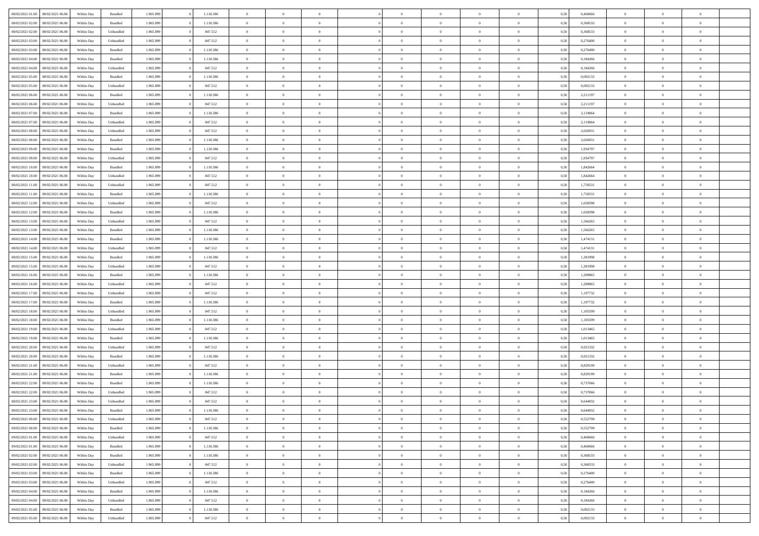| | | | | | | | | | | | | | | | | | | | | |
|---|---|---|---|---|---|---|---|---|---|---|---|---|---|---|---|---|---|---|---|---|
| 08/02/2021 01:00 | 08/02/2021 06:00 | Within Day | Bundled | 1.965.899 | 0 | 1.118.386 | 0 | 0 | 0 | | 0 | 0 | 0 | 0 | 0,50 | 0,460666 | 0 | 0 | 0 | |
| 08/02/2021 02:00 | 08/02/2021 06:00 | Within Day | Bundled | 1.965.899 | 0 | 1.118.386 | 0 | 0 | 0 | | 0 | 0 | 0 | 0 | 0,50 | 0,368533 | 0 | 0 | 0 | |
| 08/02/2021 02:00 | 08/02/2021 06:00 | Within Day | Unbundled | 1.965.899 | 0 | 847.512 | 0 | 0 | 0 | | 0 | 0 | 0 | 0 | 0,50 | 0,368533 | 0 | 0 | 0 | |
| 08/02/2021 03:00 | 08/02/2021 06:00 | Within Day | Unbundled | 1.965.899 | 0 | 847.512 | 0 | 0 | 0 | | 0 | 0 | 0 | 0 | 0,50 | 0,276400 | 0 | 0 | 0 | |
| 08/02/2021 03:00 | 08/02/2021 06:00 | Within Day | Bundled | 1.965.899 | 0 | 1.118.386 | 0 | 0 | 0 | | 0 | 0 | 0 | 0 | 0,50 | 0,276400 | 0 | 0 | 0 | |
| 08/02/2021 04:00 | 08/02/2021 06:00 | Within Day | Bundled | 1.965.899 | 0 | 1.118.386 | 0 | 0 | 0 | | 0 | 0 | 0 | 0 | 0,50 | 0,184266 | 0 | 0 | 0 | |
| 08/02/2021 04:00 | 08/02/2021 06:00 | Within Day | Unbundled | 1.965.899 | 0 | 847.512 | 0 | 0 | 0 | | 0 | 0 | 0 | 0 | 0,50 | 0,184266 | 0 | 0 | 0 | |
| 08/02/2021 05:00 | 08/02/2021 06:00 | Within Day | Bundled | 1.965.899 | 0 | 1.118.386 | 0 | 0 | 0 | | 0 | 0 | 0 | 0 | 0,50 | 0,092133 | 0 | 0 | 0 | |
| 08/02/2021 05:00 | 08/02/2021 06:00 | Within Day | Unbundled | 1.965.899 | 0 | 847.512 | 0 | 0 | 0 | | 0 | 0 | 0 | 0 | 0,50 | 0,092133 | 0 | 0 | 0 | |
| 08/02/2021 06:00 | 09/02/2021 06:00 | Within Day | Bundled | 1.965.899 | 0 | 1.118.386 | 0 | 0 | 0 | | 0 | 0 | 0 | 0 | 0,50 | 2,211197 | 0 | 0 | 0 | |
| 08/02/2021 06:00 | 09/02/2021 06:00 | Within Day | Unbundled | 1.965.899 | 0 | 847.512 | 0 | 0 | 0 | | 0 | 0 | 0 | 0 | 0,50 | 2,211197 | 0 | 0 | 0 | |
| 08/02/2021 07:00 | 09/02/2021 06:00 | Within Day | Bundled | 1.965.899 | 0 | 1.118.386 | 0 | 0 | 0 | | 0 | 0 | 0 | 0 | 0,50 | 2,119064 | 0 | 0 | 0 | |
| 08/02/2021 07:00 | 09/02/2021 06:00 | Within Day | Unbundled | 1.965.899 | 0 | 847.512 | 0 | 0 | 0 | | 0 | 0 | 0 | 0 | 0,50 | 2,119064 | 0 | 0 | 0 | |
| 08/02/2021 08:00 | 09/02/2021 06:00 | Within Day | Unbundled | 1.965.899 | 0 | 847.512 | 0 | 0 | 0 | | 0 | 0 | 0 | 0 | 0,50 | 2,026931 | 0 | 0 | 0 | |
| 08/02/2021 08:00 | 09/02/2021 06:00 | Within Day | Bundled | 1.965.899 | 0 | 1.118.386 | 0 | 0 | 0 | | 0 | 0 | 0 | 0 | 0,50 | 2,026931 | 0 | 0 | 0 | |
| 08/02/2021 09:00 | 09/02/2021 06:00 | Within Day | Bundled | 1.965.899 | 0 | 1.118.386 | 0 | 0 | 0 | | 0 | 0 | 0 | 0 | 0,50 | 1,934797 | 0 | 0 | 0 | |
| 08/02/2021 09:00 | 09/02/2021 06:00 | Within Day | Unbundled | 1.965.899 | 0 | 847.512 | 0 | 0 | 0 | | 0 | 0 | 0 | 0 | 0,50 | 1,934797 | 0 | 0 | 0 | |
| 08/02/2021 10:00 | 09/02/2021 06:00 | Within Day | Bundled | 1.965.899 | 0 | 1.118.386 | 0 | 0 | 0 | | 0 | 0 | 0 | 0 | 0,50 | 1,842664 | 0 | 0 | 0 | |
| 08/02/2021 10:00 | 09/02/2021 06:00 | Within Day | Unbundled | 1.965.899 | 0 | 847.512 | 0 | 0 | 0 | | 0 | 0 | 0 | 0 | 0,50 | 1,842664 | 0 | 0 | 0 | |
| 08/02/2021 11:00 | 09/02/2021 06:00 | Within Day | Unbundled | 1.965.899 | 0 | 847.512 | 0 | 0 | 0 | | 0 | 0 | 0 | 0 | 0,50 | 1,750531 | 0 | 0 | 0 | |
| 08/02/2021 11:00 | 09/02/2021 06:00 | Within Day | Bundled | 1.965.899 | 0 | 1.118.386 | 0 | 0 | 0 | | 0 | 0 | 0 | 0 | 0,50 | 1,750531 | 0 | 0 | 0 | |
| 08/02/2021 12:00 | 09/02/2021 06:00 | Within Day | Unbundled | 1.965.899 | 0 | 847.512 | 0 | 0 | 0 | | 0 | 0 | 0 | 0 | 0,50 | 1,658398 | 0 | 0 | 0 | |
| 08/02/2021 12:00 | 09/02/2021 06:00 | Within Day | Bundled | 1.965.899 | 0 | 1.118.386 | 0 | 0 | 0 | | 0 | 0 | 0 | 0 | 0,50 | 1,658398 | 0 | 0 | 0 | |
| 08/02/2021 13:00 | 09/02/2021 06:00 | Within Day | Unbundled | 1.965.899 | 0 | 847.512 | 0 | 0 | 0 | | 0 | 0 | 0 | 0 | 0,50 | 1,566265 | 0 | 0 | 0 | |
| 08/02/2021 13:00 | 09/02/2021 06:00 | Within Day | Bundled | 1.965.899 | 0 | 1.118.386 | 0 | 0 | 0 | | 0 | 0 | 0 | 0 | 0,50 | 1,566265 | 0 | 0 | 0 | |
| 08/02/2021 14:00 | 09/02/2021 06:00 | Within Day | Bundled | 1.965.899 | 0 | 1.118.386 | 0 | 0 | 0 | | 0 | 0 | 0 | 0 | 0,50 | 1,474131 | 0 | 0 | 0 | |
| 08/02/2021 14:00 | 09/02/2021 06:00 | Within Day | Unbundled | 1.965.899 | 0 | 847.512 | 0 | 0 | 0 | | 0 | 0 | 0 | 0 | 0,50 | 1,474131 | 0 | 0 | 0 | |
| 08/02/2021 15:00 | 09/02/2021 06:00 | Within Day | Bundled | 1.965.899 | 0 | 1.118.386 | 0 | 0 | 0 | | 0 | 0 | 0 | 0 | 0,50 | 1,381998 | 0 | 0 | 0 | |
| 08/02/2021 15:00 | 09/02/2021 06:00 | Within Day | Unbundled | 1.965.899 | 0 | 847.512 | 0 | 0 | 0 | | 0 | 0 | 0 | 0 | 0,50 | 1,381998 | 0 | 0 | 0 | |
| 08/02/2021 16:00 | 09/02/2021 06:00 | Within Day | Bundled | 1.965.899 | 0 | 1.118.386 | 0 | 0 | 0 | | 0 | 0 | 0 | 0 | 0,50 | 1,289865 | 0 | 0 | 0 | |
| 08/02/2021 16:00 | 09/02/2021 06:00 | Within Day | Unbundled | 1.965.899 | 0 | 847.512 | 0 | 0 | 0 | | 0 | 0 | 0 | 0 | 0,50 | 1,289865 | 0 | 0 | 0 | |
| 08/02/2021 17:00 | 09/02/2021 06:00 | Within Day | Unbundled | 1.965.899 | 0 | 847.512 | 0 | 0 | 0 | | 0 | 0 | 0 | 0 | 0,50 | 1,197732 | 0 | 0 | 0 | |
| 08/02/2021 17:00 | 09/02/2021 06:00 | Within Day | Bundled | 1.965.899 | 0 | 1.118.386 | 0 | 0 | 0 | | 0 | 0 | 0 | 0 | 0,50 | 1,197732 | 0 | 0 | 0 | |
| 08/02/2021 18:00 | 09/02/2021 06:00 | Within Day | Unbundled | 1.965.899 | 0 | 847.512 | 0 | 0 | 0 | | 0 | 0 | 0 | 0 | 0,50 | 1,105599 | 0 | 0 | 0 | |
| 08/02/2021 18:00 | 09/02/2021 06:00 | Within Day | Bundled | 1.965.899 | 0 | 1.118.386 | 0 | 0 | 0 | | 0 | 0 | 0 | 0 | 0,50 | 1,105599 | 0 | 0 | 0 | |
| 08/02/2021 19:00 | 09/02/2021 06:00 | Within Day | Unbundled | 1.965.899 | 0 | 847.512 | 0 | 0 | 0 | | 0 | 0 | 0 | 0 | 0,50 | 1,013465 | 0 | 0 | 0 | |
| 08/02/2021 19:00 | 09/02/2021 06:00 | Within Day | Bundled | 1.965.899 | 0 | 1.118.386 | 0 | 0 | 0 | | 0 | 0 | 0 | 0 | 0,50 | 1,013465 | 0 | 0 | 0 | |
| 08/02/2021 20:00 | 09/02/2021 06:00 | Within Day | Unbundled | 1.965.899 | 0 | 847.512 | 0 | 0 | 0 | | 0 | 0 | 0 | 0 | 0,50 | 0,921332 | 0 | 0 | 0 | |
| 08/02/2021 20:00 | 09/02/2021 06:00 | Within Day | Bundled | 1.965.899 | 0 | 1.118.386 | 0 | 0 | 0 | | 0 | 0 | 0 | 0 | 0,50 | 0,921332 | 0 | 0 | 0 | |
| 08/02/2021 21:00 | 09/02/2021 06:00 | Within Day | Unbundled | 1.965.899 | 0 | 847.512 | 0 | 0 | 0 | | 0 | 0 | 0 | 0 | 0,50 | 0,829199 | 0 | 0 | 0 | |
| 08/02/2021 21:00 | 09/02/2021 06:00 | Within Day | Bundled | 1.965.899 | 0 | 1.118.386 | 0 | 0 | 0 | | 0 | 0 | 0 | 0 | 0,50 | 0,829199 | 0 | 0 | 0 | |
| 08/02/2021 22:00 | 09/02/2021 06:00 | Within Day | Bundled | 1.965.899 | 0 | 1.118.386 | 0 | 0 | 0 | | 0 | 0 | 0 | 0 | 0,50 | 0,737066 | 0 | 0 | 0 | |
| 08/02/2021 22:00 | 09/02/2021 06:00 | Within Day | Unbundled | 1.965.899 | 0 | 847.512 | 0 | 0 | 0 | | 0 | 0 | 0 | 0 | 0,50 | 0,737066 | 0 | 0 | 0 | |
| 08/02/2021 23:00 | 09/02/2021 06:00 | Within Day | Unbundled | 1.965.899 | 0 | 847.512 | 0 | 0 | 0 | | 0 | 0 | 0 | 0 | 0,50 | 0,644932 | 0 | 0 | 0 | |
| 08/02/2021 23:00 | 09/02/2021 06:00 | Within Day | Bundled | 1.965.899 | 0 | 1.118.386 | 0 | 0 | 0 | | 0 | 0 | 0 | 0 | 0,50 | 0,644932 | 0 | 0 | 0 | |
| 09/02/2021 00:00 | 09/02/2021 06:00 | Within Day | Unbundled | 1.965.899 | 0 | 847.512 | 0 | 0 | 0 | | 0 | 0 | 0 | 0 | 0,50 | 0,552799 | 0 | 0 | 0 | |
| 09/02/2021 00:00 | 09/02/2021 06:00 | Within Day | Bundled | 1.965.899 | 0 | 1.118.386 | 0 | 0 | 0 | | 0 | 0 | 0 | 0 | 0,50 | 0,552799 | 0 | 0 | 0 | |
| 09/02/2021 01:00 | 09/02/2021 06:00 | Within Day | Unbundled | 1.965.899 | 0 | 847.512 | 0 | 0 | 0 | | 0 | 0 | 0 | 0 | 0,50 | 0,460666 | 0 | 0 | 0 | |
| 09/02/2021 01:00 | 09/02/2021 06:00 | Within Day | Bundled | 1.965.899 | 0 | 1.118.386 | 0 | 0 | 0 | | 0 | 0 | 0 | 0 | 0,50 | 0,460666 | 0 | 0 | 0 | |
| 09/02/2021 02:00 | 09/02/2021 06:00 | Within Day | Bundled | 1.965.899 | 0 | 1.118.386 | 0 | 0 | 0 | | 0 | 0 | 0 | 0 | 0,50 | 0,368533 | 0 | 0 | 0 | |
| 09/02/2021 02:00 | 09/02/2021 06:00 | Within Day | Unbundled | 1.965.899 | 0 | 847.512 | 0 | 0 | 0 | | 0 | 0 | 0 | 0 | 0,50 | 0,368533 | 0 | 0 | 0 | |
| 09/02/2021 03:00 | 09/02/2021 06:00 | Within Day | Bundled | 1.965.899 | 0 | 1.118.386 | 0 | 0 | 0 | | 0 | 0 | 0 | 0 | 0,50 | 0,276400 | 0 | 0 | 0 | |
| 09/02/2021 03:00 | 09/02/2021 06:00 | Within Day | Unbundled | 1.965.899 | 0 | 847.512 | 0 | 0 | 0 | | 0 | 0 | 0 | 0 | 0,50 | 0,276400 | 0 | 0 | 0 | |
| 09/02/2021 04:00 | 09/02/2021 06:00 | Within Day | Bundled | 1.965.899 | 0 | 1.118.386 | 0 | 0 | 0 | | 0 | 0 | 0 | 0 | 0,50 | 0,184266 | 0 | 0 | 0 | |
| 09/02/2021 04:00 | 09/02/2021 06:00 | Within Day | Unbundled | 1.965.899 | 0 | 847.512 | 0 | 0 | 0 | | 0 | 0 | 0 | 0 | 0,50 | 0,184266 | 0 | 0 | 0 | |
| 09/02/2021 05:00 | 09/02/2021 06:00 | Within Day | Bundled | 1.965.899 | 0 | 1.118.386 | 0 | 0 | 0 | | 0 | 0 | 0 | 0 | 0,50 | 0,092133 | 0 | 0 | 0 | |
| 09/02/2021 05:00 | 09/02/2021 06:00 | Within Day | Unbundled | 1.965.899 | 0 | 847.512 | 0 | 0 | 0 | | 0 | 0 | 0 | 0 | 0,50 | 0,092133 | 0 | 0 | 0 | |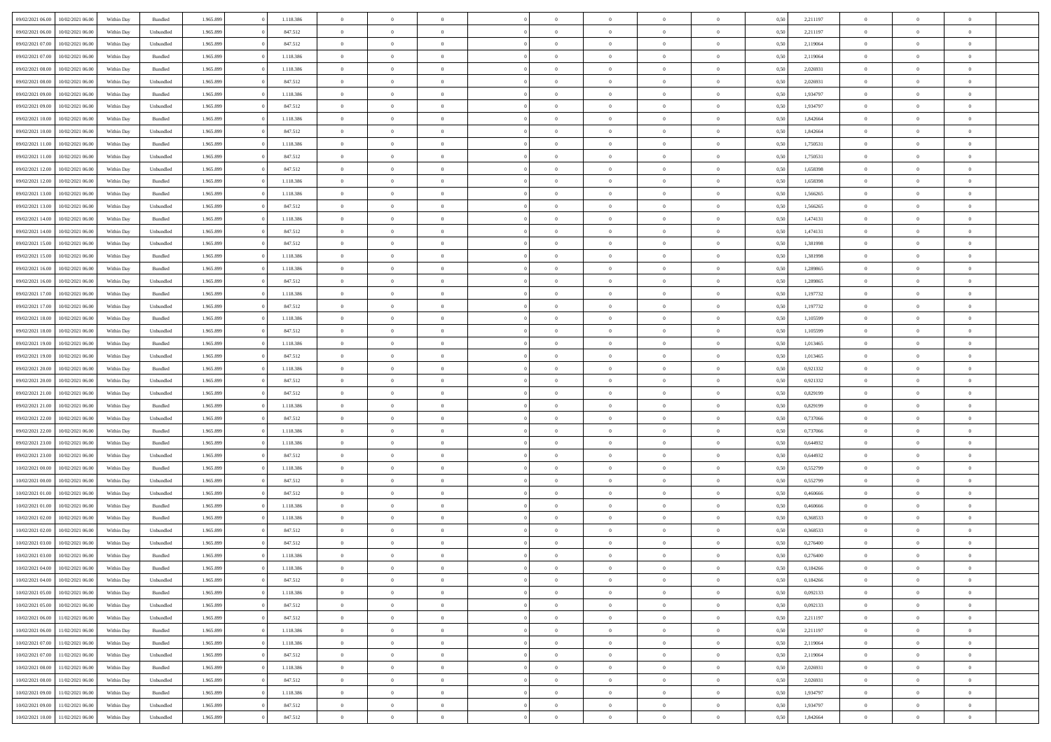| | | | | | | | | | | | | | | | | | | | | | |
|---|---|---|---|---|---|---|---|---|---|---|---|---|---|---|---|---|---|---|---|---|---|
| 09/02/2021 06:00 | 10/02/2021 06:00 | Within Day | Bundled | 1.965.899 | 0 | 1.118.386 | 0 | 0 | 0 | | 0 | 0 | 0 | 0 | 0,50 | 2,211197 | 0 | 0 | 0 | |
| 09/02/2021 06:00 | 10/02/2021 06:00 | Within Day | Unbundled | 1.965.899 | 0 | 847.512 | 0 | 0 | 0 | | 0 | 0 | 0 | 0 | 0,50 | 2,211197 | 0 | 0 | 0 | |
| 09/02/2021 07:00 | 10/02/2021 06:00 | Within Day | Unbundled | 1.965.899 | 0 | 847.512 | 0 | 0 | 0 | | 0 | 0 | 0 | 0 | 0,50 | 2,119064 | 0 | 0 | 0 | |
| 09/02/2021 07:00 | 10/02/2021 06:00 | Within Day | Bundled | 1.965.899 | 0 | 1.118.386 | 0 | 0 | 0 | | 0 | 0 | 0 | 0 | 0,50 | 2,119064 | 0 | 0 | 0 | |
| 09/02/2021 08:00 | 10/02/2021 06:00 | Within Day | Bundled | 1.965.899 | 0 | 1.118.386 | 0 | 0 | 0 | | 0 | 0 | 0 | 0 | 0,50 | 2,026931 | 0 | 0 | 0 | |
| 09/02/2021 08:00 | 10/02/2021 06:00 | Within Day | Unbundled | 1.965.899 | 0 | 847.512 | 0 | 0 | 0 | | 0 | 0 | 0 | 0 | 0,50 | 2,026931 | 0 | 0 | 0 | |
| 09/02/2021 09:00 | 10/02/2021 06:00 | Within Day | Bundled | 1.965.899 | 0 | 1.118.386 | 0 | 0 | 0 | | 0 | 0 | 0 | 0 | 0,50 | 1,934797 | 0 | 0 | 0 | |
| 09/02/2021 09:00 | 10/02/2021 06:00 | Within Day | Unbundled | 1.965.899 | 0 | 847.512 | 0 | 0 | 0 | | 0 | 0 | 0 | 0 | 0,50 | 1,934797 | 0 | 0 | 0 | |
| 09/02/2021 10:00 | 10/02/2021 06:00 | Within Day | Bundled | 1.965.899 | 0 | 1.118.386 | 0 | 0 | 0 | | 0 | 0 | 0 | 0 | 0,50 | 1,842664 | 0 | 0 | 0 | |
| 09/02/2021 10:00 | 10/02/2021 06:00 | Within Day | Unbundled | 1.965.899 | 0 | 847.512 | 0 | 0 | 0 | | 0 | 0 | 0 | 0 | 0,50 | 1,842664 | 0 | 0 | 0 | |
| 09/02/2021 11:00 | 10/02/2021 06:00 | Within Day | Bundled | 1.965.899 | 0 | 1.118.386 | 0 | 0 | 0 | | 0 | 0 | 0 | 0 | 0,50 | 1,750531 | 0 | 0 | 0 | |
| 09/02/2021 11:00 | 10/02/2021 06:00 | Within Day | Unbundled | 1.965.899 | 0 | 847.512 | 0 | 0 | 0 | | 0 | 0 | 0 | 0 | 0,50 | 1,750531 | 0 | 0 | 0 | |
| 09/02/2021 12:00 | 10/02/2021 06:00 | Within Day | Unbundled | 1.965.899 | 0 | 847.512 | 0 | 0 | 0 | | 0 | 0 | 0 | 0 | 0,50 | 1,658398 | 0 | 0 | 0 | |
| 09/02/2021 12:00 | 10/02/2021 06:00 | Within Day | Bundled | 1.965.899 | 0 | 1.118.386 | 0 | 0 | 0 | | 0 | 0 | 0 | 0 | 0,50 | 1,658398 | 0 | 0 | 0 | |
| 09/02/2021 13:00 | 10/02/2021 06:00 | Within Day | Bundled | 1.965.899 | 0 | 1.118.386 | 0 | 0 | 0 | | 0 | 0 | 0 | 0 | 0,50 | 1,566265 | 0 | 0 | 0 | |
| 09/02/2021 13:00 | 10/02/2021 06:00 | Within Day | Unbundled | 1.965.899 | 0 | 847.512 | 0 | 0 | 0 | | 0 | 0 | 0 | 0 | 0,50 | 1,566265 | 0 | 0 | 0 | |
| 09/02/2021 14:00 | 10/02/2021 06:00 | Within Day | Bundled | 1.965.899 | 0 | 1.118.386 | 0 | 0 | 0 | | 0 | 0 | 0 | 0 | 0,50 | 1,474131 | 0 | 0 | 0 | |
| 09/02/2021 14:00 | 10/02/2021 06:00 | Within Day | Unbundled | 1.965.899 | 0 | 847.512 | 0 | 0 | 0 | | 0 | 0 | 0 | 0 | 0,50 | 1,474131 | 0 | 0 | 0 | |
| 09/02/2021 15:00 | 10/02/2021 06:00 | Within Day | Unbundled | 1.965.899 | 0 | 847.512 | 0 | 0 | 0 | | 0 | 0 | 0 | 0 | 0,50 | 1,381998 | 0 | 0 | 0 | |
| 09/02/2021 15:00 | 10/02/2021 06:00 | Within Day | Bundled | 1.965.899 | 0 | 1.118.386 | 0 | 0 | 0 | | 0 | 0 | 0 | 0 | 0,50 | 1,381998 | 0 | 0 | 0 | |
| 09/02/2021 16:00 | 10/02/2021 06:00 | Within Day | Bundled | 1.965.899 | 0 | 1.118.386 | 0 | 0 | 0 | | 0 | 0 | 0 | 0 | 0,50 | 1,289865 | 0 | 0 | 0 | |
| 09/02/2021 16:00 | 10/02/2021 06:00 | Within Day | Unbundled | 1.965.899 | 0 | 847.512 | 0 | 0 | 0 | | 0 | 0 | 0 | 0 | 0,50 | 1,289865 | 0 | 0 | 0 | |
| 09/02/2021 17:00 | 10/02/2021 06:00 | Within Day | Bundled | 1.965.899 | 0 | 1.118.386 | 0 | 0 | 0 | | 0 | 0 | 0 | 0 | 0,50 | 1,197732 | 0 | 0 | 0 | |
| 09/02/2021 17:00 | 10/02/2021 06:00 | Within Day | Unbundled | 1.965.899 | 0 | 847.512 | 0 | 0 | 0 | | 0 | 0 | 0 | 0 | 0,50 | 1,197732 | 0 | 0 | 0 | |
| 09/02/2021 18:00 | 10/02/2021 06:00 | Within Day | Bundled | 1.965.899 | 0 | 1.118.386 | 0 | 0 | 0 | | 0 | 0 | 0 | 0 | 0,50 | 1,105599 | 0 | 0 | 0 | |
| 09/02/2021 18:00 | 10/02/2021 06:00 | Within Day | Unbundled | 1.965.899 | 0 | 847.512 | 0 | 0 | 0 | | 0 | 0 | 0 | 0 | 0,50 | 1,105599 | 0 | 0 | 0 | |
| 09/02/2021 19:00 | 10/02/2021 06:00 | Within Day | Bundled | 1.965.899 | 0 | 1.118.386 | 0 | 0 | 0 | | 0 | 0 | 0 | 0 | 0,50 | 1,013465 | 0 | 0 | 0 | |
| 09/02/2021 19:00 | 10/02/2021 06:00 | Within Day | Unbundled | 1.965.899 | 0 | 847.512 | 0 | 0 | 0 | | 0 | 0 | 0 | 0 | 0,50 | 1,013465 | 0 | 0 | 0 | |
| 09/02/2021 20:00 | 10/02/2021 06:00 | Within Day | Bundled | 1.965.899 | 0 | 1.118.386 | 0 | 0 | 0 | | 0 | 0 | 0 | 0 | 0,50 | 0,921332 | 0 | 0 | 0 | |
| 09/02/2021 20:00 | 10/02/2021 06:00 | Within Day | Unbundled | 1.965.899 | 0 | 847.512 | 0 | 0 | 0 | | 0 | 0 | 0 | 0 | 0,50 | 0,921332 | 0 | 0 | 0 | |
| 09/02/2021 21:00 | 10/02/2021 06:00 | Within Day | Unbundled | 1.965.899 | 0 | 847.512 | 0 | 0 | 0 | | 0 | 0 | 0 | 0 | 0,50 | 0,829199 | 0 | 0 | 0 | |
| 09/02/2021 21:00 | 10/02/2021 06:00 | Within Day | Bundled | 1.965.899 | 0 | 1.118.386 | 0 | 0 | 0 | | 0 | 0 | 0 | 0 | 0,50 | 0,829199 | 0 | 0 | 0 | |
| 09/02/2021 22:00 | 10/02/2021 06:00 | Within Day | Unbundled | 1.965.899 | 0 | 847.512 | 0 | 0 | 0 | | 0 | 0 | 0 | 0 | 0,50 | 0,737066 | 0 | 0 | 0 | |
| 09/02/2021 22:00 | 10/02/2021 06:00 | Within Day | Bundled | 1.965.899 | 0 | 1.118.386 | 0 | 0 | 0 | | 0 | 0 | 0 | 0 | 0,50 | 0,737066 | 0 | 0 | 0 | |
| 09/02/2021 23:00 | 10/02/2021 06:00 | Within Day | Bundled | 1.965.899 | 0 | 1.118.386 | 0 | 0 | 0 | | 0 | 0 | 0 | 0 | 0,50 | 0,644932 | 0 | 0 | 0 | |
| 09/02/2021 23:00 | 10/02/2021 06:00 | Within Day | Unbundled | 1.965.899 | 0 | 847.512 | 0 | 0 | 0 | | 0 | 0 | 0 | 0 | 0,50 | 0,644932 | 0 | 0 | 0 | |
| 10/02/2021 00:00 | 10/02/2021 06:00 | Within Day | Bundled | 1.965.899 | 0 | 1.118.386 | 0 | 0 | 0 | | 0 | 0 | 0 | 0 | 0,50 | 0,552799 | 0 | 0 | 0 | |
| 10/02/2021 00:00 | 10/02/2021 06:00 | Within Day | Unbundled | 1.965.899 | 0 | 847.512 | 0 | 0 | 0 | | 0 | 0 | 0 | 0 | 0,50 | 0,552799 | 0 | 0 | 0 | |
| 10/02/2021 01:00 | 10/02/2021 06:00 | Within Day | Unbundled | 1.965.899 | 0 | 847.512 | 0 | 0 | 0 | | 0 | 0 | 0 | 0 | 0,50 | 0,460666 | 0 | 0 | 0 | |
| 10/02/2021 01:00 | 10/02/2021 06:00 | Within Day | Bundled | 1.965.899 | 0 | 1.118.386 | 0 | 0 | 0 | | 0 | 0 | 0 | 0 | 0,50 | 0,460666 | 0 | 0 | 0 | |
| 10/02/2021 02:00 | 10/02/2021 06:00 | Within Day | Bundled | 1.965.899 | 0 | 1.118.386 | 0 | 0 | 0 | | 0 | 0 | 0 | 0 | 0,50 | 0,368533 | 0 | 0 | 0 | |
| 10/02/2021 02:00 | 10/02/2021 06:00 | Within Day | Unbundled | 1.965.899 | 0 | 847.512 | 0 | 0 | 0 | | 0 | 0 | 0 | 0 | 0,50 | 0,368533 | 0 | 0 | 0 | |
| 10/02/2021 03:00 | 10/02/2021 06:00 | Within Day | Unbundled | 1.965.899 | 0 | 847.512 | 0 | 0 | 0 | | 0 | 0 | 0 | 0 | 0,50 | 0,276400 | 0 | 0 | 0 | |
| 10/02/2021 03:00 | 10/02/2021 06:00 | Within Day | Bundled | 1.965.899 | 0 | 1.118.386 | 0 | 0 | 0 | | 0 | 0 | 0 | 0 | 0,50 | 0,276400 | 0 | 0 | 0 | |
| 10/02/2021 04:00 | 10/02/2021 06:00 | Within Day | Bundled | 1.965.899 | 0 | 1.118.386 | 0 | 0 | 0 | | 0 | 0 | 0 | 0 | 0,50 | 0,184266 | 0 | 0 | 0 | |
| 10/02/2021 04:00 | 10/02/2021 06:00 | Within Day | Unbundled | 1.965.899 | 0 | 847.512 | 0 | 0 | 0 | | 0 | 0 | 0 | 0 | 0,50 | 0,184266 | 0 | 0 | 0 | |
| 10/02/2021 05:00 | 10/02/2021 06:00 | Within Day | Bundled | 1.965.899 | 0 | 1.118.386 | 0 | 0 | 0 | | 0 | 0 | 0 | 0 | 0,50 | 0,092133 | 0 | 0 | 0 | |
| 10/02/2021 05:00 | 10/02/2021 06:00 | Within Day | Unbundled | 1.965.899 | 0 | 847.512 | 0 | 0 | 0 | | 0 | 0 | 0 | 0 | 0,50 | 0,092133 | 0 | 0 | 0 | |
| 10/02/2021 06:00 | 11/02/2021 06:00 | Within Day | Unbundled | 1.965.899 | 0 | 847.512 | 0 | 0 | 0 | | 0 | 0 | 0 | 0 | 0,50 | 2,211197 | 0 | 0 | 0 | |
| 10/02/2021 06:00 | 11/02/2021 06:00 | Within Day | Bundled | 1.965.899 | 0 | 1.118.386 | 0 | 0 | 0 | | 0 | 0 | 0 | 0 | 0,50 | 2,211197 | 0 | 0 | 0 | |
| 10/02/2021 07:00 | 11/02/2021 06:00 | Within Day | Bundled | 1.965.899 | 0 | 1.118.386 | 0 | 0 | 0 | | 0 | 0 | 0 | 0 | 0,50 | 2,119064 | 0 | 0 | 0 | |
| 10/02/2021 07:00 | 11/02/2021 06:00 | Within Day | Unbundled | 1.965.899 | 0 | 847.512 | 0 | 0 | 0 | | 0 | 0 | 0 | 0 | 0,50 | 2,119064 | 0 | 0 | 0 | |
| 10/02/2021 08:00 | 11/02/2021 06:00 | Within Day | Bundled | 1.965.899 | 0 | 1.118.386 | 0 | 0 | 0 | | 0 | 0 | 0 | 0 | 0,50 | 2,026931 | 0 | 0 | 0 | |
| 10/02/2021 08:00 | 11/02/2021 06:00 | Within Day | Unbundled | 1.965.899 | 0 | 847.512 | 0 | 0 | 0 | | 0 | 0 | 0 | 0 | 0,50 | 2,026931 | 0 | 0 | 0 | |
| 10/02/2021 09:00 | 11/02/2021 06:00 | Within Day | Bundled | 1.965.899 | 0 | 1.118.386 | 0 | 0 | 0 | | 0 | 0 | 0 | 0 | 0,50 | 1,934797 | 0 | 0 | 0 | |
| 10/02/2021 09:00 | 11/02/2021 06:00 | Within Day | Unbundled | 1.965.899 | 0 | 847.512 | 0 | 0 | 0 | | 0 | 0 | 0 | 0 | 0,50 | 1,934797 | 0 | 0 | 0 | |
| 10/02/2021 10:00 | 11/02/2021 06:00 | Within Day | Unbundled | 1.965.899 | 0 | 847.512 | 0 | 0 | 0 | | 0 | 0 | 0 | 0 | 0,50 | 1,842664 | 0 | 0 | 0 | |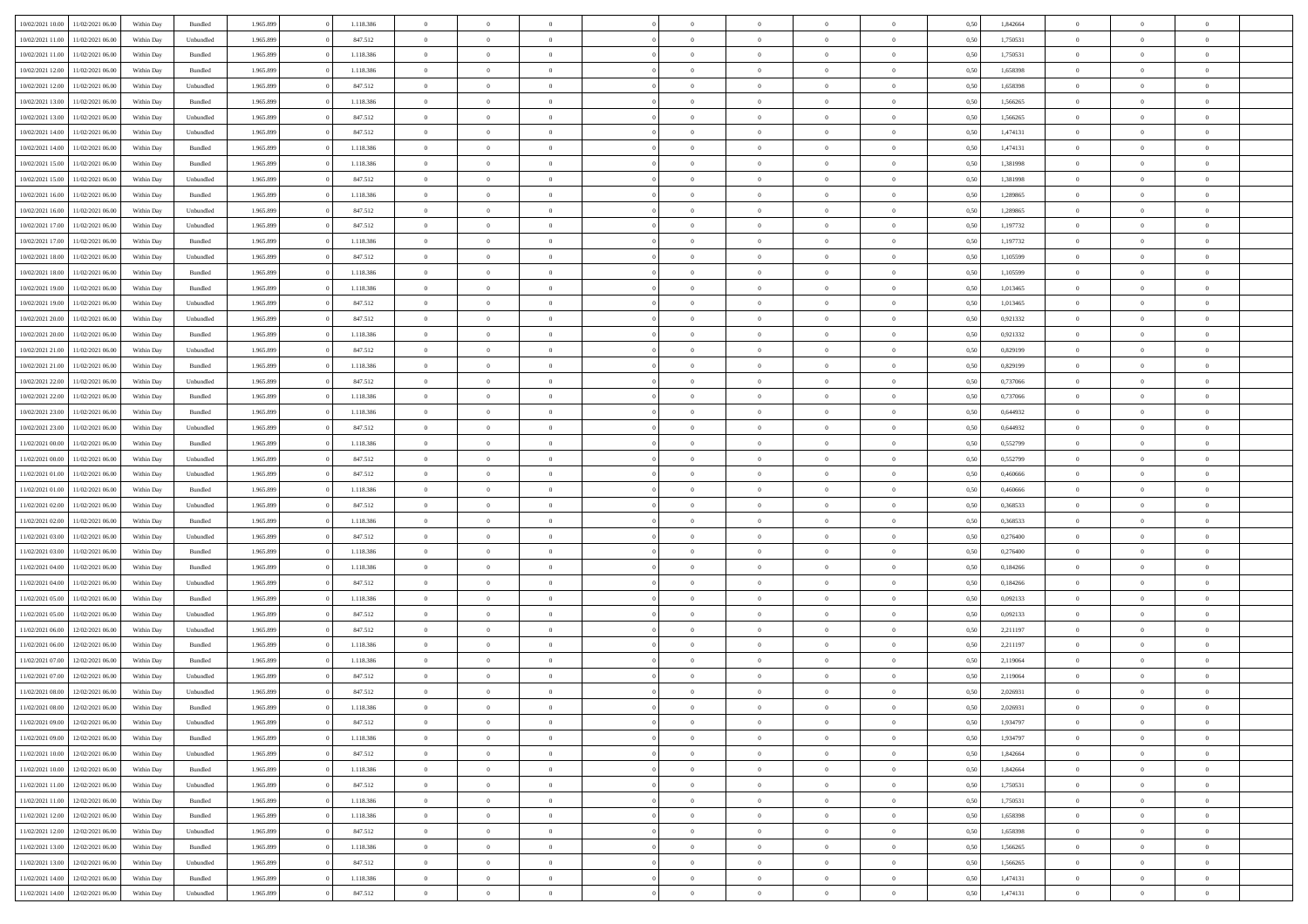| | | | | | | | | | | | | | | | | | | | | | |
|---|---|---|---|---|---|---|---|---|---|---|---|---|---|---|---|---|---|---|---|---|---|
| 10/02/2021 10:00 | 11/02/2021 06:00 | Within Day | Bundled | 1.965.899 | 0 | 1.118.386 | 0 | 0 | 0 | | 0 | 0 | 0 | 0 | 0,50 | 1,842664 | 0 | 0 | 0 | |
| 10/02/2021 11:00 | 11/02/2021 06:00 | Within Day | Unbundled | 1.965.899 | 0 | 847.512 | 0 | 0 | 0 | | 0 | 0 | 0 | 0 | 0,50 | 1,750531 | 0 | 0 | 0 | |
| 10/02/2021 11:00 | 11/02/2021 06:00 | Within Day | Bundled | 1.965.899 | 0 | 1.118.386 | 0 | 0 | 0 | | 0 | 0 | 0 | 0 | 0,50 | 1,750531 | 0 | 0 | 0 | |
| 10/02/2021 12:00 | 11/02/2021 06:00 | Within Day | Bundled | 1.965.899 | 0 | 1.118.386 | 0 | 0 | 0 | | 0 | 0 | 0 | 0 | 0,50 | 1,658398 | 0 | 0 | 0 | |
| 10/02/2021 12:00 | 11/02/2021 06:00 | Within Day | Unbundled | 1.965.899 | 0 | 847.512 | 0 | 0 | 0 | | 0 | 0 | 0 | 0 | 0,50 | 1,658398 | 0 | 0 | 0 | |
| 10/02/2021 13:00 | 11/02/2021 06:00 | Within Day | Bundled | 1.965.899 | 0 | 1.118.386 | 0 | 0 | 0 | | 0 | 0 | 0 | 0 | 0,50 | 1,566265 | 0 | 0 | 0 | |
| 10/02/2021 13:00 | 11/02/2021 06:00 | Within Day | Unbundled | 1.965.899 | 0 | 847.512 | 0 | 0 | 0 | | 0 | 0 | 0 | 0 | 0,50 | 1,566265 | 0 | 0 | 0 | |
| 10/02/2021 14:00 | 11/02/2021 06:00 | Within Day | Unbundled | 1.965.899 | 0 | 847.512 | 0 | 0 | 0 | | 0 | 0 | 0 | 0 | 0,50 | 1,474131 | 0 | 0 | 0 | |
| 10/02/2021 14:00 | 11/02/2021 06:00 | Within Day | Bundled | 1.965.899 | 0 | 1.118.386 | 0 | 0 | 0 | | 0 | 0 | 0 | 0 | 0,50 | 1,474131 | 0 | 0 | 0 | |
| 10/02/2021 15:00 | 11/02/2021 06:00 | Within Day | Bundled | 1.965.899 | 0 | 1.118.386 | 0 | 0 | 0 | | 0 | 0 | 0 | 0 | 0,50 | 1,381998 | 0 | 0 | 0 | |
| 10/02/2021 15:00 | 11/02/2021 06:00 | Within Day | Unbundled | 1.965.899 | 0 | 847.512 | 0 | 0 | 0 | | 0 | 0 | 0 | 0 | 0,50 | 1,381998 | 0 | 0 | 0 | |
| 10/02/2021 16:00 | 11/02/2021 06:00 | Within Day | Bundled | 1.965.899 | 0 | 1.118.386 | 0 | 0 | 0 | | 0 | 0 | 0 | 0 | 0,50 | 1,289865 | 0 | 0 | 0 | |
| 10/02/2021 16:00 | 11/02/2021 06:00 | Within Day | Unbundled | 1.965.899 | 0 | 847.512 | 0 | 0 | 0 | | 0 | 0 | 0 | 0 | 0,50 | 1,289865 | 0 | 0 | 0 | |
| 10/02/2021 17:00 | 11/02/2021 06:00 | Within Day | Unbundled | 1.965.899 | 0 | 847.512 | 0 | 0 | 0 | | 0 | 0 | 0 | 0 | 0,50 | 1,197732 | 0 | 0 | 0 | |
| 10/02/2021 17:00 | 11/02/2021 06:00 | Within Day | Bundled | 1.965.899 | 0 | 1.118.386 | 0 | 0 | 0 | | 0 | 0 | 0 | 0 | 0,50 | 1,197732 | 0 | 0 | 0 | |
| 10/02/2021 18:00 | 11/02/2021 06:00 | Within Day | Unbundled | 1.965.899 | 0 | 847.512 | 0 | 0 | 0 | | 0 | 0 | 0 | 0 | 0,50 | 1,105599 | 0 | 0 | 0 | |
| 10/02/2021 18:00 | 11/02/2021 06:00 | Within Day | Bundled | 1.965.899 | 0 | 1.118.386 | 0 | 0 | 0 | | 0 | 0 | 0 | 0 | 0,50 | 1,105599 | 0 | 0 | 0 | |
| 10/02/2021 19:00 | 11/02/2021 06:00 | Within Day | Bundled | 1.965.899 | 0 | 1.118.386 | 0 | 0 | 0 | | 0 | 0 | 0 | 0 | 0,50 | 1,013465 | 0 | 0 | 0 | |
| 10/02/2021 19:00 | 11/02/2021 06:00 | Within Day | Unbundled | 1.965.899 | 0 | 847.512 | 0 | 0 | 0 | | 0 | 0 | 0 | 0 | 0,50 | 1,013465 | 0 | 0 | 0 | |
| 10/02/2021 20:00 | 11/02/2021 06:00 | Within Day | Unbundled | 1.965.899 | 0 | 847.512 | 0 | 0 | 0 | | 0 | 0 | 0 | 0 | 0,50 | 0,921332 | 0 | 0 | 0 | |
| 10/02/2021 20:00 | 11/02/2021 06:00 | Within Day | Bundled | 1.965.899 | 0 | 1.118.386 | 0 | 0 | 0 | | 0 | 0 | 0 | 0 | 0,50 | 0,921332 | 0 | 0 | 0 | |
| 10/02/2021 21:00 | 11/02/2021 06:00 | Within Day | Unbundled | 1.965.899 | 0 | 847.512 | 0 | 0 | 0 | | 0 | 0 | 0 | 0 | 0,50 | 0,829199 | 0 | 0 | 0 | |
| 10/02/2021 21:00 | 11/02/2021 06:00 | Within Day | Bundled | 1.965.899 | 0 | 1.118.386 | 0 | 0 | 0 | | 0 | 0 | 0 | 0 | 0,50 | 0,829199 | 0 | 0 | 0 | |
| 10/02/2021 22:00 | 11/02/2021 06:00 | Within Day | Unbundled | 1.965.899 | 0 | 847.512 | 0 | 0 | 0 | | 0 | 0 | 0 | 0 | 0,50 | 0,737066 | 0 | 0 | 0 | |
| 10/02/2021 22:00 | 11/02/2021 06:00 | Within Day | Bundled | 1.965.899 | 0 | 1.118.386 | 0 | 0 | 0 | | 0 | 0 | 0 | 0 | 0,50 | 0,737066 | 0 | 0 | 0 | |
| 10/02/2021 23:00 | 11/02/2021 06:00 | Within Day | Bundled | 1.965.899 | 0 | 1.118.386 | 0 | 0 | 0 | | 0 | 0 | 0 | 0 | 0,50 | 0,644932 | 0 | 0 | 0 | |
| 10/02/2021 23:00 | 11/02/2021 06:00 | Within Day | Unbundled | 1.965.899 | 0 | 847.512 | 0 | 0 | 0 | | 0 | 0 | 0 | 0 | 0,50 | 0,644932 | 0 | 0 | 0 | |
| 11/02/2021 00:00 | 11/02/2021 06:00 | Within Day | Bundled | 1.965.899 | 0 | 1.118.386 | 0 | 0 | 0 | | 0 | 0 | 0 | 0 | 0,50 | 0,552799 | 0 | 0 | 0 | |
| 11/02/2021 00:00 | 11/02/2021 06:00 | Within Day | Unbundled | 1.965.899 | 0 | 847.512 | 0 | 0 | 0 | | 0 | 0 | 0 | 0 | 0,50 | 0,552799 | 0 | 0 | 0 | |
| 11/02/2021 01:00 | 11/02/2021 06:00 | Within Day | Unbundled | 1.965.899 | 0 | 847.512 | 0 | 0 | 0 | | 0 | 0 | 0 | 0 | 0,50 | 0,460666 | 0 | 0 | 0 | |
| 11/02/2021 01:00 | 11/02/2021 06:00 | Within Day | Bundled | 1.965.899 | 0 | 1.118.386 | 0 | 0 | 0 | | 0 | 0 | 0 | 0 | 0,50 | 0,460666 | 0 | 0 | 0 | |
| 11/02/2021 02:00 | 11/02/2021 06:00 | Within Day | Unbundled | 1.965.899 | 0 | 847.512 | 0 | 0 | 0 | | 0 | 0 | 0 | 0 | 0,50 | 0,368533 | 0 | 0 | 0 | |
| 11/02/2021 02:00 | 11/02/2021 06:00 | Within Day | Bundled | 1.965.899 | 0 | 1.118.386 | 0 | 0 | 0 | | 0 | 0 | 0 | 0 | 0,50 | 0,368533 | 0 | 0 | 0 | |
| 11/02/2021 03:00 | 11/02/2021 06:00 | Within Day | Unbundled | 1.965.899 | 0 | 847.512 | 0 | 0 | 0 | | 0 | 0 | 0 | 0 | 0,50 | 0,276400 | 0 | 0 | 0 | |
| 11/02/2021 03:00 | 11/02/2021 06:00 | Within Day | Bundled | 1.965.899 | 0 | 1.118.386 | 0 | 0 | 0 | | 0 | 0 | 0 | 0 | 0,50 | 0,276400 | 0 | 0 | 0 | |
| 11/02/2021 04:00 | 11/02/2021 06:00 | Within Day | Bundled | 1.965.899 | 0 | 1.118.386 | 0 | 0 | 0 | | 0 | 0 | 0 | 0 | 0,50 | 0,184266 | 0 | 0 | 0 | |
| 11/02/2021 04:00 | 11/02/2021 06:00 | Within Day | Unbundled | 1.965.899 | 0 | 847.512 | 0 | 0 | 0 | | 0 | 0 | 0 | 0 | 0,50 | 0,184266 | 0 | 0 | 0 | |
| 11/02/2021 05:00 | 11/02/2021 06:00 | Within Day | Bundled | 1.965.899 | 0 | 1.118.386 | 0 | 0 | 0 | | 0 | 0 | 0 | 0 | 0,50 | 0,092133 | 0 | 0 | 0 | |
| 11/02/2021 05:00 | 11/02/2021 06:00 | Within Day | Unbundled | 1.965.899 | 0 | 847.512 | 0 | 0 | 0 | | 0 | 0 | 0 | 0 | 0,50 | 0,092133 | 0 | 0 | 0 | |
| 11/02/2021 06:00 | 12/02/2021 06:00 | Within Day | Unbundled | 1.965.899 | 0 | 847.512 | 0 | 0 | 0 | | 0 | 0 | 0 | 0 | 0,50 | 2,211197 | 0 | 0 | 0 | |
| 11/02/2021 06:00 | 12/02/2021 06:00 | Within Day | Bundled | 1.965.899 | 0 | 1.118.386 | 0 | 0 | 0 | | 0 | 0 | 0 | 0 | 0,50 | 2,211197 | 0 | 0 | 0 | |
| 11/02/2021 07:00 | 12/02/2021 06:00 | Within Day | Bundled | 1.965.899 | 0 | 1.118.386 | 0 | 0 | 0 | | 0 | 0 | 0 | 0 | 0,50 | 2,119064 | 0 | 0 | 0 | |
| 11/02/2021 07:00 | 12/02/2021 06:00 | Within Day | Unbundled | 1.965.899 | 0 | 847.512 | 0 | 0 | 0 | | 0 | 0 | 0 | 0 | 0,50 | 2,119064 | 0 | 0 | 0 | |
| 11/02/2021 08:00 | 12/02/2021 06:00 | Within Day | Unbundled | 1.965.899 | 0 | 847.512 | 0 | 0 | 0 | | 0 | 0 | 0 | 0 | 0,50 | 2,026931 | 0 | 0 | 0 | |
| 11/02/2021 08:00 | 12/02/2021 06:00 | Within Day | Bundled | 1.965.899 | 0 | 1.118.386 | 0 | 0 | 0 | | 0 | 0 | 0 | 0 | 0,50 | 2,026931 | 0 | 0 | 0 | |
| 11/02/2021 09:00 | 12/02/2021 06:00 | Within Day | Unbundled | 1.965.899 | 0 | 847.512 | 0 | 0 | 0 | | 0 | 0 | 0 | 0 | 0,50 | 1,934797 | 0 | 0 | 0 | |
| 11/02/2021 09:00 | 12/02/2021 06:00 | Within Day | Bundled | 1.965.899 | 0 | 1.118.386 | 0 | 0 | 0 | | 0 | 0 | 0 | 0 | 0,50 | 1,934797 | 0 | 0 | 0 | |
| 11/02/2021 10:00 | 12/02/2021 06:00 | Within Day | Unbundled | 1.965.899 | 0 | 847.512 | 0 | 0 | 0 | | 0 | 0 | 0 | 0 | 0,50 | 1,842664 | 0 | 0 | 0 | |
| 11/02/2021 10:00 | 12/02/2021 06:00 | Within Day | Bundled | 1.965.899 | 0 | 1.118.386 | 0 | 0 | 0 | | 0 | 0 | 0 | 0 | 0,50 | 1,842664 | 0 | 0 | 0 | |
| 11/02/2021 11:00 | 12/02/2021 06:00 | Within Day | Unbundled | 1.965.899 | 0 | 847.512 | 0 | 0 | 0 | | 0 | 0 | 0 | 0 | 0,50 | 1,750531 | 0 | 0 | 0 | |
| 11/02/2021 11:00 | 12/02/2021 06:00 | Within Day | Bundled | 1.965.899 | 0 | 1.118.386 | 0 | 0 | 0 | | 0 | 0 | 0 | 0 | 0,50 | 1,750531 | 0 | 0 | 0 | |
| 11/02/2021 12:00 | 12/02/2021 06:00 | Within Day | Bundled | 1.965.899 | 0 | 1.118.386 | 0 | 0 | 0 | | 0 | 0 | 0 | 0 | 0,50 | 1,658398 | 0 | 0 | 0 | |
| 11/02/2021 12:00 | 12/02/2021 06:00 | Within Day | Unbundled | 1.965.899 | 0 | 847.512 | 0 | 0 | 0 | | 0 | 0 | 0 | 0 | 0,50 | 1,658398 | 0 | 0 | 0 | |
| 11/02/2021 13:00 | 12/02/2021 06:00 | Within Day | Bundled | 1.965.899 | 0 | 1.118.386 | 0 | 0 | 0 | | 0 | 0 | 0 | 0 | 0,50 | 1,566265 | 0 | 0 | 0 | |
| 11/02/2021 13:00 | 12/02/2021 06:00 | Within Day | Unbundled | 1.965.899 | 0 | 847.512 | 0 | 0 | 0 | | 0 | 0 | 0 | 0 | 0,50 | 1,566265 | 0 | 0 | 0 | |
| 11/02/2021 14:00 | 12/02/2021 06:00 | Within Day | Bundled | 1.965.899 | 0 | 1.118.386 | 0 | 0 | 0 | | 0 | 0 | 0 | 0 | 0,50 | 1,474131 | 0 | 0 | 0 | |
| 11/02/2021 14:00 | 12/02/2021 06:00 | Within Day | Unbundled | 1.965.899 | 0 | 847.512 | 0 | 0 | 0 | | 0 | 0 | 0 | 0 | 0,50 | 1,474131 | 0 | 0 | 0 | |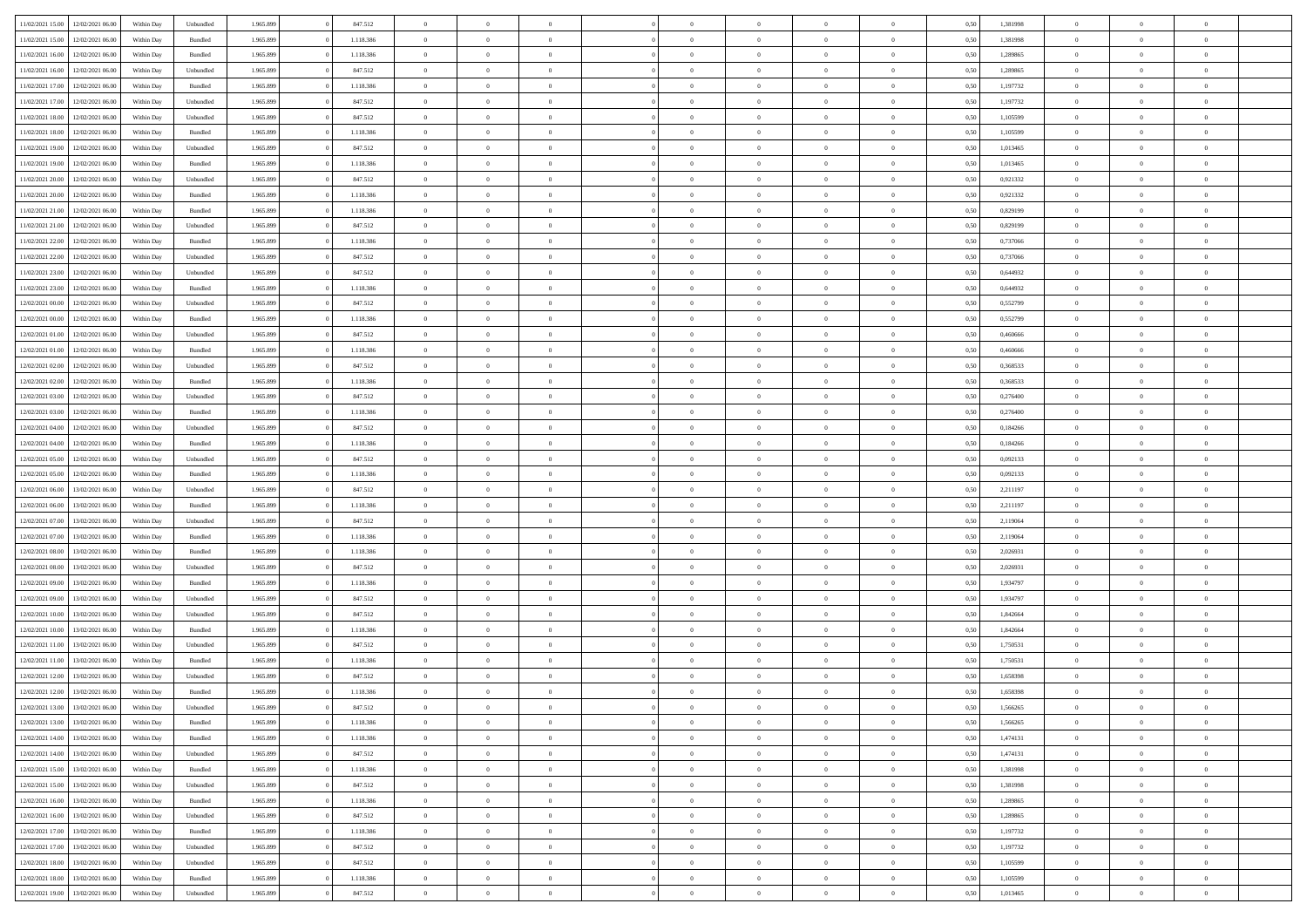| | | | | | | | | | | | | | | | | | | | | | |
|---|---|---|---|---|---|---|---|---|---|---|---|---|---|---|---|---|---|---|---|---|---|
| 11/02/2021 15:00 | 12/02/2021 06:00 | Within Day | Unbundled | 1.965.899 | 0 | 847.512 | 0 | 0 | 0 | | 0 | 0 | 0 | 0 | 0 | 0,50 | 1,381998 | 0 | 0 | 0 | |
| 11/02/2021 15:00 | 12/02/2021 06:00 | Within Day | Bundled | 1.965.899 | 0 | 1.118.386 | 0 | 0 | 0 | | 0 | 0 | 0 | 0 | 0 | 0,50 | 1,381998 | 0 | 0 | 0 | |
| 11/02/2021 16:00 | 12/02/2021 06:00 | Within Day | Bundled | 1.965.899 | 0 | 1.118.386 | 0 | 0 | 0 | | 0 | 0 | 0 | 0 | 0 | 0,50 | 1,289865 | 0 | 0 | 0 | |
| 11/02/2021 16:00 | 12/02/2021 06:00 | Within Day | Unbundled | 1.965.899 | 0 | 847.512 | 0 | 0 | 0 | | 0 | 0 | 0 | 0 | 0 | 0,50 | 1,289865 | 0 | 0 | 0 | |
| 11/02/2021 17:00 | 12/02/2021 06:00 | Within Day | Bundled | 1.965.899 | 0 | 1.118.386 | 0 | 0 | 0 | | 0 | 0 | 0 | 0 | 0 | 0,50 | 1,197732 | 0 | 0 | 0 | |
| 11/02/2021 17:00 | 12/02/2021 06:00 | Within Day | Unbundled | 1.965.899 | 0 | 847.512 | 0 | 0 | 0 | | 0 | 0 | 0 | 0 | 0 | 0,50 | 1,197732 | 0 | 0 | 0 | |
| 11/02/2021 18:00 | 12/02/2021 06:00 | Within Day | Unbundled | 1.965.899 | 0 | 847.512 | 0 | 0 | 0 | | 0 | 0 | 0 | 0 | 0 | 0,50 | 1,105599 | 0 | 0 | 0 | |
| 11/02/2021 18:00 | 12/02/2021 06:00 | Within Day | Bundled | 1.965.899 | 0 | 1.118.386 | 0 | 0 | 0 | | 0 | 0 | 0 | 0 | 0 | 0,50 | 1,105599 | 0 | 0 | 0 | |
| 11/02/2021 19:00 | 12/02/2021 06:00 | Within Day | Unbundled | 1.965.899 | 0 | 847.512 | 0 | 0 | 0 | | 0 | 0 | 0 | 0 | 0 | 0,50 | 1,013465 | 0 | 0 | 0 | |
| 11/02/2021 19:00 | 12/02/2021 06:00 | Within Day | Bundled | 1.965.899 | 0 | 1.118.386 | 0 | 0 | 0 | | 0 | 0 | 0 | 0 | 0 | 0,50 | 1,013465 | 0 | 0 | 0 | |
| 11/02/2021 20:00 | 12/02/2021 06:00 | Within Day | Unbundled | 1.965.899 | 0 | 847.512 | 0 | 0 | 0 | | 0 | 0 | 0 | 0 | 0 | 0,50 | 0,921332 | 0 | 0 | 0 | |
| 11/02/2021 20:00 | 12/02/2021 06:00 | Within Day | Bundled | 1.965.899 | 0 | 1.118.386 | 0 | 0 | 0 | | 0 | 0 | 0 | 0 | 0 | 0,50 | 0,921332 | 0 | 0 | 0 | |
| 11/02/2021 21:00 | 12/02/2021 06:00 | Within Day | Bundled | 1.965.899 | 0 | 1.118.386 | 0 | 0 | 0 | | 0 | 0 | 0 | 0 | 0 | 0,50 | 0,829199 | 0 | 0 | 0 | |
| 11/02/2021 21:00 | 12/02/2021 06:00 | Within Day | Unbundled | 1.965.899 | 0 | 847.512 | 0 | 0 | 0 | | 0 | 0 | 0 | 0 | 0 | 0,50 | 0,829199 | 0 | 0 | 0 | |
| 11/02/2021 22:00 | 12/02/2021 06:00 | Within Day | Bundled | 1.965.899 | 0 | 1.118.386 | 0 | 0 | 0 | | 0 | 0 | 0 | 0 | 0 | 0,50 | 0,737066 | 0 | 0 | 0 | |
| 11/02/2021 22:00 | 12/02/2021 06:00 | Within Day | Unbundled | 1.965.899 | 0 | 847.512 | 0 | 0 | 0 | | 0 | 0 | 0 | 0 | 0 | 0,50 | 0,737066 | 0 | 0 | 0 | |
| 11/02/2021 23:00 | 12/02/2021 06:00 | Within Day | Unbundled | 1.965.899 | 0 | 847.512 | 0 | 0 | 0 | | 0 | 0 | 0 | 0 | 0 | 0,50 | 0,644932 | 0 | 0 | 0 | |
| 11/02/2021 23:00 | 12/02/2021 06:00 | Within Day | Bundled | 1.965.899 | 0 | 1.118.386 | 0 | 0 | 0 | | 0 | 0 | 0 | 0 | 0 | 0,50 | 0,644932 | 0 | 0 | 0 | |
| 12/02/2021 00:00 | 12/02/2021 06:00 | Within Day | Unbundled | 1.965.899 | 0 | 847.512 | 0 | 0 | 0 | | 0 | 0 | 0 | 0 | 0 | 0,50 | 0,552799 | 0 | 0 | 0 | |
| 12/02/2021 00:00 | 12/02/2021 06:00 | Within Day | Bundled | 1.965.899 | 0 | 1.118.386 | 0 | 0 | 0 | | 0 | 0 | 0 | 0 | 0 | 0,50 | 0,552799 | 0 | 0 | 0 | |
| 12/02/2021 01:00 | 12/02/2021 06:00 | Within Day | Unbundled | 1.965.899 | 0 | 847.512 | 0 | 0 | 0 | | 0 | 0 | 0 | 0 | 0 | 0,50 | 0,460666 | 0 | 0 | 0 | |
| 12/02/2021 01:00 | 12/02/2021 06:00 | Within Day | Bundled | 1.965.899 | 0 | 1.118.386 | 0 | 0 | 0 | | 0 | 0 | 0 | 0 | 0 | 0,50 | 0,460666 | 0 | 0 | 0 | |
| 12/02/2021 02:00 | 12/02/2021 06:00 | Within Day | Unbundled | 1.965.899 | 0 | 847.512 | 0 | 0 | 0 | | 0 | 0 | 0 | 0 | 0 | 0,50 | 0,368533 | 0 | 0 | 0 | |
| 12/02/2021 02:00 | 12/02/2021 06:00 | Within Day | Bundled | 1.965.899 | 0 | 1.118.386 | 0 | 0 | 0 | | 0 | 0 | 0 | 0 | 0 | 0,50 | 0,368533 | 0 | 0 | 0 | |
| 12/02/2021 03:00 | 12/02/2021 06:00 | Within Day | Unbundled | 1.965.899 | 0 | 847.512 | 0 | 0 | 0 | | 0 | 0 | 0 | 0 | 0 | 0,50 | 0,276400 | 0 | 0 | 0 | |
| 12/02/2021 03:00 | 12/02/2021 06:00 | Within Day | Bundled | 1.965.899 | 0 | 1.118.386 | 0 | 0 | 0 | | 0 | 0 | 0 | 0 | 0 | 0,50 | 0,276400 | 0 | 0 | 0 | |
| 12/02/2021 04:00 | 12/02/2021 06:00 | Within Day | Unbundled | 1.965.899 | 0 | 847.512 | 0 | 0 | 0 | | 0 | 0 | 0 | 0 | 0 | 0,50 | 0,184266 | 0 | 0 | 0 | |
| 12/02/2021 04:00 | 12/02/2021 06:00 | Within Day | Bundled | 1.965.899 | 0 | 1.118.386 | 0 | 0 | 0 | | 0 | 0 | 0 | 0 | 0 | 0,50 | 0,184266 | 0 | 0 | 0 | |
| 12/02/2021 05:00 | 12/02/2021 06:00 | Within Day | Unbundled | 1.965.899 | 0 | 847.512 | 0 | 0 | 0 | | 0 | 0 | 0 | 0 | 0 | 0,50 | 0,092133 | 0 | 0 | 0 | |
| 12/02/2021 05:00 | 12/02/2021 06:00 | Within Day | Bundled | 1.965.899 | 0 | 1.118.386 | 0 | 0 | 0 | | 0 | 0 | 0 | 0 | 0 | 0,50 | 0,092133 | 0 | 0 | 0 | |
| 12/02/2021 06:00 | 13/02/2021 06:00 | Within Day | Unbundled | 1.965.899 | 0 | 847.512 | 0 | 0 | 0 | | 0 | 0 | 0 | 0 | 0 | 0,50 | 2,211197 | 0 | 0 | 0 | |
| 12/02/2021 06:00 | 13/02/2021 06:00 | Within Day | Bundled | 1.965.899 | 0 | 1.118.386 | 0 | 0 | 0 | | 0 | 0 | 0 | 0 | 0 | 0,50 | 2,211197 | 0 | 0 | 0 | |
| 12/02/2021 07:00 | 13/02/2021 06:00 | Within Day | Unbundled | 1.965.899 | 0 | 847.512 | 0 | 0 | 0 | | 0 | 0 | 0 | 0 | 0 | 0,50 | 2,119064 | 0 | 0 | 0 | |
| 12/02/2021 07:00 | 13/02/2021 06:00 | Within Day | Bundled | 1.965.899 | 0 | 1.118.386 | 0 | 0 | 0 | | 0 | 0 | 0 | 0 | 0 | 0,50 | 2,119064 | 0 | 0 | 0 | |
| 12/02/2021 08:00 | 13/02/2021 06:00 | Within Day | Bundled | 1.965.899 | 0 | 1.118.386 | 0 | 0 | 0 | | 0 | 0 | 0 | 0 | 0 | 0,50 | 2,026931 | 0 | 0 | 0 | |
| 12/02/2021 08:00 | 13/02/2021 06:00 | Within Day | Unbundled | 1.965.899 | 0 | 847.512 | 0 | 0 | 0 | | 0 | 0 | 0 | 0 | 0 | 0,50 | 2,026931 | 0 | 0 | 0 | |
| 12/02/2021 09:00 | 13/02/2021 06:00 | Within Day | Bundled | 1.965.899 | 0 | 1.118.386 | 0 | 0 | 0 | | 0 | 0 | 0 | 0 | 0 | 0,50 | 1,934797 | 0 | 0 | 0 | |
| 12/02/2021 09:00 | 13/02/2021 06:00 | Within Day | Unbundled | 1.965.899 | 0 | 847.512 | 0 | 0 | 0 | | 0 | 0 | 0 | 0 | 0 | 0,50 | 1,934797 | 0 | 0 | 0 | |
| 12/02/2021 10:00 | 13/02/2021 06:00 | Within Day | Unbundled | 1.965.899 | 0 | 847.512 | 0 | 0 | 0 | | 0 | 0 | 0 | 0 | 0 | 0,50 | 1,842664 | 0 | 0 | 0 | |
| 12/02/2021 10:00 | 13/02/2021 06:00 | Within Day | Bundled | 1.965.899 | 0 | 1.118.386 | 0 | 0 | 0 | | 0 | 0 | 0 | 0 | 0 | 0,50 | 1,842664 | 0 | 0 | 0 | |
| 12/02/2021 11:00 | 13/02/2021 06:00 | Within Day | Unbundled | 1.965.899 | 0 | 847.512 | 0 | 0 | 0 | | 0 | 0 | 0 | 0 | 0 | 0,50 | 1,750531 | 0 | 0 | 0 | |
| 12/02/2021 11:00 | 13/02/2021 06:00 | Within Day | Bundled | 1.965.899 | 0 | 1.118.386 | 0 | 0 | 0 | | 0 | 0 | 0 | 0 | 0 | 0,50 | 1,750531 | 0 | 0 | 0 | |
| 12/02/2021 12:00 | 13/02/2021 06:00 | Within Day | Unbundled | 1.965.899 | 0 | 847.512 | 0 | 0 | 0 | | 0 | 0 | 0 | 0 | 0 | 0,50 | 1,658398 | 0 | 0 | 0 | |
| 12/02/2021 12:00 | 13/02/2021 06:00 | Within Day | Bundled | 1.965.899 | 0 | 1.118.386 | 0 | 0 | 0 | | 0 | 0 | 0 | 0 | 0 | 0,50 | 1,658398 | 0 | 0 | 0 | |
| 12/02/2021 13:00 | 13/02/2021 06:00 | Within Day | Unbundled | 1.965.899 | 0 | 847.512 | 0 | 0 | 0 | | 0 | 0 | 0 | 0 | 0 | 0,50 | 1,566265 | 0 | 0 | 0 | |
| 12/02/2021 13:00 | 13/02/2021 06:00 | Within Day | Bundled | 1.965.899 | 0 | 1.118.386 | 0 | 0 | 0 | | 0 | 0 | 0 | 0 | 0 | 0,50 | 1,566265 | 0 | 0 | 0 | |
| 12/02/2021 14:00 | 13/02/2021 06:00 | Within Day | Bundled | 1.965.899 | 0 | 1.118.386 | 0 | 0 | 0 | | 0 | 0 | 0 | 0 | 0 | 0,50 | 1,474131 | 0 | 0 | 0 | |
| 12/02/2021 14:00 | 13/02/2021 06:00 | Within Day | Unbundled | 1.965.899 | 0 | 847.512 | 0 | 0 | 0 | | 0 | 0 | 0 | 0 | 0 | 0,50 | 1,474131 | 0 | 0 | 0 | |
| 12/02/2021 15:00 | 13/02/2021 06:00 | Within Day | Bundled | 1.965.899 | 0 | 1.118.386 | 0 | 0 | 0 | | 0 | 0 | 0 | 0 | 0 | 0,50 | 1,381998 | 0 | 0 | 0 | |
| 12/02/2021 15:00 | 13/02/2021 06:00 | Within Day | Unbundled | 1.965.899 | 0 | 847.512 | 0 | 0 | 0 | | 0 | 0 | 0 | 0 | 0 | 0,50 | 1,381998 | 0 | 0 | 0 | |
| 12/02/2021 16:00 | 13/02/2021 06:00 | Within Day | Bundled | 1.965.899 | 0 | 1.118.386 | 0 | 0 | 0 | | 0 | 0 | 0 | 0 | 0 | 0,50 | 1,289865 | 0 | 0 | 0 | |
| 12/02/2021 16:00 | 13/02/2021 06:00 | Within Day | Unbundled | 1.965.899 | 0 | 847.512 | 0 | 0 | 0 | | 0 | 0 | 0 | 0 | 0 | 0,50 | 1,289865 | 0 | 0 | 0 | |
| 12/02/2021 17:00 | 13/02/2021 06:00 | Within Day | Bundled | 1.965.899 | 0 | 1.118.386 | 0 | 0 | 0 | | 0 | 0 | 0 | 0 | 0 | 0,50 | 1,197732 | 0 | 0 | 0 | |
| 12/02/2021 17:00 | 13/02/2021 06:00 | Within Day | Unbundled | 1.965.899 | 0 | 847.512 | 0 | 0 | 0 | | 0 | 0 | 0 | 0 | 0 | 0,50 | 1,197732 | 0 | 0 | 0 | |
| 12/02/2021 18:00 | 13/02/2021 06:00 | Within Day | Unbundled | 1.965.899 | 0 | 847.512 | 0 | 0 | 0 | | 0 | 0 | 0 | 0 | 0 | 0,50 | 1,105599 | 0 | 0 | 0 | |
| 12/02/2021 18:00 | 13/02/2021 06:00 | Within Day | Bundled | 1.965.899 | 0 | 1.118.386 | 0 | 0 | 0 | | 0 | 0 | 0 | 0 | 0 | 0,50 | 1,105599 | 0 | 0 | 0 | |
| 12/02/2021 19:00 | 13/02/2021 06:00 | Within Day | Unbundled | 1.965.899 | 0 | 847.512 | 0 | 0 | 0 | | 0 | 0 | 0 | 0 | 0 | 0,50 | 1,013465 | 0 | 0 | 0 | |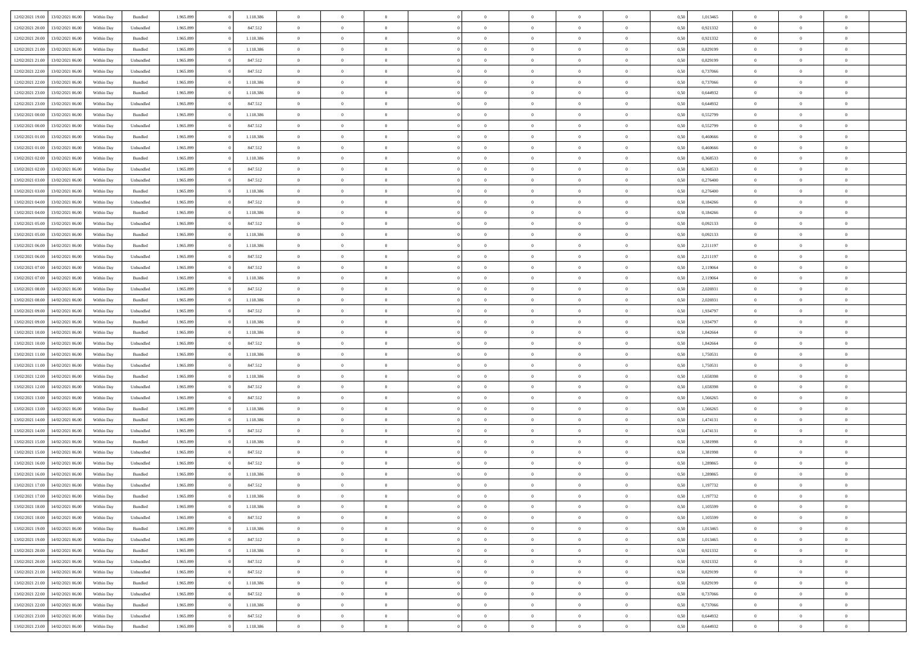| | | | | | | | | | | | | | | | | | | | | | |
|---|---|---|---|---|---|---|---|---|---|---|---|---|---|---|---|---|---|---|---|---|---|
| 12/02/2021 19:00 | 13/02/2021 06:00 | Within Day | Bundled | 1.965.899 | 0 | 1.118.386 | 0 | 0 | 0 | | 0 | 0 | 0 | 0 | 0 | 0,50 | 1,013465 | 0 | 0 | 0 | |
| 12/02/2021 20:00 | 13/02/2021 06:00 | Within Day | Unbundled | 1.965.899 | 0 | 847.512 | 0 | 0 | 0 | | 0 | 0 | 0 | 0 | 0 | 0,50 | 0,921332 | 0 | 0 | 0 | |
| 12/02/2021 20:00 | 13/02/2021 06:00 | Within Day | Bundled | 1.965.899 | 0 | 1.118.386 | 0 | 0 | 0 | | 0 | 0 | 0 | 0 | 0 | 0,50 | 0,921332 | 0 | 0 | 0 | |
| 12/02/2021 21:00 | 13/02/2021 06:00 | Within Day | Bundled | 1.965.899 | 0 | 1.118.386 | 0 | 0 | 0 | | 0 | 0 | 0 | 0 | 0 | 0,50 | 0,829199 | 0 | 0 | 0 | |
| 12/02/2021 21:00 | 13/02/2021 06:00 | Within Day | Unbundled | 1.965.899 | 0 | 847.512 | 0 | 0 | 0 | | 0 | 0 | 0 | 0 | 0 | 0,50 | 0,829199 | 0 | 0 | 0 | |
| 12/02/2021 22:00 | 13/02/2021 06:00 | Within Day | Unbundled | 1.965.899 | 0 | 847.512 | 0 | 0 | 0 | | 0 | 0 | 0 | 0 | 0 | 0,50 | 0,737066 | 0 | 0 | 0 | |
| 12/02/2021 22:00 | 13/02/2021 06:00 | Within Day | Bundled | 1.965.899 | 0 | 1.118.386 | 0 | 0 | 0 | | 0 | 0 | 0 | 0 | 0 | 0,50 | 0,737066 | 0 | 0 | 0 | |
| 12/02/2021 23:00 | 13/02/2021 06:00 | Within Day | Bundled | 1.965.899 | 0 | 1.118.386 | 0 | 0 | 0 | | 0 | 0 | 0 | 0 | 0 | 0,50 | 0,644932 | 0 | 0 | 0 | |
| 12/02/2021 23:00 | 13/02/2021 06:00 | Within Day | Unbundled | 1.965.899 | 0 | 847.512 | 0 | 0 | 0 | | 0 | 0 | 0 | 0 | 0 | 0,50 | 0,644932 | 0 | 0 | 0 | |
| 13/02/2021 00:00 | 13/02/2021 06:00 | Within Day | Bundled | 1.965.899 | 0 | 1.118.386 | 0 | 0 | 0 | | 0 | 0 | 0 | 0 | 0 | 0,50 | 0,552799 | 0 | 0 | 0 | |
| 13/02/2021 00:00 | 13/02/2021 06:00 | Within Day | Unbundled | 1.965.899 | 0 | 847.512 | 0 | 0 | 0 | | 0 | 0 | 0 | 0 | 0 | 0,50 | 0,552799 | 0 | 0 | 0 | |
| 13/02/2021 01:00 | 13/02/2021 06:00 | Within Day | Bundled | 1.965.899 | 0 | 1.118.386 | 0 | 0 | 0 | | 0 | 0 | 0 | 0 | 0 | 0,50 | 0,460666 | 0 | 0 | 0 | |
| 13/02/2021 01:00 | 13/02/2021 06:00 | Within Day | Unbundled | 1.965.899 | 0 | 847.512 | 0 | 0 | 0 | | 0 | 0 | 0 | 0 | 0 | 0,50 | 0,460666 | 0 | 0 | 0 | |
| 13/02/2021 02:00 | 13/02/2021 06:00 | Within Day | Bundled | 1.965.899 | 0 | 1.118.386 | 0 | 0 | 0 | | 0 | 0 | 0 | 0 | 0 | 0,50 | 0,368533 | 0 | 0 | 0 | |
| 13/02/2021 02:00 | 13/02/2021 06:00 | Within Day | Unbundled | 1.965.899 | 0 | 847.512 | 0 | 0 | 0 | | 0 | 0 | 0 | 0 | 0 | 0,50 | 0,368533 | 0 | 0 | 0 | |
| 13/02/2021 03:00 | 13/02/2021 06:00 | Within Day | Unbundled | 1.965.899 | 0 | 847.512 | 0 | 0 | 0 | | 0 | 0 | 0 | 0 | 0 | 0,50 | 0,276400 | 0 | 0 | 0 | |
| 13/02/2021 03:00 | 13/02/2021 06:00 | Within Day | Bundled | 1.965.899 | 0 | 1.118.386 | 0 | 0 | 0 | | 0 | 0 | 0 | 0 | 0 | 0,50 | 0,276400 | 0 | 0 | 0 | |
| 13/02/2021 04:00 | 13/02/2021 06:00 | Within Day | Unbundled | 1.965.899 | 0 | 847.512 | 0 | 0 | 0 | | 0 | 0 | 0 | 0 | 0 | 0,50 | 0,184266 | 0 | 0 | 0 | |
| 13/02/2021 04:00 | 13/02/2021 06:00 | Within Day | Bundled | 1.965.899 | 0 | 1.118.386 | 0 | 0 | 0 | | 0 | 0 | 0 | 0 | 0 | 0,50 | 0,184266 | 0 | 0 | 0 | |
| 13/02/2021 05:00 | 13/02/2021 06:00 | Within Day | Unbundled | 1.965.899 | 0 | 847.512 | 0 | 0 | 0 | | 0 | 0 | 0 | 0 | 0 | 0,50 | 0,092133 | 0 | 0 | 0 | |
| 13/02/2021 05:00 | 13/02/2021 06:00 | Within Day | Bundled | 1.965.899 | 0 | 1.118.386 | 0 | 0 | 0 | | 0 | 0 | 0 | 0 | 0 | 0,50 | 0,092133 | 0 | 0 | 0 | |
| 13/02/2021 06:00 | 14/02/2021 06:00 | Within Day | Bundled | 1.965.899 | 0 | 1.118.386 | 0 | 0 | 0 | | 0 | 0 | 0 | 0 | 0 | 0,50 | 2,211197 | 0 | 0 | 0 | |
| 13/02/2021 06:00 | 14/02/2021 06:00 | Within Day | Unbundled | 1.965.899 | 0 | 847.512 | 0 | 0 | 0 | | 0 | 0 | 0 | 0 | 0 | 0,50 | 2,211197 | 0 | 0 | 0 | |
| 13/02/2021 07:00 | 14/02/2021 06:00 | Within Day | Unbundled | 1.965.899 | 0 | 847.512 | 0 | 0 | 0 | | 0 | 0 | 0 | 0 | 0 | 0,50 | 2,119064 | 0 | 0 | 0 | |
| 13/02/2021 07:00 | 14/02/2021 06:00 | Within Day | Bundled | 1.965.899 | 0 | 1.118.386 | 0 | 0 | 0 | | 0 | 0 | 0 | 0 | 0 | 0,50 | 2,119064 | 0 | 0 | 0 | |
| 13/02/2021 08:00 | 14/02/2021 06:00 | Within Day | Unbundled | 1.965.899 | 0 | 847.512 | 0 | 0 | 0 | | 0 | 0 | 0 | 0 | 0 | 0,50 | 2,026931 | 0 | 0 | 0 | |
| 13/02/2021 08:00 | 14/02/2021 06:00 | Within Day | Bundled | 1.965.899 | 0 | 1.118.386 | 0 | 0 | 0 | | 0 | 0 | 0 | 0 | 0 | 0,50 | 2,026931 | 0 | 0 | 0 | |
| 13/02/2021 09:00 | 14/02/2021 06:00 | Within Day | Unbundled | 1.965.899 | 0 | 847.512 | 0 | 0 | 0 | | 0 | 0 | 0 | 0 | 0 | 0,50 | 1,934797 | 0 | 0 | 0 | |
| 13/02/2021 09:00 | 14/02/2021 06:00 | Within Day | Bundled | 1.965.899 | 0 | 1.118.386 | 0 | 0 | 0 | | 0 | 0 | 0 | 0 | 0 | 0,50 | 1,934797 | 0 | 0 | 0 | |
| 13/02/2021 10:00 | 14/02/2021 06:00 | Within Day | Bundled | 1.965.899 | 0 | 1.118.386 | 0 | 0 | 0 | | 0 | 0 | 0 | 0 | 0 | 0,50 | 1,842664 | 0 | 0 | 0 | |
| 13/02/2021 10:00 | 14/02/2021 06:00 | Within Day | Unbundled | 1.965.899 | 0 | 847.512 | 0 | 0 | 0 | | 0 | 0 | 0 | 0 | 0 | 0,50 | 1,842664 | 0 | 0 | 0 | |
| 13/02/2021 11:00 | 14/02/2021 06:00 | Within Day | Bundled | 1.965.899 | 0 | 1.118.386 | 0 | 0 | 0 | | 0 | 0 | 0 | 0 | 0 | 0,50 | 1,750531 | 0 | 0 | 0 | |
| 13/02/2021 11:00 | 14/02/2021 06:00 | Within Day | Unbundled | 1.965.899 | 0 | 847.512 | 0 | 0 | 0 | | 0 | 0 | 0 | 0 | 0 | 0,50 | 1,750531 | 0 | 0 | 0 | |
| 13/02/2021 12:00 | 14/02/2021 06:00 | Within Day | Bundled | 1.965.899 | 0 | 1.118.386 | 0 | 0 | 0 | | 0 | 0 | 0 | 0 | 0 | 0,50 | 1,658398 | 0 | 0 | 0 | |
| 13/02/2021 12:00 | 14/02/2021 06:00 | Within Day | Unbundled | 1.965.899 | 0 | 847.512 | 0 | 0 | 0 | | 0 | 0 | 0 | 0 | 0 | 0,50 | 1,658398 | 0 | 0 | 0 | |
| 13/02/2021 13:00 | 14/02/2021 06:00 | Within Day | Unbundled | 1.965.899 | 0 | 847.512 | 0 | 0 | 0 | | 0 | 0 | 0 | 0 | 0 | 0,50 | 1,566265 | 0 | 0 | 0 | |
| 13/02/2021 13:00 | 14/02/2021 06:00 | Within Day | Bundled | 1.965.899 | 0 | 1.118.386 | 0 | 0 | 0 | | 0 | 0 | 0 | 0 | 0 | 0,50 | 1,566265 | 0 | 0 | 0 | |
| 13/02/2021 14:00 | 14/02/2021 06:00 | Within Day | Bundled | 1.965.899 | 0 | 1.118.386 | 0 | 0 | 0 | | 0 | 0 | 0 | 0 | 0 | 0,50 | 1,474131 | 0 | 0 | 0 | |
| 13/02/2021 14:00 | 14/02/2021 06:00 | Within Day | Unbundled | 1.965.899 | 0 | 847.512 | 0 | 0 | 0 | | 0 | 0 | 0 | 0 | 0 | 0,50 | 1,474131 | 0 | 0 | 0 | |
| 13/02/2021 15:00 | 14/02/2021 06:00 | Within Day | Bundled | 1.965.899 | 0 | 1.118.386 | 0 | 0 | 0 | | 0 | 0 | 0 | 0 | 0 | 0,50 | 1,381998 | 0 | 0 | 0 | |
| 13/02/2021 15:00 | 14/02/2021 06:00 | Within Day | Unbundled | 1.965.899 | 0 | 847.512 | 0 | 0 | 0 | | 0 | 0 | 0 | 0 | 0 | 0,50 | 1,381998 | 0 | 0 | 0 | |
| 13/02/2021 16:00 | 14/02/2021 06:00 | Within Day | Unbundled | 1.965.899 | 0 | 847.512 | 0 | 0 | 0 | | 0 | 0 | 0 | 0 | 0 | 0,50 | 1,289865 | 0 | 0 | 0 | |
| 13/02/2021 16:00 | 14/02/2021 06:00 | Within Day | Bundled | 1.965.899 | 0 | 1.118.386 | 0 | 0 | 0 | | 0 | 0 | 0 | 0 | 0 | 0,50 | 1,289865 | 0 | 0 | 0 | |
| 13/02/2021 17:00 | 14/02/2021 06:00 | Within Day | Unbundled | 1.965.899 | 0 | 847.512 | 0 | 0 | 0 | | 0 | 0 | 0 | 0 | 0 | 0,50 | 1,197732 | 0 | 0 | 0 | |
| 13/02/2021 17:00 | 14/02/2021 06:00 | Within Day | Bundled | 1.965.899 | 0 | 1.118.386 | 0 | 0 | 0 | | 0 | 0 | 0 | 0 | 0 | 0,50 | 1,197732 | 0 | 0 | 0 | |
| 13/02/2021 18:00 | 14/02/2021 06:00 | Within Day | Bundled | 1.965.899 | 0 | 1.118.386 | 0 | 0 | 0 | | 0 | 0 | 0 | 0 | 0 | 0,50 | 1,105599 | 0 | 0 | 0 | |
| 13/02/2021 18:00 | 14/02/2021 06:00 | Within Day | Unbundled | 1.965.899 | 0 | 847.512 | 0 | 0 | 0 | | 0 | 0 | 0 | 0 | 0 | 0,50 | 1,105599 | 0 | 0 | 0 | |
| 13/02/2021 19:00 | 14/02/2021 06:00 | Within Day | Bundled | 1.965.899 | 0 | 1.118.386 | 0 | 0 | 0 | | 0 | 0 | 0 | 0 | 0 | 0,50 | 1,013465 | 0 | 0 | 0 | |
| 13/02/2021 19:00 | 14/02/2021 06:00 | Within Day | Unbundled | 1.965.899 | 0 | 847.512 | 0 | 0 | 0 | | 0 | 0 | 0 | 0 | 0 | 0,50 | 1,013465 | 0 | 0 | 0 | |
| 13/02/2021 20:00 | 14/02/2021 06:00 | Within Day | Bundled | 1.965.899 | 0 | 1.118.386 | 0 | 0 | 0 | | 0 | 0 | 0 | 0 | 0 | 0,50 | 0,921332 | 0 | 0 | 0 | |
| 13/02/2021 20:00 | 14/02/2021 06:00 | Within Day | Unbundled | 1.965.899 | 0 | 847.512 | 0 | 0 | 0 | | 0 | 0 | 0 | 0 | 0 | 0,50 | 0,921332 | 0 | 0 | 0 | |
| 13/02/2021 21:00 | 14/02/2021 06:00 | Within Day | Unbundled | 1.965.899 | 0 | 847.512 | 0 | 0 | 0 | | 0 | 0 | 0 | 0 | 0 | 0,50 | 0,829199 | 0 | 0 | 0 | |
| 13/02/2021 21:00 | 14/02/2021 06:00 | Within Day | Bundled | 1.965.899 | 0 | 1.118.386 | 0 | 0 | 0 | | 0 | 0 | 0 | 0 | 0 | 0,50 | 0,829199 | 0 | 0 | 0 | |
| 13/02/2021 22:00 | 14/02/2021 06:00 | Within Day | Unbundled | 1.965.899 | 0 | 847.512 | 0 | 0 | 0 | | 0 | 0 | 0 | 0 | 0 | 0,50 | 0,737066 | 0 | 0 | 0 | |
| 13/02/2021 22:00 | 14/02/2021 06:00 | Within Day | Bundled | 1.965.899 | 0 | 1.118.386 | 0 | 0 | 0 | | 0 | 0 | 0 | 0 | 0 | 0,50 | 0,737066 | 0 | 0 | 0 | |
| 13/02/2021 23:00 | 14/02/2021 06:00 | Within Day | Unbundled | 1.965.899 | 0 | 847.512 | 0 | 0 | 0 | | 0 | 0 | 0 | 0 | 0 | 0,50 | 0,644932 | 0 | 0 | 0 | |
| 13/02/2021 23:00 | 14/02/2021 06:00 | Within Day | Bundled | 1.965.899 | 0 | 1.118.386 | 0 | 0 | 0 | | 0 | 0 | 0 | 0 | 0 | 0,50 | 0,644932 | 0 | 0 | 0 | |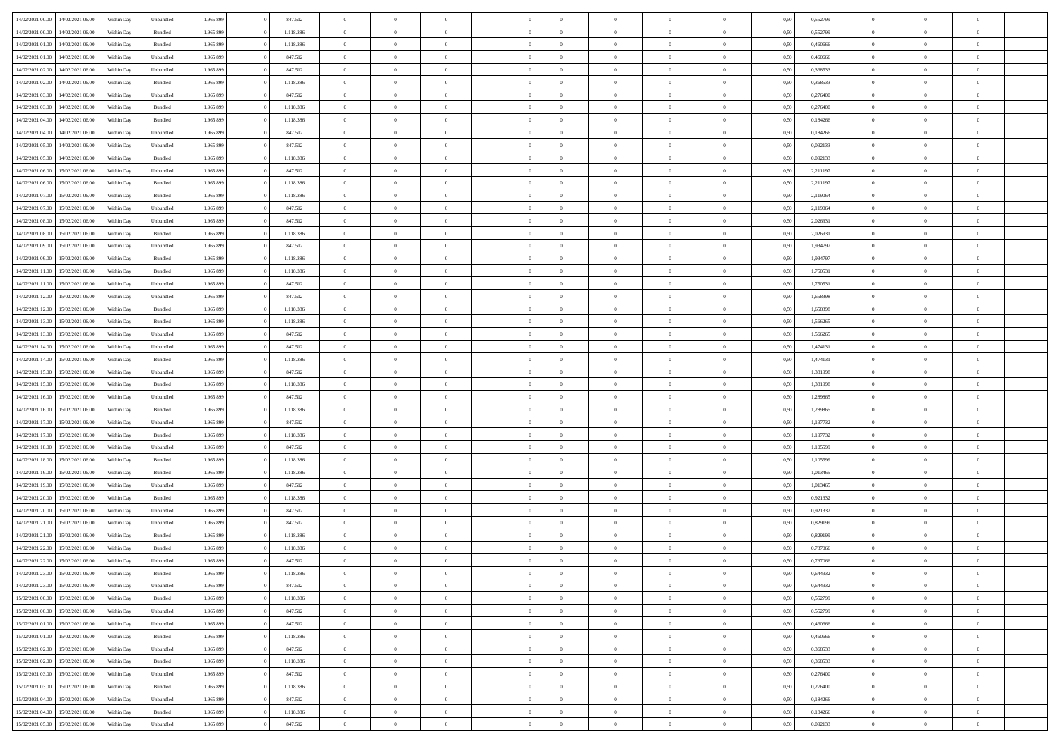| | | | | | | | | | | | | | | | | | | | | | |
|---|---|---|---|---|---|---|---|---|---|---|---|---|---|---|---|---|---|---|---|---|---|
| 14/02/2021 00.00 | 14/02/2021 06.00 | Within Day | Unbundled | 1.965.899 | 0 | 847.512 | 0 | 0 | 0 | | 0 | 0 | 0 | 0 | 0 | 0,50 | 0,552799 | 0 | 0 | 0 | |
| 14/02/2021 00.00 | 14/02/2021 06.00 | Within Day | Bundled | 1.965.899 | 0 | 1.118.386 | 0 | 0 | 0 | | 0 | 0 | 0 | 0 | 0 | 0,50 | 0,552799 | 0 | 0 | 0 | |
| 14/02/2021 01.00 | 14/02/2021 06.00 | Within Day | Bundled | 1.965.899 | 0 | 1.118.386 | 0 | 0 | 0 | | 0 | 0 | 0 | 0 | 0 | 0,50 | 0,460666 | 0 | 0 | 0 | |
| 14/02/2021 01.00 | 14/02/2021 06.00 | Within Day | Unbundled | 1.965.899 | 0 | 847.512 | 0 | 0 | 0 | | 0 | 0 | 0 | 0 | 0 | 0,50 | 0,460666 | 0 | 0 | 0 | |
| 14/02/2021 02.00 | 14/02/2021 06.00 | Within Day | Unbundled | 1.965.899 | 0 | 847.512 | 0 | 0 | 0 | | 0 | 0 | 0 | 0 | 0 | 0,50 | 0,368533 | 0 | 0 | 0 | |
| 14/02/2021 02.00 | 14/02/2021 06.00 | Within Day | Bundled | 1.965.899 | 0 | 1.118.386 | 0 | 0 | 0 | | 0 | 0 | 0 | 0 | 0 | 0,50 | 0,368533 | 0 | 0 | 0 | |
| 14/02/2021 03.00 | 14/02/2021 06.00 | Within Day | Unbundled | 1.965.899 | 0 | 847.512 | 0 | 0 | 0 | | 0 | 0 | 0 | 0 | 0 | 0,50 | 0,276400 | 0 | 0 | 0 | |
| 14/02/2021 03.00 | 14/02/2021 06.00 | Within Day | Bundled | 1.965.899 | 0 | 1.118.386 | 0 | 0 | 0 | | 0 | 0 | 0 | 0 | 0 | 0,50 | 0,276400 | 0 | 0 | 0 | |
| 14/02/2021 04.00 | 14/02/2021 06.00 | Within Day | Bundled | 1.965.899 | 0 | 1.118.386 | 0 | 0 | 0 | | 0 | 0 | 0 | 0 | 0 | 0,50 | 0,184266 | 0 | 0 | 0 | |
| 14/02/2021 04.00 | 14/02/2021 06.00 | Within Day | Unbundled | 1.965.899 | 0 | 847.512 | 0 | 0 | 0 | | 0 | 0 | 0 | 0 | 0 | 0,50 | 0,184266 | 0 | 0 | 0 | |
| 14/02/2021 05.00 | 14/02/2021 06.00 | Within Day | Unbundled | 1.965.899 | 0 | 847.512 | 0 | 0 | 0 | | 0 | 0 | 0 | 0 | 0 | 0,50 | 0,092133 | 0 | 0 | 0 | |
| 14/02/2021 05.00 | 14/02/2021 06.00 | Within Day | Bundled | 1.965.899 | 0 | 1.118.386 | 0 | 0 | 0 | | 0 | 0 | 0 | 0 | 0 | 0,50 | 0,092133 | 0 | 0 | 0 | |
| 14/02/2021 06.00 | 15/02/2021 06.00 | Within Day | Unbundled | 1.965.899 | 0 | 847.512 | 0 | 0 | 0 | | 0 | 0 | 0 | 0 | 0 | 0,50 | 2,211197 | 0 | 0 | 0 | |
| 14/02/2021 06.00 | 15/02/2021 06.00 | Within Day | Bundled | 1.965.899 | 0 | 1.118.386 | 0 | 0 | 0 | | 0 | 0 | 0 | 0 | 0 | 0,50 | 2,211197 | 0 | 0 | 0 | |
| 14/02/2021 07.00 | 15/02/2021 06.00 | Within Day | Bundled | 1.965.899 | 0 | 1.118.386 | 0 | 0 | 0 | | 0 | 0 | 0 | 0 | 0 | 0,50 | 2,119064 | 0 | 0 | 0 | |
| 14/02/2021 07.00 | 15/02/2021 06.00 | Within Day | Unbundled | 1.965.899 | 0 | 847.512 | 0 | 0 | 0 | | 0 | 0 | 0 | 0 | 0 | 0,50 | 2,119064 | 0 | 0 | 0 | |
| 14/02/2021 08.00 | 15/02/2021 06.00 | Within Day | Unbundled | 1.965.899 | 0 | 847.512 | 0 | 0 | 0 | | 0 | 0 | 0 | 0 | 0 | 0,50 | 2,026931 | 0 | 0 | 0 | |
| 14/02/2021 08.00 | 15/02/2021 06.00 | Within Day | Bundled | 1.965.899 | 0 | 1.118.386 | 0 | 0 | 0 | | 0 | 0 | 0 | 0 | 0 | 0,50 | 2,026931 | 0 | 0 | 0 | |
| 14/02/2021 09.00 | 15/02/2021 06.00 | Within Day | Unbundled | 1.965.899 | 0 | 847.512 | 0 | 0 | 0 | | 0 | 0 | 0 | 0 | 0 | 0,50 | 1,934797 | 0 | 0 | 0 | |
| 14/02/2021 09.00 | 15/02/2021 06.00 | Within Day | Bundled | 1.965.899 | 0 | 1.118.386 | 0 | 0 | 0 | | 0 | 0 | 0 | 0 | 0 | 0,50 | 1,934797 | 0 | 0 | 0 | |
| 14/02/2021 11.00 | 15/02/2021 06.00 | Within Day | Bundled | 1.965.899 | 0 | 1.118.386 | 0 | 0 | 0 | | 0 | 0 | 0 | 0 | 0 | 0,50 | 1,750531 | 0 | 0 | 0 | |
| 14/02/2021 11.00 | 15/02/2021 06.00 | Within Day | Unbundled | 1.965.899 | 0 | 847.512 | 0 | 0 | 0 | | 0 | 0 | 0 | 0 | 0 | 0,50 | 1,750531 | 0 | 0 | 0 | |
| 14/02/2021 12.00 | 15/02/2021 06.00 | Within Day | Unbundled | 1.965.899 | 0 | 847.512 | 0 | 0 | 0 | | 0 | 0 | 0 | 0 | 0 | 0,50 | 1,658398 | 0 | 0 | 0 | |
| 14/02/2021 12.00 | 15/02/2021 06.00 | Within Day | Bundled | 1.965.899 | 0 | 1.118.386 | 0 | 0 | 0 | | 0 | 0 | 0 | 0 | 0 | 0,50 | 1,658398 | 0 | 0 | 0 | |
| 14/02/2021 13.00 | 15/02/2021 06.00 | Within Day | Bundled | 1.965.899 | 0 | 1.118.386 | 0 | 0 | 0 | | 0 | 0 | 0 | 0 | 0 | 0,50 | 1,566265 | 0 | 0 | 0 | |
| 14/02/2021 13.00 | 15/02/2021 06.00 | Within Day | Unbundled | 1.965.899 | 0 | 847.512 | 0 | 0 | 0 | | 0 | 0 | 0 | 0 | 0 | 0,50 | 1,566265 | 0 | 0 | 0 | |
| 14/02/2021 14.00 | 15/02/2021 06.00 | Within Day | Unbundled | 1.965.899 | 0 | 847.512 | 0 | 0 | 0 | | 0 | 0 | 0 | 0 | 0 | 0,50 | 1,474131 | 0 | 0 | 0 | |
| 14/02/2021 14.00 | 15/02/2021 06.00 | Within Day | Bundled | 1.965.899 | 0 | 1.118.386 | 0 | 0 | 0 | | 0 | 0 | 0 | 0 | 0 | 0,50 | 1,474131 | 0 | 0 | 0 | |
| 14/02/2021 15.00 | 15/02/2021 06.00 | Within Day | Unbundled | 1.965.899 | 0 | 847.512 | 0 | 0 | 0 | | 0 | 0 | 0 | 0 | 0 | 0,50 | 1,381998 | 0 | 0 | 0 | |
| 14/02/2021 15.00 | 15/02/2021 06.00 | Within Day | Bundled | 1.965.899 | 0 | 1.118.386 | 0 | 0 | 0 | | 0 | 0 | 0 | 0 | 0 | 0,50 | 1,381998 | 0 | 0 | 0 | |
| 14/02/2021 16.00 | 15/02/2021 06.00 | Within Day | Unbundled | 1.965.899 | 0 | 847.512 | 0 | 0 | 0 | | 0 | 0 | 0 | 0 | 0 | 0,50 | 1,289865 | 0 | 0 | 0 | |
| 14/02/2021 16.00 | 15/02/2021 06.00 | Within Day | Bundled | 1.965.899 | 0 | 1.118.386 | 0 | 0 | 0 | | 0 | 0 | 0 | 0 | 0 | 0,50 | 1,289865 | 0 | 0 | 0 | |
| 14/02/2021 17.00 | 15/02/2021 06.00 | Within Day | Unbundled | 1.965.899 | 0 | 847.512 | 0 | 0 | 0 | | 0 | 0 | 0 | 0 | 0 | 0,50 | 1,197732 | 0 | 0 | 0 | |
| 14/02/2021 17.00 | 15/02/2021 06.00 | Within Day | Bundled | 1.965.899 | 0 | 1.118.386 | 0 | 0 | 0 | | 0 | 0 | 0 | 0 | 0 | 0,50 | 1,197732 | 0 | 0 | 0 | |
| 14/02/2021 18.00 | 15/02/2021 06.00 | Within Day | Unbundled | 1.965.899 | 0 | 847.512 | 0 | 0 | 0 | | 0 | 0 | 0 | 0 | 0 | 0,50 | 1,105599 | 0 | 0 | 0 | |
| 14/02/2021 18.00 | 15/02/2021 06.00 | Within Day | Bundled | 1.965.899 | 0 | 1.118.386 | 0 | 0 | 0 | | 0 | 0 | 0 | 0 | 0 | 0,50 | 1,105599 | 0 | 0 | 0 | |
| 14/02/2021 19.00 | 15/02/2021 06.00 | Within Day | Bundled | 1.965.899 | 0 | 1.118.386 | 0 | 0 | 0 | | 0 | 0 | 0 | 0 | 0 | 0,50 | 1,013465 | 0 | 0 | 0 | |
| 14/02/2021 19.00 | 15/02/2021 06.00 | Within Day | Unbundled | 1.965.899 | 0 | 847.512 | 0 | 0 | 0 | | 0 | 0 | 0 | 0 | 0 | 0,50 | 1,013465 | 0 | 0 | 0 | |
| 14/02/2021 20.00 | 15/02/2021 06.00 | Within Day | Bundled | 1.965.899 | 0 | 1.118.386 | 0 | 0 | 0 | | 0 | 0 | 0 | 0 | 0 | 0,50 | 0,921332 | 0 | 0 | 0 | |
| 14/02/2021 20.00 | 15/02/2021 06.00 | Within Day | Unbundled | 1.965.899 | 0 | 847.512 | 0 | 0 | 0 | | 0 | 0 | 0 | 0 | 0 | 0,50 | 0,921332 | 0 | 0 | 0 | |
| 14/02/2021 21.00 | 15/02/2021 06.00 | Within Day | Unbundled | 1.965.899 | 0 | 847.512 | 0 | 0 | 0 | | 0 | 0 | 0 | 0 | 0 | 0,50 | 0,829199 | 0 | 0 | 0 | |
| 14/02/2021 21.00 | 15/02/2021 06.00 | Within Day | Bundled | 1.965.899 | 0 | 1.118.386 | 0 | 0 | 0 | | 0 | 0 | 0 | 0 | 0 | 0,50 | 0,829199 | 0 | 0 | 0 | |
| 14/02/2021 22.00 | 15/02/2021 06.00 | Within Day | Bundled | 1.965.899 | 0 | 1.118.386 | 0 | 0 | 0 | | 0 | 0 | 0 | 0 | 0 | 0,50 | 0,737066 | 0 | 0 | 0 | |
| 14/02/2021 22.00 | 15/02/2021 06.00 | Within Day | Unbundled | 1.965.899 | 0 | 847.512 | 0 | 0 | 0 | | 0 | 0 | 0 | 0 | 0 | 0,50 | 0,737066 | 0 | 0 | 0 | |
| 14/02/2021 23.00 | 15/02/2021 06.00 | Within Day | Bundled | 1.965.899 | 0 | 1.118.386 | 0 | 0 | 0 | | 0 | 0 | 0 | 0 | 0 | 0,50 | 0,644932 | 0 | 0 | 0 | |
| 14/02/2021 23.00 | 15/02/2021 06.00 | Within Day | Unbundled | 1.965.899 | 0 | 847.512 | 0 | 0 | 0 | | 0 | 0 | 0 | 0 | 0 | 0,50 | 0,644932 | 0 | 0 | 0 | |
| 15/02/2021 00.00 | 15/02/2021 06.00 | Within Day | Bundled | 1.965.899 | 0 | 1.118.386 | 0 | 0 | 0 | | 0 | 0 | 0 | 0 | 0 | 0,50 | 0,552799 | 0 | 0 | 0 | |
| 15/02/2021 00.00 | 15/02/2021 06.00 | Within Day | Unbundled | 1.965.899 | 0 | 847.512 | 0 | 0 | 0 | | 0 | 0 | 0 | 0 | 0 | 0,50 | 0,552799 | 0 | 0 | 0 | |
| 15/02/2021 01.00 | 15/02/2021 06.00 | Within Day | Unbundled | 1.965.899 | 0 | 847.512 | 0 | 0 | 0 | | 0 | 0 | 0 | 0 | 0 | 0,50 | 0,460666 | 0 | 0 | 0 | |
| 15/02/2021 01.00 | 15/02/2021 06.00 | Within Day | Bundled | 1.965.899 | 0 | 1.118.386 | 0 | 0 | 0 | | 0 | 0 | 0 | 0 | 0 | 0,50 | 0,460666 | 0 | 0 | 0 | |
| 15/02/2021 02.00 | 15/02/2021 06.00 | Within Day | Unbundled | 1.965.899 | 0 | 847.512 | 0 | 0 | 0 | | 0 | 0 | 0 | 0 | 0 | 0,50 | 0,368533 | 0 | 0 | 0 | |
| 15/02/2021 02.00 | 15/02/2021 06.00 | Within Day | Bundled | 1.965.899 | 0 | 1.118.386 | 0 | 0 | 0 | | 0 | 0 | 0 | 0 | 0 | 0,50 | 0,368533 | 0 | 0 | 0 | |
| 15/02/2021 03.00 | 15/02/2021 06.00 | Within Day | Unbundled | 1.965.899 | 0 | 847.512 | 0 | 0 | 0 | | 0 | 0 | 0 | 0 | 0 | 0,50 | 0,276400 | 0 | 0 | 0 | |
| 15/02/2021 03.00 | 15/02/2021 06.00 | Within Day | Bundled | 1.965.899 | 0 | 1.118.386 | 0 | 0 | 0 | | 0 | 0 | 0 | 0 | 0 | 0,50 | 0,276400 | 0 | 0 | 0 | |
| 15/02/2021 04.00 | 15/02/2021 06.00 | Within Day | Unbundled | 1.965.899 | 0 | 847.512 | 0 | 0 | 0 | | 0 | 0 | 0 | 0 | 0 | 0,50 | 0,184266 | 0 | 0 | 0 | |
| 15/02/2021 04.00 | 15/02/2021 06.00 | Within Day | Bundled | 1.965.899 | 0 | 1.118.386 | 0 | 0 | 0 | | 0 | 0 | 0 | 0 | 0 | 0,50 | 0,184266 | 0 | 0 | 0 | |
| 15/02/2021 05.00 | 15/02/2021 06.00 | Within Day | Unbundled | 1.965.899 | 0 | 847.512 | 0 | 0 | 0 | | 0 | 0 | 0 | 0 | 0 | 0,50 | 0,092133 | 0 | 0 | 0 | |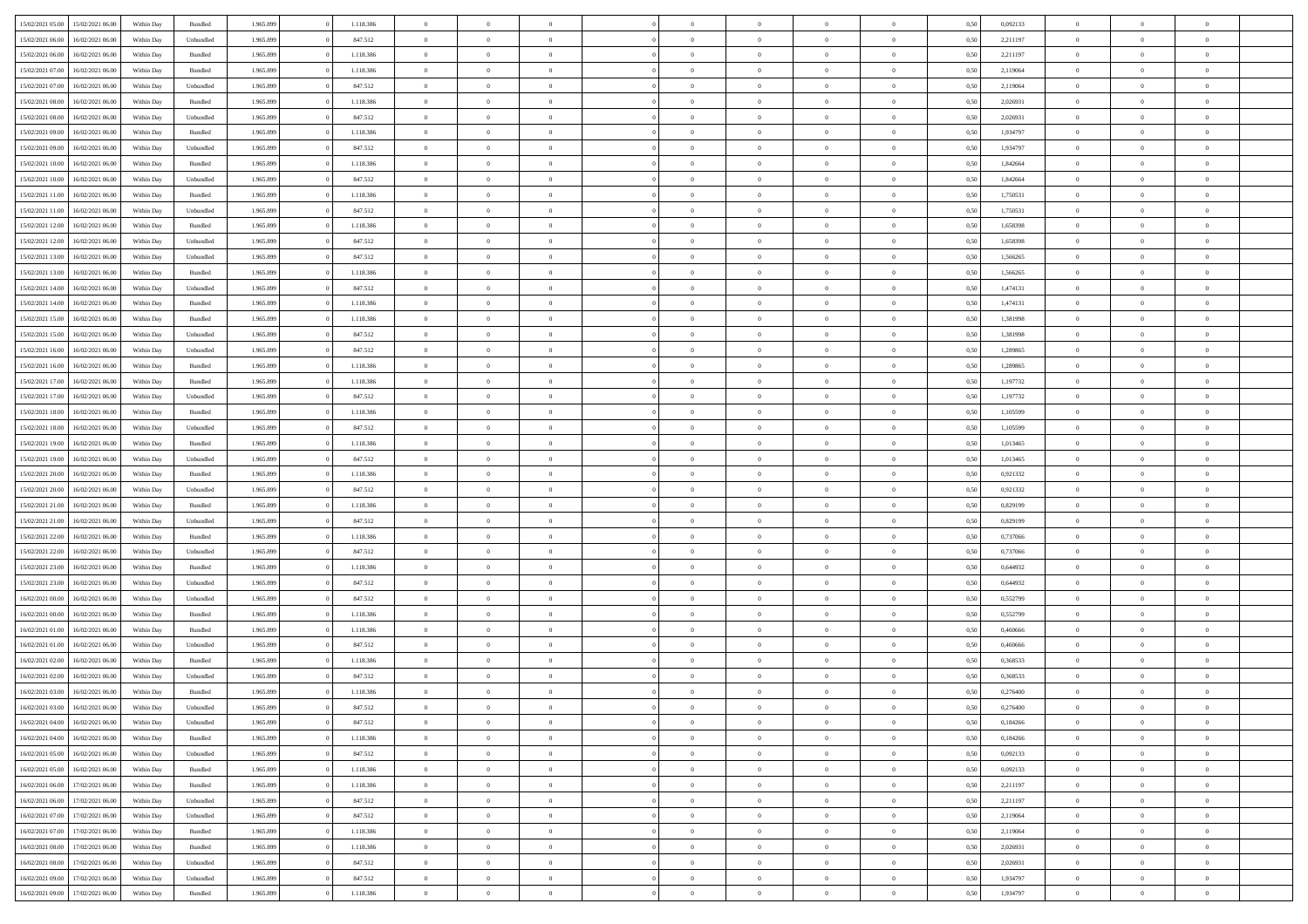| | | | | | | | | | | | | | | | | | | | | | |
|---|---|---|---|---|---|---|---|---|---|---|---|---|---|---|---|---|---|---|---|---|---|
| 15/02/2021 05.00 | 15/02/2021 06.00 | Within Day | Bundled | 1.965.899 | 0 | 1.118.386 | 0 | 0 | 0 | | 0 | 0 | 0 | 0 | 0 | 0,50 | 0,092133 | 0 | 0 | 0 | |
| 15/02/2021 06.00 | 16/02/2021 06.00 | Within Day | Unbundled | 1.965.899 | 0 | 847.512 | 0 | 0 | 0 | | 0 | 0 | 0 | 0 | 0 | 0,50 | 2,211197 | 0 | 0 | 0 | |
| 15/02/2021 06.00 | 16/02/2021 06.00 | Within Day | Bundled | 1.965.899 | 0 | 1.118.386 | 0 | 0 | 0 | | 0 | 0 | 0 | 0 | 0 | 0,50 | 2,211197 | 0 | 0 | 0 | |
| 15/02/2021 07.00 | 16/02/2021 06.00 | Within Day | Bundled | 1.965.899 | 0 | 1.118.386 | 0 | 0 | 0 | | 0 | 0 | 0 | 0 | 0 | 0,50 | 2,119064 | 0 | 0 | 0 | |
| 15/02/2021 07.00 | 16/02/2021 06.00 | Within Day | Unbundled | 1.965.899 | 0 | 847.512 | 0 | 0 | 0 | | 0 | 0 | 0 | 0 | 0 | 0,50 | 2,119064 | 0 | 0 | 0 | |
| 15/02/2021 08.00 | 16/02/2021 06.00 | Within Day | Bundled | 1.965.899 | 0 | 1.118.386 | 0 | 0 | 0 | | 0 | 0 | 0 | 0 | 0 | 0,50 | 2,026931 | 0 | 0 | 0 | |
| 15/02/2021 08.00 | 16/02/2021 06.00 | Within Day | Unbundled | 1.965.899 | 0 | 847.512 | 0 | 0 | 0 | | 0 | 0 | 0 | 0 | 0 | 0,50 | 2,026931 | 0 | 0 | 0 | |
| 15/02/2021 09.00 | 16/02/2021 06.00 | Within Day | Bundled | 1.965.899 | 0 | 1.118.386 | 0 | 0 | 0 | | 0 | 0 | 0 | 0 | 0 | 0,50 | 1,934797 | 0 | 0 | 0 | |
| 15/02/2021 09.00 | 16/02/2021 06.00 | Within Day | Unbundled | 1.965.899 | 0 | 847.512 | 0 | 0 | 0 | | 0 | 0 | 0 | 0 | 0 | 0,50 | 1,934797 | 0 | 0 | 0 | |
| 15/02/2021 10.00 | 16/02/2021 06.00 | Within Day | Bundled | 1.965.899 | 0 | 1.118.386 | 0 | 0 | 0 | | 0 | 0 | 0 | 0 | 0 | 0,50 | 1,842664 | 0 | 0 | 0 | |
| 15/02/2021 10.00 | 16/02/2021 06.00 | Within Day | Unbundled | 1.965.899 | 0 | 847.512 | 0 | 0 | 0 | | 0 | 0 | 0 | 0 | 0 | 0,50 | 1,842664 | 0 | 0 | 0 | |
| 15/02/2021 11.00 | 16/02/2021 06.00 | Within Day | Bundled | 1.965.899 | 0 | 1.118.386 | 0 | 0 | 0 | | 0 | 0 | 0 | 0 | 0 | 0,50 | 1,750531 | 0 | 0 | 0 | |
| 15/02/2021 11.00 | 16/02/2021 06.00 | Within Day | Unbundled | 1.965.899 | 0 | 847.512 | 0 | 0 | 0 | | 0 | 0 | 0 | 0 | 0 | 0,50 | 1,750531 | 0 | 0 | 0 | |
| 15/02/2021 12.00 | 16/02/2021 06.00 | Within Day | Bundled | 1.965.899 | 0 | 1.118.386 | 0 | 0 | 0 | | 0 | 0 | 0 | 0 | 0 | 0,50 | 1,658398 | 0 | 0 | 0 | |
| 15/02/2021 12.00 | 16/02/2021 06.00 | Within Day | Unbundled | 1.965.899 | 0 | 847.512 | 0 | 0 | 0 | | 0 | 0 | 0 | 0 | 0 | 0,50 | 1,658398 | 0 | 0 | 0 | |
| 15/02/2021 13.00 | 16/02/2021 06.00 | Within Day | Unbundled | 1.965.899 | 0 | 847.512 | 0 | 0 | 0 | | 0 | 0 | 0 | 0 | 0 | 0,50 | 1,566265 | 0 | 0 | 0 | |
| 15/02/2021 13.00 | 16/02/2021 06.00 | Within Day | Bundled | 1.965.899 | 0 | 1.118.386 | 0 | 0 | 0 | | 0 | 0 | 0 | 0 | 0 | 0,50 | 1,566265 | 0 | 0 | 0 | |
| 15/02/2021 14.00 | 16/02/2021 06.00 | Within Day | Unbundled | 1.965.899 | 0 | 847.512 | 0 | 0 | 0 | | 0 | 0 | 0 | 0 | 0 | 0,50 | 1,474131 | 0 | 0 | 0 | |
| 15/02/2021 14.00 | 16/02/2021 06.00 | Within Day | Bundled | 1.965.899 | 0 | 1.118.386 | 0 | 0 | 0 | | 0 | 0 | 0 | 0 | 0 | 0,50 | 1,474131 | 0 | 0 | 0 | |
| 15/02/2021 15.00 | 16/02/2021 06.00 | Within Day | Bundled | 1.965.899 | 0 | 1.118.386 | 0 | 0 | 0 | | 0 | 0 | 0 | 0 | 0 | 0,50 | 1,381998 | 0 | 0 | 0 | |
| 15/02/2021 15.00 | 16/02/2021 06.00 | Within Day | Unbundled | 1.965.899 | 0 | 847.512 | 0 | 0 | 0 | | 0 | 0 | 0 | 0 | 0 | 0,50 | 1,381998 | 0 | 0 | 0 | |
| 15/02/2021 16.00 | 16/02/2021 06.00 | Within Day | Unbundled | 1.965.899 | 0 | 847.512 | 0 | 0 | 0 | | 0 | 0 | 0 | 0 | 0 | 0,50 | 1,289865 | 0 | 0 | 0 | |
| 15/02/2021 16.00 | 16/02/2021 06.00 | Within Day | Bundled | 1.965.899 | 0 | 1.118.386 | 0 | 0 | 0 | | 0 | 0 | 0 | 0 | 0 | 0,50 | 1,289865 | 0 | 0 | 0 | |
| 15/02/2021 17.00 | 16/02/2021 06.00 | Within Day | Bundled | 1.965.899 | 0 | 1.118.386 | 0 | 0 | 0 | | 0 | 0 | 0 | 0 | 0 | 0,50 | 1,197732 | 0 | 0 | 0 | |
| 15/02/2021 17.00 | 16/02/2021 06.00 | Within Day | Unbundled | 1.965.899 | 0 | 847.512 | 0 | 0 | 0 | | 0 | 0 | 0 | 0 | 0 | 0,50 | 1,197732 | 0 | 0 | 0 | |
| 15/02/2021 18.00 | 16/02/2021 06.00 | Within Day | Bundled | 1.965.899 | 0 | 1.118.386 | 0 | 0 | 0 | | 0 | 0 | 0 | 0 | 0 | 0,50 | 1,105599 | 0 | 0 | 0 | |
| 15/02/2021 18.00 | 16/02/2021 06.00 | Within Day | Unbundled | 1.965.899 | 0 | 847.512 | 0 | 0 | 0 | | 0 | 0 | 0 | 0 | 0 | 0,50 | 1,105599 | 0 | 0 | 0 | |
| 15/02/2021 19.00 | 16/02/2021 06.00 | Within Day | Bundled | 1.965.899 | 0 | 1.118.386 | 0 | 0 | 0 | | 0 | 0 | 0 | 0 | 0 | 0,50 | 1,013465 | 0 | 0 | 0 | |
| 15/02/2021 19.00 | 16/02/2021 06.00 | Within Day | Unbundled | 1.965.899 | 0 | 847.512 | 0 | 0 | 0 | | 0 | 0 | 0 | 0 | 0 | 0,50 | 1,013465 | 0 | 0 | 0 | |
| 15/02/2021 20.00 | 16/02/2021 06.00 | Within Day | Bundled | 1.965.899 | 0 | 1.118.386 | 0 | 0 | 0 | | 0 | 0 | 0 | 0 | 0 | 0,50 | 0,921332 | 0 | 0 | 0 | |
| 15/02/2021 20.00 | 16/02/2021 06.00 | Within Day | Unbundled | 1.965.899 | 0 | 847.512 | 0 | 0 | 0 | | 0 | 0 | 0 | 0 | 0 | 0,50 | 0,921332 | 0 | 0 | 0 | |
| 15/02/2021 21.00 | 16/02/2021 06.00 | Within Day | Bundled | 1.965.899 | 0 | 1.118.386 | 0 | 0 | 0 | | 0 | 0 | 0 | 0 | 0 | 0,50 | 0,829199 | 0 | 0 | 0 | |
| 15/02/2021 21.00 | 16/02/2021 06.00 | Within Day | Unbundled | 1.965.899 | 0 | 847.512 | 0 | 0 | 0 | | 0 | 0 | 0 | 0 | 0 | 0,50 | 0,829199 | 0 | 0 | 0 | |
| 15/02/2021 22.00 | 16/02/2021 06.00 | Within Day | Bundled | 1.965.899 | 0 | 1.118.386 | 0 | 0 | 0 | | 0 | 0 | 0 | 0 | 0 | 0,50 | 0,737066 | 0 | 0 | 0 | |
| 15/02/2021 22.00 | 16/02/2021 06.00 | Within Day | Unbundled | 1.965.899 | 0 | 847.512 | 0 | 0 | 0 | | 0 | 0 | 0 | 0 | 0 | 0,50 | 0,737066 | 0 | 0 | 0 | |
| 15/02/2021 23.00 | 16/02/2021 06.00 | Within Day | Bundled | 1.965.899 | 0 | 1.118.386 | 0 | 0 | 0 | | 0 | 0 | 0 | 0 | 0 | 0,50 | 0,644932 | 0 | 0 | 0 | |
| 15/02/2021 23.00 | 16/02/2021 06.00 | Within Day | Unbundled | 1.965.899 | 0 | 847.512 | 0 | 0 | 0 | | 0 | 0 | 0 | 0 | 0 | 0,50 | 0,644932 | 0 | 0 | 0 | |
| 16/02/2021 00.00 | 16/02/2021 06.00 | Within Day | Unbundled | 1.965.899 | 0 | 847.512 | 0 | 0 | 0 | | 0 | 0 | 0 | 0 | 0 | 0,50 | 0,552799 | 0 | 0 | 0 | |
| 16/02/2021 00.00 | 16/02/2021 06.00 | Within Day | Bundled | 1.965.899 | 0 | 1.118.386 | 0 | 0 | 0 | | 0 | 0 | 0 | 0 | 0 | 0,50 | 0,552799 | 0 | 0 | 0 | |
| 16/02/2021 01.00 | 16/02/2021 06.00 | Within Day | Bundled | 1.965.899 | 0 | 1.118.386 | 0 | 0 | 0 | | 0 | 0 | 0 | 0 | 0 | 0,50 | 0,460666 | 0 | 0 | 0 | |
| 16/02/2021 01.00 | 16/02/2021 06.00 | Within Day | Unbundled | 1.965.899 | 0 | 847.512 | 0 | 0 | 0 | | 0 | 0 | 0 | 0 | 0 | 0,50 | 0,460666 | 0 | 0 | 0 | |
| 16/02/2021 02.00 | 16/02/2021 06.00 | Within Day | Bundled | 1.965.899 | 0 | 1.118.386 | 0 | 0 | 0 | | 0 | 0 | 0 | 0 | 0 | 0,50 | 0,368533 | 0 | 0 | 0 | |
| 16/02/2021 02.00 | 16/02/2021 06.00 | Within Day | Unbundled | 1.965.899 | 0 | 847.512 | 0 | 0 | 0 | | 0 | 0 | 0 | 0 | 0 | 0,50 | 0,368533 | 0 | 0 | 0 | |
| 16/02/2021 03.00 | 16/02/2021 06.00 | Within Day | Bundled | 1.965.899 | 0 | 1.118.386 | 0 | 0 | 0 | | 0 | 0 | 0 | 0 | 0 | 0,50 | 0,276400 | 0 | 0 | 0 | |
| 16/02/2021 03.00 | 16/02/2021 06.00 | Within Day | Unbundled | 1.965.899 | 0 | 847.512 | 0 | 0 | 0 | | 0 | 0 | 0 | 0 | 0 | 0,50 | 0,276400 | 0 | 0 | 0 | |
| 16/02/2021 04.00 | 16/02/2021 06.00 | Within Day | Unbundled | 1.965.899 | 0 | 847.512 | 0 | 0 | 0 | | 0 | 0 | 0 | 0 | 0 | 0,50 | 0,184266 | 0 | 0 | 0 | |
| 16/02/2021 04.00 | 16/02/2021 06.00 | Within Day | Bundled | 1.965.899 | 0 | 1.118.386 | 0 | 0 | 0 | | 0 | 0 | 0 | 0 | 0 | 0,50 | 0,184266 | 0 | 0 | 0 | |
| 16/02/2021 05.00 | 16/02/2021 06.00 | Within Day | Unbundled | 1.965.899 | 0 | 847.512 | 0 | 0 | 0 | | 0 | 0 | 0 | 0 | 0 | 0,50 | 0,092133 | 0 | 0 | 0 | |
| 16/02/2021 05.00 | 16/02/2021 06.00 | Within Day | Bundled | 1.965.899 | 0 | 1.118.386 | 0 | 0 | 0 | | 0 | 0 | 0 | 0 | 0 | 0,50 | 0,092133 | 0 | 0 | 0 | |
| 16/02/2021 06.00 | 17/02/2021 06.00 | Within Day | Bundled | 1.965.899 | 0 | 1.118.386 | 0 | 0 | 0 | | 0 | 0 | 0 | 0 | 0 | 0,50 | 2,211197 | 0 | 0 | 0 | |
| 16/02/2021 06.00 | 17/02/2021 06.00 | Within Day | Unbundled | 1.965.899 | 0 | 847.512 | 0 | 0 | 0 | | 0 | 0 | 0 | 0 | 0 | 0,50 | 2,211197 | 0 | 0 | 0 | |
| 16/02/2021 07.00 | 17/02/2021 06.00 | Within Day | Unbundled | 1.965.899 | 0 | 847.512 | 0 | 0 | 0 | | 0 | 0 | 0 | 0 | 0 | 0,50 | 2,119064 | 0 | 0 | 0 | |
| 16/02/2021 07.00 | 17/02/2021 06.00 | Within Day | Bundled | 1.965.899 | 0 | 1.118.386 | 0 | 0 | 0 | | 0 | 0 | 0 | 0 | 0 | 0,50 | 2,119064 | 0 | 0 | 0 | |
| 16/02/2021 08.00 | 17/02/2021 06.00 | Within Day | Bundled | 1.965.899 | 0 | 1.118.386 | 0 | 0 | 0 | | 0 | 0 | 0 | 0 | 0 | 0,50 | 2,026931 | 0 | 0 | 0 | |
| 16/02/2021 08.00 | 17/02/2021 06.00 | Within Day | Unbundled | 1.965.899 | 0 | 847.512 | 0 | 0 | 0 | | 0 | 0 | 0 | 0 | 0 | 0,50 | 2,026931 | 0 | 0 | 0 | |
| 16/02/2021 09.00 | 17/02/2021 06.00 | Within Day | Unbundled | 1.965.899 | 0 | 847.512 | 0 | 0 | 0 | | 0 | 0 | 0 | 0 | 0 | 0,50 | 1,934797 | 0 | 0 | 0 | |
| 16/02/2021 09.00 | 17/02/2021 06.00 | Within Day | Bundled | 1.965.899 | 0 | 1.118.386 | 0 | 0 | 0 | | 0 | 0 | 0 | 0 | 0 | 0,50 | 1,934797 | 0 | 0 | 0 | |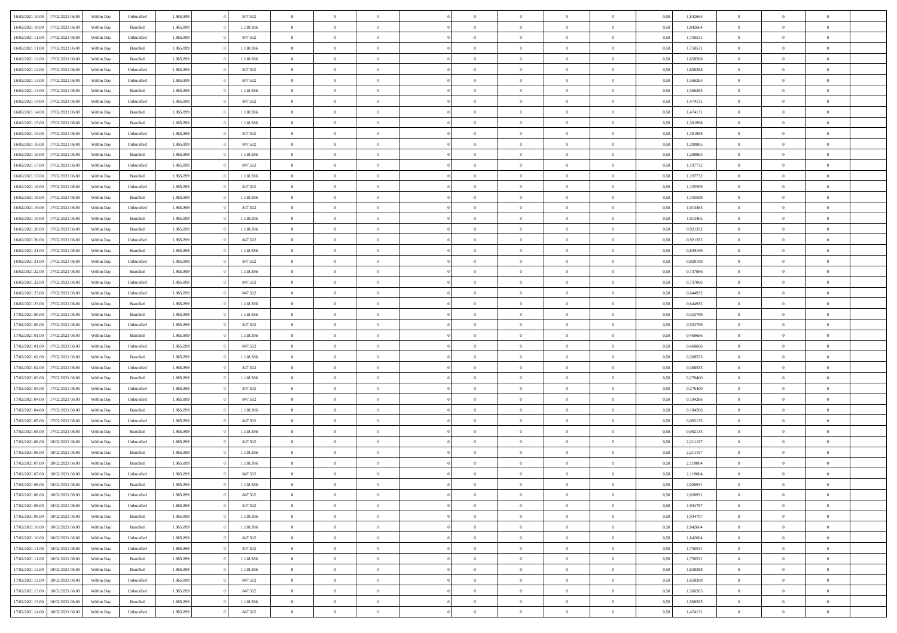| | | | | | | | | | | | | | | | | | | | | | |
|---|---|---|---|---|---|---|---|---|---|---|---|---|---|---|---|---|---|---|---|---|---|
| 16/02/2021 10:00 | 17/02/2021 06:00 | Within Day | Unbundled | 1.965.899 | 0 | 847.512 | 0 | 0 | 0 | | 0 | 0 | 0 | 0 | 0,50 | 1,842664 | 0 | 0 | 0 | |
| 16/02/2021 10:00 | 17/02/2021 06:00 | Within Day | Bundled | 1.965.899 | 0 | 1.118.386 | 0 | 0 | 0 | | 0 | 0 | 0 | 0 | 0,50 | 1,842664 | 0 | 0 | 0 | |
| 16/02/2021 11:00 | 17/02/2021 06:00 | Within Day | Unbundled | 1.965.899 | 0 | 847.512 | 0 | 0 | 0 | | 0 | 0 | 0 | 0 | 0,50 | 1,750531 | 0 | 0 | 0 | |
| 16/02/2021 11:00 | 17/02/2021 06:00 | Within Day | Bundled | 1.965.899 | 0 | 1.118.386 | 0 | 0 | 0 | | 0 | 0 | 0 | 0 | 0,50 | 1,750531 | 0 | 0 | 0 | |
| 16/02/2021 12:00 | 17/02/2021 06:00 | Within Day | Bundled | 1.965.899 | 0 | 1.118.386 | 0 | 0 | 0 | | 0 | 0 | 0 | 0 | 0,50 | 1,658398 | 0 | 0 | 0 | |
| 16/02/2021 12:00 | 17/02/2021 06:00 | Within Day | Unbundled | 1.965.899 | 0 | 847.512 | 0 | 0 | 0 | | 0 | 0 | 0 | 0 | 0,50 | 1,658398 | 0 | 0 | 0 | |
| 16/02/2021 13:00 | 17/02/2021 06:00 | Within Day | Unbundled | 1.965.899 | 0 | 847.512 | 0 | 0 | 0 | | 0 | 0 | 0 | 0 | 0,50 | 1,566265 | 0 | 0 | 0 | |
| 16/02/2021 13:00 | 17/02/2021 06:00 | Within Day | Bundled | 1.965.899 | 0 | 1.118.386 | 0 | 0 | 0 | | 0 | 0 | 0 | 0 | 0,50 | 1,566265 | 0 | 0 | 0 | |
| 16/02/2021 14:00 | 17/02/2021 06:00 | Within Day | Unbundled | 1.965.899 | 0 | 847.512 | 0 | 0 | 0 | | 0 | 0 | 0 | 0 | 0,50 | 1,474131 | 0 | 0 | 0 | |
| 16/02/2021 14:00 | 17/02/2021 06:00 | Within Day | Bundled | 1.965.899 | 0 | 1.118.386 | 0 | 0 | 0 | | 0 | 0 | 0 | 0 | 0,50 | 1,474131 | 0 | 0 | 0 | |
| 16/02/2021 15:00 | 17/02/2021 06:00 | Within Day | Bundled | 1.965.899 | 0 | 1.118.386 | 0 | 0 | 0 | | 0 | 0 | 0 | 0 | 0,50 | 1,381998 | 0 | 0 | 0 | |
| 16/02/2021 15:00 | 17/02/2021 06:00 | Within Day | Unbundled | 1.965.899 | 0 | 847.512 | 0 | 0 | 0 | | 0 | 0 | 0 | 0 | 0,50 | 1,381998 | 0 | 0 | 0 | |
| 16/02/2021 16:00 | 17/02/2021 06:00 | Within Day | Unbundled | 1.965.899 | 0 | 847.512 | 0 | 0 | 0 | | 0 | 0 | 0 | 0 | 0,50 | 1,289865 | 0 | 0 | 0 | |
| 16/02/2021 16:00 | 17/02/2021 06:00 | Within Day | Bundled | 1.965.899 | 0 | 1.118.386 | 0 | 0 | 0 | | 0 | 0 | 0 | 0 | 0,50 | 1,289865 | 0 | 0 | 0 | |
| 16/02/2021 17:00 | 17/02/2021 06:00 | Within Day | Unbundled | 1.965.899 | 0 | 847.512 | 0 | 0 | 0 | | 0 | 0 | 0 | 0 | 0,50 | 1,197732 | 0 | 0 | 0 | |
| 16/02/2021 17:00 | 17/02/2021 06:00 | Within Day | Bundled | 1.965.899 | 0 | 1.118.386 | 0 | 0 | 0 | | 0 | 0 | 0 | 0 | 0,50 | 1,197732 | 0 | 0 | 0 | |
| 16/02/2021 18:00 | 17/02/2021 06:00 | Within Day | Unbundled | 1.965.899 | 0 | 847.512 | 0 | 0 | 0 | | 0 | 0 | 0 | 0 | 0,50 | 1,105599 | 0 | 0 | 0 | |
| 16/02/2021 18:00 | 17/02/2021 06:00 | Within Day | Bundled | 1.965.899 | 0 | 1.118.386 | 0 | 0 | 0 | | 0 | 0 | 0 | 0 | 0,50 | 1,105599 | 0 | 0 | 0 | |
| 16/02/2021 19:00 | 17/02/2021 06:00 | Within Day | Unbundled | 1.965.899 | 0 | 847.512 | 0 | 0 | 0 | | 0 | 0 | 0 | 0 | 0,50 | 1,013465 | 0 | 0 | 0 | |
| 16/02/2021 19:00 | 17/02/2021 06:00 | Within Day | Bundled | 1.965.899 | 0 | 1.118.386 | 0 | 0 | 0 | | 0 | 0 | 0 | 0 | 0,50 | 1,013465 | 0 | 0 | 0 | |
| 16/02/2021 20:00 | 17/02/2021 06:00 | Within Day | Bundled | 1.965.899 | 0 | 1.118.386 | 0 | 0 | 0 | | 0 | 0 | 0 | 0 | 0,50 | 0,921332 | 0 | 0 | 0 | |
| 16/02/2021 20:00 | 17/02/2021 06:00 | Within Day | Unbundled | 1.965.899 | 0 | 847.512 | 0 | 0 | 0 | | 0 | 0 | 0 | 0 | 0,50 | 0,921332 | 0 | 0 | 0 | |
| 16/02/2021 21:00 | 17/02/2021 06:00 | Within Day | Bundled | 1.965.899 | 0 | 1.118.386 | 0 | 0 | 0 | | 0 | 0 | 0 | 0 | 0,50 | 0,829199 | 0 | 0 | 0 | |
| 16/02/2021 21:00 | 17/02/2021 06:00 | Within Day | Unbundled | 1.965.899 | 0 | 847.512 | 0 | 0 | 0 | | 0 | 0 | 0 | 0 | 0,50 | 0,829199 | 0 | 0 | 0 | |
| 16/02/2021 22:00 | 17/02/2021 06:00 | Within Day | Bundled | 1.965.899 | 0 | 1.118.386 | 0 | 0 | 0 | | 0 | 0 | 0 | 0 | 0,50 | 0,737066 | 0 | 0 | 0 | |
| 16/02/2021 22:00 | 17/02/2021 06:00 | Within Day | Unbundled | 1.965.899 | 0 | 847.512 | 0 | 0 | 0 | | 0 | 0 | 0 | 0 | 0,50 | 0,737066 | 0 | 0 | 0 | |
| 16/02/2021 23:00 | 17/02/2021 06:00 | Within Day | Unbundled | 1.965.899 | 0 | 847.512 | 0 | 0 | 0 | | 0 | 0 | 0 | 0 | 0,50 | 0,644932 | 0 | 0 | 0 | |
| 16/02/2021 23:00 | 17/02/2021 06:00 | Within Day | Bundled | 1.965.899 | 0 | 1.118.386 | 0 | 0 | 0 | | 0 | 0 | 0 | 0 | 0,50 | 0,644932 | 0 | 0 | 0 | |
| 17/02/2021 00:00 | 17/02/2021 06:00 | Within Day | Bundled | 1.965.899 | 0 | 1.118.386 | 0 | 0 | 0 | | 0 | 0 | 0 | 0 | 0,50 | 0,552799 | 0 | 0 | 0 | |
| 17/02/2021 00:00 | 17/02/2021 06:00 | Within Day | Unbundled | 1.965.899 | 0 | 847.512 | 0 | 0 | 0 | | 0 | 0 | 0 | 0 | 0,50 | 0,552799 | 0 | 0 | 0 | |
| 17/02/2021 01:00 | 17/02/2021 06:00 | Within Day | Bundled | 1.965.899 | 0 | 1.118.386 | 0 | 0 | 0 | | 0 | 0 | 0 | 0 | 0,50 | 0,460666 | 0 | 0 | 0 | |
| 17/02/2021 01:00 | 17/02/2021 06:00 | Within Day | Unbundled | 1.965.899 | 0 | 847.512 | 0 | 0 | 0 | | 0 | 0 | 0 | 0 | 0,50 | 0,460666 | 0 | 0 | 0 | |
| 17/02/2021 02:00 | 17/02/2021 06:00 | Within Day | Bundled | 1.965.899 | 0 | 1.118.386 | 0 | 0 | 0 | | 0 | 0 | 0 | 0 | 0,50 | 0,368533 | 0 | 0 | 0 | |
| 17/02/2021 02:00 | 17/02/2021 06:00 | Within Day | Unbundled | 1.965.899 | 0 | 847.512 | 0 | 0 | 0 | | 0 | 0 | 0 | 0 | 0,50 | 0,368533 | 0 | 0 | 0 | |
| 17/02/2021 03:00 | 17/02/2021 06:00 | Within Day | Bundled | 1.965.899 | 0 | 1.118.386 | 0 | 0 | 0 | | 0 | 0 | 0 | 0 | 0,50 | 0,276400 | 0 | 0 | 0 | |
| 17/02/2021 03:00 | 17/02/2021 06:00 | Within Day | Unbundled | 1.965.899 | 0 | 847.512 | 0 | 0 | 0 | | 0 | 0 | 0 | 0 | 0,50 | 0,276400 | 0 | 0 | 0 | |
| 17/02/2021 04:00 | 17/02/2021 06:00 | Within Day | Unbundled | 1.965.899 | 0 | 847.512 | 0 | 0 | 0 | | 0 | 0 | 0 | 0 | 0,50 | 0,184266 | 0 | 0 | 0 | |
| 17/02/2021 04:00 | 17/02/2021 06:00 | Within Day | Bundled | 1.965.899 | 0 | 1.118.386 | 0 | 0 | 0 | | 0 | 0 | 0 | 0 | 0,50 | 0,184266 | 0 | 0 | 0 | |
| 17/02/2021 05:00 | 17/02/2021 06:00 | Within Day | Unbundled | 1.965.899 | 0 | 847.512 | 0 | 0 | 0 | | 0 | 0 | 0 | 0 | 0,50 | 0,092133 | 0 | 0 | 0 | |
| 17/02/2021 05:00 | 17/02/2021 06:00 | Within Day | Bundled | 1.965.899 | 0 | 1.118.386 | 0 | 0 | 0 | | 0 | 0 | 0 | 0 | 0,50 | 0,092133 | 0 | 0 | 0 | |
| 17/02/2021 06:00 | 18/02/2021 06:00 | Within Day | Unbundled | 1.965.899 | 0 | 847.512 | 0 | 0 | 0 | | 0 | 0 | 0 | 0 | 0,50 | 2,211197 | 0 | 0 | 0 | |
| 17/02/2021 06:00 | 18/02/2021 06:00 | Within Day | Bundled | 1.965.899 | 0 | 1.118.386 | 0 | 0 | 0 | | 0 | 0 | 0 | 0 | 0,50 | 2,211197 | 0 | 0 | 0 | |
| 17/02/2021 07:00 | 18/02/2021 06:00 | Within Day | Bundled | 1.965.899 | 0 | 1.118.386 | 0 | 0 | 0 | | 0 | 0 | 0 | 0 | 0,50 | 2,119064 | 0 | 0 | 0 | |
| 17/02/2021 07:00 | 18/02/2021 06:00 | Within Day | Unbundled | 1.965.899 | 0 | 847.512 | 0 | 0 | 0 | | 0 | 0 | 0 | 0 | 0,50 | 2,119064 | 0 | 0 | 0 | |
| 17/02/2021 08:00 | 18/02/2021 06:00 | Within Day | Bundled | 1.965.899 | 0 | 1.118.386 | 0 | 0 | 0 | | 0 | 0 | 0 | 0 | 0,50 | 2,026931 | 0 | 0 | 0 | |
| 17/02/2021 08:00 | 18/02/2021 06:00 | Within Day | Unbundled | 1.965.899 | 0 | 847.512 | 0 | 0 | 0 | | 0 | 0 | 0 | 0 | 0,50 | 2,026931 | 0 | 0 | 0 | |
| 17/02/2021 09:00 | 18/02/2021 06:00 | Within Day | Unbundled | 1.965.899 | 0 | 847.512 | 0 | 0 | 0 | | 0 | 0 | 0 | 0 | 0,50 | 1,934797 | 0 | 0 | 0 | |
| 17/02/2021 09:00 | 18/02/2021 06:00 | Within Day | Bundled | 1.965.899 | 0 | 1.118.386 | 0 | 0 | 0 | | 0 | 0 | 0 | 0 | 0,50 | 1,934797 | 0 | 0 | 0 | |
| 17/02/2021 10:00 | 18/02/2021 06:00 | Within Day | Bundled | 1.965.899 | 0 | 1.118.386 | 0 | 0 | 0 | | 0 | 0 | 0 | 0 | 0,50 | 1,842664 | 0 | 0 | 0 | |
| 17/02/2021 10:00 | 18/02/2021 06:00 | Within Day | Unbundled | 1.965.899 | 0 | 847.512 | 0 | 0 | 0 | | 0 | 0 | 0 | 0 | 0,50 | 1,842664 | 0 | 0 | 0 | |
| 17/02/2021 11:00 | 18/02/2021 06:00 | Within Day | Unbundled | 1.965.899 | 0 | 847.512 | 0 | 0 | 0 | | 0 | 0 | 0 | 0 | 0,50 | 1,750531 | 0 | 0 | 0 | |
| 17/02/2021 11:00 | 18/02/2021 06:00 | Within Day | Bundled | 1.965.899 | 0 | 1.118.386 | 0 | 0 | 0 | | 0 | 0 | 0 | 0 | 0,50 | 1,750531 | 0 | 0 | 0 | |
| 17/02/2021 12:00 | 18/02/2021 06:00 | Within Day | Bundled | 1.965.899 | 0 | 1.118.386 | 0 | 0 | 0 | | 0 | 0 | 0 | 0 | 0,50 | 1,658398 | 0 | 0 | 0 | |
| 17/02/2021 12:00 | 18/02/2021 06:00 | Within Day | Unbundled | 1.965.899 | 0 | 847.512 | 0 | 0 | 0 | | 0 | 0 | 0 | 0 | 0,50 | 1,658398 | 0 | 0 | 0 | |
| 17/02/2021 13:00 | 18/02/2021 06:00 | Within Day | Unbundled | 1.965.899 | 0 | 847.512 | 0 | 0 | 0 | | 0 | 0 | 0 | 0 | 0,50 | 1,566265 | 0 | 0 | 0 | |
| 17/02/2021 13:00 | 18/02/2021 06:00 | Within Day | Bundled | 1.965.899 | 0 | 1.118.386 | 0 | 0 | 0 | | 0 | 0 | 0 | 0 | 0,50 | 1,566265 | 0 | 0 | 0 | |
| 17/02/2021 14:00 | 18/02/2021 06:00 | Within Day | Unbundled | 1.965.899 | 0 | 847.512 | 0 | 0 | 0 | | 0 | 0 | 0 | 0 | 0,50 | 1,474131 | 0 | 0 | 0 | |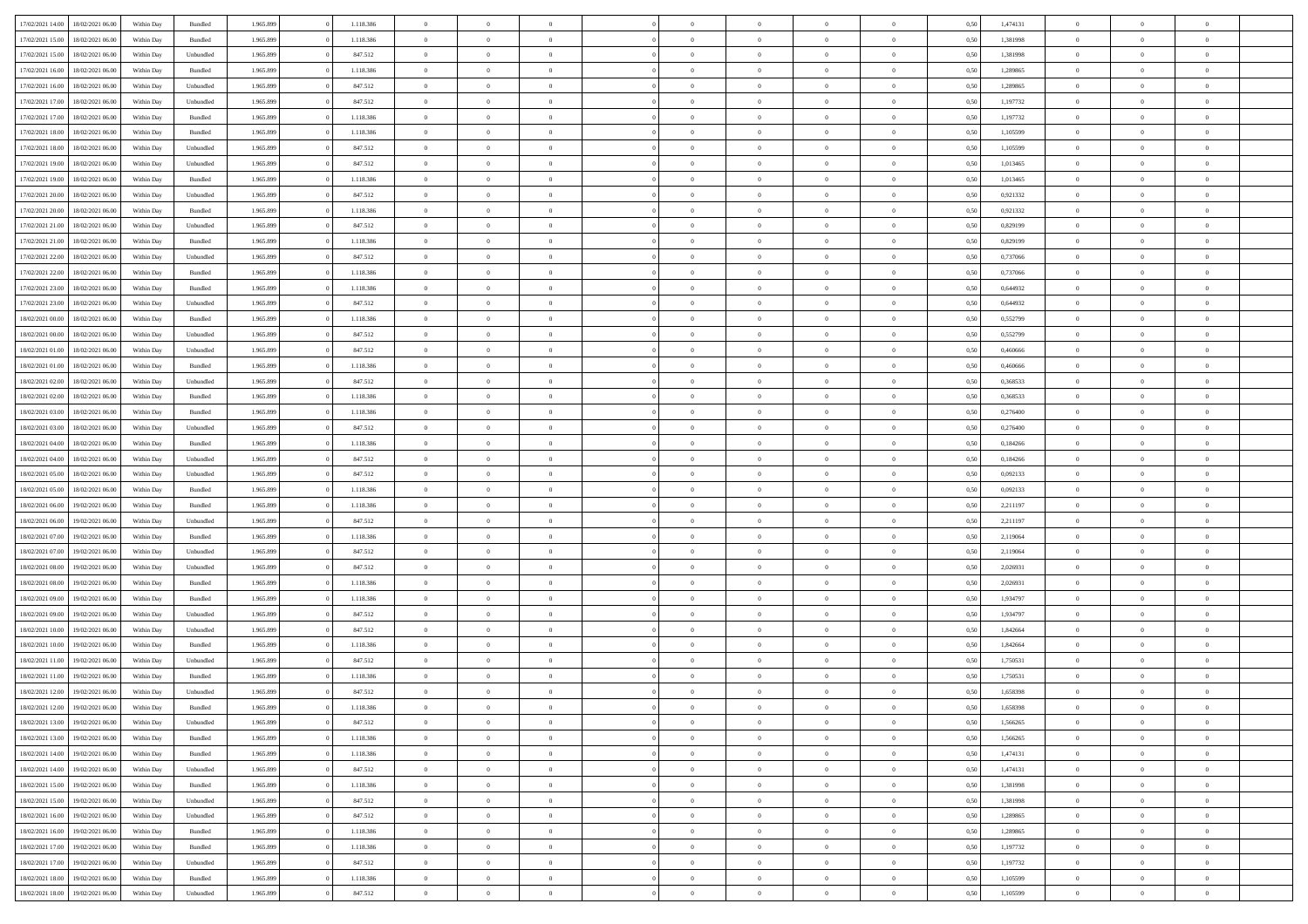| | | | | | | | | | | | | | | | | | | | | |
|---|---|---|---|---|---|---|---|---|---|---|---|---|---|---|---|---|---|---|---|---|
| 17/02/2021 14:00 | 18/02/2021 06:00 | Within Day | Bundled | 1.965.899 | 0 | 1.118.386 | 0 | 0 | 0 | | 0 | 0 | 0 | 0 | 0,50 | 1,474131 | 0 | 0 | 0 | |
| 17/02/2021 15:00 | 18/02/2021 06:00 | Within Day | Bundled | 1.965.899 | 0 | 1.118.386 | 0 | 0 | 0 | | 0 | 0 | 0 | 0 | 0,50 | 1,381998 | 0 | 0 | 0 | |
| 17/02/2021 15:00 | 18/02/2021 06:00 | Within Day | Unbundled | 1.965.899 | 0 | 847.512 | 0 | 0 | 0 | | 0 | 0 | 0 | 0 | 0,50 | 1,381998 | 0 | 0 | 0 | |
| 17/02/2021 16:00 | 18/02/2021 06:00 | Within Day | Bundled | 1.965.899 | 0 | 1.118.386 | 0 | 0 | 0 | | 0 | 0 | 0 | 0 | 0,50 | 1,289865 | 0 | 0 | 0 | |
| 17/02/2021 16:00 | 18/02/2021 06:00 | Within Day | Unbundled | 1.965.899 | 0 | 847.512 | 0 | 0 | 0 | | 0 | 0 | 0 | 0 | 0,50 | 1,289865 | 0 | 0 | 0 | |
| 17/02/2021 17:00 | 18/02/2021 06:00 | Within Day | Unbundled | 1.965.899 | 0 | 847.512 | 0 | 0 | 0 | | 0 | 0 | 0 | 0 | 0,50 | 1,197732 | 0 | 0 | 0 | |
| 17/02/2021 17:00 | 18/02/2021 06:00 | Within Day | Bundled | 1.965.899 | 0 | 1.118.386 | 0 | 0 | 0 | | 0 | 0 | 0 | 0 | 0,50 | 1,197732 | 0 | 0 | 0 | |
| 17/02/2021 18:00 | 18/02/2021 06:00 | Within Day | Bundled | 1.965.899 | 0 | 1.118.386 | 0 | 0 | 0 | | 0 | 0 | 0 | 0 | 0,50 | 1,105599 | 0 | 0 | 0 | |
| 17/02/2021 18:00 | 18/02/2021 06:00 | Within Day | Unbundled | 1.965.899 | 0 | 847.512 | 0 | 0 | 0 | | 0 | 0 | 0 | 0 | 0,50 | 1,105599 | 0 | 0 | 0 | |
| 17/02/2021 19:00 | 18/02/2021 06:00 | Within Day | Unbundled | 1.965.899 | 0 | 847.512 | 0 | 0 | 0 | | 0 | 0 | 0 | 0 | 0,50 | 1,013465 | 0 | 0 | 0 | |
| 17/02/2021 19:00 | 18/02/2021 06:00 | Within Day | Bundled | 1.965.899 | 0 | 1.118.386 | 0 | 0 | 0 | | 0 | 0 | 0 | 0 | 0,50 | 1,013465 | 0 | 0 | 0 | |
| 17/02/2021 20:00 | 18/02/2021 06:00 | Within Day | Unbundled | 1.965.899 | 0 | 847.512 | 0 | 0 | 0 | | 0 | 0 | 0 | 0 | 0,50 | 0,921332 | 0 | 0 | 0 | |
| 17/02/2021 20:00 | 18/02/2021 06:00 | Within Day | Bundled | 1.965.899 | 0 | 1.118.386 | 0 | 0 | 0 | | 0 | 0 | 0 | 0 | 0,50 | 0,921332 | 0 | 0 | 0 | |
| 17/02/2021 21:00 | 18/02/2021 06:00 | Within Day | Unbundled | 1.965.899 | 0 | 847.512 | 0 | 0 | 0 | | 0 | 0 | 0 | 0 | 0,50 | 0,829199 | 0 | 0 | 0 | |
| 17/02/2021 21:00 | 18/02/2021 06:00 | Within Day | Bundled | 1.965.899 | 0 | 1.118.386 | 0 | 0 | 0 | | 0 | 0 | 0 | 0 | 0,50 | 0,829199 | 0 | 0 | 0 | |
| 17/02/2021 22:00 | 18/02/2021 06:00 | Within Day | Unbundled | 1.965.899 | 0 | 847.512 | 0 | 0 | 0 | | 0 | 0 | 0 | 0 | 0,50 | 0,737066 | 0 | 0 | 0 | |
| 17/02/2021 22:00 | 18/02/2021 06:00 | Within Day | Bundled | 1.965.899 | 0 | 1.118.386 | 0 | 0 | 0 | | 0 | 0 | 0 | 0 | 0,50 | 0,737066 | 0 | 0 | 0 | |
| 17/02/2021 23:00 | 18/02/2021 06:00 | Within Day | Bundled | 1.965.899 | 0 | 1.118.386 | 0 | 0 | 0 | | 0 | 0 | 0 | 0 | 0,50 | 0,644932 | 0 | 0 | 0 | |
| 17/02/2021 23:00 | 18/02/2021 06:00 | Within Day | Unbundled | 1.965.899 | 0 | 847.512 | 0 | 0 | 0 | | 0 | 0 | 0 | 0 | 0,50 | 0,644932 | 0 | 0 | 0 | |
| 18/02/2021 00:00 | 18/02/2021 06:00 | Within Day | Bundled | 1.965.899 | 0 | 1.118.386 | 0 | 0 | 0 | | 0 | 0 | 0 | 0 | 0,50 | 0,552799 | 0 | 0 | 0 | |
| 18/02/2021 00:00 | 18/02/2021 06:00 | Within Day | Unbundled | 1.965.899 | 0 | 847.512 | 0 | 0 | 0 | | 0 | 0 | 0 | 0 | 0,50 | 0,552799 | 0 | 0 | 0 | |
| 18/02/2021 01:00 | 18/02/2021 06:00 | Within Day | Unbundled | 1.965.899 | 0 | 847.512 | 0 | 0 | 0 | | 0 | 0 | 0 | 0 | 0,50 | 0,460666 | 0 | 0 | 0 | |
| 18/02/2021 01:00 | 18/02/2021 06:00 | Within Day | Bundled | 1.965.899 | 0 | 1.118.386 | 0 | 0 | 0 | | 0 | 0 | 0 | 0 | 0,50 | 0,460666 | 0 | 0 | 0 | |
| 18/02/2021 02:00 | 18/02/2021 06:00 | Within Day | Unbundled | 1.965.899 | 0 | 847.512 | 0 | 0 | 0 | | 0 | 0 | 0 | 0 | 0,50 | 0,368533 | 0 | 0 | 0 | |
| 18/02/2021 02:00 | 18/02/2021 06:00 | Within Day | Bundled | 1.965.899 | 0 | 1.118.386 | 0 | 0 | 0 | | 0 | 0 | 0 | 0 | 0,50 | 0,368533 | 0 | 0 | 0 | |
| 18/02/2021 03:00 | 18/02/2021 06:00 | Within Day | Bundled | 1.965.899 | 0 | 1.118.386 | 0 | 0 | 0 | | 0 | 0 | 0 | 0 | 0,50 | 0,276400 | 0 | 0 | 0 | |
| 18/02/2021 03:00 | 18/02/2021 06:00 | Within Day | Unbundled | 1.965.899 | 0 | 847.512 | 0 | 0 | 0 | | 0 | 0 | 0 | 0 | 0,50 | 0,276400 | 0 | 0 | 0 | |
| 18/02/2021 04:00 | 18/02/2021 06:00 | Within Day | Bundled | 1.965.899 | 0 | 1.118.386 | 0 | 0 | 0 | | 0 | 0 | 0 | 0 | 0,50 | 0,184266 | 0 | 0 | 0 | |
| 18/02/2021 04:00 | 18/02/2021 06:00 | Within Day | Unbundled | 1.965.899 | 0 | 847.512 | 0 | 0 | 0 | | 0 | 0 | 0 | 0 | 0,50 | 0,184266 | 0 | 0 | 0 | |
| 18/02/2021 05:00 | 18/02/2021 06:00 | Within Day | Unbundled | 1.965.899 | 0 | 847.512 | 0 | 0 | 0 | | 0 | 0 | 0 | 0 | 0,50 | 0,092133 | 0 | 0 | 0 | |
| 18/02/2021 05:00 | 18/02/2021 06:00 | Within Day | Bundled | 1.965.899 | 0 | 1.118.386 | 0 | 0 | 0 | | 0 | 0 | 0 | 0 | 0,50 | 0,092133 | 0 | 0 | 0 | |
| 18/02/2021 06:00 | 19/02/2021 06:00 | Within Day | Bundled | 1.965.899 | 0 | 1.118.386 | 0 | 0 | 0 | | 0 | 0 | 0 | 0 | 0,50 | 2,211197 | 0 | 0 | 0 | |
| 18/02/2021 06:00 | 19/02/2021 06:00 | Within Day | Unbundled | 1.965.899 | 0 | 847.512 | 0 | 0 | 0 | | 0 | 0 | 0 | 0 | 0,50 | 2,211197 | 0 | 0 | 0 | |
| 18/02/2021 07:00 | 19/02/2021 06:00 | Within Day | Bundled | 1.965.899 | 0 | 1.118.386 | 0 | 0 | 0 | | 0 | 0 | 0 | 0 | 0,50 | 2,119064 | 0 | 0 | 0 | |
| 18/02/2021 07:00 | 19/02/2021 06:00 | Within Day | Unbundled | 1.965.899 | 0 | 847.512 | 0 | 0 | 0 | | 0 | 0 | 0 | 0 | 0,50 | 2,119064 | 0 | 0 | 0 | |
| 18/02/2021 08:00 | 19/02/2021 06:00 | Within Day | Unbundled | 1.965.899 | 0 | 847.512 | 0 | 0 | 0 | | 0 | 0 | 0 | 0 | 0,50 | 2,026931 | 0 | 0 | 0 | |
| 18/02/2021 08:00 | 19/02/2021 06:00 | Within Day | Bundled | 1.965.899 | 0 | 1.118.386 | 0 | 0 | 0 | | 0 | 0 | 0 | 0 | 0,50 | 2,026931 | 0 | 0 | 0 | |
| 18/02/2021 09:00 | 19/02/2021 06:00 | Within Day | Bundled | 1.965.899 | 0 | 1.118.386 | 0 | 0 | 0 | | 0 | 0 | 0 | 0 | 0,50 | 1,934797 | 0 | 0 | 0 | |
| 18/02/2021 09:00 | 19/02/2021 06:00 | Within Day | Unbundled | 1.965.899 | 0 | 847.512 | 0 | 0 | 0 | | 0 | 0 | 0 | 0 | 0,50 | 1,934797 | 0 | 0 | 0 | |
| 18/02/2021 10:00 | 19/02/2021 06:00 | Within Day | Unbundled | 1.965.899 | 0 | 847.512 | 0 | 0 | 0 | | 0 | 0 | 0 | 0 | 0,50 | 1,842664 | 0 | 0 | 0 | |
| 18/02/2021 10:00 | 19/02/2021 06:00 | Within Day | Bundled | 1.965.899 | 0 | 1.118.386 | 0 | 0 | 0 | | 0 | 0 | 0 | 0 | 0,50 | 1,842664 | 0 | 0 | 0 | |
| 18/02/2021 11:00 | 19/02/2021 06:00 | Within Day | Unbundled | 1.965.899 | 0 | 847.512 | 0 | 0 | 0 | | 0 | 0 | 0 | 0 | 0,50 | 1,750531 | 0 | 0 | 0 | |
| 18/02/2021 11:00 | 19/02/2021 06:00 | Within Day | Bundled | 1.965.899 | 0 | 1.118.386 | 0 | 0 | 0 | | 0 | 0 | 0 | 0 | 0,50 | 1,750531 | 0 | 0 | 0 | |
| 18/02/2021 12:00 | 19/02/2021 06:00 | Within Day | Unbundled | 1.965.899 | 0 | 847.512 | 0 | 0 | 0 | | 0 | 0 | 0 | 0 | 0,50 | 1,658398 | 0 | 0 | 0 | |
| 18/02/2021 12:00 | 19/02/2021 06:00 | Within Day | Bundled | 1.965.899 | 0 | 1.118.386 | 0 | 0 | 0 | | 0 | 0 | 0 | 0 | 0,50 | 1,658398 | 0 | 0 | 0 | |
| 18/02/2021 13:00 | 19/02/2021 06:00 | Within Day | Unbundled | 1.965.899 | 0 | 847.512 | 0 | 0 | 0 | | 0 | 0 | 0 | 0 | 0,50 | 1,566265 | 0 | 0 | 0 | |
| 18/02/2021 13:00 | 19/02/2021 06:00 | Within Day | Bundled | 1.965.899 | 0 | 1.118.386 | 0 | 0 | 0 | | 0 | 0 | 0 | 0 | 0,50 | 1,566265 | 0 | 0 | 0 | |
| 18/02/2021 14:00 | 19/02/2021 06:00 | Within Day | Bundled | 1.965.899 | 0 | 1.118.386 | 0 | 0 | 0 | | 0 | 0 | 0 | 0 | 0,50 | 1,474131 | 0 | 0 | 0 | |
| 18/02/2021 14:00 | 19/02/2021 06:00 | Within Day | Unbundled | 1.965.899 | 0 | 847.512 | 0 | 0 | 0 | | 0 | 0 | 0 | 0 | 0,50 | 1,474131 | 0 | 0 | 0 | |
| 18/02/2021 15:00 | 19/02/2021 06:00 | Within Day | Bundled | 1.965.899 | 0 | 1.118.386 | 0 | 0 | 0 | | 0 | 0 | 0 | 0 | 0,50 | 1,381998 | 0 | 0 | 0 | |
| 18/02/2021 15:00 | 19/02/2021 06:00 | Within Day | Unbundled | 1.965.899 | 0 | 847.512 | 0 | 0 | 0 | | 0 | 0 | 0 | 0 | 0,50 | 1,381998 | 0 | 0 | 0 | |
| 18/02/2021 16:00 | 19/02/2021 06:00 | Within Day | Unbundled | 1.965.899 | 0 | 847.512 | 0 | 0 | 0 | | 0 | 0 | 0 | 0 | 0,50 | 1,289865 | 0 | 0 | 0 | |
| 18/02/2021 16:00 | 19/02/2021 06:00 | Within Day | Bundled | 1.965.899 | 0 | 1.118.386 | 0 | 0 | 0 | | 0 | 0 | 0 | 0 | 0,50 | 1,289865 | 0 | 0 | 0 | |
| 18/02/2021 17:00 | 19/02/2021 06:00 | Within Day | Bundled | 1.965.899 | 0 | 1.118.386 | 0 | 0 | 0 | | 0 | 0 | 0 | 0 | 0,50 | 1,197732 | 0 | 0 | 0 | |
| 18/02/2021 17:00 | 19/02/2021 06:00 | Within Day | Unbundled | 1.965.899 | 0 | 847.512 | 0 | 0 | 0 | | 0 | 0 | 0 | 0 | 0,50 | 1,197732 | 0 | 0 | 0 | |
| 18/02/2021 18:00 | 19/02/2021 06:00 | Within Day | Bundled | 1.965.899 | 0 | 1.118.386 | 0 | 0 | 0 | | 0 | 0 | 0 | 0 | 0,50 | 1,105599 | 0 | 0 | 0 | |
| 18/02/2021 18:00 | 19/02/2021 06:00 | Within Day | Unbundled | 1.965.899 | 0 | 847.512 | 0 | 0 | 0 | | 0 | 0 | 0 | 0 | 0,50 | 1,105599 | 0 | 0 | 0 | |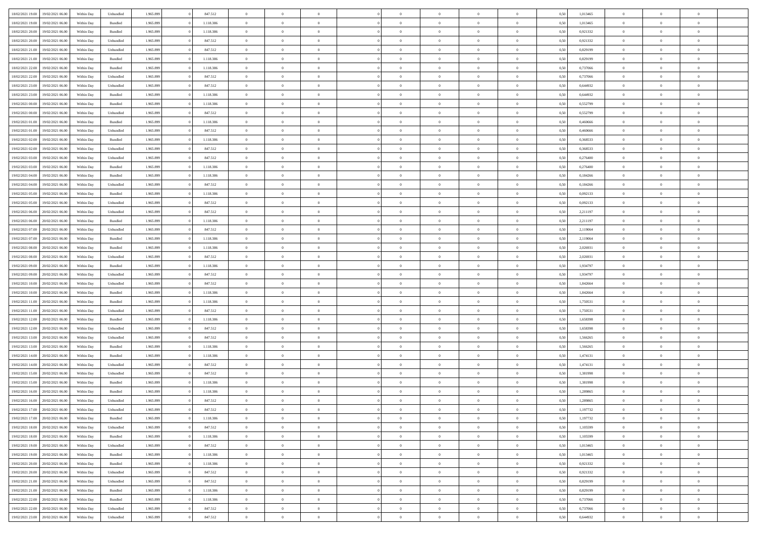| | | | | | | | | | | | | | | | | | | | | |
|---|---|---|---|---|---|---|---|---|---|---|---|---|---|---|---|---|---|---|---|---|
| 18/02/2021 19:00 | 19/02/2021 06:00 | Within Day | Unbundled | 1.965.899 | 0 | 847.512 | 0 | 0 | 0 | | 0 | 0 | 0 | 0 | 0,50 | 1,013465 | 0 | 0 | 0 | |
| 18/02/2021 19:00 | 19/02/2021 06:00 | Within Day | Bundled | 1.965.899 | 0 | 1.118.386 | 0 | 0 | 0 | | 0 | 0 | 0 | 0 | 0,50 | 1,013465 | 0 | 0 | 0 | |
| 18/02/2021 20:00 | 19/02/2021 06:00 | Within Day | Bundled | 1.965.899 | 0 | 1.118.386 | 0 | 0 | 0 | | 0 | 0 | 0 | 0 | 0,50 | 0,921332 | 0 | 0 | 0 | |
| 18/02/2021 20:00 | 19/02/2021 06:00 | Within Day | Unbundled | 1.965.899 | 0 | 847.512 | 0 | 0 | 0 | | 0 | 0 | 0 | 0 | 0,50 | 0,921332 | 0 | 0 | 0 | |
| 18/02/2021 21:00 | 19/02/2021 06:00 | Within Day | Unbundled | 1.965.899 | 0 | 847.512 | 0 | 0 | 0 | | 0 | 0 | 0 | 0 | 0,50 | 0,829199 | 0 | 0 | 0 | |
| 18/02/2021 21:00 | 19/02/2021 06:00 | Within Day | Bundled | 1.965.899 | 0 | 1.118.386 | 0 | 0 | 0 | | 0 | 0 | 0 | 0 | 0,50 | 0,829199 | 0 | 0 | 0 | |
| 18/02/2021 22:00 | 19/02/2021 06:00 | Within Day | Bundled | 1.965.899 | 0 | 1.118.386 | 0 | 0 | 0 | | 0 | 0 | 0 | 0 | 0,50 | 0,737066 | 0 | 0 | 0 | |
| 18/02/2021 22:00 | 19/02/2021 06:00 | Within Day | Unbundled | 1.965.899 | 0 | 847.512 | 0 | 0 | 0 | | 0 | 0 | 0 | 0 | 0,50 | 0,737066 | 0 | 0 | 0 | |
| 18/02/2021 23:00 | 19/02/2021 06:00 | Within Day | Unbundled | 1.965.899 | 0 | 847.512 | 0 | 0 | 0 | | 0 | 0 | 0 | 0 | 0,50 | 0,644932 | 0 | 0 | 0 | |
| 18/02/2021 23:00 | 19/02/2021 06:00 | Within Day | Bundled | 1.965.899 | 0 | 1.118.386 | 0 | 0 | 0 | | 0 | 0 | 0 | 0 | 0,50 | 0,644932 | 0 | 0 | 0 | |
| 19/02/2021 00:00 | 19/02/2021 06:00 | Within Day | Bundled | 1.965.899 | 0 | 1.118.386 | 0 | 0 | 0 | | 0 | 0 | 0 | 0 | 0,50 | 0,552799 | 0 | 0 | 0 | |
| 19/02/2021 00:00 | 19/02/2021 06:00 | Within Day | Unbundled | 1.965.899 | 0 | 847.512 | 0 | 0 | 0 | | 0 | 0 | 0 | 0 | 0,50 | 0,552799 | 0 | 0 | 0 | |
| 19/02/2021 01:00 | 19/02/2021 06:00 | Within Day | Bundled | 1.965.899 | 0 | 1.118.386 | 0 | 0 | 0 | | 0 | 0 | 0 | 0 | 0,50 | 0,460666 | 0 | 0 | 0 | |
| 19/02/2021 01:00 | 19/02/2021 06:00 | Within Day | Unbundled | 1.965.899 | 0 | 847.512 | 0 | 0 | 0 | | 0 | 0 | 0 | 0 | 0,50 | 0,460666 | 0 | 0 | 0 | |
| 19/02/2021 02:00 | 19/02/2021 06:00 | Within Day | Bundled | 1.965.899 | 0 | 1.118.386 | 0 | 0 | 0 | | 0 | 0 | 0 | 0 | 0,50 | 0,368533 | 0 | 0 | 0 | |
| 19/02/2021 02:00 | 19/02/2021 06:00 | Within Day | Unbundled | 1.965.899 | 0 | 847.512 | 0 | 0 | 0 | | 0 | 0 | 0 | 0 | 0,50 | 0,368533 | 0 | 0 | 0 | |
| 19/02/2021 03:00 | 19/02/2021 06:00 | Within Day | Unbundled | 1.965.899 | 0 | 847.512 | 0 | 0 | 0 | | 0 | 0 | 0 | 0 | 0,50 | 0,276400 | 0 | 0 | 0 | |
| 19/02/2021 03:00 | 19/02/2021 06:00 | Within Day | Bundled | 1.965.899 | 0 | 1.118.386 | 0 | 0 | 0 | | 0 | 0 | 0 | 0 | 0,50 | 0,276400 | 0 | 0 | 0 | |
| 19/02/2021 04:00 | 19/02/2021 06:00 | Within Day | Bundled | 1.965.899 | 0 | 1.118.386 | 0 | 0 | 0 | | 0 | 0 | 0 | 0 | 0,50 | 0,184266 | 0 | 0 | 0 | |
| 19/02/2021 04:00 | 19/02/2021 06:00 | Within Day | Unbundled | 1.965.899 | 0 | 847.512 | 0 | 0 | 0 | | 0 | 0 | 0 | 0 | 0,50 | 0,184266 | 0 | 0 | 0 | |
| 19/02/2021 05:00 | 19/02/2021 06:00 | Within Day | Bundled | 1.965.899 | 0 | 1.118.386 | 0 | 0 | 0 | | 0 | 0 | 0 | 0 | 0,50 | 0,092133 | 0 | 0 | 0 | |
| 19/02/2021 05:00 | 19/02/2021 06:00 | Within Day | Unbundled | 1.965.899 | 0 | 847.512 | 0 | 0 | 0 | | 0 | 0 | 0 | 0 | 0,50 | 0,092133 | 0 | 0 | 0 | |
| 19/02/2021 06:00 | 20/02/2021 06:00 | Within Day | Unbundled | 1.965.899 | 0 | 847.512 | 0 | 0 | 0 | | 0 | 0 | 0 | 0 | 0,50 | 2,211197 | 0 | 0 | 0 | |
| 19/02/2021 06:00 | 20/02/2021 06:00 | Within Day | Bundled | 1.965.899 | 0 | 1.118.386 | 0 | 0 | 0 | | 0 | 0 | 0 | 0 | 0,50 | 2,211197 | 0 | 0 | 0 | |
| 19/02/2021 07:00 | 20/02/2021 06:00 | Within Day | Unbundled | 1.965.899 | 0 | 847.512 | 0 | 0 | 0 | | 0 | 0 | 0 | 0 | 0,50 | 2,119064 | 0 | 0 | 0 | |
| 19/02/2021 07:00 | 20/02/2021 06:00 | Within Day | Bundled | 1.965.899 | 0 | 1.118.386 | 0 | 0 | 0 | | 0 | 0 | 0 | 0 | 0,50 | 2,119064 | 0 | 0 | 0 | |
| 19/02/2021 08:00 | 20/02/2021 06:00 | Within Day | Bundled | 1.965.899 | 0 | 1.118.386 | 0 | 0 | 0 | | 0 | 0 | 0 | 0 | 0,50 | 2,026931 | 0 | 0 | 0 | |
| 19/02/2021 08:00 | 20/02/2021 06:00 | Within Day | Unbundled | 1.965.899 | 0 | 847.512 | 0 | 0 | 0 | | 0 | 0 | 0 | 0 | 0,50 | 2,026931 | 0 | 0 | 0 | |
| 19/02/2021 09:00 | 20/02/2021 06:00 | Within Day | Bundled | 1.965.899 | 0 | 1.118.386 | 0 | 0 | 0 | | 0 | 0 | 0 | 0 | 0,50 | 1,934797 | 0 | 0 | 0 | |
| 19/02/2021 09:00 | 20/02/2021 06:00 | Within Day | Unbundled | 1.965.899 | 0 | 847.512 | 0 | 0 | 0 | | 0 | 0 | 0 | 0 | 0,50 | 1,934797 | 0 | 0 | 0 | |
| 19/02/2021 10:00 | 20/02/2021 06:00 | Within Day | Unbundled | 1.965.899 | 0 | 847.512 | 0 | 0 | 0 | | 0 | 0 | 0 | 0 | 0,50 | 1,842664 | 0 | 0 | 0 | |
| 19/02/2021 10:00 | 20/02/2021 06:00 | Within Day | Bundled | 1.965.899 | 0 | 1.118.386 | 0 | 0 | 0 | | 0 | 0 | 0 | 0 | 0,50 | 1,842664 | 0 | 0 | 0 | |
| 19/02/2021 11:00 | 20/02/2021 06:00 | Within Day | Bundled | 1.965.899 | 0 | 1.118.386 | 0 | 0 | 0 | | 0 | 0 | 0 | 0 | 0,50 | 1,750531 | 0 | 0 | 0 | |
| 19/02/2021 11:00 | 20/02/2021 06:00 | Within Day | Unbundled | 1.965.899 | 0 | 847.512 | 0 | 0 | 0 | | 0 | 0 | 0 | 0 | 0,50 | 1,750531 | 0 | 0 | 0 | |
| 19/02/2021 12:00 | 20/02/2021 06:00 | Within Day | Bundled | 1.965.899 | 0 | 1.118.386 | 0 | 0 | 0 | | 0 | 0 | 0 | 0 | 0,50 | 1,658398 | 0 | 0 | 0 | |
| 19/02/2021 12:00 | 20/02/2021 06:00 | Within Day | Unbundled | 1.965.899 | 0 | 847.512 | 0 | 0 | 0 | | 0 | 0 | 0 | 0 | 0,50 | 1,658398 | 0 | 0 | 0 | |
| 19/02/2021 13:00 | 20/02/2021 06:00 | Within Day | Unbundled | 1.965.899 | 0 | 847.512 | 0 | 0 | 0 | | 0 | 0 | 0 | 0 | 0,50 | 1,566265 | 0 | 0 | 0 | |
| 19/02/2021 13:00 | 20/02/2021 06:00 | Within Day | Bundled | 1.965.899 | 0 | 1.118.386 | 0 | 0 | 0 | | 0 | 0 | 0 | 0 | 0,50 | 1,566265 | 0 | 0 | 0 | |
| 19/02/2021 14:00 | 20/02/2021 06:00 | Within Day | Bundled | 1.965.899 | 0 | 1.118.386 | 0 | 0 | 0 | | 0 | 0 | 0 | 0 | 0,50 | 1,474131 | 0 | 0 | 0 | |
| 19/02/2021 14:00 | 20/02/2021 06:00 | Within Day | Unbundled | 1.965.899 | 0 | 847.512 | 0 | 0 | 0 | | 0 | 0 | 0 | 0 | 0,50 | 1,474131 | 0 | 0 | 0 | |
| 19/02/2021 15:00 | 20/02/2021 06:00 | Within Day | Unbundled | 1.965.899 | 0 | 847.512 | 0 | 0 | 0 | | 0 | 0 | 0 | 0 | 0,50 | 1,381998 | 0 | 0 | 0 | |
| 19/02/2021 15:00 | 20/02/2021 06:00 | Within Day | Bundled | 1.965.899 | 0 | 1.118.386 | 0 | 0 | 0 | | 0 | 0 | 0 | 0 | 0,50 | 1,381998 | 0 | 0 | 0 | |
| 19/02/2021 16:00 | 20/02/2021 06:00 | Within Day | Bundled | 1.965.899 | 0 | 1.118.386 | 0 | 0 | 0 | | 0 | 0 | 0 | 0 | 0,50 | 1,289865 | 0 | 0 | 0 | |
| 19/02/2021 16:00 | 20/02/2021 06:00 | Within Day | Unbundled | 1.965.899 | 0 | 847.512 | 0 | 0 | 0 | | 0 | 0 | 0 | 0 | 0,50 | 1,289865 | 0 | 0 | 0 | |
| 19/02/2021 17:00 | 20/02/2021 06:00 | Within Day | Unbundled | 1.965.899 | 0 | 847.512 | 0 | 0 | 0 | | 0 | 0 | 0 | 0 | 0,50 | 1,197732 | 0 | 0 | 0 | |
| 19/02/2021 17:00 | 20/02/2021 06:00 | Within Day | Bundled | 1.965.899 | 0 | 1.118.386 | 0 | 0 | 0 | | 0 | 0 | 0 | 0 | 0,50 | 1,197732 | 0 | 0 | 0 | |
| 19/02/2021 18:00 | 20/02/2021 06:00 | Within Day | Unbundled | 1.965.899 | 0 | 847.512 | 0 | 0 | 0 | | 0 | 0 | 0 | 0 | 0,50 | 1,105599 | 0 | 0 | 0 | |
| 19/02/2021 18:00 | 20/02/2021 06:00 | Within Day | Bundled | 1.965.899 | 0 | 1.118.386 | 0 | 0 | 0 | | 0 | 0 | 0 | 0 | 0,50 | 1,105599 | 0 | 0 | 0 | |
| 19/02/2021 19:00 | 20/02/2021 06:00 | Within Day | Unbundled | 1.965.899 | 0 | 847.512 | 0 | 0 | 0 | | 0 | 0 | 0 | 0 | 0,50 | 1,013465 | 0 | 0 | 0 | |
| 19/02/2021 19:00 | 20/02/2021 06:00 | Within Day | Bundled | 1.965.899 | 0 | 1.118.386 | 0 | 0 | 0 | | 0 | 0 | 0 | 0 | 0,50 | 1,013465 | 0 | 0 | 0 | |
| 19/02/2021 20:00 | 20/02/2021 06:00 | Within Day | Bundled | 1.965.899 | 0 | 1.118.386 | 0 | 0 | 0 | | 0 | 0 | 0 | 0 | 0,50 | 0,921332 | 0 | 0 | 0 | |
| 19/02/2021 20:00 | 20/02/2021 06:00 | Within Day | Unbundled | 1.965.899 | 0 | 847.512 | 0 | 0 | 0 | | 0 | 0 | 0 | 0 | 0,50 | 0,921332 | 0 | 0 | 0 | |
| 19/02/2021 21:00 | 20/02/2021 06:00 | Within Day | Unbundled | 1.965.899 | 0 | 847.512 | 0 | 0 | 0 | | 0 | 0 | 0 | 0 | 0,50 | 0,829199 | 0 | 0 | 0 | |
| 19/02/2021 21:00 | 20/02/2021 06:00 | Within Day | Bundled | 1.965.899 | 0 | 1.118.386 | 0 | 0 | 0 | | 0 | 0 | 0 | 0 | 0,50 | 0,829199 | 0 | 0 | 0 | |
| 19/02/2021 22:00 | 20/02/2021 06:00 | Within Day | Bundled | 1.965.899 | 0 | 1.118.386 | 0 | 0 | 0 | | 0 | 0 | 0 | 0 | 0,50 | 0,737066 | 0 | 0 | 0 | |
| 19/02/2021 22:00 | 20/02/2021 06:00 | Within Day | Unbundled | 1.965.899 | 0 | 847.512 | 0 | 0 | 0 | | 0 | 0 | 0 | 0 | 0,50 | 0,737066 | 0 | 0 | 0 | |
| 19/02/2021 23:00 | 20/02/2021 06:00 | Within Day | Unbundled | 1.965.899 | 0 | 847.512 | 0 | 0 | 0 | | 0 | 0 | 0 | 0 | 0,50 | 0,644932 | 0 | 0 | 0 | |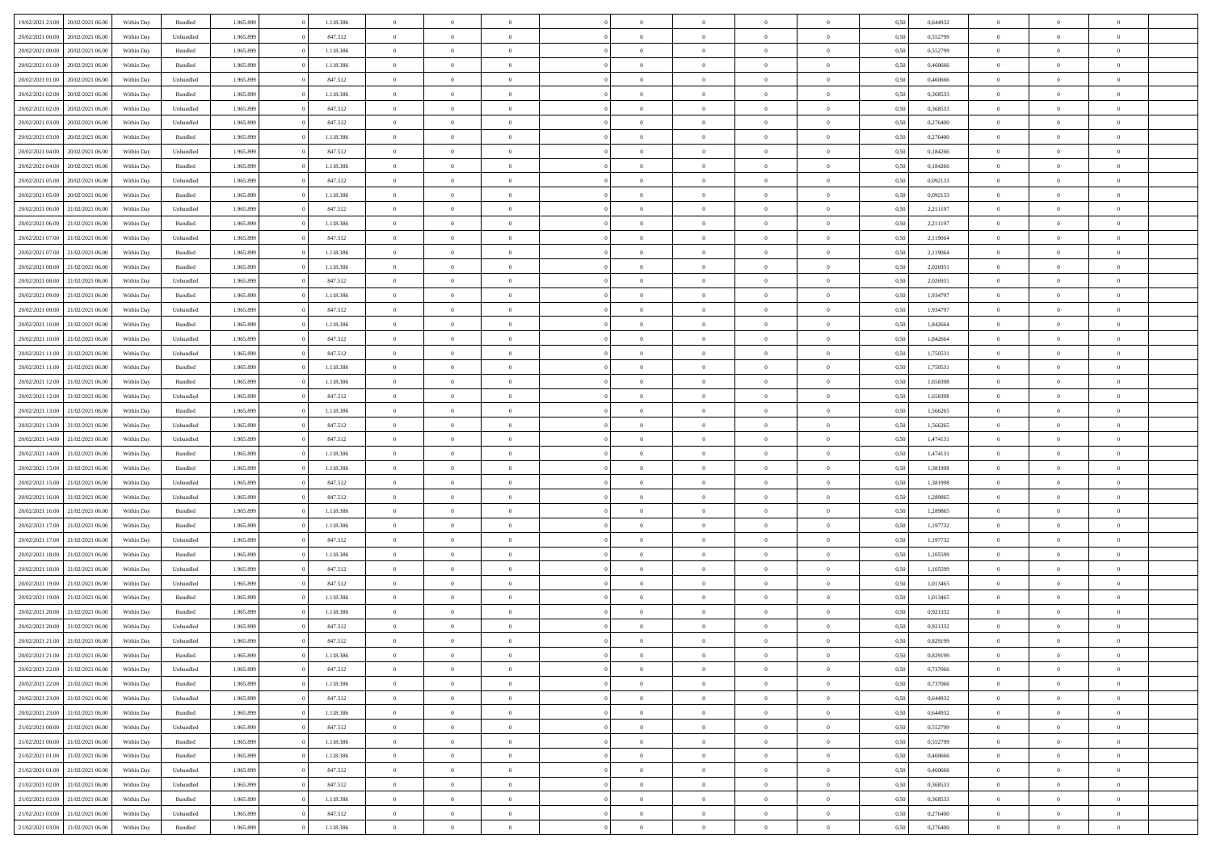| 19/02/2021 23:00 | 20/02/2021 06:00 | Within Day | Bundled | 1.965.899 | 0 | 1.118.386 | 0 | 0 | 0 | | 0 | 0 | 0 | 0 | 0,50 | 0,644932 | 0 | 0 | 0 | |
|---|---|---|---|---|---|---|---|---|---|---|---|---|---|---|---|---|---|---|---|---|
| 20/02/2021 00:00 | 20/02/2021 06:00 | Within Day | Unbundled | 1.965.899 | 0 | 847.512 | 0 | 0 | 0 | | 0 | 0 | 0 | 0 | 0,50 | 0,552799 | 0 | 0 | 0 | |
| 20/02/2021 00:00 | 20/02/2021 06:00 | Within Day | Bundled | 1.965.899 | 0 | 1.118.386 | 0 | 0 | 0 | | 0 | 0 | 0 | 0 | 0,50 | 0,552799 | 0 | 0 | 0 | |
| 20/02/2021 01:00 | 20/02/2021 06:00 | Within Day | Bundled | 1.965.899 | 0 | 1.118.386 | 0 | 0 | 0 | | 0 | 0 | 0 | 0 | 0,50 | 0,460666 | 0 | 0 | 0 | |
| 20/02/2021 01:00 | 20/02/2021 06:00 | Within Day | Unbundled | 1.965.899 | 0 | 847.512 | 0 | 0 | 0 | | 0 | 0 | 0 | 0 | 0,50 | 0,460666 | 0 | 0 | 0 | |
| 20/02/2021 02:00 | 20/02/2021 06:00 | Within Day | Bundled | 1.965.899 | 0 | 1.118.386 | 0 | 0 | 0 | | 0 | 0 | 0 | 0 | 0,50 | 0,368533 | 0 | 0 | 0 | |
| 20/02/2021 02:00 | 20/02/2021 06:00 | Within Day | Unbundled | 1.965.899 | 0 | 847.512 | 0 | 0 | 0 | | 0 | 0 | 0 | 0 | 0,50 | 0,368533 | 0 | 0 | 0 | |
| 20/02/2021 03:00 | 20/02/2021 06:00 | Within Day | Unbundled | 1.965.899 | 0 | 847.512 | 0 | 0 | 0 | | 0 | 0 | 0 | 0 | 0,50 | 0,276400 | 0 | 0 | 0 | |
| 20/02/2021 03:00 | 20/02/2021 06:00 | Within Day | Bundled | 1.965.899 | 0 | 1.118.386 | 0 | 0 | 0 | | 0 | 0 | 0 | 0 | 0,50 | 0,276400 | 0 | 0 | 0 | |
| 20/02/2021 04:00 | 20/02/2021 06:00 | Within Day | Unbundled | 1.965.899 | 0 | 847.512 | 0 | 0 | 0 | | 0 | 0 | 0 | 0 | 0,50 | 0,184266 | 0 | 0 | 0 | |
| 20/02/2021 04:00 | 20/02/2021 06:00 | Within Day | Bundled | 1.965.899 | 0 | 1.118.386 | 0 | 0 | 0 | | 0 | 0 | 0 | 0 | 0,50 | 0,184266 | 0 | 0 | 0 | |
| 20/02/2021 05:00 | 20/02/2021 06:00 | Within Day | Unbundled | 1.965.899 | 0 | 847.512 | 0 | 0 | 0 | | 0 | 0 | 0 | 0 | 0,50 | 0,092133 | 0 | 0 | 0 | |
| 20/02/2021 05:00 | 20/02/2021 06:00 | Within Day | Bundled | 1.965.899 | 0 | 1.118.386 | 0 | 0 | 0 | | 0 | 0 | 0 | 0 | 0,50 | 0,092133 | 0 | 0 | 0 | |
| 20/02/2021 06:00 | 21/02/2021 06:00 | Within Day | Unbundled | 1.965.899 | 0 | 847.512 | 0 | 0 | 0 | | 0 | 0 | 0 | 0 | 0,50 | 2,211197 | 0 | 0 | 0 | |
| 20/02/2021 06:00 | 21/02/2021 06:00 | Within Day | Bundled | 1.965.899 | 0 | 1.118.386 | 0 | 0 | 0 | | 0 | 0 | 0 | 0 | 0,50 | 2,211197 | 0 | 0 | 0 | |
| 20/02/2021 07:00 | 21/02/2021 06:00 | Within Day | Unbundled | 1.965.899 | 0 | 847.512 | 0 | 0 | 0 | | 0 | 0 | 0 | 0 | 0,50 | 2,119064 | 0 | 0 | 0 | |
| 20/02/2021 07:00 | 21/02/2021 06:00 | Within Day | Bundled | 1.965.899 | 0 | 1.118.386 | 0 | 0 | 0 | | 0 | 0 | 0 | 0 | 0,50 | 2,119064 | 0 | 0 | 0 | |
| 20/02/2021 08:00 | 21/02/2021 06:00 | Within Day | Bundled | 1.965.899 | 0 | 1.118.386 | 0 | 0 | 0 | | 0 | 0 | 0 | 0 | 0,50 | 2,026931 | 0 | 0 | 0 | |
| 20/02/2021 08:00 | 21/02/2021 06:00 | Within Day | Unbundled | 1.965.899 | 0 | 847.512 | 0 | 0 | 0 | | 0 | 0 | 0 | 0 | 0,50 | 2,026931 | 0 | 0 | 0 | |
| 20/02/2021 09:00 | 21/02/2021 06:00 | Within Day | Bundled | 1.965.899 | 0 | 1.118.386 | 0 | 0 | 0 | | 0 | 0 | 0 | 0 | 0,50 | 1,934797 | 0 | 0 | 0 | |
| 20/02/2021 09:00 | 21/02/2021 06:00 | Within Day | Unbundled | 1.965.899 | 0 | 847.512 | 0 | 0 | 0 | | 0 | 0 | 0 | 0 | 0,50 | 1,934797 | 0 | 0 | 0 | |
| 20/02/2021 10:00 | 21/02/2021 06:00 | Within Day | Bundled | 1.965.899 | 0 | 1.118.386 | 0 | 0 | 0 | | 0 | 0 | 0 | 0 | 0,50 | 1,842664 | 0 | 0 | 0 | |
| 20/02/2021 10:00 | 21/02/2021 06:00 | Within Day | Unbundled | 1.965.899 | 0 | 847.512 | 0 | 0 | 0 | | 0 | 0 | 0 | 0 | 0,50 | 1,842664 | 0 | 0 | 0 | |
| 20/02/2021 11:00 | 21/02/2021 06:00 | Within Day | Unbundled | 1.965.899 | 0 | 847.512 | 0 | 0 | 0 | | 0 | 0 | 0 | 0 | 0,50 | 1,750531 | 0 | 0 | 0 | |
| 20/02/2021 11:00 | 21/02/2021 06:00 | Within Day | Bundled | 1.965.899 | 0 | 1.118.386 | 0 | 0 | 0 | | 0 | 0 | 0 | 0 | 0,50 | 1,750531 | 0 | 0 | 0 | |
| 20/02/2021 12:00 | 21/02/2021 06:00 | Within Day | Bundled | 1.965.899 | 0 | 1.118.386 | 0 | 0 | 0 | | 0 | 0 | 0 | 0 | 0,50 | 1,658398 | 0 | 0 | 0 | |
| 20/02/2021 12:00 | 21/02/2021 06:00 | Within Day | Unbundled | 1.965.899 | 0 | 847.512 | 0 | 0 | 0 | | 0 | 0 | 0 | 0 | 0,50 | 1,658398 | 0 | 0 | 0 | |
| 20/02/2021 13:00 | 21/02/2021 06:00 | Within Day | Bundled | 1.965.899 | 0 | 1.118.386 | 0 | 0 | 0 | | 0 | 0 | 0 | 0 | 0,50 | 1,566265 | 0 | 0 | 0 | |
| 20/02/2021 13:00 | 21/02/2021 06:00 | Within Day | Unbundled | 1.965.899 | 0 | 847.512 | 0 | 0 | 0 | | 0 | 0 | 0 | 0 | 0,50 | 1,566265 | 0 | 0 | 0 | |
| 20/02/2021 14:00 | 21/02/2021 06:00 | Within Day | Unbundled | 1.965.899 | 0 | 847.512 | 0 | 0 | 0 | | 0 | 0 | 0 | 0 | 0,50 | 1,474131 | 0 | 0 | 0 | |
| 20/02/2021 14:00 | 21/02/2021 06:00 | Within Day | Bundled | 1.965.899 | 0 | 1.118.386 | 0 | 0 | 0 | | 0 | 0 | 0 | 0 | 0,50 | 1,474131 | 0 | 0 | 0 | |
| 20/02/2021 15:00 | 21/02/2021 06:00 | Within Day | Bundled | 1.965.899 | 0 | 1.118.386 | 0 | 0 | 0 | | 0 | 0 | 0 | 0 | 0,50 | 1,381998 | 0 | 0 | 0 | |
| 20/02/2021 15:00 | 21/02/2021 06:00 | Within Day | Unbundled | 1.965.899 | 0 | 847.512 | 0 | 0 | 0 | | 0 | 0 | 0 | 0 | 0,50 | 1,381998 | 0 | 0 | 0 | |
| 20/02/2021 16:00 | 21/02/2021 06:00 | Within Day | Unbundled | 1.965.899 | 0 | 847.512 | 0 | 0 | 0 | | 0 | 0 | 0 | 0 | 0,50 | 1,289865 | 0 | 0 | 0 | |
| 20/02/2021 16:00 | 21/02/2021 06:00 | Within Day | Bundled | 1.965.899 | 0 | 1.118.386 | 0 | 0 | 0 | | 0 | 0 | 0 | 0 | 0,50 | 1,289865 | 0 | 0 | 0 | |
| 20/02/2021 17:00 | 21/02/2021 06:00 | Within Day | Bundled | 1.965.899 | 0 | 1.118.386 | 0 | 0 | 0 | | 0 | 0 | 0 | 0 | 0,50 | 1,197732 | 0 | 0 | 0 | |
| 20/02/2021 17:00 | 21/02/2021 06:00 | Within Day | Unbundled | 1.965.899 | 0 | 847.512 | 0 | 0 | 0 | | 0 | 0 | 0 | 0 | 0,50 | 1,197732 | 0 | 0 | 0 | |
| 20/02/2021 18:00 | 21/02/2021 06:00 | Within Day | Bundled | 1.965.899 | 0 | 1.118.386 | 0 | 0 | 0 | | 0 | 0 | 0 | 0 | 0,50 | 1,105599 | 0 | 0 | 0 | |
| 20/02/2021 18:00 | 21/02/2021 06:00 | Within Day | Unbundled | 1.965.899 | 0 | 847.512 | 0 | 0 | 0 | | 0 | 0 | 0 | 0 | 0,50 | 1,105599 | 0 | 0 | 0 | |
| 20/02/2021 19:00 | 21/02/2021 06:00 | Within Day | Unbundled | 1.965.899 | 0 | 847.512 | 0 | 0 | 0 | | 0 | 0 | 0 | 0 | 0,50 | 1,013465 | 0 | 0 | 0 | |
| 20/02/2021 19:00 | 21/02/2021 06:00 | Within Day | Bundled | 1.965.899 | 0 | 1.118.386 | 0 | 0 | 0 | | 0 | 0 | 0 | 0 | 0,50 | 1,013465 | 0 | 0 | 0 | |
| 20/02/2021 20:00 | 21/02/2021 06:00 | Within Day | Bundled | 1.965.899 | 0 | 1.118.386 | 0 | 0 | 0 | | 0 | 0 | 0 | 0 | 0,50 | 0,921332 | 0 | 0 | 0 | |
| 20/02/2021 20:00 | 21/02/2021 06:00 | Within Day | Unbundled | 1.965.899 | 0 | 847.512 | 0 | 0 | 0 | | 0 | 0 | 0 | 0 | 0,50 | 0,921332 | 0 | 0 | 0 | |
| 20/02/2021 21:00 | 21/02/2021 06:00 | Within Day | Unbundled | 1.965.899 | 0 | 847.512 | 0 | 0 | 0 | | 0 | 0 | 0 | 0 | 0,50 | 0,829199 | 0 | 0 | 0 | |
| 20/02/2021 21:00 | 21/02/2021 06:00 | Within Day | Bundled | 1.965.899 | 0 | 1.118.386 | 0 | 0 | 0 | | 0 | 0 | 0 | 0 | 0,50 | 0,829199 | 0 | 0 | 0 | |
| 20/02/2021 22:00 | 21/02/2021 06:00 | Within Day | Unbundled | 1.965.899 | 0 | 847.512 | 0 | 0 | 0 | | 0 | 0 | 0 | 0 | 0,50 | 0,737066 | 0 | 0 | 0 | |
| 20/02/2021 22:00 | 21/02/2021 06:00 | Within Day | Bundled | 1.965.899 | 0 | 1.118.386 | 0 | 0 | 0 | | 0 | 0 | 0 | 0 | 0,50 | 0,737066 | 0 | 0 | 0 | |
| 20/02/2021 23:00 | 21/02/2021 06:00 | Within Day | Unbundled | 1.965.899 | 0 | 847.512 | 0 | 0 | 0 | | 0 | 0 | 0 | 0 | 0,50 | 0,644932 | 0 | 0 | 0 | |
| 20/02/2021 23:00 | 21/02/2021 06:00 | Within Day | Bundled | 1.965.899 | 0 | 1.118.386 | 0 | 0 | 0 | | 0 | 0 | 0 | 0 | 0,50 | 0,644932 | 0 | 0 | 0 | |
| 21/02/2021 00:00 | 21/02/2021 06:00 | Within Day | Unbundled | 1.965.899 | 0 | 847.512 | 0 | 0 | 0 | | 0 | 0 | 0 | 0 | 0,50 | 0,552799 | 0 | 0 | 0 | |
| 21/02/2021 00:00 | 21/02/2021 06:00 | Within Day | Bundled | 1.965.899 | 0 | 1.118.386 | 0 | 0 | 0 | | 0 | 0 | 0 | 0 | 0,50 | 0,552799 | 0 | 0 | 0 | |
| 21/02/2021 01:00 | 21/02/2021 06:00 | Within Day | Bundled | 1.965.899 | 0 | 1.118.386 | 0 | 0 | 0 | | 0 | 0 | 0 | 0 | 0,50 | 0,460666 | 0 | 0 | 0 | |
| 21/02/2021 01:00 | 21/02/2021 06:00 | Within Day | Unbundled | 1.965.899 | 0 | 847.512 | 0 | 0 | 0 | | 0 | 0 | 0 | 0 | 0,50 | 0,460666 | 0 | 0 | 0 | |
| 21/02/2021 02:00 | 21/02/2021 06:00 | Within Day | Unbundled | 1.965.899 | 0 | 847.512 | 0 | 0 | 0 | | 0 | 0 | 0 | 0 | 0,50 | 0,368533 | 0 | 0 | 0 | |
| 21/02/2021 02:00 | 21/02/2021 06:00 | Within Day | Bundled | 1.965.899 | 0 | 1.118.386 | 0 | 0 | 0 | | 0 | 0 | 0 | 0 | 0,50 | 0,368533 | 0 | 0 | 0 | |
| 21/02/2021 03:00 | 21/02/2021 06:00 | Within Day | Unbundled | 1.965.899 | 0 | 847.512 | 0 | 0 | 0 | | 0 | 0 | 0 | 0 | 0,50 | 0,276400 | 0 | 0 | 0 | |
| 21/02/2021 03:00 | 21/02/2021 06:00 | Within Day | Bundled | 1.965.899 | 0 | 1.118.386 | 0 | 0 | 0 | | 0 | 0 | 0 | 0 | 0,50 | 0,276400 | 0 | 0 | 0 | |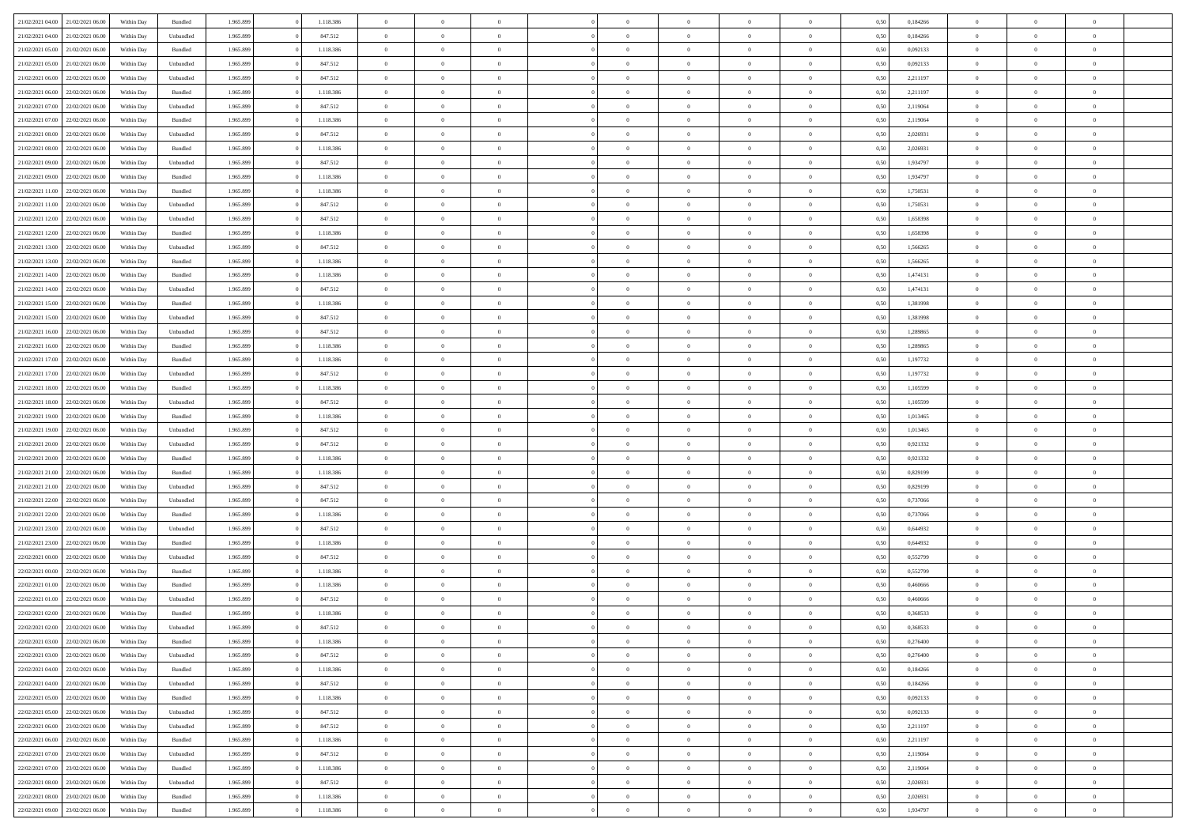| | | | | | | | | | | | | | | | | | | | | |
|---|---|---|---|---|---|---|---|---|---|---|---|---|---|---|---|---|---|---|---|---|
| 21/02/2021 04:00 | 21/02/2021 06:00 | Within Day | Bundled | 1.965.899 | 0 | 1.118.386 | 0 | 0 | 0 | | 0 | 0 | 0 | 0 | 0,50 | 0,184266 | 0 | 0 | 0 | |
| 21/02/2021 04:00 | 21/02/2021 06:00 | Within Day | Unbundled | 1.965.899 | 0 | 847.512 | 0 | 0 | 0 | | 0 | 0 | 0 | 0 | 0,50 | 0,184266 | 0 | 0 | 0 | |
| 21/02/2021 05:00 | 21/02/2021 06:00 | Within Day | Bundled | 1.965.899 | 0 | 1.118.386 | 0 | 0 | 0 | | 0 | 0 | 0 | 0 | 0,50 | 0,092133 | 0 | 0 | 0 | |
| 21/02/2021 05:00 | 21/02/2021 06:00 | Within Day | Unbundled | 1.965.899 | 0 | 847.512 | 0 | 0 | 0 | | 0 | 0 | 0 | 0 | 0,50 | 0,092133 | 0 | 0 | 0 | |
| 21/02/2021 06:00 | 22/02/2021 06:00 | Within Day | Unbundled | 1.965.899 | 0 | 847.512 | 0 | 0 | 0 | | 0 | 0 | 0 | 0 | 0,50 | 2,211197 | 0 | 0 | 0 | |
| 21/02/2021 06:00 | 22/02/2021 06:00 | Within Day | Bundled | 1.965.899 | 0 | 1.118.386 | 0 | 0 | 0 | | 0 | 0 | 0 | 0 | 0,50 | 2,211197 | 0 | 0 | 0 | |
| 21/02/2021 07:00 | 22/02/2021 06:00 | Within Day | Unbundled | 1.965.899 | 0 | 847.512 | 0 | 0 | 0 | | 0 | 0 | 0 | 0 | 0,50 | 2,119064 | 0 | 0 | 0 | |
| 21/02/2021 07:00 | 22/02/2021 06:00 | Within Day | Bundled | 1.965.899 | 0 | 1.118.386 | 0 | 0 | 0 | | 0 | 0 | 0 | 0 | 0,50 | 2,119064 | 0 | 0 | 0 | |
| 21/02/2021 08:00 | 22/02/2021 06:00 | Within Day | Unbundled | 1.965.899 | 0 | 847.512 | 0 | 0 | 0 | | 0 | 0 | 0 | 0 | 0,50 | 2,026931 | 0 | 0 | 0 | |
| 21/02/2021 08:00 | 22/02/2021 06:00 | Within Day | Bundled | 1.965.899 | 0 | 1.118.386 | 0 | 0 | 0 | | 0 | 0 | 0 | 0 | 0,50 | 2,026931 | 0 | 0 | 0 | |
| 21/02/2021 09:00 | 22/02/2021 06:00 | Within Day | Unbundled | 1.965.899 | 0 | 847.512 | 0 | 0 | 0 | | 0 | 0 | 0 | 0 | 0,50 | 1,934797 | 0 | 0 | 0 | |
| 21/02/2021 09:00 | 22/02/2021 06:00 | Within Day | Bundled | 1.965.899 | 0 | 1.118.386 | 0 | 0 | 0 | | 0 | 0 | 0 | 0 | 0,50 | 1,934797 | 0 | 0 | 0 | |
| 21/02/2021 11:00 | 22/02/2021 06:00 | Within Day | Bundled | 1.965.899 | 0 | 1.118.386 | 0 | 0 | 0 | | 0 | 0 | 0 | 0 | 0,50 | 1,750531 | 0 | 0 | 0 | |
| 21/02/2021 11:00 | 22/02/2021 06:00 | Within Day | Unbundled | 1.965.899 | 0 | 847.512 | 0 | 0 | 0 | | 0 | 0 | 0 | 0 | 0,50 | 1,750531 | 0 | 0 | 0 | |
| 21/02/2021 12:00 | 22/02/2021 06:00 | Within Day | Unbundled | 1.965.899 | 0 | 847.512 | 0 | 0 | 0 | | 0 | 0 | 0 | 0 | 0,50 | 1,658398 | 0 | 0 | 0 | |
| 21/02/2021 12:00 | 22/02/2021 06:00 | Within Day | Bundled | 1.965.899 | 0 | 1.118.386 | 0 | 0 | 0 | | 0 | 0 | 0 | 0 | 0,50 | 1,658398 | 0 | 0 | 0 | |
| 21/02/2021 13:00 | 22/02/2021 06:00 | Within Day | Unbundled | 1.965.899 | 0 | 847.512 | 0 | 0 | 0 | | 0 | 0 | 0 | 0 | 0,50 | 1,566265 | 0 | 0 | 0 | |
| 21/02/2021 13:00 | 22/02/2021 06:00 | Within Day | Bundled | 1.965.899 | 0 | 1.118.386 | 0 | 0 | 0 | | 0 | 0 | 0 | 0 | 0,50 | 1,566265 | 0 | 0 | 0 | |
| 21/02/2021 14:00 | 22/02/2021 06:00 | Within Day | Bundled | 1.965.899 | 0 | 1.118.386 | 0 | 0 | 0 | | 0 | 0 | 0 | 0 | 0,50 | 1,474131 | 0 | 0 | 0 | |
| 21/02/2021 14:00 | 22/02/2021 06:00 | Within Day | Unbundled | 1.965.899 | 0 | 847.512 | 0 | 0 | 0 | | 0 | 0 | 0 | 0 | 0,50 | 1,474131 | 0 | 0 | 0 | |
| 21/02/2021 15:00 | 22/02/2021 06:00 | Within Day | Bundled | 1.965.899 | 0 | 1.118.386 | 0 | 0 | 0 | | 0 | 0 | 0 | 0 | 0,50 | 1,381998 | 0 | 0 | 0 | |
| 21/02/2021 15:00 | 22/02/2021 06:00 | Within Day | Unbundled | 1.965.899 | 0 | 847.512 | 0 | 0 | 0 | | 0 | 0 | 0 | 0 | 0,50 | 1,381998 | 0 | 0 | 0 | |
| 21/02/2021 16:00 | 22/02/2021 06:00 | Within Day | Unbundled | 1.965.899 | 0 | 847.512 | 0 | 0 | 0 | | 0 | 0 | 0 | 0 | 0,50 | 1,289865 | 0 | 0 | 0 | |
| 21/02/2021 16:00 | 22/02/2021 06:00 | Within Day | Bundled | 1.965.899 | 0 | 1.118.386 | 0 | 0 | 0 | | 0 | 0 | 0 | 0 | 0,50 | 1,289865 | 0 | 0 | 0 | |
| 21/02/2021 17:00 | 22/02/2021 06:00 | Within Day | Bundled | 1.965.899 | 0 | 1.118.386 | 0 | 0 | 0 | | 0 | 0 | 0 | 0 | 0,50 | 1,197732 | 0 | 0 | 0 | |
| 21/02/2021 17:00 | 22/02/2021 06:00 | Within Day | Unbundled | 1.965.899 | 0 | 847.512 | 0 | 0 | 0 | | 0 | 0 | 0 | 0 | 0,50 | 1,197732 | 0 | 0 | 0 | |
| 21/02/2021 18:00 | 22/02/2021 06:00 | Within Day | Bundled | 1.965.899 | 0 | 1.118.386 | 0 | 0 | 0 | | 0 | 0 | 0 | 0 | 0,50 | 1,105599 | 0 | 0 | 0 | |
| 21/02/2021 18:00 | 22/02/2021 06:00 | Within Day | Unbundled | 1.965.899 | 0 | 847.512 | 0 | 0 | 0 | | 0 | 0 | 0 | 0 | 0,50 | 1,105599 | 0 | 0 | 0 | |
| 21/02/2021 19:00 | 22/02/2021 06:00 | Within Day | Bundled | 1.965.899 | 0 | 1.118.386 | 0 | 0 | 0 | | 0 | 0 | 0 | 0 | 0,50 | 1,013465 | 0 | 0 | 0 | |
| 21/02/2021 19:00 | 22/02/2021 06:00 | Within Day | Unbundled | 1.965.899 | 0 | 847.512 | 0 | 0 | 0 | | 0 | 0 | 0 | 0 | 0,50 | 1,013465 | 0 | 0 | 0 | |
| 21/02/2021 20:00 | 22/02/2021 06:00 | Within Day | Unbundled | 1.965.899 | 0 | 847.512 | 0 | 0 | 0 | | 0 | 0 | 0 | 0 | 0,50 | 0,921332 | 0 | 0 | 0 | |
| 21/02/2021 20:00 | 22/02/2021 06:00 | Within Day | Bundled | 1.965.899 | 0 | 1.118.386 | 0 | 0 | 0 | | 0 | 0 | 0 | 0 | 0,50 | 0,921332 | 0 | 0 | 0 | |
| 21/02/2021 21:00 | 22/02/2021 06:00 | Within Day | Bundled | 1.965.899 | 0 | 1.118.386 | 0 | 0 | 0 | | 0 | 0 | 0 | 0 | 0,50 | 0,829199 | 0 | 0 | 0 | |
| 21/02/2021 21:00 | 22/02/2021 06:00 | Within Day | Unbundled | 1.965.899 | 0 | 847.512 | 0 | 0 | 0 | | 0 | 0 | 0 | 0 | 0,50 | 0,829199 | 0 | 0 | 0 | |
| 21/02/2021 22:00 | 22/02/2021 06:00 | Within Day | Unbundled | 1.965.899 | 0 | 847.512 | 0 | 0 | 0 | | 0 | 0 | 0 | 0 | 0,50 | 0,737066 | 0 | 0 | 0 | |
| 21/02/2021 22:00 | 22/02/2021 06:00 | Within Day | Bundled | 1.965.899 | 0 | 1.118.386 | 0 | 0 | 0 | | 0 | 0 | 0 | 0 | 0,50 | 0,737066 | 0 | 0 | 0 | |
| 21/02/2021 23:00 | 22/02/2021 06:00 | Within Day | Unbundled | 1.965.899 | 0 | 847.512 | 0 | 0 | 0 | | 0 | 0 | 0 | 0 | 0,50 | 0,644932 | 0 | 0 | 0 | |
| 21/02/2021 23:00 | 22/02/2021 06:00 | Within Day | Bundled | 1.965.899 | 0 | 1.118.386 | 0 | 0 | 0 | | 0 | 0 | 0 | 0 | 0,50 | 0,644932 | 0 | 0 | 0 | |
| 22/02/2021 00:00 | 22/02/2021 06:00 | Within Day | Unbundled | 1.965.899 | 0 | 847.512 | 0 | 0 | 0 | | 0 | 0 | 0 | 0 | 0,50 | 0,552799 | 0 | 0 | 0 | |
| 22/02/2021 00:00 | 22/02/2021 06:00 | Within Day | Bundled | 1.965.899 | 0 | 1.118.386 | 0 | 0 | 0 | | 0 | 0 | 0 | 0 | 0,50 | 0,552799 | 0 | 0 | 0 | |
| 22/02/2021 01:00 | 22/02/2021 06:00 | Within Day | Bundled | 1.965.899 | 0 | 1.118.386 | 0 | 0 | 0 | | 0 | 0 | 0 | 0 | 0,50 | 0,460666 | 0 | 0 | 0 | |
| 22/02/2021 01:00 | 22/02/2021 06:00 | Within Day | Unbundled | 1.965.899 | 0 | 847.512 | 0 | 0 | 0 | | 0 | 0 | 0 | 0 | 0,50 | 0,460666 | 0 | 0 | 0 | |
| 22/02/2021 02:00 | 22/02/2021 06:00 | Within Day | Bundled | 1.965.899 | 0 | 1.118.386 | 0 | 0 | 0 | | 0 | 0 | 0 | 0 | 0,50 | 0,368533 | 0 | 0 | 0 | |
| 22/02/2021 02:00 | 22/02/2021 06:00 | Within Day | Unbundled | 1.965.899 | 0 | 847.512 | 0 | 0 | 0 | | 0 | 0 | 0 | 0 | 0,50 | 0,368533 | 0 | 0 | 0 | |
| 22/02/2021 03:00 | 22/02/2021 06:00 | Within Day | Bundled | 1.965.899 | 0 | 1.118.386 | 0 | 0 | 0 | | 0 | 0 | 0 | 0 | 0,50 | 0,276400 | 0 | 0 | 0 | |
| 22/02/2021 03:00 | 22/02/2021 06:00 | Within Day | Unbundled | 1.965.899 | 0 | 847.512 | 0 | 0 | 0 | | 0 | 0 | 0 | 0 | 0,50 | 0,276400 | 0 | 0 | 0 | |
| 22/02/2021 04:00 | 22/02/2021 06:00 | Within Day | Bundled | 1.965.899 | 0 | 1.118.386 | 0 | 0 | 0 | | 0 | 0 | 0 | 0 | 0,50 | 0,184266 | 0 | 0 | 0 | |
| 22/02/2021 04:00 | 22/02/2021 06:00 | Within Day | Unbundled | 1.965.899 | 0 | 847.512 | 0 | 0 | 0 | | 0 | 0 | 0 | 0 | 0,50 | 0,184266 | 0 | 0 | 0 | |
| 22/02/2021 05:00 | 22/02/2021 06:00 | Within Day | Bundled | 1.965.899 | 0 | 1.118.386 | 0 | 0 | 0 | | 0 | 0 | 0 | 0 | 0,50 | 0,092133 | 0 | 0 | 0 | |
| 22/02/2021 05:00 | 22/02/2021 06:00 | Within Day | Unbundled | 1.965.899 | 0 | 847.512 | 0 | 0 | 0 | | 0 | 0 | 0 | 0 | 0,50 | 0,092133 | 0 | 0 | 0 | |
| 22/02/2021 06:00 | 23/02/2021 06:00 | Within Day | Unbundled | 1.965.899 | 0 | 847.512 | 0 | 0 | 0 | | 0 | 0 | 0 | 0 | 0,50 | 2,211197 | 0 | 0 | 0 | |
| 22/02/2021 06:00 | 23/02/2021 06:00 | Within Day | Bundled | 1.965.899 | 0 | 1.118.386 | 0 | 0 | 0 | | 0 | 0 | 0 | 0 | 0,50 | 2,211197 | 0 | 0 | 0 | |
| 22/02/2021 07:00 | 23/02/2021 06:00 | Within Day | Unbundled | 1.965.899 | 0 | 847.512 | 0 | 0 | 0 | | 0 | 0 | 0 | 0 | 0,50 | 2,119064 | 0 | 0 | 0 | |
| 22/02/2021 07:00 | 23/02/2021 06:00 | Within Day | Bundled | 1.965.899 | 0 | 1.118.386 | 0 | 0 | 0 | | 0 | 0 | 0 | 0 | 0,50 | 2,119064 | 0 | 0 | 0 | |
| 22/02/2021 08:00 | 23/02/2021 06:00 | Within Day | Unbundled | 1.965.899 | 0 | 847.512 | 0 | 0 | 0 | | 0 | 0 | 0 | 0 | 0,50 | 2,026931 | 0 | 0 | 0 | |
| 22/02/2021 08:00 | 23/02/2021 06:00 | Within Day | Bundled | 1.965.899 | 0 | 1.118.386 | 0 | 0 | 0 | | 0 | 0 | 0 | 0 | 0,50 | 2,026931 | 0 | 0 | 0 | |
| 22/02/2021 09:00 | 23/02/2021 06:00 | Within Day | Bundled | 1.965.899 | 0 | 1.118.386 | 0 | 0 | 0 | | 0 | 0 | 0 | 0 | 0,50 | 1,934797 | 0 | 0 | 0 | |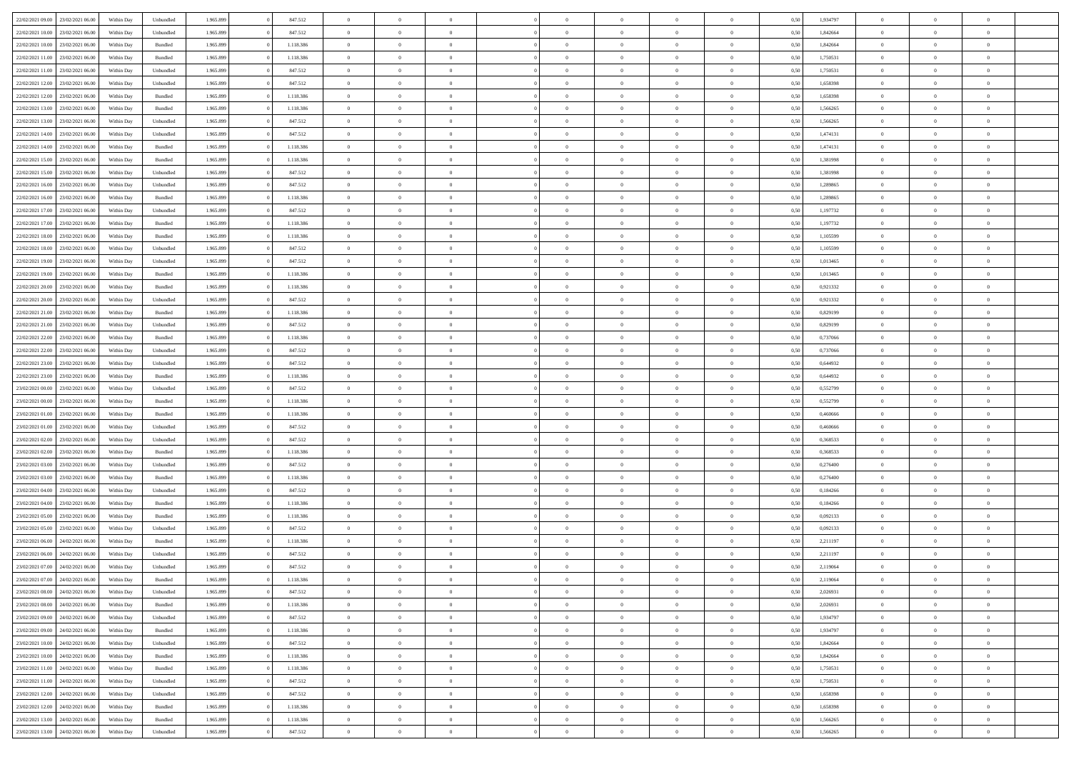| 22/02/2021 09:00 | 23/02/2021 06:00 | Within Day | Unbundled | 1.965.899 | 847.512 | 0 | 0 | 0 | 0 | 0 | 0 | 0 | 0,50 | 1,934797 | 0 | 0 | 0 |
|---|---|---|---|---|---|---|---|---|---|---|---|---|---|---|---|---|---|
| 22/02/2021 10:00 | 23/02/2021 06:00 | Within Day | Unbundled | 1.965.899 | 847.512 | 0 | 0 | 0 | 0 | 0 | 0 | 0 | 0,50 | 1,842664 | 0 | 0 | 0 |
| 22/02/2021 10:00 | 23/02/2021 06:00 | Within Day | Bundled | 1.965.899 | 1.118.386 | 0 | 0 | 0 | 0 | 0 | 0 | 0 | 0,50 | 1,842664 | 0 | 0 | 0 |
| 22/02/2021 11:00 | 23/02/2021 06:00 | Within Day | Bundled | 1.965.899 | 1.118.386 | 0 | 0 | 0 | 0 | 0 | 0 | 0 | 0,50 | 1,750531 | 0 | 0 | 0 |
| 22/02/2021 11:00 | 23/02/2021 06:00 | Within Day | Unbundled | 1.965.899 | 847.512 | 0 | 0 | 0 | 0 | 0 | 0 | 0 | 0,50 | 1,750531 | 0 | 0 | 0 |
| 22/02/2021 12:00 | 23/02/2021 06:00 | Within Day | Unbundled | 1.965.899 | 847.512 | 0 | 0 | 0 | 0 | 0 | 0 | 0 | 0,50 | 1,658398 | 0 | 0 | 0 |
| 22/02/2021 12:00 | 23/02/2021 06:00 | Within Day | Bundled | 1.965.899 | 1.118.386 | 0 | 0 | 0 | 0 | 0 | 0 | 0 | 0,50 | 1,658398 | 0 | 0 | 0 |
| 22/02/2021 13:00 | 23/02/2021 06:00 | Within Day | Bundled | 1.965.899 | 1.118.386 | 0 | 0 | 0 | 0 | 0 | 0 | 0 | 0,50 | 1,566265 | 0 | 0 | 0 |
| 22/02/2021 13:00 | 23/02/2021 06:00 | Within Day | Unbundled | 1.965.899 | 847.512 | 0 | 0 | 0 | 0 | 0 | 0 | 0 | 0,50 | 1,566265 | 0 | 0 | 0 |
| 22/02/2021 14:00 | 23/02/2021 06:00 | Within Day | Unbundled | 1.965.899 | 847.512 | 0 | 0 | 0 | 0 | 0 | 0 | 0 | 0,50 | 1,474131 | 0 | 0 | 0 |
| 22/02/2021 14:00 | 23/02/2021 06:00 | Within Day | Bundled | 1.965.899 | 1.118.386 | 0 | 0 | 0 | 0 | 0 | 0 | 0 | 0,50 | 1,474131 | 0 | 0 | 0 |
| 22/02/2021 15:00 | 23/02/2021 06:00 | Within Day | Bundled | 1.965.899 | 1.118.386 | 0 | 0 | 0 | 0 | 0 | 0 | 0 | 0,50 | 1,381998 | 0 | 0 | 0 |
| 22/02/2021 15:00 | 23/02/2021 06:00 | Within Day | Unbundled | 1.965.899 | 847.512 | 0 | 0 | 0 | 0 | 0 | 0 | 0 | 0,50 | 1,381998 | 0 | 0 | 0 |
| 22/02/2021 16:00 | 23/02/2021 06:00 | Within Day | Unbundled | 1.965.899 | 847.512 | 0 | 0 | 0 | 0 | 0 | 0 | 0 | 0,50 | 1,289865 | 0 | 0 | 0 |
| 22/02/2021 16:00 | 23/02/2021 06:00 | Within Day | Bundled | 1.965.899 | 1.118.386 | 0 | 0 | 0 | 0 | 0 | 0 | 0 | 0,50 | 1,289865 | 0 | 0 | 0 |
| 22/02/2021 17:00 | 23/02/2021 06:00 | Within Day | Unbundled | 1.965.899 | 847.512 | 0 | 0 | 0 | 0 | 0 | 0 | 0 | 0,50 | 1,197732 | 0 | 0 | 0 |
| 22/02/2021 17:00 | 23/02/2021 06:00 | Within Day | Bundled | 1.965.899 | 1.118.386 | 0 | 0 | 0 | 0 | 0 | 0 | 0 | 0,50 | 1,197732 | 0 | 0 | 0 |
| 22/02/2021 18:00 | 23/02/2021 06:00 | Within Day | Bundled | 1.965.899 | 1.118.386 | 0 | 0 | 0 | 0 | 0 | 0 | 0 | 0,50 | 1,105599 | 0 | 0 | 0 |
| 22/02/2021 18:00 | 23/02/2021 06:00 | Within Day | Unbundled | 1.965.899 | 847.512 | 0 | 0 | 0 | 0 | 0 | 0 | 0 | 0,50 | 1,105599 | 0 | 0 | 0 |
| 22/02/2021 19:00 | 23/02/2021 06:00 | Within Day | Unbundled | 1.965.899 | 847.512 | 0 | 0 | 0 | 0 | 0 | 0 | 0 | 0,50 | 1,013465 | 0 | 0 | 0 |
| 22/02/2021 19:00 | 23/02/2021 06:00 | Within Day | Bundled | 1.965.899 | 1.118.386 | 0 | 0 | 0 | 0 | 0 | 0 | 0 | 0,50 | 1,013465 | 0 | 0 | 0 |
| 22/02/2021 20:00 | 23/02/2021 06:00 | Within Day | Bundled | 1.965.899 | 1.118.386 | 0 | 0 | 0 | 0 | 0 | 0 | 0 | 0,50 | 0,921332 | 0 | 0 | 0 |
| 22/02/2021 20:00 | 23/02/2021 06:00 | Within Day | Unbundled | 1.965.899 | 847.512 | 0 | 0 | 0 | 0 | 0 | 0 | 0 | 0,50 | 0,921332 | 0 | 0 | 0 |
| 22/02/2021 21:00 | 23/02/2021 06:00 | Within Day | Bundled | 1.965.899 | 1.118.386 | 0 | 0 | 0 | 0 | 0 | 0 | 0 | 0,50 | 0,829199 | 0 | 0 | 0 |
| 22/02/2021 21:00 | 23/02/2021 06:00 | Within Day | Unbundled | 1.965.899 | 847.512 | 0 | 0 | 0 | 0 | 0 | 0 | 0 | 0,50 | 0,829199 | 0 | 0 | 0 |
| 22/02/2021 22:00 | 23/02/2021 06:00 | Within Day | Bundled | 1.965.899 | 1.118.386 | 0 | 0 | 0 | 0 | 0 | 0 | 0 | 0,50 | 0,737066 | 0 | 0 | 0 |
| 22/02/2021 22:00 | 23/02/2021 06:00 | Within Day | Unbundled | 1.965.899 | 847.512 | 0 | 0 | 0 | 0 | 0 | 0 | 0 | 0,50 | 0,737066 | 0 | 0 | 0 |
| 22/02/2021 23:00 | 23/02/2021 06:00 | Within Day | Unbundled | 1.965.899 | 847.512 | 0 | 0 | 0 | 0 | 0 | 0 | 0 | 0,50 | 0,644932 | 0 | 0 | 0 |
| 22/02/2021 23:00 | 23/02/2021 06:00 | Within Day | Bundled | 1.965.899 | 1.118.386 | 0 | 0 | 0 | 0 | 0 | 0 | 0 | 0,50 | 0,644932 | 0 | 0 | 0 |
| 23/02/2021 00:00 | 23/02/2021 06:00 | Within Day | Unbundled | 1.965.899 | 847.512 | 0 | 0 | 0 | 0 | 0 | 0 | 0 | 0,50 | 0,552799 | 0 | 0 | 0 |
| 23/02/2021 00:00 | 23/02/2021 06:00 | Within Day | Bundled | 1.965.899 | 1.118.386 | 0 | 0 | 0 | 0 | 0 | 0 | 0 | 0,50 | 0,552799 | 0 | 0 | 0 |
| 23/02/2021 01:00 | 23/02/2021 06:00 | Within Day | Bundled | 1.965.899 | 1.118.386 | 0 | 0 | 0 | 0 | 0 | 0 | 0 | 0,50 | 0,460666 | 0 | 0 | 0 |
| 23/02/2021 01:00 | 23/02/2021 06:00 | Within Day | Unbundled | 1.965.899 | 847.512 | 0 | 0 | 0 | 0 | 0 | 0 | 0 | 0,50 | 0,460666 | 0 | 0 | 0 |
| 23/02/2021 02:00 | 23/02/2021 06:00 | Within Day | Unbundled | 1.965.899 | 847.512 | 0 | 0 | 0 | 0 | 0 | 0 | 0 | 0,50 | 0,368533 | 0 | 0 | 0 |
| 23/02/2021 02:00 | 23/02/2021 06:00 | Within Day | Bundled | 1.965.899 | 1.118.386 | 0 | 0 | 0 | 0 | 0 | 0 | 0 | 0,50 | 0,368533 | 0 | 0 | 0 |
| 23/02/2021 03:00 | 23/02/2021 06:00 | Within Day | Unbundled | 1.965.899 | 847.512 | 0 | 0 | 0 | 0 | 0 | 0 | 0 | 0,50 | 0,276400 | 0 | 0 | 0 |
| 23/02/2021 03:00 | 23/02/2021 06:00 | Within Day | Bundled | 1.965.899 | 1.118.386 | 0 | 0 | 0 | 0 | 0 | 0 | 0 | 0,50 | 0,276400 | 0 | 0 | 0 |
| 23/02/2021 04:00 | 23/02/2021 06:00 | Within Day | Unbundled | 1.965.899 | 847.512 | 0 | 0 | 0 | 0 | 0 | 0 | 0 | 0,50 | 0,184266 | 0 | 0 | 0 |
| 23/02/2021 04:00 | 23/02/2021 06:00 | Within Day | Bundled | 1.965.899 | 1.118.386 | 0 | 0 | 0 | 0 | 0 | 0 | 0 | 0,50 | 0,184266 | 0 | 0 | 0 |
| 23/02/2021 05:00 | 23/02/2021 06:00 | Within Day | Bundled | 1.965.899 | 1.118.386 | 0 | 0 | 0 | 0 | 0 | 0 | 0 | 0,50 | 0,092133 | 0 | 0 | 0 |
| 23/02/2021 05:00 | 23/02/2021 06:00 | Within Day | Unbundled | 1.965.899 | 847.512 | 0 | 0 | 0 | 0 | 0 | 0 | 0 | 0,50 | 0,092133 | 0 | 0 | 0 |
| 23/02/2021 06:00 | 24/02/2021 06:00 | Within Day | Bundled | 1.965.899 | 1.118.386 | 0 | 0 | 0 | 0 | 0 | 0 | 0 | 0,50 | 2,211197 | 0 | 0 | 0 |
| 23/02/2021 06:00 | 24/02/2021 06:00 | Within Day | Unbundled | 1.965.899 | 847.512 | 0 | 0 | 0 | 0 | 0 | 0 | 0 | 0,50 | 2,211197 | 0 | 0 | 0 |
| 23/02/2021 07:00 | 24/02/2021 06:00 | Within Day | Unbundled | 1.965.899 | 847.512 | 0 | 0 | 0 | 0 | 0 | 0 | 0 | 0,50 | 2,119064 | 0 | 0 | 0 |
| 23/02/2021 07:00 | 24/02/2021 06:00 | Within Day | Bundled | 1.965.899 | 1.118.386 | 0 | 0 | 0 | 0 | 0 | 0 | 0 | 0,50 | 2,119064 | 0 | 0 | 0 |
| 23/02/2021 08:00 | 24/02/2021 06:00 | Within Day | Unbundled | 1.965.899 | 847.512 | 0 | 0 | 0 | 0 | 0 | 0 | 0 | 0,50 | 2,026931 | 0 | 0 | 0 |
| 23/02/2021 08:00 | 24/02/2021 06:00 | Within Day | Bundled | 1.965.899 | 1.118.386 | 0 | 0 | 0 | 0 | 0 | 0 | 0 | 0,50 | 2,026931 | 0 | 0 | 0 |
| 23/02/2021 09:00 | 24/02/2021 06:00 | Within Day | Unbundled | 1.965.899 | 847.512 | 0 | 0 | 0 | 0 | 0 | 0 | 0 | 0,50 | 1,934797 | 0 | 0 | 0 |
| 23/02/2021 09:00 | 24/02/2021 06:00 | Within Day | Bundled | 1.965.899 | 1.118.386 | 0 | 0 | 0 | 0 | 0 | 0 | 0 | 0,50 | 1,934797 | 0 | 0 | 0 |
| 23/02/2021 10:00 | 24/02/2021 06:00 | Within Day | Unbundled | 1.965.899 | 847.512 | 0 | 0 | 0 | 0 | 0 | 0 | 0 | 0,50 | 1,842664 | 0 | 0 | 0 |
| 23/02/2021 10:00 | 24/02/2021 06:00 | Within Day | Bundled | 1.965.899 | 1.118.386 | 0 | 0 | 0 | 0 | 0 | 0 | 0 | 0,50 | 1,842664 | 0 | 0 | 0 |
| 23/02/2021 11:00 | 24/02/2021 06:00 | Within Day | Bundled | 1.965.899 | 1.118.386 | 0 | 0 | 0 | 0 | 0 | 0 | 0 | 0,50 | 1,750531 | 0 | 0 | 0 |
| 23/02/2021 11:00 | 24/02/2021 06:00 | Within Day | Unbundled | 1.965.899 | 847.512 | 0 | 0 | 0 | 0 | 0 | 0 | 0 | 0,50 | 1,750531 | 0 | 0 | 0 |
| 23/02/2021 12:00 | 24/02/2021 06:00 | Within Day | Unbundled | 1.965.899 | 847.512 | 0 | 0 | 0 | 0 | 0 | 0 | 0 | 0,50 | 1,658398 | 0 | 0 | 0 |
| 23/02/2021 12:00 | 24/02/2021 06:00 | Within Day | Bundled | 1.965.899 | 1.118.386 | 0 | 0 | 0 | 0 | 0 | 0 | 0 | 0,50 | 1,658398 | 0 | 0 | 0 |
| 23/02/2021 13:00 | 24/02/2021 06:00 | Within Day | Bundled | 1.965.899 | 1.118.386 | 0 | 0 | 0 | 0 | 0 | 0 | 0 | 0,50 | 1,566265 | 0 | 0 | 0 |
| 23/02/2021 13:00 | 24/02/2021 06:00 | Within Day | Unbundled | 1.965.899 | 847.512 | 0 | 0 | 0 | 0 | 0 | 0 | 0 | 0,50 | 1,566265 | 0 | 0 | 0 |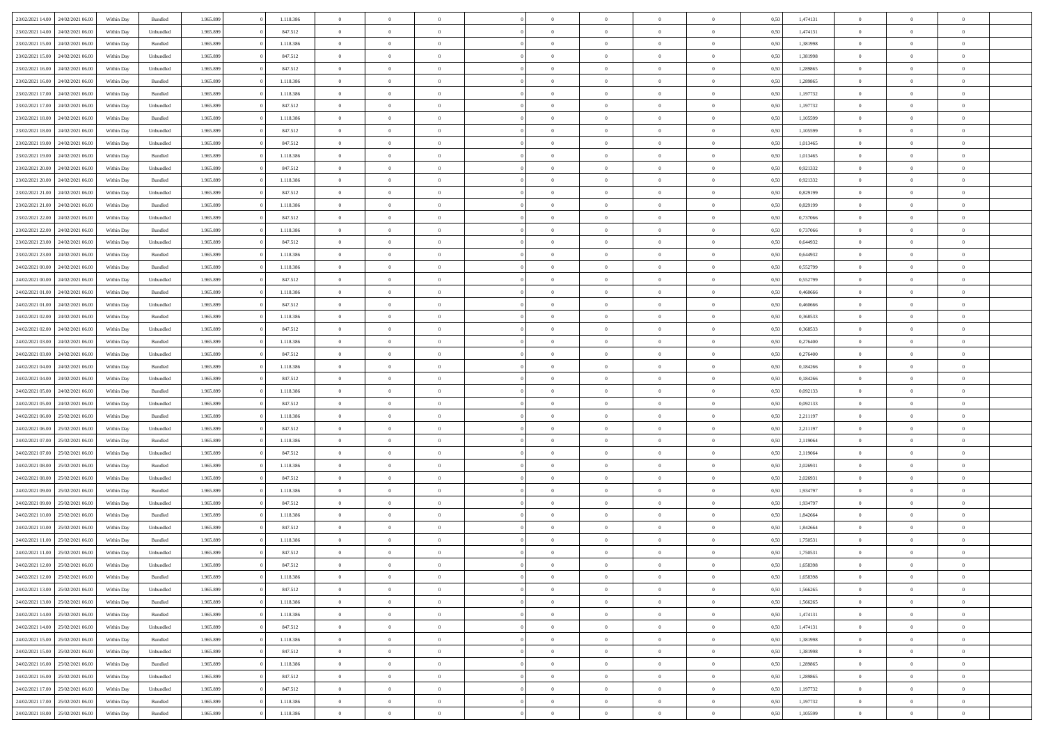| | | | | | | | | | | | | | | | | | | | | |
|---|---|---|---|---|---|---|---|---|---|---|---|---|---|---|---|---|---|---|---|---|
| 23/02/2021 14:00 | 24/02/2021 06:00 | Within Day | Bundled | 1.965.899 | 0 | 1.118.386 | 0 | 0 | 0 | | 0 | 0 | 0 | 0 | 0,50 | 1,474131 | 0 | 0 | 0 | |
| 23/02/2021 14:00 | 24/02/2021 06:00 | Within Day | Unbundled | 1.965.899 | 0 | 847.512 | 0 | 0 | 0 | | 0 | 0 | 0 | 0 | 0,50 | 1,474131 | 0 | 0 | 0 | |
| 23/02/2021 15:00 | 24/02/2021 06:00 | Within Day | Bundled | 1.965.899 | 0 | 1.118.386 | 0 | 0 | 0 | | 0 | 0 | 0 | 0 | 0,50 | 1,381998 | 0 | 0 | 0 | |
| 23/02/2021 15:00 | 24/02/2021 06:00 | Within Day | Unbundled | 1.965.899 | 0 | 847.512 | 0 | 0 | 0 | | 0 | 0 | 0 | 0 | 0,50 | 1,381998 | 0 | 0 | 0 | |
| 23/02/2021 16:00 | 24/02/2021 06:00 | Within Day | Unbundled | 1.965.899 | 0 | 847.512 | 0 | 0 | 0 | | 0 | 0 | 0 | 0 | 0,50 | 1,289865 | 0 | 0 | 0 | |
| 23/02/2021 16:00 | 24/02/2021 06:00 | Within Day | Bundled | 1.965.899 | 0 | 1.118.386 | 0 | 0 | 0 | | 0 | 0 | 0 | 0 | 0,50 | 1,289865 | 0 | 0 | 0 | |
| 23/02/2021 17:00 | 24/02/2021 06:00 | Within Day | Bundled | 1.965.899 | 0 | 1.118.386 | 0 | 0 | 0 | | 0 | 0 | 0 | 0 | 0,50 | 1,197732 | 0 | 0 | 0 | |
| 23/02/2021 17:00 | 24/02/2021 06:00 | Within Day | Unbundled | 1.965.899 | 0 | 847.512 | 0 | 0 | 0 | | 0 | 0 | 0 | 0 | 0,50 | 1,197732 | 0 | 0 | 0 | |
| 23/02/2021 18:00 | 24/02/2021 06:00 | Within Day | Bundled | 1.965.899 | 0 | 1.118.386 | 0 | 0 | 0 | | 0 | 0 | 0 | 0 | 0,50 | 1,105599 | 0 | 0 | 0 | |
| 23/02/2021 18:00 | 24/02/2021 06:00 | Within Day | Unbundled | 1.965.899 | 0 | 847.512 | 0 | 0 | 0 | | 0 | 0 | 0 | 0 | 0,50 | 1,105599 | 0 | 0 | 0 | |
| 23/02/2021 19:00 | 24/02/2021 06:00 | Within Day | Unbundled | 1.965.899 | 0 | 847.512 | 0 | 0 | 0 | | 0 | 0 | 0 | 0 | 0,50 | 1,013465 | 0 | 0 | 0 | |
| 23/02/2021 19:00 | 24/02/2021 06:00 | Within Day | Bundled | 1.965.899 | 0 | 1.118.386 | 0 | 0 | 0 | | 0 | 0 | 0 | 0 | 0,50 | 1,013465 | 0 | 0 | 0 | |
| 23/02/2021 20:00 | 24/02/2021 06:00 | Within Day | Unbundled | 1.965.899 | 0 | 847.512 | 0 | 0 | 0 | | 0 | 0 | 0 | 0 | 0,50 | 0,921332 | 0 | 0 | 0 | |
| 23/02/2021 20:00 | 24/02/2021 06:00 | Within Day | Bundled | 1.965.899 | 0 | 1.118.386 | 0 | 0 | 0 | | 0 | 0 | 0 | 0 | 0,50 | 0,921332 | 0 | 0 | 0 | |
| 23/02/2021 21:00 | 24/02/2021 06:00 | Within Day | Unbundled | 1.965.899 | 0 | 847.512 | 0 | 0 | 0 | | 0 | 0 | 0 | 0 | 0,50 | 0,829199 | 0 | 0 | 0 | |
| 23/02/2021 21:00 | 24/02/2021 06:00 | Within Day | Bundled | 1.965.899 | 0 | 1.118.386 | 0 | 0 | 0 | | 0 | 0 | 0 | 0 | 0,50 | 0,829199 | 0 | 0 | 0 | |
| 23/02/2021 22:00 | 24/02/2021 06:00 | Within Day | Unbundled | 1.965.899 | 0 | 847.512 | 0 | 0 | 0 | | 0 | 0 | 0 | 0 | 0,50 | 0,737066 | 0 | 0 | 0 | |
| 23/02/2021 22:00 | 24/02/2021 06:00 | Within Day | Bundled | 1.965.899 | 0 | 1.118.386 | 0 | 0 | 0 | | 0 | 0 | 0 | 0 | 0,50 | 0,737066 | 0 | 0 | 0 | |
| 23/02/2021 23:00 | 24/02/2021 06:00 | Within Day | Unbundled | 1.965.899 | 0 | 847.512 | 0 | 0 | 0 | | 0 | 0 | 0 | 0 | 0,50 | 0,644932 | 0 | 0 | 0 | |
| 23/02/2021 23:00 | 24/02/2021 06:00 | Within Day | Bundled | 1.965.899 | 0 | 1.118.386 | 0 | 0 | 0 | | 0 | 0 | 0 | 0 | 0,50 | 0,644932 | 0 | 0 | 0 | |
| 24/02/2021 00:00 | 24/02/2021 06:00 | Within Day | Bundled | 1.965.899 | 0 | 1.118.386 | 0 | 0 | 0 | | 0 | 0 | 0 | 0 | 0,50 | 0,552799 | 0 | 0 | 0 | |
| 24/02/2021 00:00 | 24/02/2021 06:00 | Within Day | Unbundled | 1.965.899 | 0 | 847.512 | 0 | 0 | 0 | | 0 | 0 | 0 | 0 | 0,50 | 0,552799 | 0 | 0 | 0 | |
| 24/02/2021 01:00 | 24/02/2021 06:00 | Within Day | Bundled | 1.965.899 | 0 | 1.118.386 | 0 | 0 | 0 | | 0 | 0 | 0 | 0 | 0,50 | 0,460666 | 0 | 0 | 0 | |
| 24/02/2021 01:00 | 24/02/2021 06:00 | Within Day | Unbundled | 1.965.899 | 0 | 847.512 | 0 | 0 | 0 | | 0 | 0 | 0 | 0 | 0,50 | 0,460666 | 0 | 0 | 0 | |
| 24/02/2021 02:00 | 24/02/2021 06:00 | Within Day | Bundled | 1.965.899 | 0 | 1.118.386 | 0 | 0 | 0 | | 0 | 0 | 0 | 0 | 0,50 | 0,368533 | 0 | 0 | 0 | |
| 24/02/2021 02:00 | 24/02/2021 06:00 | Within Day | Unbundled | 1.965.899 | 0 | 847.512 | 0 | 0 | 0 | | 0 | 0 | 0 | 0 | 0,50 | 0,368533 | 0 | 0 | 0 | |
| 24/02/2021 03:00 | 24/02/2021 06:00 | Within Day | Bundled | 1.965.899 | 0 | 1.118.386 | 0 | 0 | 0 | | 0 | 0 | 0 | 0 | 0,50 | 0,276400 | 0 | 0 | 0 | |
| 24/02/2021 03:00 | 24/02/2021 06:00 | Within Day | Unbundled | 1.965.899 | 0 | 847.512 | 0 | 0 | 0 | | 0 | 0 | 0 | 0 | 0,50 | 0,276400 | 0 | 0 | 0 | |
| 24/02/2021 04:00 | 24/02/2021 06:00 | Within Day | Bundled | 1.965.899 | 0 | 1.118.386 | 0 | 0 | 0 | | 0 | 0 | 0 | 0 | 0,50 | 0,184266 | 0 | 0 | 0 | |
| 24/02/2021 04:00 | 24/02/2021 06:00 | Within Day | Unbundled | 1.965.899 | 0 | 847.512 | 0 | 0 | 0 | | 0 | 0 | 0 | 0 | 0,50 | 0,184266 | 0 | 0 | 0 | |
| 24/02/2021 05:00 | 24/02/2021 06:00 | Within Day | Bundled | 1.965.899 | 0 | 1.118.386 | 0 | 0 | 0 | | 0 | 0 | 0 | 0 | 0,50 | 0,092133 | 0 | 0 | 0 | |
| 24/02/2021 05:00 | 24/02/2021 06:00 | Within Day | Unbundled | 1.965.899 | 0 | 847.512 | 0 | 0 | 0 | | 0 | 0 | 0 | 0 | 0,50 | 0,092133 | 0 | 0 | 0 | |
| 24/02/2021 06:00 | 25/02/2021 06:00 | Within Day | Bundled | 1.965.899 | 0 | 1.118.386 | 0 | 0 | 0 | | 0 | 0 | 0 | 0 | 0,50 | 2,211197 | 0 | 0 | 0 | |
| 24/02/2021 06:00 | 25/02/2021 06:00 | Within Day | Unbundled | 1.965.899 | 0 | 847.512 | 0 | 0 | 0 | | 0 | 0 | 0 | 0 | 0,50 | 2,211197 | 0 | 0 | 0 | |
| 24/02/2021 07:00 | 25/02/2021 06:00 | Within Day | Bundled | 1.965.899 | 0 | 1.118.386 | 0 | 0 | 0 | | 0 | 0 | 0 | 0 | 0,50 | 2,119064 | 0 | 0 | 0 | |
| 24/02/2021 07:00 | 25/02/2021 06:00 | Within Day | Unbundled | 1.965.899 | 0 | 847.512 | 0 | 0 | 0 | | 0 | 0 | 0 | 0 | 0,50 | 2,119064 | 0 | 0 | 0 | |
| 24/02/2021 08:00 | 25/02/2021 06:00 | Within Day | Bundled | 1.965.899 | 0 | 1.118.386 | 0 | 0 | 0 | | 0 | 0 | 0 | 0 | 0,50 | 2,026931 | 0 | 0 | 0 | |
| 24/02/2021 08:00 | 25/02/2021 06:00 | Within Day | Unbundled | 1.965.899 | 0 | 847.512 | 0 | 0 | 0 | | 0 | 0 | 0 | 0 | 0,50 | 2,026931 | 0 | 0 | 0 | |
| 24/02/2021 09:00 | 25/02/2021 06:00 | Within Day | Bundled | 1.965.899 | 0 | 1.118.386 | 0 | 0 | 0 | | 0 | 0 | 0 | 0 | 0,50 | 1,934797 | 0 | 0 | 0 | |
| 24/02/2021 09:00 | 25/02/2021 06:00 | Within Day | Unbundled | 1.965.899 | 0 | 847.512 | 0 | 0 | 0 | | 0 | 0 | 0 | 0 | 0,50 | 1,934797 | 0 | 0 | 0 | |
| 24/02/2021 10:00 | 25/02/2021 06:00 | Within Day | Bundled | 1.965.899 | 0 | 1.118.386 | 0 | 0 | 0 | | 0 | 0 | 0 | 0 | 0,50 | 1,842664 | 0 | 0 | 0 | |
| 24/02/2021 10:00 | 25/02/2021 06:00 | Within Day | Unbundled | 1.965.899 | 0 | 847.512 | 0 | 0 | 0 | | 0 | 0 | 0 | 0 | 0,50 | 1,842664 | 0 | 0 | 0 | |
| 24/02/2021 11:00 | 25/02/2021 06:00 | Within Day | Bundled | 1.965.899 | 0 | 1.118.386 | 0 | 0 | 0 | | 0 | 0 | 0 | 0 | 0,50 | 1,750531 | 0 | 0 | 0 | |
| 24/02/2021 11:00 | 25/02/2021 06:00 | Within Day | Unbundled | 1.965.899 | 0 | 847.512 | 0 | 0 | 0 | | 0 | 0 | 0 | 0 | 0,50 | 1,750531 | 0 | 0 | 0 | |
| 24/02/2021 12:00 | 25/02/2021 06:00 | Within Day | Unbundled | 1.965.899 | 0 | 847.512 | 0 | 0 | 0 | | 0 | 0 | 0 | 0 | 0,50 | 1,658398 | 0 | 0 | 0 | |
| 24/02/2021 12:00 | 25/02/2021 06:00 | Within Day | Bundled | 1.965.899 | 0 | 1.118.386 | 0 | 0 | 0 | | 0 | 0 | 0 | 0 | 0,50 | 1,658398 | 0 | 0 | 0 | |
| 24/02/2021 13:00 | 25/02/2021 06:00 | Within Day | Unbundled | 1.965.899 | 0 | 847.512 | 0 | 0 | 0 | | 0 | 0 | 0 | 0 | 0,50 | 1,566265 | 0 | 0 | 0 | |
| 24/02/2021 13:00 | 25/02/2021 06:00 | Within Day | Bundled | 1.965.899 | 0 | 1.118.386 | 0 | 0 | 0 | | 0 | 0 | 0 | 0 | 0,50 | 1,566265 | 0 | 0 | 0 | |
| 24/02/2021 14:00 | 25/02/2021 06:00 | Within Day | Bundled | 1.965.899 | 0 | 1.118.386 | 0 | 0 | 0 | | 0 | 0 | 0 | 0 | 0,50 | 1,474131 | 0 | 0 | 0 | |
| 24/02/2021 14:00 | 25/02/2021 06:00 | Within Day | Unbundled | 1.965.899 | 0 | 847.512 | 0 | 0 | 0 | | 0 | 0 | 0 | 0 | 0,50 | 1,474131 | 0 | 0 | 0 | |
| 24/02/2021 15:00 | 25/02/2021 06:00 | Within Day | Bundled | 1.965.899 | 0 | 1.118.386 | 0 | 0 | 0 | | 0 | 0 | 0 | 0 | 0,50 | 1,381998 | 0 | 0 | 0 | |
| 24/02/2021 15:00 | 25/02/2021 06:00 | Within Day | Unbundled | 1.965.899 | 0 | 847.512 | 0 | 0 | 0 | | 0 | 0 | 0 | 0 | 0,50 | 1,381998 | 0 | 0 | 0 | |
| 24/02/2021 16:00 | 25/02/2021 06:00 | Within Day | Bundled | 1.965.899 | 0 | 1.118.386 | 0 | 0 | 0 | | 0 | 0 | 0 | 0 | 0,50 | 1,289865 | 0 | 0 | 0 | |
| 24/02/2021 16:00 | 25/02/2021 06:00 | Within Day | Unbundled | 1.965.899 | 0 | 847.512 | 0 | 0 | 0 | | 0 | 0 | 0 | 0 | 0,50 | 1,289865 | 0 | 0 | 0 | |
| 24/02/2021 17:00 | 25/02/2021 06:00 | Within Day | Unbundled | 1.965.899 | 0 | 847.512 | 0 | 0 | 0 | | 0 | 0 | 0 | 0 | 0,50 | 1,197732 | 0 | 0 | 0 | |
| 24/02/2021 17:00 | 25/02/2021 06:00 | Within Day | Bundled | 1.965.899 | 0 | 1.118.386 | 0 | 0 | 0 | | 0 | 0 | 0 | 0 | 0,50 | 1,197732 | 0 | 0 | 0 | |
| 24/02/2021 18:00 | 25/02/2021 06:00 | Within Day | Bundled | 1.965.899 | 0 | 1.118.386 | 0 | 0 | 0 | | 0 | 0 | 0 | 0 | 0,50 | 1,105599 | 0 | 0 | 0 | |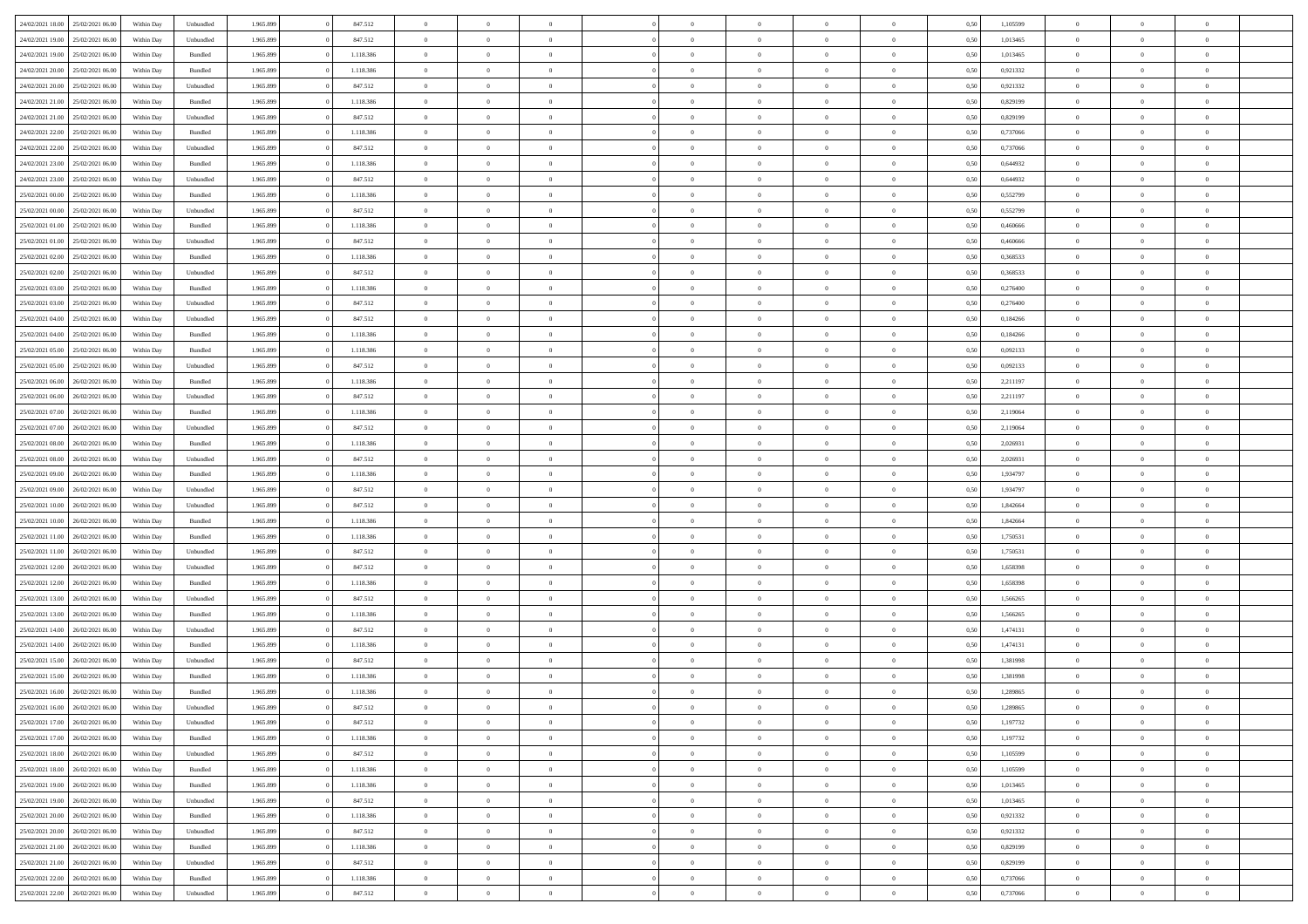| | | | | | | | | | | | | | | | | | | | | |
|---|---|---|---|---|---|---|---|---|---|---|---|---|---|---|---|---|---|---|---|---|
| 24/02/2021 18:00 | 25/02/2021 06:00 | Within Day | Unbundled | 1.965.899 | 0 | 847.512 | 0 | 0 | 0 | | 0 | 0 | 0 | 0 | 0,50 | 1,105599 | 0 | 0 | 0 | |
| 24/02/2021 19:00 | 25/02/2021 06:00 | Within Day | Unbundled | 1.965.899 | 0 | 847.512 | 0 | 0 | 0 | | 0 | 0 | 0 | 0 | 0,50 | 1,013465 | 0 | 0 | 0 | |
| 24/02/2021 19:00 | 25/02/2021 06:00 | Within Day | Bundled | 1.965.899 | 0 | 1.118.386 | 0 | 0 | 0 | | 0 | 0 | 0 | 0 | 0,50 | 1,013465 | 0 | 0 | 0 | |
| 24/02/2021 20:00 | 25/02/2021 06:00 | Within Day | Bundled | 1.965.899 | 0 | 1.118.386 | 0 | 0 | 0 | | 0 | 0 | 0 | 0 | 0,50 | 0,921332 | 0 | 0 | 0 | |
| 24/02/2021 20:00 | 25/02/2021 06:00 | Within Day | Unbundled | 1.965.899 | 0 | 847.512 | 0 | 0 | 0 | | 0 | 0 | 0 | 0 | 0,50 | 0,921332 | 0 | 0 | 0 | |
| 24/02/2021 21:00 | 25/02/2021 06:00 | Within Day | Bundled | 1.965.899 | 0 | 1.118.386 | 0 | 0 | 0 | | 0 | 0 | 0 | 0 | 0,50 | 0,829199 | 0 | 0 | 0 | |
| 24/02/2021 21:00 | 25/02/2021 06:00 | Within Day | Unbundled | 1.965.899 | 0 | 847.512 | 0 | 0 | 0 | | 0 | 0 | 0 | 0 | 0,50 | 0,829199 | 0 | 0 | 0 | |
| 24/02/2021 22:00 | 25/02/2021 06:00 | Within Day | Bundled | 1.965.899 | 0 | 1.118.386 | 0 | 0 | 0 | | 0 | 0 | 0 | 0 | 0,50 | 0,737066 | 0 | 0 | 0 | |
| 24/02/2021 22:00 | 25/02/2021 06:00 | Within Day | Unbundled | 1.965.899 | 0 | 847.512 | 0 | 0 | 0 | | 0 | 0 | 0 | 0 | 0,50 | 0,737066 | 0 | 0 | 0 | |
| 24/02/2021 23:00 | 25/02/2021 06:00 | Within Day | Bundled | 1.965.899 | 0 | 1.118.386 | 0 | 0 | 0 | | 0 | 0 | 0 | 0 | 0,50 | 0,644932 | 0 | 0 | 0 | |
| 24/02/2021 23:00 | 25/02/2021 06:00 | Within Day | Unbundled | 1.965.899 | 0 | 847.512 | 0 | 0 | 0 | | 0 | 0 | 0 | 0 | 0,50 | 0,644932 | 0 | 0 | 0 | |
| 25/02/2021 00:00 | 25/02/2021 06:00 | Within Day | Bundled | 1.965.899 | 0 | 1.118.386 | 0 | 0 | 0 | | 0 | 0 | 0 | 0 | 0,50 | 0,552799 | 0 | 0 | 0 | |
| 25/02/2021 00:00 | 25/02/2021 06:00 | Within Day | Unbundled | 1.965.899 | 0 | 847.512 | 0 | 0 | 0 | | 0 | 0 | 0 | 0 | 0,50 | 0,552799 | 0 | 0 | 0 | |
| 25/02/2021 01:00 | 25/02/2021 06:00 | Within Day | Bundled | 1.965.899 | 0 | 1.118.386 | 0 | 0 | 0 | | 0 | 0 | 0 | 0 | 0,50 | 0,460666 | 0 | 0 | 0 | |
| 25/02/2021 01:00 | 25/02/2021 06:00 | Within Day | Unbundled | 1.965.899 | 0 | 847.512 | 0 | 0 | 0 | | 0 | 0 | 0 | 0 | 0,50 | 0,460666 | 0 | 0 | 0 | |
| 25/02/2021 02:00 | 25/02/2021 06:00 | Within Day | Bundled | 1.965.899 | 0 | 1.118.386 | 0 | 0 | 0 | | 0 | 0 | 0 | 0 | 0,50 | 0,368533 | 0 | 0 | 0 | |
| 25/02/2021 02:00 | 25/02/2021 06:00 | Within Day | Unbundled | 1.965.899 | 0 | 847.512 | 0 | 0 | 0 | | 0 | 0 | 0 | 0 | 0,50 | 0,368533 | 0 | 0 | 0 | |
| 25/02/2021 03:00 | 25/02/2021 06:00 | Within Day | Bundled | 1.965.899 | 0 | 1.118.386 | 0 | 0 | 0 | | 0 | 0 | 0 | 0 | 0,50 | 0,276400 | 0 | 0 | 0 | |
| 25/02/2021 03:00 | 25/02/2021 06:00 | Within Day | Unbundled | 1.965.899 | 0 | 847.512 | 0 | 0 | 0 | | 0 | 0 | 0 | 0 | 0,50 | 0,276400 | 0 | 0 | 0 | |
| 25/02/2021 04:00 | 25/02/2021 06:00 | Within Day | Unbundled | 1.965.899 | 0 | 847.512 | 0 | 0 | 0 | | 0 | 0 | 0 | 0 | 0,50 | 0,184266 | 0 | 0 | 0 | |
| 25/02/2021 04:00 | 25/02/2021 06:00 | Within Day | Bundled | 1.965.899 | 0 | 1.118.386 | 0 | 0 | 0 | | 0 | 0 | 0 | 0 | 0,50 | 0,184266 | 0 | 0 | 0 | |
| 25/02/2021 05:00 | 25/02/2021 06:00 | Within Day | Bundled | 1.965.899 | 0 | 1.118.386 | 0 | 0 | 0 | | 0 | 0 | 0 | 0 | 0,50 | 0,092133 | 0 | 0 | 0 | |
| 25/02/2021 05:00 | 25/02/2021 06:00 | Within Day | Unbundled | 1.965.899 | 0 | 847.512 | 0 | 0 | 0 | | 0 | 0 | 0 | 0 | 0,50 | 0,092133 | 0 | 0 | 0 | |
| 25/02/2021 06:00 | 26/02/2021 06:00 | Within Day | Bundled | 1.965.899 | 0 | 1.118.386 | 0 | 0 | 0 | | 0 | 0 | 0 | 0 | 0,50 | 2,211197 | 0 | 0 | 0 | |
| 25/02/2021 06:00 | 26/02/2021 06:00 | Within Day | Unbundled | 1.965.899 | 0 | 847.512 | 0 | 0 | 0 | | 0 | 0 | 0 | 0 | 0,50 | 2,211197 | 0 | 0 | 0 | |
| 25/02/2021 07:00 | 26/02/2021 06:00 | Within Day | Bundled | 1.965.899 | 0 | 1.118.386 | 0 | 0 | 0 | | 0 | 0 | 0 | 0 | 0,50 | 2,119064 | 0 | 0 | 0 | |
| 25/02/2021 07:00 | 26/02/2021 06:00 | Within Day | Unbundled | 1.965.899 | 0 | 847.512 | 0 | 0 | 0 | | 0 | 0 | 0 | 0 | 0,50 | 2,119064 | 0 | 0 | 0 | |
| 25/02/2021 08:00 | 26/02/2021 06:00 | Within Day | Bundled | 1.965.899 | 0 | 1.118.386 | 0 | 0 | 0 | | 0 | 0 | 0 | 0 | 0,50 | 2,026931 | 0 | 0 | 0 | |
| 25/02/2021 08:00 | 26/02/2021 06:00 | Within Day | Unbundled | 1.965.899 | 0 | 847.512 | 0 | 0 | 0 | | 0 | 0 | 0 | 0 | 0,50 | 2,026931 | 0 | 0 | 0 | |
| 25/02/2021 09:00 | 26/02/2021 06:00 | Within Day | Bundled | 1.965.899 | 0 | 1.118.386 | 0 | 0 | 0 | | 0 | 0 | 0 | 0 | 0,50 | 1,934797 | 0 | 0 | 0 | |
| 25/02/2021 09:00 | 26/02/2021 06:00 | Within Day | Unbundled | 1.965.899 | 0 | 847.512 | 0 | 0 | 0 | | 0 | 0 | 0 | 0 | 0,50 | 1,934797 | 0 | 0 | 0 | |
| 25/02/2021 10:00 | 26/02/2021 06:00 | Within Day | Unbundled | 1.965.899 | 0 | 847.512 | 0 | 0 | 0 | | 0 | 0 | 0 | 0 | 0,50 | 1,842664 | 0 | 0 | 0 | |
| 25/02/2021 10:00 | 26/02/2021 06:00 | Within Day | Bundled | 1.965.899 | 0 | 1.118.386 | 0 | 0 | 0 | | 0 | 0 | 0 | 0 | 0,50 | 1,842664 | 0 | 0 | 0 | |
| 25/02/2021 11:00 | 26/02/2021 06:00 | Within Day | Bundled | 1.965.899 | 0 | 1.118.386 | 0 | 0 | 0 | | 0 | 0 | 0 | 0 | 0,50 | 1,750531 | 0 | 0 | 0 | |
| 25/02/2021 11:00 | 26/02/2021 06:00 | Within Day | Unbundled | 1.965.899 | 0 | 847.512 | 0 | 0 | 0 | | 0 | 0 | 0 | 0 | 0,50 | 1,750531 | 0 | 0 | 0 | |
| 25/02/2021 12:00 | 26/02/2021 06:00 | Within Day | Unbundled | 1.965.899 | 0 | 847.512 | 0 | 0 | 0 | | 0 | 0 | 0 | 0 | 0,50 | 1,658398 | 0 | 0 | 0 | |
| 25/02/2021 12:00 | 26/02/2021 06:00 | Within Day | Bundled | 1.965.899 | 0 | 1.118.386 | 0 | 0 | 0 | | 0 | 0 | 0 | 0 | 0,50 | 1,658398 | 0 | 0 | 0 | |
| 25/02/2021 13:00 | 26/02/2021 06:00 | Within Day | Unbundled | 1.965.899 | 0 | 847.512 | 0 | 0 | 0 | | 0 | 0 | 0 | 0 | 0,50 | 1,566265 | 0 | 0 | 0 | |
| 25/02/2021 13:00 | 26/02/2021 06:00 | Within Day | Bundled | 1.965.899 | 0 | 1.118.386 | 0 | 0 | 0 | | 0 | 0 | 0 | 0 | 0,50 | 1,566265 | 0 | 0 | 0 | |
| 25/02/2021 14:00 | 26/02/2021 06:00 | Within Day | Unbundled | 1.965.899 | 0 | 847.512 | 0 | 0 | 0 | | 0 | 0 | 0 | 0 | 0,50 | 1,474131 | 0 | 0 | 0 | |
| 25/02/2021 14:00 | 26/02/2021 06:00 | Within Day | Bundled | 1.965.899 | 0 | 1.118.386 | 0 | 0 | 0 | | 0 | 0 | 0 | 0 | 0,50 | 1,474131 | 0 | 0 | 0 | |
| 25/02/2021 15:00 | 26/02/2021 06:00 | Within Day | Unbundled | 1.965.899 | 0 | 847.512 | 0 | 0 | 0 | | 0 | 0 | 0 | 0 | 0,50 | 1,381998 | 0 | 0 | 0 | |
| 25/02/2021 15:00 | 26/02/2021 06:00 | Within Day | Bundled | 1.965.899 | 0 | 1.118.386 | 0 | 0 | 0 | | 0 | 0 | 0 | 0 | 0,50 | 1,381998 | 0 | 0 | 0 | |
| 25/02/2021 16:00 | 26/02/2021 06:00 | Within Day | Bundled | 1.965.899 | 0 | 1.118.386 | 0 | 0 | 0 | | 0 | 0 | 0 | 0 | 0,50 | 1,289865 | 0 | 0 | 0 | |
| 25/02/2021 16:00 | 26/02/2021 06:00 | Within Day | Unbundled | 1.965.899 | 0 | 847.512 | 0 | 0 | 0 | | 0 | 0 | 0 | 0 | 0,50 | 1,289865 | 0 | 0 | 0 | |
| 25/02/2021 17:00 | 26/02/2021 06:00 | Within Day | Unbundled | 1.965.899 | 0 | 847.512 | 0 | 0 | 0 | | 0 | 0 | 0 | 0 | 0,50 | 1,197732 | 0 | 0 | 0 | |
| 25/02/2021 17:00 | 26/02/2021 06:00 | Within Day | Bundled | 1.965.899 | 0 | 1.118.386 | 0 | 0 | 0 | | 0 | 0 | 0 | 0 | 0,50 | 1,197732 | 0 | 0 | 0 | |
| 25/02/2021 18:00 | 26/02/2021 06:00 | Within Day | Unbundled | 1.965.899 | 0 | 847.512 | 0 | 0 | 0 | | 0 | 0 | 0 | 0 | 0,50 | 1,105599 | 0 | 0 | 0 | |
| 25/02/2021 18:00 | 26/02/2021 06:00 | Within Day | Bundled | 1.965.899 | 0 | 1.118.386 | 0 | 0 | 0 | | 0 | 0 | 0 | 0 | 0,50 | 1,105599 | 0 | 0 | 0 | |
| 25/02/2021 19:00 | 26/02/2021 06:00 | Within Day | Bundled | 1.965.899 | 0 | 1.118.386 | 0 | 0 | 0 | | 0 | 0 | 0 | 0 | 0,50 | 1,013465 | 0 | 0 | 0 | |
| 25/02/2021 19:00 | 26/02/2021 06:00 | Within Day | Unbundled | 1.965.899 | 0 | 847.512 | 0 | 0 | 0 | | 0 | 0 | 0 | 0 | 0,50 | 1,013465 | 0 | 0 | 0 | |
| 25/02/2021 20:00 | 26/02/2021 06:00 | Within Day | Bundled | 1.965.899 | 0 | 1.118.386 | 0 | 0 | 0 | | 0 | 0 | 0 | 0 | 0,50 | 0,921332 | 0 | 0 | 0 | |
| 25/02/2021 20:00 | 26/02/2021 06:00 | Within Day | Unbundled | 1.965.899 | 0 | 847.512 | 0 | 0 | 0 | | 0 | 0 | 0 | 0 | 0,50 | 0,921332 | 0 | 0 | 0 | |
| 25/02/2021 21:00 | 26/02/2021 06:00 | Within Day | Bundled | 1.965.899 | 0 | 1.118.386 | 0 | 0 | 0 | | 0 | 0 | 0 | 0 | 0,50 | 0,829199 | 0 | 0 | 0 | |
| 25/02/2021 21:00 | 26/02/2021 06:00 | Within Day | Unbundled | 1.965.899 | 0 | 847.512 | 0 | 0 | 0 | | 0 | 0 | 0 | 0 | 0,50 | 0,829199 | 0 | 0 | 0 | |
| 25/02/2021 22:00 | 26/02/2021 06:00 | Within Day | Bundled | 1.965.899 | 0 | 1.118.386 | 0 | 0 | 0 | | 0 | 0 | 0 | 0 | 0,50 | 0,737066 | 0 | 0 | 0 | |
| 25/02/2021 22:00 | 26/02/2021 06:00 | Within Day | Unbundled | 1.965.899 | 0 | 847.512 | 0 | 0 | 0 | | 0 | 0 | 0 | 0 | 0,50 | 0,737066 | 0 | 0 | 0 | |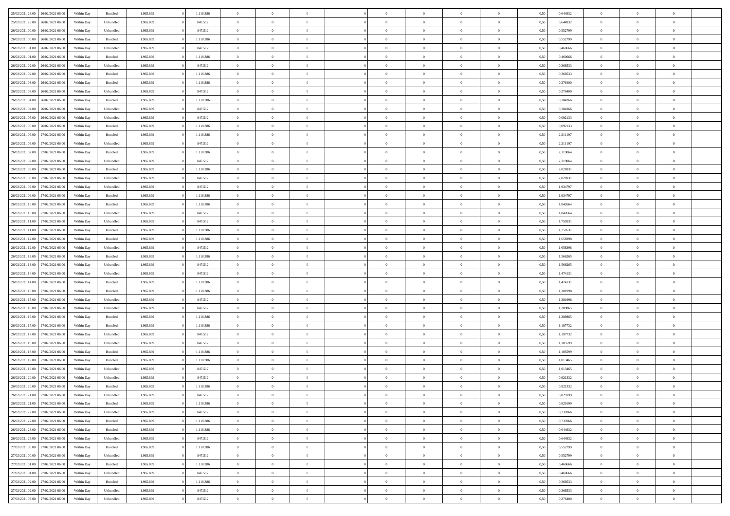| | | | | | | | | | | | | | | | | | | | | |
|---|---|---|---|---|---|---|---|---|---|---|---|---|---|---|---|---|---|---|---|---|
| 25/02/2021 23:00 | 26/02/2021 06:00 | Within Day | Bundled | 1.965.899 | 0 | 1.118.386 | 0 | 0 | 0 | | 0 | 0 | 0 | 0 | 0,50 | 0,644932 | 0 | 0 | 0 | |
| 25/02/2021 23:00 | 26/02/2021 06:00 | Within Day | Unbundled | 1.965.899 | 0 | 847.512 | 0 | 0 | 0 | | 0 | 0 | 0 | 0 | 0,50 | 0,644932 | 0 | 0 | 0 | |
| 26/02/2021 00:00 | 26/02/2021 06:00 | Within Day | Unbundled | 1.965.899 | 0 | 847.512 | 0 | 0 | 0 | | 0 | 0 | 0 | 0 | 0,50 | 0,552799 | 0 | 0 | 0 | |
| 26/02/2021 00:00 | 26/02/2021 06:00 | Within Day | Bundled | 1.965.899 | 0 | 1.118.386 | 0 | 0 | 0 | | 0 | 0 | 0 | 0 | 0,50 | 0,552799 | 0 | 0 | 0 | |
| 26/02/2021 01:00 | 26/02/2021 06:00 | Within Day | Unbundled | 1.965.899 | 0 | 847.512 | 0 | 0 | 0 | | 0 | 0 | 0 | 0 | 0,50 | 0,460666 | 0 | 0 | 0 | |
| 26/02/2021 01:00 | 26/02/2021 06:00 | Within Day | Bundled | 1.965.899 | 0 | 1.118.386 | 0 | 0 | 0 | | 0 | 0 | 0 | 0 | 0,50 | 0,460666 | 0 | 0 | 0 | |
| 26/02/2021 02:00 | 26/02/2021 06:00 | Within Day | Unbundled | 1.965.899 | 0 | 847.512 | 0 | 0 | 0 | | 0 | 0 | 0 | 0 | 0,50 | 0,368533 | 0 | 0 | 0 | |
| 26/02/2021 02:00 | 26/02/2021 06:00 | Within Day | Bundled | 1.965.899 | 0 | 1.118.386 | 0 | 0 | 0 | | 0 | 0 | 0 | 0 | 0,50 | 0,368533 | 0 | 0 | 0 | |
| 26/02/2021 03:00 | 26/02/2021 06:00 | Within Day | Bundled | 1.965.899 | 0 | 1.118.386 | 0 | 0 | 0 | | 0 | 0 | 0 | 0 | 0,50 | 0,276400 | 0 | 0 | 0 | |
| 26/02/2021 03:00 | 26/02/2021 06:00 | Within Day | Unbundled | 1.965.899 | 0 | 847.512 | 0 | 0 | 0 | | 0 | 0 | 0 | 0 | 0,50 | 0,276400 | 0 | 0 | 0 | |
| 26/02/2021 04:00 | 26/02/2021 06:00 | Within Day | Bundled | 1.965.899 | 0 | 1.118.386 | 0 | 0 | 0 | | 0 | 0 | 0 | 0 | 0,50 | 0,184266 | 0 | 0 | 0 | |
| 26/02/2021 04:00 | 26/02/2021 06:00 | Within Day | Unbundled | 1.965.899 | 0 | 847.512 | 0 | 0 | 0 | | 0 | 0 | 0 | 0 | 0,50 | 0,184266 | 0 | 0 | 0 | |
| 26/02/2021 05:00 | 26/02/2021 06:00 | Within Day | Unbundled | 1.965.899 | 0 | 847.512 | 0 | 0 | 0 | | 0 | 0 | 0 | 0 | 0,50 | 0,092133 | 0 | 0 | 0 | |
| 26/02/2021 05:00 | 26/02/2021 06:00 | Within Day | Bundled | 1.965.899 | 0 | 1.118.386 | 0 | 0 | 0 | | 0 | 0 | 0 | 0 | 0,50 | 0,092133 | 0 | 0 | 0 | |
| 26/02/2021 06:00 | 27/02/2021 06:00 | Within Day | Bundled | 1.965.899 | 0 | 1.118.386 | 0 | 0 | 0 | | 0 | 0 | 0 | 0 | 0,50 | 2,211197 | 0 | 0 | 0 | |
| 26/02/2021 06:00 | 27/02/2021 06:00 | Within Day | Unbundled | 1.965.899 | 0 | 847.512 | 0 | 0 | 0 | | 0 | 0 | 0 | 0 | 0,50 | 2,211197 | 0 | 0 | 0 | |
| 26/02/2021 07:00 | 27/02/2021 06:00 | Within Day | Bundled | 1.965.899 | 0 | 1.118.386 | 0 | 0 | 0 | | 0 | 0 | 0 | 0 | 0,50 | 2,119064 | 0 | 0 | 0 | |
| 26/02/2021 07:00 | 27/02/2021 06:00 | Within Day | Unbundled | 1.965.899 | 0 | 847.512 | 0 | 0 | 0 | | 0 | 0 | 0 | 0 | 0,50 | 2,119064 | 0 | 0 | 0 | |
| 26/02/2021 08:00 | 27/02/2021 06:00 | Within Day | Bundled | 1.965.899 | 0 | 1.118.386 | 0 | 0 | 0 | | 0 | 0 | 0 | 0 | 0,50 | 2,026931 | 0 | 0 | 0 | |
| 26/02/2021 08:00 | 27/02/2021 06:00 | Within Day | Unbundled | 1.965.899 | 0 | 847.512 | 0 | 0 | 0 | | 0 | 0 | 0 | 0 | 0,50 | 2,026931 | 0 | 0 | 0 | |
| 26/02/2021 09:00 | 27/02/2021 06:00 | Within Day | Unbundled | 1.965.899 | 0 | 847.512 | 0 | 0 | 0 | | 0 | 0 | 0 | 0 | 0,50 | 1,934797 | 0 | 0 | 0 | |
| 26/02/2021 09:00 | 27/02/2021 06:00 | Within Day | Bundled | 1.965.899 | 0 | 1.118.386 | 0 | 0 | 0 | | 0 | 0 | 0 | 0 | 0,50 | 1,934797 | 0 | 0 | 0 | |
| 26/02/2021 10:00 | 27/02/2021 06:00 | Within Day | Bundled | 1.965.899 | 0 | 1.118.386 | 0 | 0 | 0 | | 0 | 0 | 0 | 0 | 0,50 | 1,842664 | 0 | 0 | 0 | |
| 26/02/2021 10:00 | 27/02/2021 06:00 | Within Day | Unbundled | 1.965.899 | 0 | 847.512 | 0 | 0 | 0 | | 0 | 0 | 0 | 0 | 0,50 | 1,842664 | 0 | 0 | 0 | |
| 26/02/2021 11:00 | 27/02/2021 06:00 | Within Day | Unbundled | 1.965.899 | 0 | 847.512 | 0 | 0 | 0 | | 0 | 0 | 0 | 0 | 0,50 | 1,750531 | 0 | 0 | 0 | |
| 26/02/2021 11:00 | 27/02/2021 06:00 | Within Day | Bundled | 1.965.899 | 0 | 1.118.386 | 0 | 0 | 0 | | 0 | 0 | 0 | 0 | 0,50 | 1,750531 | 0 | 0 | 0 | |
| 26/02/2021 12:00 | 27/02/2021 06:00 | Within Day | Bundled | 1.965.899 | 0 | 1.118.386 | 0 | 0 | 0 | | 0 | 0 | 0 | 0 | 0,50 | 1,658398 | 0 | 0 | 0 | |
| 26/02/2021 12:00 | 27/02/2021 06:00 | Within Day | Unbundled | 1.965.899 | 0 | 847.512 | 0 | 0 | 0 | | 0 | 0 | 0 | 0 | 0,50 | 1,658398 | 0 | 0 | 0 | |
| 26/02/2021 13:00 | 27/02/2021 06:00 | Within Day | Bundled | 1.965.899 | 0 | 1.118.386 | 0 | 0 | 0 | | 0 | 0 | 0 | 0 | 0,50 | 1,566265 | 0 | 0 | 0 | |
| 26/02/2021 13:00 | 27/02/2021 06:00 | Within Day | Unbundled | 1.965.899 | 0 | 847.512 | 0 | 0 | 0 | | 0 | 0 | 0 | 0 | 0,50 | 1,566265 | 0 | 0 | 0 | |
| 26/02/2021 14:00 | 27/02/2021 06:00 | Within Day | Unbundled | 1.965.899 | 0 | 847.512 | 0 | 0 | 0 | | 0 | 0 | 0 | 0 | 0,50 | 1,474131 | 0 | 0 | 0 | |
| 26/02/2021 14:00 | 27/02/2021 06:00 | Within Day | Bundled | 1.965.899 | 0 | 1.118.386 | 0 | 0 | 0 | | 0 | 0 | 0 | 0 | 0,50 | 1,474131 | 0 | 0 | 0 | |
| 26/02/2021 15:00 | 27/02/2021 06:00 | Within Day | Bundled | 1.965.899 | 0 | 1.118.386 | 0 | 0 | 0 | | 0 | 0 | 0 | 0 | 0,50 | 1,381998 | 0 | 0 | 0 | |
| 26/02/2021 15:00 | 27/02/2021 06:00 | Within Day | Unbundled | 1.965.899 | 0 | 847.512 | 0 | 0 | 0 | | 0 | 0 | 0 | 0 | 0,50 | 1,381998 | 0 | 0 | 0 | |
| 26/02/2021 16:00 | 27/02/2021 06:00 | Within Day | Unbundled | 1.965.899 | 0 | 847.512 | 0 | 0 | 0 | | 0 | 0 | 0 | 0 | 0,50 | 1,289865 | 0 | 0 | 0 | |
| 26/02/2021 16:00 | 27/02/2021 06:00 | Within Day | Bundled | 1.965.899 | 0 | 1.118.386 | 0 | 0 | 0 | | 0 | 0 | 0 | 0 | 0,50 | 1,289865 | 0 | 0 | 0 | |
| 26/02/2021 17:00 | 27/02/2021 06:00 | Within Day | Bundled | 1.965.899 | 0 | 1.118.386 | 0 | 0 | 0 | | 0 | 0 | 0 | 0 | 0,50 | 1,197732 | 0 | 0 | 0 | |
| 26/02/2021 17:00 | 27/02/2021 06:00 | Within Day | Unbundled | 1.965.899 | 0 | 847.512 | 0 | 0 | 0 | | 0 | 0 | 0 | 0 | 0,50 | 1,197732 | 0 | 0 | 0 | |
| 26/02/2021 18:00 | 27/02/2021 06:00 | Within Day | Unbundled | 1.965.899 | 0 | 847.512 | 0 | 0 | 0 | | 0 | 0 | 0 | 0 | 0,50 | 1,105599 | 0 | 0 | 0 | |
| 26/02/2021 18:00 | 27/02/2021 06:00 | Within Day | Bundled | 1.965.899 | 0 | 1.118.386 | 0 | 0 | 0 | | 0 | 0 | 0 | 0 | 0,50 | 1,105599 | 0 | 0 | 0 | |
| 26/02/2021 19:00 | 27/02/2021 06:00 | Within Day | Bundled | 1.965.899 | 0 | 1.118.386 | 0 | 0 | 0 | | 0 | 0 | 0 | 0 | 0,50 | 1,013465 | 0 | 0 | 0 | |
| 26/02/2021 19:00 | 27/02/2021 06:00 | Within Day | Unbundled | 1.965.899 | 0 | 847.512 | 0 | 0 | 0 | | 0 | 0 | 0 | 0 | 0,50 | 1,013465 | 0 | 0 | 0 | |
| 26/02/2021 20:00 | 27/02/2021 06:00 | Within Day | Unbundled | 1.965.899 | 0 | 847.512 | 0 | 0 | 0 | | 0 | 0 | 0 | 0 | 0,50 | 0,921332 | 0 | 0 | 0 | |
| 26/02/2021 20:00 | 27/02/2021 06:00 | Within Day | Bundled | 1.965.899 | 0 | 1.118.386 | 0 | 0 | 0 | | 0 | 0 | 0 | 0 | 0,50 | 0,921332 | 0 | 0 | 0 | |
| 26/02/2021 21:00 | 27/02/2021 06:00 | Within Day | Unbundled | 1.965.899 | 0 | 847.512 | 0 | 0 | 0 | | 0 | 0 | 0 | 0 | 0,50 | 0,829199 | 0 | 0 | 0 | |
| 26/02/2021 21:00 | 27/02/2021 06:00 | Within Day | Bundled | 1.965.899 | 0 | 1.118.386 | 0 | 0 | 0 | | 0 | 0 | 0 | 0 | 0,50 | 0,829199 | 0 | 0 | 0 | |
| 26/02/2021 22:00 | 27/02/2021 06:00 | Within Day | Unbundled | 1.965.899 | 0 | 847.512 | 0 | 0 | 0 | | 0 | 0 | 0 | 0 | 0,50 | 0,737066 | 0 | 0 | 0 | |
| 26/02/2021 22:00 | 27/02/2021 06:00 | Within Day | Bundled | 1.965.899 | 0 | 1.118.386 | 0 | 0 | 0 | | 0 | 0 | 0 | 0 | 0,50 | 0,737066 | 0 | 0 | 0 | |
| 26/02/2021 23:00 | 27/02/2021 06:00 | Within Day | Bundled | 1.965.899 | 0 | 1.118.386 | 0 | 0 | 0 | | 0 | 0 | 0 | 0 | 0,50 | 0,644932 | 0 | 0 | 0 | |
| 26/02/2021 23:00 | 27/02/2021 06:00 | Within Day | Unbundled | 1.965.899 | 0 | 847.512 | 0 | 0 | 0 | | 0 | 0 | 0 | 0 | 0,50 | 0,644932 | 0 | 0 | 0 | |
| 27/02/2021 00:00 | 27/02/2021 06:00 | Within Day | Bundled | 1.965.899 | 0 | 1.118.386 | 0 | 0 | 0 | | 0 | 0 | 0 | 0 | 0,50 | 0,552799 | 0 | 0 | 0 | |
| 27/02/2021 00:00 | 27/02/2021 06:00 | Within Day | Unbundled | 1.965.899 | 0 | 847.512 | 0 | 0 | 0 | | 0 | 0 | 0 | 0 | 0,50 | 0,552799 | 0 | 0 | 0 | |
| 27/02/2021 01:00 | 27/02/2021 06:00 | Within Day | Bundled | 1.965.899 | 0 | 1.118.386 | 0 | 0 | 0 | | 0 | 0 | 0 | 0 | 0,50 | 0,460666 | 0 | 0 | 0 | |
| 27/02/2021 01:00 | 27/02/2021 06:00 | Within Day | Unbundled | 1.965.899 | 0 | 847.512 | 0 | 0 | 0 | | 0 | 0 | 0 | 0 | 0,50 | 0,460666 | 0 | 0 | 0 | |
| 27/02/2021 02:00 | 27/02/2021 06:00 | Within Day | Bundled | 1.965.899 | 0 | 1.118.386 | 0 | 0 | 0 | | 0 | 0 | 0 | 0 | 0,50 | 0,368533 | 0 | 0 | 0 | |
| 27/02/2021 02:00 | 27/02/2021 06:00 | Within Day | Unbundled | 1.965.899 | 0 | 847.512 | 0 | 0 | 0 | | 0 | 0 | 0 | 0 | 0,50 | 0,368533 | 0 | 0 | 0 | |
| 27/02/2021 03:00 | 27/02/2021 06:00 | Within Day | Unbundled | 1.965.899 | 0 | 847.512 | 0 | 0 | 0 | | 0 | 0 | 0 | 0 | 0,50 | 0,276400 | 0 | 0 | 0 | |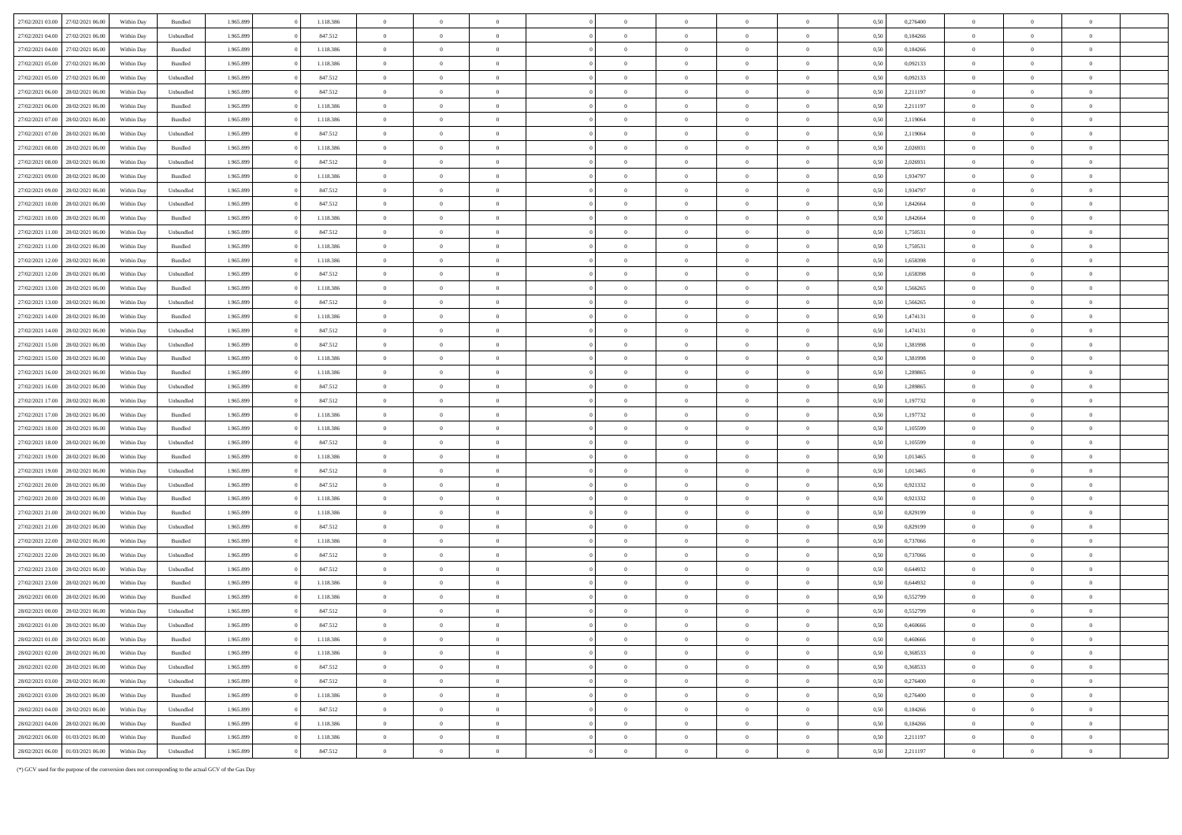| | | | | | | | | | | | | | | | | | | | | | |
|---|---|---|---|---|---|---|---|---|---|---|---|---|---|---|---|---|---|---|---|---|---|
| 27/02/2021 03:00 | 27/02/2021 06:00 | Within Day | Bundled | 1.965.899 | 0 | 1.118.386 | 0 | 0 | 0 | | 0 | 0 | 0 | 0 | 0 | 0,50 | 0,276400 | 0 | 0 | 0 | |
| 27/02/2021 04:00 | 27/02/2021 06:00 | Within Day | Unbundled | 1.965.899 | 0 | 847.512 | 0 | 0 | 0 | | 0 | 0 | 0 | 0 | 0 | 0,50 | 0,184266 | 0 | 0 | 0 | |
| 27/02/2021 04:00 | 27/02/2021 06:00 | Within Day | Bundled | 1.965.899 | 0 | 1.118.386 | 0 | 0 | 0 | | 0 | 0 | 0 | 0 | 0 | 0,50 | 0,184266 | 0 | 0 | 0 | |
| 27/02/2021 05:00 | 27/02/2021 06:00 | Within Day | Bundled | 1.965.899 | 0 | 1.118.386 | 0 | 0 | 0 | | 0 | 0 | 0 | 0 | 0 | 0,50 | 0,092133 | 0 | 0 | 0 | |
| 27/02/2021 05:00 | 27/02/2021 06:00 | Within Day | Unbundled | 1.965.899 | 0 | 847.512 | 0 | 0 | 0 | | 0 | 0 | 0 | 0 | 0 | 0,50 | 0,092133 | 0 | 0 | 0 | |
| 27/02/2021 06:00 | 28/02/2021 06:00 | Within Day | Unbundled | 1.965.899 | 0 | 847.512 | 0 | 0 | 0 | | 0 | 0 | 0 | 0 | 0 | 0,50 | 2,211197 | 0 | 0 | 0 | |
| 27/02/2021 06:00 | 28/02/2021 06:00 | Within Day | Bundled | 1.965.899 | 0 | 1.118.386 | 0 | 0 | 0 | | 0 | 0 | 0 | 0 | 0 | 0,50 | 2,211197 | 0 | 0 | 0 | |
| 27/02/2021 07:00 | 28/02/2021 06:00 | Within Day | Bundled | 1.965.899 | 0 | 1.118.386 | 0 | 0 | 0 | | 0 | 0 | 0 | 0 | 0 | 0,50 | 2,119064 | 0 | 0 | 0 | |
| 27/02/2021 07:00 | 28/02/2021 06:00 | Within Day | Unbundled | 1.965.899 | 0 | 847.512 | 0 | 0 | 0 | | 0 | 0 | 0 | 0 | 0 | 0,50 | 2,119064 | 0 | 0 | 0 | |
| 27/02/2021 08:00 | 28/02/2021 06:00 | Within Day | Bundled | 1.965.899 | 0 | 1.118.386 | 0 | 0 | 0 | | 0 | 0 | 0 | 0 | 0 | 0,50 | 2,026931 | 0 | 0 | 0 | |
| 27/02/2021 08:00 | 28/02/2021 06:00 | Within Day | Unbundled | 1.965.899 | 0 | 847.512 | 0 | 0 | 0 | | 0 | 0 | 0 | 0 | 0 | 0,50 | 2,026931 | 0 | 0 | 0 | |
| 27/02/2021 09:00 | 28/02/2021 06:00 | Within Day | Bundled | 1.965.899 | 0 | 1.118.386 | 0 | 0 | 0 | | 0 | 0 | 0 | 0 | 0 | 0,50 | 1,934797 | 0 | 0 | 0 | |
| 27/02/2021 09:00 | 28/02/2021 06:00 | Within Day | Unbundled | 1.965.899 | 0 | 847.512 | 0 | 0 | 0 | | 0 | 0 | 0 | 0 | 0 | 0,50 | 1,934797 | 0 | 0 | 0 | |
| 27/02/2021 10:00 | 28/02/2021 06:00 | Within Day | Unbundled | 1.965.899 | 0 | 847.512 | 0 | 0 | 0 | | 0 | 0 | 0 | 0 | 0 | 0,50 | 1,842664 | 0 | 0 | 0 | |
| 27/02/2021 10:00 | 28/02/2021 06:00 | Within Day | Bundled | 1.965.899 | 0 | 1.118.386 | 0 | 0 | 0 | | 0 | 0 | 0 | 0 | 0 | 0,50 | 1,842664 | 0 | 0 | 0 | |
| 27/02/2021 11:00 | 28/02/2021 06:00 | Within Day | Unbundled | 1.965.899 | 0 | 847.512 | 0 | 0 | 0 | | 0 | 0 | 0 | 0 | 0 | 0,50 | 1,750531 | 0 | 0 | 0 | |
| 27/02/2021 11:00 | 28/02/2021 06:00 | Within Day | Bundled | 1.965.899 | 0 | 1.118.386 | 0 | 0 | 0 | | 0 | 0 | 0 | 0 | 0 | 0,50 | 1,750531 | 0 | 0 | 0 | |
| 27/02/2021 12:00 | 28/02/2021 06:00 | Within Day | Bundled | 1.965.899 | 0 | 1.118.386 | 0 | 0 | 0 | | 0 | 0 | 0 | 0 | 0 | 0,50 | 1,658398 | 0 | 0 | 0 | |
| 27/02/2021 12:00 | 28/02/2021 06:00 | Within Day | Unbundled | 1.965.899 | 0 | 847.512 | 0 | 0 | 0 | | 0 | 0 | 0 | 0 | 0 | 0,50 | 1,658398 | 0 | 0 | 0 | |
| 27/02/2021 13:00 | 28/02/2021 06:00 | Within Day | Bundled | 1.965.899 | 0 | 1.118.386 | 0 | 0 | 0 | | 0 | 0 | 0 | 0 | 0 | 0,50 | 1,566265 | 0 | 0 | 0 | |
| 27/02/2021 13:00 | 28/02/2021 06:00 | Within Day | Unbundled | 1.965.899 | 0 | 847.512 | 0 | 0 | 0 | | 0 | 0 | 0 | 0 | 0 | 0,50 | 1,566265 | 0 | 0 | 0 | |
| 27/02/2021 14:00 | 28/02/2021 06:00 | Within Day | Bundled | 1.965.899 | 0 | 1.118.386 | 0 | 0 | 0 | | 0 | 0 | 0 | 0 | 0 | 0,50 | 1,474131 | 0 | 0 | 0 | |
| 27/02/2021 14:00 | 28/02/2021 06:00 | Within Day | Unbundled | 1.965.899 | 0 | 847.512 | 0 | 0 | 0 | | 0 | 0 | 0 | 0 | 0 | 0,50 | 1,474131 | 0 | 0 | 0 | |
| 27/02/2021 15:00 | 28/02/2021 06:00 | Within Day | Unbundled | 1.965.899 | 0 | 847.512 | 0 | 0 | 0 | | 0 | 0 | 0 | 0 | 0 | 0,50 | 1,381998 | 0 | 0 | 0 | |
| 27/02/2021 15:00 | 28/02/2021 06:00 | Within Day | Bundled | 1.965.899 | 0 | 1.118.386 | 0 | 0 | 0 | | 0 | 0 | 0 | 0 | 0 | 0,50 | 1,381998 | 0 | 0 | 0 | |
| 27/02/2021 16:00 | 28/02/2021 06:00 | Within Day | Bundled | 1.965.899 | 0 | 1.118.386 | 0 | 0 | 0 | | 0 | 0 | 0 | 0 | 0 | 0,50 | 1,289865 | 0 | 0 | 0 | |
| 27/02/2021 16:00 | 28/02/2021 06:00 | Within Day | Unbundled | 1.965.899 | 0 | 847.512 | 0 | 0 | 0 | | 0 | 0 | 0 | 0 | 0 | 0,50 | 1,289865 | 0 | 0 | 0 | |
| 27/02/2021 17:00 | 28/02/2021 06:00 | Within Day | Unbundled | 1.965.899 | 0 | 847.512 | 0 | 0 | 0 | | 0 | 0 | 0 | 0 | 0 | 0,50 | 1,197732 | 0 | 0 | 0 | |
| 27/02/2021 17:00 | 28/02/2021 06:00 | Within Day | Bundled | 1.965.899 | 0 | 1.118.386 | 0 | 0 | 0 | | 0 | 0 | 0 | 0 | 0 | 0,50 | 1,197732 | 0 | 0 | 0 | |
| 27/02/2021 18:00 | 28/02/2021 06:00 | Within Day | Bundled | 1.965.899 | 0 | 1.118.386 | 0 | 0 | 0 | | 0 | 0 | 0 | 0 | 0 | 0,50 | 1,105599 | 0 | 0 | 0 | |
| 27/02/2021 18:00 | 28/02/2021 06:00 | Within Day | Unbundled | 1.965.899 | 0 | 847.512 | 0 | 0 | 0 | | 0 | 0 | 0 | 0 | 0 | 0,50 | 1,105599 | 0 | 0 | 0 | |
| 27/02/2021 19:00 | 28/02/2021 06:00 | Within Day | Bundled | 1.965.899 | 0 | 1.118.386 | 0 | 0 | 0 | | 0 | 0 | 0 | 0 | 0 | 0,50 | 1,013465 | 0 | 0 | 0 | |
| 27/02/2021 19:00 | 28/02/2021 06:00 | Within Day | Unbundled | 1.965.899 | 0 | 847.512 | 0 | 0 | 0 | | 0 | 0 | 0 | 0 | 0 | 0,50 | 1,013465 | 0 | 0 | 0 | |
| 27/02/2021 20:00 | 28/02/2021 06:00 | Within Day | Unbundled | 1.965.899 | 0 | 847.512 | 0 | 0 | 0 | | 0 | 0 | 0 | 0 | 0 | 0,50 | 0,921332 | 0 | 0 | 0 | |
| 27/02/2021 20:00 | 28/02/2021 06:00 | Within Day | Bundled | 1.965.899 | 0 | 1.118.386 | 0 | 0 | 0 | | 0 | 0 | 0 | 0 | 0 | 0,50 | 0,921332 | 0 | 0 | 0 | |
| 27/02/2021 21:00 | 28/02/2021 06:00 | Within Day | Bundled | 1.965.899 | 0 | 1.118.386 | 0 | 0 | 0 | | 0 | 0 | 0 | 0 | 0 | 0,50 | 0,829199 | 0 | 0 | 0 | |
| 27/02/2021 21:00 | 28/02/2021 06:00 | Within Day | Unbundled | 1.965.899 | 0 | 847.512 | 0 | 0 | 0 | | 0 | 0 | 0 | 0 | 0 | 0,50 | 0,829199 | 0 | 0 | 0 | |
| 27/02/2021 22:00 | 28/02/2021 06:00 | Within Day | Bundled | 1.965.899 | 0 | 1.118.386 | 0 | 0 | 0 | | 0 | 0 | 0 | 0 | 0 | 0,50 | 0,737066 | 0 | 0 | 0 | |
| 27/02/2021 22:00 | 28/02/2021 06:00 | Within Day | Unbundled | 1.965.899 | 0 | 847.512 | 0 | 0 | 0 | | 0 | 0 | 0 | 0 | 0 | 0,50 | 0,737066 | 0 | 0 | 0 | |
| 27/02/2021 23:00 | 28/02/2021 06:00 | Within Day | Unbundled | 1.965.899 | 0 | 847.512 | 0 | 0 | 0 | | 0 | 0 | 0 | 0 | 0 | 0,50 | 0,644932 | 0 | 0 | 0 | |
| 27/02/2021 23:00 | 28/02/2021 06:00 | Within Day | Bundled | 1.965.899 | 0 | 1.118.386 | 0 | 0 | 0 | | 0 | 0 | 0 | 0 | 0 | 0,50 | 0,644932 | 0 | 0 | 0 | |
| 28/02/2021 00:00 | 28/02/2021 06:00 | Within Day | Bundled | 1.965.899 | 0 | 1.118.386 | 0 | 0 | 0 | | 0 | 0 | 0 | 0 | 0 | 0,50 | 0,552799 | 0 | 0 | 0 | |
| 28/02/2021 00:00 | 28/02/2021 06:00 | Within Day | Unbundled | 1.965.899 | 0 | 847.512 | 0 | 0 | 0 | | 0 | 0 | 0 | 0 | 0 | 0,50 | 0,552799 | 0 | 0 | 0 | |
| 28/02/2021 01:00 | 28/02/2021 06:00 | Within Day | Unbundled | 1.965.899 | 0 | 847.512 | 0 | 0 | 0 | | 0 | 0 | 0 | 0 | 0 | 0,50 | 0,460666 | 0 | 0 | 0 | |
| 28/02/2021 01:00 | 28/02/2021 06:00 | Within Day | Bundled | 1.965.899 | 0 | 1.118.386 | 0 | 0 | 0 | | 0 | 0 | 0 | 0 | 0 | 0,50 | 0,460666 | 0 | 0 | 0 | |
| 28/02/2021 02:00 | 28/02/2021 06:00 | Within Day | Bundled | 1.965.899 | 0 | 1.118.386 | 0 | 0 | 0 | | 0 | 0 | 0 | 0 | 0 | 0,50 | 0,368533 | 0 | 0 | 0 | |
| 28/02/2021 02:00 | 28/02/2021 06:00 | Within Day | Unbundled | 1.965.899 | 0 | 847.512 | 0 | 0 | 0 | | 0 | 0 | 0 | 0 | 0 | 0,50 | 0,368533 | 0 | 0 | 0 | |
| 28/02/2021 03:00 | 28/02/2021 06:00 | Within Day | Unbundled | 1.965.899 | 0 | 847.512 | 0 | 0 | 0 | | 0 | 0 | 0 | 0 | 0 | 0,50 | 0,276400 | 0 | 0 | 0 | |
| 28/02/2021 03:00 | 28/02/2021 06:00 | Within Day | Bundled | 1.965.899 | 0 | 1.118.386 | 0 | 0 | 0 | | 0 | 0 | 0 | 0 | 0 | 0,50 | 0,276400 | 0 | 0 | 0 | |
| 28/02/2021 04:00 | 28/02/2021 06:00 | Within Day | Unbundled | 1.965.899 | 0 | 847.512 | 0 | 0 | 0 | | 0 | 0 | 0 | 0 | 0 | 0,50 | 0,184266 | 0 | 0 | 0 | |
| 28/02/2021 04:00 | 28/02/2021 06:00 | Within Day | Bundled | 1.965.899 | 0 | 1.118.386 | 0 | 0 | 0 | | 0 | 0 | 0 | 0 | 0 | 0,50 | 0,184266 | 0 | 0 | 0 | |
| 28/02/2021 06:00 | 01/03/2021 06:00 | Within Day | Bundled | 1.965.899 | 0 | 1.118.386 | 0 | 0 | 0 | | 0 | 0 | 0 | 0 | 0 | 0,50 | 2,211197 | 0 | 0 | 0 | |
| 28/02/2021 06:00 | 01/03/2021 06:00 | Within Day | Unbundled | 1.965.899 | 0 | 847.512 | 0 | 0 | 0 | | 0 | 0 | 0 | 0 | 0 | 0,50 | 2,211197 | 0 | 0 | 0 | |

(*) GCV used for the purpose of the conversion does not corresponding to the actual GCV of the Gas Day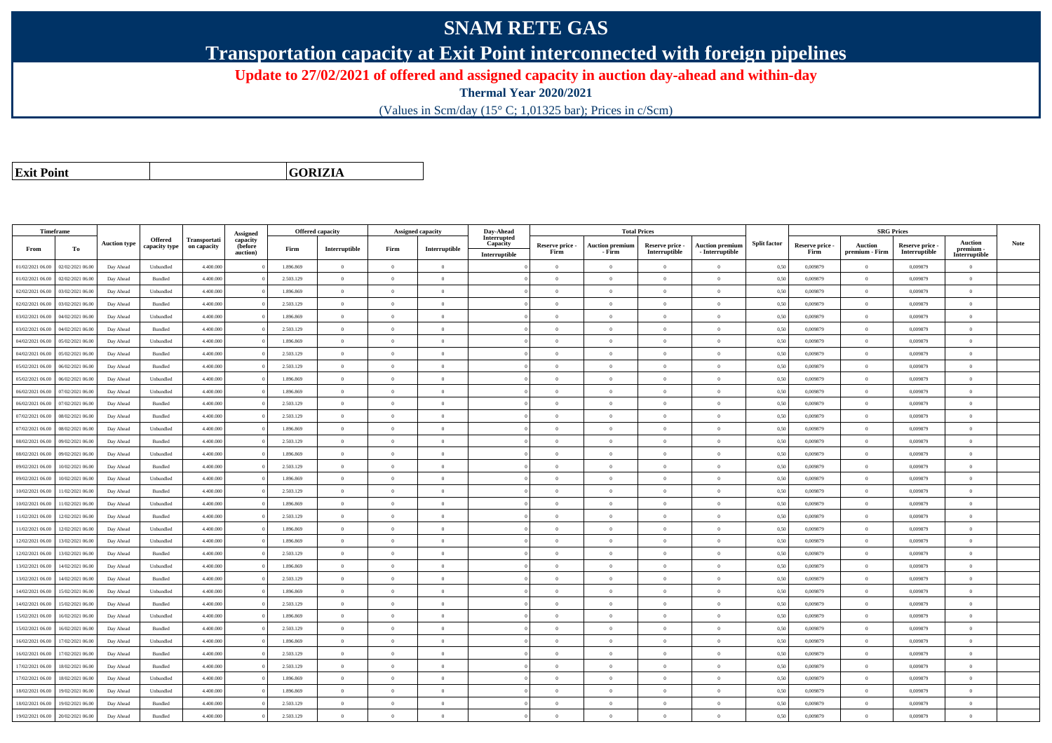# SNAM RETE GAS

## Transportation capacity at Exit Point interconnected with foreign pipelines

### Update to 27/02/2021 of offered and assigned capacity in auction day-ahead and within-day

**Thermal Year 2020/2021**

(Values in Scm/day (15° C; 1,01325 bar); Prices in c/Scm)

| **Exit Point** | | **GORIZIA** |
|---|---|---|

| Timeframe | | Auction type | Offered capacity type | Transportation capacity | Assigned capacity (before auction) | Offered capacity | | Assigned capacity | | Day-Ahead Interrupted Capacity | Total Prices | | | | Split factor | SRG Prices | | | | Note |
|---|---|---|---|---|---|---|---|---|---|---|---|---|---|---|---|---|---|---|---|---|
| From | To | | | | | Firm | Interruptible | Firm | Interruptible | Interruptible | Reserve price - Firm | Auction premium - Firm | Reserve price - Interruptible | Auction premium - Interruptible | | Reserve price - Firm | Auction premium - Firm | Reserve price - Interruptible | Auction premium - Interruptible | |
| 01/02/2021 06.00 | 02/02/2021 06.00 | Day Ahead | Unbundled | 4.400.000 | 0 | 1.896.869 | 0 | 0 | 0 | 0 | 0 | 0 | 0 | 0 | 0,50 | 0,009879 | 0 | 0,009879 | 0 | |
| 01/02/2021 06.00 | 02/02/2021 06.00 | Day Ahead | Bundled | 4.400.000 | 0 | 2.503.129 | 0 | 0 | 0 | 0 | 0 | 0 | 0 | 0 | 0,50 | 0,009879 | 0 | 0,009879 | 0 | |
| 02/02/2021 06.00 | 03/02/2021 06.00 | Day Ahead | Unbundled | 4.400.000 | 0 | 1.896.869 | 0 | 0 | 0 | 0 | 0 | 0 | 0 | 0 | 0,50 | 0,009879 | 0 | 0,009879 | 0 | |
| 02/02/2021 06.00 | 03/02/2021 06.00 | Day Ahead | Bundled | 4.400.000 | 0 | 2.503.129 | 0 | 0 | 0 | 0 | 0 | 0 | 0 | 0 | 0,50 | 0,009879 | 0 | 0,009879 | 0 | |
| 03/02/2021 06.00 | 04/02/2021 06.00 | Day Ahead | Unbundled | 4.400.000 | 0 | 1.896.869 | 0 | 0 | 0 | 0 | 0 | 0 | 0 | 0 | 0,50 | 0,009879 | 0 | 0,009879 | 0 | |
| 03/02/2021 06.00 | 04/02/2021 06.00 | Day Ahead | Bundled | 4.400.000 | 0 | 2.503.129 | 0 | 0 | 0 | 0 | 0 | 0 | 0 | 0 | 0,50 | 0,009879 | 0 | 0,009879 | 0 | |
| 04/02/2021 06.00 | 05/02/2021 06.00 | Day Ahead | Unbundled | 4.400.000 | 0 | 1.896.869 | 0 | 0 | 0 | 0 | 0 | 0 | 0 | 0 | 0,50 | 0,009879 | 0 | 0,009879 | 0 | |
| 04/02/2021 06.00 | 05/02/2021 06.00 | Day Ahead | Bundled | 4.400.000 | 0 | 2.503.129 | 0 | 0 | 0 | 0 | 0 | 0 | 0 | 0 | 0,50 | 0,009879 | 0 | 0,009879 | 0 | |
| 05/02/2021 06.00 | 06/02/2021 06.00 | Day Ahead | Bundled | 4.400.000 | 0 | 2.503.129 | 0 | 0 | 0 | 0 | 0 | 0 | 0 | 0 | 0,50 | 0,009879 | 0 | 0,009879 | 0 | |
| 05/02/2021 06.00 | 06/02/2021 06.00 | Day Ahead | Unbundled | 4.400.000 | 0 | 1.896.869 | 0 | 0 | 0 | 0 | 0 | 0 | 0 | 0 | 0,50 | 0,009879 | 0 | 0,009879 | 0 | |
| 06/02/2021 06.00 | 07/02/2021 06.00 | Day Ahead | Unbundled | 4.400.000 | 0 | 1.896.869 | 0 | 0 | 0 | 0 | 0 | 0 | 0 | 0 | 0,50 | 0,009879 | 0 | 0,009879 | 0 | |
| 06/02/2021 06.00 | 07/02/2021 06.00 | Day Ahead | Bundled | 4.400.000 | 0 | 2.503.129 | 0 | 0 | 0 | 0 | 0 | 0 | 0 | 0 | 0,50 | 0,009879 | 0 | 0,009879 | 0 | |
| 07/02/2021 06.00 | 08/02/2021 06.00 | Day Ahead | Bundled | 4.400.000 | 0 | 2.503.129 | 0 | 0 | 0 | 0 | 0 | 0 | 0 | 0 | 0,50 | 0,009879 | 0 | 0,009879 | 0 | |
| 07/02/2021 06.00 | 08/02/2021 06.00 | Day Ahead | Unbundled | 4.400.000 | 0 | 1.896.869 | 0 | 0 | 0 | 0 | 0 | 0 | 0 | 0 | 0,50 | 0,009879 | 0 | 0,009879 | 0 | |
| 08/02/2021 06.00 | 09/02/2021 06.00 | Day Ahead | Bundled | 4.400.000 | 0 | 2.503.129 | 0 | 0 | 0 | 0 | 0 | 0 | 0 | 0 | 0,50 | 0,009879 | 0 | 0,009879 | 0 | |
| 08/02/2021 06.00 | 09/02/2021 06.00 | Day Ahead | Unbundled | 4.400.000 | 0 | 1.896.869 | 0 | 0 | 0 | 0 | 0 | 0 | 0 | 0 | 0,50 | 0,009879 | 0 | 0,009879 | 0 | |
| 09/02/2021 06.00 | 10/02/2021 06.00 | Day Ahead | Bundled | 4.400.000 | 0 | 2.503.129 | 0 | 0 | 0 | 0 | 0 | 0 | 0 | 0 | 0,50 | 0,009879 | 0 | 0,009879 | 0 | |
| 09/02/2021 06.00 | 10/02/2021 06.00 | Day Ahead | Unbundled | 4.400.000 | 0 | 1.896.869 | 0 | 0 | 0 | 0 | 0 | 0 | 0 | 0 | 0,50 | 0,009879 | 0 | 0,009879 | 0 | |
| 10/02/2021 06.00 | 11/02/2021 06.00 | Day Ahead | Bundled | 4.400.000 | 0 | 2.503.129 | 0 | 0 | 0 | 0 | 0 | 0 | 0 | 0 | 0,50 | 0,009879 | 0 | 0,009879 | 0 | |
| 10/02/2021 06.00 | 11/02/2021 06.00 | Day Ahead | Unbundled | 4.400.000 | 0 | 1.896.869 | 0 | 0 | 0 | 0 | 0 | 0 | 0 | 0 | 0,50 | 0,009879 | 0 | 0,009879 | 0 | |
| 11/02/2021 06.00 | 12/02/2021 06.00 | Day Ahead | Bundled | 4.400.000 | 0 | 2.503.129 | 0 | 0 | 0 | 0 | 0 | 0 | 0 | 0 | 0,50 | 0,009879 | 0 | 0,009879 | 0 | |
| 11/02/2021 06.00 | 12/02/2021 06.00 | Day Ahead | Unbundled | 4.400.000 | 0 | 1.896.869 | 0 | 0 | 0 | 0 | 0 | 0 | 0 | 0 | 0,50 | 0,009879 | 0 | 0,009879 | 0 | |
| 12/02/2021 06.00 | 13/02/2021 06.00 | Day Ahead | Unbundled | 4.400.000 | 0 | 1.896.869 | 0 | 0 | 0 | 0 | 0 | 0 | 0 | 0 | 0,50 | 0,009879 | 0 | 0,009879 | 0 | |
| 12/02/2021 06.00 | 13/02/2021 06.00 | Day Ahead | Bundled | 4.400.000 | 0 | 2.503.129 | 0 | 0 | 0 | 0 | 0 | 0 | 0 | 0 | 0,50 | 0,009879 | 0 | 0,009879 | 0 | |
| 13/02/2021 06.00 | 14/02/2021 06.00 | Day Ahead | Unbundled | 4.400.000 | 0 | 1.896.869 | 0 | 0 | 0 | 0 | 0 | 0 | 0 | 0 | 0,50 | 0,009879 | 0 | 0,009879 | 0 | |
| 13/02/2021 06.00 | 14/02/2021 06.00 | Day Ahead | Bundled | 4.400.000 | 0 | 2.503.129 | 0 | 0 | 0 | 0 | 0 | 0 | 0 | 0 | 0,50 | 0,009879 | 0 | 0,009879 | 0 | |
| 14/02/2021 06.00 | 15/02/2021 06.00 | Day Ahead | Unbundled | 4.400.000 | 0 | 1.896.869 | 0 | 0 | 0 | 0 | 0 | 0 | 0 | 0 | 0,50 | 0,009879 | 0 | 0,009879 | 0 | |
| 14/02/2021 06.00 | 15/02/2021 06.00 | Day Ahead | Bundled | 4.400.000 | 0 | 2.503.129 | 0 | 0 | 0 | 0 | 0 | 0 | 0 | 0 | 0,50 | 0,009879 | 0 | 0,009879 | 0 | |
| 15/02/2021 06.00 | 16/02/2021 06.00 | Day Ahead | Unbundled | 4.400.000 | 0 | 1.896.869 | 0 | 0 | 0 | 0 | 0 | 0 | 0 | 0 | 0,50 | 0,009879 | 0 | 0,009879 | 0 | |
| 15/02/2021 06.00 | 16/02/2021 06.00 | Day Ahead | Bundled | 4.400.000 | 0 | 2.503.129 | 0 | 0 | 0 | 0 | 0 | 0 | 0 | 0 | 0,50 | 0,009879 | 0 | 0,009879 | 0 | |
| 16/02/2021 06.00 | 17/02/2021 06.00 | Day Ahead | Unbundled | 4.400.000 | 0 | 1.896.869 | 0 | 0 | 0 | 0 | 0 | 0 | 0 | 0 | 0,50 | 0,009879 | 0 | 0,009879 | 0 | |
| 16/02/2021 06.00 | 17/02/2021 06.00 | Day Ahead | Bundled | 4.400.000 | 0 | 2.503.129 | 0 | 0 | 0 | 0 | 0 | 0 | 0 | 0 | 0,50 | 0,009879 | 0 | 0,009879 | 0 | |
| 17/02/2021 06.00 | 18/02/2021 06.00 | Day Ahead | Bundled | 4.400.000 | 0 | 2.503.129 | 0 | 0 | 0 | 0 | 0 | 0 | 0 | 0 | 0,50 | 0,009879 | 0 | 0,009879 | 0 | |
| 17/02/2021 06.00 | 18/02/2021 06.00 | Day Ahead | Unbundled | 4.400.000 | 0 | 1.896.869 | 0 | 0 | 0 | 0 | 0 | 0 | 0 | 0 | 0,50 | 0,009879 | 0 | 0,009879 | 0 | |
| 18/02/2021 06.00 | 19/02/2021 06.00 | Day Ahead | Unbundled | 4.400.000 | 0 | 1.896.869 | 0 | 0 | 0 | 0 | 0 | 0 | 0 | 0 | 0,50 | 0,009879 | 0 | 0,009879 | 0 | |
| 18/02/2021 06.00 | 19/02/2021 06.00 | Day Ahead | Bundled | 4.400.000 | 0 | 2.503.129 | 0 | 0 | 0 | 0 | 0 | 0 | 0 | 0 | 0,50 | 0,009879 | 0 | 0,009879 | 0 | |
| 19/02/2021 06.00 | 20/02/2021 06.00 | Day Ahead | Bundled | 4.400.000 | 0 | 2.503.129 | 0 | 0 | 0 | 0 | 0 | 0 | 0 | 0 | 0,50 | 0,009879 | 0 | 0,009879 | 0 | |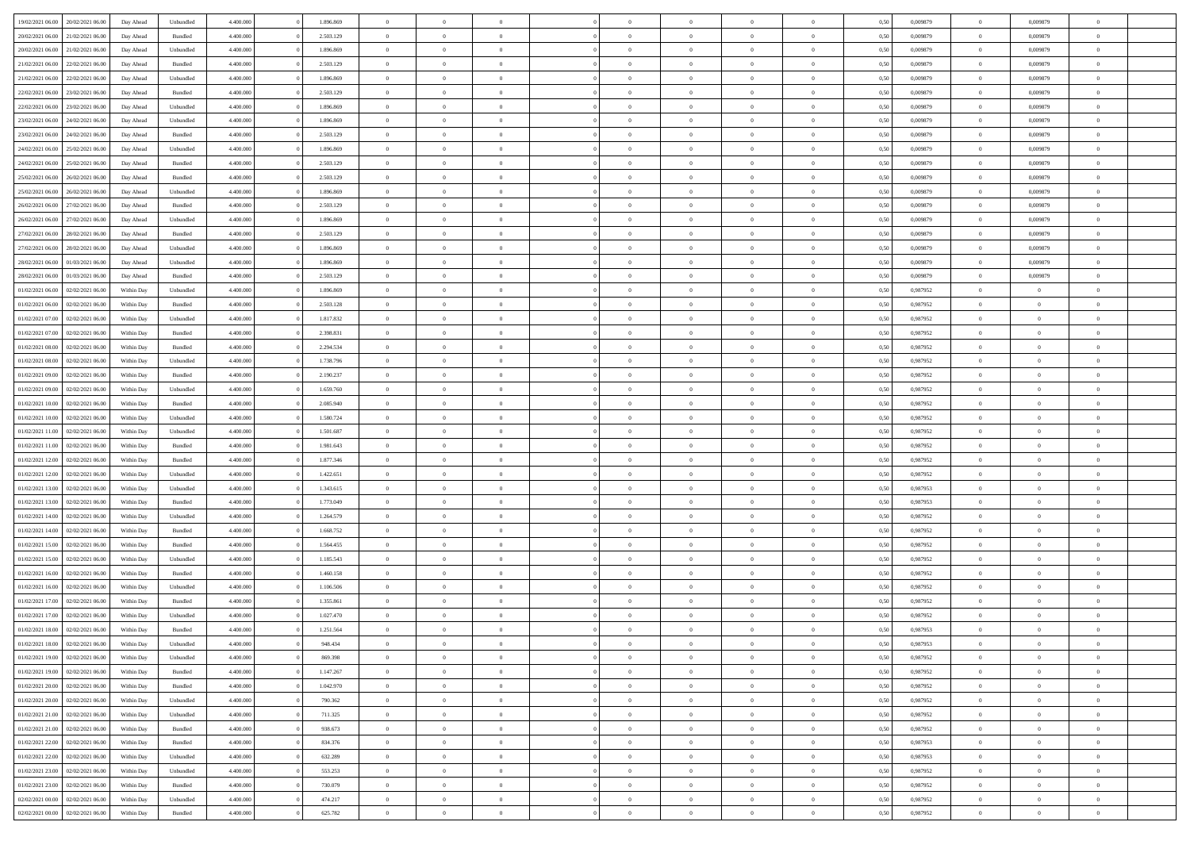| | | | | | | | | | | | | | | | | | | | | |
|---|---|---|---|---|---|---|---|---|---|---|---|---|---|---|---|---|---|---|---|---|
| 19/02/2021 06:00 | 20/02/2021 06:00 | Day Ahead | Unbundled | 4.400.000 | 0 | 1.896.869 | 0 | 0 | 0 | | 0 | 0 | 0 | 0 | 0,50 | 0,009879 | 0 | 0,009879 | 0 | |
| 20/02/2021 06:00 | 21/02/2021 06:00 | Day Ahead | Bundled | 4.400.000 | 0 | 2.503.129 | 0 | 0 | 0 | | 0 | 0 | 0 | 0 | 0,50 | 0,009879 | 0 | 0,009879 | 0 | |
| 20/02/2021 06:00 | 21/02/2021 06:00 | Day Ahead | Unbundled | 4.400.000 | 0 | 1.896.869 | 0 | 0 | 0 | | 0 | 0 | 0 | 0 | 0,50 | 0,009879 | 0 | 0,009879 | 0 | |
| 21/02/2021 06:00 | 22/02/2021 06:00 | Day Ahead | Bundled | 4.400.000 | 0 | 2.503.129 | 0 | 0 | 0 | | 0 | 0 | 0 | 0 | 0,50 | 0,009879 | 0 | 0,009879 | 0 | |
| 21/02/2021 06:00 | 22/02/2021 06:00 | Day Ahead | Unbundled | 4.400.000 | 0 | 1.896.869 | 0 | 0 | 0 | | 0 | 0 | 0 | 0 | 0,50 | 0,009879 | 0 | 0,009879 | 0 | |
| 22/02/2021 06:00 | 23/02/2021 06:00 | Day Ahead | Bundled | 4.400.000 | 0 | 2.503.129 | 0 | 0 | 0 | | 0 | 0 | 0 | 0 | 0,50 | 0,009879 | 0 | 0,009879 | 0 | |
| 22/02/2021 06:00 | 23/02/2021 06:00 | Day Ahead | Unbundled | 4.400.000 | 0 | 1.896.869 | 0 | 0 | 0 | | 0 | 0 | 0 | 0 | 0,50 | 0,009879 | 0 | 0,009879 | 0 | |
| 23/02/2021 06:00 | 24/02/2021 06:00 | Day Ahead | Unbundled | 4.400.000 | 0 | 1.896.869 | 0 | 0 | 0 | | 0 | 0 | 0 | 0 | 0,50 | 0,009879 | 0 | 0,009879 | 0 | |
| 23/02/2021 06:00 | 24/02/2021 06:00 | Day Ahead | Bundled | 4.400.000 | 0 | 2.503.129 | 0 | 0 | 0 | | 0 | 0 | 0 | 0 | 0,50 | 0,009879 | 0 | 0,009879 | 0 | |
| 24/02/2021 06:00 | 25/02/2021 06:00 | Day Ahead | Unbundled | 4.400.000 | 0 | 1.896.869 | 0 | 0 | 0 | | 0 | 0 | 0 | 0 | 0,50 | 0,009879 | 0 | 0,009879 | 0 | |
| 24/02/2021 06:00 | 25/02/2021 06:00 | Day Ahead | Bundled | 4.400.000 | 0 | 2.503.129 | 0 | 0 | 0 | | 0 | 0 | 0 | 0 | 0,50 | 0,009879 | 0 | 0,009879 | 0 | |
| 25/02/2021 06:00 | 26/02/2021 06:00 | Day Ahead | Bundled | 4.400.000 | 0 | 2.503.129 | 0 | 0 | 0 | | 0 | 0 | 0 | 0 | 0,50 | 0,009879 | 0 | 0,009879 | 0 | |
| 25/02/2021 06:00 | 26/02/2021 06:00 | Day Ahead | Unbundled | 4.400.000 | 0 | 1.896.869 | 0 | 0 | 0 | | 0 | 0 | 0 | 0 | 0,50 | 0,009879 | 0 | 0,009879 | 0 | |
| 26/02/2021 06:00 | 27/02/2021 06:00 | Day Ahead | Bundled | 4.400.000 | 0 | 2.503.129 | 0 | 0 | 0 | | 0 | 0 | 0 | 0 | 0,50 | 0,009879 | 0 | 0,009879 | 0 | |
| 26/02/2021 06:00 | 27/02/2021 06:00 | Day Ahead | Unbundled | 4.400.000 | 0 | 1.896.869 | 0 | 0 | 0 | | 0 | 0 | 0 | 0 | 0,50 | 0,009879 | 0 | 0,009879 | 0 | |
| 27/02/2021 06:00 | 28/02/2021 06:00 | Day Ahead | Bundled | 4.400.000 | 0 | 2.503.129 | 0 | 0 | 0 | | 0 | 0 | 0 | 0 | 0,50 | 0,009879 | 0 | 0,009879 | 0 | |
| 27/02/2021 06:00 | 28/02/2021 06:00 | Day Ahead | Unbundled | 4.400.000 | 0 | 1.896.869 | 0 | 0 | 0 | | 0 | 0 | 0 | 0 | 0,50 | 0,009879 | 0 | 0,009879 | 0 | |
| 28/02/2021 06:00 | 01/03/2021 06:00 | Day Ahead | Unbundled | 4.400.000 | 0 | 1.896.869 | 0 | 0 | 0 | | 0 | 0 | 0 | 0 | 0,50 | 0,009879 | 0 | 0,009879 | 0 | |
| 28/02/2021 06:00 | 01/03/2021 06:00 | Day Ahead | Bundled | 4.400.000 | 0 | 2.503.129 | 0 | 0 | 0 | | 0 | 0 | 0 | 0 | 0,50 | 0,009879 | 0 | 0,009879 | 0 | |
| 01/02/2021 06:00 | 02/02/2021 06:00 | Within Day | Unbundled | 4.400.000 | 0 | 1.896.869 | 0 | 0 | 0 | | 0 | 0 | 0 | 0 | 0,50 | 0,987952 | 0 | 0 | 0 | |
| 01/02/2021 06:00 | 02/02/2021 06:00 | Within Day | Bundled | 4.400.000 | 0 | 2.503.128 | 0 | 0 | 0 | | 0 | 0 | 0 | 0 | 0,50 | 0,987952 | 0 | 0 | 0 | |
| 01/02/2021 07:00 | 02/02/2021 06:00 | Within Day | Unbundled | 4.400.000 | 0 | 1.817.832 | 0 | 0 | 0 | | 0 | 0 | 0 | 0 | 0,50 | 0,987952 | 0 | 0 | 0 | |
| 01/02/2021 07:00 | 02/02/2021 06:00 | Within Day | Bundled | 4.400.000 | 0 | 2.398.831 | 0 | 0 | 0 | | 0 | 0 | 0 | 0 | 0,50 | 0,987952 | 0 | 0 | 0 | |
| 01/02/2021 08:00 | 02/02/2021 06:00 | Within Day | Bundled | 4.400.000 | 0 | 2.294.534 | 0 | 0 | 0 | | 0 | 0 | 0 | 0 | 0,50 | 0,987952 | 0 | 0 | 0 | |
| 01/02/2021 08:00 | 02/02/2021 06:00 | Within Day | Unbundled | 4.400.000 | 0 | 1.738.796 | 0 | 0 | 0 | | 0 | 0 | 0 | 0 | 0,50 | 0,987952 | 0 | 0 | 0 | |
| 01/02/2021 09:00 | 02/02/2021 06:00 | Within Day | Bundled | 4.400.000 | 0 | 2.190.237 | 0 | 0 | 0 | | 0 | 0 | 0 | 0 | 0,50 | 0,987952 | 0 | 0 | 0 | |
| 01/02/2021 09:00 | 02/02/2021 06:00 | Within Day | Unbundled | 4.400.000 | 0 | 1.659.760 | 0 | 0 | 0 | | 0 | 0 | 0 | 0 | 0,50 | 0,987952 | 0 | 0 | 0 | |
| 01/02/2021 10:00 | 02/02/2021 06:00 | Within Day | Bundled | 4.400.000 | 0 | 2.085.940 | 0 | 0 | 0 | | 0 | 0 | 0 | 0 | 0,50 | 0,987952 | 0 | 0 | 0 | |
| 01/02/2021 10:00 | 02/02/2021 06:00 | Within Day | Unbundled | 4.400.000 | 0 | 1.580.724 | 0 | 0 | 0 | | 0 | 0 | 0 | 0 | 0,50 | 0,987952 | 0 | 0 | 0 | |
| 01/02/2021 11:00 | 02/02/2021 06:00 | Within Day | Unbundled | 4.400.000 | 0 | 1.501.687 | 0 | 0 | 0 | | 0 | 0 | 0 | 0 | 0,50 | 0,987952 | 0 | 0 | 0 | |
| 01/02/2021 11:00 | 02/02/2021 06:00 | Within Day | Bundled | 4.400.000 | 0 | 1.981.643 | 0 | 0 | 0 | | 0 | 0 | 0 | 0 | 0,50 | 0,987952 | 0 | 0 | 0 | |
| 01/02/2021 12:00 | 02/02/2021 06:00 | Within Day | Bundled | 4.400.000 | 0 | 1.877.346 | 0 | 0 | 0 | | 0 | 0 | 0 | 0 | 0,50 | 0,987952 | 0 | 0 | 0 | |
| 01/02/2021 12:00 | 02/02/2021 06:00 | Within Day | Unbundled | 4.400.000 | 0 | 1.422.651 | 0 | 0 | 0 | | 0 | 0 | 0 | 0 | 0,50 | 0,987952 | 0 | 0 | 0 | |
| 01/02/2021 13:00 | 02/02/2021 06:00 | Within Day | Unbundled | 4.400.000 | 0 | 1.343.615 | 0 | 0 | 0 | | 0 | 0 | 0 | 0 | 0,50 | 0,987953 | 0 | 0 | 0 | |
| 01/02/2021 13:00 | 02/02/2021 06:00 | Within Day | Bundled | 4.400.000 | 0 | 1.773.049 | 0 | 0 | 0 | | 0 | 0 | 0 | 0 | 0,50 | 0,987953 | 0 | 0 | 0 | |
| 01/02/2021 14:00 | 02/02/2021 06:00 | Within Day | Unbundled | 4.400.000 | 0 | 1.264.579 | 0 | 0 | 0 | | 0 | 0 | 0 | 0 | 0,50 | 0,987952 | 0 | 0 | 0 | |
| 01/02/2021 14:00 | 02/02/2021 06:00 | Within Day | Bundled | 4.400.000 | 0 | 1.668.752 | 0 | 0 | 0 | | 0 | 0 | 0 | 0 | 0,50 | 0,987952 | 0 | 0 | 0 | |
| 01/02/2021 15:00 | 02/02/2021 06:00 | Within Day | Bundled | 4.400.000 | 0 | 1.564.455 | 0 | 0 | 0 | | 0 | 0 | 0 | 0 | 0,50 | 0,987952 | 0 | 0 | 0 | |
| 01/02/2021 15:00 | 02/02/2021 06:00 | Within Day | Unbundled | 4.400.000 | 0 | 1.185.543 | 0 | 0 | 0 | | 0 | 0 | 0 | 0 | 0,50 | 0,987952 | 0 | 0 | 0 | |
| 01/02/2021 16:00 | 02/02/2021 06:00 | Within Day | Bundled | 4.400.000 | 0 | 1.460.158 | 0 | 0 | 0 | | 0 | 0 | 0 | 0 | 0,50 | 0,987952 | 0 | 0 | 0 | |
| 01/02/2021 16:00 | 02/02/2021 06:00 | Within Day | Unbundled | 4.400.000 | 0 | 1.106.506 | 0 | 0 | 0 | | 0 | 0 | 0 | 0 | 0,50 | 0,987952 | 0 | 0 | 0 | |
| 01/02/2021 17:00 | 02/02/2021 06:00 | Within Day | Bundled | 4.400.000 | 0 | 1.355.861 | 0 | 0 | 0 | | 0 | 0 | 0 | 0 | 0,50 | 0,987952 | 0 | 0 | 0 | |
| 01/02/2021 17:00 | 02/02/2021 06:00 | Within Day | Unbundled | 4.400.000 | 0 | 1.027.470 | 0 | 0 | 0 | | 0 | 0 | 0 | 0 | 0,50 | 0,987952 | 0 | 0 | 0 | |
| 01/02/2021 18:00 | 02/02/2021 06:00 | Within Day | Bundled | 4.400.000 | 0 | 1.251.564 | 0 | 0 | 0 | | 0 | 0 | 0 | 0 | 0,50 | 0,987953 | 0 | 0 | 0 | |
| 01/02/2021 18:00 | 02/02/2021 06:00 | Within Day | Unbundled | 4.400.000 | 0 | 948.434 | 0 | 0 | 0 | | 0 | 0 | 0 | 0 | 0,50 | 0,987953 | 0 | 0 | 0 | |
| 01/02/2021 19:00 | 02/02/2021 06:00 | Within Day | Unbundled | 4.400.000 | 0 | 869.398 | 0 | 0 | 0 | | 0 | 0 | 0 | 0 | 0,50 | 0,987952 | 0 | 0 | 0 | |
| 01/02/2021 19:00 | 02/02/2021 06:00 | Within Day | Bundled | 4.400.000 | 0 | 1.147.267 | 0 | 0 | 0 | | 0 | 0 | 0 | 0 | 0,50 | 0,987952 | 0 | 0 | 0 | |
| 01/02/2021 20:00 | 02/02/2021 06:00 | Within Day | Bundled | 4.400.000 | 0 | 1.042.970 | 0 | 0 | 0 | | 0 | 0 | 0 | 0 | 0,50 | 0,987952 | 0 | 0 | 0 | |
| 01/02/2021 20:00 | 02/02/2021 06:00 | Within Day | Unbundled | 4.400.000 | 0 | 790.362 | 0 | 0 | 0 | | 0 | 0 | 0 | 0 | 0,50 | 0,987952 | 0 | 0 | 0 | |
| 01/02/2021 21:00 | 02/02/2021 06:00 | Within Day | Unbundled | 4.400.000 | 0 | 711.325 | 0 | 0 | 0 | | 0 | 0 | 0 | 0 | 0,50 | 0,987952 | 0 | 0 | 0 | |
| 01/02/2021 21:00 | 02/02/2021 06:00 | Within Day | Bundled | 4.400.000 | 0 | 938.673 | 0 | 0 | 0 | | 0 | 0 | 0 | 0 | 0,50 | 0,987952 | 0 | 0 | 0 | |
| 01/02/2021 22:00 | 02/02/2021 06:00 | Within Day | Bundled | 4.400.000 | 0 | 834.376 | 0 | 0 | 0 | | 0 | 0 | 0 | 0 | 0,50 | 0,987953 | 0 | 0 | 0 | |
| 01/02/2021 22:00 | 02/02/2021 06:00 | Within Day | Unbundled | 4.400.000 | 0 | 632.289 | 0 | 0 | 0 | | 0 | 0 | 0 | 0 | 0,50 | 0,987953 | 0 | 0 | 0 | |
| 01/02/2021 23:00 | 02/02/2021 06:00 | Within Day | Unbundled | 4.400.000 | 0 | 553.253 | 0 | 0 | 0 | | 0 | 0 | 0 | 0 | 0,50 | 0,987952 | 0 | 0 | 0 | |
| 01/02/2021 23:00 | 02/02/2021 06:00 | Within Day | Bundled | 4.400.000 | 0 | 730.079 | 0 | 0 | 0 | | 0 | 0 | 0 | 0 | 0,50 | 0,987952 | 0 | 0 | 0 | |
| 02/02/2021 00:00 | 02/02/2021 06:00 | Within Day | Unbundled | 4.400.000 | 0 | 474.217 | 0 | 0 | 0 | | 0 | 0 | 0 | 0 | 0,50 | 0,987952 | 0 | 0 | 0 | |
| 02/02/2021 00:00 | 02/02/2021 06:00 | Within Day | Bundled | 4.400.000 | 0 | 625.782 | 0 | 0 | 0 | | 0 | 0 | 0 | 0 | 0,50 | 0,987952 | 0 | 0 | 0 | |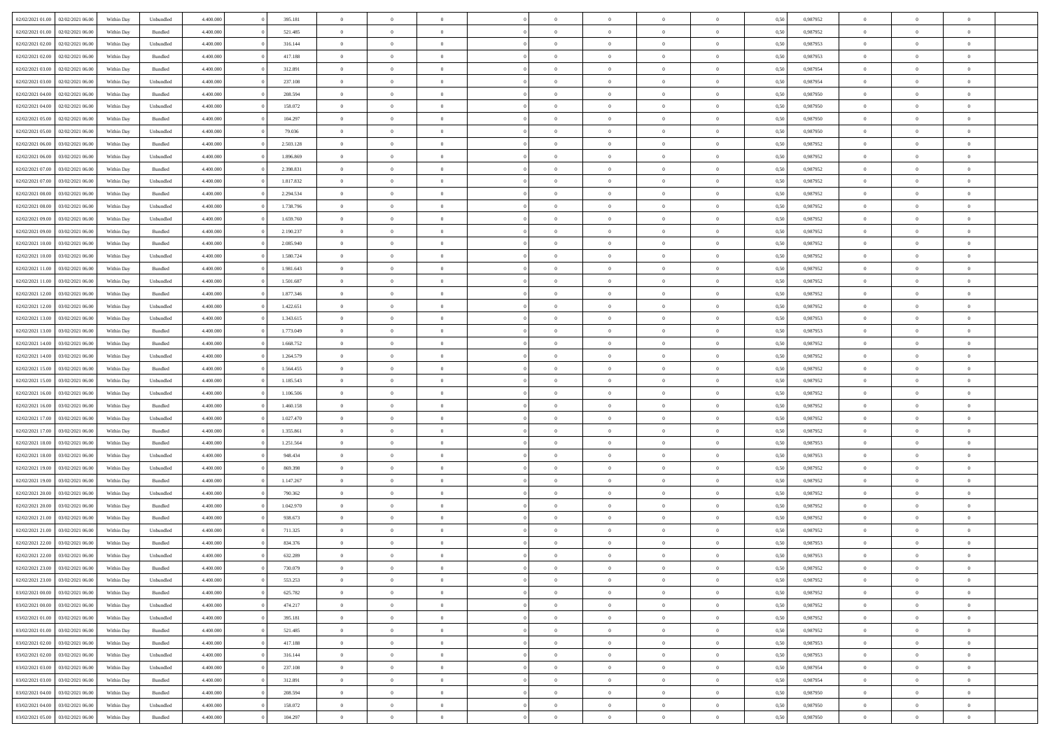| 02/02/2021 01:00 | 02/02/2021 06:00 | Within Day | Unbundled | 4.400.000 | 0 | 395.181 | 0 | 0 | 0 | | 0 | 0 | 0 | 0 | 0,50 | 0,987952 | 0 | 0 | 0 |
|---|---|---|---|---|---|---|---|---|---|---|---|---|---|---|---|---|---|---|---|
| 02/02/2021 01:00 | 02/02/2021 06:00 | Within Day | Bundled | 4.400.000 | 0 | 521.485 | 0 | 0 | 0 | | 0 | 0 | 0 | 0 | 0,50 | 0,987952 | 0 | 0 | 0 |
| 02/02/2021 02:00 | 02/02/2021 06:00 | Within Day | Unbundled | 4.400.000 | 0 | 316.144 | 0 | 0 | 0 | | 0 | 0 | 0 | 0 | 0,50 | 0,987953 | 0 | 0 | 0 |
| 02/02/2021 02:00 | 02/02/2021 06:00 | Within Day | Bundled | 4.400.000 | 0 | 417.188 | 0 | 0 | 0 | | 0 | 0 | 0 | 0 | 0,50 | 0,987953 | 0 | 0 | 0 |
| 02/02/2021 03:00 | 02/02/2021 06:00 | Within Day | Bundled | 4.400.000 | 0 | 312.891 | 0 | 0 | 0 | | 0 | 0 | 0 | 0 | 0,50 | 0,987954 | 0 | 0 | 0 |
| 02/02/2021 03:00 | 02/02/2021 06:00 | Within Day | Unbundled | 4.400.000 | 0 | 237.108 | 0 | 0 | 0 | | 0 | 0 | 0 | 0 | 0,50 | 0,987954 | 0 | 0 | 0 |
| 02/02/2021 04:00 | 02/02/2021 06:00 | Within Day | Bundled | 4.400.000 | 0 | 208.594 | 0 | 0 | 0 | | 0 | 0 | 0 | 0 | 0,50 | 0,987950 | 0 | 0 | 0 |
| 02/02/2021 04:00 | 02/02/2021 06:00 | Within Day | Unbundled | 4.400.000 | 0 | 158.072 | 0 | 0 | 0 | | 0 | 0 | 0 | 0 | 0,50 | 0,987950 | 0 | 0 | 0 |
| 02/02/2021 05:00 | 02/02/2021 06:00 | Within Day | Bundled | 4.400.000 | 0 | 104.297 | 0 | 0 | 0 | | 0 | 0 | 0 | 0 | 0,50 | 0,987950 | 0 | 0 | 0 |
| 02/02/2021 05:00 | 02/02/2021 06:00 | Within Day | Unbundled | 4.400.000 | 0 | 79.036 | 0 | 0 | 0 | | 0 | 0 | 0 | 0 | 0,50 | 0,987950 | 0 | 0 | 0 |
| 02/02/2021 06:00 | 03/02/2021 06:00 | Within Day | Bundled | 4.400.000 | 0 | 2.503.128 | 0 | 0 | 0 | | 0 | 0 | 0 | 0 | 0,50 | 0,987952 | 0 | 0 | 0 |
| 02/02/2021 06:00 | 03/02/2021 06:00 | Within Day | Unbundled | 4.400.000 | 0 | 1.896.869 | 0 | 0 | 0 | | 0 | 0 | 0 | 0 | 0,50 | 0,987952 | 0 | 0 | 0 |
| 02/02/2021 07:00 | 03/02/2021 06:00 | Within Day | Bundled | 4.400.000 | 0 | 2.398.831 | 0 | 0 | 0 | | 0 | 0 | 0 | 0 | 0,50 | 0,987952 | 0 | 0 | 0 |
| 02/02/2021 07:00 | 03/02/2021 06:00 | Within Day | Unbundled | 4.400.000 | 0 | 1.817.832 | 0 | 0 | 0 | | 0 | 0 | 0 | 0 | 0,50 | 0,987952 | 0 | 0 | 0 |
| 02/02/2021 08:00 | 03/02/2021 06:00 | Within Day | Bundled | 4.400.000 | 0 | 2.294.534 | 0 | 0 | 0 | | 0 | 0 | 0 | 0 | 0,50 | 0,987952 | 0 | 0 | 0 |
| 02/02/2021 08:00 | 03/02/2021 06:00 | Within Day | Unbundled | 4.400.000 | 0 | 1.738.796 | 0 | 0 | 0 | | 0 | 0 | 0 | 0 | 0,50 | 0,987952 | 0 | 0 | 0 |
| 02/02/2021 09:00 | 03/02/2021 06:00 | Within Day | Unbundled | 4.400.000 | 0 | 1.659.760 | 0 | 0 | 0 | | 0 | 0 | 0 | 0 | 0,50 | 0,987952 | 0 | 0 | 0 |
| 02/02/2021 09:00 | 03/02/2021 06:00 | Within Day | Bundled | 4.400.000 | 0 | 2.190.237 | 0 | 0 | 0 | | 0 | 0 | 0 | 0 | 0,50 | 0,987952 | 0 | 0 | 0 |
| 02/02/2021 10:00 | 03/02/2021 06:00 | Within Day | Bundled | 4.400.000 | 0 | 2.085.940 | 0 | 0 | 0 | | 0 | 0 | 0 | 0 | 0,50 | 0,987952 | 0 | 0 | 0 |
| 02/02/2021 10:00 | 03/02/2021 06:00 | Within Day | Unbundled | 4.400.000 | 0 | 1.580.724 | 0 | 0 | 0 | | 0 | 0 | 0 | 0 | 0,50 | 0,987952 | 0 | 0 | 0 |
| 02/02/2021 11:00 | 03/02/2021 06:00 | Within Day | Bundled | 4.400.000 | 0 | 1.981.643 | 0 | 0 | 0 | | 0 | 0 | 0 | 0 | 0,50 | 0,987952 | 0 | 0 | 0 |
| 02/02/2021 11:00 | 03/02/2021 06:00 | Within Day | Unbundled | 4.400.000 | 0 | 1.501.687 | 0 | 0 | 0 | | 0 | 0 | 0 | 0 | 0,50 | 0,987952 | 0 | 0 | 0 |
| 02/02/2021 12:00 | 03/02/2021 06:00 | Within Day | Bundled | 4.400.000 | 0 | 1.877.346 | 0 | 0 | 0 | | 0 | 0 | 0 | 0 | 0,50 | 0,987952 | 0 | 0 | 0 |
| 02/02/2021 12:00 | 03/02/2021 06:00 | Within Day | Unbundled | 4.400.000 | 0 | 1.422.651 | 0 | 0 | 0 | | 0 | 0 | 0 | 0 | 0,50 | 0,987952 | 0 | 0 | 0 |
| 02/02/2021 13:00 | 03/02/2021 06:00 | Within Day | Unbundled | 4.400.000 | 0 | 1.343.615 | 0 | 0 | 0 | | 0 | 0 | 0 | 0 | 0,50 | 0,987953 | 0 | 0 | 0 |
| 02/02/2021 13:00 | 03/02/2021 06:00 | Within Day | Bundled | 4.400.000 | 0 | 1.773.049 | 0 | 0 | 0 | | 0 | 0 | 0 | 0 | 0,50 | 0,987953 | 0 | 0 | 0 |
| 02/02/2021 14:00 | 03/02/2021 06:00 | Within Day | Bundled | 4.400.000 | 0 | 1.668.752 | 0 | 0 | 0 | | 0 | 0 | 0 | 0 | 0,50 | 0,987952 | 0 | 0 | 0 |
| 02/02/2021 14:00 | 03/02/2021 06:00 | Within Day | Unbundled | 4.400.000 | 0 | 1.264.579 | 0 | 0 | 0 | | 0 | 0 | 0 | 0 | 0,50 | 0,987952 | 0 | 0 | 0 |
| 02/02/2021 15:00 | 03/02/2021 06:00 | Within Day | Bundled | 4.400.000 | 0 | 1.564.455 | 0 | 0 | 0 | | 0 | 0 | 0 | 0 | 0,50 | 0,987952 | 0 | 0 | 0 |
| 02/02/2021 15:00 | 03/02/2021 06:00 | Within Day | Unbundled | 4.400.000 | 0 | 1.185.543 | 0 | 0 | 0 | | 0 | 0 | 0 | 0 | 0,50 | 0,987952 | 0 | 0 | 0 |
| 02/02/2021 16:00 | 03/02/2021 06:00 | Within Day | Unbundled | 4.400.000 | 0 | 1.106.506 | 0 | 0 | 0 | | 0 | 0 | 0 | 0 | 0,50 | 0,987952 | 0 | 0 | 0 |
| 02/02/2021 16:00 | 03/02/2021 06:00 | Within Day | Bundled | 4.400.000 | 0 | 1.460.158 | 0 | 0 | 0 | | 0 | 0 | 0 | 0 | 0,50 | 0,987952 | 0 | 0 | 0 |
| 02/02/2021 17:00 | 03/02/2021 06:00 | Within Day | Unbundled | 4.400.000 | 0 | 1.027.470 | 0 | 0 | 0 | | 0 | 0 | 0 | 0 | 0,50 | 0,987952 | 0 | 0 | 0 |
| 02/02/2021 17:00 | 03/02/2021 06:00 | Within Day | Bundled | 4.400.000 | 0 | 1.355.861 | 0 | 0 | 0 | | 0 | 0 | 0 | 0 | 0,50 | 0,987952 | 0 | 0 | 0 |
| 02/02/2021 18:00 | 03/02/2021 06:00 | Within Day | Bundled | 4.400.000 | 0 | 1.251.564 | 0 | 0 | 0 | | 0 | 0 | 0 | 0 | 0,50 | 0,987953 | 0 | 0 | 0 |
| 02/02/2021 18:00 | 03/02/2021 06:00 | Within Day | Unbundled | 4.400.000 | 0 | 948.434 | 0 | 0 | 0 | | 0 | 0 | 0 | 0 | 0,50 | 0,987953 | 0 | 0 | 0 |
| 02/02/2021 19:00 | 03/02/2021 06:00 | Within Day | Unbundled | 4.400.000 | 0 | 869.398 | 0 | 0 | 0 | | 0 | 0 | 0 | 0 | 0,50 | 0,987952 | 0 | 0 | 0 |
| 02/02/2021 19:00 | 03/02/2021 06:00 | Within Day | Bundled | 4.400.000 | 0 | 1.147.267 | 0 | 0 | 0 | | 0 | 0 | 0 | 0 | 0,50 | 0,987952 | 0 | 0 | 0 |
| 02/02/2021 20:00 | 03/02/2021 06:00 | Within Day | Unbundled | 4.400.000 | 0 | 790.362 | 0 | 0 | 0 | | 0 | 0 | 0 | 0 | 0,50 | 0,987952 | 0 | 0 | 0 |
| 02/02/2021 20:00 | 03/02/2021 06:00 | Within Day | Bundled | 4.400.000 | 0 | 1.042.970 | 0 | 0 | 0 | | 0 | 0 | 0 | 0 | 0,50 | 0,987952 | 0 | 0 | 0 |
| 02/02/2021 21:00 | 03/02/2021 06:00 | Within Day | Bundled | 4.400.000 | 0 | 938.673 | 0 | 0 | 0 | | 0 | 0 | 0 | 0 | 0,50 | 0,987952 | 0 | 0 | 0 |
| 02/02/2021 21:00 | 03/02/2021 06:00 | Within Day | Unbundled | 4.400.000 | 0 | 711.325 | 0 | 0 | 0 | | 0 | 0 | 0 | 0 | 0,50 | 0,987952 | 0 | 0 | 0 |
| 02/02/2021 22:00 | 03/02/2021 06:00 | Within Day | Bundled | 4.400.000 | 0 | 834.376 | 0 | 0 | 0 | | 0 | 0 | 0 | 0 | 0,50 | 0,987953 | 0 | 0 | 0 |
| 02/02/2021 22:00 | 03/02/2021 06:00 | Within Day | Unbundled | 4.400.000 | 0 | 632.289 | 0 | 0 | 0 | | 0 | 0 | 0 | 0 | 0,50 | 0,987953 | 0 | 0 | 0 |
| 02/02/2021 23:00 | 03/02/2021 06:00 | Within Day | Bundled | 4.400.000 | 0 | 730.079 | 0 | 0 | 0 | | 0 | 0 | 0 | 0 | 0,50 | 0,987952 | 0 | 0 | 0 |
| 02/02/2021 23:00 | 03/02/2021 06:00 | Within Day | Unbundled | 4.400.000 | 0 | 553.253 | 0 | 0 | 0 | | 0 | 0 | 0 | 0 | 0,50 | 0,987952 | 0 | 0 | 0 |
| 03/02/2021 00:00 | 03/02/2021 06:00 | Within Day | Bundled | 4.400.000 | 0 | 625.782 | 0 | 0 | 0 | | 0 | 0 | 0 | 0 | 0,50 | 0,987952 | 0 | 0 | 0 |
| 03/02/2021 00:00 | 03/02/2021 06:00 | Within Day | Unbundled | 4.400.000 | 0 | 474.217 | 0 | 0 | 0 | | 0 | 0 | 0 | 0 | 0,50 | 0,987952 | 0 | 0 | 0 |
| 03/02/2021 01:00 | 03/02/2021 06:00 | Within Day | Unbundled | 4.400.000 | 0 | 395.181 | 0 | 0 | 0 | | 0 | 0 | 0 | 0 | 0,50 | 0,987952 | 0 | 0 | 0 |
| 03/02/2021 01:00 | 03/02/2021 06:00 | Within Day | Bundled | 4.400.000 | 0 | 521.485 | 0 | 0 | 0 | | 0 | 0 | 0 | 0 | 0,50 | 0,987952 | 0 | 0 | 0 |
| 03/02/2021 02:00 | 03/02/2021 06:00 | Within Day | Bundled | 4.400.000 | 0 | 417.188 | 0 | 0 | 0 | | 0 | 0 | 0 | 0 | 0,50 | 0,987953 | 0 | 0 | 0 |
| 03/02/2021 02:00 | 03/02/2021 06:00 | Within Day | Unbundled | 4.400.000 | 0 | 316.144 | 0 | 0 | 0 | | 0 | 0 | 0 | 0 | 0,50 | 0,987953 | 0 | 0 | 0 |
| 03/02/2021 03:00 | 03/02/2021 06:00 | Within Day | Unbundled | 4.400.000 | 0 | 237.108 | 0 | 0 | 0 | | 0 | 0 | 0 | 0 | 0,50 | 0,987954 | 0 | 0 | 0 |
| 03/02/2021 03:00 | 03/02/2021 06:00 | Within Day | Bundled | 4.400.000 | 0 | 312.891 | 0 | 0 | 0 | | 0 | 0 | 0 | 0 | 0,50 | 0,987954 | 0 | 0 | 0 |
| 03/02/2021 04:00 | 03/02/2021 06:00 | Within Day | Bundled | 4.400.000 | 0 | 208.594 | 0 | 0 | 0 | | 0 | 0 | 0 | 0 | 0,50 | 0,987950 | 0 | 0 | 0 |
| 03/02/2021 04:00 | 03/02/2021 06:00 | Within Day | Unbundled | 4.400.000 | 0 | 158.072 | 0 | 0 | 0 | | 0 | 0 | 0 | 0 | 0,50 | 0,987950 | 0 | 0 | 0 |
| 03/02/2021 05:00 | 03/02/2021 06:00 | Within Day | Bundled | 4.400.000 | 0 | 104.297 | 0 | 0 | 0 | | 0 | 0 | 0 | 0 | 0,50 | 0,987950 | 0 | 0 | 0 |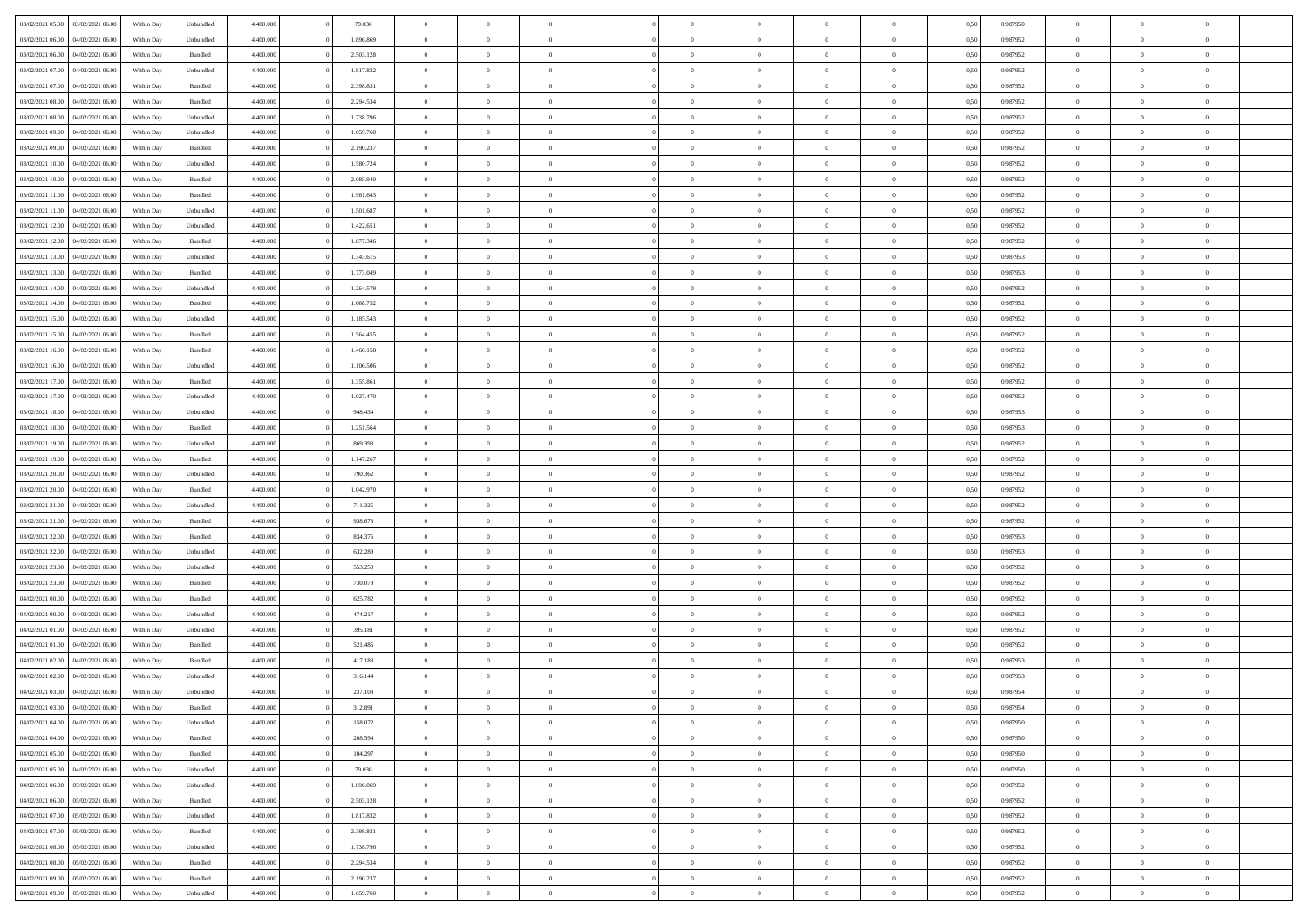| | | | | | | | | | | | | | | | | | | | | | |
|---|---|---|---|---|---|---|---|---|---|---|---|---|---|---|---|---|---|---|---|---|---|
| 03/02/2021 05:00 | 03/02/2021 06:00 | Within Day | Unbundled | 4.400.000 | 0 | 79.036 | 0 | 0 | 0 | | 0 | 0 | 0 | 0 | 0,50 | 0,987950 | 0 | 0 | 0 | |
| 03/02/2021 06:00 | 04/02/2021 06:00 | Within Day | Unbundled | 4.400.000 | 0 | 1.896.869 | 0 | 0 | 0 | | 0 | 0 | 0 | 0 | 0,50 | 0,987952 | 0 | 0 | 0 | |
| 03/02/2021 06:00 | 04/02/2021 06:00 | Within Day | Bundled | 4.400.000 | 0 | 2.503.128 | 0 | 0 | 0 | | 0 | 0 | 0 | 0 | 0,50 | 0,987952 | 0 | 0 | 0 | |
| 03/02/2021 07:00 | 04/02/2021 06:00 | Within Day | Unbundled | 4.400.000 | 0 | 1.817.832 | 0 | 0 | 0 | | 0 | 0 | 0 | 0 | 0,50 | 0,987952 | 0 | 0 | 0 | |
| 03/02/2021 07:00 | 04/02/2021 06:00 | Within Day | Bundled | 4.400.000 | 0 | 2.398.831 | 0 | 0 | 0 | | 0 | 0 | 0 | 0 | 0,50 | 0,987952 | 0 | 0 | 0 | |
| 03/02/2021 08:00 | 04/02/2021 06:00 | Within Day | Bundled | 4.400.000 | 0 | 2.294.534 | 0 | 0 | 0 | | 0 | 0 | 0 | 0 | 0,50 | 0,987952 | 0 | 0 | 0 | |
| 03/02/2021 08:00 | 04/02/2021 06:00 | Within Day | Unbundled | 4.400.000 | 0 | 1.738.796 | 0 | 0 | 0 | | 0 | 0 | 0 | 0 | 0,50 | 0,987952 | 0 | 0 | 0 | |
| 03/02/2021 09:00 | 04/02/2021 06:00 | Within Day | Unbundled | 4.400.000 | 0 | 1.659.760 | 0 | 0 | 0 | | 0 | 0 | 0 | 0 | 0,50 | 0,987952 | 0 | 0 | 0 | |
| 03/02/2021 09:00 | 04/02/2021 06:00 | Within Day | Bundled | 4.400.000 | 0 | 2.190.237 | 0 | 0 | 0 | | 0 | 0 | 0 | 0 | 0,50 | 0,987952 | 0 | 0 | 0 | |
| 03/02/2021 10:00 | 04/02/2021 06:00 | Within Day | Unbundled | 4.400.000 | 0 | 1.580.724 | 0 | 0 | 0 | | 0 | 0 | 0 | 0 | 0,50 | 0,987952 | 0 | 0 | 0 | |
| 03/02/2021 10:00 | 04/02/2021 06:00 | Within Day | Bundled | 4.400.000 | 0 | 2.085.940 | 0 | 0 | 0 | | 0 | 0 | 0 | 0 | 0,50 | 0,987952 | 0 | 0 | 0 | |
| 03/02/2021 11:00 | 04/02/2021 06:00 | Within Day | Bundled | 4.400.000 | 0 | 1.981.643 | 0 | 0 | 0 | | 0 | 0 | 0 | 0 | 0,50 | 0,987952 | 0 | 0 | 0 | |
| 03/02/2021 11:00 | 04/02/2021 06:00 | Within Day | Unbundled | 4.400.000 | 0 | 1.501.687 | 0 | 0 | 0 | | 0 | 0 | 0 | 0 | 0,50 | 0,987952 | 0 | 0 | 0 | |
| 03/02/2021 12:00 | 04/02/2021 06:00 | Within Day | Unbundled | 4.400.000 | 0 | 1.422.651 | 0 | 0 | 0 | | 0 | 0 | 0 | 0 | 0,50 | 0,987952 | 0 | 0 | 0 | |
| 03/02/2021 12:00 | 04/02/2021 06:00 | Within Day | Bundled | 4.400.000 | 0 | 1.877.346 | 0 | 0 | 0 | | 0 | 0 | 0 | 0 | 0,50 | 0,987952 | 0 | 0 | 0 | |
| 03/02/2021 13:00 | 04/02/2021 06:00 | Within Day | Unbundled | 4.400.000 | 0 | 1.343.615 | 0 | 0 | 0 | | 0 | 0 | 0 | 0 | 0,50 | 0,987953 | 0 | 0 | 0 | |
| 03/02/2021 13:00 | 04/02/2021 06:00 | Within Day | Bundled | 4.400.000 | 0 | 1.773.049 | 0 | 0 | 0 | | 0 | 0 | 0 | 0 | 0,50 | 0,987953 | 0 | 0 | 0 | |
| 03/02/2021 14:00 | 04/02/2021 06:00 | Within Day | Unbundled | 4.400.000 | 0 | 1.264.579 | 0 | 0 | 0 | | 0 | 0 | 0 | 0 | 0,50 | 0,987952 | 0 | 0 | 0 | |
| 03/02/2021 14:00 | 04/02/2021 06:00 | Within Day | Bundled | 4.400.000 | 0 | 1.668.752 | 0 | 0 | 0 | | 0 | 0 | 0 | 0 | 0,50 | 0,987952 | 0 | 0 | 0 | |
| 03/02/2021 15:00 | 04/02/2021 06:00 | Within Day | Unbundled | 4.400.000 | 0 | 1.185.543 | 0 | 0 | 0 | | 0 | 0 | 0 | 0 | 0,50 | 0,987952 | 0 | 0 | 0 | |
| 03/02/2021 15:00 | 04/02/2021 06:00 | Within Day | Bundled | 4.400.000 | 0 | 1.564.455 | 0 | 0 | 0 | | 0 | 0 | 0 | 0 | 0,50 | 0,987952 | 0 | 0 | 0 | |
| 03/02/2021 16:00 | 04/02/2021 06:00 | Within Day | Bundled | 4.400.000 | 0 | 1.460.158 | 0 | 0 | 0 | | 0 | 0 | 0 | 0 | 0,50 | 0,987952 | 0 | 0 | 0 | |
| 03/02/2021 16:00 | 04/02/2021 06:00 | Within Day | Unbundled | 4.400.000 | 0 | 1.106.506 | 0 | 0 | 0 | | 0 | 0 | 0 | 0 | 0,50 | 0,987952 | 0 | 0 | 0 | |
| 03/02/2021 17:00 | 04/02/2021 06:00 | Within Day | Bundled | 4.400.000 | 0 | 1.355.861 | 0 | 0 | 0 | | 0 | 0 | 0 | 0 | 0,50 | 0,987952 | 0 | 0 | 0 | |
| 03/02/2021 17:00 | 04/02/2021 06:00 | Within Day | Unbundled | 4.400.000 | 0 | 1.027.470 | 0 | 0 | 0 | | 0 | 0 | 0 | 0 | 0,50 | 0,987952 | 0 | 0 | 0 | |
| 03/02/2021 18:00 | 04/02/2021 06:00 | Within Day | Unbundled | 4.400.000 | 0 | 948.434 | 0 | 0 | 0 | | 0 | 0 | 0 | 0 | 0,50 | 0,987953 | 0 | 0 | 0 | |
| 03/02/2021 18:00 | 04/02/2021 06:00 | Within Day | Bundled | 4.400.000 | 0 | 1.251.564 | 0 | 0 | 0 | | 0 | 0 | 0 | 0 | 0,50 | 0,987953 | 0 | 0 | 0 | |
| 03/02/2021 19:00 | 04/02/2021 06:00 | Within Day | Unbundled | 4.400.000 | 0 | 869.398 | 0 | 0 | 0 | | 0 | 0 | 0 | 0 | 0,50 | 0,987952 | 0 | 0 | 0 | |
| 03/02/2021 19:00 | 04/02/2021 06:00 | Within Day | Bundled | 4.400.000 | 0 | 1.147.267 | 0 | 0 | 0 | | 0 | 0 | 0 | 0 | 0,50 | 0,987952 | 0 | 0 | 0 | |
| 03/02/2021 20:00 | 04/02/2021 06:00 | Within Day | Unbundled | 4.400.000 | 0 | 790.362 | 0 | 0 | 0 | | 0 | 0 | 0 | 0 | 0,50 | 0,987952 | 0 | 0 | 0 | |
| 03/02/2021 20:00 | 04/02/2021 06:00 | Within Day | Bundled | 4.400.000 | 0 | 1.042.970 | 0 | 0 | 0 | | 0 | 0 | 0 | 0 | 0,50 | 0,987952 | 0 | 0 | 0 | |
| 03/02/2021 21:00 | 04/02/2021 06:00 | Within Day | Unbundled | 4.400.000 | 0 | 711.325 | 0 | 0 | 0 | | 0 | 0 | 0 | 0 | 0,50 | 0,987952 | 0 | 0 | 0 | |
| 03/02/2021 21:00 | 04/02/2021 06:00 | Within Day | Bundled | 4.400.000 | 0 | 938.673 | 0 | 0 | 0 | | 0 | 0 | 0 | 0 | 0,50 | 0,987952 | 0 | 0 | 0 | |
| 03/02/2021 22:00 | 04/02/2021 06:00 | Within Day | Bundled | 4.400.000 | 0 | 834.376 | 0 | 0 | 0 | | 0 | 0 | 0 | 0 | 0,50 | 0,987953 | 0 | 0 | 0 | |
| 03/02/2021 22:00 | 04/02/2021 06:00 | Within Day | Unbundled | 4.400.000 | 0 | 632.289 | 0 | 0 | 0 | | 0 | 0 | 0 | 0 | 0,50 | 0,987953 | 0 | 0 | 0 | |
| 03/02/2021 23:00 | 04/02/2021 06:00 | Within Day | Unbundled | 4.400.000 | 0 | 553.253 | 0 | 0 | 0 | | 0 | 0 | 0 | 0 | 0,50 | 0,987952 | 0 | 0 | 0 | |
| 03/02/2021 23:00 | 04/02/2021 06:00 | Within Day | Bundled | 4.400.000 | 0 | 730.079 | 0 | 0 | 0 | | 0 | 0 | 0 | 0 | 0,50 | 0,987952 | 0 | 0 | 0 | |
| 04/02/2021 00:00 | 04/02/2021 06:00 | Within Day | Bundled | 4.400.000 | 0 | 625.782 | 0 | 0 | 0 | | 0 | 0 | 0 | 0 | 0,50 | 0,987952 | 0 | 0 | 0 | |
| 04/02/2021 00:00 | 04/02/2021 06:00 | Within Day | Unbundled | 4.400.000 | 0 | 474.217 | 0 | 0 | 0 | | 0 | 0 | 0 | 0 | 0,50 | 0,987952 | 0 | 0 | 0 | |
| 04/02/2021 01:00 | 04/02/2021 06:00 | Within Day | Unbundled | 4.400.000 | 0 | 395.181 | 0 | 0 | 0 | | 0 | 0 | 0 | 0 | 0,50 | 0,987952 | 0 | 0 | 0 | |
| 04/02/2021 01:00 | 04/02/2021 06:00 | Within Day | Bundled | 4.400.000 | 0 | 521.485 | 0 | 0 | 0 | | 0 | 0 | 0 | 0 | 0,50 | 0,987952 | 0 | 0 | 0 | |
| 04/02/2021 02:00 | 04/02/2021 06:00 | Within Day | Bundled | 4.400.000 | 0 | 417.188 | 0 | 0 | 0 | | 0 | 0 | 0 | 0 | 0,50 | 0,987953 | 0 | 0 | 0 | |
| 04/02/2021 02:00 | 04/02/2021 06:00 | Within Day | Unbundled | 4.400.000 | 0 | 316.144 | 0 | 0 | 0 | | 0 | 0 | 0 | 0 | 0,50 | 0,987953 | 0 | 0 | 0 | |
| 04/02/2021 03:00 | 04/02/2021 06:00 | Within Day | Unbundled | 4.400.000 | 0 | 237.108 | 0 | 0 | 0 | | 0 | 0 | 0 | 0 | 0,50 | 0,987954 | 0 | 0 | 0 | |
| 04/02/2021 03:00 | 04/02/2021 06:00 | Within Day | Bundled | 4.400.000 | 0 | 312.891 | 0 | 0 | 0 | | 0 | 0 | 0 | 0 | 0,50 | 0,987954 | 0 | 0 | 0 | |
| 04/02/2021 04:00 | 04/02/2021 06:00 | Within Day | Unbundled | 4.400.000 | 0 | 158.072 | 0 | 0 | 0 | | 0 | 0 | 0 | 0 | 0,50 | 0,987950 | 0 | 0 | 0 | |
| 04/02/2021 04:00 | 04/02/2021 06:00 | Within Day | Bundled | 4.400.000 | 0 | 208.594 | 0 | 0 | 0 | | 0 | 0 | 0 | 0 | 0,50 | 0,987950 | 0 | 0 | 0 | |
| 04/02/2021 05:00 | 04/02/2021 06:00 | Within Day | Bundled | 4.400.000 | 0 | 104.297 | 0 | 0 | 0 | | 0 | 0 | 0 | 0 | 0,50 | 0,987950 | 0 | 0 | 0 | |
| 04/02/2021 05:00 | 04/02/2021 06:00 | Within Day | Unbundled | 4.400.000 | 0 | 79.036 | 0 | 0 | 0 | | 0 | 0 | 0 | 0 | 0,50 | 0,987950 | 0 | 0 | 0 | |
| 04/02/2021 06:00 | 05/02/2021 06:00 | Within Day | Unbundled | 4.400.000 | 0 | 1.896.869 | 0 | 0 | 0 | | 0 | 0 | 0 | 0 | 0,50 | 0,987952 | 0 | 0 | 0 | |
| 04/02/2021 06:00 | 05/02/2021 06:00 | Within Day | Bundled | 4.400.000 | 0 | 2.503.128 | 0 | 0 | 0 | | 0 | 0 | 0 | 0 | 0,50 | 0,987952 | 0 | 0 | 0 | |
| 04/02/2021 07:00 | 05/02/2021 06:00 | Within Day | Unbundled | 4.400.000 | 0 | 1.817.832 | 0 | 0 | 0 | | 0 | 0 | 0 | 0 | 0,50 | 0,987952 | 0 | 0 | 0 | |
| 04/02/2021 07:00 | 05/02/2021 06:00 | Within Day | Bundled | 4.400.000 | 0 | 2.398.831 | 0 | 0 | 0 | | 0 | 0 | 0 | 0 | 0,50 | 0,987952 | 0 | 0 | 0 | |
| 04/02/2021 08:00 | 05/02/2021 06:00 | Within Day | Unbundled | 4.400.000 | 0 | 1.738.796 | 0 | 0 | 0 | | 0 | 0 | 0 | 0 | 0,50 | 0,987952 | 0 | 0 | 0 | |
| 04/02/2021 08:00 | 05/02/2021 06:00 | Within Day | Bundled | 4.400.000 | 0 | 2.294.534 | 0 | 0 | 0 | | 0 | 0 | 0 | 0 | 0,50 | 0,987952 | 0 | 0 | 0 | |
| 04/02/2021 09:00 | 05/02/2021 06:00 | Within Day | Bundled | 4.400.000 | 0 | 2.190.237 | 0 | 0 | 0 | | 0 | 0 | 0 | 0 | 0,50 | 0,987952 | 0 | 0 | 0 | |
| 04/02/2021 09:00 | 05/02/2021 06:00 | Within Day | Unbundled | 4.400.000 | 0 | 1.659.760 | 0 | 0 | 0 | | 0 | 0 | 0 | 0 | 0,50 | 0,987952 | 0 | 0 | 0 | |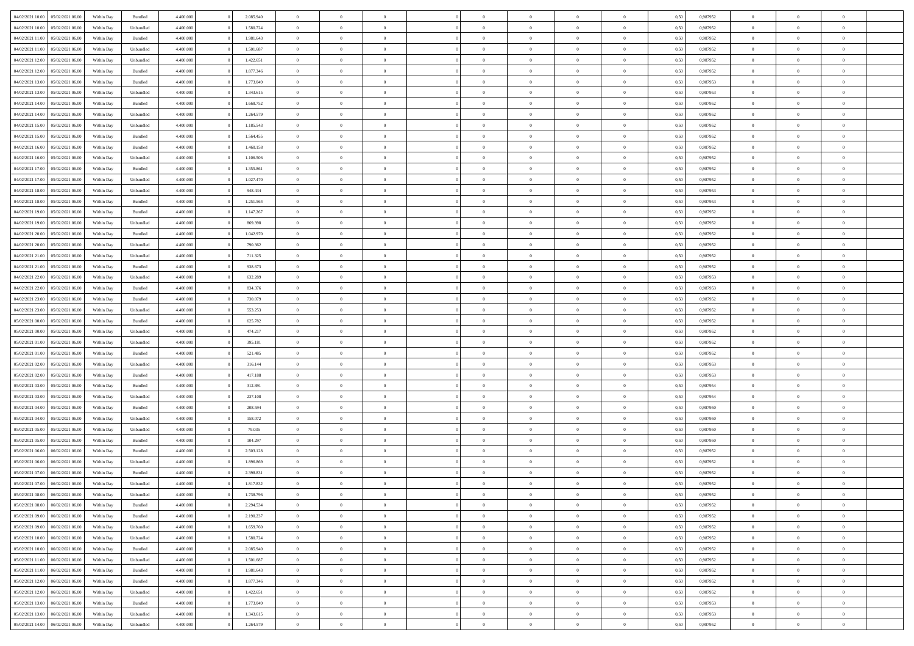| | | | | | | | | | | | | | | | | | | | | | |
|---|---|---|---|---|---|---|---|---|---|---|---|---|---|---|---|---|---|---|---|---|---|
| 04/02/2021 10:00 | 05/02/2021 06:00 | Within Day | Bundled | 4.400.000 | 0 | 2.085.940 | 0 | 0 | 0 | | 0 | 0 | 0 | 0 | 0,50 | 0,987952 | 0 | 0 | 0 | |
| 04/02/2021 10:00 | 05/02/2021 06:00 | Within Day | Unbundled | 4.400.000 | 0 | 1.580.724 | 0 | 0 | 0 | | 0 | 0 | 0 | 0 | 0,50 | 0,987952 | 0 | 0 | 0 | |
| 04/02/2021 11:00 | 05/02/2021 06:00 | Within Day | Bundled | 4.400.000 | 0 | 1.981.643 | 0 | 0 | 0 | | 0 | 0 | 0 | 0 | 0,50 | 0,987952 | 0 | 0 | 0 | |
| 04/02/2021 11:00 | 05/02/2021 06:00 | Within Day | Unbundled | 4.400.000 | 0 | 1.501.687 | 0 | 0 | 0 | | 0 | 0 | 0 | 0 | 0,50 | 0,987952 | 0 | 0 | 0 | |
| 04/02/2021 12:00 | 05/02/2021 06:00 | Within Day | Unbundled | 4.400.000 | 0 | 1.422.651 | 0 | 0 | 0 | | 0 | 0 | 0 | 0 | 0,50 | 0,987952 | 0 | 0 | 0 | |
| 04/02/2021 12:00 | 05/02/2021 06:00 | Within Day | Bundled | 4.400.000 | 0 | 1.877.346 | 0 | 0 | 0 | | 0 | 0 | 0 | 0 | 0,50 | 0,987952 | 0 | 0 | 0 | |
| 04/02/2021 13:00 | 05/02/2021 06:00 | Within Day | Bundled | 4.400.000 | 0 | 1.773.049 | 0 | 0 | 0 | | 0 | 0 | 0 | 0 | 0,50 | 0,987953 | 0 | 0 | 0 | |
| 04/02/2021 13:00 | 05/02/2021 06:00 | Within Day | Unbundled | 4.400.000 | 0 | 1.343.615 | 0 | 0 | 0 | | 0 | 0 | 0 | 0 | 0,50 | 0,987953 | 0 | 0 | 0 | |
| 04/02/2021 14:00 | 05/02/2021 06:00 | Within Day | Bundled | 4.400.000 | 0 | 1.668.752 | 0 | 0 | 0 | | 0 | 0 | 0 | 0 | 0,50 | 0,987952 | 0 | 0 | 0 | |
| 04/02/2021 14:00 | 05/02/2021 06:00 | Within Day | Unbundled | 4.400.000 | 0 | 1.264.579 | 0 | 0 | 0 | | 0 | 0 | 0 | 0 | 0,50 | 0,987952 | 0 | 0 | 0 | |
| 04/02/2021 15:00 | 05/02/2021 06:00 | Within Day | Unbundled | 4.400.000 | 0 | 1.185.543 | 0 | 0 | 0 | | 0 | 0 | 0 | 0 | 0,50 | 0,987952 | 0 | 0 | 0 | |
| 04/02/2021 15:00 | 05/02/2021 06:00 | Within Day | Bundled | 4.400.000 | 0 | 1.564.455 | 0 | 0 | 0 | | 0 | 0 | 0 | 0 | 0,50 | 0,987952 | 0 | 0 | 0 | |
| 04/02/2021 16:00 | 05/02/2021 06:00 | Within Day | Bundled | 4.400.000 | 0 | 1.460.158 | 0 | 0 | 0 | | 0 | 0 | 0 | 0 | 0,50 | 0,987952 | 0 | 0 | 0 | |
| 04/02/2021 16:00 | 05/02/2021 06:00 | Within Day | Unbundled | 4.400.000 | 0 | 1.106.506 | 0 | 0 | 0 | | 0 | 0 | 0 | 0 | 0,50 | 0,987952 | 0 | 0 | 0 | |
| 04/02/2021 17:00 | 05/02/2021 06:00 | Within Day | Bundled | 4.400.000 | 0 | 1.355.861 | 0 | 0 | 0 | | 0 | 0 | 0 | 0 | 0,50 | 0,987952 | 0 | 0 | 0 | |
| 04/02/2021 17:00 | 05/02/2021 06:00 | Within Day | Unbundled | 4.400.000 | 0 | 1.027.470 | 0 | 0 | 0 | | 0 | 0 | 0 | 0 | 0,50 | 0,987952 | 0 | 0 | 0 | |
| 04/02/2021 18:00 | 05/02/2021 06:00 | Within Day | Unbundled | 4.400.000 | 0 | 948.434 | 0 | 0 | 0 | | 0 | 0 | 0 | 0 | 0,50 | 0,987953 | 0 | 0 | 0 | |
| 04/02/2021 18:00 | 05/02/2021 06:00 | Within Day | Bundled | 4.400.000 | 0 | 1.251.564 | 0 | 0 | 0 | | 0 | 0 | 0 | 0 | 0,50 | 0,987953 | 0 | 0 | 0 | |
| 04/02/2021 19:00 | 05/02/2021 06:00 | Within Day | Bundled | 4.400.000 | 0 | 1.147.267 | 0 | 0 | 0 | | 0 | 0 | 0 | 0 | 0,50 | 0,987952 | 0 | 0 | 0 | |
| 04/02/2021 19:00 | 05/02/2021 06:00 | Within Day | Unbundled | 4.400.000 | 0 | 869.398 | 0 | 0 | 0 | | 0 | 0 | 0 | 0 | 0,50 | 0,987952 | 0 | 0 | 0 | |
| 04/02/2021 20:00 | 05/02/2021 06:00 | Within Day | Bundled | 4.400.000 | 0 | 1.042.970 | 0 | 0 | 0 | | 0 | 0 | 0 | 0 | 0,50 | 0,987952 | 0 | 0 | 0 | |
| 04/02/2021 20:00 | 05/02/2021 06:00 | Within Day | Unbundled | 4.400.000 | 0 | 790.362 | 0 | 0 | 0 | | 0 | 0 | 0 | 0 | 0,50 | 0,987952 | 0 | 0 | 0 | |
| 04/02/2021 21:00 | 05/02/2021 06:00 | Within Day | Unbundled | 4.400.000 | 0 | 711.325 | 0 | 0 | 0 | | 0 | 0 | 0 | 0 | 0,50 | 0,987952 | 0 | 0 | 0 | |
| 04/02/2021 21:00 | 05/02/2021 06:00 | Within Day | Bundled | 4.400.000 | 0 | 938.673 | 0 | 0 | 0 | | 0 | 0 | 0 | 0 | 0,50 | 0,987952 | 0 | 0 | 0 | |
| 04/02/2021 22:00 | 05/02/2021 06:00 | Within Day | Unbundled | 4.400.000 | 0 | 632.289 | 0 | 0 | 0 | | 0 | 0 | 0 | 0 | 0,50 | 0,987953 | 0 | 0 | 0 | |
| 04/02/2021 22:00 | 05/02/2021 06:00 | Within Day | Bundled | 4.400.000 | 0 | 834.376 | 0 | 0 | 0 | | 0 | 0 | 0 | 0 | 0,50 | 0,987953 | 0 | 0 | 0 | |
| 04/02/2021 23:00 | 05/02/2021 06:00 | Within Day | Bundled | 4.400.000 | 0 | 730.079 | 0 | 0 | 0 | | 0 | 0 | 0 | 0 | 0,50 | 0,987952 | 0 | 0 | 0 | |
| 04/02/2021 23:00 | 05/02/2021 06:00 | Within Day | Unbundled | 4.400.000 | 0 | 553.253 | 0 | 0 | 0 | | 0 | 0 | 0 | 0 | 0,50 | 0,987952 | 0 | 0 | 0 | |
| 05/02/2021 00:00 | 05/02/2021 06:00 | Within Day | Bundled | 4.400.000 | 0 | 625.782 | 0 | 0 | 0 | | 0 | 0 | 0 | 0 | 0,50 | 0,987952 | 0 | 0 | 0 | |
| 05/02/2021 00:00 | 05/02/2021 06:00 | Within Day | Unbundled | 4.400.000 | 0 | 474.217 | 0 | 0 | 0 | | 0 | 0 | 0 | 0 | 0,50 | 0,987952 | 0 | 0 | 0 | |
| 05/02/2021 01:00 | 05/02/2021 06:00 | Within Day | Unbundled | 4.400.000 | 0 | 395.181 | 0 | 0 | 0 | | 0 | 0 | 0 | 0 | 0,50 | 0,987952 | 0 | 0 | 0 | |
| 05/02/2021 01:00 | 05/02/2021 06:00 | Within Day | Bundled | 4.400.000 | 0 | 521.485 | 0 | 0 | 0 | | 0 | 0 | 0 | 0 | 0,50 | 0,987952 | 0 | 0 | 0 | |
| 05/02/2021 02:00 | 05/02/2021 06:00 | Within Day | Unbundled | 4.400.000 | 0 | 316.144 | 0 | 0 | 0 | | 0 | 0 | 0 | 0 | 0,50 | 0,987953 | 0 | 0 | 0 | |
| 05/02/2021 02:00 | 05/02/2021 06:00 | Within Day | Bundled | 4.400.000 | 0 | 417.188 | 0 | 0 | 0 | | 0 | 0 | 0 | 0 | 0,50 | 0,987953 | 0 | 0 | 0 | |
| 05/02/2021 03:00 | 05/02/2021 06:00 | Within Day | Bundled | 4.400.000 | 0 | 312.891 | 0 | 0 | 0 | | 0 | 0 | 0 | 0 | 0,50 | 0,987954 | 0 | 0 | 0 | |
| 05/02/2021 03:00 | 05/02/2021 06:00 | Within Day | Unbundled | 4.400.000 | 0 | 237.108 | 0 | 0 | 0 | | 0 | 0 | 0 | 0 | 0,50 | 0,987954 | 0 | 0 | 0 | |
| 05/02/2021 04:00 | 05/02/2021 06:00 | Within Day | Bundled | 4.400.000 | 0 | 208.594 | 0 | 0 | 0 | | 0 | 0 | 0 | 0 | 0,50 | 0,987950 | 0 | 0 | 0 | |
| 05/02/2021 04:00 | 05/02/2021 06:00 | Within Day | Unbundled | 4.400.000 | 0 | 158.072 | 0 | 0 | 0 | | 0 | 0 | 0 | 0 | 0,50 | 0,987950 | 0 | 0 | 0 | |
| 05/02/2021 05:00 | 05/02/2021 06:00 | Within Day | Unbundled | 4.400.000 | 0 | 79.036 | 0 | 0 | 0 | | 0 | 0 | 0 | 0 | 0,50 | 0,987950 | 0 | 0 | 0 | |
| 05/02/2021 05:00 | 05/02/2021 06:00 | Within Day | Bundled | 4.400.000 | 0 | 104.297 | 0 | 0 | 0 | | 0 | 0 | 0 | 0 | 0,50 | 0,987950 | 0 | 0 | 0 | |
| 05/02/2021 06:00 | 06/02/2021 06:00 | Within Day | Bundled | 4.400.000 | 0 | 2.503.128 | 0 | 0 | 0 | | 0 | 0 | 0 | 0 | 0,50 | 0,987952 | 0 | 0 | 0 | |
| 05/02/2021 06:00 | 06/02/2021 06:00 | Within Day | Unbundled | 4.400.000 | 0 | 1.896.869 | 0 | 0 | 0 | | 0 | 0 | 0 | 0 | 0,50 | 0,987952 | 0 | 0 | 0 | |
| 05/02/2021 07:00 | 06/02/2021 06:00 | Within Day | Bundled | 4.400.000 | 0 | 2.398.831 | 0 | 0 | 0 | | 0 | 0 | 0 | 0 | 0,50 | 0,987952 | 0 | 0 | 0 | |
| 05/02/2021 07:00 | 06/02/2021 06:00 | Within Day | Unbundled | 4.400.000 | 0 | 1.817.832 | 0 | 0 | 0 | | 0 | 0 | 0 | 0 | 0,50 | 0,987952 | 0 | 0 | 0 | |
| 05/02/2021 08:00 | 06/02/2021 06:00 | Within Day | Unbundled | 4.400.000 | 0 | 1.738.796 | 0 | 0 | 0 | | 0 | 0 | 0 | 0 | 0,50 | 0,987952 | 0 | 0 | 0 | |
| 05/02/2021 08:00 | 06/02/2021 06:00 | Within Day | Bundled | 4.400.000 | 0 | 2.294.534 | 0 | 0 | 0 | | 0 | 0 | 0 | 0 | 0,50 | 0,987952 | 0 | 0 | 0 | |
| 05/02/2021 09:00 | 06/02/2021 06:00 | Within Day | Bundled | 4.400.000 | 0 | 2.190.237 | 0 | 0 | 0 | | 0 | 0 | 0 | 0 | 0,50 | 0,987952 | 0 | 0 | 0 | |
| 05/02/2021 09:00 | 06/02/2021 06:00 | Within Day | Unbundled | 4.400.000 | 0 | 1.659.760 | 0 | 0 | 0 | | 0 | 0 | 0 | 0 | 0,50 | 0,987952 | 0 | 0 | 0 | |
| 05/02/2021 10:00 | 06/02/2021 06:00 | Within Day | Unbundled | 4.400.000 | 0 | 1.580.724 | 0 | 0 | 0 | | 0 | 0 | 0 | 0 | 0,50 | 0,987952 | 0 | 0 | 0 | |
| 05/02/2021 10:00 | 06/02/2021 06:00 | Within Day | Bundled | 4.400.000 | 0 | 2.085.940 | 0 | 0 | 0 | | 0 | 0 | 0 | 0 | 0,50 | 0,987952 | 0 | 0 | 0 | |
| 05/02/2021 11:00 | 06/02/2021 06:00 | Within Day | Unbundled | 4.400.000 | 0 | 1.501.687 | 0 | 0 | 0 | | 0 | 0 | 0 | 0 | 0,50 | 0,987952 | 0 | 0 | 0 | |
| 05/02/2021 11:00 | 06/02/2021 06:00 | Within Day | Bundled | 4.400.000 | 0 | 1.981.643 | 0 | 0 | 0 | | 0 | 0 | 0 | 0 | 0,50 | 0,987952 | 0 | 0 | 0 | |
| 05/02/2021 12:00 | 06/02/2021 06:00 | Within Day | Bundled | 4.400.000 | 0 | 1.877.346 | 0 | 0 | 0 | | 0 | 0 | 0 | 0 | 0,50 | 0,987952 | 0 | 0 | 0 | |
| 05/02/2021 12:00 | 06/02/2021 06:00 | Within Day | Unbundled | 4.400.000 | 0 | 1.422.651 | 0 | 0 | 0 | | 0 | 0 | 0 | 0 | 0,50 | 0,987952 | 0 | 0 | 0 | |
| 05/02/2021 13:00 | 06/02/2021 06:00 | Within Day | Bundled | 4.400.000 | 0 | 1.773.049 | 0 | 0 | 0 | | 0 | 0 | 0 | 0 | 0,50 | 0,987953 | 0 | 0 | 0 | |
| 05/02/2021 13:00 | 06/02/2021 06:00 | Within Day | Unbundled | 4.400.000 | 0 | 1.343.615 | 0 | 0 | 0 | | 0 | 0 | 0 | 0 | 0,50 | 0,987953 | 0 | 0 | 0 | |
| 05/02/2021 14:00 | 06/02/2021 06:00 | Within Day | Unbundled | 4.400.000 | 0 | 1.264.579 | 0 | 0 | 0 | | 0 | 0 | 0 | 0 | 0,50 | 0,987952 | 0 | 0 | 0 | |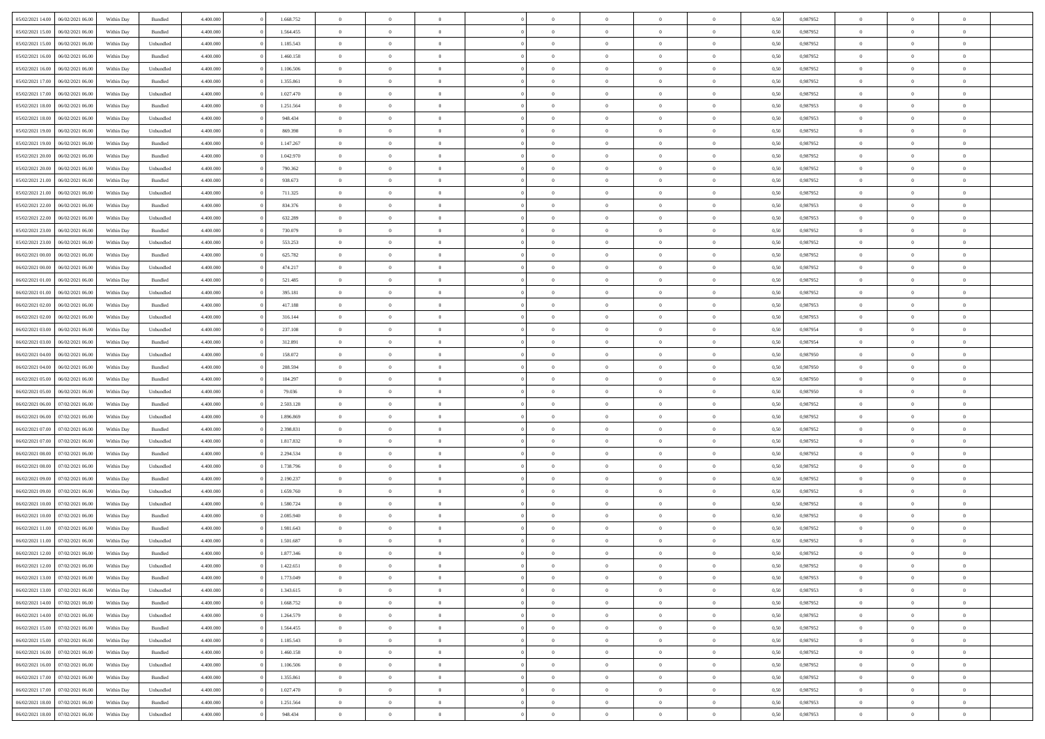| | | | | | | | | | | | | | | | | | | | | |
|---|---|---|---|---|---|---|---|---|---|---|---|---|---|---|---|---|---|---|---|---|
| 05/02/2021 14:00 | 06/02/2021 06:00 | Within Day | Bundled | 4.400.000 | 0 | 1.668.752 | 0 | 0 | 0 | | 0 | 0 | 0 | 0 | 0,50 | 0,987952 | 0 | 0 | 0 | |
| 05/02/2021 15:00 | 06/02/2021 06:00 | Within Day | Bundled | 4.400.000 | 0 | 1.564.455 | 0 | 0 | 0 | | 0 | 0 | 0 | 0 | 0,50 | 0,987952 | 0 | 0 | 0 | |
| 05/02/2021 15:00 | 06/02/2021 06:00 | Within Day | Unbundled | 4.400.000 | 0 | 1.185.543 | 0 | 0 | 0 | | 0 | 0 | 0 | 0 | 0,50 | 0,987952 | 0 | 0 | 0 | |
| 05/02/2021 16:00 | 06/02/2021 06:00 | Within Day | Bundled | 4.400.000 | 0 | 1.460.158 | 0 | 0 | 0 | | 0 | 0 | 0 | 0 | 0,50 | 0,987952 | 0 | 0 | 0 | |
| 05/02/2021 16:00 | 06/02/2021 06:00 | Within Day | Unbundled | 4.400.000 | 0 | 1.106.506 | 0 | 0 | 0 | | 0 | 0 | 0 | 0 | 0,50 | 0,987952 | 0 | 0 | 0 | |
| 05/02/2021 17:00 | 06/02/2021 06:00 | Within Day | Bundled | 4.400.000 | 0 | 1.355.861 | 0 | 0 | 0 | | 0 | 0 | 0 | 0 | 0,50 | 0,987952 | 0 | 0 | 0 | |
| 05/02/2021 17:00 | 06/02/2021 06:00 | Within Day | Unbundled | 4.400.000 | 0 | 1.027.470 | 0 | 0 | 0 | | 0 | 0 | 0 | 0 | 0,50 | 0,987952 | 0 | 0 | 0 | |
| 05/02/2021 18:00 | 06/02/2021 06:00 | Within Day | Bundled | 4.400.000 | 0 | 1.251.564 | 0 | 0 | 0 | | 0 | 0 | 0 | 0 | 0,50 | 0,987953 | 0 | 0 | 0 | |
| 05/02/2021 18:00 | 06/02/2021 06:00 | Within Day | Unbundled | 4.400.000 | 0 | 948.434 | 0 | 0 | 0 | | 0 | 0 | 0 | 0 | 0,50 | 0,987953 | 0 | 0 | 0 | |
| 05/02/2021 19:00 | 06/02/2021 06:00 | Within Day | Unbundled | 4.400.000 | 0 | 869.398 | 0 | 0 | 0 | | 0 | 0 | 0 | 0 | 0,50 | 0,987952 | 0 | 0 | 0 | |
| 05/02/2021 19:00 | 06/02/2021 06:00 | Within Day | Bundled | 4.400.000 | 0 | 1.147.267 | 0 | 0 | 0 | | 0 | 0 | 0 | 0 | 0,50 | 0,987952 | 0 | 0 | 0 | |
| 05/02/2021 20:00 | 06/02/2021 06:00 | Within Day | Bundled | 4.400.000 | 0 | 1.042.970 | 0 | 0 | 0 | | 0 | 0 | 0 | 0 | 0,50 | 0,987952 | 0 | 0 | 0 | |
| 05/02/2021 20:00 | 06/02/2021 06:00 | Within Day | Unbundled | 4.400.000 | 0 | 790.362 | 0 | 0 | 0 | | 0 | 0 | 0 | 0 | 0,50 | 0,987952 | 0 | 0 | 0 | |
| 05/02/2021 21:00 | 06/02/2021 06:00 | Within Day | Bundled | 4.400.000 | 0 | 938.673 | 0 | 0 | 0 | | 0 | 0 | 0 | 0 | 0,50 | 0,987952 | 0 | 0 | 0 | |
| 05/02/2021 21:00 | 06/02/2021 06:00 | Within Day | Unbundled | 4.400.000 | 0 | 711.325 | 0 | 0 | 0 | | 0 | 0 | 0 | 0 | 0,50 | 0,987952 | 0 | 0 | 0 | |
| 05/02/2021 22:00 | 06/02/2021 06:00 | Within Day | Bundled | 4.400.000 | 0 | 834.376 | 0 | 0 | 0 | | 0 | 0 | 0 | 0 | 0,50 | 0,987953 | 0 | 0 | 0 | |
| 05/02/2021 22:00 | 06/02/2021 06:00 | Within Day | Unbundled | 4.400.000 | 0 | 632.289 | 0 | 0 | 0 | | 0 | 0 | 0 | 0 | 0,50 | 0,987953 | 0 | 0 | 0 | |
| 05/02/2021 23:00 | 06/02/2021 06:00 | Within Day | Bundled | 4.400.000 | 0 | 730.079 | 0 | 0 | 0 | | 0 | 0 | 0 | 0 | 0,50 | 0,987952 | 0 | 0 | 0 | |
| 05/02/2021 23:00 | 06/02/2021 06:00 | Within Day | Unbundled | 4.400.000 | 0 | 553.253 | 0 | 0 | 0 | | 0 | 0 | 0 | 0 | 0,50 | 0,987952 | 0 | 0 | 0 | |
| 06/02/2021 00:00 | 06/02/2021 06:00 | Within Day | Bundled | 4.400.000 | 0 | 625.782 | 0 | 0 | 0 | | 0 | 0 | 0 | 0 | 0,50 | 0,987952 | 0 | 0 | 0 | |
| 06/02/2021 00:00 | 06/02/2021 06:00 | Within Day | Unbundled | 4.400.000 | 0 | 474.217 | 0 | 0 | 0 | | 0 | 0 | 0 | 0 | 0,50 | 0,987952 | 0 | 0 | 0 | |
| 06/02/2021 01:00 | 06/02/2021 06:00 | Within Day | Bundled | 4.400.000 | 0 | 521.485 | 0 | 0 | 0 | | 0 | 0 | 0 | 0 | 0,50 | 0,987952 | 0 | 0 | 0 | |
| 06/02/2021 01:00 | 06/02/2021 06:00 | Within Day | Unbundled | 4.400.000 | 0 | 395.181 | 0 | 0 | 0 | | 0 | 0 | 0 | 0 | 0,50 | 0,987952 | 0 | 0 | 0 | |
| 06/02/2021 02:00 | 06/02/2021 06:00 | Within Day | Bundled | 4.400.000 | 0 | 417.188 | 0 | 0 | 0 | | 0 | 0 | 0 | 0 | 0,50 | 0,987953 | 0 | 0 | 0 | |
| 06/02/2021 02:00 | 06/02/2021 06:00 | Within Day | Unbundled | 4.400.000 | 0 | 316.144 | 0 | 0 | 0 | | 0 | 0 | 0 | 0 | 0,50 | 0,987953 | 0 | 0 | 0 | |
| 06/02/2021 03:00 | 06/02/2021 06:00 | Within Day | Unbundled | 4.400.000 | 0 | 237.108 | 0 | 0 | 0 | | 0 | 0 | 0 | 0 | 0,50 | 0,987954 | 0 | 0 | 0 | |
| 06/02/2021 03:00 | 06/02/2021 06:00 | Within Day | Bundled | 4.400.000 | 0 | 312.891 | 0 | 0 | 0 | | 0 | 0 | 0 | 0 | 0,50 | 0,987954 | 0 | 0 | 0 | |
| 06/02/2021 04:00 | 06/02/2021 06:00 | Within Day | Unbundled | 4.400.000 | 0 | 158.072 | 0 | 0 | 0 | | 0 | 0 | 0 | 0 | 0,50 | 0,987950 | 0 | 0 | 0 | |
| 06/02/2021 04:00 | 06/02/2021 06:00 | Within Day | Bundled | 4.400.000 | 0 | 208.594 | 0 | 0 | 0 | | 0 | 0 | 0 | 0 | 0,50 | 0,987950 | 0 | 0 | 0 | |
| 06/02/2021 05:00 | 06/02/2021 06:00 | Within Day | Bundled | 4.400.000 | 0 | 104.297 | 0 | 0 | 0 | | 0 | 0 | 0 | 0 | 0,50 | 0,987950 | 0 | 0 | 0 | |
| 06/02/2021 05:00 | 06/02/2021 06:00 | Within Day | Unbundled | 4.400.000 | 0 | 79.036 | 0 | 0 | 0 | | 0 | 0 | 0 | 0 | 0,50 | 0,987950 | 0 | 0 | 0 | |
| 06/02/2021 06:00 | 07/02/2021 06:00 | Within Day | Bundled | 4.400.000 | 0 | 2.503.128 | 0 | 0 | 0 | | 0 | 0 | 0 | 0 | 0,50 | 0,987952 | 0 | 0 | 0 | |
| 06/02/2021 06:00 | 07/02/2021 06:00 | Within Day | Unbundled | 4.400.000 | 0 | 1.896.869 | 0 | 0 | 0 | | 0 | 0 | 0 | 0 | 0,50 | 0,987952 | 0 | 0 | 0 | |
| 06/02/2021 07:00 | 07/02/2021 06:00 | Within Day | Bundled | 4.400.000 | 0 | 2.398.831 | 0 | 0 | 0 | | 0 | 0 | 0 | 0 | 0,50 | 0,987952 | 0 | 0 | 0 | |
| 06/02/2021 07:00 | 07/02/2021 06:00 | Within Day | Unbundled | 4.400.000 | 0 | 1.817.832 | 0 | 0 | 0 | | 0 | 0 | 0 | 0 | 0,50 | 0,987952 | 0 | 0 | 0 | |
| 06/02/2021 08:00 | 07/02/2021 06:00 | Within Day | Bundled | 4.400.000 | 0 | 2.294.534 | 0 | 0 | 0 | | 0 | 0 | 0 | 0 | 0,50 | 0,987952 | 0 | 0 | 0 | |
| 06/02/2021 08:00 | 07/02/2021 06:00 | Within Day | Unbundled | 4.400.000 | 0 | 1.738.796 | 0 | 0 | 0 | | 0 | 0 | 0 | 0 | 0,50 | 0,987952 | 0 | 0 | 0 | |
| 06/02/2021 09:00 | 07/02/2021 06:00 | Within Day | Bundled | 4.400.000 | 0 | 2.190.237 | 0 | 0 | 0 | | 0 | 0 | 0 | 0 | 0,50 | 0,987952 | 0 | 0 | 0 | |
| 06/02/2021 09:00 | 07/02/2021 06:00 | Within Day | Unbundled | 4.400.000 | 0 | 1.659.760 | 0 | 0 | 0 | | 0 | 0 | 0 | 0 | 0,50 | 0,987952 | 0 | 0 | 0 | |
| 06/02/2021 10:00 | 07/02/2021 06:00 | Within Day | Unbundled | 4.400.000 | 0 | 1.580.724 | 0 | 0 | 0 | | 0 | 0 | 0 | 0 | 0,50 | 0,987952 | 0 | 0 | 0 | |
| 06/02/2021 10:00 | 07/02/2021 06:00 | Within Day | Bundled | 4.400.000 | 0 | 2.085.940 | 0 | 0 | 0 | | 0 | 0 | 0 | 0 | 0,50 | 0,987952 | 0 | 0 | 0 | |
| 06/02/2021 11:00 | 07/02/2021 06:00 | Within Day | Bundled | 4.400.000 | 0 | 1.981.643 | 0 | 0 | 0 | | 0 | 0 | 0 | 0 | 0,50 | 0,987952 | 0 | 0 | 0 | |
| 06/02/2021 11:00 | 07/02/2021 06:00 | Within Day | Unbundled | 4.400.000 | 0 | 1.501.687 | 0 | 0 | 0 | | 0 | 0 | 0 | 0 | 0,50 | 0,987952 | 0 | 0 | 0 | |
| 06/02/2021 12:00 | 07/02/2021 06:00 | Within Day | Bundled | 4.400.000 | 0 | 1.877.346 | 0 | 0 | 0 | | 0 | 0 | 0 | 0 | 0,50 | 0,987952 | 0 | 0 | 0 | |
| 06/02/2021 12:00 | 07/02/2021 06:00 | Within Day | Unbundled | 4.400.000 | 0 | 1.422.651 | 0 | 0 | 0 | | 0 | 0 | 0 | 0 | 0,50 | 0,987952 | 0 | 0 | 0 | |
| 06/02/2021 13:00 | 07/02/2021 06:00 | Within Day | Bundled | 4.400.000 | 0 | 1.773.049 | 0 | 0 | 0 | | 0 | 0 | 0 | 0 | 0,50 | 0,987953 | 0 | 0 | 0 | |
| 06/02/2021 13:00 | 07/02/2021 06:00 | Within Day | Unbundled | 4.400.000 | 0 | 1.343.615 | 0 | 0 | 0 | | 0 | 0 | 0 | 0 | 0,50 | 0,987953 | 0 | 0 | 0 | |
| 06/02/2021 14:00 | 07/02/2021 06:00 | Within Day | Bundled | 4.400.000 | 0 | 1.668.752 | 0 | 0 | 0 | | 0 | 0 | 0 | 0 | 0,50 | 0,987952 | 0 | 0 | 0 | |
| 06/02/2021 14:00 | 07/02/2021 06:00 | Within Day | Unbundled | 4.400.000 | 0 | 1.264.579 | 0 | 0 | 0 | | 0 | 0 | 0 | 0 | 0,50 | 0,987952 | 0 | 0 | 0 | |
| 06/02/2021 15:00 | 07/02/2021 06:00 | Within Day | Bundled | 4.400.000 | 0 | 1.564.455 | 0 | 0 | 0 | | 0 | 0 | 0 | 0 | 0,50 | 0,987952 | 0 | 0 | 0 | |
| 06/02/2021 15:00 | 07/02/2021 06:00 | Within Day | Unbundled | 4.400.000 | 0 | 1.185.543 | 0 | 0 | 0 | | 0 | 0 | 0 | 0 | 0,50 | 0,987952 | 0 | 0 | 0 | |
| 06/02/2021 16:00 | 07/02/2021 06:00 | Within Day | Bundled | 4.400.000 | 0 | 1.460.158 | 0 | 0 | 0 | | 0 | 0 | 0 | 0 | 0,50 | 0,987952 | 0 | 0 | 0 | |
| 06/02/2021 16:00 | 07/02/2021 06:00 | Within Day | Unbundled | 4.400.000 | 0 | 1.106.506 | 0 | 0 | 0 | | 0 | 0 | 0 | 0 | 0,50 | 0,987952 | 0 | 0 | 0 | |
| 06/02/2021 17:00 | 07/02/2021 06:00 | Within Day | Bundled | 4.400.000 | 0 | 1.355.861 | 0 | 0 | 0 | | 0 | 0 | 0 | 0 | 0,50 | 0,987952 | 0 | 0 | 0 | |
| 06/02/2021 17:00 | 07/02/2021 06:00 | Within Day | Unbundled | 4.400.000 | 0 | 1.027.470 | 0 | 0 | 0 | | 0 | 0 | 0 | 0 | 0,50 | 0,987952 | 0 | 0 | 0 | |
| 06/02/2021 18:00 | 07/02/2021 06:00 | Within Day | Bundled | 4.400.000 | 0 | 1.251.564 | 0 | 0 | 0 | | 0 | 0 | 0 | 0 | 0,50 | 0,987953 | 0 | 0 | 0 | |
| 06/02/2021 18:00 | 07/02/2021 06:00 | Within Day | Unbundled | 4.400.000 | 0 | 948.434 | 0 | 0 | 0 | | 0 | 0 | 0 | 0 | 0,50 | 0,987953 | 0 | 0 | 0 | |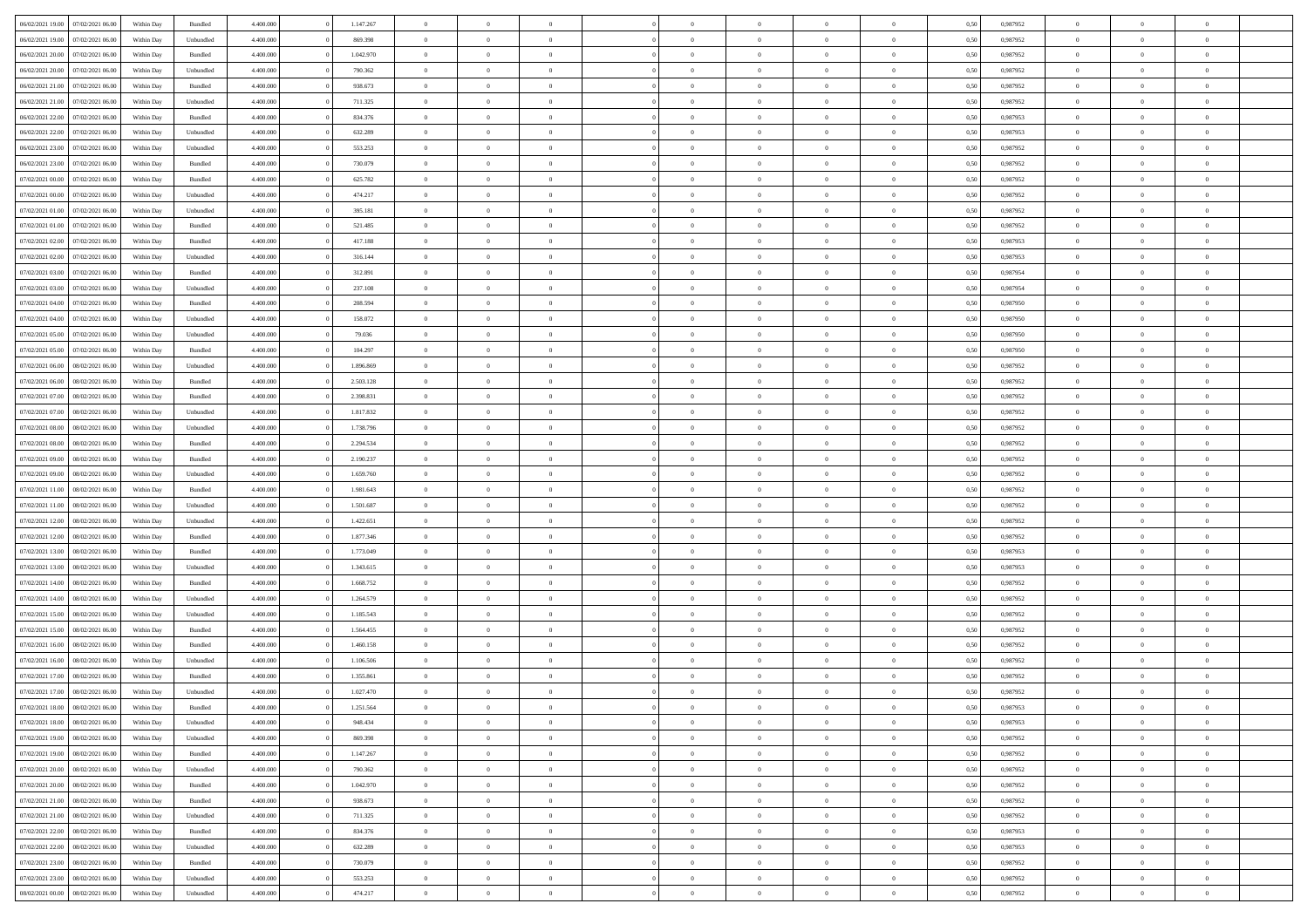| | | | | | | | | | | | | | | | | | | | | | |
|---|---|---|---|---|---|---|---|---|---|---|---|---|---|---|---|---|---|---|---|---|---|
| 06/02/2021 19:00 | 07/02/2021 06:00 | Within Day | Bundled | 4.400.000 | 0 | 1.147.267 | 0 | 0 | 0 | | 0 | 0 | 0 | 0 | 0,50 | 0,987952 | 0 | 0 | 0 | |
| 06/02/2021 19:00 | 07/02/2021 06:00 | Within Day | Unbundled | 4.400.000 | 0 | 869.398 | 0 | 0 | 0 | | 0 | 0 | 0 | 0 | 0,50 | 0,987952 | 0 | 0 | 0 | |
| 06/02/2021 20:00 | 07/02/2021 06:00 | Within Day | Bundled | 4.400.000 | 0 | 1.042.970 | 0 | 0 | 0 | | 0 | 0 | 0 | 0 | 0,50 | 0,987952 | 0 | 0 | 0 | |
| 06/02/2021 20:00 | 07/02/2021 06:00 | Within Day | Unbundled | 4.400.000 | 0 | 790.362 | 0 | 0 | 0 | | 0 | 0 | 0 | 0 | 0,50 | 0,987952 | 0 | 0 | 0 | |
| 06/02/2021 21:00 | 07/02/2021 06:00 | Within Day | Bundled | 4.400.000 | 0 | 938.673 | 0 | 0 | 0 | | 0 | 0 | 0 | 0 | 0,50 | 0,987952 | 0 | 0 | 0 | |
| 06/02/2021 21:00 | 07/02/2021 06:00 | Within Day | Unbundled | 4.400.000 | 0 | 711.325 | 0 | 0 | 0 | | 0 | 0 | 0 | 0 | 0,50 | 0,987952 | 0 | 0 | 0 | |
| 06/02/2021 22:00 | 07/02/2021 06:00 | Within Day | Bundled | 4.400.000 | 0 | 834.376 | 0 | 0 | 0 | | 0 | 0 | 0 | 0 | 0,50 | 0,987953 | 0 | 0 | 0 | |
| 06/02/2021 22:00 | 07/02/2021 06:00 | Within Day | Unbundled | 4.400.000 | 0 | 632.289 | 0 | 0 | 0 | | 0 | 0 | 0 | 0 | 0,50 | 0,987953 | 0 | 0 | 0 | |
| 06/02/2021 23:00 | 07/02/2021 06:00 | Within Day | Unbundled | 4.400.000 | 0 | 553.253 | 0 | 0 | 0 | | 0 | 0 | 0 | 0 | 0,50 | 0,987952 | 0 | 0 | 0 | |
| 06/02/2021 23:00 | 07/02/2021 06:00 | Within Day | Bundled | 4.400.000 | 0 | 730.079 | 0 | 0 | 0 | | 0 | 0 | 0 | 0 | 0,50 | 0,987952 | 0 | 0 | 0 | |
| 07/02/2021 00:00 | 07/02/2021 06:00 | Within Day | Bundled | 4.400.000 | 0 | 625.782 | 0 | 0 | 0 | | 0 | 0 | 0 | 0 | 0,50 | 0,987952 | 0 | 0 | 0 | |
| 07/02/2021 00:00 | 07/02/2021 06:00 | Within Day | Unbundled | 4.400.000 | 0 | 474.217 | 0 | 0 | 0 | | 0 | 0 | 0 | 0 | 0,50 | 0,987952 | 0 | 0 | 0 | |
| 07/02/2021 01:00 | 07/02/2021 06:00 | Within Day | Unbundled | 4.400.000 | 0 | 395.181 | 0 | 0 | 0 | | 0 | 0 | 0 | 0 | 0,50 | 0,987952 | 0 | 0 | 0 | |
| 07/02/2021 01:00 | 07/02/2021 06:00 | Within Day | Bundled | 4.400.000 | 0 | 521.485 | 0 | 0 | 0 | | 0 | 0 | 0 | 0 | 0,50 | 0,987952 | 0 | 0 | 0 | |
| 07/02/2021 02:00 | 07/02/2021 06:00 | Within Day | Bundled | 4.400.000 | 0 | 417.188 | 0 | 0 | 0 | | 0 | 0 | 0 | 0 | 0,50 | 0,987953 | 0 | 0 | 0 | |
| 07/02/2021 02:00 | 07/02/2021 06:00 | Within Day | Unbundled | 4.400.000 | 0 | 316.144 | 0 | 0 | 0 | | 0 | 0 | 0 | 0 | 0,50 | 0,987953 | 0 | 0 | 0 | |
| 07/02/2021 03:00 | 07/02/2021 06:00 | Within Day | Bundled | 4.400.000 | 0 | 312.891 | 0 | 0 | 0 | | 0 | 0 | 0 | 0 | 0,50 | 0,987954 | 0 | 0 | 0 | |
| 07/02/2021 03:00 | 07/02/2021 06:00 | Within Day | Unbundled | 4.400.000 | 0 | 237.108 | 0 | 0 | 0 | | 0 | 0 | 0 | 0 | 0,50 | 0,987954 | 0 | 0 | 0 | |
| 07/02/2021 04:00 | 07/02/2021 06:00 | Within Day | Bundled | 4.400.000 | 0 | 208.594 | 0 | 0 | 0 | | 0 | 0 | 0 | 0 | 0,50 | 0,987950 | 0 | 0 | 0 | |
| 07/02/2021 04:00 | 07/02/2021 06:00 | Within Day | Unbundled | 4.400.000 | 0 | 158.072 | 0 | 0 | 0 | | 0 | 0 | 0 | 0 | 0,50 | 0,987950 | 0 | 0 | 0 | |
| 07/02/2021 05:00 | 07/02/2021 06:00 | Within Day | Unbundled | 4.400.000 | 0 | 79.036 | 0 | 0 | 0 | | 0 | 0 | 0 | 0 | 0,50 | 0,987950 | 0 | 0 | 0 | |
| 07/02/2021 05:00 | 07/02/2021 06:00 | Within Day | Bundled | 4.400.000 | 0 | 104.297 | 0 | 0 | 0 | | 0 | 0 | 0 | 0 | 0,50 | 0,987950 | 0 | 0 | 0 | |
| 07/02/2021 06:00 | 08/02/2021 06:00 | Within Day | Unbundled | 4.400.000 | 0 | 1.896.869 | 0 | 0 | 0 | | 0 | 0 | 0 | 0 | 0,50 | 0,987952 | 0 | 0 | 0 | |
| 07/02/2021 06:00 | 08/02/2021 06:00 | Within Day | Bundled | 4.400.000 | 0 | 2.503.128 | 0 | 0 | 0 | | 0 | 0 | 0 | 0 | 0,50 | 0,987952 | 0 | 0 | 0 | |
| 07/02/2021 07:00 | 08/02/2021 06:00 | Within Day | Bundled | 4.400.000 | 0 | 2.398.831 | 0 | 0 | 0 | | 0 | 0 | 0 | 0 | 0,50 | 0,987952 | 0 | 0 | 0 | |
| 07/02/2021 07:00 | 08/02/2021 06:00 | Within Day | Unbundled | 4.400.000 | 0 | 1.817.832 | 0 | 0 | 0 | | 0 | 0 | 0 | 0 | 0,50 | 0,987952 | 0 | 0 | 0 | |
| 07/02/2021 08:00 | 08/02/2021 06:00 | Within Day | Unbundled | 4.400.000 | 0 | 1.738.796 | 0 | 0 | 0 | | 0 | 0 | 0 | 0 | 0,50 | 0,987952 | 0 | 0 | 0 | |
| 07/02/2021 08:00 | 08/02/2021 06:00 | Within Day | Bundled | 4.400.000 | 0 | 2.294.534 | 0 | 0 | 0 | | 0 | 0 | 0 | 0 | 0,50 | 0,987952 | 0 | 0 | 0 | |
| 07/02/2021 09:00 | 08/02/2021 06:00 | Within Day | Bundled | 4.400.000 | 0 | 2.190.237 | 0 | 0 | 0 | | 0 | 0 | 0 | 0 | 0,50 | 0,987952 | 0 | 0 | 0 | |
| 07/02/2021 09:00 | 08/02/2021 06:00 | Within Day | Unbundled | 4.400.000 | 0 | 1.659.760 | 0 | 0 | 0 | | 0 | 0 | 0 | 0 | 0,50 | 0,987952 | 0 | 0 | 0 | |
| 07/02/2021 11:00 | 08/02/2021 06:00 | Within Day | Bundled | 4.400.000 | 0 | 1.981.643 | 0 | 0 | 0 | | 0 | 0 | 0 | 0 | 0,50 | 0,987952 | 0 | 0 | 0 | |
| 07/02/2021 11:00 | 08/02/2021 06:00 | Within Day | Unbundled | 4.400.000 | 0 | 1.501.687 | 0 | 0 | 0 | | 0 | 0 | 0 | 0 | 0,50 | 0,987952 | 0 | 0 | 0 | |
| 07/02/2021 12:00 | 08/02/2021 06:00 | Within Day | Unbundled | 4.400.000 | 0 | 1.422.651 | 0 | 0 | 0 | | 0 | 0 | 0 | 0 | 0,50 | 0,987952 | 0 | 0 | 0 | |
| 07/02/2021 12:00 | 08/02/2021 06:00 | Within Day | Bundled | 4.400.000 | 0 | 1.877.346 | 0 | 0 | 0 | | 0 | 0 | 0 | 0 | 0,50 | 0,987952 | 0 | 0 | 0 | |
| 07/02/2021 13:00 | 08/02/2021 06:00 | Within Day | Bundled | 4.400.000 | 0 | 1.773.049 | 0 | 0 | 0 | | 0 | 0 | 0 | 0 | 0,50 | 0,987953 | 0 | 0 | 0 | |
| 07/02/2021 13:00 | 08/02/2021 06:00 | Within Day | Unbundled | 4.400.000 | 0 | 1.343.615 | 0 | 0 | 0 | | 0 | 0 | 0 | 0 | 0,50 | 0,987953 | 0 | 0 | 0 | |
| 07/02/2021 14:00 | 08/02/2021 06:00 | Within Day | Bundled | 4.400.000 | 0 | 1.668.752 | 0 | 0 | 0 | | 0 | 0 | 0 | 0 | 0,50 | 0,987952 | 0 | 0 | 0 | |
| 07/02/2021 14:00 | 08/02/2021 06:00 | Within Day | Unbundled | 4.400.000 | 0 | 1.264.579 | 0 | 0 | 0 | | 0 | 0 | 0 | 0 | 0,50 | 0,987952 | 0 | 0 | 0 | |
| 07/02/2021 15:00 | 08/02/2021 06:00 | Within Day | Unbundled | 4.400.000 | 0 | 1.185.543 | 0 | 0 | 0 | | 0 | 0 | 0 | 0 | 0,50 | 0,987952 | 0 | 0 | 0 | |
| 07/02/2021 15:00 | 08/02/2021 06:00 | Within Day | Bundled | 4.400.000 | 0 | 1.564.455 | 0 | 0 | 0 | | 0 | 0 | 0 | 0 | 0,50 | 0,987952 | 0 | 0 | 0 | |
| 07/02/2021 16:00 | 08/02/2021 06:00 | Within Day | Bundled | 4.400.000 | 0 | 1.460.158 | 0 | 0 | 0 | | 0 | 0 | 0 | 0 | 0,50 | 0,987952 | 0 | 0 | 0 | |
| 07/02/2021 16:00 | 08/02/2021 06:00 | Within Day | Unbundled | 4.400.000 | 0 | 1.106.506 | 0 | 0 | 0 | | 0 | 0 | 0 | 0 | 0,50 | 0,987952 | 0 | 0 | 0 | |
| 07/02/2021 17:00 | 08/02/2021 06:00 | Within Day | Bundled | 4.400.000 | 0 | 1.355.861 | 0 | 0 | 0 | | 0 | 0 | 0 | 0 | 0,50 | 0,987952 | 0 | 0 | 0 | |
| 07/02/2021 17:00 | 08/02/2021 06:00 | Within Day | Unbundled | 4.400.000 | 0 | 1.027.470 | 0 | 0 | 0 | | 0 | 0 | 0 | 0 | 0,50 | 0,987952 | 0 | 0 | 0 | |
| 07/02/2021 18:00 | 08/02/2021 06:00 | Within Day | Bundled | 4.400.000 | 0 | 1.251.564 | 0 | 0 | 0 | | 0 | 0 | 0 | 0 | 0,50 | 0,987953 | 0 | 0 | 0 | |
| 07/02/2021 18:00 | 08/02/2021 06:00 | Within Day | Unbundled | 4.400.000 | 0 | 948.434 | 0 | 0 | 0 | | 0 | 0 | 0 | 0 | 0,50 | 0,987953 | 0 | 0 | 0 | |
| 07/02/2021 19:00 | 08/02/2021 06:00 | Within Day | Unbundled | 4.400.000 | 0 | 869.398 | 0 | 0 | 0 | | 0 | 0 | 0 | 0 | 0,50 | 0,987952 | 0 | 0 | 0 | |
| 07/02/2021 19:00 | 08/02/2021 06:00 | Within Day | Bundled | 4.400.000 | 0 | 1.147.267 | 0 | 0 | 0 | | 0 | 0 | 0 | 0 | 0,50 | 0,987952 | 0 | 0 | 0 | |
| 07/02/2021 20:00 | 08/02/2021 06:00 | Within Day | Unbundled | 4.400.000 | 0 | 790.362 | 0 | 0 | 0 | | 0 | 0 | 0 | 0 | 0,50 | 0,987952 | 0 | 0 | 0 | |
| 07/02/2021 20:00 | 08/02/2021 06:00 | Within Day | Bundled | 4.400.000 | 0 | 1.042.970 | 0 | 0 | 0 | | 0 | 0 | 0 | 0 | 0,50 | 0,987952 | 0 | 0 | 0 | |
| 07/02/2021 21:00 | 08/02/2021 06:00 | Within Day | Bundled | 4.400.000 | 0 | 938.673 | 0 | 0 | 0 | | 0 | 0 | 0 | 0 | 0,50 | 0,987952 | 0 | 0 | 0 | |
| 07/02/2021 21:00 | 08/02/2021 06:00 | Within Day | Unbundled | 4.400.000 | 0 | 711.325 | 0 | 0 | 0 | | 0 | 0 | 0 | 0 | 0,50 | 0,987952 | 0 | 0 | 0 | |
| 07/02/2021 22:00 | 08/02/2021 06:00 | Within Day | Bundled | 4.400.000 | 0 | 834.376 | 0 | 0 | 0 | | 0 | 0 | 0 | 0 | 0,50 | 0,987953 | 0 | 0 | 0 | |
| 07/02/2021 22:00 | 08/02/2021 06:00 | Within Day | Unbundled | 4.400.000 | 0 | 632.289 | 0 | 0 | 0 | | 0 | 0 | 0 | 0 | 0,50 | 0,987953 | 0 | 0 | 0 | |
| 07/02/2021 23:00 | 08/02/2021 06:00 | Within Day | Bundled | 4.400.000 | 0 | 730.079 | 0 | 0 | 0 | | 0 | 0 | 0 | 0 | 0,50 | 0,987952 | 0 | 0 | 0 | |
| 07/02/2021 23:00 | 08/02/2021 06:00 | Within Day | Unbundled | 4.400.000 | 0 | 553.253 | 0 | 0 | 0 | | 0 | 0 | 0 | 0 | 0,50 | 0,987952 | 0 | 0 | 0 | |
| 08/02/2021 00:00 | 08/02/2021 06:00 | Within Day | Unbundled | 4.400.000 | 0 | 474.217 | 0 | 0 | 0 | | 0 | 0 | 0 | 0 | 0,50 | 0,987952 | 0 | 0 | 0 | |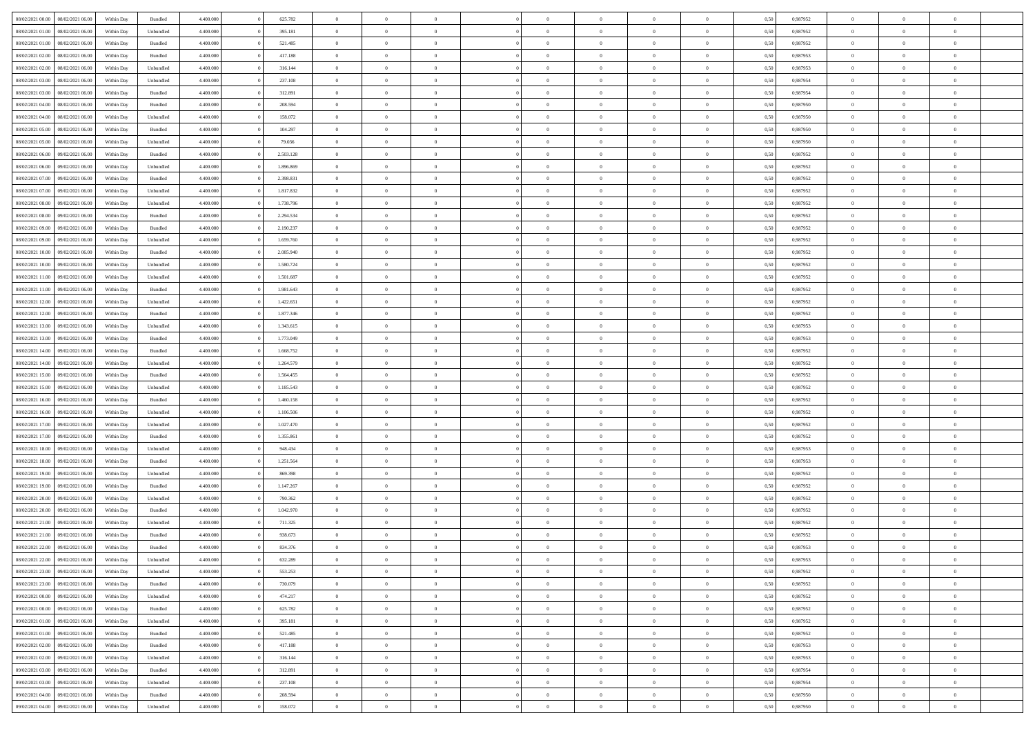| | | | | | | | | | | | | | | | | | | | | |
|---|---|---|---|---|---|---|---|---|---|---|---|---|---|---|---|---|---|---|---|---|
| 08/02/2021 00:00 | 08/02/2021 06:00 | Within Day | Bundled | 4.400.000 | 0 | 625.782 | 0 | 0 | 0 | | 0 | 0 | 0 | 0 | 0,50 | 0,987952 | 0 | 0 | 0 | |
| 08/02/2021 01:00 | 08/02/2021 06:00 | Within Day | Unbundled | 4.400.000 | 0 | 395.181 | 0 | 0 | 0 | | 0 | 0 | 0 | 0 | 0,50 | 0,987952 | 0 | 0 | 0 | |
| 08/02/2021 01:00 | 08/02/2021 06:00 | Within Day | Bundled | 4.400.000 | 0 | 521.485 | 0 | 0 | 0 | | 0 | 0 | 0 | 0 | 0,50 | 0,987952 | 0 | 0 | 0 | |
| 08/02/2021 02:00 | 08/02/2021 06:00 | Within Day | Bundled | 4.400.000 | 0 | 417.188 | 0 | 0 | 0 | | 0 | 0 | 0 | 0 | 0,50 | 0,987953 | 0 | 0 | 0 | |
| 08/02/2021 02:00 | 08/02/2021 06:00 | Within Day | Unbundled | 4.400.000 | 0 | 316.144 | 0 | 0 | 0 | | 0 | 0 | 0 | 0 | 0,50 | 0,987953 | 0 | 0 | 0 | |
| 08/02/2021 03:00 | 08/02/2021 06:00 | Within Day | Unbundled | 4.400.000 | 0 | 237.108 | 0 | 0 | 0 | | 0 | 0 | 0 | 0 | 0,50 | 0,987954 | 0 | 0 | 0 | |
| 08/02/2021 03:00 | 08/02/2021 06:00 | Within Day | Bundled | 4.400.000 | 0 | 312.891 | 0 | 0 | 0 | | 0 | 0 | 0 | 0 | 0,50 | 0,987954 | 0 | 0 | 0 | |
| 08/02/2021 04:00 | 08/02/2021 06:00 | Within Day | Bundled | 4.400.000 | 0 | 208.594 | 0 | 0 | 0 | | 0 | 0 | 0 | 0 | 0,50 | 0,987950 | 0 | 0 | 0 | |
| 08/02/2021 04:00 | 08/02/2021 06:00 | Within Day | Unbundled | 4.400.000 | 0 | 158.072 | 0 | 0 | 0 | | 0 | 0 | 0 | 0 | 0,50 | 0,987950 | 0 | 0 | 0 | |
| 08/02/2021 05:00 | 08/02/2021 06:00 | Within Day | Bundled | 4.400.000 | 0 | 104.297 | 0 | 0 | 0 | | 0 | 0 | 0 | 0 | 0,50 | 0,987950 | 0 | 0 | 0 | |
| 08/02/2021 05:00 | 08/02/2021 06:00 | Within Day | Unbundled | 4.400.000 | 0 | 79.036 | 0 | 0 | 0 | | 0 | 0 | 0 | 0 | 0,50 | 0,987950 | 0 | 0 | 0 | |
| 08/02/2021 06:00 | 09/02/2021 06:00 | Within Day | Bundled | 4.400.000 | 0 | 2.503.128 | 0 | 0 | 0 | | 0 | 0 | 0 | 0 | 0,50 | 0,987952 | 0 | 0 | 0 | |
| 08/02/2021 06:00 | 09/02/2021 06:00 | Within Day | Unbundled | 4.400.000 | 0 | 1.896.869 | 0 | 0 | 0 | | 0 | 0 | 0 | 0 | 0,50 | 0,987952 | 0 | 0 | 0 | |
| 08/02/2021 07:00 | 09/02/2021 06:00 | Within Day | Bundled | 4.400.000 | 0 | 2.398.831 | 0 | 0 | 0 | | 0 | 0 | 0 | 0 | 0,50 | 0,987952 | 0 | 0 | 0 | |
| 08/02/2021 07:00 | 09/02/2021 06:00 | Within Day | Unbundled | 4.400.000 | 0 | 1.817.832 | 0 | 0 | 0 | | 0 | 0 | 0 | 0 | 0,50 | 0,987952 | 0 | 0 | 0 | |
| 08/02/2021 08:00 | 09/02/2021 06:00 | Within Day | Unbundled | 4.400.000 | 0 | 1.738.796 | 0 | 0 | 0 | | 0 | 0 | 0 | 0 | 0,50 | 0,987952 | 0 | 0 | 0 | |
| 08/02/2021 08:00 | 09/02/2021 06:00 | Within Day | Bundled | 4.400.000 | 0 | 2.294.534 | 0 | 0 | 0 | | 0 | 0 | 0 | 0 | 0,50 | 0,987952 | 0 | 0 | 0 | |
| 08/02/2021 09:00 | 09/02/2021 06:00 | Within Day | Bundled | 4.400.000 | 0 | 2.190.237 | 0 | 0 | 0 | | 0 | 0 | 0 | 0 | 0,50 | 0,987952 | 0 | 0 | 0 | |
| 08/02/2021 09:00 | 09/02/2021 06:00 | Within Day | Unbundled | 4.400.000 | 0 | 1.659.760 | 0 | 0 | 0 | | 0 | 0 | 0 | 0 | 0,50 | 0,987952 | 0 | 0 | 0 | |
| 08/02/2021 10:00 | 09/02/2021 06:00 | Within Day | Bundled | 4.400.000 | 0 | 2.085.940 | 0 | 0 | 0 | | 0 | 0 | 0 | 0 | 0,50 | 0,987952 | 0 | 0 | 0 | |
| 08/02/2021 10:00 | 09/02/2021 06:00 | Within Day | Unbundled | 4.400.000 | 0 | 1.580.724 | 0 | 0 | 0 | | 0 | 0 | 0 | 0 | 0,50 | 0,987952 | 0 | 0 | 0 | |
| 08/02/2021 11:00 | 09/02/2021 06:00 | Within Day | Unbundled | 4.400.000 | 0 | 1.501.687 | 0 | 0 | 0 | | 0 | 0 | 0 | 0 | 0,50 | 0,987952 | 0 | 0 | 0 | |
| 08/02/2021 11:00 | 09/02/2021 06:00 | Within Day | Bundled | 4.400.000 | 0 | 1.981.643 | 0 | 0 | 0 | | 0 | 0 | 0 | 0 | 0,50 | 0,987952 | 0 | 0 | 0 | |
| 08/02/2021 12:00 | 09/02/2021 06:00 | Within Day | Unbundled | 4.400.000 | 0 | 1.422.651 | 0 | 0 | 0 | | 0 | 0 | 0 | 0 | 0,50 | 0,987952 | 0 | 0 | 0 | |
| 08/02/2021 12:00 | 09/02/2021 06:00 | Within Day | Bundled | 4.400.000 | 0 | 1.877.346 | 0 | 0 | 0 | | 0 | 0 | 0 | 0 | 0,50 | 0,987952 | 0 | 0 | 0 | |
| 08/02/2021 13:00 | 09/02/2021 06:00 | Within Day | Unbundled | 4.400.000 | 0 | 1.343.615 | 0 | 0 | 0 | | 0 | 0 | 0 | 0 | 0,50 | 0,987953 | 0 | 0 | 0 | |
| 08/02/2021 13:00 | 09/02/2021 06:00 | Within Day | Bundled | 4.400.000 | 0 | 1.773.049 | 0 | 0 | 0 | | 0 | 0 | 0 | 0 | 0,50 | 0,987953 | 0 | 0 | 0 | |
| 08/02/2021 14:00 | 09/02/2021 06:00 | Within Day | Bundled | 4.400.000 | 0 | 1.668.752 | 0 | 0 | 0 | | 0 | 0 | 0 | 0 | 0,50 | 0,987952 | 0 | 0 | 0 | |
| 08/02/2021 14:00 | 09/02/2021 06:00 | Within Day | Unbundled | 4.400.000 | 0 | 1.264.579 | 0 | 0 | 0 | | 0 | 0 | 0 | 0 | 0,50 | 0,987952 | 0 | 0 | 0 | |
| 08/02/2021 15:00 | 09/02/2021 06:00 | Within Day | Bundled | 4.400.000 | 0 | 1.564.455 | 0 | 0 | 0 | | 0 | 0 | 0 | 0 | 0,50 | 0,987952 | 0 | 0 | 0 | |
| 08/02/2021 15:00 | 09/02/2021 06:00 | Within Day | Unbundled | 4.400.000 | 0 | 1.185.543 | 0 | 0 | 0 | | 0 | 0 | 0 | 0 | 0,50 | 0,987952 | 0 | 0 | 0 | |
| 08/02/2021 16:00 | 09/02/2021 06:00 | Within Day | Bundled | 4.400.000 | 0 | 1.460.158 | 0 | 0 | 0 | | 0 | 0 | 0 | 0 | 0,50 | 0,987952 | 0 | 0 | 0 | |
| 08/02/2021 16:00 | 09/02/2021 06:00 | Within Day | Unbundled | 4.400.000 | 0 | 1.106.506 | 0 | 0 | 0 | | 0 | 0 | 0 | 0 | 0,50 | 0,987952 | 0 | 0 | 0 | |
| 08/02/2021 17:00 | 09/02/2021 06:00 | Within Day | Unbundled | 4.400.000 | 0 | 1.027.470 | 0 | 0 | 0 | | 0 | 0 | 0 | 0 | 0,50 | 0,987952 | 0 | 0 | 0 | |
| 08/02/2021 17:00 | 09/02/2021 06:00 | Within Day | Bundled | 4.400.000 | 0 | 1.355.861 | 0 | 0 | 0 | | 0 | 0 | 0 | 0 | 0,50 | 0,987952 | 0 | 0 | 0 | |
| 08/02/2021 18:00 | 09/02/2021 06:00 | Within Day | Unbundled | 4.400.000 | 0 | 948.434 | 0 | 0 | 0 | | 0 | 0 | 0 | 0 | 0,50 | 0,987953 | 0 | 0 | 0 | |
| 08/02/2021 18:00 | 09/02/2021 06:00 | Within Day | Bundled | 4.400.000 | 0 | 1.251.564 | 0 | 0 | 0 | | 0 | 0 | 0 | 0 | 0,50 | 0,987953 | 0 | 0 | 0 | |
| 08/02/2021 19:00 | 09/02/2021 06:00 | Within Day | Unbundled | 4.400.000 | 0 | 869.398 | 0 | 0 | 0 | | 0 | 0 | 0 | 0 | 0,50 | 0,987952 | 0 | 0 | 0 | |
| 08/02/2021 19:00 | 09/02/2021 06:00 | Within Day | Bundled | 4.400.000 | 0 | 1.147.267 | 0 | 0 | 0 | | 0 | 0 | 0 | 0 | 0,50 | 0,987952 | 0 | 0 | 0 | |
| 08/02/2021 20:00 | 09/02/2021 06:00 | Within Day | Unbundled | 4.400.000 | 0 | 790.362 | 0 | 0 | 0 | | 0 | 0 | 0 | 0 | 0,50 | 0,987952 | 0 | 0 | 0 | |
| 08/02/2021 20:00 | 09/02/2021 06:00 | Within Day | Bundled | 4.400.000 | 0 | 1.042.970 | 0 | 0 | 0 | | 0 | 0 | 0 | 0 | 0,50 | 0,987952 | 0 | 0 | 0 | |
| 08/02/2021 21:00 | 09/02/2021 06:00 | Within Day | Unbundled | 4.400.000 | 0 | 711.325 | 0 | 0 | 0 | | 0 | 0 | 0 | 0 | 0,50 | 0,987952 | 0 | 0 | 0 | |
| 08/02/2021 21:00 | 09/02/2021 06:00 | Within Day | Bundled | 4.400.000 | 0 | 938.673 | 0 | 0 | 0 | | 0 | 0 | 0 | 0 | 0,50 | 0,987952 | 0 | 0 | 0 | |
| 08/02/2021 22:00 | 09/02/2021 06:00 | Within Day | Bundled | 4.400.000 | 0 | 834.376 | 0 | 0 | 0 | | 0 | 0 | 0 | 0 | 0,50 | 0,987953 | 0 | 0 | 0 | |
| 08/02/2021 22:00 | 09/02/2021 06:00 | Within Day | Unbundled | 4.400.000 | 0 | 632.289 | 0 | 0 | 0 | | 0 | 0 | 0 | 0 | 0,50 | 0,987953 | 0 | 0 | 0 | |
| 08/02/2021 23:00 | 09/02/2021 06:00 | Within Day | Unbundled | 4.400.000 | 0 | 553.253 | 0 | 0 | 0 | | 0 | 0 | 0 | 0 | 0,50 | 0,987952 | 0 | 0 | 0 | |
| 08/02/2021 23:00 | 09/02/2021 06:00 | Within Day | Bundled | 4.400.000 | 0 | 730.079 | 0 | 0 | 0 | | 0 | 0 | 0 | 0 | 0,50 | 0,987952 | 0 | 0 | 0 | |
| 09/02/2021 00:00 | 09/02/2021 06:00 | Within Day | Unbundled | 4.400.000 | 0 | 474.217 | 0 | 0 | 0 | | 0 | 0 | 0 | 0 | 0,50 | 0,987952 | 0 | 0 | 0 | |
| 09/02/2021 00:00 | 09/02/2021 06:00 | Within Day | Bundled | 4.400.000 | 0 | 625.782 | 0 | 0 | 0 | | 0 | 0 | 0 | 0 | 0,50 | 0,987952 | 0 | 0 | 0 | |
| 09/02/2021 01:00 | 09/02/2021 06:00 | Within Day | Unbundled | 4.400.000 | 0 | 395.181 | 0 | 0 | 0 | | 0 | 0 | 0 | 0 | 0,50 | 0,987952 | 0 | 0 | 0 | |
| 09/02/2021 01:00 | 09/02/2021 06:00 | Within Day | Bundled | 4.400.000 | 0 | 521.485 | 0 | 0 | 0 | | 0 | 0 | 0 | 0 | 0,50 | 0,987952 | 0 | 0 | 0 | |
| 09/02/2021 02:00 | 09/02/2021 06:00 | Within Day | Bundled | 4.400.000 | 0 | 417.188 | 0 | 0 | 0 | | 0 | 0 | 0 | 0 | 0,50 | 0,987953 | 0 | 0 | 0 | |
| 09/02/2021 02:00 | 09/02/2021 06:00 | Within Day | Unbundled | 4.400.000 | 0 | 316.144 | 0 | 0 | 0 | | 0 | 0 | 0 | 0 | 0,50 | 0,987953 | 0 | 0 | 0 | |
| 09/02/2021 03:00 | 09/02/2021 06:00 | Within Day | Bundled | 4.400.000 | 0 | 312.891 | 0 | 0 | 0 | | 0 | 0 | 0 | 0 | 0,50 | 0,987954 | 0 | 0 | 0 | |
| 09/02/2021 03:00 | 09/02/2021 06:00 | Within Day | Unbundled | 4.400.000 | 0 | 237.108 | 0 | 0 | 0 | | 0 | 0 | 0 | 0 | 0,50 | 0,987954 | 0 | 0 | 0 | |
| 09/02/2021 04:00 | 09/02/2021 06:00 | Within Day | Bundled | 4.400.000 | 0 | 208.594 | 0 | 0 | 0 | | 0 | 0 | 0 | 0 | 0,50 | 0,987950 | 0 | 0 | 0 | |
| 09/02/2021 04:00 | 09/02/2021 06:00 | Within Day | Unbundled | 4.400.000 | 0 | 158.072 | 0 | 0 | 0 | | 0 | 0 | 0 | 0 | 0,50 | 0,987950 | 0 | 0 | 0 | |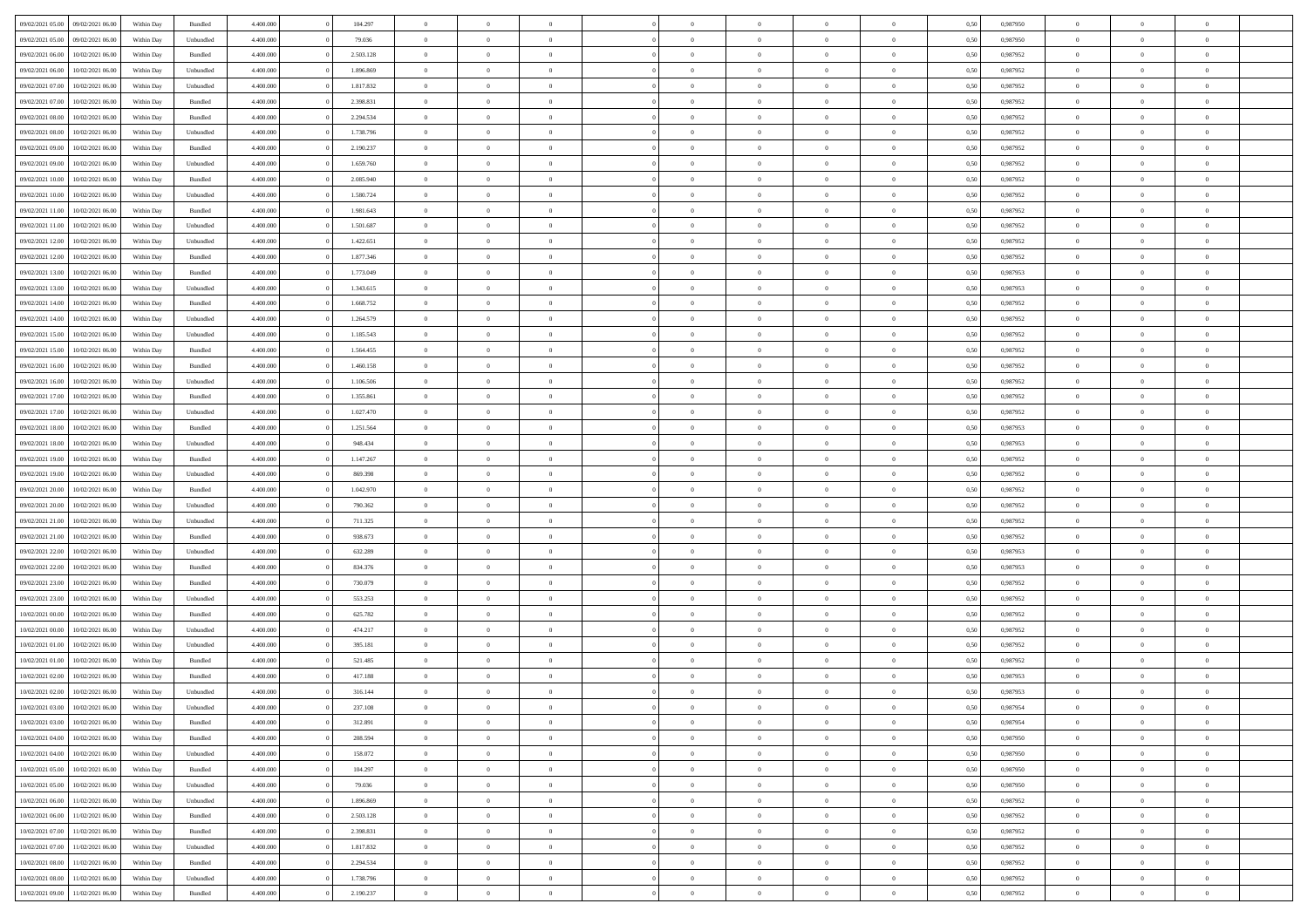| | | | | | | | | | | | | | | | | | | | | |
|---|---|---|---|---|---|---|---|---|---|---|---|---|---|---|---|---|---|---|---|---|
| 09/02/2021 05.00 | 09/02/2021 06.00 | Within Day | Bundled | 4.400.000 | 0 | 104.297 | 0 | 0 | 0 | | 0 | 0 | 0 | 0 | 0,50 | 0,987950 | 0 | 0 | 0 | |
| 09/02/2021 05.00 | 09/02/2021 06.00 | Within Day | Unbundled | 4.400.000 | 0 | 79.036 | 0 | 0 | 0 | | 0 | 0 | 0 | 0 | 0,50 | 0,987950 | 0 | 0 | 0 | |
| 09/02/2021 06.00 | 10/02/2021 06.00 | Within Day | Bundled | 4.400.000 | 0 | 2.503.128 | 0 | 0 | 0 | | 0 | 0 | 0 | 0 | 0,50 | 0,987952 | 0 | 0 | 0 | |
| 09/02/2021 06.00 | 10/02/2021 06.00 | Within Day | Unbundled | 4.400.000 | 0 | 1.896.869 | 0 | 0 | 0 | | 0 | 0 | 0 | 0 | 0,50 | 0,987952 | 0 | 0 | 0 | |
| 09/02/2021 07.00 | 10/02/2021 06.00 | Within Day | Unbundled | 4.400.000 | 0 | 1.817.832 | 0 | 0 | 0 | | 0 | 0 | 0 | 0 | 0,50 | 0,987952 | 0 | 0 | 0 | |
| 09/02/2021 07.00 | 10/02/2021 06.00 | Within Day | Bundled | 4.400.000 | 0 | 2.398.831 | 0 | 0 | 0 | | 0 | 0 | 0 | 0 | 0,50 | 0,987952 | 0 | 0 | 0 | |
| 09/02/2021 08.00 | 10/02/2021 06.00 | Within Day | Bundled | 4.400.000 | 0 | 2.294.534 | 0 | 0 | 0 | | 0 | 0 | 0 | 0 | 0,50 | 0,987952 | 0 | 0 | 0 | |
| 09/02/2021 08.00 | 10/02/2021 06.00 | Within Day | Unbundled | 4.400.000 | 0 | 1.738.796 | 0 | 0 | 0 | | 0 | 0 | 0 | 0 | 0,50 | 0,987952 | 0 | 0 | 0 | |
| 09/02/2021 09.00 | 10/02/2021 06.00 | Within Day | Bundled | 4.400.000 | 0 | 2.190.237 | 0 | 0 | 0 | | 0 | 0 | 0 | 0 | 0,50 | 0,987952 | 0 | 0 | 0 | |
| 09/02/2021 09.00 | 10/02/2021 06.00 | Within Day | Unbundled | 4.400.000 | 0 | 1.659.760 | 0 | 0 | 0 | | 0 | 0 | 0 | 0 | 0,50 | 0,987952 | 0 | 0 | 0 | |
| 09/02/2021 10.00 | 10/02/2021 06.00 | Within Day | Bundled | 4.400.000 | 0 | 2.085.940 | 0 | 0 | 0 | | 0 | 0 | 0 | 0 | 0,50 | 0,987952 | 0 | 0 | 0 | |
| 09/02/2021 10.00 | 10/02/2021 06.00 | Within Day | Unbundled | 4.400.000 | 0 | 1.580.724 | 0 | 0 | 0 | | 0 | 0 | 0 | 0 | 0,50 | 0,987952 | 0 | 0 | 0 | |
| 09/02/2021 11.00 | 10/02/2021 06.00 | Within Day | Bundled | 4.400.000 | 0 | 1.981.643 | 0 | 0 | 0 | | 0 | 0 | 0 | 0 | 0,50 | 0,987952 | 0 | 0 | 0 | |
| 09/02/2021 11.00 | 10/02/2021 06.00 | Within Day | Unbundled | 4.400.000 | 0 | 1.501.687 | 0 | 0 | 0 | | 0 | 0 | 0 | 0 | 0,50 | 0,987952 | 0 | 0 | 0 | |
| 09/02/2021 12.00 | 10/02/2021 06.00 | Within Day | Unbundled | 4.400.000 | 0 | 1.422.651 | 0 | 0 | 0 | | 0 | 0 | 0 | 0 | 0,50 | 0,987952 | 0 | 0 | 0 | |
| 09/02/2021 12.00 | 10/02/2021 06.00 | Within Day | Bundled | 4.400.000 | 0 | 1.877.346 | 0 | 0 | 0 | | 0 | 0 | 0 | 0 | 0,50 | 0,987952 | 0 | 0 | 0 | |
| 09/02/2021 13.00 | 10/02/2021 06.00 | Within Day | Bundled | 4.400.000 | 0 | 1.773.049 | 0 | 0 | 0 | | 0 | 0 | 0 | 0 | 0,50 | 0,987953 | 0 | 0 | 0 | |
| 09/02/2021 13.00 | 10/02/2021 06.00 | Within Day | Unbundled | 4.400.000 | 0 | 1.343.615 | 0 | 0 | 0 | | 0 | 0 | 0 | 0 | 0,50 | 0,987953 | 0 | 0 | 0 | |
| 09/02/2021 14.00 | 10/02/2021 06.00 | Within Day | Bundled | 4.400.000 | 0 | 1.668.752 | 0 | 0 | 0 | | 0 | 0 | 0 | 0 | 0,50 | 0,987952 | 0 | 0 | 0 | |
| 09/02/2021 14.00 | 10/02/2021 06.00 | Within Day | Unbundled | 4.400.000 | 0 | 1.264.579 | 0 | 0 | 0 | | 0 | 0 | 0 | 0 | 0,50 | 0,987952 | 0 | 0 | 0 | |
| 09/02/2021 15.00 | 10/02/2021 06.00 | Within Day | Unbundled | 4.400.000 | 0 | 1.185.543 | 0 | 0 | 0 | | 0 | 0 | 0 | 0 | 0,50 | 0,987952 | 0 | 0 | 0 | |
| 09/02/2021 15.00 | 10/02/2021 06.00 | Within Day | Bundled | 4.400.000 | 0 | 1.564.455 | 0 | 0 | 0 | | 0 | 0 | 0 | 0 | 0,50 | 0,987952 | 0 | 0 | 0 | |
| 09/02/2021 16.00 | 10/02/2021 06.00 | Within Day | Bundled | 4.400.000 | 0 | 1.460.158 | 0 | 0 | 0 | | 0 | 0 | 0 | 0 | 0,50 | 0,987952 | 0 | 0 | 0 | |
| 09/02/2021 16.00 | 10/02/2021 06.00 | Within Day | Unbundled | 4.400.000 | 0 | 1.106.506 | 0 | 0 | 0 | | 0 | 0 | 0 | 0 | 0,50 | 0,987952 | 0 | 0 | 0 | |
| 09/02/2021 17.00 | 10/02/2021 06.00 | Within Day | Bundled | 4.400.000 | 0 | 1.355.861 | 0 | 0 | 0 | | 0 | 0 | 0 | 0 | 0,50 | 0,987952 | 0 | 0 | 0 | |
| 09/02/2021 17.00 | 10/02/2021 06.00 | Within Day | Unbundled | 4.400.000 | 0 | 1.027.470 | 0 | 0 | 0 | | 0 | 0 | 0 | 0 | 0,50 | 0,987952 | 0 | 0 | 0 | |
| 09/02/2021 18.00 | 10/02/2021 06.00 | Within Day | Bundled | 4.400.000 | 0 | 1.251.564 | 0 | 0 | 0 | | 0 | 0 | 0 | 0 | 0,50 | 0,987953 | 0 | 0 | 0 | |
| 09/02/2021 18.00 | 10/02/2021 06.00 | Within Day | Unbundled | 4.400.000 | 0 | 948.434 | 0 | 0 | 0 | | 0 | 0 | 0 | 0 | 0,50 | 0,987953 | 0 | 0 | 0 | |
| 09/02/2021 19.00 | 10/02/2021 06.00 | Within Day | Bundled | 4.400.000 | 0 | 1.147.267 | 0 | 0 | 0 | | 0 | 0 | 0 | 0 | 0,50 | 0,987952 | 0 | 0 | 0 | |
| 09/02/2021 19.00 | 10/02/2021 06.00 | Within Day | Unbundled | 4.400.000 | 0 | 869.398 | 0 | 0 | 0 | | 0 | 0 | 0 | 0 | 0,50 | 0,987952 | 0 | 0 | 0 | |
| 09/02/2021 20.00 | 10/02/2021 06.00 | Within Day | Bundled | 4.400.000 | 0 | 1.042.970 | 0 | 0 | 0 | | 0 | 0 | 0 | 0 | 0,50 | 0,987952 | 0 | 0 | 0 | |
| 09/02/2021 20.00 | 10/02/2021 06.00 | Within Day | Unbundled | 4.400.000 | 0 | 790.362 | 0 | 0 | 0 | | 0 | 0 | 0 | 0 | 0,50 | 0,987952 | 0 | 0 | 0 | |
| 09/02/2021 21.00 | 10/02/2021 06.00 | Within Day | Unbundled | 4.400.000 | 0 | 711.325 | 0 | 0 | 0 | | 0 | 0 | 0 | 0 | 0,50 | 0,987952 | 0 | 0 | 0 | |
| 09/02/2021 21.00 | 10/02/2021 06.00 | Within Day | Bundled | 4.400.000 | 0 | 938.673 | 0 | 0 | 0 | | 0 | 0 | 0 | 0 | 0,50 | 0,987952 | 0 | 0 | 0 | |
| 09/02/2021 22.00 | 10/02/2021 06.00 | Within Day | Unbundled | 4.400.000 | 0 | 632.289 | 0 | 0 | 0 | | 0 | 0 | 0 | 0 | 0,50 | 0,987953 | 0 | 0 | 0 | |
| 09/02/2021 22.00 | 10/02/2021 06.00 | Within Day | Bundled | 4.400.000 | 0 | 834.376 | 0 | 0 | 0 | | 0 | 0 | 0 | 0 | 0,50 | 0,987953 | 0 | 0 | 0 | |
| 09/02/2021 23.00 | 10/02/2021 06.00 | Within Day | Bundled | 4.400.000 | 0 | 730.079 | 0 | 0 | 0 | | 0 | 0 | 0 | 0 | 0,50 | 0,987952 | 0 | 0 | 0 | |
| 09/02/2021 23.00 | 10/02/2021 06.00 | Within Day | Unbundled | 4.400.000 | 0 | 553.253 | 0 | 0 | 0 | | 0 | 0 | 0 | 0 | 0,50 | 0,987952 | 0 | 0 | 0 | |
| 10/02/2021 00.00 | 10/02/2021 06.00 | Within Day | Bundled | 4.400.000 | 0 | 625.782 | 0 | 0 | 0 | | 0 | 0 | 0 | 0 | 0,50 | 0,987952 | 0 | 0 | 0 | |
| 10/02/2021 00.00 | 10/02/2021 06.00 | Within Day | Unbundled | 4.400.000 | 0 | 474.217 | 0 | 0 | 0 | | 0 | 0 | 0 | 0 | 0,50 | 0,987952 | 0 | 0 | 0 | |
| 10/02/2021 01.00 | 10/02/2021 06.00 | Within Day | Unbundled | 4.400.000 | 0 | 395.181 | 0 | 0 | 0 | | 0 | 0 | 0 | 0 | 0,50 | 0,987952 | 0 | 0 | 0 | |
| 10/02/2021 01.00 | 10/02/2021 06.00 | Within Day | Bundled | 4.400.000 | 0 | 521.485 | 0 | 0 | 0 | | 0 | 0 | 0 | 0 | 0,50 | 0,987952 | 0 | 0 | 0 | |
| 10/02/2021 02.00 | 10/02/2021 06.00 | Within Day | Bundled | 4.400.000 | 0 | 417.188 | 0 | 0 | 0 | | 0 | 0 | 0 | 0 | 0,50 | 0,987953 | 0 | 0 | 0 | |
| 10/02/2021 02.00 | 10/02/2021 06.00 | Within Day | Unbundled | 4.400.000 | 0 | 316.144 | 0 | 0 | 0 | | 0 | 0 | 0 | 0 | 0,50 | 0,987953 | 0 | 0 | 0 | |
| 10/02/2021 03.00 | 10/02/2021 06.00 | Within Day | Unbundled | 4.400.000 | 0 | 237.108 | 0 | 0 | 0 | | 0 | 0 | 0 | 0 | 0,50 | 0,987954 | 0 | 0 | 0 | |
| 10/02/2021 03.00 | 10/02/2021 06.00 | Within Day | Bundled | 4.400.000 | 0 | 312.891 | 0 | 0 | 0 | | 0 | 0 | 0 | 0 | 0,50 | 0,987954 | 0 | 0 | 0 | |
| 10/02/2021 04.00 | 10/02/2021 06.00 | Within Day | Bundled | 4.400.000 | 0 | 208.594 | 0 | 0 | 0 | | 0 | 0 | 0 | 0 | 0,50 | 0,987950 | 0 | 0 | 0 | |
| 10/02/2021 04.00 | 10/02/2021 06.00 | Within Day | Unbundled | 4.400.000 | 0 | 158.072 | 0 | 0 | 0 | | 0 | 0 | 0 | 0 | 0,50 | 0,987950 | 0 | 0 | 0 | |
| 10/02/2021 05.00 | 10/02/2021 06.00 | Within Day | Bundled | 4.400.000 | 0 | 104.297 | 0 | 0 | 0 | | 0 | 0 | 0 | 0 | 0,50 | 0,987950 | 0 | 0 | 0 | |
| 10/02/2021 05.00 | 10/02/2021 06.00 | Within Day | Unbundled | 4.400.000 | 0 | 79.036 | 0 | 0 | 0 | | 0 | 0 | 0 | 0 | 0,50 | 0,987950 | 0 | 0 | 0 | |
| 10/02/2021 06.00 | 11/02/2021 06.00 | Within Day | Unbundled | 4.400.000 | 0 | 1.896.869 | 0 | 0 | 0 | | 0 | 0 | 0 | 0 | 0,50 | 0,987952 | 0 | 0 | 0 | |
| 10/02/2021 06.00 | 11/02/2021 06.00 | Within Day | Bundled | 4.400.000 | 0 | 2.503.128 | 0 | 0 | 0 | | 0 | 0 | 0 | 0 | 0,50 | 0,987952 | 0 | 0 | 0 | |
| 10/02/2021 07.00 | 11/02/2021 06.00 | Within Day | Bundled | 4.400.000 | 0 | 2.398.831 | 0 | 0 | 0 | | 0 | 0 | 0 | 0 | 0,50 | 0,987952 | 0 | 0 | 0 | |
| 10/02/2021 07.00 | 11/02/2021 06.00 | Within Day | Unbundled | 4.400.000 | 0 | 1.817.832 | 0 | 0 | 0 | | 0 | 0 | 0 | 0 | 0,50 | 0,987952 | 0 | 0 | 0 | |
| 10/02/2021 08.00 | 11/02/2021 06.00 | Within Day | Bundled | 4.400.000 | 0 | 2.294.534 | 0 | 0 | 0 | | 0 | 0 | 0 | 0 | 0,50 | 0,987952 | 0 | 0 | 0 | |
| 10/02/2021 08.00 | 11/02/2021 06.00 | Within Day | Unbundled | 4.400.000 | 0 | 1.738.796 | 0 | 0 | 0 | | 0 | 0 | 0 | 0 | 0,50 | 0,987952 | 0 | 0 | 0 | |
| 10/02/2021 09.00 | 11/02/2021 06.00 | Within Day | Bundled | 4.400.000 | 0 | 2.190.237 | 0 | 0 | 0 | | 0 | 0 | 0 | 0 | 0,50 | 0,987952 | 0 | 0 | 0 | |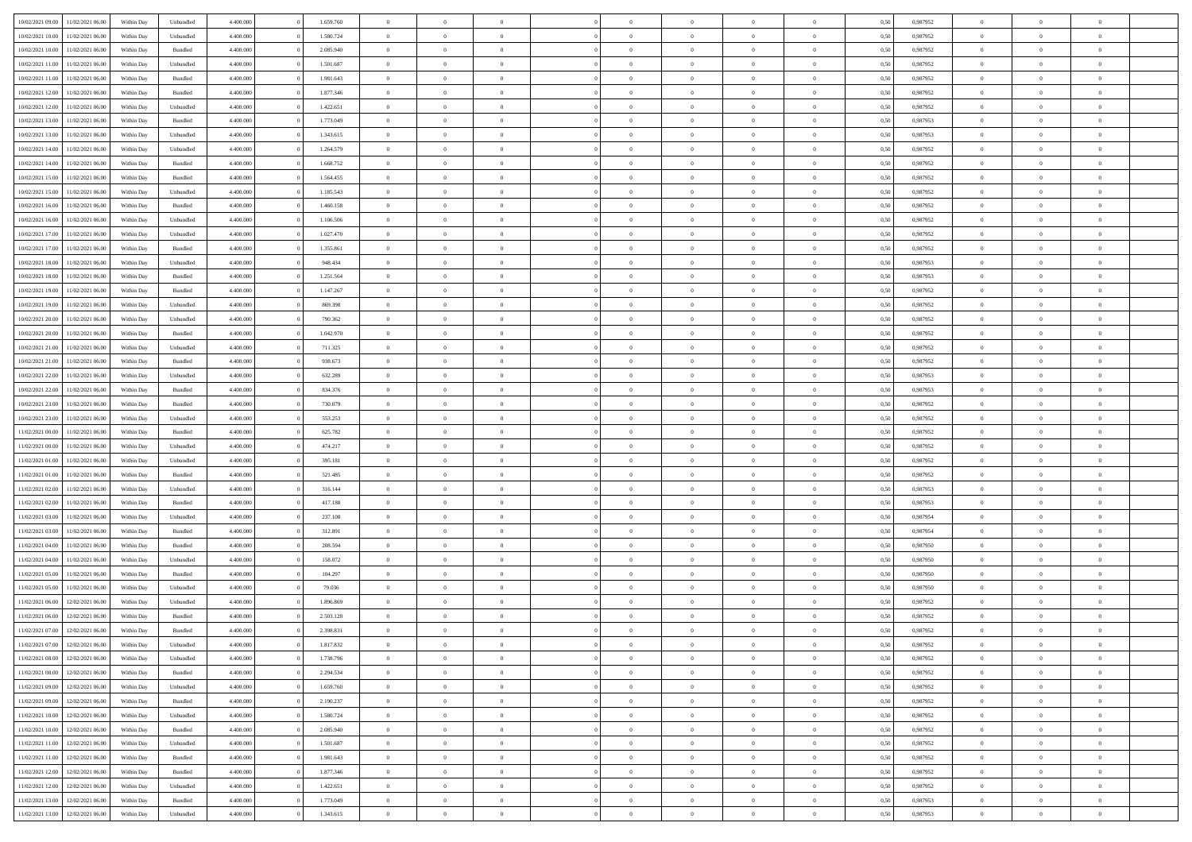| | | | | | | | | | | | | | | | | | | | | |
|---|---|---|---|---|---|---|---|---|---|---|---|---|---|---|---|---|---|---|---|---|
| 10/02/2021 09:00 | 11/02/2021 06:00 | Within Day | Unbundled | 4.400.000 | 0 | 1.659.760 | 0 | 0 | 0 | 0 | 0 | 0 | 0 | 0 | 0,50 | 0,987952 | 0 | 0 | 0 | |
| 10/02/2021 10:00 | 11/02/2021 06:00 | Within Day | Unbundled | 4.400.000 | 0 | 1.580.724 | 0 | 0 | 0 | 0 | 0 | 0 | 0 | 0 | 0,50 | 0,987952 | 0 | 0 | 0 | |
| 10/02/2021 10:00 | 11/02/2021 06:00 | Within Day | Bundled | 4.400.000 | 0 | 2.085.940 | 0 | 0 | 0 | 0 | 0 | 0 | 0 | 0 | 0,50 | 0,987952 | 0 | 0 | 0 | |
| 10/02/2021 11:00 | 11/02/2021 06:00 | Within Day | Unbundled | 4.400.000 | 0 | 1.501.687 | 0 | 0 | 0 | 0 | 0 | 0 | 0 | 0 | 0,50 | 0,987952 | 0 | 0 | 0 | |
| 10/02/2021 11:00 | 11/02/2021 06:00 | Within Day | Bundled | 4.400.000 | 0 | 1.981.643 | 0 | 0 | 0 | 0 | 0 | 0 | 0 | 0 | 0,50 | 0,987952 | 0 | 0 | 0 | |
| 10/02/2021 12:00 | 11/02/2021 06:00 | Within Day | Bundled | 4.400.000 | 0 | 1.877.346 | 0 | 0 | 0 | 0 | 0 | 0 | 0 | 0 | 0,50 | 0,987952 | 0 | 0 | 0 | |
| 10/02/2021 12:00 | 11/02/2021 06:00 | Within Day | Unbundled | 4.400.000 | 0 | 1.422.651 | 0 | 0 | 0 | 0 | 0 | 0 | 0 | 0 | 0,50 | 0,987952 | 0 | 0 | 0 | |
| 10/02/2021 13:00 | 11/02/2021 06:00 | Within Day | Bundled | 4.400.000 | 0 | 1.773.049 | 0 | 0 | 0 | 0 | 0 | 0 | 0 | 0 | 0,50 | 0,987953 | 0 | 0 | 0 | |
| 10/02/2021 13:00 | 11/02/2021 06:00 | Within Day | Unbundled | 4.400.000 | 0 | 1.343.615 | 0 | 0 | 0 | 0 | 0 | 0 | 0 | 0 | 0,50 | 0,987953 | 0 | 0 | 0 | |
| 10/02/2021 14:00 | 11/02/2021 06:00 | Within Day | Unbundled | 4.400.000 | 0 | 1.264.579 | 0 | 0 | 0 | 0 | 0 | 0 | 0 | 0 | 0,50 | 0,987952 | 0 | 0 | 0 | |
| 10/02/2021 14:00 | 11/02/2021 06:00 | Within Day | Bundled | 4.400.000 | 0 | 1.668.752 | 0 | 0 | 0 | 0 | 0 | 0 | 0 | 0 | 0,50 | 0,987952 | 0 | 0 | 0 | |
| 10/02/2021 15:00 | 11/02/2021 06:00 | Within Day | Bundled | 4.400.000 | 0 | 1.564.455 | 0 | 0 | 0 | 0 | 0 | 0 | 0 | 0 | 0,50 | 0,987952 | 0 | 0 | 0 | |
| 10/02/2021 15:00 | 11/02/2021 06:00 | Within Day | Unbundled | 4.400.000 | 0 | 1.185.543 | 0 | 0 | 0 | 0 | 0 | 0 | 0 | 0 | 0,50 | 0,987952 | 0 | 0 | 0 | |
| 10/02/2021 16:00 | 11/02/2021 06:00 | Within Day | Bundled | 4.400.000 | 0 | 1.460.158 | 0 | 0 | 0 | 0 | 0 | 0 | 0 | 0 | 0,50 | 0,987952 | 0 | 0 | 0 | |
| 10/02/2021 16:00 | 11/02/2021 06:00 | Within Day | Unbundled | 4.400.000 | 0 | 1.106.506 | 0 | 0 | 0 | 0 | 0 | 0 | 0 | 0 | 0,50 | 0,987952 | 0 | 0 | 0 | |
| 10/02/2021 17:00 | 11/02/2021 06:00 | Within Day | Unbundled | 4.400.000 | 0 | 1.027.470 | 0 | 0 | 0 | 0 | 0 | 0 | 0 | 0 | 0,50 | 0,987952 | 0 | 0 | 0 | |
| 10/02/2021 17:00 | 11/02/2021 06:00 | Within Day | Bundled | 4.400.000 | 0 | 1.355.861 | 0 | 0 | 0 | 0 | 0 | 0 | 0 | 0 | 0,50 | 0,987952 | 0 | 0 | 0 | |
| 10/02/2021 18:00 | 11/02/2021 06:00 | Within Day | Unbundled | 4.400.000 | 0 | 948.434 | 0 | 0 | 0 | 0 | 0 | 0 | 0 | 0 | 0,50 | 0,987953 | 0 | 0 | 0 | |
| 10/02/2021 18:00 | 11/02/2021 06:00 | Within Day | Bundled | 4.400.000 | 0 | 1.251.564 | 0 | 0 | 0 | 0 | 0 | 0 | 0 | 0 | 0,50 | 0,987953 | 0 | 0 | 0 | |
| 10/02/2021 19:00 | 11/02/2021 06:00 | Within Day | Bundled | 4.400.000 | 0 | 1.147.267 | 0 | 0 | 0 | 0 | 0 | 0 | 0 | 0 | 0,50 | 0,987952 | 0 | 0 | 0 | |
| 10/02/2021 19:00 | 11/02/2021 06:00 | Within Day | Unbundled | 4.400.000 | 0 | 869.398 | 0 | 0 | 0 | 0 | 0 | 0 | 0 | 0 | 0,50 | 0,987952 | 0 | 0 | 0 | |
| 10/02/2021 20:00 | 11/02/2021 06:00 | Within Day | Unbundled | 4.400.000 | 0 | 790.362 | 0 | 0 | 0 | 0 | 0 | 0 | 0 | 0 | 0,50 | 0,987952 | 0 | 0 | 0 | |
| 10/02/2021 20:00 | 11/02/2021 06:00 | Within Day | Bundled | 4.400.000 | 0 | 1.042.970 | 0 | 0 | 0 | 0 | 0 | 0 | 0 | 0 | 0,50 | 0,987952 | 0 | 0 | 0 | |
| 10/02/2021 21:00 | 11/02/2021 06:00 | Within Day | Unbundled | 4.400.000 | 0 | 711.325 | 0 | 0 | 0 | 0 | 0 | 0 | 0 | 0 | 0,50 | 0,987952 | 0 | 0 | 0 | |
| 10/02/2021 21:00 | 11/02/2021 06:00 | Within Day | Bundled | 4.400.000 | 0 | 938.673 | 0 | 0 | 0 | 0 | 0 | 0 | 0 | 0 | 0,50 | 0,987952 | 0 | 0 | 0 | |
| 10/02/2021 22:00 | 11/02/2021 06:00 | Within Day | Unbundled | 4.400.000 | 0 | 632.289 | 0 | 0 | 0 | 0 | 0 | 0 | 0 | 0 | 0,50 | 0,987953 | 0 | 0 | 0 | |
| 10/02/2021 22:00 | 11/02/2021 06:00 | Within Day | Bundled | 4.400.000 | 0 | 834.376 | 0 | 0 | 0 | 0 | 0 | 0 | 0 | 0 | 0,50 | 0,987953 | 0 | 0 | 0 | |
| 10/02/2021 23:00 | 11/02/2021 06:00 | Within Day | Bundled | 4.400.000 | 0 | 730.079 | 0 | 0 | 0 | 0 | 0 | 0 | 0 | 0 | 0,50 | 0,987952 | 0 | 0 | 0 | |
| 10/02/2021 23:00 | 11/02/2021 06:00 | Within Day | Unbundled | 4.400.000 | 0 | 553.253 | 0 | 0 | 0 | 0 | 0 | 0 | 0 | 0 | 0,50 | 0,987952 | 0 | 0 | 0 | |
| 11/02/2021 00:00 | 11/02/2021 06:00 | Within Day | Bundled | 4.400.000 | 0 | 625.782 | 0 | 0 | 0 | 0 | 0 | 0 | 0 | 0 | 0,50 | 0,987952 | 0 | 0 | 0 | |
| 11/02/2021 00:00 | 11/02/2021 06:00 | Within Day | Unbundled | 4.400.000 | 0 | 474.217 | 0 | 0 | 0 | 0 | 0 | 0 | 0 | 0 | 0,50 | 0,987952 | 0 | 0 | 0 | |
| 11/02/2021 01:00 | 11/02/2021 06:00 | Within Day | Unbundled | 4.400.000 | 0 | 395.181 | 0 | 0 | 0 | 0 | 0 | 0 | 0 | 0 | 0,50 | 0,987952 | 0 | 0 | 0 | |
| 11/02/2021 01:00 | 11/02/2021 06:00 | Within Day | Bundled | 4.400.000 | 0 | 521.485 | 0 | 0 | 0 | 0 | 0 | 0 | 0 | 0 | 0,50 | 0,987952 | 0 | 0 | 0 | |
| 11/02/2021 02:00 | 11/02/2021 06:00 | Within Day | Unbundled | 4.400.000 | 0 | 316.144 | 0 | 0 | 0 | 0 | 0 | 0 | 0 | 0 | 0,50 | 0,987953 | 0 | 0 | 0 | |
| 11/02/2021 02:00 | 11/02/2021 06:00 | Within Day | Bundled | 4.400.000 | 0 | 417.188 | 0 | 0 | 0 | 0 | 0 | 0 | 0 | 0 | 0,50 | 0,987953 | 0 | 0 | 0 | |
| 11/02/2021 03:00 | 11/02/2021 06:00 | Within Day | Unbundled | 4.400.000 | 0 | 237.108 | 0 | 0 | 0 | 0 | 0 | 0 | 0 | 0 | 0,50 | 0,987954 | 0 | 0 | 0 | |
| 11/02/2021 03:00 | 11/02/2021 06:00 | Within Day | Bundled | 4.400.000 | 0 | 312.891 | 0 | 0 | 0 | 0 | 0 | 0 | 0 | 0 | 0,50 | 0,987954 | 0 | 0 | 0 | |
| 11/02/2021 04:00 | 11/02/2021 06:00 | Within Day | Bundled | 4.400.000 | 0 | 208.594 | 0 | 0 | 0 | 0 | 0 | 0 | 0 | 0 | 0,50 | 0,987950 | 0 | 0 | 0 | |
| 11/02/2021 04:00 | 11/02/2021 06:00 | Within Day | Unbundled | 4.400.000 | 0 | 158.072 | 0 | 0 | 0 | 0 | 0 | 0 | 0 | 0 | 0,50 | 0,987950 | 0 | 0 | 0 | |
| 11/02/2021 05:00 | 11/02/2021 06:00 | Within Day | Bundled | 4.400.000 | 0 | 104.297 | 0 | 0 | 0 | 0 | 0 | 0 | 0 | 0 | 0,50 | 0,987950 | 0 | 0 | 0 | |
| 11/02/2021 05:00 | 11/02/2021 06:00 | Within Day | Unbundled | 4.400.000 | 0 | 79.036 | 0 | 0 | 0 | 0 | 0 | 0 | 0 | 0 | 0,50 | 0,987950 | 0 | 0 | 0 | |
| 11/02/2021 06:00 | 12/02/2021 06:00 | Within Day | Unbundled | 4.400.000 | 0 | 1.896.869 | 0 | 0 | 0 | 0 | 0 | 0 | 0 | 0 | 0,50 | 0,987952 | 0 | 0 | 0 | |
| 11/02/2021 06:00 | 12/02/2021 06:00 | Within Day | Bundled | 4.400.000 | 0 | 2.503.128 | 0 | 0 | 0 | 0 | 0 | 0 | 0 | 0 | 0,50 | 0,987952 | 0 | 0 | 0 | |
| 11/02/2021 07:00 | 12/02/2021 06:00 | Within Day | Bundled | 4.400.000 | 0 | 2.398.831 | 0 | 0 | 0 | 0 | 0 | 0 | 0 | 0 | 0,50 | 0,987952 | 0 | 0 | 0 | |
| 11/02/2021 07:00 | 12/02/2021 06:00 | Within Day | Unbundled | 4.400.000 | 0 | 1.817.832 | 0 | 0 | 0 | 0 | 0 | 0 | 0 | 0 | 0,50 | 0,987952 | 0 | 0 | 0 | |
| 11/02/2021 08:00 | 12/02/2021 06:00 | Within Day | Unbundled | 4.400.000 | 0 | 1.738.796 | 0 | 0 | 0 | 0 | 0 | 0 | 0 | 0 | 0,50 | 0,987952 | 0 | 0 | 0 | |
| 11/02/2021 08:00 | 12/02/2021 06:00 | Within Day | Bundled | 4.400.000 | 0 | 2.294.534 | 0 | 0 | 0 | 0 | 0 | 0 | 0 | 0 | 0,50 | 0,987952 | 0 | 0 | 0 | |
| 11/02/2021 09:00 | 12/02/2021 06:00 | Within Day | Unbundled | 4.400.000 | 0 | 1.659.760 | 0 | 0 | 0 | 0 | 0 | 0 | 0 | 0 | 0,50 | 0,987952 | 0 | 0 | 0 | |
| 11/02/2021 09:00 | 12/02/2021 06:00 | Within Day | Bundled | 4.400.000 | 0 | 2.190.237 | 0 | 0 | 0 | 0 | 0 | 0 | 0 | 0 | 0,50 | 0,987952 | 0 | 0 | 0 | |
| 11/02/2021 10:00 | 12/02/2021 06:00 | Within Day | Unbundled | 4.400.000 | 0 | 1.580.724 | 0 | 0 | 0 | 0 | 0 | 0 | 0 | 0 | 0,50 | 0,987952 | 0 | 0 | 0 | |
| 11/02/2021 10:00 | 12/02/2021 06:00 | Within Day | Bundled | 4.400.000 | 0 | 2.085.940 | 0 | 0 | 0 | 0 | 0 | 0 | 0 | 0 | 0,50 | 0,987952 | 0 | 0 | 0 | |
| 11/02/2021 11:00 | 12/02/2021 06:00 | Within Day | Unbundled | 4.400.000 | 0 | 1.501.687 | 0 | 0 | 0 | 0 | 0 | 0 | 0 | 0 | 0,50 | 0,987952 | 0 | 0 | 0 | |
| 11/02/2021 11:00 | 12/02/2021 06:00 | Within Day | Bundled | 4.400.000 | 0 | 1.981.643 | 0 | 0 | 0 | 0 | 0 | 0 | 0 | 0 | 0,50 | 0,987952 | 0 | 0 | 0 | |
| 11/02/2021 12:00 | 12/02/2021 06:00 | Within Day | Bundled | 4.400.000 | 0 | 1.877.346 | 0 | 0 | 0 | 0 | 0 | 0 | 0 | 0 | 0,50 | 0,987952 | 0 | 0 | 0 | |
| 11/02/2021 12:00 | 12/02/2021 06:00 | Within Day | Unbundled | 4.400.000 | 0 | 1.422.651 | 0 | 0 | 0 | 0 | 0 | 0 | 0 | 0 | 0,50 | 0,987952 | 0 | 0 | 0 | |
| 11/02/2021 13:00 | 12/02/2021 06:00 | Within Day | Bundled | 4.400.000 | 0 | 1.773.049 | 0 | 0 | 0 | 0 | 0 | 0 | 0 | 0 | 0,50 | 0,987953 | 0 | 0 | 0 | |
| 11/02/2021 13:00 | 12/02/2021 06:00 | Within Day | Unbundled | 4.400.000 | 0 | 1.343.615 | 0 | 0 | 0 | 0 | 0 | 0 | 0 | 0 | 0,50 | 0,987953 | 0 | 0 | 0 | |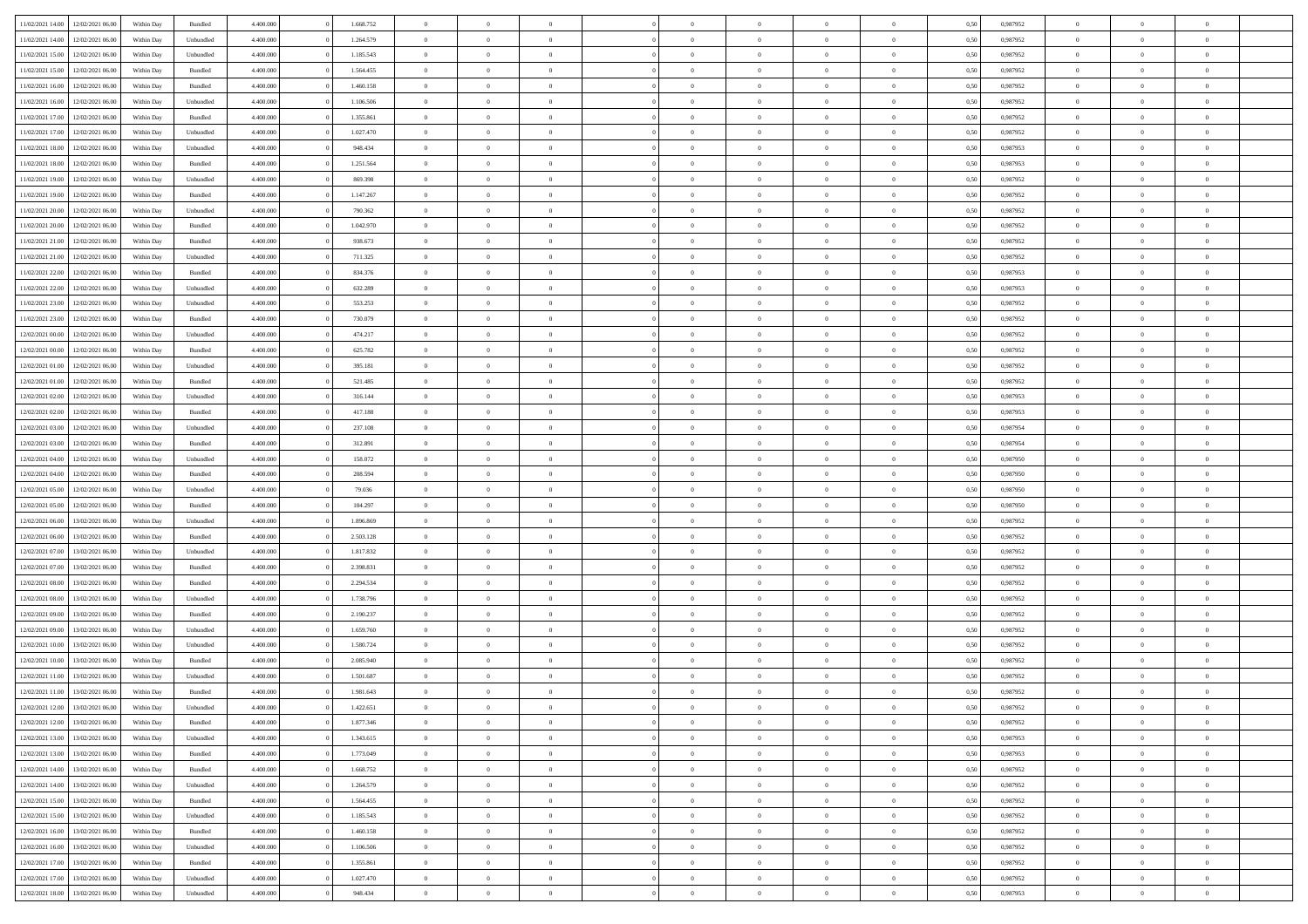| | | | | | | | | | | | | | | | | | | | | | |
|---|---|---|---|---|---|---|---|---|---|---|---|---|---|---|---|---|---|---|---|---|---|
| 11/02/2021 14:00 | 12/02/2021 06:00 | Within Day | Bundled | 4.400.000 | 0 | 1.668.752 | 0 | 0 | 0 | | 0 | 0 | 0 | 0 | 0 | 0,50 | 0,987952 | 0 | 0 | 0 | |
| 11/02/2021 14:00 | 12/02/2021 06:00 | Within Day | Unbundled | 4.400.000 | 0 | 1.264.579 | 0 | 0 | 0 | | 0 | 0 | 0 | 0 | 0 | 0,50 | 0,987952 | 0 | 0 | 0 | |
| 11/02/2021 15:00 | 12/02/2021 06:00 | Within Day | Unbundled | 4.400.000 | 0 | 1.185.543 | 0 | 0 | 0 | | 0 | 0 | 0 | 0 | 0 | 0,50 | 0,987952 | 0 | 0 | 0 | |
| 11/02/2021 15:00 | 12/02/2021 06:00 | Within Day | Bundled | 4.400.000 | 0 | 1.564.455 | 0 | 0 | 0 | | 0 | 0 | 0 | 0 | 0 | 0,50 | 0,987952 | 0 | 0 | 0 | |
| 11/02/2021 16:00 | 12/02/2021 06:00 | Within Day | Bundled | 4.400.000 | 0 | 1.460.158 | 0 | 0 | 0 | | 0 | 0 | 0 | 0 | 0 | 0,50 | 0,987952 | 0 | 0 | 0 | |
| 11/02/2021 16:00 | 12/02/2021 06:00 | Within Day | Unbundled | 4.400.000 | 0 | 1.106.506 | 0 | 0 | 0 | | 0 | 0 | 0 | 0 | 0 | 0,50 | 0,987952 | 0 | 0 | 0 | |
| 11/02/2021 17:00 | 12/02/2021 06:00 | Within Day | Bundled | 4.400.000 | 0 | 1.355.861 | 0 | 0 | 0 | | 0 | 0 | 0 | 0 | 0 | 0,50 | 0,987952 | 0 | 0 | 0 | |
| 11/02/2021 17:00 | 12/02/2021 06:00 | Within Day | Unbundled | 4.400.000 | 0 | 1.027.470 | 0 | 0 | 0 | | 0 | 0 | 0 | 0 | 0 | 0,50 | 0,987952 | 0 | 0 | 0 | |
| 11/02/2021 18:00 | 12/02/2021 06:00 | Within Day | Unbundled | 4.400.000 | 0 | 948.434 | 0 | 0 | 0 | | 0 | 0 | 0 | 0 | 0 | 0,50 | 0,987953 | 0 | 0 | 0 | |
| 11/02/2021 18:00 | 12/02/2021 06:00 | Within Day | Bundled | 4.400.000 | 0 | 1.251.564 | 0 | 0 | 0 | | 0 | 0 | 0 | 0 | 0 | 0,50 | 0,987953 | 0 | 0 | 0 | |
| 11/02/2021 19:00 | 12/02/2021 06:00 | Within Day | Unbundled | 4.400.000 | 0 | 869.398 | 0 | 0 | 0 | | 0 | 0 | 0 | 0 | 0 | 0,50 | 0,987952 | 0 | 0 | 0 | |
| 11/02/2021 19:00 | 12/02/2021 06:00 | Within Day | Bundled | 4.400.000 | 0 | 1.147.267 | 0 | 0 | 0 | | 0 | 0 | 0 | 0 | 0 | 0,50 | 0,987952 | 0 | 0 | 0 | |
| 11/02/2021 20:00 | 12/02/2021 06:00 | Within Day | Unbundled | 4.400.000 | 0 | 790.362 | 0 | 0 | 0 | | 0 | 0 | 0 | 0 | 0 | 0,50 | 0,987952 | 0 | 0 | 0 | |
| 11/02/2021 20:00 | 12/02/2021 06:00 | Within Day | Bundled | 4.400.000 | 0 | 1.042.970 | 0 | 0 | 0 | | 0 | 0 | 0 | 0 | 0 | 0,50 | 0,987952 | 0 | 0 | 0 | |
| 11/02/2021 21:00 | 12/02/2021 06:00 | Within Day | Bundled | 4.400.000 | 0 | 938.673 | 0 | 0 | 0 | | 0 | 0 | 0 | 0 | 0 | 0,50 | 0,987952 | 0 | 0 | 0 | |
| 11/02/2021 21:00 | 12/02/2021 06:00 | Within Day | Unbundled | 4.400.000 | 0 | 711.325 | 0 | 0 | 0 | | 0 | 0 | 0 | 0 | 0 | 0,50 | 0,987952 | 0 | 0 | 0 | |
| 11/02/2021 22:00 | 12/02/2021 06:00 | Within Day | Bundled | 4.400.000 | 0 | 834.376 | 0 | 0 | 0 | | 0 | 0 | 0 | 0 | 0 | 0,50 | 0,987953 | 0 | 0 | 0 | |
| 11/02/2021 22:00 | 12/02/2021 06:00 | Within Day | Unbundled | 4.400.000 | 0 | 632.289 | 0 | 0 | 0 | | 0 | 0 | 0 | 0 | 0 | 0,50 | 0,987953 | 0 | 0 | 0 | |
| 11/02/2021 23:00 | 12/02/2021 06:00 | Within Day | Unbundled | 4.400.000 | 0 | 553.253 | 0 | 0 | 0 | | 0 | 0 | 0 | 0 | 0 | 0,50 | 0,987952 | 0 | 0 | 0 | |
| 11/02/2021 23:00 | 12/02/2021 06:00 | Within Day | Bundled | 4.400.000 | 0 | 730.079 | 0 | 0 | 0 | | 0 | 0 | 0 | 0 | 0 | 0,50 | 0,987952 | 0 | 0 | 0 | |
| 12/02/2021 00:00 | 12/02/2021 06:00 | Within Day | Unbundled | 4.400.000 | 0 | 474.217 | 0 | 0 | 0 | | 0 | 0 | 0 | 0 | 0 | 0,50 | 0,987952 | 0 | 0 | 0 | |
| 12/02/2021 00:00 | 12/02/2021 06:00 | Within Day | Bundled | 4.400.000 | 0 | 625.782 | 0 | 0 | 0 | | 0 | 0 | 0 | 0 | 0 | 0,50 | 0,987952 | 0 | 0 | 0 | |
| 12/02/2021 01:00 | 12/02/2021 06:00 | Within Day | Unbundled | 4.400.000 | 0 | 395.181 | 0 | 0 | 0 | | 0 | 0 | 0 | 0 | 0 | 0,50 | 0,987952 | 0 | 0 | 0 | |
| 12/02/2021 01:00 | 12/02/2021 06:00 | Within Day | Bundled | 4.400.000 | 0 | 521.485 | 0 | 0 | 0 | | 0 | 0 | 0 | 0 | 0 | 0,50 | 0,987952 | 0 | 0 | 0 | |
| 12/02/2021 02:00 | 12/02/2021 06:00 | Within Day | Unbundled | 4.400.000 | 0 | 316.144 | 0 | 0 | 0 | | 0 | 0 | 0 | 0 | 0 | 0,50 | 0,987953 | 0 | 0 | 0 | |
| 12/02/2021 02:00 | 12/02/2021 06:00 | Within Day | Bundled | 4.400.000 | 0 | 417.188 | 0 | 0 | 0 | | 0 | 0 | 0 | 0 | 0 | 0,50 | 0,987953 | 0 | 0 | 0 | |
| 12/02/2021 03:00 | 12/02/2021 06:00 | Within Day | Unbundled | 4.400.000 | 0 | 237.108 | 0 | 0 | 0 | | 0 | 0 | 0 | 0 | 0 | 0,50 | 0,987954 | 0 | 0 | 0 | |
| 12/02/2021 03:00 | 12/02/2021 06:00 | Within Day | Bundled | 4.400.000 | 0 | 312.891 | 0 | 0 | 0 | | 0 | 0 | 0 | 0 | 0 | 0,50 | 0,987954 | 0 | 0 | 0 | |
| 12/02/2021 04:00 | 12/02/2021 06:00 | Within Day | Unbundled | 4.400.000 | 0 | 158.072 | 0 | 0 | 0 | | 0 | 0 | 0 | 0 | 0 | 0,50 | 0,987950 | 0 | 0 | 0 | |
| 12/02/2021 04:00 | 12/02/2021 06:00 | Within Day | Bundled | 4.400.000 | 0 | 208.594 | 0 | 0 | 0 | | 0 | 0 | 0 | 0 | 0 | 0,50 | 0,987950 | 0 | 0 | 0 | |
| 12/02/2021 05:00 | 12/02/2021 06:00 | Within Day | Unbundled | 4.400.000 | 0 | 79.036 | 0 | 0 | 0 | | 0 | 0 | 0 | 0 | 0 | 0,50 | 0,987950 | 0 | 0 | 0 | |
| 12/02/2021 05:00 | 12/02/2021 06:00 | Within Day | Bundled | 4.400.000 | 0 | 104.297 | 0 | 0 | 0 | | 0 | 0 | 0 | 0 | 0 | 0,50 | 0,987950 | 0 | 0 | 0 | |
| 12/02/2021 06:00 | 13/02/2021 06:00 | Within Day | Unbundled | 4.400.000 | 0 | 1.896.869 | 0 | 0 | 0 | | 0 | 0 | 0 | 0 | 0 | 0,50 | 0,987952 | 0 | 0 | 0 | |
| 12/02/2021 06:00 | 13/02/2021 06:00 | Within Day | Bundled | 4.400.000 | 0 | 2.503.128 | 0 | 0 | 0 | | 0 | 0 | 0 | 0 | 0 | 0,50 | 0,987952 | 0 | 0 | 0 | |
| 12/02/2021 07:00 | 13/02/2021 06:00 | Within Day | Unbundled | 4.400.000 | 0 | 1.817.832 | 0 | 0 | 0 | | 0 | 0 | 0 | 0 | 0 | 0,50 | 0,987952 | 0 | 0 | 0 | |
| 12/02/2021 07:00 | 13/02/2021 06:00 | Within Day | Bundled | 4.400.000 | 0 | 2.398.831 | 0 | 0 | 0 | | 0 | 0 | 0 | 0 | 0 | 0,50 | 0,987952 | 0 | 0 | 0 | |
| 12/02/2021 08:00 | 13/02/2021 06:00 | Within Day | Bundled | 4.400.000 | 0 | 2.294.534 | 0 | 0 | 0 | | 0 | 0 | 0 | 0 | 0 | 0,50 | 0,987952 | 0 | 0 | 0 | |
| 12/02/2021 08:00 | 13/02/2021 06:00 | Within Day | Unbundled | 4.400.000 | 0 | 1.738.796 | 0 | 0 | 0 | | 0 | 0 | 0 | 0 | 0 | 0,50 | 0,987952 | 0 | 0 | 0 | |
| 12/02/2021 09:00 | 13/02/2021 06:00 | Within Day | Bundled | 4.400.000 | 0 | 2.190.237 | 0 | 0 | 0 | | 0 | 0 | 0 | 0 | 0 | 0,50 | 0,987952 | 0 | 0 | 0 | |
| 12/02/2021 09:00 | 13/02/2021 06:00 | Within Day | Unbundled | 4.400.000 | 0 | 1.659.760 | 0 | 0 | 0 | | 0 | 0 | 0 | 0 | 0 | 0,50 | 0,987952 | 0 | 0 | 0 | |
| 12/02/2021 10:00 | 13/02/2021 06:00 | Within Day | Unbundled | 4.400.000 | 0 | 1.580.724 | 0 | 0 | 0 | | 0 | 0 | 0 | 0 | 0 | 0,50 | 0,987952 | 0 | 0 | 0 | |
| 12/02/2021 10:00 | 13/02/2021 06:00 | Within Day | Bundled | 4.400.000 | 0 | 2.085.940 | 0 | 0 | 0 | | 0 | 0 | 0 | 0 | 0 | 0,50 | 0,987952 | 0 | 0 | 0 | |
| 12/02/2021 11:00 | 13/02/2021 06:00 | Within Day | Unbundled | 4.400.000 | 0 | 1.501.687 | 0 | 0 | 0 | | 0 | 0 | 0 | 0 | 0 | 0,50 | 0,987952 | 0 | 0 | 0 | |
| 12/02/2021 11:00 | 13/02/2021 06:00 | Within Day | Bundled | 4.400.000 | 0 | 1.981.643 | 0 | 0 | 0 | | 0 | 0 | 0 | 0 | 0 | 0,50 | 0,987952 | 0 | 0 | 0 | |
| 12/02/2021 12:00 | 13/02/2021 06:00 | Within Day | Unbundled | 4.400.000 | 0 | 1.422.651 | 0 | 0 | 0 | | 0 | 0 | 0 | 0 | 0 | 0,50 | 0,987952 | 0 | 0 | 0 | |
| 12/02/2021 12:00 | 13/02/2021 06:00 | Within Day | Bundled | 4.400.000 | 0 | 1.877.346 | 0 | 0 | 0 | | 0 | 0 | 0 | 0 | 0 | 0,50 | 0,987952 | 0 | 0 | 0 | |
| 12/02/2021 13:00 | 13/02/2021 06:00 | Within Day | Unbundled | 4.400.000 | 0 | 1.343.615 | 0 | 0 | 0 | | 0 | 0 | 0 | 0 | 0 | 0,50 | 0,987953 | 0 | 0 | 0 | |
| 12/02/2021 13:00 | 13/02/2021 06:00 | Within Day | Bundled | 4.400.000 | 0 | 1.773.049 | 0 | 0 | 0 | | 0 | 0 | 0 | 0 | 0 | 0,50 | 0,987953 | 0 | 0 | 0 | |
| 12/02/2021 14:00 | 13/02/2021 06:00 | Within Day | Bundled | 4.400.000 | 0 | 1.668.752 | 0 | 0 | 0 | | 0 | 0 | 0 | 0 | 0 | 0,50 | 0,987952 | 0 | 0 | 0 | |
| 12/02/2021 14:00 | 13/02/2021 06:00 | Within Day | Unbundled | 4.400.000 | 0 | 1.264.579 | 0 | 0 | 0 | | 0 | 0 | 0 | 0 | 0 | 0,50 | 0,987952 | 0 | 0 | 0 | |
| 12/02/2021 15:00 | 13/02/2021 06:00 | Within Day | Bundled | 4.400.000 | 0 | 1.564.455 | 0 | 0 | 0 | | 0 | 0 | 0 | 0 | 0 | 0,50 | 0,987952 | 0 | 0 | 0 | |
| 12/02/2021 15:00 | 13/02/2021 06:00 | Within Day | Unbundled | 4.400.000 | 0 | 1.185.543 | 0 | 0 | 0 | | 0 | 0 | 0 | 0 | 0 | 0,50 | 0,987952 | 0 | 0 | 0 | |
| 12/02/2021 16:00 | 13/02/2021 06:00 | Within Day | Bundled | 4.400.000 | 0 | 1.460.158 | 0 | 0 | 0 | | 0 | 0 | 0 | 0 | 0 | 0,50 | 0,987952 | 0 | 0 | 0 | |
| 12/02/2021 16:00 | 13/02/2021 06:00 | Within Day | Unbundled | 4.400.000 | 0 | 1.106.506 | 0 | 0 | 0 | | 0 | 0 | 0 | 0 | 0 | 0,50 | 0,987952 | 0 | 0 | 0 | |
| 12/02/2021 17:00 | 13/02/2021 06:00 | Within Day | Bundled | 4.400.000 | 0 | 1.355.861 | 0 | 0 | 0 | | 0 | 0 | 0 | 0 | 0 | 0,50 | 0,987952 | 0 | 0 | 0 | |
| 12/02/2021 17:00 | 13/02/2021 06:00 | Within Day | Unbundled | 4.400.000 | 0 | 1.027.470 | 0 | 0 | 0 | | 0 | 0 | 0 | 0 | 0 | 0,50 | 0,987952 | 0 | 0 | 0 | |
| 12/02/2021 18:00 | 13/02/2021 06:00 | Within Day | Unbundled | 4.400.000 | 0 | 948.434 | 0 | 0 | 0 | | 0 | 0 | 0 | 0 | 0 | 0,50 | 0,987953 | 0 | 0 | 0 | |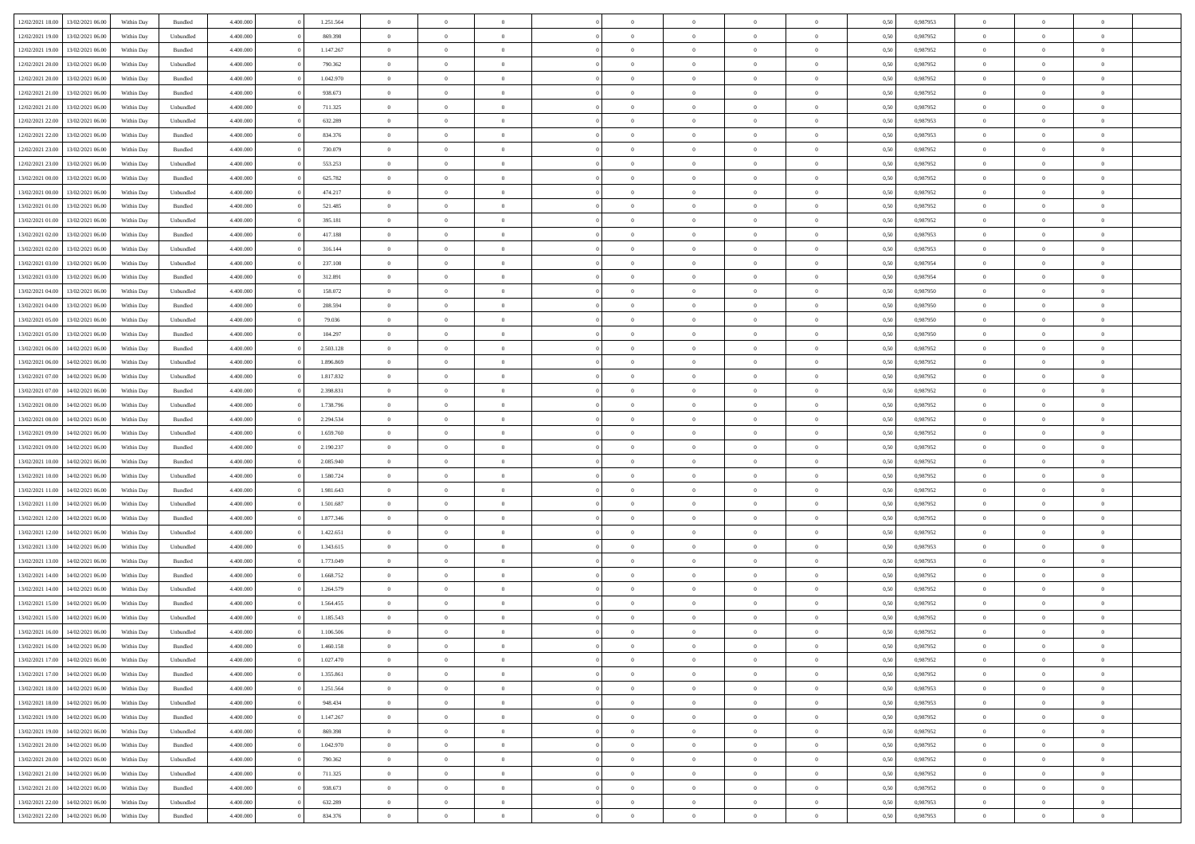| | | | | | | | | | | | | | | | | | | | | | |
|---|---|---|---|---|---|---|---|---|---|---|---|---|---|---|---|---|---|---|---|---|---|
| 12/02/2021 18:00 | 13/02/2021 06:00 | Within Day | Bundled | 4.400.000 | 0 | 1.251.564 | 0 | 0 | 0 | | 0 | 0 | 0 | 0 | 0,50 | 0,987953 | 0 | 0 | 0 | |
| 12/02/2021 19:00 | 13/02/2021 06:00 | Within Day | Unbundled | 4.400.000 | 0 | 869.398 | 0 | 0 | 0 | | 0 | 0 | 0 | 0 | 0,50 | 0,987952 | 0 | 0 | 0 | |
| 12/02/2021 19:00 | 13/02/2021 06:00 | Within Day | Bundled | 4.400.000 | 0 | 1.147.267 | 0 | 0 | 0 | | 0 | 0 | 0 | 0 | 0,50 | 0,987952 | 0 | 0 | 0 | |
| 12/02/2021 20:00 | 13/02/2021 06:00 | Within Day | Unbundled | 4.400.000 | 0 | 790.362 | 0 | 0 | 0 | | 0 | 0 | 0 | 0 | 0,50 | 0,987952 | 0 | 0 | 0 | |
| 12/02/2021 20:00 | 13/02/2021 06:00 | Within Day | Bundled | 4.400.000 | 0 | 1.042.970 | 0 | 0 | 0 | | 0 | 0 | 0 | 0 | 0,50 | 0,987952 | 0 | 0 | 0 | |
| 12/02/2021 21:00 | 13/02/2021 06:00 | Within Day | Bundled | 4.400.000 | 0 | 938.673 | 0 | 0 | 0 | | 0 | 0 | 0 | 0 | 0,50 | 0,987952 | 0 | 0 | 0 | |
| 12/02/2021 21:00 | 13/02/2021 06:00 | Within Day | Unbundled | 4.400.000 | 0 | 711.325 | 0 | 0 | 0 | | 0 | 0 | 0 | 0 | 0,50 | 0,987952 | 0 | 0 | 0 | |
| 12/02/2021 22:00 | 13/02/2021 06:00 | Within Day | Unbundled | 4.400.000 | 0 | 632.289 | 0 | 0 | 0 | | 0 | 0 | 0 | 0 | 0,50 | 0,987953 | 0 | 0 | 0 | |
| 12/02/2021 22:00 | 13/02/2021 06:00 | Within Day | Bundled | 4.400.000 | 0 | 834.376 | 0 | 0 | 0 | | 0 | 0 | 0 | 0 | 0,50 | 0,987953 | 0 | 0 | 0 | |
| 12/02/2021 23:00 | 13/02/2021 06:00 | Within Day | Bundled | 4.400.000 | 0 | 730.079 | 0 | 0 | 0 | | 0 | 0 | 0 | 0 | 0,50 | 0,987952 | 0 | 0 | 0 | |
| 12/02/2021 23:00 | 13/02/2021 06:00 | Within Day | Unbundled | 4.400.000 | 0 | 553.253 | 0 | 0 | 0 | | 0 | 0 | 0 | 0 | 0,50 | 0,987952 | 0 | 0 | 0 | |
| 13/02/2021 00:00 | 13/02/2021 06:00 | Within Day | Bundled | 4.400.000 | 0 | 625.782 | 0 | 0 | 0 | | 0 | 0 | 0 | 0 | 0,50 | 0,987952 | 0 | 0 | 0 | |
| 13/02/2021 00:00 | 13/02/2021 06:00 | Within Day | Unbundled | 4.400.000 | 0 | 474.217 | 0 | 0 | 0 | | 0 | 0 | 0 | 0 | 0,50 | 0,987952 | 0 | 0 | 0 | |
| 13/02/2021 01:00 | 13/02/2021 06:00 | Within Day | Bundled | 4.400.000 | 0 | 521.485 | 0 | 0 | 0 | | 0 | 0 | 0 | 0 | 0,50 | 0,987952 | 0 | 0 | 0 | |
| 13/02/2021 01:00 | 13/02/2021 06:00 | Within Day | Unbundled | 4.400.000 | 0 | 395.181 | 0 | 0 | 0 | | 0 | 0 | 0 | 0 | 0,50 | 0,987952 | 0 | 0 | 0 | |
| 13/02/2021 02:00 | 13/02/2021 06:00 | Within Day | Bundled | 4.400.000 | 0 | 417.188 | 0 | 0 | 0 | | 0 | 0 | 0 | 0 | 0,50 | 0,987953 | 0 | 0 | 0 | |
| 13/02/2021 02:00 | 13/02/2021 06:00 | Within Day | Unbundled | 4.400.000 | 0 | 316.144 | 0 | 0 | 0 | | 0 | 0 | 0 | 0 | 0,50 | 0,987953 | 0 | 0 | 0 | |
| 13/02/2021 03:00 | 13/02/2021 06:00 | Within Day | Unbundled | 4.400.000 | 0 | 237.108 | 0 | 0 | 0 | | 0 | 0 | 0 | 0 | 0,50 | 0,987954 | 0 | 0 | 0 | |
| 13/02/2021 03:00 | 13/02/2021 06:00 | Within Day | Bundled | 4.400.000 | 0 | 312.891 | 0 | 0 | 0 | | 0 | 0 | 0 | 0 | 0,50 | 0,987954 | 0 | 0 | 0 | |
| 13/02/2021 04:00 | 13/02/2021 06:00 | Within Day | Unbundled | 4.400.000 | 0 | 158.072 | 0 | 0 | 0 | | 0 | 0 | 0 | 0 | 0,50 | 0,987950 | 0 | 0 | 0 | |
| 13/02/2021 04:00 | 13/02/2021 06:00 | Within Day | Bundled | 4.400.000 | 0 | 208.594 | 0 | 0 | 0 | | 0 | 0 | 0 | 0 | 0,50 | 0,987950 | 0 | 0 | 0 | |
| 13/02/2021 05:00 | 13/02/2021 06:00 | Within Day | Unbundled | 4.400.000 | 0 | 79.036 | 0 | 0 | 0 | | 0 | 0 | 0 | 0 | 0,50 | 0,987950 | 0 | 0 | 0 | |
| 13/02/2021 05:00 | 13/02/2021 06:00 | Within Day | Bundled | 4.400.000 | 0 | 104.297 | 0 | 0 | 0 | | 0 | 0 | 0 | 0 | 0,50 | 0,987950 | 0 | 0 | 0 | |
| 13/02/2021 06:00 | 14/02/2021 06:00 | Within Day | Bundled | 4.400.000 | 0 | 2.503.128 | 0 | 0 | 0 | | 0 | 0 | 0 | 0 | 0,50 | 0,987952 | 0 | 0 | 0 | |
| 13/02/2021 06:00 | 14/02/2021 06:00 | Within Day | Unbundled | 4.400.000 | 0 | 1.896.869 | 0 | 0 | 0 | | 0 | 0 | 0 | 0 | 0,50 | 0,987952 | 0 | 0 | 0 | |
| 13/02/2021 07:00 | 14/02/2021 06:00 | Within Day | Unbundled | 4.400.000 | 0 | 1.817.832 | 0 | 0 | 0 | | 0 | 0 | 0 | 0 | 0,50 | 0,987952 | 0 | 0 | 0 | |
| 13/02/2021 07:00 | 14/02/2021 06:00 | Within Day | Bundled | 4.400.000 | 0 | 2.398.831 | 0 | 0 | 0 | | 0 | 0 | 0 | 0 | 0,50 | 0,987952 | 0 | 0 | 0 | |
| 13/02/2021 08:00 | 14/02/2021 06:00 | Within Day | Unbundled | 4.400.000 | 0 | 1.738.796 | 0 | 0 | 0 | | 0 | 0 | 0 | 0 | 0,50 | 0,987952 | 0 | 0 | 0 | |
| 13/02/2021 08:00 | 14/02/2021 06:00 | Within Day | Bundled | 4.400.000 | 0 | 2.294.534 | 0 | 0 | 0 | | 0 | 0 | 0 | 0 | 0,50 | 0,987952 | 0 | 0 | 0 | |
| 13/02/2021 09:00 | 14/02/2021 06:00 | Within Day | Unbundled | 4.400.000 | 0 | 1.659.760 | 0 | 0 | 0 | | 0 | 0 | 0 | 0 | 0,50 | 0,987952 | 0 | 0 | 0 | |
| 13/02/2021 09:00 | 14/02/2021 06:00 | Within Day | Bundled | 4.400.000 | 0 | 2.190.237 | 0 | 0 | 0 | | 0 | 0 | 0 | 0 | 0,50 | 0,987952 | 0 | 0 | 0 | |
| 13/02/2021 10:00 | 14/02/2021 06:00 | Within Day | Bundled | 4.400.000 | 0 | 2.085.940 | 0 | 0 | 0 | | 0 | 0 | 0 | 0 | 0,50 | 0,987952 | 0 | 0 | 0 | |
| 13/02/2021 10:00 | 14/02/2021 06:00 | Within Day | Unbundled | 4.400.000 | 0 | 1.580.724 | 0 | 0 | 0 | | 0 | 0 | 0 | 0 | 0,50 | 0,987952 | 0 | 0 | 0 | |
| 13/02/2021 11:00 | 14/02/2021 06:00 | Within Day | Bundled | 4.400.000 | 0 | 1.981.643 | 0 | 0 | 0 | | 0 | 0 | 0 | 0 | 0,50 | 0,987952 | 0 | 0 | 0 | |
| 13/02/2021 11:00 | 14/02/2021 06:00 | Within Day | Unbundled | 4.400.000 | 0 | 1.501.687 | 0 | 0 | 0 | | 0 | 0 | 0 | 0 | 0,50 | 0,987952 | 0 | 0 | 0 | |
| 13/02/2021 12:00 | 14/02/2021 06:00 | Within Day | Bundled | 4.400.000 | 0 | 1.877.346 | 0 | 0 | 0 | | 0 | 0 | 0 | 0 | 0,50 | 0,987952 | 0 | 0 | 0 | |
| 13/02/2021 12:00 | 14/02/2021 06:00 | Within Day | Unbundled | 4.400.000 | 0 | 1.422.651 | 0 | 0 | 0 | | 0 | 0 | 0 | 0 | 0,50 | 0,987952 | 0 | 0 | 0 | |
| 13/02/2021 13:00 | 14/02/2021 06:00 | Within Day | Unbundled | 4.400.000 | 0 | 1.343.615 | 0 | 0 | 0 | | 0 | 0 | 0 | 0 | 0,50 | 0,987953 | 0 | 0 | 0 | |
| 13/02/2021 13:00 | 14/02/2021 06:00 | Within Day | Bundled | 4.400.000 | 0 | 1.773.049 | 0 | 0 | 0 | | 0 | 0 | 0 | 0 | 0,50 | 0,987953 | 0 | 0 | 0 | |
| 13/02/2021 14:00 | 14/02/2021 06:00 | Within Day | Bundled | 4.400.000 | 0 | 1.668.752 | 0 | 0 | 0 | | 0 | 0 | 0 | 0 | 0,50 | 0,987952 | 0 | 0 | 0 | |
| 13/02/2021 14:00 | 14/02/2021 06:00 | Within Day | Unbundled | 4.400.000 | 0 | 1.264.579 | 0 | 0 | 0 | | 0 | 0 | 0 | 0 | 0,50 | 0,987952 | 0 | 0 | 0 | |
| 13/02/2021 15:00 | 14/02/2021 06:00 | Within Day | Bundled | 4.400.000 | 0 | 1.564.455 | 0 | 0 | 0 | | 0 | 0 | 0 | 0 | 0,50 | 0,987952 | 0 | 0 | 0 | |
| 13/02/2021 15:00 | 14/02/2021 06:00 | Within Day | Unbundled | 4.400.000 | 0 | 1.185.543 | 0 | 0 | 0 | | 0 | 0 | 0 | 0 | 0,50 | 0,987952 | 0 | 0 | 0 | |
| 13/02/2021 16:00 | 14/02/2021 06:00 | Within Day | Unbundled | 4.400.000 | 0 | 1.106.506 | 0 | 0 | 0 | | 0 | 0 | 0 | 0 | 0,50 | 0,987952 | 0 | 0 | 0 | |
| 13/02/2021 16:00 | 14/02/2021 06:00 | Within Day | Bundled | 4.400.000 | 0 | 1.460.158 | 0 | 0 | 0 | | 0 | 0 | 0 | 0 | 0,50 | 0,987952 | 0 | 0 | 0 | |
| 13/02/2021 17:00 | 14/02/2021 06:00 | Within Day | Unbundled | 4.400.000 | 0 | 1.027.470 | 0 | 0 | 0 | | 0 | 0 | 0 | 0 | 0,50 | 0,987952 | 0 | 0 | 0 | |
| 13/02/2021 17:00 | 14/02/2021 06:00 | Within Day | Bundled | 4.400.000 | 0 | 1.355.861 | 0 | 0 | 0 | | 0 | 0 | 0 | 0 | 0,50 | 0,987952 | 0 | 0 | 0 | |
| 13/02/2021 18:00 | 14/02/2021 06:00 | Within Day | Bundled | 4.400.000 | 0 | 1.251.564 | 0 | 0 | 0 | | 0 | 0 | 0 | 0 | 0,50 | 0,987953 | 0 | 0 | 0 | |
| 13/02/2021 18:00 | 14/02/2021 06:00 | Within Day | Unbundled | 4.400.000 | 0 | 948.434 | 0 | 0 | 0 | | 0 | 0 | 0 | 0 | 0,50 | 0,987953 | 0 | 0 | 0 | |
| 13/02/2021 19:00 | 14/02/2021 06:00 | Within Day | Bundled | 4.400.000 | 0 | 1.147.267 | 0 | 0 | 0 | | 0 | 0 | 0 | 0 | 0,50 | 0,987952 | 0 | 0 | 0 | |
| 13/02/2021 19:00 | 14/02/2021 06:00 | Within Day | Unbundled | 4.400.000 | 0 | 869.398 | 0 | 0 | 0 | | 0 | 0 | 0 | 0 | 0,50 | 0,987952 | 0 | 0 | 0 | |
| 13/02/2021 20:00 | 14/02/2021 06:00 | Within Day | Bundled | 4.400.000 | 0 | 1.042.970 | 0 | 0 | 0 | | 0 | 0 | 0 | 0 | 0,50 | 0,987952 | 0 | 0 | 0 | |
| 13/02/2021 20:00 | 14/02/2021 06:00 | Within Day | Unbundled | 4.400.000 | 0 | 790.362 | 0 | 0 | 0 | | 0 | 0 | 0 | 0 | 0,50 | 0,987952 | 0 | 0 | 0 | |
| 13/02/2021 21:00 | 14/02/2021 06:00 | Within Day | Unbundled | 4.400.000 | 0 | 711.325 | 0 | 0 | 0 | | 0 | 0 | 0 | 0 | 0,50 | 0,987952 | 0 | 0 | 0 | |
| 13/02/2021 21:00 | 14/02/2021 06:00 | Within Day | Bundled | 4.400.000 | 0 | 938.673 | 0 | 0 | 0 | | 0 | 0 | 0 | 0 | 0,50 | 0,987952 | 0 | 0 | 0 | |
| 13/02/2021 22:00 | 14/02/2021 06:00 | Within Day | Unbundled | 4.400.000 | 0 | 632.289 | 0 | 0 | 0 | | 0 | 0 | 0 | 0 | 0,50 | 0,987953 | 0 | 0 | 0 | |
| 13/02/2021 22:00 | 14/02/2021 06:00 | Within Day | Bundled | 4.400.000 | 0 | 834.376 | 0 | 0 | 0 | | 0 | 0 | 0 | 0 | 0,50 | 0,987953 | 0 | 0 | 0 | |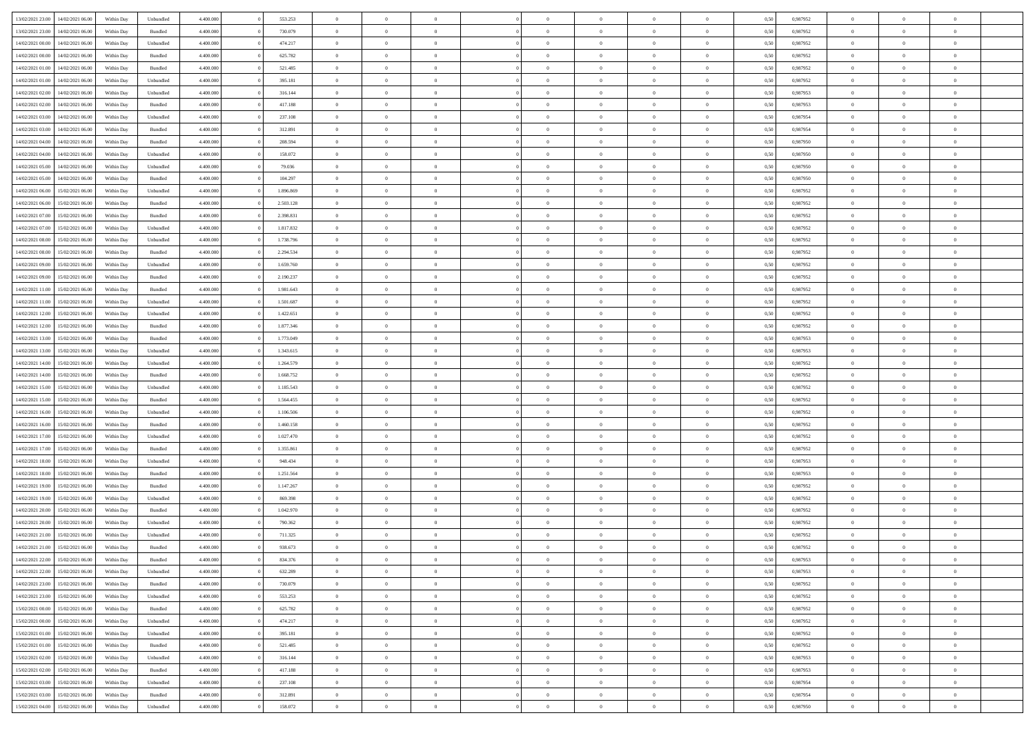| | | | | | | | | | | | | | | | | | | | | | |
|---|---|---|---|---|---|---|---|---|---|---|---|---|---|---|---|---|---|---|---|---|---|
| 13/02/2021 23.00 | 14/02/2021 06.00 | Within Day | Unbundled | 4.400.000 | 0 | 553.253 | 0 | 0 | 0 | | 0 | 0 | 0 | 0 | 0 | 0,50 | 0,987952 | 0 | 0 | 0 | |
| 13/02/2021 23.00 | 14/02/2021 06.00 | Within Day | Bundled | 4.400.000 | 0 | 730.079 | 0 | 0 | 0 | | 0 | 0 | 0 | 0 | 0 | 0,50 | 0,987952 | 0 | 0 | 0 | |
| 14/02/2021 00.00 | 14/02/2021 06.00 | Within Day | Unbundled | 4.400.000 | 0 | 474.217 | 0 | 0 | 0 | | 0 | 0 | 0 | 0 | 0 | 0,50 | 0,987952 | 0 | 0 | 0 | |
| 14/02/2021 00.00 | 14/02/2021 06.00 | Within Day | Bundled | 4.400.000 | 0 | 625.782 | 0 | 0 | 0 | | 0 | 0 | 0 | 0 | 0 | 0,50 | 0,987952 | 0 | 0 | 0 | |
| 14/02/2021 01.00 | 14/02/2021 06.00 | Within Day | Bundled | 4.400.000 | 0 | 521.485 | 0 | 0 | 0 | | 0 | 0 | 0 | 0 | 0 | 0,50 | 0,987952 | 0 | 0 | 0 | |
| 14/02/2021 01.00 | 14/02/2021 06.00 | Within Day | Unbundled | 4.400.000 | 0 | 395.181 | 0 | 0 | 0 | | 0 | 0 | 0 | 0 | 0 | 0,50 | 0,987952 | 0 | 0 | 0 | |
| 14/02/2021 02.00 | 14/02/2021 06.00 | Within Day | Unbundled | 4.400.000 | 0 | 316.144 | 0 | 0 | 0 | | 0 | 0 | 0 | 0 | 0 | 0,50 | 0,987953 | 0 | 0 | 0 | |
| 14/02/2021 02.00 | 14/02/2021 06.00 | Within Day | Bundled | 4.400.000 | 0 | 417.188 | 0 | 0 | 0 | | 0 | 0 | 0 | 0 | 0 | 0,50 | 0,987953 | 0 | 0 | 0 | |
| 14/02/2021 03.00 | 14/02/2021 06.00 | Within Day | Unbundled | 4.400.000 | 0 | 237.108 | 0 | 0 | 0 | | 0 | 0 | 0 | 0 | 0 | 0,50 | 0,987954 | 0 | 0 | 0 | |
| 14/02/2021 03.00 | 14/02/2021 06.00 | Within Day | Bundled | 4.400.000 | 0 | 312.891 | 0 | 0 | 0 | | 0 | 0 | 0 | 0 | 0 | 0,50 | 0,987954 | 0 | 0 | 0 | |
| 14/02/2021 04.00 | 14/02/2021 06.00 | Within Day | Bundled | 4.400.000 | 0 | 208.594 | 0 | 0 | 0 | | 0 | 0 | 0 | 0 | 0 | 0,50 | 0,987950 | 0 | 0 | 0 | |
| 14/02/2021 04.00 | 14/02/2021 06.00 | Within Day | Unbundled | 4.400.000 | 0 | 158.072 | 0 | 0 | 0 | | 0 | 0 | 0 | 0 | 0 | 0,50 | 0,987950 | 0 | 0 | 0 | |
| 14/02/2021 05.00 | 14/02/2021 06.00 | Within Day | Unbundled | 4.400.000 | 0 | 79.036 | 0 | 0 | 0 | | 0 | 0 | 0 | 0 | 0 | 0,50 | 0,987950 | 0 | 0 | 0 | |
| 14/02/2021 05.00 | 14/02/2021 06.00 | Within Day | Bundled | 4.400.000 | 0 | 104.297 | 0 | 0 | 0 | | 0 | 0 | 0 | 0 | 0 | 0,50 | 0,987950 | 0 | 0 | 0 | |
| 14/02/2021 06.00 | 15/02/2021 06.00 | Within Day | Unbundled | 4.400.000 | 0 | 1.896.869 | 0 | 0 | 0 | | 0 | 0 | 0 | 0 | 0 | 0,50 | 0,987952 | 0 | 0 | 0 | |
| 14/02/2021 06.00 | 15/02/2021 06.00 | Within Day | Bundled | 4.400.000 | 0 | 2.503.128 | 0 | 0 | 0 | | 0 | 0 | 0 | 0 | 0 | 0,50 | 0,987952 | 0 | 0 | 0 | |
| 14/02/2021 07.00 | 15/02/2021 06.00 | Within Day | Bundled | 4.400.000 | 0 | 2.398.831 | 0 | 0 | 0 | | 0 | 0 | 0 | 0 | 0 | 0,50 | 0,987952 | 0 | 0 | 0 | |
| 14/02/2021 07.00 | 15/02/2021 06.00 | Within Day | Unbundled | 4.400.000 | 0 | 1.817.832 | 0 | 0 | 0 | | 0 | 0 | 0 | 0 | 0 | 0,50 | 0,987952 | 0 | 0 | 0 | |
| 14/02/2021 08.00 | 15/02/2021 06.00 | Within Day | Unbundled | 4.400.000 | 0 | 1.738.796 | 0 | 0 | 0 | | 0 | 0 | 0 | 0 | 0 | 0,50 | 0,987952 | 0 | 0 | 0 | |
| 14/02/2021 08.00 | 15/02/2021 06.00 | Within Day | Bundled | 4.400.000 | 0 | 2.294.534 | 0 | 0 | 0 | | 0 | 0 | 0 | 0 | 0 | 0,50 | 0,987952 | 0 | 0 | 0 | |
| 14/02/2021 09.00 | 15/02/2021 06.00 | Within Day | Unbundled | 4.400.000 | 0 | 1.659.760 | 0 | 0 | 0 | | 0 | 0 | 0 | 0 | 0 | 0,50 | 0,987952 | 0 | 0 | 0 | |
| 14/02/2021 09.00 | 15/02/2021 06.00 | Within Day | Bundled | 4.400.000 | 0 | 2.190.237 | 0 | 0 | 0 | | 0 | 0 | 0 | 0 | 0 | 0,50 | 0,987952 | 0 | 0 | 0 | |
| 14/02/2021 11.00 | 15/02/2021 06.00 | Within Day | Bundled | 4.400.000 | 0 | 1.981.643 | 0 | 0 | 0 | | 0 | 0 | 0 | 0 | 0 | 0,50 | 0,987952 | 0 | 0 | 0 | |
| 14/02/2021 11.00 | 15/02/2021 06.00 | Within Day | Unbundled | 4.400.000 | 0 | 1.501.687 | 0 | 0 | 0 | | 0 | 0 | 0 | 0 | 0 | 0,50 | 0,987952 | 0 | 0 | 0 | |
| 14/02/2021 12.00 | 15/02/2021 06.00 | Within Day | Unbundled | 4.400.000 | 0 | 1.422.651 | 0 | 0 | 0 | | 0 | 0 | 0 | 0 | 0 | 0,50 | 0,987952 | 0 | 0 | 0 | |
| 14/02/2021 12.00 | 15/02/2021 06.00 | Within Day | Bundled | 4.400.000 | 0 | 1.877.346 | 0 | 0 | 0 | | 0 | 0 | 0 | 0 | 0 | 0,50 | 0,987952 | 0 | 0 | 0 | |
| 14/02/2021 13.00 | 15/02/2021 06.00 | Within Day | Bundled | 4.400.000 | 0 | 1.773.049 | 0 | 0 | 0 | | 0 | 0 | 0 | 0 | 0 | 0,50 | 0,987953 | 0 | 0 | 0 | |
| 14/02/2021 13.00 | 15/02/2021 06.00 | Within Day | Unbundled | 4.400.000 | 0 | 1.343.615 | 0 | 0 | 0 | | 0 | 0 | 0 | 0 | 0 | 0,50 | 0,987953 | 0 | 0 | 0 | |
| 14/02/2021 14.00 | 15/02/2021 06.00 | Within Day | Unbundled | 4.400.000 | 0 | 1.264.579 | 0 | 0 | 0 | | 0 | 0 | 0 | 0 | 0 | 0,50 | 0,987952 | 0 | 0 | 0 | |
| 14/02/2021 14.00 | 15/02/2021 06.00 | Within Day | Bundled | 4.400.000 | 0 | 1.668.752 | 0 | 0 | 0 | | 0 | 0 | 0 | 0 | 0 | 0,50 | 0,987952 | 0 | 0 | 0 | |
| 14/02/2021 15.00 | 15/02/2021 06.00 | Within Day | Unbundled | 4.400.000 | 0 | 1.185.543 | 0 | 0 | 0 | | 0 | 0 | 0 | 0 | 0 | 0,50 | 0,987952 | 0 | 0 | 0 | |
| 14/02/2021 15.00 | 15/02/2021 06.00 | Within Day | Bundled | 4.400.000 | 0 | 1.564.455 | 0 | 0 | 0 | | 0 | 0 | 0 | 0 | 0 | 0,50 | 0,987952 | 0 | 0 | 0 | |
| 14/02/2021 16.00 | 15/02/2021 06.00 | Within Day | Unbundled | 4.400.000 | 0 | 1.106.506 | 0 | 0 | 0 | | 0 | 0 | 0 | 0 | 0 | 0,50 | 0,987952 | 0 | 0 | 0 | |
| 14/02/2021 16.00 | 15/02/2021 06.00 | Within Day | Bundled | 4.400.000 | 0 | 1.460.158 | 0 | 0 | 0 | | 0 | 0 | 0 | 0 | 0 | 0,50 | 0,987952 | 0 | 0 | 0 | |
| 14/02/2021 17.00 | 15/02/2021 06.00 | Within Day | Unbundled | 4.400.000 | 0 | 1.027.470 | 0 | 0 | 0 | | 0 | 0 | 0 | 0 | 0 | 0,50 | 0,987952 | 0 | 0 | 0 | |
| 14/02/2021 17.00 | 15/02/2021 06.00 | Within Day | Bundled | 4.400.000 | 0 | 1.355.861 | 0 | 0 | 0 | | 0 | 0 | 0 | 0 | 0 | 0,50 | 0,987952 | 0 | 0 | 0 | |
| 14/02/2021 18.00 | 15/02/2021 06.00 | Within Day | Unbundled | 4.400.000 | 0 | 948.434 | 0 | 0 | 0 | | 0 | 0 | 0 | 0 | 0 | 0,50 | 0,987953 | 0 | 0 | 0 | |
| 14/02/2021 18.00 | 15/02/2021 06.00 | Within Day | Bundled | 4.400.000 | 0 | 1.251.564 | 0 | 0 | 0 | | 0 | 0 | 0 | 0 | 0 | 0,50 | 0,987953 | 0 | 0 | 0 | |
| 14/02/2021 19.00 | 15/02/2021 06.00 | Within Day | Bundled | 4.400.000 | 0 | 1.147.267 | 0 | 0 | 0 | | 0 | 0 | 0 | 0 | 0 | 0,50 | 0,987952 | 0 | 0 | 0 | |
| 14/02/2021 19.00 | 15/02/2021 06.00 | Within Day | Unbundled | 4.400.000 | 0 | 869.398 | 0 | 0 | 0 | | 0 | 0 | 0 | 0 | 0 | 0,50 | 0,987952 | 0 | 0 | 0 | |
| 14/02/2021 20.00 | 15/02/2021 06.00 | Within Day | Bundled | 4.400.000 | 0 | 1.042.970 | 0 | 0 | 0 | | 0 | 0 | 0 | 0 | 0 | 0,50 | 0,987952 | 0 | 0 | 0 | |
| 14/02/2021 20.00 | 15/02/2021 06.00 | Within Day | Unbundled | 4.400.000 | 0 | 790.362 | 0 | 0 | 0 | | 0 | 0 | 0 | 0 | 0 | 0,50 | 0,987952 | 0 | 0 | 0 | |
| 14/02/2021 21.00 | 15/02/2021 06.00 | Within Day | Unbundled | 4.400.000 | 0 | 711.325 | 0 | 0 | 0 | | 0 | 0 | 0 | 0 | 0 | 0,50 | 0,987952 | 0 | 0 | 0 | |
| 14/02/2021 21.00 | 15/02/2021 06.00 | Within Day | Bundled | 4.400.000 | 0 | 938.673 | 0 | 0 | 0 | | 0 | 0 | 0 | 0 | 0 | 0,50 | 0,987952 | 0 | 0 | 0 | |
| 14/02/2021 22.00 | 15/02/2021 06.00 | Within Day | Bundled | 4.400.000 | 0 | 834.376 | 0 | 0 | 0 | | 0 | 0 | 0 | 0 | 0 | 0,50 | 0,987953 | 0 | 0 | 0 | |
| 14/02/2021 22.00 | 15/02/2021 06.00 | Within Day | Unbundled | 4.400.000 | 0 | 632.289 | 0 | 0 | 0 | | 0 | 0 | 0 | 0 | 0 | 0,50 | 0,987953 | 0 | 0 | 0 | |
| 14/02/2021 23.00 | 15/02/2021 06.00 | Within Day | Bundled | 4.400.000 | 0 | 730.079 | 0 | 0 | 0 | | 0 | 0 | 0 | 0 | 0 | 0,50 | 0,987952 | 0 | 0 | 0 | |
| 14/02/2021 23.00 | 15/02/2021 06.00 | Within Day | Unbundled | 4.400.000 | 0 | 553.253 | 0 | 0 | 0 | | 0 | 0 | 0 | 0 | 0 | 0,50 | 0,987952 | 0 | 0 | 0 | |
| 15/02/2021 00.00 | 15/02/2021 06.00 | Within Day | Bundled | 4.400.000 | 0 | 625.782 | 0 | 0 | 0 | | 0 | 0 | 0 | 0 | 0 | 0,50 | 0,987952 | 0 | 0 | 0 | |
| 15/02/2021 00.00 | 15/02/2021 06.00 | Within Day | Unbundled | 4.400.000 | 0 | 474.217 | 0 | 0 | 0 | | 0 | 0 | 0 | 0 | 0 | 0,50 | 0,987952 | 0 | 0 | 0 | |
| 15/02/2021 01.00 | 15/02/2021 06.00 | Within Day | Unbundled | 4.400.000 | 0 | 395.181 | 0 | 0 | 0 | | 0 | 0 | 0 | 0 | 0 | 0,50 | 0,987952 | 0 | 0 | 0 | |
| 15/02/2021 01.00 | 15/02/2021 06.00 | Within Day | Bundled | 4.400.000 | 0 | 521.485 | 0 | 0 | 0 | | 0 | 0 | 0 | 0 | 0 | 0,50 | 0,987952 | 0 | 0 | 0 | |
| 15/02/2021 02.00 | 15/02/2021 06.00 | Within Day | Unbundled | 4.400.000 | 0 | 316.144 | 0 | 0 | 0 | | 0 | 0 | 0 | 0 | 0 | 0,50 | 0,987953 | 0 | 0 | 0 | |
| 15/02/2021 02.00 | 15/02/2021 06.00 | Within Day | Bundled | 4.400.000 | 0 | 417.188 | 0 | 0 | 0 | | 0 | 0 | 0 | 0 | 0 | 0,50 | 0,987953 | 0 | 0 | 0 | |
| 15/02/2021 03.00 | 15/02/2021 06.00 | Within Day | Unbundled | 4.400.000 | 0 | 237.108 | 0 | 0 | 0 | | 0 | 0 | 0 | 0 | 0 | 0,50 | 0,987954 | 0 | 0 | 0 | |
| 15/02/2021 03.00 | 15/02/2021 06.00 | Within Day | Bundled | 4.400.000 | 0 | 312.891 | 0 | 0 | 0 | | 0 | 0 | 0 | 0 | 0 | 0,50 | 0,987954 | 0 | 0 | 0 | |
| 15/02/2021 04.00 | 15/02/2021 06.00 | Within Day | Unbundled | 4.400.000 | 0 | 158.072 | 0 | 0 | 0 | | 0 | 0 | 0 | 0 | 0 | 0,50 | 0,987950 | 0 | 0 | 0 | |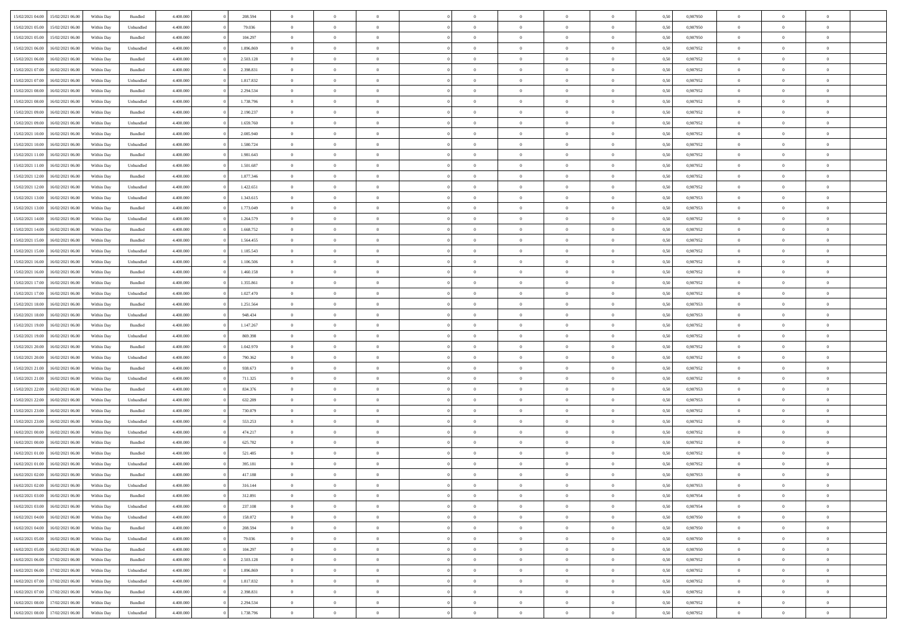| | | | | | | | | | | | | | | | | | | | | |
|---|---|---|---|---|---|---|---|---|---|---|---|---|---|---|---|---|---|---|---|---|
| 15/02/2021 04:00 | 15/02/2021 06:00 | Within Day | Bundled | 4.400.000 | 0 | 208.594 | 0 | 0 | 0 | | 0 | 0 | 0 | 0 | 0,50 | 0,987950 | 0 | 0 | 0 | |
| 15/02/2021 05:00 | 15/02/2021 06:00 | Within Day | Unbundled | 4.400.000 | 0 | 79.036 | 0 | 0 | 0 | | 0 | 0 | 0 | 0 | 0,50 | 0,987950 | 0 | 0 | 0 | |
| 15/02/2021 05:00 | 15/02/2021 06:00 | Within Day | Bundled | 4.400.000 | 0 | 104.297 | 0 | 0 | 0 | | 0 | 0 | 0 | 0 | 0,50 | 0,987950 | 0 | 0 | 0 | |
| 15/02/2021 06:00 | 16/02/2021 06:00 | Within Day | Unbundled | 4.400.000 | 0 | 1.896.869 | 0 | 0 | 0 | | 0 | 0 | 0 | 0 | 0,50 | 0,987952 | 0 | 0 | 0 | |
| 15/02/2021 06:00 | 16/02/2021 06:00 | Within Day | Bundled | 4.400.000 | 0 | 2.503.128 | 0 | 0 | 0 | | 0 | 0 | 0 | 0 | 0,50 | 0,987952 | 0 | 0 | 0 | |
| 15/02/2021 07:00 | 16/02/2021 06:00 | Within Day | Bundled | 4.400.000 | 0 | 2.398.831 | 0 | 0 | 0 | | 0 | 0 | 0 | 0 | 0,50 | 0,987952 | 0 | 0 | 0 | |
| 15/02/2021 07:00 | 16/02/2021 06:00 | Within Day | Unbundled | 4.400.000 | 0 | 1.817.832 | 0 | 0 | 0 | | 0 | 0 | 0 | 0 | 0,50 | 0,987952 | 0 | 0 | 0 | |
| 15/02/2021 08:00 | 16/02/2021 06:00 | Within Day | Bundled | 4.400.000 | 0 | 2.294.534 | 0 | 0 | 0 | | 0 | 0 | 0 | 0 | 0,50 | 0,987952 | 0 | 0 | 0 | |
| 15/02/2021 08:00 | 16/02/2021 06:00 | Within Day | Unbundled | 4.400.000 | 0 | 1.738.796 | 0 | 0 | 0 | | 0 | 0 | 0 | 0 | 0,50 | 0,987952 | 0 | 0 | 0 | |
| 15/02/2021 09:00 | 16/02/2021 06:00 | Within Day | Bundled | 4.400.000 | 0 | 2.190.237 | 0 | 0 | 0 | | 0 | 0 | 0 | 0 | 0,50 | 0,987952 | 0 | 0 | 0 | |
| 15/02/2021 09:00 | 16/02/2021 06:00 | Within Day | Unbundled | 4.400.000 | 0 | 1.659.760 | 0 | 0 | 0 | | 0 | 0 | 0 | 0 | 0,50 | 0,987952 | 0 | 0 | 0 | |
| 15/02/2021 10:00 | 16/02/2021 06:00 | Within Day | Bundled | 4.400.000 | 0 | 2.085.940 | 0 | 0 | 0 | | 0 | 0 | 0 | 0 | 0,50 | 0,987952 | 0 | 0 | 0 | |
| 15/02/2021 10:00 | 16/02/2021 06:00 | Within Day | Unbundled | 4.400.000 | 0 | 1.580.724 | 0 | 0 | 0 | | 0 | 0 | 0 | 0 | 0,50 | 0,987952 | 0 | 0 | 0 | |
| 15/02/2021 11:00 | 16/02/2021 06:00 | Within Day | Bundled | 4.400.000 | 0 | 1.981.643 | 0 | 0 | 0 | | 0 | 0 | 0 | 0 | 0,50 | 0,987952 | 0 | 0 | 0 | |
| 15/02/2021 11:00 | 16/02/2021 06:00 | Within Day | Unbundled | 4.400.000 | 0 | 1.501.687 | 0 | 0 | 0 | | 0 | 0 | 0 | 0 | 0,50 | 0,987952 | 0 | 0 | 0 | |
| 15/02/2021 12:00 | 16/02/2021 06:00 | Within Day | Bundled | 4.400.000 | 0 | 1.877.346 | 0 | 0 | 0 | | 0 | 0 | 0 | 0 | 0,50 | 0,987952 | 0 | 0 | 0 | |
| 15/02/2021 12:00 | 16/02/2021 06:00 | Within Day | Unbundled | 4.400.000 | 0 | 1.422.651 | 0 | 0 | 0 | | 0 | 0 | 0 | 0 | 0,50 | 0,987952 | 0 | 0 | 0 | |
| 15/02/2021 13:00 | 16/02/2021 06:00 | Within Day | Unbundled | 4.400.000 | 0 | 1.343.615 | 0 | 0 | 0 | | 0 | 0 | 0 | 0 | 0,50 | 0,987953 | 0 | 0 | 0 | |
| 15/02/2021 13:00 | 16/02/2021 06:00 | Within Day | Bundled | 4.400.000 | 0 | 1.773.049 | 0 | 0 | 0 | | 0 | 0 | 0 | 0 | 0,50 | 0,987953 | 0 | 0 | 0 | |
| 15/02/2021 14:00 | 16/02/2021 06:00 | Within Day | Unbundled | 4.400.000 | 0 | 1.264.579 | 0 | 0 | 0 | | 0 | 0 | 0 | 0 | 0,50 | 0,987952 | 0 | 0 | 0 | |
| 15/02/2021 14:00 | 16/02/2021 06:00 | Within Day | Bundled | 4.400.000 | 0 | 1.668.752 | 0 | 0 | 0 | | 0 | 0 | 0 | 0 | 0,50 | 0,987952 | 0 | 0 | 0 | |
| 15/02/2021 15:00 | 16/02/2021 06:00 | Within Day | Bundled | 4.400.000 | 0 | 1.564.455 | 0 | 0 | 0 | | 0 | 0 | 0 | 0 | 0,50 | 0,987952 | 0 | 0 | 0 | |
| 15/02/2021 15:00 | 16/02/2021 06:00 | Within Day | Unbundled | 4.400.000 | 0 | 1.185.543 | 0 | 0 | 0 | | 0 | 0 | 0 | 0 | 0,50 | 0,987952 | 0 | 0 | 0 | |
| 15/02/2021 16:00 | 16/02/2021 06:00 | Within Day | Unbundled | 4.400.000 | 0 | 1.106.506 | 0 | 0 | 0 | | 0 | 0 | 0 | 0 | 0,50 | 0,987952 | 0 | 0 | 0 | |
| 15/02/2021 16:00 | 16/02/2021 06:00 | Within Day | Bundled | 4.400.000 | 0 | 1.460.158 | 0 | 0 | 0 | | 0 | 0 | 0 | 0 | 0,50 | 0,987952 | 0 | 0 | 0 | |
| 15/02/2021 17:00 | 16/02/2021 06:00 | Within Day | Bundled | 4.400.000 | 0 | 1.355.861 | 0 | 0 | 0 | | 0 | 0 | 0 | 0 | 0,50 | 0,987952 | 0 | 0 | 0 | |
| 15/02/2021 17:00 | 16/02/2021 06:00 | Within Day | Unbundled | 4.400.000 | 0 | 1.027.470 | 0 | 0 | 0 | | 0 | 0 | 0 | 0 | 0,50 | 0,987952 | 0 | 0 | 0 | |
| 15/02/2021 18:00 | 16/02/2021 06:00 | Within Day | Bundled | 4.400.000 | 0 | 1.251.564 | 0 | 0 | 0 | | 0 | 0 | 0 | 0 | 0,50 | 0,987953 | 0 | 0 | 0 | |
| 15/02/2021 18:00 | 16/02/2021 06:00 | Within Day | Unbundled | 4.400.000 | 0 | 948.434 | 0 | 0 | 0 | | 0 | 0 | 0 | 0 | 0,50 | 0,987953 | 0 | 0 | 0 | |
| 15/02/2021 19:00 | 16/02/2021 06:00 | Within Day | Bundled | 4.400.000 | 0 | 1.147.267 | 0 | 0 | 0 | | 0 | 0 | 0 | 0 | 0,50 | 0,987952 | 0 | 0 | 0 | |
| 15/02/2021 19:00 | 16/02/2021 06:00 | Within Day | Unbundled | 4.400.000 | 0 | 869.398 | 0 | 0 | 0 | | 0 | 0 | 0 | 0 | 0,50 | 0,987952 | 0 | 0 | 0 | |
| 15/02/2021 20:00 | 16/02/2021 06:00 | Within Day | Bundled | 4.400.000 | 0 | 1.042.970 | 0 | 0 | 0 | | 0 | 0 | 0 | 0 | 0,50 | 0,987952 | 0 | 0 | 0 | |
| 15/02/2021 20:00 | 16/02/2021 06:00 | Within Day | Unbundled | 4.400.000 | 0 | 790.362 | 0 | 0 | 0 | | 0 | 0 | 0 | 0 | 0,50 | 0,987952 | 0 | 0 | 0 | |
| 15/02/2021 21:00 | 16/02/2021 06:00 | Within Day | Bundled | 4.400.000 | 0 | 938.673 | 0 | 0 | 0 | | 0 | 0 | 0 | 0 | 0,50 | 0,987952 | 0 | 0 | 0 | |
| 15/02/2021 21:00 | 16/02/2021 06:00 | Within Day | Unbundled | 4.400.000 | 0 | 711.325 | 0 | 0 | 0 | | 0 | 0 | 0 | 0 | 0,50 | 0,987952 | 0 | 0 | 0 | |
| 15/02/2021 22:00 | 16/02/2021 06:00 | Within Day | Bundled | 4.400.000 | 0 | 834.376 | 0 | 0 | 0 | | 0 | 0 | 0 | 0 | 0,50 | 0,987953 | 0 | 0 | 0 | |
| 15/02/2021 22:00 | 16/02/2021 06:00 | Within Day | Unbundled | 4.400.000 | 0 | 632.289 | 0 | 0 | 0 | | 0 | 0 | 0 | 0 | 0,50 | 0,987953 | 0 | 0 | 0 | |
| 15/02/2021 23:00 | 16/02/2021 06:00 | Within Day | Bundled | 4.400.000 | 0 | 730.079 | 0 | 0 | 0 | | 0 | 0 | 0 | 0 | 0,50 | 0,987952 | 0 | 0 | 0 | |
| 15/02/2021 23:00 | 16/02/2021 06:00 | Within Day | Unbundled | 4.400.000 | 0 | 553.253 | 0 | 0 | 0 | | 0 | 0 | 0 | 0 | 0,50 | 0,987952 | 0 | 0 | 0 | |
| 16/02/2021 00:00 | 16/02/2021 06:00 | Within Day | Unbundled | 4.400.000 | 0 | 474.217 | 0 | 0 | 0 | | 0 | 0 | 0 | 0 | 0,50 | 0,987952 | 0 | 0 | 0 | |
| 16/02/2021 00:00 | 16/02/2021 06:00 | Within Day | Bundled | 4.400.000 | 0 | 625.782 | 0 | 0 | 0 | | 0 | 0 | 0 | 0 | 0,50 | 0,987952 | 0 | 0 | 0 | |
| 16/02/2021 01:00 | 16/02/2021 06:00 | Within Day | Bundled | 4.400.000 | 0 | 521.485 | 0 | 0 | 0 | | 0 | 0 | 0 | 0 | 0,50 | 0,987952 | 0 | 0 | 0 | |
| 16/02/2021 01:00 | 16/02/2021 06:00 | Within Day | Unbundled | 4.400.000 | 0 | 395.181 | 0 | 0 | 0 | | 0 | 0 | 0 | 0 | 0,50 | 0,987952 | 0 | 0 | 0 | |
| 16/02/2021 02:00 | 16/02/2021 06:00 | Within Day | Bundled | 4.400.000 | 0 | 417.188 | 0 | 0 | 0 | | 0 | 0 | 0 | 0 | 0,50 | 0,987953 | 0 | 0 | 0 | |
| 16/02/2021 02:00 | 16/02/2021 06:00 | Within Day | Unbundled | 4.400.000 | 0 | 316.144 | 0 | 0 | 0 | | 0 | 0 | 0 | 0 | 0,50 | 0,987953 | 0 | 0 | 0 | |
| 16/02/2021 03:00 | 16/02/2021 06:00 | Within Day | Bundled | 4.400.000 | 0 | 312.891 | 0 | 0 | 0 | | 0 | 0 | 0 | 0 | 0,50 | 0,987954 | 0 | 0 | 0 | |
| 16/02/2021 03:00 | 16/02/2021 06:00 | Within Day | Unbundled | 4.400.000 | 0 | 237.108 | 0 | 0 | 0 | | 0 | 0 | 0 | 0 | 0,50 | 0,987954 | 0 | 0 | 0 | |
| 16/02/2021 04:00 | 16/02/2021 06:00 | Within Day | Unbundled | 4.400.000 | 0 | 158.072 | 0 | 0 | 0 | | 0 | 0 | 0 | 0 | 0,50 | 0,987950 | 0 | 0 | 0 | |
| 16/02/2021 04:00 | 16/02/2021 06:00 | Within Day | Bundled | 4.400.000 | 0 | 208.594 | 0 | 0 | 0 | | 0 | 0 | 0 | 0 | 0,50 | 0,987950 | 0 | 0 | 0 | |
| 16/02/2021 05:00 | 16/02/2021 06:00 | Within Day | Unbundled | 4.400.000 | 0 | 79.036 | 0 | 0 | 0 | | 0 | 0 | 0 | 0 | 0,50 | 0,987950 | 0 | 0 | 0 | |
| 16/02/2021 05:00 | 16/02/2021 06:00 | Within Day | Bundled | 4.400.000 | 0 | 104.297 | 0 | 0 | 0 | | 0 | 0 | 0 | 0 | 0,50 | 0,987950 | 0 | 0 | 0 | |
| 16/02/2021 06:00 | 17/02/2021 06:00 | Within Day | Bundled | 4.400.000 | 0 | 2.503.128 | 0 | 0 | 0 | | 0 | 0 | 0 | 0 | 0,50 | 0,987952 | 0 | 0 | 0 | |
| 16/02/2021 06:00 | 17/02/2021 06:00 | Within Day | Unbundled | 4.400.000 | 0 | 1.896.869 | 0 | 0 | 0 | | 0 | 0 | 0 | 0 | 0,50 | 0,987952 | 0 | 0 | 0 | |
| 16/02/2021 07:00 | 17/02/2021 06:00 | Within Day | Unbundled | 4.400.000 | 0 | 1.817.832 | 0 | 0 | 0 | | 0 | 0 | 0 | 0 | 0,50 | 0,987952 | 0 | 0 | 0 | |
| 16/02/2021 07:00 | 17/02/2021 06:00 | Within Day | Bundled | 4.400.000 | 0 | 2.398.831 | 0 | 0 | 0 | | 0 | 0 | 0 | 0 | 0,50 | 0,987952 | 0 | 0 | 0 | |
| 16/02/2021 08:00 | 17/02/2021 06:00 | Within Day | Bundled | 4.400.000 | 0 | 2.294.534 | 0 | 0 | 0 | | 0 | 0 | 0 | 0 | 0,50 | 0,987952 | 0 | 0 | 0 | |
| 16/02/2021 08:00 | 17/02/2021 06:00 | Within Day | Unbundled | 4.400.000 | 0 | 1.738.796 | 0 | 0 | 0 | | 0 | 0 | 0 | 0 | 0,50 | 0,987952 | 0 | 0 | 0 | |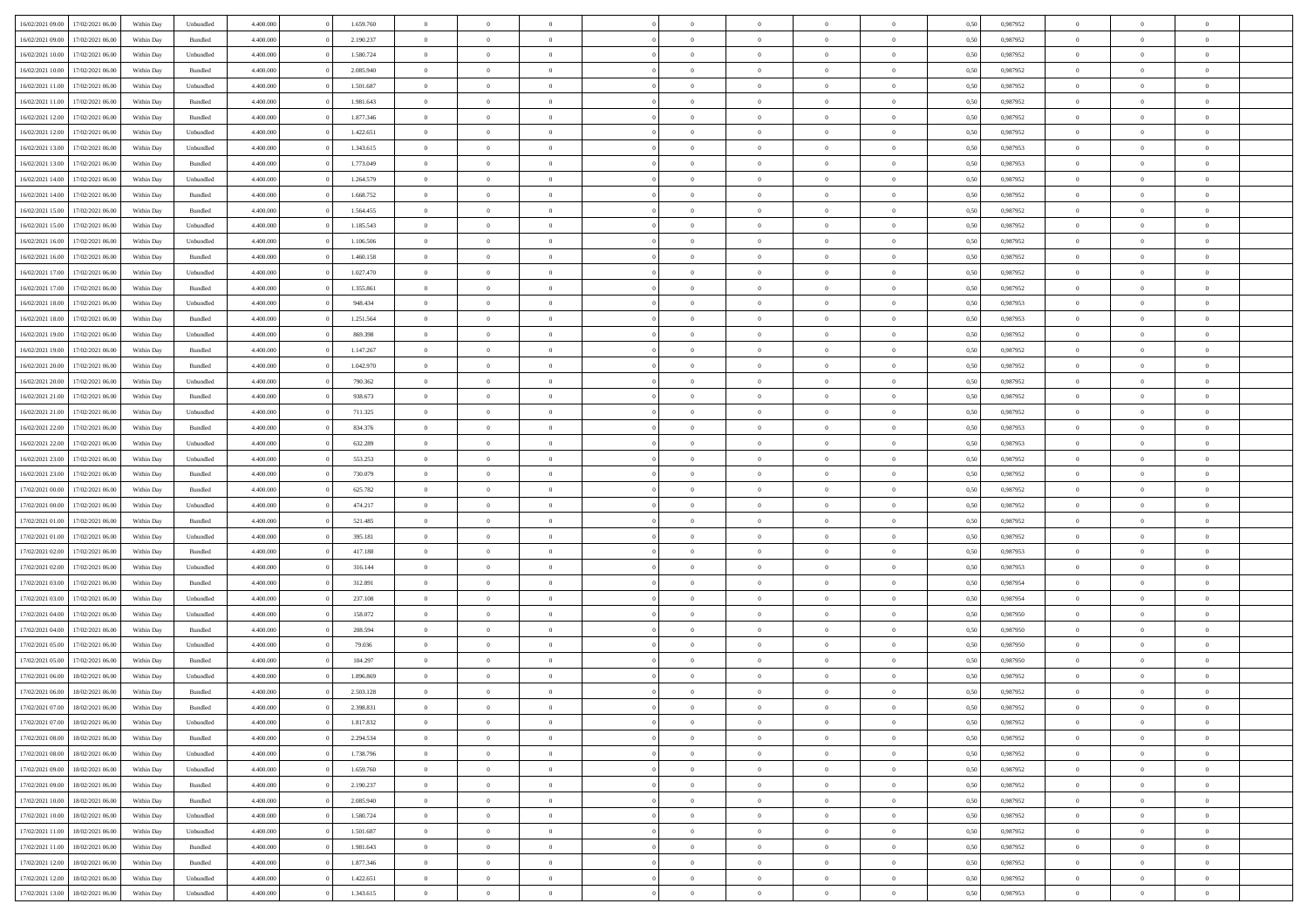| | | | | | | | | | | | | | | | | | | | | | |
|---|---|---|---|---|---|---|---|---|---|---|---|---|---|---|---|---|---|---|---|---|---|
| 16/02/2021 09:00 | 17/02/2021 06:00 | Within Day | Unbundled | 4.400.000 | 0 | 1.659.760 | 0 | 0 | 0 | | 0 | 0 | 0 | 0 | 0,50 | 0,987952 | 0 | 0 | 0 | |
| 16/02/2021 09:00 | 17/02/2021 06:00 | Within Day | Bundled | 4.400.000 | 0 | 2.190.237 | 0 | 0 | 0 | | 0 | 0 | 0 | 0 | 0,50 | 0,987952 | 0 | 0 | 0 | |
| 16/02/2021 10:00 | 17/02/2021 06:00 | Within Day | Unbundled | 4.400.000 | 0 | 1.580.724 | 0 | 0 | 0 | | 0 | 0 | 0 | 0 | 0,50 | 0,987952 | 0 | 0 | 0 | |
| 16/02/2021 10:00 | 17/02/2021 06:00 | Within Day | Bundled | 4.400.000 | 0 | 2.085.940 | 0 | 0 | 0 | | 0 | 0 | 0 | 0 | 0,50 | 0,987952 | 0 | 0 | 0 | |
| 16/02/2021 11:00 | 17/02/2021 06:00 | Within Day | Unbundled | 4.400.000 | 0 | 1.501.687 | 0 | 0 | 0 | | 0 | 0 | 0 | 0 | 0,50 | 0,987952 | 0 | 0 | 0 | |
| 16/02/2021 11:00 | 17/02/2021 06:00 | Within Day | Bundled | 4.400.000 | 0 | 1.981.643 | 0 | 0 | 0 | | 0 | 0 | 0 | 0 | 0,50 | 0,987952 | 0 | 0 | 0 | |
| 16/02/2021 12:00 | 17/02/2021 06:00 | Within Day | Bundled | 4.400.000 | 0 | 1.877.346 | 0 | 0 | 0 | | 0 | 0 | 0 | 0 | 0,50 | 0,987952 | 0 | 0 | 0 | |
| 16/02/2021 12:00 | 17/02/2021 06:00 | Within Day | Unbundled | 4.400.000 | 0 | 1.422.651 | 0 | 0 | 0 | | 0 | 0 | 0 | 0 | 0,50 | 0,987952 | 0 | 0 | 0 | |
| 16/02/2021 13:00 | 17/02/2021 06:00 | Within Day | Unbundled | 4.400.000 | 0 | 1.343.615 | 0 | 0 | 0 | | 0 | 0 | 0 | 0 | 0,50 | 0,987953 | 0 | 0 | 0 | |
| 16/02/2021 13:00 | 17/02/2021 06:00 | Within Day | Bundled | 4.400.000 | 0 | 1.773.049 | 0 | 0 | 0 | | 0 | 0 | 0 | 0 | 0,50 | 0,987953 | 0 | 0 | 0 | |
| 16/02/2021 14:00 | 17/02/2021 06:00 | Within Day | Unbundled | 4.400.000 | 0 | 1.264.579 | 0 | 0 | 0 | | 0 | 0 | 0 | 0 | 0,50 | 0,987952 | 0 | 0 | 0 | |
| 16/02/2021 14:00 | 17/02/2021 06:00 | Within Day | Bundled | 4.400.000 | 0 | 1.668.752 | 0 | 0 | 0 | | 0 | 0 | 0 | 0 | 0,50 | 0,987952 | 0 | 0 | 0 | |
| 16/02/2021 15:00 | 17/02/2021 06:00 | Within Day | Bundled | 4.400.000 | 0 | 1.564.455 | 0 | 0 | 0 | | 0 | 0 | 0 | 0 | 0,50 | 0,987952 | 0 | 0 | 0 | |
| 16/02/2021 15:00 | 17/02/2021 06:00 | Within Day | Unbundled | 4.400.000 | 0 | 1.185.543 | 0 | 0 | 0 | | 0 | 0 | 0 | 0 | 0,50 | 0,987952 | 0 | 0 | 0 | |
| 16/02/2021 16:00 | 17/02/2021 06:00 | Within Day | Unbundled | 4.400.000 | 0 | 1.106.506 | 0 | 0 | 0 | | 0 | 0 | 0 | 0 | 0,50 | 0,987952 | 0 | 0 | 0 | |
| 16/02/2021 16:00 | 17/02/2021 06:00 | Within Day | Bundled | 4.400.000 | 0 | 1.460.158 | 0 | 0 | 0 | | 0 | 0 | 0 | 0 | 0,50 | 0,987952 | 0 | 0 | 0 | |
| 16/02/2021 17:00 | 17/02/2021 06:00 | Within Day | Unbundled | 4.400.000 | 0 | 1.027.470 | 0 | 0 | 0 | | 0 | 0 | 0 | 0 | 0,50 | 0,987952 | 0 | 0 | 0 | |
| 16/02/2021 17:00 | 17/02/2021 06:00 | Within Day | Bundled | 4.400.000 | 0 | 1.355.861 | 0 | 0 | 0 | | 0 | 0 | 0 | 0 | 0,50 | 0,987952 | 0 | 0 | 0 | |
| 16/02/2021 18:00 | 17/02/2021 06:00 | Within Day | Unbundled | 4.400.000 | 0 | 948.434 | 0 | 0 | 0 | | 0 | 0 | 0 | 0 | 0,50 | 0,987953 | 0 | 0 | 0 | |
| 16/02/2021 18:00 | 17/02/2021 06:00 | Within Day | Bundled | 4.400.000 | 0 | 1.251.564 | 0 | 0 | 0 | | 0 | 0 | 0 | 0 | 0,50 | 0,987953 | 0 | 0 | 0 | |
| 16/02/2021 19:00 | 17/02/2021 06:00 | Within Day | Unbundled | 4.400.000 | 0 | 869.398 | 0 | 0 | 0 | | 0 | 0 | 0 | 0 | 0,50 | 0,987952 | 0 | 0 | 0 | |
| 16/02/2021 19:00 | 17/02/2021 06:00 | Within Day | Bundled | 4.400.000 | 0 | 1.147.267 | 0 | 0 | 0 | | 0 | 0 | 0 | 0 | 0,50 | 0,987952 | 0 | 0 | 0 | |
| 16/02/2021 20:00 | 17/02/2021 06:00 | Within Day | Bundled | 4.400.000 | 0 | 1.042.970 | 0 | 0 | 0 | | 0 | 0 | 0 | 0 | 0,50 | 0,987952 | 0 | 0 | 0 | |
| 16/02/2021 20:00 | 17/02/2021 06:00 | Within Day | Unbundled | 4.400.000 | 0 | 790.362 | 0 | 0 | 0 | | 0 | 0 | 0 | 0 | 0,50 | 0,987952 | 0 | 0 | 0 | |
| 16/02/2021 21:00 | 17/02/2021 06:00 | Within Day | Bundled | 4.400.000 | 0 | 938.673 | 0 | 0 | 0 | | 0 | 0 | 0 | 0 | 0,50 | 0,987952 | 0 | 0 | 0 | |
| 16/02/2021 21:00 | 17/02/2021 06:00 | Within Day | Unbundled | 4.400.000 | 0 | 711.325 | 0 | 0 | 0 | | 0 | 0 | 0 | 0 | 0,50 | 0,987952 | 0 | 0 | 0 | |
| 16/02/2021 22:00 | 17/02/2021 06:00 | Within Day | Bundled | 4.400.000 | 0 | 834.376 | 0 | 0 | 0 | | 0 | 0 | 0 | 0 | 0,50 | 0,987953 | 0 | 0 | 0 | |
| 16/02/2021 22:00 | 17/02/2021 06:00 | Within Day | Unbundled | 4.400.000 | 0 | 632.289 | 0 | 0 | 0 | | 0 | 0 | 0 | 0 | 0,50 | 0,987953 | 0 | 0 | 0 | |
| 16/02/2021 23:00 | 17/02/2021 06:00 | Within Day | Unbundled | 4.400.000 | 0 | 553.253 | 0 | 0 | 0 | | 0 | 0 | 0 | 0 | 0,50 | 0,987952 | 0 | 0 | 0 | |
| 16/02/2021 23:00 | 17/02/2021 06:00 | Within Day | Bundled | 4.400.000 | 0 | 730.079 | 0 | 0 | 0 | | 0 | 0 | 0 | 0 | 0,50 | 0,987952 | 0 | 0 | 0 | |
| 17/02/2021 00:00 | 17/02/2021 06:00 | Within Day | Bundled | 4.400.000 | 0 | 625.782 | 0 | 0 | 0 | | 0 | 0 | 0 | 0 | 0,50 | 0,987952 | 0 | 0 | 0 | |
| 17/02/2021 00:00 | 17/02/2021 06:00 | Within Day | Unbundled | 4.400.000 | 0 | 474.217 | 0 | 0 | 0 | | 0 | 0 | 0 | 0 | 0,50 | 0,987952 | 0 | 0 | 0 | |
| 17/02/2021 01:00 | 17/02/2021 06:00 | Within Day | Bundled | 4.400.000 | 0 | 521.485 | 0 | 0 | 0 | | 0 | 0 | 0 | 0 | 0,50 | 0,987952 | 0 | 0 | 0 | |
| 17/02/2021 01:00 | 17/02/2021 06:00 | Within Day | Unbundled | 4.400.000 | 0 | 395.181 | 0 | 0 | 0 | | 0 | 0 | 0 | 0 | 0,50 | 0,987952 | 0 | 0 | 0 | |
| 17/02/2021 02:00 | 17/02/2021 06:00 | Within Day | Bundled | 4.400.000 | 0 | 417.188 | 0 | 0 | 0 | | 0 | 0 | 0 | 0 | 0,50 | 0,987953 | 0 | 0 | 0 | |
| 17/02/2021 02:00 | 17/02/2021 06:00 | Within Day | Unbundled | 4.400.000 | 0 | 316.144 | 0 | 0 | 0 | | 0 | 0 | 0 | 0 | 0,50 | 0,987953 | 0 | 0 | 0 | |
| 17/02/2021 03:00 | 17/02/2021 06:00 | Within Day | Bundled | 4.400.000 | 0 | 312.891 | 0 | 0 | 0 | | 0 | 0 | 0 | 0 | 0,50 | 0,987954 | 0 | 0 | 0 | |
| 17/02/2021 03:00 | 17/02/2021 06:00 | Within Day | Unbundled | 4.400.000 | 0 | 237.108 | 0 | 0 | 0 | | 0 | 0 | 0 | 0 | 0,50 | 0,987954 | 0 | 0 | 0 | |
| 17/02/2021 04:00 | 17/02/2021 06:00 | Within Day | Unbundled | 4.400.000 | 0 | 158.072 | 0 | 0 | 0 | | 0 | 0 | 0 | 0 | 0,50 | 0,987950 | 0 | 0 | 0 | |
| 17/02/2021 04:00 | 17/02/2021 06:00 | Within Day | Bundled | 4.400.000 | 0 | 208.594 | 0 | 0 | 0 | | 0 | 0 | 0 | 0 | 0,50 | 0,987950 | 0 | 0 | 0 | |
| 17/02/2021 05:00 | 17/02/2021 06:00 | Within Day | Unbundled | 4.400.000 | 0 | 79.036 | 0 | 0 | 0 | | 0 | 0 | 0 | 0 | 0,50 | 0,987950 | 0 | 0 | 0 | |
| 17/02/2021 05:00 | 17/02/2021 06:00 | Within Day | Bundled | 4.400.000 | 0 | 104.297 | 0 | 0 | 0 | | 0 | 0 | 0 | 0 | 0,50 | 0,987950 | 0 | 0 | 0 | |
| 17/02/2021 06:00 | 18/02/2021 06:00 | Within Day | Unbundled | 4.400.000 | 0 | 1.896.869 | 0 | 0 | 0 | | 0 | 0 | 0 | 0 | 0,50 | 0,987952 | 0 | 0 | 0 | |
| 17/02/2021 06:00 | 18/02/2021 06:00 | Within Day | Bundled | 4.400.000 | 0 | 2.503.128 | 0 | 0 | 0 | | 0 | 0 | 0 | 0 | 0,50 | 0,987952 | 0 | 0 | 0 | |
| 17/02/2021 07:00 | 18/02/2021 06:00 | Within Day | Bundled | 4.400.000 | 0 | 2.398.831 | 0 | 0 | 0 | | 0 | 0 | 0 | 0 | 0,50 | 0,987952 | 0 | 0 | 0 | |
| 17/02/2021 07:00 | 18/02/2021 06:00 | Within Day | Unbundled | 4.400.000 | 0 | 1.817.832 | 0 | 0 | 0 | | 0 | 0 | 0 | 0 | 0,50 | 0,987952 | 0 | 0 | 0 | |
| 17/02/2021 08:00 | 18/02/2021 06:00 | Within Day | Bundled | 4.400.000 | 0 | 2.294.534 | 0 | 0 | 0 | | 0 | 0 | 0 | 0 | 0,50 | 0,987952 | 0 | 0 | 0 | |
| 17/02/2021 08:00 | 18/02/2021 06:00 | Within Day | Unbundled | 4.400.000 | 0 | 1.738.796 | 0 | 0 | 0 | | 0 | 0 | 0 | 0 | 0,50 | 0,987952 | 0 | 0 | 0 | |
| 17/02/2021 09:00 | 18/02/2021 06:00 | Within Day | Unbundled | 4.400.000 | 0 | 1.659.760 | 0 | 0 | 0 | | 0 | 0 | 0 | 0 | 0,50 | 0,987952 | 0 | 0 | 0 | |
| 17/02/2021 09:00 | 18/02/2021 06:00 | Within Day | Bundled | 4.400.000 | 0 | 2.190.237 | 0 | 0 | 0 | | 0 | 0 | 0 | 0 | 0,50 | 0,987952 | 0 | 0 | 0 | |
| 17/02/2021 10:00 | 18/02/2021 06:00 | Within Day | Bundled | 4.400.000 | 0 | 2.085.940 | 0 | 0 | 0 | | 0 | 0 | 0 | 0 | 0,50 | 0,987952 | 0 | 0 | 0 | |
| 17/02/2021 10:00 | 18/02/2021 06:00 | Within Day | Unbundled | 4.400.000 | 0 | 1.580.724 | 0 | 0 | 0 | | 0 | 0 | 0 | 0 | 0,50 | 0,987952 | 0 | 0 | 0 | |
| 17/02/2021 11:00 | 18/02/2021 06:00 | Within Day | Unbundled | 4.400.000 | 0 | 1.501.687 | 0 | 0 | 0 | | 0 | 0 | 0 | 0 | 0,50 | 0,987952 | 0 | 0 | 0 | |
| 17/02/2021 11:00 | 18/02/2021 06:00 | Within Day | Bundled | 4.400.000 | 0 | 1.981.643 | 0 | 0 | 0 | | 0 | 0 | 0 | 0 | 0,50 | 0,987952 | 0 | 0 | 0 | |
| 17/02/2021 12:00 | 18/02/2021 06:00 | Within Day | Bundled | 4.400.000 | 0 | 1.877.346 | 0 | 0 | 0 | | 0 | 0 | 0 | 0 | 0,50 | 0,987952 | 0 | 0 | 0 | |
| 17/02/2021 12:00 | 18/02/2021 06:00 | Within Day | Unbundled | 4.400.000 | 0 | 1.422.651 | 0 | 0 | 0 | | 0 | 0 | 0 | 0 | 0,50 | 0,987952 | 0 | 0 | 0 | |
| 17/02/2021 13:00 | 18/02/2021 06:00 | Within Day | Unbundled | 4.400.000 | 0 | 1.343.615 | 0 | 0 | 0 | | 0 | 0 | 0 | 0 | 0,50 | 0,987953 | 0 | 0 | 0 | |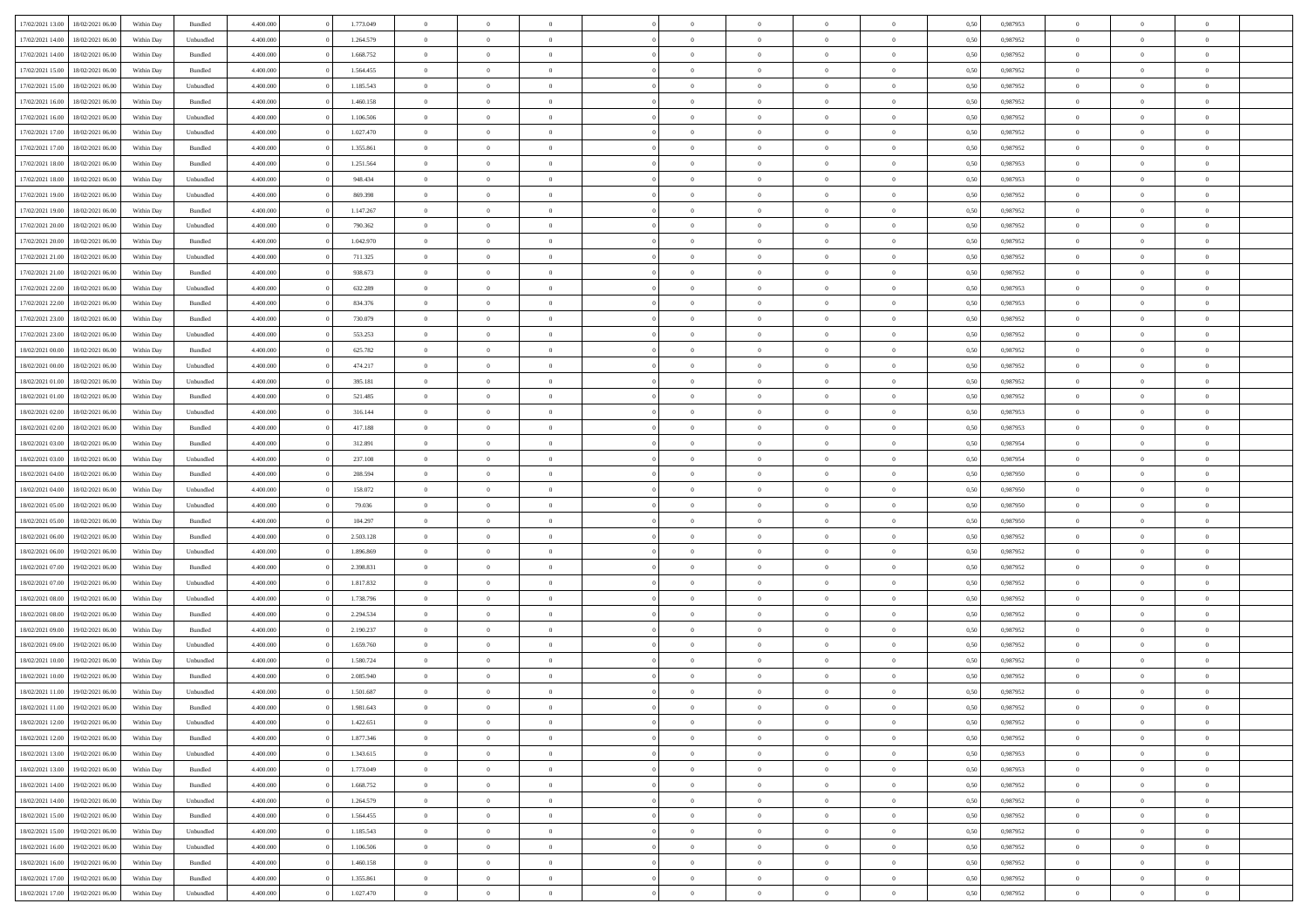| | | | | | | | | | | | | | | | | | | | | | |
|---|---|---|---|---|---|---|---|---|---|---|---|---|---|---|---|---|---|---|---|---|---|
| 17/02/2021 13:00 | 18/02/2021 06:00 | Within Day | Bundled | 4.400.000 | 0 | 1.773.049 | 0 | 0 | 0 | | 0 | 0 | 0 | 0 | 0,50 | 0,987953 | 0 | 0 | 0 | |
| 17/02/2021 14:00 | 18/02/2021 06:00 | Within Day | Unbundled | 4.400.000 | 0 | 1.264.579 | 0 | 0 | 0 | | 0 | 0 | 0 | 0 | 0,50 | 0,987952 | 0 | 0 | 0 | |
| 17/02/2021 14:00 | 18/02/2021 06:00 | Within Day | Bundled | 4.400.000 | 0 | 1.668.752 | 0 | 0 | 0 | | 0 | 0 | 0 | 0 | 0,50 | 0,987952 | 0 | 0 | 0 | |
| 17/02/2021 15:00 | 18/02/2021 06:00 | Within Day | Bundled | 4.400.000 | 0 | 1.564.455 | 0 | 0 | 0 | | 0 | 0 | 0 | 0 | 0,50 | 0,987952 | 0 | 0 | 0 | |
| 17/02/2021 15:00 | 18/02/2021 06:00 | Within Day | Unbundled | 4.400.000 | 0 | 1.185.543 | 0 | 0 | 0 | | 0 | 0 | 0 | 0 | 0,50 | 0,987952 | 0 | 0 | 0 | |
| 17/02/2021 16:00 | 18/02/2021 06:00 | Within Day | Bundled | 4.400.000 | 0 | 1.460.158 | 0 | 0 | 0 | | 0 | 0 | 0 | 0 | 0,50 | 0,987952 | 0 | 0 | 0 | |
| 17/02/2021 16:00 | 18/02/2021 06:00 | Within Day | Unbundled | 4.400.000 | 0 | 1.106.506 | 0 | 0 | 0 | | 0 | 0 | 0 | 0 | 0,50 | 0,987952 | 0 | 0 | 0 | |
| 17/02/2021 17:00 | 18/02/2021 06:00 | Within Day | Unbundled | 4.400.000 | 0 | 1.027.470 | 0 | 0 | 0 | | 0 | 0 | 0 | 0 | 0,50 | 0,987952 | 0 | 0 | 0 | |
| 17/02/2021 17:00 | 18/02/2021 06:00 | Within Day | Bundled | 4.400.000 | 0 | 1.355.861 | 0 | 0 | 0 | | 0 | 0 | 0 | 0 | 0,50 | 0,987952 | 0 | 0 | 0 | |
| 17/02/2021 18:00 | 18/02/2021 06:00 | Within Day | Bundled | 4.400.000 | 0 | 1.251.564 | 0 | 0 | 0 | | 0 | 0 | 0 | 0 | 0,50 | 0,987953 | 0 | 0 | 0 | |
| 17/02/2021 18:00 | 18/02/2021 06:00 | Within Day | Unbundled | 4.400.000 | 0 | 948.434 | 0 | 0 | 0 | | 0 | 0 | 0 | 0 | 0,50 | 0,987953 | 0 | 0 | 0 | |
| 17/02/2021 19:00 | 18/02/2021 06:00 | Within Day | Unbundled | 4.400.000 | 0 | 869.398 | 0 | 0 | 0 | | 0 | 0 | 0 | 0 | 0,50 | 0,987952 | 0 | 0 | 0 | |
| 17/02/2021 19:00 | 18/02/2021 06:00 | Within Day | Bundled | 4.400.000 | 0 | 1.147.267 | 0 | 0 | 0 | | 0 | 0 | 0 | 0 | 0,50 | 0,987952 | 0 | 0 | 0 | |
| 17/02/2021 20:00 | 18/02/2021 06:00 | Within Day | Unbundled | 4.400.000 | 0 | 790.362 | 0 | 0 | 0 | | 0 | 0 | 0 | 0 | 0,50 | 0,987952 | 0 | 0 | 0 | |
| 17/02/2021 20:00 | 18/02/2021 06:00 | Within Day | Bundled | 4.400.000 | 0 | 1.042.970 | 0 | 0 | 0 | | 0 | 0 | 0 | 0 | 0,50 | 0,987952 | 0 | 0 | 0 | |
| 17/02/2021 21:00 | 18/02/2021 06:00 | Within Day | Unbundled | 4.400.000 | 0 | 711.325 | 0 | 0 | 0 | | 0 | 0 | 0 | 0 | 0,50 | 0,987952 | 0 | 0 | 0 | |
| 17/02/2021 21:00 | 18/02/2021 06:00 | Within Day | Bundled | 4.400.000 | 0 | 938.673 | 0 | 0 | 0 | | 0 | 0 | 0 | 0 | 0,50 | 0,987952 | 0 | 0 | 0 | |
| 17/02/2021 22:00 | 18/02/2021 06:00 | Within Day | Unbundled | 4.400.000 | 0 | 632.289 | 0 | 0 | 0 | | 0 | 0 | 0 | 0 | 0,50 | 0,987953 | 0 | 0 | 0 | |
| 17/02/2021 22:00 | 18/02/2021 06:00 | Within Day | Bundled | 4.400.000 | 0 | 834.376 | 0 | 0 | 0 | | 0 | 0 | 0 | 0 | 0,50 | 0,987953 | 0 | 0 | 0 | |
| 17/02/2021 23:00 | 18/02/2021 06:00 | Within Day | Bundled | 4.400.000 | 0 | 730.079 | 0 | 0 | 0 | | 0 | 0 | 0 | 0 | 0,50 | 0,987952 | 0 | 0 | 0 | |
| 17/02/2021 23:00 | 18/02/2021 06:00 | Within Day | Unbundled | 4.400.000 | 0 | 553.253 | 0 | 0 | 0 | | 0 | 0 | 0 | 0 | 0,50 | 0,987952 | 0 | 0 | 0 | |
| 18/02/2021 00:00 | 18/02/2021 06:00 | Within Day | Bundled | 4.400.000 | 0 | 625.782 | 0 | 0 | 0 | | 0 | 0 | 0 | 0 | 0,50 | 0,987952 | 0 | 0 | 0 | |
| 18/02/2021 00:00 | 18/02/2021 06:00 | Within Day | Unbundled | 4.400.000 | 0 | 474.217 | 0 | 0 | 0 | | 0 | 0 | 0 | 0 | 0,50 | 0,987952 | 0 | 0 | 0 | |
| 18/02/2021 01:00 | 18/02/2021 06:00 | Within Day | Unbundled | 4.400.000 | 0 | 395.181 | 0 | 0 | 0 | | 0 | 0 | 0 | 0 | 0,50 | 0,987952 | 0 | 0 | 0 | |
| 18/02/2021 01:00 | 18/02/2021 06:00 | Within Day | Bundled | 4.400.000 | 0 | 521.485 | 0 | 0 | 0 | | 0 | 0 | 0 | 0 | 0,50 | 0,987952 | 0 | 0 | 0 | |
| 18/02/2021 02:00 | 18/02/2021 06:00 | Within Day | Unbundled | 4.400.000 | 0 | 316.144 | 0 | 0 | 0 | | 0 | 0 | 0 | 0 | 0,50 | 0,987953 | 0 | 0 | 0 | |
| 18/02/2021 02:00 | 18/02/2021 06:00 | Within Day | Bundled | 4.400.000 | 0 | 417.188 | 0 | 0 | 0 | | 0 | 0 | 0 | 0 | 0,50 | 0,987953 | 0 | 0 | 0 | |
| 18/02/2021 03:00 | 18/02/2021 06:00 | Within Day | Bundled | 4.400.000 | 0 | 312.891 | 0 | 0 | 0 | | 0 | 0 | 0 | 0 | 0,50 | 0,987954 | 0 | 0 | 0 | |
| 18/02/2021 03:00 | 18/02/2021 06:00 | Within Day | Unbundled | 4.400.000 | 0 | 237.108 | 0 | 0 | 0 | | 0 | 0 | 0 | 0 | 0,50 | 0,987954 | 0 | 0 | 0 | |
| 18/02/2021 04:00 | 18/02/2021 06:00 | Within Day | Bundled | 4.400.000 | 0 | 208.594 | 0 | 0 | 0 | | 0 | 0 | 0 | 0 | 0,50 | 0,987950 | 0 | 0 | 0 | |
| 18/02/2021 04:00 | 18/02/2021 06:00 | Within Day | Unbundled | 4.400.000 | 0 | 158.072 | 0 | 0 | 0 | | 0 | 0 | 0 | 0 | 0,50 | 0,987950 | 0 | 0 | 0 | |
| 18/02/2021 05:00 | 18/02/2021 06:00 | Within Day | Unbundled | 4.400.000 | 0 | 79.036 | 0 | 0 | 0 | | 0 | 0 | 0 | 0 | 0,50 | 0,987950 | 0 | 0 | 0 | |
| 18/02/2021 05:00 | 18/02/2021 06:00 | Within Day | Bundled | 4.400.000 | 0 | 104.297 | 0 | 0 | 0 | | 0 | 0 | 0 | 0 | 0,50 | 0,987950 | 0 | 0 | 0 | |
| 18/02/2021 06:00 | 19/02/2021 06:00 | Within Day | Bundled | 4.400.000 | 0 | 2.503.128 | 0 | 0 | 0 | | 0 | 0 | 0 | 0 | 0,50 | 0,987952 | 0 | 0 | 0 | |
| 18/02/2021 06:00 | 19/02/2021 06:00 | Within Day | Unbundled | 4.400.000 | 0 | 1.896.869 | 0 | 0 | 0 | | 0 | 0 | 0 | 0 | 0,50 | 0,987952 | 0 | 0 | 0 | |
| 18/02/2021 07:00 | 19/02/2021 06:00 | Within Day | Bundled | 4.400.000 | 0 | 2.398.831 | 0 | 0 | 0 | | 0 | 0 | 0 | 0 | 0,50 | 0,987952 | 0 | 0 | 0 | |
| 18/02/2021 07:00 | 19/02/2021 06:00 | Within Day | Unbundled | 4.400.000 | 0 | 1.817.832 | 0 | 0 | 0 | | 0 | 0 | 0 | 0 | 0,50 | 0,987952 | 0 | 0 | 0 | |
| 18/02/2021 08:00 | 19/02/2021 06:00 | Within Day | Unbundled | 4.400.000 | 0 | 1.738.796 | 0 | 0 | 0 | | 0 | 0 | 0 | 0 | 0,50 | 0,987952 | 0 | 0 | 0 | |
| 18/02/2021 08:00 | 19/02/2021 06:00 | Within Day | Bundled | 4.400.000 | 0 | 2.294.534 | 0 | 0 | 0 | | 0 | 0 | 0 | 0 | 0,50 | 0,987952 | 0 | 0 | 0 | |
| 18/02/2021 09:00 | 19/02/2021 06:00 | Within Day | Bundled | 4.400.000 | 0 | 2.190.237 | 0 | 0 | 0 | | 0 | 0 | 0 | 0 | 0,50 | 0,987952 | 0 | 0 | 0 | |
| 18/02/2021 09:00 | 19/02/2021 06:00 | Within Day | Unbundled | 4.400.000 | 0 | 1.659.760 | 0 | 0 | 0 | | 0 | 0 | 0 | 0 | 0,50 | 0,987952 | 0 | 0 | 0 | |
| 18/02/2021 10:00 | 19/02/2021 06:00 | Within Day | Unbundled | 4.400.000 | 0 | 1.580.724 | 0 | 0 | 0 | | 0 | 0 | 0 | 0 | 0,50 | 0,987952 | 0 | 0 | 0 | |
| 18/02/2021 10:00 | 19/02/2021 06:00 | Within Day | Bundled | 4.400.000 | 0 | 2.085.940 | 0 | 0 | 0 | | 0 | 0 | 0 | 0 | 0,50 | 0,987952 | 0 | 0 | 0 | |
| 18/02/2021 11:00 | 19/02/2021 06:00 | Within Day | Unbundled | 4.400.000 | 0 | 1.501.687 | 0 | 0 | 0 | | 0 | 0 | 0 | 0 | 0,50 | 0,987952 | 0 | 0 | 0 | |
| 18/02/2021 11:00 | 19/02/2021 06:00 | Within Day | Bundled | 4.400.000 | 0 | 1.981.643 | 0 | 0 | 0 | | 0 | 0 | 0 | 0 | 0,50 | 0,987952 | 0 | 0 | 0 | |
| 18/02/2021 12:00 | 19/02/2021 06:00 | Within Day | Unbundled | 4.400.000 | 0 | 1.422.651 | 0 | 0 | 0 | | 0 | 0 | 0 | 0 | 0,50 | 0,987952 | 0 | 0 | 0 | |
| 18/02/2021 12:00 | 19/02/2021 06:00 | Within Day | Bundled | 4.400.000 | 0 | 1.877.346 | 0 | 0 | 0 | | 0 | 0 | 0 | 0 | 0,50 | 0,987952 | 0 | 0 | 0 | |
| 18/02/2021 13:00 | 19/02/2021 06:00 | Within Day | Unbundled | 4.400.000 | 0 | 1.343.615 | 0 | 0 | 0 | | 0 | 0 | 0 | 0 | 0,50 | 0,987953 | 0 | 0 | 0 | |
| 18/02/2021 13:00 | 19/02/2021 06:00 | Within Day | Bundled | 4.400.000 | 0 | 1.773.049 | 0 | 0 | 0 | | 0 | 0 | 0 | 0 | 0,50 | 0,987953 | 0 | 0 | 0 | |
| 18/02/2021 14:00 | 19/02/2021 06:00 | Within Day | Bundled | 4.400.000 | 0 | 1.668.752 | 0 | 0 | 0 | | 0 | 0 | 0 | 0 | 0,50 | 0,987952 | 0 | 0 | 0 | |
| 18/02/2021 14:00 | 19/02/2021 06:00 | Within Day | Unbundled | 4.400.000 | 0 | 1.264.579 | 0 | 0 | 0 | | 0 | 0 | 0 | 0 | 0,50 | 0,987952 | 0 | 0 | 0 | |
| 18/02/2021 15:00 | 19/02/2021 06:00 | Within Day | Bundled | 4.400.000 | 0 | 1.564.455 | 0 | 0 | 0 | | 0 | 0 | 0 | 0 | 0,50 | 0,987952 | 0 | 0 | 0 | |
| 18/02/2021 15:00 | 19/02/2021 06:00 | Within Day | Unbundled | 4.400.000 | 0 | 1.185.543 | 0 | 0 | 0 | | 0 | 0 | 0 | 0 | 0,50 | 0,987952 | 0 | 0 | 0 | |
| 18/02/2021 16:00 | 19/02/2021 06:00 | Within Day | Unbundled | 4.400.000 | 0 | 1.106.506 | 0 | 0 | 0 | | 0 | 0 | 0 | 0 | 0,50 | 0,987952 | 0 | 0 | 0 | |
| 18/02/2021 16:00 | 19/02/2021 06:00 | Within Day | Bundled | 4.400.000 | 0 | 1.460.158 | 0 | 0 | 0 | | 0 | 0 | 0 | 0 | 0,50 | 0,987952 | 0 | 0 | 0 | |
| 18/02/2021 17:00 | 19/02/2021 06:00 | Within Day | Bundled | 4.400.000 | 0 | 1.355.861 | 0 | 0 | 0 | | 0 | 0 | 0 | 0 | 0,50 | 0,987952 | 0 | 0 | 0 | |
| 18/02/2021 17:00 | 19/02/2021 06:00 | Within Day | Unbundled | 4.400.000 | 0 | 1.027.470 | 0 | 0 | 0 | | 0 | 0 | 0 | 0 | 0,50 | 0,987952 | 0 | 0 | 0 | |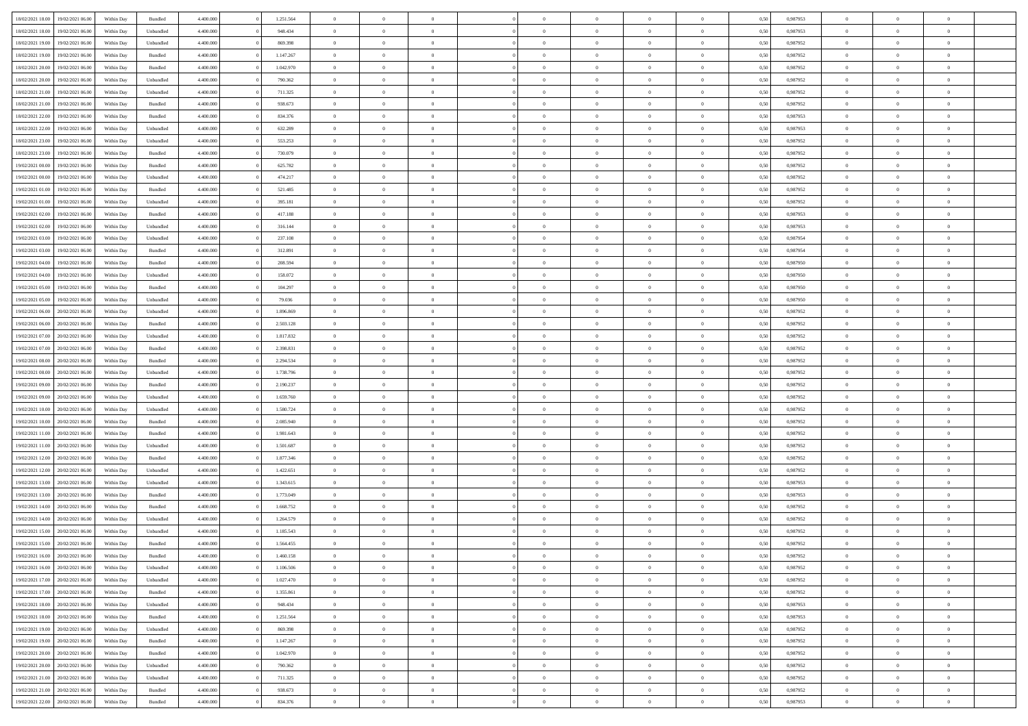| 18/02/2021 18:00 | 19/02/2021 06:00 | Within Day | Bundled | 4.400.000 | 0 | 1.251.564 | 0 | 0 | 0 | 0 | 0 | 0 | 0 | 0 | 0,50 | 0,987953 | 0 | 0 | 0 |
|---|---|---|---|---|---|---|---|---|---|---|---|---|---|---|---|---|---|---|---|
| 18/02/2021 18:00 | 19/02/2021 06:00 | Within Day | Unbundled | 4.400.000 | 0 | 948.434 | 0 | 0 | 0 | 0 | 0 | 0 | 0 | 0 | 0,50 | 0,987953 | 0 | 0 | 0 |
| 18/02/2021 19:00 | 19/02/2021 06:00 | Within Day | Unbundled | 4.400.000 | 0 | 869.398 | 0 | 0 | 0 | 0 | 0 | 0 | 0 | 0 | 0,50 | 0,987952 | 0 | 0 | 0 |
| 18/02/2021 19:00 | 19/02/2021 06:00 | Within Day | Bundled | 4.400.000 | 0 | 1.147.267 | 0 | 0 | 0 | 0 | 0 | 0 | 0 | 0 | 0,50 | 0,987952 | 0 | 0 | 0 |
| 18/02/2021 20:00 | 19/02/2021 06:00 | Within Day | Bundled | 4.400.000 | 0 | 1.042.970 | 0 | 0 | 0 | 0 | 0 | 0 | 0 | 0 | 0,50 | 0,987952 | 0 | 0 | 0 |
| 18/02/2021 20:00 | 19/02/2021 06:00 | Within Day | Unbundled | 4.400.000 | 0 | 790.362 | 0 | 0 | 0 | 0 | 0 | 0 | 0 | 0 | 0,50 | 0,987952 | 0 | 0 | 0 |
| 18/02/2021 21:00 | 19/02/2021 06:00 | Within Day | Unbundled | 4.400.000 | 0 | 711.325 | 0 | 0 | 0 | 0 | 0 | 0 | 0 | 0 | 0,50 | 0,987952 | 0 | 0 | 0 |
| 18/02/2021 21:00 | 19/02/2021 06:00 | Within Day | Bundled | 4.400.000 | 0 | 938.673 | 0 | 0 | 0 | 0 | 0 | 0 | 0 | 0 | 0,50 | 0,987952 | 0 | 0 | 0 |
| 18/02/2021 22:00 | 19/02/2021 06:00 | Within Day | Bundled | 4.400.000 | 0 | 834.376 | 0 | 0 | 0 | 0 | 0 | 0 | 0 | 0 | 0,50 | 0,987953 | 0 | 0 | 0 |
| 18/02/2021 22:00 | 19/02/2021 06:00 | Within Day | Unbundled | 4.400.000 | 0 | 632.289 | 0 | 0 | 0 | 0 | 0 | 0 | 0 | 0 | 0,50 | 0,987953 | 0 | 0 | 0 |
| 18/02/2021 23:00 | 19/02/2021 06:00 | Within Day | Unbundled | 4.400.000 | 0 | 553.253 | 0 | 0 | 0 | 0 | 0 | 0 | 0 | 0 | 0,50 | 0,987952 | 0 | 0 | 0 |
| 18/02/2021 23:00 | 19/02/2021 06:00 | Within Day | Bundled | 4.400.000 | 0 | 730.079 | 0 | 0 | 0 | 0 | 0 | 0 | 0 | 0 | 0,50 | 0,987952 | 0 | 0 | 0 |
| 19/02/2021 00:00 | 19/02/2021 06:00 | Within Day | Bundled | 4.400.000 | 0 | 625.782 | 0 | 0 | 0 | 0 | 0 | 0 | 0 | 0 | 0,50 | 0,987952 | 0 | 0 | 0 |
| 19/02/2021 00:00 | 19/02/2021 06:00 | Within Day | Unbundled | 4.400.000 | 0 | 474.217 | 0 | 0 | 0 | 0 | 0 | 0 | 0 | 0 | 0,50 | 0,987952 | 0 | 0 | 0 |
| 19/02/2021 01:00 | 19/02/2021 06:00 | Within Day | Bundled | 4.400.000 | 0 | 521.485 | 0 | 0 | 0 | 0 | 0 | 0 | 0 | 0 | 0,50 | 0,987952 | 0 | 0 | 0 |
| 19/02/2021 01:00 | 19/02/2021 06:00 | Within Day | Unbundled | 4.400.000 | 0 | 395.181 | 0 | 0 | 0 | 0 | 0 | 0 | 0 | 0 | 0,50 | 0,987952 | 0 | 0 | 0 |
| 19/02/2021 02:00 | 19/02/2021 06:00 | Within Day | Bundled | 4.400.000 | 0 | 417.188 | 0 | 0 | 0 | 0 | 0 | 0 | 0 | 0 | 0,50 | 0,987953 | 0 | 0 | 0 |
| 19/02/2021 02:00 | 19/02/2021 06:00 | Within Day | Unbundled | 4.400.000 | 0 | 316.144 | 0 | 0 | 0 | 0 | 0 | 0 | 0 | 0 | 0,50 | 0,987953 | 0 | 0 | 0 |
| 19/02/2021 03:00 | 19/02/2021 06:00 | Within Day | Unbundled | 4.400.000 | 0 | 237.108 | 0 | 0 | 0 | 0 | 0 | 0 | 0 | 0 | 0,50 | 0,987954 | 0 | 0 | 0 |
| 19/02/2021 03:00 | 19/02/2021 06:00 | Within Day | Bundled | 4.400.000 | 0 | 312.891 | 0 | 0 | 0 | 0 | 0 | 0 | 0 | 0 | 0,50 | 0,987954 | 0 | 0 | 0 |
| 19/02/2021 04:00 | 19/02/2021 06:00 | Within Day | Bundled | 4.400.000 | 0 | 208.594 | 0 | 0 | 0 | 0 | 0 | 0 | 0 | 0 | 0,50 | 0,987950 | 0 | 0 | 0 |
| 19/02/2021 04:00 | 19/02/2021 06:00 | Within Day | Unbundled | 4.400.000 | 0 | 158.072 | 0 | 0 | 0 | 0 | 0 | 0 | 0 | 0 | 0,50 | 0,987950 | 0 | 0 | 0 |
| 19/02/2021 05:00 | 19/02/2021 06:00 | Within Day | Bundled | 4.400.000 | 0 | 104.297 | 0 | 0 | 0 | 0 | 0 | 0 | 0 | 0 | 0,50 | 0,987950 | 0 | 0 | 0 |
| 19/02/2021 05:00 | 19/02/2021 06:00 | Within Day | Unbundled | 4.400.000 | 0 | 79.036 | 0 | 0 | 0 | 0 | 0 | 0 | 0 | 0 | 0,50 | 0,987950 | 0 | 0 | 0 |
| 19/02/2021 06:00 | 20/02/2021 06:00 | Within Day | Unbundled | 4.400.000 | 0 | 1.896.869 | 0 | 0 | 0 | 0 | 0 | 0 | 0 | 0 | 0,50 | 0,987952 | 0 | 0 | 0 |
| 19/02/2021 06:00 | 20/02/2021 06:00 | Within Day | Bundled | 4.400.000 | 0 | 2.503.128 | 0 | 0 | 0 | 0 | 0 | 0 | 0 | 0 | 0,50 | 0,987952 | 0 | 0 | 0 |
| 19/02/2021 07:00 | 20/02/2021 06:00 | Within Day | Unbundled | 4.400.000 | 0 | 1.817.832 | 0 | 0 | 0 | 0 | 0 | 0 | 0 | 0 | 0,50 | 0,987952 | 0 | 0 | 0 |
| 19/02/2021 07:00 | 20/02/2021 06:00 | Within Day | Bundled | 4.400.000 | 0 | 2.398.831 | 0 | 0 | 0 | 0 | 0 | 0 | 0 | 0 | 0,50 | 0,987952 | 0 | 0 | 0 |
| 19/02/2021 08:00 | 20/02/2021 06:00 | Within Day | Bundled | 4.400.000 | 0 | 2.294.534 | 0 | 0 | 0 | 0 | 0 | 0 | 0 | 0 | 0,50 | 0,987952 | 0 | 0 | 0 |
| 19/02/2021 08:00 | 20/02/2021 06:00 | Within Day | Unbundled | 4.400.000 | 0 | 1.738.796 | 0 | 0 | 0 | 0 | 0 | 0 | 0 | 0 | 0,50 | 0,987952 | 0 | 0 | 0 |
| 19/02/2021 09:00 | 20/02/2021 06:00 | Within Day | Bundled | 4.400.000 | 0 | 2.190.237 | 0 | 0 | 0 | 0 | 0 | 0 | 0 | 0 | 0,50 | 0,987952 | 0 | 0 | 0 |
| 19/02/2021 09:00 | 20/02/2021 06:00 | Within Day | Unbundled | 4.400.000 | 0 | 1.659.760 | 0 | 0 | 0 | 0 | 0 | 0 | 0 | 0 | 0,50 | 0,987952 | 0 | 0 | 0 |
| 19/02/2021 10:00 | 20/02/2021 06:00 | Within Day | Unbundled | 4.400.000 | 0 | 1.580.724 | 0 | 0 | 0 | 0 | 0 | 0 | 0 | 0 | 0,50 | 0,987952 | 0 | 0 | 0 |
| 19/02/2021 10:00 | 20/02/2021 06:00 | Within Day | Bundled | 4.400.000 | 0 | 2.085.940 | 0 | 0 | 0 | 0 | 0 | 0 | 0 | 0 | 0,50 | 0,987952 | 0 | 0 | 0 |
| 19/02/2021 11:00 | 20/02/2021 06:00 | Within Day | Bundled | 4.400.000 | 0 | 1.981.643 | 0 | 0 | 0 | 0 | 0 | 0 | 0 | 0 | 0,50 | 0,987952 | 0 | 0 | 0 |
| 19/02/2021 11:00 | 20/02/2021 06:00 | Within Day | Unbundled | 4.400.000 | 0 | 1.501.687 | 0 | 0 | 0 | 0 | 0 | 0 | 0 | 0 | 0,50 | 0,987952 | 0 | 0 | 0 |
| 19/02/2021 12:00 | 20/02/2021 06:00 | Within Day | Bundled | 4.400.000 | 0 | 1.877.346 | 0 | 0 | 0 | 0 | 0 | 0 | 0 | 0 | 0,50 | 0,987952 | 0 | 0 | 0 |
| 19/02/2021 12:00 | 20/02/2021 06:00 | Within Day | Unbundled | 4.400.000 | 0 | 1.422.651 | 0 | 0 | 0 | 0 | 0 | 0 | 0 | 0 | 0,50 | 0,987952 | 0 | 0 | 0 |
| 19/02/2021 13:00 | 20/02/2021 06:00 | Within Day | Unbundled | 4.400.000 | 0 | 1.343.615 | 0 | 0 | 0 | 0 | 0 | 0 | 0 | 0 | 0,50 | 0,987953 | 0 | 0 | 0 |
| 19/02/2021 13:00 | 20/02/2021 06:00 | Within Day | Bundled | 4.400.000 | 0 | 1.773.049 | 0 | 0 | 0 | 0 | 0 | 0 | 0 | 0 | 0,50 | 0,987953 | 0 | 0 | 0 |
| 19/02/2021 14:00 | 20/02/2021 06:00 | Within Day | Bundled | 4.400.000 | 0 | 1.668.752 | 0 | 0 | 0 | 0 | 0 | 0 | 0 | 0 | 0,50 | 0,987952 | 0 | 0 | 0 |
| 19/02/2021 14:00 | 20/02/2021 06:00 | Within Day | Unbundled | 4.400.000 | 0 | 1.264.579 | 0 | 0 | 0 | 0 | 0 | 0 | 0 | 0 | 0,50 | 0,987952 | 0 | 0 | 0 |
| 19/02/2021 15:00 | 20/02/2021 06:00 | Within Day | Unbundled | 4.400.000 | 0 | 1.185.543 | 0 | 0 | 0 | 0 | 0 | 0 | 0 | 0 | 0,50 | 0,987952 | 0 | 0 | 0 |
| 19/02/2021 15:00 | 20/02/2021 06:00 | Within Day | Bundled | 4.400.000 | 0 | 1.564.455 | 0 | 0 | 0 | 0 | 0 | 0 | 0 | 0 | 0,50 | 0,987952 | 0 | 0 | 0 |
| 19/02/2021 16:00 | 20/02/2021 06:00 | Within Day | Bundled | 4.400.000 | 0 | 1.460.158 | 0 | 0 | 0 | 0 | 0 | 0 | 0 | 0 | 0,50 | 0,987952 | 0 | 0 | 0 |
| 19/02/2021 16:00 | 20/02/2021 06:00 | Within Day | Unbundled | 4.400.000 | 0 | 1.106.506 | 0 | 0 | 0 | 0 | 0 | 0 | 0 | 0 | 0,50 | 0,987952 | 0 | 0 | 0 |
| 19/02/2021 17:00 | 20/02/2021 06:00 | Within Day | Unbundled | 4.400.000 | 0 | 1.027.470 | 0 | 0 | 0 | 0 | 0 | 0 | 0 | 0 | 0,50 | 0,987952 | 0 | 0 | 0 |
| 19/02/2021 17:00 | 20/02/2021 06:00 | Within Day | Bundled | 4.400.000 | 0 | 1.355.861 | 0 | 0 | 0 | 0 | 0 | 0 | 0 | 0 | 0,50 | 0,987952 | 0 | 0 | 0 |
| 19/02/2021 18:00 | 20/02/2021 06:00 | Within Day | Unbundled | 4.400.000 | 0 | 948.434 | 0 | 0 | 0 | 0 | 0 | 0 | 0 | 0 | 0,50 | 0,987953 | 0 | 0 | 0 |
| 19/02/2021 18:00 | 20/02/2021 06:00 | Within Day | Bundled | 4.400.000 | 0 | 1.251.564 | 0 | 0 | 0 | 0 | 0 | 0 | 0 | 0 | 0,50 | 0,987953 | 0 | 0 | 0 |
| 19/02/2021 19:00 | 20/02/2021 06:00 | Within Day | Unbundled | 4.400.000 | 0 | 869.398 | 0 | 0 | 0 | 0 | 0 | 0 | 0 | 0 | 0,50 | 0,987952 | 0 | 0 | 0 |
| 19/02/2021 19:00 | 20/02/2021 06:00 | Within Day | Bundled | 4.400.000 | 0 | 1.147.267 | 0 | 0 | 0 | 0 | 0 | 0 | 0 | 0 | 0,50 | 0,987952 | 0 | 0 | 0 |
| 19/02/2021 20:00 | 20/02/2021 06:00 | Within Day | Bundled | 4.400.000 | 0 | 1.042.970 | 0 | 0 | 0 | 0 | 0 | 0 | 0 | 0 | 0,50 | 0,987952 | 0 | 0 | 0 |
| 19/02/2021 20:00 | 20/02/2021 06:00 | Within Day | Unbundled | 4.400.000 | 0 | 790.362 | 0 | 0 | 0 | 0 | 0 | 0 | 0 | 0 | 0,50 | 0,987952 | 0 | 0 | 0 |
| 19/02/2021 21:00 | 20/02/2021 06:00 | Within Day | Unbundled | 4.400.000 | 0 | 711.325 | 0 | 0 | 0 | 0 | 0 | 0 | 0 | 0 | 0,50 | 0,987952 | 0 | 0 | 0 |
| 19/02/2021 21:00 | 20/02/2021 06:00 | Within Day | Bundled | 4.400.000 | 0 | 938.673 | 0 | 0 | 0 | 0 | 0 | 0 | 0 | 0 | 0,50 | 0,987952 | 0 | 0 | 0 |
| 19/02/2021 22:00 | 20/02/2021 06:00 | Within Day | Bundled | 4.400.000 | 0 | 834.376 | 0 | 0 | 0 | 0 | 0 | 0 | 0 | 0 | 0,50 | 0,987953 | 0 | 0 | 0 |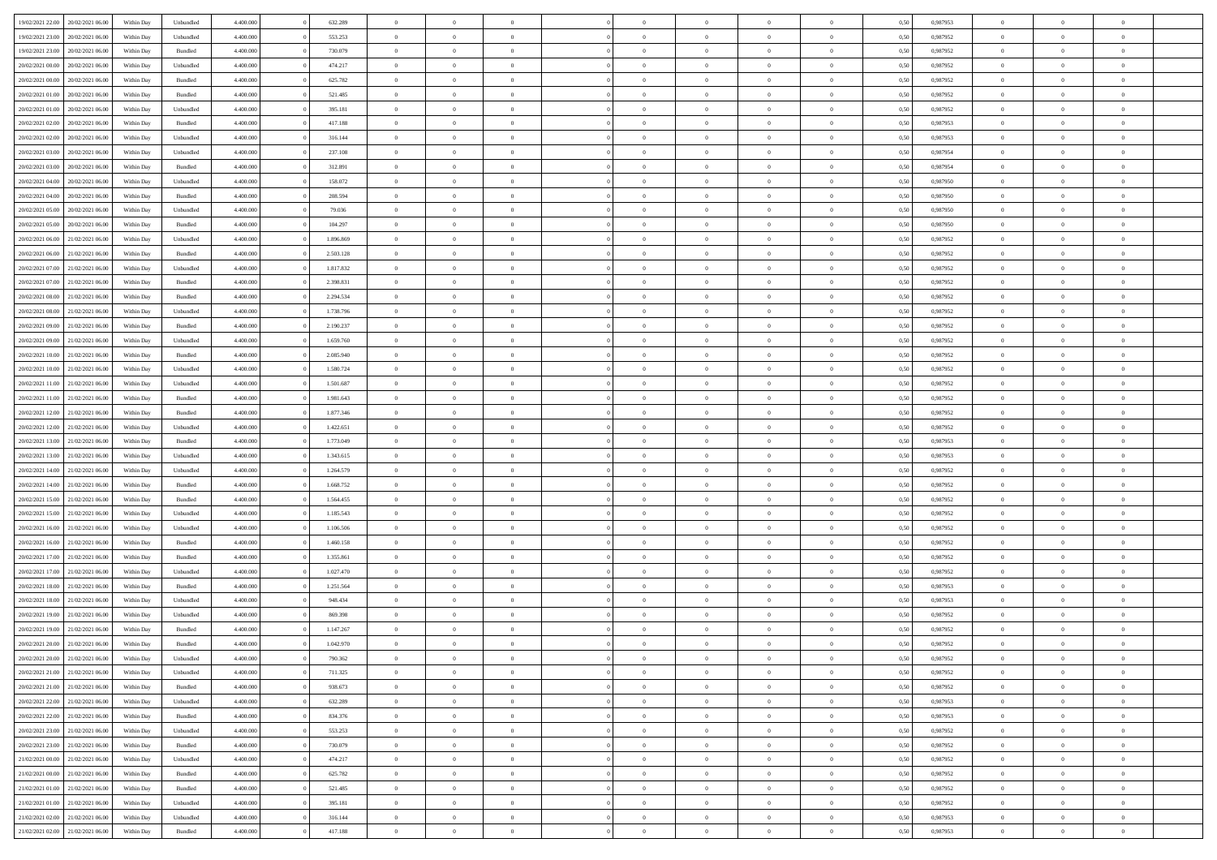| | | | | | | | | | | | | | | | | | | | | | |
|---|---|---|---|---|---|---|---|---|---|---|---|---|---|---|---|---|---|---|---|---|---|
| 19/02/2021 22:00 | 20/02/2021 06:00 | Within Day | Unbundled | 4.400.000 | 0 | 632.289 | 0 | 0 | 0 | | 0 | 0 | 0 | 0 | 0,50 | 0,987953 | 0 | 0 | 0 | |
| 19/02/2021 23:00 | 20/02/2021 06:00 | Within Day | Unbundled | 4.400.000 | 0 | 553.253 | 0 | 0 | 0 | | 0 | 0 | 0 | 0 | 0,50 | 0,987952 | 0 | 0 | 0 | |
| 19/02/2021 23:00 | 20/02/2021 06:00 | Within Day | Bundled | 4.400.000 | 0 | 730.079 | 0 | 0 | 0 | | 0 | 0 | 0 | 0 | 0,50 | 0,987952 | 0 | 0 | 0 | |
| 20/02/2021 00:00 | 20/02/2021 06:00 | Within Day | Unbundled | 4.400.000 | 0 | 474.217 | 0 | 0 | 0 | | 0 | 0 | 0 | 0 | 0,50 | 0,987952 | 0 | 0 | 0 | |
| 20/02/2021 00:00 | 20/02/2021 06:00 | Within Day | Bundled | 4.400.000 | 0 | 625.782 | 0 | 0 | 0 | | 0 | 0 | 0 | 0 | 0,50 | 0,987952 | 0 | 0 | 0 | |
| 20/02/2021 01:00 | 20/02/2021 06:00 | Within Day | Bundled | 4.400.000 | 0 | 521.485 | 0 | 0 | 0 | | 0 | 0 | 0 | 0 | 0,50 | 0,987952 | 0 | 0 | 0 | |
| 20/02/2021 01:00 | 20/02/2021 06:00 | Within Day | Unbundled | 4.400.000 | 0 | 395.181 | 0 | 0 | 0 | | 0 | 0 | 0 | 0 | 0,50 | 0,987952 | 0 | 0 | 0 | |
| 20/02/2021 02:00 | 20/02/2021 06:00 | Within Day | Bundled | 4.400.000 | 0 | 417.188 | 0 | 0 | 0 | | 0 | 0 | 0 | 0 | 0,50 | 0,987953 | 0 | 0 | 0 | |
| 20/02/2021 02:00 | 20/02/2021 06:00 | Within Day | Unbundled | 4.400.000 | 0 | 316.144 | 0 | 0 | 0 | | 0 | 0 | 0 | 0 | 0,50 | 0,987953 | 0 | 0 | 0 | |
| 20/02/2021 03:00 | 20/02/2021 06:00 | Within Day | Unbundled | 4.400.000 | 0 | 237.108 | 0 | 0 | 0 | | 0 | 0 | 0 | 0 | 0,50 | 0,987954 | 0 | 0 | 0 | |
| 20/02/2021 03:00 | 20/02/2021 06:00 | Within Day | Bundled | 4.400.000 | 0 | 312.891 | 0 | 0 | 0 | | 0 | 0 | 0 | 0 | 0,50 | 0,987954 | 0 | 0 | 0 | |
| 20/02/2021 04:00 | 20/02/2021 06:00 | Within Day | Unbundled | 4.400.000 | 0 | 158.072 | 0 | 0 | 0 | | 0 | 0 | 0 | 0 | 0,50 | 0,987950 | 0 | 0 | 0 | |
| 20/02/2021 04:00 | 20/02/2021 06:00 | Within Day | Bundled | 4.400.000 | 0 | 208.594 | 0 | 0 | 0 | | 0 | 0 | 0 | 0 | 0,50 | 0,987950 | 0 | 0 | 0 | |
| 20/02/2021 05:00 | 20/02/2021 06:00 | Within Day | Unbundled | 4.400.000 | 0 | 79.036 | 0 | 0 | 0 | | 0 | 0 | 0 | 0 | 0,50 | 0,987950 | 0 | 0 | 0 | |
| 20/02/2021 05:00 | 20/02/2021 06:00 | Within Day | Bundled | 4.400.000 | 0 | 104.297 | 0 | 0 | 0 | | 0 | 0 | 0 | 0 | 0,50 | 0,987950 | 0 | 0 | 0 | |
| 20/02/2021 06:00 | 21/02/2021 06:00 | Within Day | Unbundled | 4.400.000 | 0 | 1.896.869 | 0 | 0 | 0 | | 0 | 0 | 0 | 0 | 0,50 | 0,987952 | 0 | 0 | 0 | |
| 20/02/2021 06:00 | 21/02/2021 06:00 | Within Day | Bundled | 4.400.000 | 0 | 2.503.128 | 0 | 0 | 0 | | 0 | 0 | 0 | 0 | 0,50 | 0,987952 | 0 | 0 | 0 | |
| 20/02/2021 07:00 | 21/02/2021 06:00 | Within Day | Unbundled | 4.400.000 | 0 | 1.817.832 | 0 | 0 | 0 | | 0 | 0 | 0 | 0 | 0,50 | 0,987952 | 0 | 0 | 0 | |
| 20/02/2021 07:00 | 21/02/2021 06:00 | Within Day | Bundled | 4.400.000 | 0 | 2.398.831 | 0 | 0 | 0 | | 0 | 0 | 0 | 0 | 0,50 | 0,987952 | 0 | 0 | 0 | |
| 20/02/2021 08:00 | 21/02/2021 06:00 | Within Day | Bundled | 4.400.000 | 0 | 2.294.534 | 0 | 0 | 0 | | 0 | 0 | 0 | 0 | 0,50 | 0,987952 | 0 | 0 | 0 | |
| 20/02/2021 08:00 | 21/02/2021 06:00 | Within Day | Unbundled | 4.400.000 | 0 | 1.738.796 | 0 | 0 | 0 | | 0 | 0 | 0 | 0 | 0,50 | 0,987952 | 0 | 0 | 0 | |
| 20/02/2021 09:00 | 21/02/2021 06:00 | Within Day | Bundled | 4.400.000 | 0 | 2.190.237 | 0 | 0 | 0 | | 0 | 0 | 0 | 0 | 0,50 | 0,987952 | 0 | 0 | 0 | |
| 20/02/2021 09:00 | 21/02/2021 06:00 | Within Day | Unbundled | 4.400.000 | 0 | 1.659.760 | 0 | 0 | 0 | | 0 | 0 | 0 | 0 | 0,50 | 0,987952 | 0 | 0 | 0 | |
| 20/02/2021 10:00 | 21/02/2021 06:00 | Within Day | Bundled | 4.400.000 | 0 | 2.085.940 | 0 | 0 | 0 | | 0 | 0 | 0 | 0 | 0,50 | 0,987952 | 0 | 0 | 0 | |
| 20/02/2021 10:00 | 21/02/2021 06:00 | Within Day | Unbundled | 4.400.000 | 0 | 1.580.724 | 0 | 0 | 0 | | 0 | 0 | 0 | 0 | 0,50 | 0,987952 | 0 | 0 | 0 | |
| 20/02/2021 11:00 | 21/02/2021 06:00 | Within Day | Unbundled | 4.400.000 | 0 | 1.501.687 | 0 | 0 | 0 | | 0 | 0 | 0 | 0 | 0,50 | 0,987952 | 0 | 0 | 0 | |
| 20/02/2021 11:00 | 21/02/2021 06:00 | Within Day | Bundled | 4.400.000 | 0 | 1.981.643 | 0 | 0 | 0 | | 0 | 0 | 0 | 0 | 0,50 | 0,987952 | 0 | 0 | 0 | |
| 20/02/2021 12:00 | 21/02/2021 06:00 | Within Day | Bundled | 4.400.000 | 0 | 1.877.346 | 0 | 0 | 0 | | 0 | 0 | 0 | 0 | 0,50 | 0,987952 | 0 | 0 | 0 | |
| 20/02/2021 12:00 | 21/02/2021 06:00 | Within Day | Unbundled | 4.400.000 | 0 | 1.422.651 | 0 | 0 | 0 | | 0 | 0 | 0 | 0 | 0,50 | 0,987952 | 0 | 0 | 0 | |
| 20/02/2021 13:00 | 21/02/2021 06:00 | Within Day | Bundled | 4.400.000 | 0 | 1.773.049 | 0 | 0 | 0 | | 0 | 0 | 0 | 0 | 0,50 | 0,987953 | 0 | 0 | 0 | |
| 20/02/2021 13:00 | 21/02/2021 06:00 | Within Day | Unbundled | 4.400.000 | 0 | 1.343.615 | 0 | 0 | 0 | | 0 | 0 | 0 | 0 | 0,50 | 0,987953 | 0 | 0 | 0 | |
| 20/02/2021 14:00 | 21/02/2021 06:00 | Within Day | Unbundled | 4.400.000 | 0 | 1.264.579 | 0 | 0 | 0 | | 0 | 0 | 0 | 0 | 0,50 | 0,987952 | 0 | 0 | 0 | |
| 20/02/2021 14:00 | 21/02/2021 06:00 | Within Day | Bundled | 4.400.000 | 0 | 1.668.752 | 0 | 0 | 0 | | 0 | 0 | 0 | 0 | 0,50 | 0,987952 | 0 | 0 | 0 | |
| 20/02/2021 15:00 | 21/02/2021 06:00 | Within Day | Bundled | 4.400.000 | 0 | 1.564.455 | 0 | 0 | 0 | | 0 | 0 | 0 | 0 | 0,50 | 0,987952 | 0 | 0 | 0 | |
| 20/02/2021 15:00 | 21/02/2021 06:00 | Within Day | Unbundled | 4.400.000 | 0 | 1.185.543 | 0 | 0 | 0 | | 0 | 0 | 0 | 0 | 0,50 | 0,987952 | 0 | 0 | 0 | |
| 20/02/2021 16:00 | 21/02/2021 06:00 | Within Day | Unbundled | 4.400.000 | 0 | 1.106.506 | 0 | 0 | 0 | | 0 | 0 | 0 | 0 | 0,50 | 0,987952 | 0 | 0 | 0 | |
| 20/02/2021 16:00 | 21/02/2021 06:00 | Within Day | Bundled | 4.400.000 | 0 | 1.460.158 | 0 | 0 | 0 | | 0 | 0 | 0 | 0 | 0,50 | 0,987952 | 0 | 0 | 0 | |
| 20/02/2021 17:00 | 21/02/2021 06:00 | Within Day | Bundled | 4.400.000 | 0 | 1.355.861 | 0 | 0 | 0 | | 0 | 0 | 0 | 0 | 0,50 | 0,987952 | 0 | 0 | 0 | |
| 20/02/2021 17:00 | 21/02/2021 06:00 | Within Day | Unbundled | 4.400.000 | 0 | 1.027.470 | 0 | 0 | 0 | | 0 | 0 | 0 | 0 | 0,50 | 0,987952 | 0 | 0 | 0 | |
| 20/02/2021 18:00 | 21/02/2021 06:00 | Within Day | Bundled | 4.400.000 | 0 | 1.251.564 | 0 | 0 | 0 | | 0 | 0 | 0 | 0 | 0,50 | 0,987953 | 0 | 0 | 0 | |
| 20/02/2021 18:00 | 21/02/2021 06:00 | Within Day | Unbundled | 4.400.000 | 0 | 948.434 | 0 | 0 | 0 | | 0 | 0 | 0 | 0 | 0,50 | 0,987953 | 0 | 0 | 0 | |
| 20/02/2021 19:00 | 21/02/2021 06:00 | Within Day | Unbundled | 4.400.000 | 0 | 869.398 | 0 | 0 | 0 | | 0 | 0 | 0 | 0 | 0,50 | 0,987952 | 0 | 0 | 0 | |
| 20/02/2021 19:00 | 21/02/2021 06:00 | Within Day | Bundled | 4.400.000 | 0 | 1.147.267 | 0 | 0 | 0 | | 0 | 0 | 0 | 0 | 0,50 | 0,987952 | 0 | 0 | 0 | |
| 20/02/2021 20:00 | 21/02/2021 06:00 | Within Day | Bundled | 4.400.000 | 0 | 1.042.970 | 0 | 0 | 0 | | 0 | 0 | 0 | 0 | 0,50 | 0,987952 | 0 | 0 | 0 | |
| 20/02/2021 20:00 | 21/02/2021 06:00 | Within Day | Unbundled | 4.400.000 | 0 | 790.362 | 0 | 0 | 0 | | 0 | 0 | 0 | 0 | 0,50 | 0,987952 | 0 | 0 | 0 | |
| 20/02/2021 21:00 | 21/02/2021 06:00 | Within Day | Unbundled | 4.400.000 | 0 | 711.325 | 0 | 0 | 0 | | 0 | 0 | 0 | 0 | 0,50 | 0,987952 | 0 | 0 | 0 | |
| 20/02/2021 21:00 | 21/02/2021 06:00 | Within Day | Bundled | 4.400.000 | 0 | 938.673 | 0 | 0 | 0 | | 0 | 0 | 0 | 0 | 0,50 | 0,987952 | 0 | 0 | 0 | |
| 20/02/2021 22:00 | 21/02/2021 06:00 | Within Day | Unbundled | 4.400.000 | 0 | 632.289 | 0 | 0 | 0 | | 0 | 0 | 0 | 0 | 0,50 | 0,987953 | 0 | 0 | 0 | |
| 20/02/2021 22:00 | 21/02/2021 06:00 | Within Day | Bundled | 4.400.000 | 0 | 834.376 | 0 | 0 | 0 | | 0 | 0 | 0 | 0 | 0,50 | 0,987953 | 0 | 0 | 0 | |
| 20/02/2021 23:00 | 21/02/2021 06:00 | Within Day | Unbundled | 4.400.000 | 0 | 553.253 | 0 | 0 | 0 | | 0 | 0 | 0 | 0 | 0,50 | 0,987952 | 0 | 0 | 0 | |
| 20/02/2021 23:00 | 21/02/2021 06:00 | Within Day | Bundled | 4.400.000 | 0 | 730.079 | 0 | 0 | 0 | | 0 | 0 | 0 | 0 | 0,50 | 0,987952 | 0 | 0 | 0 | |
| 21/02/2021 00:00 | 21/02/2021 06:00 | Within Day | Unbundled | 4.400.000 | 0 | 474.217 | 0 | 0 | 0 | | 0 | 0 | 0 | 0 | 0,50 | 0,987952 | 0 | 0 | 0 | |
| 21/02/2021 00:00 | 21/02/2021 06:00 | Within Day | Bundled | 4.400.000 | 0 | 625.782 | 0 | 0 | 0 | | 0 | 0 | 0 | 0 | 0,50 | 0,987952 | 0 | 0 | 0 | |
| 21/02/2021 01:00 | 21/02/2021 06:00 | Within Day | Bundled | 4.400.000 | 0 | 521.485 | 0 | 0 | 0 | | 0 | 0 | 0 | 0 | 0,50 | 0,987952 | 0 | 0 | 0 | |
| 21/02/2021 01:00 | 21/02/2021 06:00 | Within Day | Unbundled | 4.400.000 | 0 | 395.181 | 0 | 0 | 0 | | 0 | 0 | 0 | 0 | 0,50 | 0,987952 | 0 | 0 | 0 | |
| 21/02/2021 02:00 | 21/02/2021 06:00 | Within Day | Unbundled | 4.400.000 | 0 | 316.144 | 0 | 0 | 0 | | 0 | 0 | 0 | 0 | 0,50 | 0,987953 | 0 | 0 | 0 | |
| 21/02/2021 02:00 | 21/02/2021 06:00 | Within Day | Bundled | 4.400.000 | 0 | 417.188 | 0 | 0 | 0 | | 0 | 0 | 0 | 0 | 0,50 | 0,987953 | 0 | 0 | 0 | |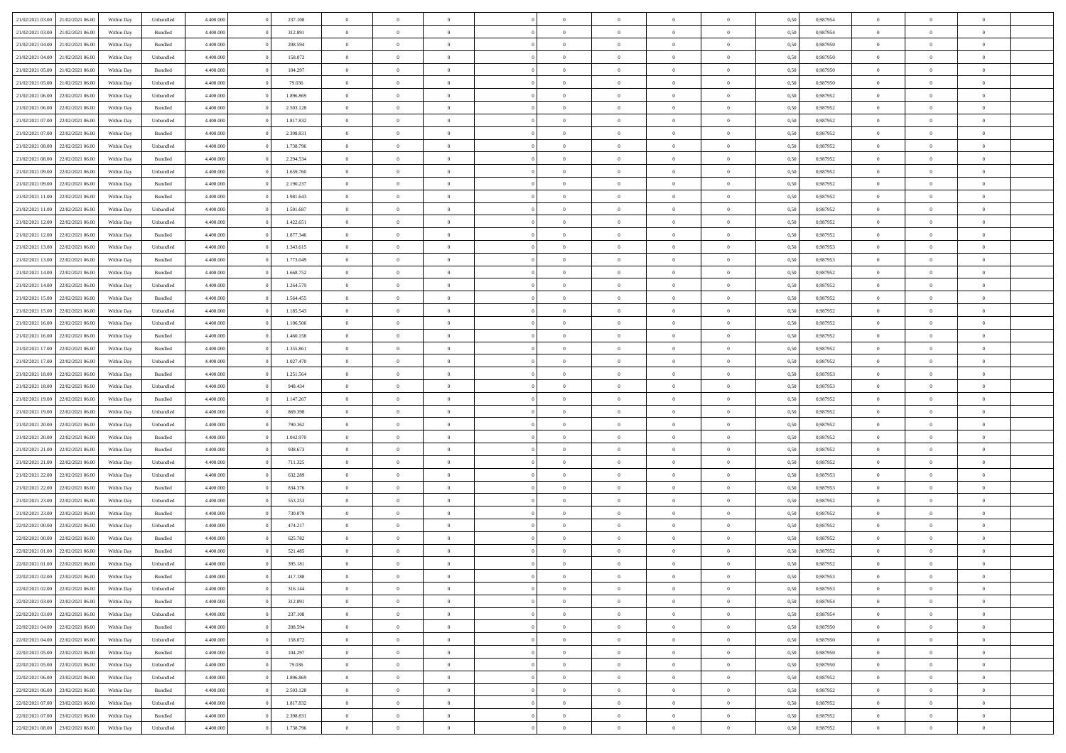| | | | | | | | | | | | | | | | | | | | | | |
|---|---|---|---|---|---|---|---|---|---|---|---|---|---|---|---|---|---|---|---|---|---|
| 21/02/2021 03:00 | 21/02/2021 06:00 | Within Day | Unbundled | 4.400.000 | 0 | 237.108 | 0 | 0 | 0 | | 0 | 0 | 0 | 0 | 0,50 | 0,987954 | 0 | 0 | 0 | |
| 21/02/2021 03:00 | 21/02/2021 06:00 | Within Day | Bundled | 4.400.000 | 0 | 312.891 | 0 | 0 | 0 | | 0 | 0 | 0 | 0 | 0,50 | 0,987954 | 0 | 0 | 0 | |
| 21/02/2021 04:00 | 21/02/2021 06:00 | Within Day | Bundled | 4.400.000 | 0 | 208.594 | 0 | 0 | 0 | | 0 | 0 | 0 | 0 | 0,50 | 0,987950 | 0 | 0 | 0 | |
| 21/02/2021 04:00 | 21/02/2021 06:00 | Within Day | Unbundled | 4.400.000 | 0 | 158.072 | 0 | 0 | 0 | | 0 | 0 | 0 | 0 | 0,50 | 0,987950 | 0 | 0 | 0 | |
| 21/02/2021 05:00 | 21/02/2021 06:00 | Within Day | Bundled | 4.400.000 | 0 | 104.297 | 0 | 0 | 0 | | 0 | 0 | 0 | 0 | 0,50 | 0,987950 | 0 | 0 | 0 | |
| 21/02/2021 05:00 | 21/02/2021 06:00 | Within Day | Unbundled | 4.400.000 | 0 | 79.036 | 0 | 0 | 0 | | 0 | 0 | 0 | 0 | 0,50 | 0,987950 | 0 | 0 | 0 | |
| 21/02/2021 06:00 | 22/02/2021 06:00 | Within Day | Unbundled | 4.400.000 | 0 | 1.896.869 | 0 | 0 | 0 | | 0 | 0 | 0 | 0 | 0,50 | 0,987952 | 0 | 0 | 0 | |
| 21/02/2021 06:00 | 22/02/2021 06:00 | Within Day | Bundled | 4.400.000 | 0 | 2.503.128 | 0 | 0 | 0 | | 0 | 0 | 0 | 0 | 0,50 | 0,987952 | 0 | 0 | 0 | |
| 21/02/2021 07:00 | 22/02/2021 06:00 | Within Day | Unbundled | 4.400.000 | 0 | 1.817.832 | 0 | 0 | 0 | | 0 | 0 | 0 | 0 | 0,50 | 0,987952 | 0 | 0 | 0 | |
| 21/02/2021 07:00 | 22/02/2021 06:00 | Within Day | Bundled | 4.400.000 | 0 | 2.398.831 | 0 | 0 | 0 | | 0 | 0 | 0 | 0 | 0,50 | 0,987952 | 0 | 0 | 0 | |
| 21/02/2021 08:00 | 22/02/2021 06:00 | Within Day | Unbundled | 4.400.000 | 0 | 1.738.796 | 0 | 0 | 0 | | 0 | 0 | 0 | 0 | 0,50 | 0,987952 | 0 | 0 | 0 | |
| 21/02/2021 08:00 | 22/02/2021 06:00 | Within Day | Bundled | 4.400.000 | 0 | 2.294.534 | 0 | 0 | 0 | | 0 | 0 | 0 | 0 | 0,50 | 0,987952 | 0 | 0 | 0 | |
| 21/02/2021 09:00 | 22/02/2021 06:00 | Within Day | Unbundled | 4.400.000 | 0 | 1.659.760 | 0 | 0 | 0 | | 0 | 0 | 0 | 0 | 0,50 | 0,987952 | 0 | 0 | 0 | |
| 21/02/2021 09:00 | 22/02/2021 06:00 | Within Day | Bundled | 4.400.000 | 0 | 2.190.237 | 0 | 0 | 0 | | 0 | 0 | 0 | 0 | 0,50 | 0,987952 | 0 | 0 | 0 | |
| 21/02/2021 11:00 | 22/02/2021 06:00 | Within Day | Bundled | 4.400.000 | 0 | 1.981.643 | 0 | 0 | 0 | | 0 | 0 | 0 | 0 | 0,50 | 0,987952 | 0 | 0 | 0 | |
| 21/02/2021 11:00 | 22/02/2021 06:00 | Within Day | Unbundled | 4.400.000 | 0 | 1.501.687 | 0 | 0 | 0 | | 0 | 0 | 0 | 0 | 0,50 | 0,987952 | 0 | 0 | 0 | |
| 21/02/2021 12:00 | 22/02/2021 06:00 | Within Day | Unbundled | 4.400.000 | 0 | 1.422.651 | 0 | 0 | 0 | | 0 | 0 | 0 | 0 | 0,50 | 0,987952 | 0 | 0 | 0 | |
| 21/02/2021 12:00 | 22/02/2021 06:00 | Within Day | Bundled | 4.400.000 | 0 | 1.877.346 | 0 | 0 | 0 | | 0 | 0 | 0 | 0 | 0,50 | 0,987952 | 0 | 0 | 0 | |
| 21/02/2021 13:00 | 22/02/2021 06:00 | Within Day | Unbundled | 4.400.000 | 0 | 1.343.615 | 0 | 0 | 0 | | 0 | 0 | 0 | 0 | 0,50 | 0,987953 | 0 | 0 | 0 | |
| 21/02/2021 13:00 | 22/02/2021 06:00 | Within Day | Bundled | 4.400.000 | 0 | 1.773.049 | 0 | 0 | 0 | | 0 | 0 | 0 | 0 | 0,50 | 0,987953 | 0 | 0 | 0 | |
| 21/02/2021 14:00 | 22/02/2021 06:00 | Within Day | Bundled | 4.400.000 | 0 | 1.668.752 | 0 | 0 | 0 | | 0 | 0 | 0 | 0 | 0,50 | 0,987952 | 0 | 0 | 0 | |
| 21/02/2021 14:00 | 22/02/2021 06:00 | Within Day | Unbundled | 4.400.000 | 0 | 1.264.579 | 0 | 0 | 0 | | 0 | 0 | 0 | 0 | 0,50 | 0,987952 | 0 | 0 | 0 | |
| 21/02/2021 15:00 | 22/02/2021 06:00 | Within Day | Bundled | 4.400.000 | 0 | 1.564.455 | 0 | 0 | 0 | | 0 | 0 | 0 | 0 | 0,50 | 0,987952 | 0 | 0 | 0 | |
| 21/02/2021 15:00 | 22/02/2021 06:00 | Within Day | Unbundled | 4.400.000 | 0 | 1.185.543 | 0 | 0 | 0 | | 0 | 0 | 0 | 0 | 0,50 | 0,987952 | 0 | 0 | 0 | |
| 21/02/2021 16:00 | 22/02/2021 06:00 | Within Day | Unbundled | 4.400.000 | 0 | 1.106.506 | 0 | 0 | 0 | | 0 | 0 | 0 | 0 | 0,50 | 0,987952 | 0 | 0 | 0 | |
| 21/02/2021 16:00 | 22/02/2021 06:00 | Within Day | Bundled | 4.400.000 | 0 | 1.460.158 | 0 | 0 | 0 | | 0 | 0 | 0 | 0 | 0,50 | 0,987952 | 0 | 0 | 0 | |
| 21/02/2021 17:00 | 22/02/2021 06:00 | Within Day | Bundled | 4.400.000 | 0 | 1.355.861 | 0 | 0 | 0 | | 0 | 0 | 0 | 0 | 0,50 | 0,987952 | 0 | 0 | 0 | |
| 21/02/2021 17:00 | 22/02/2021 06:00 | Within Day | Unbundled | 4.400.000 | 0 | 1.027.470 | 0 | 0 | 0 | | 0 | 0 | 0 | 0 | 0,50 | 0,987952 | 0 | 0 | 0 | |
| 21/02/2021 18:00 | 22/02/2021 06:00 | Within Day | Bundled | 4.400.000 | 0 | 1.251.564 | 0 | 0 | 0 | | 0 | 0 | 0 | 0 | 0,50 | 0,987953 | 0 | 0 | 0 | |
| 21/02/2021 18:00 | 22/02/2021 06:00 | Within Day | Unbundled | 4.400.000 | 0 | 948.434 | 0 | 0 | 0 | | 0 | 0 | 0 | 0 | 0,50 | 0,987953 | 0 | 0 | 0 | |
| 21/02/2021 19:00 | 22/02/2021 06:00 | Within Day | Bundled | 4.400.000 | 0 | 1.147.267 | 0 | 0 | 0 | | 0 | 0 | 0 | 0 | 0,50 | 0,987952 | 0 | 0 | 0 | |
| 21/02/2021 19:00 | 22/02/2021 06:00 | Within Day | Unbundled | 4.400.000 | 0 | 869.398 | 0 | 0 | 0 | | 0 | 0 | 0 | 0 | 0,50 | 0,987952 | 0 | 0 | 0 | |
| 21/02/2021 20:00 | 22/02/2021 06:00 | Within Day | Unbundled | 4.400.000 | 0 | 790.362 | 0 | 0 | 0 | | 0 | 0 | 0 | 0 | 0,50 | 0,987952 | 0 | 0 | 0 | |
| 21/02/2021 20:00 | 22/02/2021 06:00 | Within Day | Bundled | 4.400.000 | 0 | 1.042.970 | 0 | 0 | 0 | | 0 | 0 | 0 | 0 | 0,50 | 0,987952 | 0 | 0 | 0 | |
| 21/02/2021 21:00 | 22/02/2021 06:00 | Within Day | Bundled | 4.400.000 | 0 | 938.673 | 0 | 0 | 0 | | 0 | 0 | 0 | 0 | 0,50 | 0,987952 | 0 | 0 | 0 | |
| 21/02/2021 21:00 | 22/02/2021 06:00 | Within Day | Unbundled | 4.400.000 | 0 | 711.325 | 0 | 0 | 0 | | 0 | 0 | 0 | 0 | 0,50 | 0,987952 | 0 | 0 | 0 | |
| 21/02/2021 22:00 | 22/02/2021 06:00 | Within Day | Unbundled | 4.400.000 | 0 | 632.289 | 0 | 0 | 0 | | 0 | 0 | 0 | 0 | 0,50 | 0,987953 | 0 | 0 | 0 | |
| 21/02/2021 22:00 | 22/02/2021 06:00 | Within Day | Bundled | 4.400.000 | 0 | 834.376 | 0 | 0 | 0 | | 0 | 0 | 0 | 0 | 0,50 | 0,987953 | 0 | 0 | 0 | |
| 21/02/2021 23:00 | 22/02/2021 06:00 | Within Day | Unbundled | 4.400.000 | 0 | 553.253 | 0 | 0 | 0 | | 0 | 0 | 0 | 0 | 0,50 | 0,987952 | 0 | 0 | 0 | |
| 21/02/2021 23:00 | 22/02/2021 06:00 | Within Day | Bundled | 4.400.000 | 0 | 730.079 | 0 | 0 | 0 | | 0 | 0 | 0 | 0 | 0,50 | 0,987952 | 0 | 0 | 0 | |
| 22/02/2021 00:00 | 22/02/2021 06:00 | Within Day | Unbundled | 4.400.000 | 0 | 474.217 | 0 | 0 | 0 | | 0 | 0 | 0 | 0 | 0,50 | 0,987952 | 0 | 0 | 0 | |
| 22/02/2021 00:00 | 22/02/2021 06:00 | Within Day | Bundled | 4.400.000 | 0 | 625.782 | 0 | 0 | 0 | | 0 | 0 | 0 | 0 | 0,50 | 0,987952 | 0 | 0 | 0 | |
| 22/02/2021 01:00 | 22/02/2021 06:00 | Within Day | Bundled | 4.400.000 | 0 | 521.485 | 0 | 0 | 0 | | 0 | 0 | 0 | 0 | 0,50 | 0,987952 | 0 | 0 | 0 | |
| 22/02/2021 01:00 | 22/02/2021 06:00 | Within Day | Unbundled | 4.400.000 | 0 | 395.181 | 0 | 0 | 0 | | 0 | 0 | 0 | 0 | 0,50 | 0,987952 | 0 | 0 | 0 | |
| 22/02/2021 02:00 | 22/02/2021 06:00 | Within Day | Bundled | 4.400.000 | 0 | 417.188 | 0 | 0 | 0 | | 0 | 0 | 0 | 0 | 0,50 | 0,987953 | 0 | 0 | 0 | |
| 22/02/2021 02:00 | 22/02/2021 06:00 | Within Day | Unbundled | 4.400.000 | 0 | 316.144 | 0 | 0 | 0 | | 0 | 0 | 0 | 0 | 0,50 | 0,987953 | 0 | 0 | 0 | |
| 22/02/2021 03:00 | 22/02/2021 06:00 | Within Day | Bundled | 4.400.000 | 0 | 312.891 | 0 | 0 | 0 | | 0 | 0 | 0 | 0 | 0,50 | 0,987954 | 0 | 0 | 0 | |
| 22/02/2021 03:00 | 22/02/2021 06:00 | Within Day | Unbundled | 4.400.000 | 0 | 237.108 | 0 | 0 | 0 | | 0 | 0 | 0 | 0 | 0,50 | 0,987954 | 0 | 0 | 0 | |
| 22/02/2021 04:00 | 22/02/2021 06:00 | Within Day | Bundled | 4.400.000 | 0 | 208.594 | 0 | 0 | 0 | | 0 | 0 | 0 | 0 | 0,50 | 0,987950 | 0 | 0 | 0 | |
| 22/02/2021 04:00 | 22/02/2021 06:00 | Within Day | Unbundled | 4.400.000 | 0 | 158.072 | 0 | 0 | 0 | | 0 | 0 | 0 | 0 | 0,50 | 0,987950 | 0 | 0 | 0 | |
| 22/02/2021 05:00 | 22/02/2021 06:00 | Within Day | Bundled | 4.400.000 | 0 | 104.297 | 0 | 0 | 0 | | 0 | 0 | 0 | 0 | 0,50 | 0,987950 | 0 | 0 | 0 | |
| 22/02/2021 05:00 | 22/02/2021 06:00 | Within Day | Unbundled | 4.400.000 | 0 | 79.036 | 0 | 0 | 0 | | 0 | 0 | 0 | 0 | 0,50 | 0,987950 | 0 | 0 | 0 | |
| 22/02/2021 06:00 | 23/02/2021 06:00 | Within Day | Unbundled | 4.400.000 | 0 | 1.896.869 | 0 | 0 | 0 | | 0 | 0 | 0 | 0 | 0,50 | 0,987952 | 0 | 0 | 0 | |
| 22/02/2021 06:00 | 23/02/2021 06:00 | Within Day | Bundled | 4.400.000 | 0 | 2.503.128 | 0 | 0 | 0 | | 0 | 0 | 0 | 0 | 0,50 | 0,987952 | 0 | 0 | 0 | |
| 22/02/2021 07:00 | 23/02/2021 06:00 | Within Day | Unbundled | 4.400.000 | 0 | 1.817.832 | 0 | 0 | 0 | | 0 | 0 | 0 | 0 | 0,50 | 0,987952 | 0 | 0 | 0 | |
| 22/02/2021 07:00 | 23/02/2021 06:00 | Within Day | Bundled | 4.400.000 | 0 | 2.398.831 | 0 | 0 | 0 | | 0 | 0 | 0 | 0 | 0,50 | 0,987952 | 0 | 0 | 0 | |
| 22/02/2021 08:00 | 23/02/2021 06:00 | Within Day | Unbundled | 4.400.000 | 0 | 1.738.796 | 0 | 0 | 0 | | 0 | 0 | 0 | 0 | 0,50 | 0,987952 | 0 | 0 | 0 | |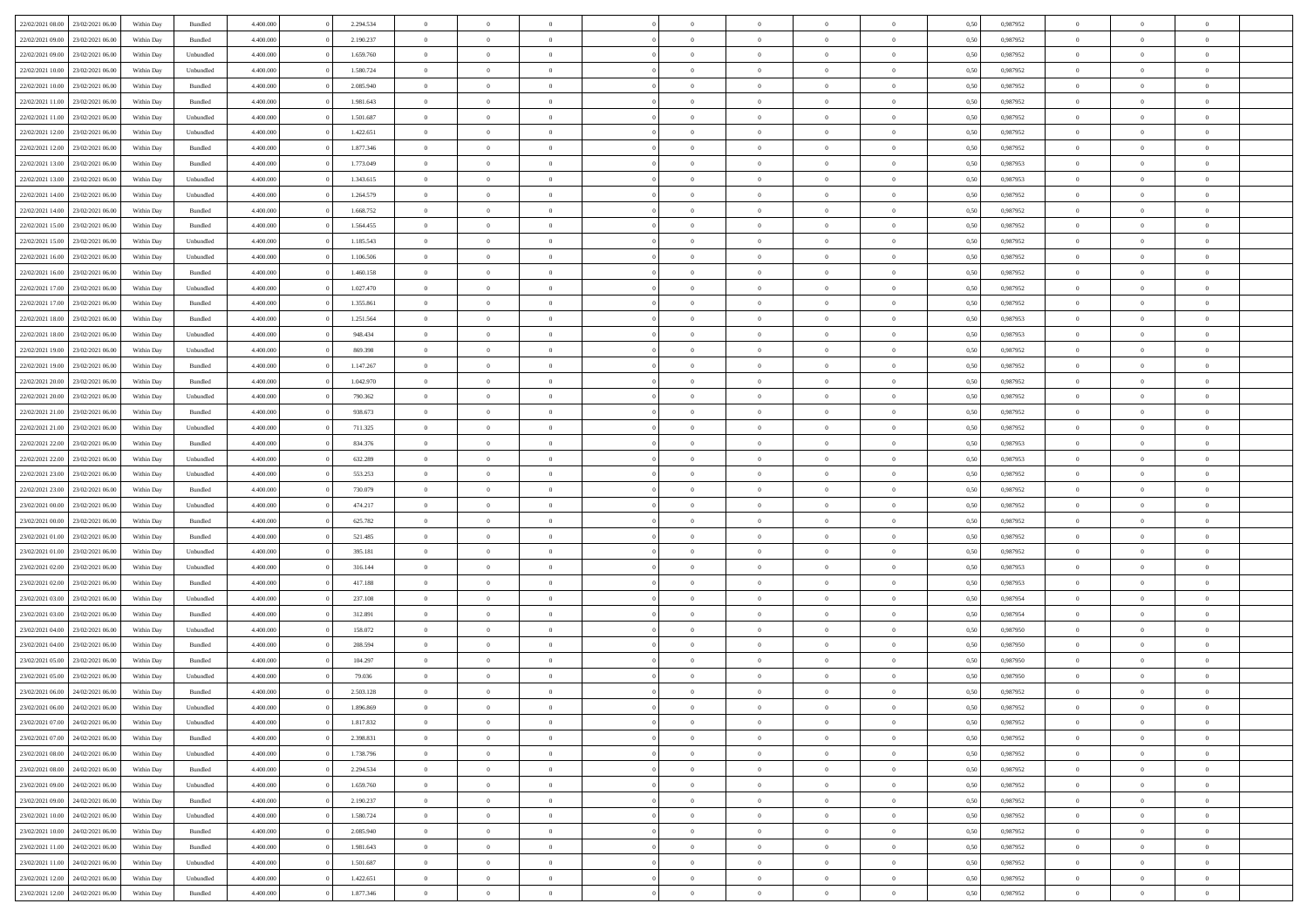| | | | | | | | | | | | | | | | | | | | | |
|---|---|---|---|---|---|---|---|---|---|---|---|---|---|---|---|---|---|---|---|---|
| 22/02/2021 08:00 | 23/02/2021 06:00 | Within Day | Bundled | 4.400.000 | 0 | 2.294.534 | 0 | 0 | 0 | | 0 | 0 | 0 | 0 | 0,50 | 0,987952 | 0 | 0 | 0 | |
| 22/02/2021 09:00 | 23/02/2021 06:00 | Within Day | Bundled | 4.400.000 | 0 | 2.190.237 | 0 | 0 | 0 | | 0 | 0 | 0 | 0 | 0,50 | 0,987952 | 0 | 0 | 0 | |
| 22/02/2021 09:00 | 23/02/2021 06:00 | Within Day | Unbundled | 4.400.000 | 0 | 1.659.760 | 0 | 0 | 0 | | 0 | 0 | 0 | 0 | 0,50 | 0,987952 | 0 | 0 | 0 | |
| 22/02/2021 10:00 | 23/02/2021 06:00 | Within Day | Unbundled | 4.400.000 | 0 | 1.580.724 | 0 | 0 | 0 | | 0 | 0 | 0 | 0 | 0,50 | 0,987952 | 0 | 0 | 0 | |
| 22/02/2021 10:00 | 23/02/2021 06:00 | Within Day | Bundled | 4.400.000 | 0 | 2.085.940 | 0 | 0 | 0 | | 0 | 0 | 0 | 0 | 0,50 | 0,987952 | 0 | 0 | 0 | |
| 22/02/2021 11:00 | 23/02/2021 06:00 | Within Day | Bundled | 4.400.000 | 0 | 1.981.643 | 0 | 0 | 0 | | 0 | 0 | 0 | 0 | 0,50 | 0,987952 | 0 | 0 | 0 | |
| 22/02/2021 11:00 | 23/02/2021 06:00 | Within Day | Unbundled | 4.400.000 | 0 | 1.501.687 | 0 | 0 | 0 | | 0 | 0 | 0 | 0 | 0,50 | 0,987952 | 0 | 0 | 0 | |
| 22/02/2021 12:00 | 23/02/2021 06:00 | Within Day | Unbundled | 4.400.000 | 0 | 1.422.651 | 0 | 0 | 0 | | 0 | 0 | 0 | 0 | 0,50 | 0,987952 | 0 | 0 | 0 | |
| 22/02/2021 12:00 | 23/02/2021 06:00 | Within Day | Bundled | 4.400.000 | 0 | 1.877.346 | 0 | 0 | 0 | | 0 | 0 | 0 | 0 | 0,50 | 0,987952 | 0 | 0 | 0 | |
| 22/02/2021 13:00 | 23/02/2021 06:00 | Within Day | Bundled | 4.400.000 | 0 | 1.773.049 | 0 | 0 | 0 | | 0 | 0 | 0 | 0 | 0,50 | 0,987953 | 0 | 0 | 0 | |
| 22/02/2021 13:00 | 23/02/2021 06:00 | Within Day | Unbundled | 4.400.000 | 0 | 1.343.615 | 0 | 0 | 0 | | 0 | 0 | 0 | 0 | 0,50 | 0,987953 | 0 | 0 | 0 | |
| 22/02/2021 14:00 | 23/02/2021 06:00 | Within Day | Unbundled | 4.400.000 | 0 | 1.264.579 | 0 | 0 | 0 | | 0 | 0 | 0 | 0 | 0,50 | 0,987952 | 0 | 0 | 0 | |
| 22/02/2021 14:00 | 23/02/2021 06:00 | Within Day | Bundled | 4.400.000 | 0 | 1.668.752 | 0 | 0 | 0 | | 0 | 0 | 0 | 0 | 0,50 | 0,987952 | 0 | 0 | 0 | |
| 22/02/2021 15:00 | 23/02/2021 06:00 | Within Day | Bundled | 4.400.000 | 0 | 1.564.455 | 0 | 0 | 0 | | 0 | 0 | 0 | 0 | 0,50 | 0,987952 | 0 | 0 | 0 | |
| 22/02/2021 15:00 | 23/02/2021 06:00 | Within Day | Unbundled | 4.400.000 | 0 | 1.185.543 | 0 | 0 | 0 | | 0 | 0 | 0 | 0 | 0,50 | 0,987952 | 0 | 0 | 0 | |
| 22/02/2021 16:00 | 23/02/2021 06:00 | Within Day | Unbundled | 4.400.000 | 0 | 1.106.506 | 0 | 0 | 0 | | 0 | 0 | 0 | 0 | 0,50 | 0,987952 | 0 | 0 | 0 | |
| 22/02/2021 16:00 | 23/02/2021 06:00 | Within Day | Bundled | 4.400.000 | 0 | 1.460.158 | 0 | 0 | 0 | | 0 | 0 | 0 | 0 | 0,50 | 0,987952 | 0 | 0 | 0 | |
| 22/02/2021 17:00 | 23/02/2021 06:00 | Within Day | Unbundled | 4.400.000 | 0 | 1.027.470 | 0 | 0 | 0 | | 0 | 0 | 0 | 0 | 0,50 | 0,987952 | 0 | 0 | 0 | |
| 22/02/2021 17:00 | 23/02/2021 06:00 | Within Day | Bundled | 4.400.000 | 0 | 1.355.861 | 0 | 0 | 0 | | 0 | 0 | 0 | 0 | 0,50 | 0,987952 | 0 | 0 | 0 | |
| 22/02/2021 18:00 | 23/02/2021 06:00 | Within Day | Bundled | 4.400.000 | 0 | 1.251.564 | 0 | 0 | 0 | | 0 | 0 | 0 | 0 | 0,50 | 0,987953 | 0 | 0 | 0 | |
| 22/02/2021 18:00 | 23/02/2021 06:00 | Within Day | Unbundled | 4.400.000 | 0 | 948.434 | 0 | 0 | 0 | | 0 | 0 | 0 | 0 | 0,50 | 0,987953 | 0 | 0 | 0 | |
| 22/02/2021 19:00 | 23/02/2021 06:00 | Within Day | Unbundled | 4.400.000 | 0 | 869.398 | 0 | 0 | 0 | | 0 | 0 | 0 | 0 | 0,50 | 0,987952 | 0 | 0 | 0 | |
| 22/02/2021 19:00 | 23/02/2021 06:00 | Within Day | Bundled | 4.400.000 | 0 | 1.147.267 | 0 | 0 | 0 | | 0 | 0 | 0 | 0 | 0,50 | 0,987952 | 0 | 0 | 0 | |
| 22/02/2021 20:00 | 23/02/2021 06:00 | Within Day | Bundled | 4.400.000 | 0 | 1.042.970 | 0 | 0 | 0 | | 0 | 0 | 0 | 0 | 0,50 | 0,987952 | 0 | 0 | 0 | |
| 22/02/2021 20:00 | 23/02/2021 06:00 | Within Day | Unbundled | 4.400.000 | 0 | 790.362 | 0 | 0 | 0 | | 0 | 0 | 0 | 0 | 0,50 | 0,987952 | 0 | 0 | 0 | |
| 22/02/2021 21:00 | 23/02/2021 06:00 | Within Day | Bundled | 4.400.000 | 0 | 938.673 | 0 | 0 | 0 | | 0 | 0 | 0 | 0 | 0,50 | 0,987952 | 0 | 0 | 0 | |
| 22/02/2021 21:00 | 23/02/2021 06:00 | Within Day | Unbundled | 4.400.000 | 0 | 711.325 | 0 | 0 | 0 | | 0 | 0 | 0 | 0 | 0,50 | 0,987952 | 0 | 0 | 0 | |
| 22/02/2021 22:00 | 23/02/2021 06:00 | Within Day | Bundled | 4.400.000 | 0 | 834.376 | 0 | 0 | 0 | | 0 | 0 | 0 | 0 | 0,50 | 0,987953 | 0 | 0 | 0 | |
| 22/02/2021 22:00 | 23/02/2021 06:00 | Within Day | Unbundled | 4.400.000 | 0 | 632.289 | 0 | 0 | 0 | | 0 | 0 | 0 | 0 | 0,50 | 0,987953 | 0 | 0 | 0 | |
| 22/02/2021 23:00 | 23/02/2021 06:00 | Within Day | Unbundled | 4.400.000 | 0 | 553.253 | 0 | 0 | 0 | | 0 | 0 | 0 | 0 | 0,50 | 0,987952 | 0 | 0 | 0 | |
| 22/02/2021 23:00 | 23/02/2021 06:00 | Within Day | Bundled | 4.400.000 | 0 | 730.079 | 0 | 0 | 0 | | 0 | 0 | 0 | 0 | 0,50 | 0,987952 | 0 | 0 | 0 | |
| 23/02/2021 00:00 | 23/02/2021 06:00 | Within Day | Unbundled | 4.400.000 | 0 | 474.217 | 0 | 0 | 0 | | 0 | 0 | 0 | 0 | 0,50 | 0,987952 | 0 | 0 | 0 | |
| 23/02/2021 00:00 | 23/02/2021 06:00 | Within Day | Bundled | 4.400.000 | 0 | 625.782 | 0 | 0 | 0 | | 0 | 0 | 0 | 0 | 0,50 | 0,987952 | 0 | 0 | 0 | |
| 23/02/2021 01:00 | 23/02/2021 06:00 | Within Day | Bundled | 4.400.000 | 0 | 521.485 | 0 | 0 | 0 | | 0 | 0 | 0 | 0 | 0,50 | 0,987952 | 0 | 0 | 0 | |
| 23/02/2021 01:00 | 23/02/2021 06:00 | Within Day | Unbundled | 4.400.000 | 0 | 395.181 | 0 | 0 | 0 | | 0 | 0 | 0 | 0 | 0,50 | 0,987952 | 0 | 0 | 0 | |
| 23/02/2021 02:00 | 23/02/2021 06:00 | Within Day | Unbundled | 4.400.000 | 0 | 316.144 | 0 | 0 | 0 | | 0 | 0 | 0 | 0 | 0,50 | 0,987953 | 0 | 0 | 0 | |
| 23/02/2021 02:00 | 23/02/2021 06:00 | Within Day | Bundled | 4.400.000 | 0 | 417.188 | 0 | 0 | 0 | | 0 | 0 | 0 | 0 | 0,50 | 0,987953 | 0 | 0 | 0 | |
| 23/02/2021 03:00 | 23/02/2021 06:00 | Within Day | Unbundled | 4.400.000 | 0 | 237.108 | 0 | 0 | 0 | | 0 | 0 | 0 | 0 | 0,50 | 0,987954 | 0 | 0 | 0 | |
| 23/02/2021 03:00 | 23/02/2021 06:00 | Within Day | Bundled | 4.400.000 | 0 | 312.891 | 0 | 0 | 0 | | 0 | 0 | 0 | 0 | 0,50 | 0,987954 | 0 | 0 | 0 | |
| 23/02/2021 04:00 | 23/02/2021 06:00 | Within Day | Unbundled | 4.400.000 | 0 | 158.072 | 0 | 0 | 0 | | 0 | 0 | 0 | 0 | 0,50 | 0,987950 | 0 | 0 | 0 | |
| 23/02/2021 04:00 | 23/02/2021 06:00 | Within Day | Bundled | 4.400.000 | 0 | 208.594 | 0 | 0 | 0 | | 0 | 0 | 0 | 0 | 0,50 | 0,987950 | 0 | 0 | 0 | |
| 23/02/2021 05:00 | 23/02/2021 06:00 | Within Day | Bundled | 4.400.000 | 0 | 104.297 | 0 | 0 | 0 | | 0 | 0 | 0 | 0 | 0,50 | 0,987950 | 0 | 0 | 0 | |
| 23/02/2021 05:00 | 23/02/2021 06:00 | Within Day | Unbundled | 4.400.000 | 0 | 79.036 | 0 | 0 | 0 | | 0 | 0 | 0 | 0 | 0,50 | 0,987950 | 0 | 0 | 0 | |
| 23/02/2021 06:00 | 24/02/2021 06:00 | Within Day | Bundled | 4.400.000 | 0 | 2.503.128 | 0 | 0 | 0 | | 0 | 0 | 0 | 0 | 0,50 | 0,987952 | 0 | 0 | 0 | |
| 23/02/2021 06:00 | 24/02/2021 06:00 | Within Day | Unbundled | 4.400.000 | 0 | 1.896.869 | 0 | 0 | 0 | | 0 | 0 | 0 | 0 | 0,50 | 0,987952 | 0 | 0 | 0 | |
| 23/02/2021 07:00 | 24/02/2021 06:00 | Within Day | Unbundled | 4.400.000 | 0 | 1.817.832 | 0 | 0 | 0 | | 0 | 0 | 0 | 0 | 0,50 | 0,987952 | 0 | 0 | 0 | |
| 23/02/2021 07:00 | 24/02/2021 06:00 | Within Day | Bundled | 4.400.000 | 0 | 2.398.831 | 0 | 0 | 0 | | 0 | 0 | 0 | 0 | 0,50 | 0,987952 | 0 | 0 | 0 | |
| 23/02/2021 08:00 | 24/02/2021 06:00 | Within Day | Unbundled | 4.400.000 | 0 | 1.738.796 | 0 | 0 | 0 | | 0 | 0 | 0 | 0 | 0,50 | 0,987952 | 0 | 0 | 0 | |
| 23/02/2021 08:00 | 24/02/2021 06:00 | Within Day | Bundled | 4.400.000 | 0 | 2.294.534 | 0 | 0 | 0 | | 0 | 0 | 0 | 0 | 0,50 | 0,987952 | 0 | 0 | 0 | |
| 23/02/2021 09:00 | 24/02/2021 06:00 | Within Day | Unbundled | 4.400.000 | 0 | 1.659.760 | 0 | 0 | 0 | | 0 | 0 | 0 | 0 | 0,50 | 0,987952 | 0 | 0 | 0 | |
| 23/02/2021 09:00 | 24/02/2021 06:00 | Within Day | Bundled | 4.400.000 | 0 | 2.190.237 | 0 | 0 | 0 | | 0 | 0 | 0 | 0 | 0,50 | 0,987952 | 0 | 0 | 0 | |
| 23/02/2021 10:00 | 24/02/2021 06:00 | Within Day | Unbundled | 4.400.000 | 0 | 1.580.724 | 0 | 0 | 0 | | 0 | 0 | 0 | 0 | 0,50 | 0,987952 | 0 | 0 | 0 | |
| 23/02/2021 10:00 | 24/02/2021 06:00 | Within Day | Bundled | 4.400.000 | 0 | 2.085.940 | 0 | 0 | 0 | | 0 | 0 | 0 | 0 | 0,50 | 0,987952 | 0 | 0 | 0 | |
| 23/02/2021 11:00 | 24/02/2021 06:00 | Within Day | Bundled | 4.400.000 | 0 | 1.981.643 | 0 | 0 | 0 | | 0 | 0 | 0 | 0 | 0,50 | 0,987952 | 0 | 0 | 0 | |
| 23/02/2021 11:00 | 24/02/2021 06:00 | Within Day | Unbundled | 4.400.000 | 0 | 1.501.687 | 0 | 0 | 0 | | 0 | 0 | 0 | 0 | 0,50 | 0,987952 | 0 | 0 | 0 | |
| 23/02/2021 12:00 | 24/02/2021 06:00 | Within Day | Unbundled | 4.400.000 | 0 | 1.422.651 | 0 | 0 | 0 | | 0 | 0 | 0 | 0 | 0,50 | 0,987952 | 0 | 0 | 0 | |
| 23/02/2021 12:00 | 24/02/2021 06:00 | Within Day | Bundled | 4.400.000 | 0 | 1.877.346 | 0 | 0 | 0 | | 0 | 0 | 0 | 0 | 0,50 | 0,987952 | 0 | 0 | 0 | |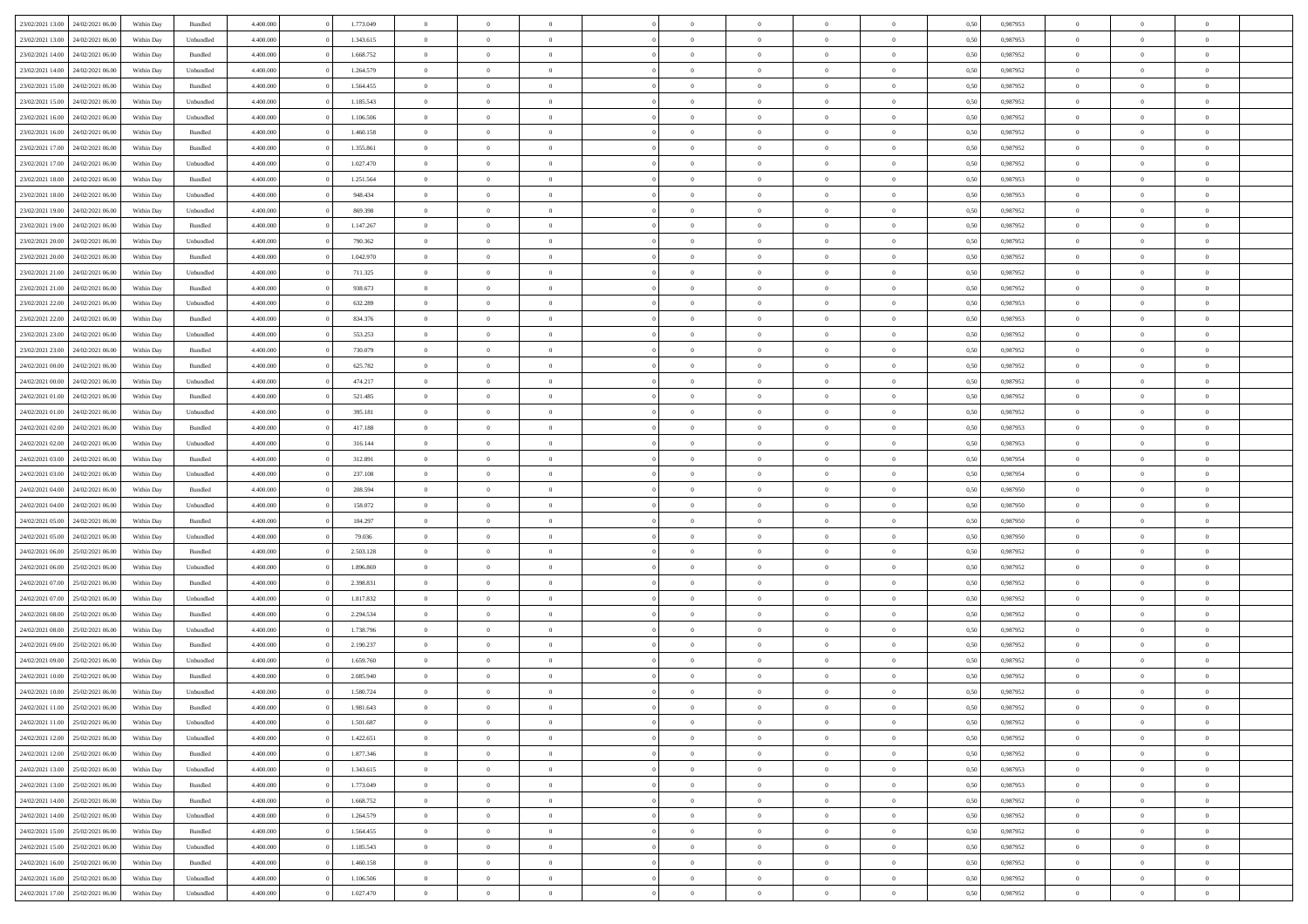| | | | | | | | | | | | | | | | | | | | | | |
|---|---|---|---|---|---|---|---|---|---|---|---|---|---|---|---|---|---|---|---|---|---|
| 23/02/2021 13:00 | 24/02/2021 06:00 | Within Day | Bundled | 4.400.000 | 0 | 1.773.049 | 0 | 0 | 0 | | 0 | 0 | 0 | 0 | 0,50 | 0,987953 | 0 | 0 | 0 | |
| 23/02/2021 13:00 | 24/02/2021 06:00 | Within Day | Unbundled | 4.400.000 | 0 | 1.343.615 | 0 | 0 | 0 | | 0 | 0 | 0 | 0 | 0,50 | 0,987953 | 0 | 0 | 0 | |
| 23/02/2021 14:00 | 24/02/2021 06:00 | Within Day | Bundled | 4.400.000 | 0 | 1.668.752 | 0 | 0 | 0 | | 0 | 0 | 0 | 0 | 0,50 | 0,987952 | 0 | 0 | 0 | |
| 23/02/2021 14:00 | 24/02/2021 06:00 | Within Day | Unbundled | 4.400.000 | 0 | 1.264.579 | 0 | 0 | 0 | | 0 | 0 | 0 | 0 | 0,50 | 0,987952 | 0 | 0 | 0 | |
| 23/02/2021 15:00 | 24/02/2021 06:00 | Within Day | Bundled | 4.400.000 | 0 | 1.564.455 | 0 | 0 | 0 | | 0 | 0 | 0 | 0 | 0,50 | 0,987952 | 0 | 0 | 0 | |
| 23/02/2021 15:00 | 24/02/2021 06:00 | Within Day | Unbundled | 4.400.000 | 0 | 1.185.543 | 0 | 0 | 0 | | 0 | 0 | 0 | 0 | 0,50 | 0,987952 | 0 | 0 | 0 | |
| 23/02/2021 16:00 | 24/02/2021 06:00 | Within Day | Unbundled | 4.400.000 | 0 | 1.106.506 | 0 | 0 | 0 | | 0 | 0 | 0 | 0 | 0,50 | 0,987952 | 0 | 0 | 0 | |
| 23/02/2021 16:00 | 24/02/2021 06:00 | Within Day | Bundled | 4.400.000 | 0 | 1.460.158 | 0 | 0 | 0 | | 0 | 0 | 0 | 0 | 0,50 | 0,987952 | 0 | 0 | 0 | |
| 23/02/2021 17:00 | 24/02/2021 06:00 | Within Day | Bundled | 4.400.000 | 0 | 1.355.861 | 0 | 0 | 0 | | 0 | 0 | 0 | 0 | 0,50 | 0,987952 | 0 | 0 | 0 | |
| 23/02/2021 17:00 | 24/02/2021 06:00 | Within Day | Unbundled | 4.400.000 | 0 | 1.027.470 | 0 | 0 | 0 | | 0 | 0 | 0 | 0 | 0,50 | 0,987952 | 0 | 0 | 0 | |
| 23/02/2021 18:00 | 24/02/2021 06:00 | Within Day | Bundled | 4.400.000 | 0 | 1.251.564 | 0 | 0 | 0 | | 0 | 0 | 0 | 0 | 0,50 | 0,987953 | 0 | 0 | 0 | |
| 23/02/2021 18:00 | 24/02/2021 06:00 | Within Day | Unbundled | 4.400.000 | 0 | 948.434 | 0 | 0 | 0 | | 0 | 0 | 0 | 0 | 0,50 | 0,987953 | 0 | 0 | 0 | |
| 23/02/2021 19:00 | 24/02/2021 06:00 | Within Day | Unbundled | 4.400.000 | 0 | 869.398 | 0 | 0 | 0 | | 0 | 0 | 0 | 0 | 0,50 | 0,987952 | 0 | 0 | 0 | |
| 23/02/2021 19:00 | 24/02/2021 06:00 | Within Day | Bundled | 4.400.000 | 0 | 1.147.267 | 0 | 0 | 0 | | 0 | 0 | 0 | 0 | 0,50 | 0,987952 | 0 | 0 | 0 | |
| 23/02/2021 20:00 | 24/02/2021 06:00 | Within Day | Unbundled | 4.400.000 | 0 | 790.362 | 0 | 0 | 0 | | 0 | 0 | 0 | 0 | 0,50 | 0,987952 | 0 | 0 | 0 | |
| 23/02/2021 20:00 | 24/02/2021 06:00 | Within Day | Bundled | 4.400.000 | 0 | 1.042.970 | 0 | 0 | 0 | | 0 | 0 | 0 | 0 | 0,50 | 0,987952 | 0 | 0 | 0 | |
| 23/02/2021 21:00 | 24/02/2021 06:00 | Within Day | Unbundled | 4.400.000 | 0 | 711.325 | 0 | 0 | 0 | | 0 | 0 | 0 | 0 | 0,50 | 0,987952 | 0 | 0 | 0 | |
| 23/02/2021 21:00 | 24/02/2021 06:00 | Within Day | Bundled | 4.400.000 | 0 | 938.673 | 0 | 0 | 0 | | 0 | 0 | 0 | 0 | 0,50 | 0,987952 | 0 | 0 | 0 | |
| 23/02/2021 22:00 | 24/02/2021 06:00 | Within Day | Unbundled | 4.400.000 | 0 | 632.289 | 0 | 0 | 0 | | 0 | 0 | 0 | 0 | 0,50 | 0,987953 | 0 | 0 | 0 | |
| 23/02/2021 22:00 | 24/02/2021 06:00 | Within Day | Bundled | 4.400.000 | 0 | 834.376 | 0 | 0 | 0 | | 0 | 0 | 0 | 0 | 0,50 | 0,987953 | 0 | 0 | 0 | |
| 23/02/2021 23:00 | 24/02/2021 06:00 | Within Day | Unbundled | 4.400.000 | 0 | 553.253 | 0 | 0 | 0 | | 0 | 0 | 0 | 0 | 0,50 | 0,987952 | 0 | 0 | 0 | |
| 23/02/2021 23:00 | 24/02/2021 06:00 | Within Day | Bundled | 4.400.000 | 0 | 730.079 | 0 | 0 | 0 | | 0 | 0 | 0 | 0 | 0,50 | 0,987952 | 0 | 0 | 0 | |
| 24/02/2021 00:00 | 24/02/2021 06:00 | Within Day | Bundled | 4.400.000 | 0 | 625.782 | 0 | 0 | 0 | | 0 | 0 | 0 | 0 | 0,50 | 0,987952 | 0 | 0 | 0 | |
| 24/02/2021 00:00 | 24/02/2021 06:00 | Within Day | Unbundled | 4.400.000 | 0 | 474.217 | 0 | 0 | 0 | | 0 | 0 | 0 | 0 | 0,50 | 0,987952 | 0 | 0 | 0 | |
| 24/02/2021 01:00 | 24/02/2021 06:00 | Within Day | Bundled | 4.400.000 | 0 | 521.485 | 0 | 0 | 0 | | 0 | 0 | 0 | 0 | 0,50 | 0,987952 | 0 | 0 | 0 | |
| 24/02/2021 01:00 | 24/02/2021 06:00 | Within Day | Unbundled | 4.400.000 | 0 | 395.181 | 0 | 0 | 0 | | 0 | 0 | 0 | 0 | 0,50 | 0,987952 | 0 | 0 | 0 | |
| 24/02/2021 02:00 | 24/02/2021 06:00 | Within Day | Bundled | 4.400.000 | 0 | 417.188 | 0 | 0 | 0 | | 0 | 0 | 0 | 0 | 0,50 | 0,987953 | 0 | 0 | 0 | |
| 24/02/2021 02:00 | 24/02/2021 06:00 | Within Day | Unbundled | 4.400.000 | 0 | 316.144 | 0 | 0 | 0 | | 0 | 0 | 0 | 0 | 0,50 | 0,987953 | 0 | 0 | 0 | |
| 24/02/2021 03:00 | 24/02/2021 06:00 | Within Day | Bundled | 4.400.000 | 0 | 312.891 | 0 | 0 | 0 | | 0 | 0 | 0 | 0 | 0,50 | 0,987954 | 0 | 0 | 0 | |
| 24/02/2021 03:00 | 24/02/2021 06:00 | Within Day | Unbundled | 4.400.000 | 0 | 237.108 | 0 | 0 | 0 | | 0 | 0 | 0 | 0 | 0,50 | 0,987954 | 0 | 0 | 0 | |
| 24/02/2021 04:00 | 24/02/2021 06:00 | Within Day | Bundled | 4.400.000 | 0 | 208.594 | 0 | 0 | 0 | | 0 | 0 | 0 | 0 | 0,50 | 0,987950 | 0 | 0 | 0 | |
| 24/02/2021 04:00 | 24/02/2021 06:00 | Within Day | Unbundled | 4.400.000 | 0 | 158.072 | 0 | 0 | 0 | | 0 | 0 | 0 | 0 | 0,50 | 0,987950 | 0 | 0 | 0 | |
| 24/02/2021 05:00 | 24/02/2021 06:00 | Within Day | Bundled | 4.400.000 | 0 | 104.297 | 0 | 0 | 0 | | 0 | 0 | 0 | 0 | 0,50 | 0,987950 | 0 | 0 | 0 | |
| 24/02/2021 05:00 | 24/02/2021 06:00 | Within Day | Unbundled | 4.400.000 | 0 | 79.036 | 0 | 0 | 0 | | 0 | 0 | 0 | 0 | 0,50 | 0,987950 | 0 | 0 | 0 | |
| 24/02/2021 06:00 | 25/02/2021 06:00 | Within Day | Bundled | 4.400.000 | 0 | 2.503.128 | 0 | 0 | 0 | | 0 | 0 | 0 | 0 | 0,50 | 0,987952 | 0 | 0 | 0 | |
| 24/02/2021 06:00 | 25/02/2021 06:00 | Within Day | Unbundled | 4.400.000 | 0 | 1.896.869 | 0 | 0 | 0 | | 0 | 0 | 0 | 0 | 0,50 | 0,987952 | 0 | 0 | 0 | |
| 24/02/2021 07:00 | 25/02/2021 06:00 | Within Day | Bundled | 4.400.000 | 0 | 2.398.831 | 0 | 0 | 0 | | 0 | 0 | 0 | 0 | 0,50 | 0,987952 | 0 | 0 | 0 | |
| 24/02/2021 07:00 | 25/02/2021 06:00 | Within Day | Unbundled | 4.400.000 | 0 | 1.817.832 | 0 | 0 | 0 | | 0 | 0 | 0 | 0 | 0,50 | 0,987952 | 0 | 0 | 0 | |
| 24/02/2021 08:00 | 25/02/2021 06:00 | Within Day | Bundled | 4.400.000 | 0 | 2.294.534 | 0 | 0 | 0 | | 0 | 0 | 0 | 0 | 0,50 | 0,987952 | 0 | 0 | 0 | |
| 24/02/2021 08:00 | 25/02/2021 06:00 | Within Day | Unbundled | 4.400.000 | 0 | 1.738.796 | 0 | 0 | 0 | | 0 | 0 | 0 | 0 | 0,50 | 0,987952 | 0 | 0 | 0 | |
| 24/02/2021 09:00 | 25/02/2021 06:00 | Within Day | Bundled | 4.400.000 | 0 | 2.190.237 | 0 | 0 | 0 | | 0 | 0 | 0 | 0 | 0,50 | 0,987952 | 0 | 0 | 0 | |
| 24/02/2021 09:00 | 25/02/2021 06:00 | Within Day | Unbundled | 4.400.000 | 0 | 1.659.760 | 0 | 0 | 0 | | 0 | 0 | 0 | 0 | 0,50 | 0,987952 | 0 | 0 | 0 | |
| 24/02/2021 10:00 | 25/02/2021 06:00 | Within Day | Bundled | 4.400.000 | 0 | 2.085.940 | 0 | 0 | 0 | | 0 | 0 | 0 | 0 | 0,50 | 0,987952 | 0 | 0 | 0 | |
| 24/02/2021 10:00 | 25/02/2021 06:00 | Within Day | Unbundled | 4.400.000 | 0 | 1.580.724 | 0 | 0 | 0 | | 0 | 0 | 0 | 0 | 0,50 | 0,987952 | 0 | 0 | 0 | |
| 24/02/2021 11:00 | 25/02/2021 06:00 | Within Day | Bundled | 4.400.000 | 0 | 1.981.643 | 0 | 0 | 0 | | 0 | 0 | 0 | 0 | 0,50 | 0,987952 | 0 | 0 | 0 | |
| 24/02/2021 11:00 | 25/02/2021 06:00 | Within Day | Unbundled | 4.400.000 | 0 | 1.501.687 | 0 | 0 | 0 | | 0 | 0 | 0 | 0 | 0,50 | 0,987952 | 0 | 0 | 0 | |
| 24/02/2021 12:00 | 25/02/2021 06:00 | Within Day | Unbundled | 4.400.000 | 0 | 1.422.651 | 0 | 0 | 0 | | 0 | 0 | 0 | 0 | 0,50 | 0,987952 | 0 | 0 | 0 | |
| 24/02/2021 12:00 | 25/02/2021 06:00 | Within Day | Bundled | 4.400.000 | 0 | 1.877.346 | 0 | 0 | 0 | | 0 | 0 | 0 | 0 | 0,50 | 0,987952 | 0 | 0 | 0 | |
| 24/02/2021 13:00 | 25/02/2021 06:00 | Within Day | Unbundled | 4.400.000 | 0 | 1.343.615 | 0 | 0 | 0 | | 0 | 0 | 0 | 0 | 0,50 | 0,987953 | 0 | 0 | 0 | |
| 24/02/2021 13:00 | 25/02/2021 06:00 | Within Day | Bundled | 4.400.000 | 0 | 1.773.049 | 0 | 0 | 0 | | 0 | 0 | 0 | 0 | 0,50 | 0,987953 | 0 | 0 | 0 | |
| 24/02/2021 14:00 | 25/02/2021 06:00 | Within Day | Bundled | 4.400.000 | 0 | 1.668.752 | 0 | 0 | 0 | | 0 | 0 | 0 | 0 | 0,50 | 0,987952 | 0 | 0 | 0 | |
| 24/02/2021 14:00 | 25/02/2021 06:00 | Within Day | Unbundled | 4.400.000 | 0 | 1.264.579 | 0 | 0 | 0 | | 0 | 0 | 0 | 0 | 0,50 | 0,987952 | 0 | 0 | 0 | |
| 24/02/2021 15:00 | 25/02/2021 06:00 | Within Day | Bundled | 4.400.000 | 0 | 1.564.455 | 0 | 0 | 0 | | 0 | 0 | 0 | 0 | 0,50 | 0,987952 | 0 | 0 | 0 | |
| 24/02/2021 15:00 | 25/02/2021 06:00 | Within Day | Unbundled | 4.400.000 | 0 | 1.185.543 | 0 | 0 | 0 | | 0 | 0 | 0 | 0 | 0,50 | 0,987952 | 0 | 0 | 0 | |
| 24/02/2021 16:00 | 25/02/2021 06:00 | Within Day | Bundled | 4.400.000 | 0 | 1.460.158 | 0 | 0 | 0 | | 0 | 0 | 0 | 0 | 0,50 | 0,987952 | 0 | 0 | 0 | |
| 24/02/2021 16:00 | 25/02/2021 06:00 | Within Day | Unbundled | 4.400.000 | 0 | 1.106.506 | 0 | 0 | 0 | | 0 | 0 | 0 | 0 | 0,50 | 0,987952 | 0 | 0 | 0 | |
| 24/02/2021 17:00 | 25/02/2021 06:00 | Within Day | Unbundled | 4.400.000 | 0 | 1.027.470 | 0 | 0 | 0 | | 0 | 0 | 0 | 0 | 0,50 | 0,987952 | 0 | 0 | 0 | |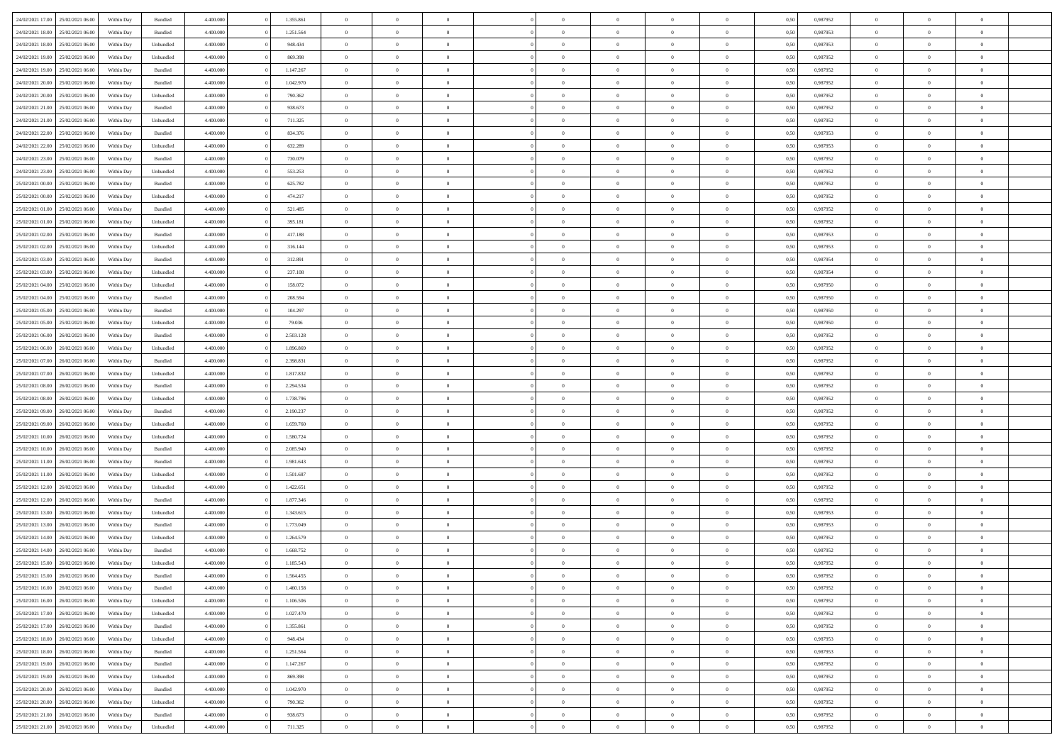| | | | | | | | | | | | | | | | | | | | | |
|---|---|---|---|---|---|---|---|---|---|---|---|---|---|---|---|---|---|---|---|---|
| 24/02/2021 17:00 | 25/02/2021 06:00 | Within Day | Bundled | 4.400.000 | 0 | 1.355.861 | 0 | 0 | 0 | | 0 | 0 | 0 | 0 | 0,50 | 0,987952 | 0 | 0 | 0 | |
| 24/02/2021 18:00 | 25/02/2021 06:00 | Within Day | Bundled | 4.400.000 | 0 | 1.251.564 | 0 | 0 | 0 | | 0 | 0 | 0 | 0 | 0,50 | 0,987953 | 0 | 0 | 0 | |
| 24/02/2021 18:00 | 25/02/2021 06:00 | Within Day | Unbundled | 4.400.000 | 0 | 948.434 | 0 | 0 | 0 | | 0 | 0 | 0 | 0 | 0,50 | 0,987953 | 0 | 0 | 0 | |
| 24/02/2021 19:00 | 25/02/2021 06:00 | Within Day | Unbundled | 4.400.000 | 0 | 869.398 | 0 | 0 | 0 | | 0 | 0 | 0 | 0 | 0,50 | 0,987952 | 0 | 0 | 0 | |
| 24/02/2021 19:00 | 25/02/2021 06:00 | Within Day | Bundled | 4.400.000 | 0 | 1.147.267 | 0 | 0 | 0 | | 0 | 0 | 0 | 0 | 0,50 | 0,987952 | 0 | 0 | 0 | |
| 24/02/2021 20:00 | 25/02/2021 06:00 | Within Day | Bundled | 4.400.000 | 0 | 1.042.970 | 0 | 0 | 0 | | 0 | 0 | 0 | 0 | 0,50 | 0,987952 | 0 | 0 | 0 | |
| 24/02/2021 20:00 | 25/02/2021 06:00 | Within Day | Unbundled | 4.400.000 | 0 | 790.362 | 0 | 0 | 0 | | 0 | 0 | 0 | 0 | 0,50 | 0,987952 | 0 | 0 | 0 | |
| 24/02/2021 21:00 | 25/02/2021 06:00 | Within Day | Bundled | 4.400.000 | 0 | 938.673 | 0 | 0 | 0 | | 0 | 0 | 0 | 0 | 0,50 | 0,987952 | 0 | 0 | 0 | |
| 24/02/2021 21:00 | 25/02/2021 06:00 | Within Day | Unbundled | 4.400.000 | 0 | 711.325 | 0 | 0 | 0 | | 0 | 0 | 0 | 0 | 0,50 | 0,987952 | 0 | 0 | 0 | |
| 24/02/2021 22:00 | 25/02/2021 06:00 | Within Day | Bundled | 4.400.000 | 0 | 834.376 | 0 | 0 | 0 | | 0 | 0 | 0 | 0 | 0,50 | 0,987953 | 0 | 0 | 0 | |
| 24/02/2021 22:00 | 25/02/2021 06:00 | Within Day | Unbundled | 4.400.000 | 0 | 632.289 | 0 | 0 | 0 | | 0 | 0 | 0 | 0 | 0,50 | 0,987953 | 0 | 0 | 0 | |
| 24/02/2021 23:00 | 25/02/2021 06:00 | Within Day | Bundled | 4.400.000 | 0 | 730.079 | 0 | 0 | 0 | | 0 | 0 | 0 | 0 | 0,50 | 0,987952 | 0 | 0 | 0 | |
| 24/02/2021 23:00 | 25/02/2021 06:00 | Within Day | Unbundled | 4.400.000 | 0 | 553.253 | 0 | 0 | 0 | | 0 | 0 | 0 | 0 | 0,50 | 0,987952 | 0 | 0 | 0 | |
| 25/02/2021 00:00 | 25/02/2021 06:00 | Within Day | Bundled | 4.400.000 | 0 | 625.782 | 0 | 0 | 0 | | 0 | 0 | 0 | 0 | 0,50 | 0,987952 | 0 | 0 | 0 | |
| 25/02/2021 00:00 | 25/02/2021 06:00 | Within Day | Unbundled | 4.400.000 | 0 | 474.217 | 0 | 0 | 0 | | 0 | 0 | 0 | 0 | 0,50 | 0,987952 | 0 | 0 | 0 | |
| 25/02/2021 01:00 | 25/02/2021 06:00 | Within Day | Bundled | 4.400.000 | 0 | 521.485 | 0 | 0 | 0 | | 0 | 0 | 0 | 0 | 0,50 | 0,987952 | 0 | 0 | 0 | |
| 25/02/2021 01:00 | 25/02/2021 06:00 | Within Day | Unbundled | 4.400.000 | 0 | 395.181 | 0 | 0 | 0 | | 0 | 0 | 0 | 0 | 0,50 | 0,987952 | 0 | 0 | 0 | |
| 25/02/2021 02:00 | 25/02/2021 06:00 | Within Day | Bundled | 4.400.000 | 0 | 417.188 | 0 | 0 | 0 | | 0 | 0 | 0 | 0 | 0,50 | 0,987953 | 0 | 0 | 0 | |
| 25/02/2021 02:00 | 25/02/2021 06:00 | Within Day | Unbundled | 4.400.000 | 0 | 316.144 | 0 | 0 | 0 | | 0 | 0 | 0 | 0 | 0,50 | 0,987953 | 0 | 0 | 0 | |
| 25/02/2021 03:00 | 25/02/2021 06:00 | Within Day | Bundled | 4.400.000 | 0 | 312.891 | 0 | 0 | 0 | | 0 | 0 | 0 | 0 | 0,50 | 0,987954 | 0 | 0 | 0 | |
| 25/02/2021 03:00 | 25/02/2021 06:00 | Within Day | Unbundled | 4.400.000 | 0 | 237.108 | 0 | 0 | 0 | | 0 | 0 | 0 | 0 | 0,50 | 0,987954 | 0 | 0 | 0 | |
| 25/02/2021 04:00 | 25/02/2021 06:00 | Within Day | Unbundled | 4.400.000 | 0 | 158.072 | 0 | 0 | 0 | | 0 | 0 | 0 | 0 | 0,50 | 0,987950 | 0 | 0 | 0 | |
| 25/02/2021 04:00 | 25/02/2021 06:00 | Within Day | Bundled | 4.400.000 | 0 | 208.594 | 0 | 0 | 0 | | 0 | 0 | 0 | 0 | 0,50 | 0,987950 | 0 | 0 | 0 | |
| 25/02/2021 05:00 | 25/02/2021 06:00 | Within Day | Bundled | 4.400.000 | 0 | 104.297 | 0 | 0 | 0 | | 0 | 0 | 0 | 0 | 0,50 | 0,987950 | 0 | 0 | 0 | |
| 25/02/2021 05:00 | 25/02/2021 06:00 | Within Day | Unbundled | 4.400.000 | 0 | 79.036 | 0 | 0 | 0 | | 0 | 0 | 0 | 0 | 0,50 | 0,987950 | 0 | 0 | 0 | |
| 25/02/2021 06:00 | 26/02/2021 06:00 | Within Day | Bundled | 4.400.000 | 0 | 2.503.128 | 0 | 0 | 0 | | 0 | 0 | 0 | 0 | 0,50 | 0,987952 | 0 | 0 | 0 | |
| 25/02/2021 06:00 | 26/02/2021 06:00 | Within Day | Unbundled | 4.400.000 | 0 | 1.896.869 | 0 | 0 | 0 | | 0 | 0 | 0 | 0 | 0,50 | 0,987952 | 0 | 0 | 0 | |
| 25/02/2021 07:00 | 26/02/2021 06:00 | Within Day | Bundled | 4.400.000 | 0 | 2.398.831 | 0 | 0 | 0 | | 0 | 0 | 0 | 0 | 0,50 | 0,987952 | 0 | 0 | 0 | |
| 25/02/2021 07:00 | 26/02/2021 06:00 | Within Day | Unbundled | 4.400.000 | 0 | 1.817.832 | 0 | 0 | 0 | | 0 | 0 | 0 | 0 | 0,50 | 0,987952 | 0 | 0 | 0 | |
| 25/02/2021 08:00 | 26/02/2021 06:00 | Within Day | Bundled | 4.400.000 | 0 | 2.294.534 | 0 | 0 | 0 | | 0 | 0 | 0 | 0 | 0,50 | 0,987952 | 0 | 0 | 0 | |
| 25/02/2021 08:00 | 26/02/2021 06:00 | Within Day | Unbundled | 4.400.000 | 0 | 1.738.796 | 0 | 0 | 0 | | 0 | 0 | 0 | 0 | 0,50 | 0,987952 | 0 | 0 | 0 | |
| 25/02/2021 09:00 | 26/02/2021 06:00 | Within Day | Bundled | 4.400.000 | 0 | 2.190.237 | 0 | 0 | 0 | | 0 | 0 | 0 | 0 | 0,50 | 0,987952 | 0 | 0 | 0 | |
| 25/02/2021 09:00 | 26/02/2021 06:00 | Within Day | Unbundled | 4.400.000 | 0 | 1.659.760 | 0 | 0 | 0 | | 0 | 0 | 0 | 0 | 0,50 | 0,987952 | 0 | 0 | 0 | |
| 25/02/2021 10:00 | 26/02/2021 06:00 | Within Day | Unbundled | 4.400.000 | 0 | 1.580.724 | 0 | 0 | 0 | | 0 | 0 | 0 | 0 | 0,50 | 0,987952 | 0 | 0 | 0 | |
| 25/02/2021 10:00 | 26/02/2021 06:00 | Within Day | Bundled | 4.400.000 | 0 | 2.085.940 | 0 | 0 | 0 | | 0 | 0 | 0 | 0 | 0,50 | 0,987952 | 0 | 0 | 0 | |
| 25/02/2021 11:00 | 26/02/2021 06:00 | Within Day | Bundled | 4.400.000 | 0 | 1.981.643 | 0 | 0 | 0 | | 0 | 0 | 0 | 0 | 0,50 | 0,987952 | 0 | 0 | 0 | |
| 25/02/2021 11:00 | 26/02/2021 06:00 | Within Day | Unbundled | 4.400.000 | 0 | 1.501.687 | 0 | 0 | 0 | | 0 | 0 | 0 | 0 | 0,50 | 0,987952 | 0 | 0 | 0 | |
| 25/02/2021 12:00 | 26/02/2021 06:00 | Within Day | Unbundled | 4.400.000 | 0 | 1.422.651 | 0 | 0 | 0 | | 0 | 0 | 0 | 0 | 0,50 | 0,987952 | 0 | 0 | 0 | |
| 25/02/2021 12:00 | 26/02/2021 06:00 | Within Day | Bundled | 4.400.000 | 0 | 1.877.346 | 0 | 0 | 0 | | 0 | 0 | 0 | 0 | 0,50 | 0,987952 | 0 | 0 | 0 | |
| 25/02/2021 13:00 | 26/02/2021 06:00 | Within Day | Unbundled | 4.400.000 | 0 | 1.343.615 | 0 | 0 | 0 | | 0 | 0 | 0 | 0 | 0,50 | 0,987953 | 0 | 0 | 0 | |
| 25/02/2021 13:00 | 26/02/2021 06:00 | Within Day | Bundled | 4.400.000 | 0 | 1.773.049 | 0 | 0 | 0 | | 0 | 0 | 0 | 0 | 0,50 | 0,987953 | 0 | 0 | 0 | |
| 25/02/2021 14:00 | 26/02/2021 06:00 | Within Day | Unbundled | 4.400.000 | 0 | 1.264.579 | 0 | 0 | 0 | | 0 | 0 | 0 | 0 | 0,50 | 0,987952 | 0 | 0 | 0 | |
| 25/02/2021 14:00 | 26/02/2021 06:00 | Within Day | Bundled | 4.400.000 | 0 | 1.668.752 | 0 | 0 | 0 | | 0 | 0 | 0 | 0 | 0,50 | 0,987952 | 0 | 0 | 0 | |
| 25/02/2021 15:00 | 26/02/2021 06:00 | Within Day | Unbundled | 4.400.000 | 0 | 1.185.543 | 0 | 0 | 0 | | 0 | 0 | 0 | 0 | 0,50 | 0,987952 | 0 | 0 | 0 | |
| 25/02/2021 15:00 | 26/02/2021 06:00 | Within Day | Bundled | 4.400.000 | 0 | 1.564.455 | 0 | 0 | 0 | | 0 | 0 | 0 | 0 | 0,50 | 0,987952 | 0 | 0 | 0 | |
| 25/02/2021 16:00 | 26/02/2021 06:00 | Within Day | Bundled | 4.400.000 | 0 | 1.460.158 | 0 | 0 | 0 | | 0 | 0 | 0 | 0 | 0,50 | 0,987952 | 0 | 0 | 0 | |
| 25/02/2021 16:00 | 26/02/2021 06:00 | Within Day | Unbundled | 4.400.000 | 0 | 1.106.506 | 0 | 0 | 0 | | 0 | 0 | 0 | 0 | 0,50 | 0,987952 | 0 | 0 | 0 | |
| 25/02/2021 17:00 | 26/02/2021 06:00 | Within Day | Unbundled | 4.400.000 | 0 | 1.027.470 | 0 | 0 | 0 | | 0 | 0 | 0 | 0 | 0,50 | 0,987952 | 0 | 0 | 0 | |
| 25/02/2021 17:00 | 26/02/2021 06:00 | Within Day | Bundled | 4.400.000 | 0 | 1.355.861 | 0 | 0 | 0 | | 0 | 0 | 0 | 0 | 0,50 | 0,987952 | 0 | 0 | 0 | |
| 25/02/2021 18:00 | 26/02/2021 06:00 | Within Day | Unbundled | 4.400.000 | 0 | 948.434 | 0 | 0 | 0 | | 0 | 0 | 0 | 0 | 0,50 | 0,987953 | 0 | 0 | 0 | |
| 25/02/2021 18:00 | 26/02/2021 06:00 | Within Day | Bundled | 4.400.000 | 0 | 1.251.564 | 0 | 0 | 0 | | 0 | 0 | 0 | 0 | 0,50 | 0,987953 | 0 | 0 | 0 | |
| 25/02/2021 19:00 | 26/02/2021 06:00 | Within Day | Bundled | 4.400.000 | 0 | 1.147.267 | 0 | 0 | 0 | | 0 | 0 | 0 | 0 | 0,50 | 0,987952 | 0 | 0 | 0 | |
| 25/02/2021 19:00 | 26/02/2021 06:00 | Within Day | Unbundled | 4.400.000 | 0 | 869.398 | 0 | 0 | 0 | | 0 | 0 | 0 | 0 | 0,50 | 0,987952 | 0 | 0 | 0 | |
| 25/02/2021 20:00 | 26/02/2021 06:00 | Within Day | Bundled | 4.400.000 | 0 | 1.042.970 | 0 | 0 | 0 | | 0 | 0 | 0 | 0 | 0,50 | 0,987952 | 0 | 0 | 0 | |
| 25/02/2021 20:00 | 26/02/2021 06:00 | Within Day | Unbundled | 4.400.000 | 0 | 790.362 | 0 | 0 | 0 | | 0 | 0 | 0 | 0 | 0,50 | 0,987952 | 0 | 0 | 0 | |
| 25/02/2021 21:00 | 26/02/2021 06:00 | Within Day | Bundled | 4.400.000 | 0 | 938.673 | 0 | 0 | 0 | | 0 | 0 | 0 | 0 | 0,50 | 0,987952 | 0 | 0 | 0 | |
| 25/02/2021 21:00 | 26/02/2021 06:00 | Within Day | Unbundled | 4.400.000 | 0 | 711.325 | 0 | 0 | 0 | | 0 | 0 | 0 | 0 | 0,50 | 0,987952 | 0 | 0 | 0 | |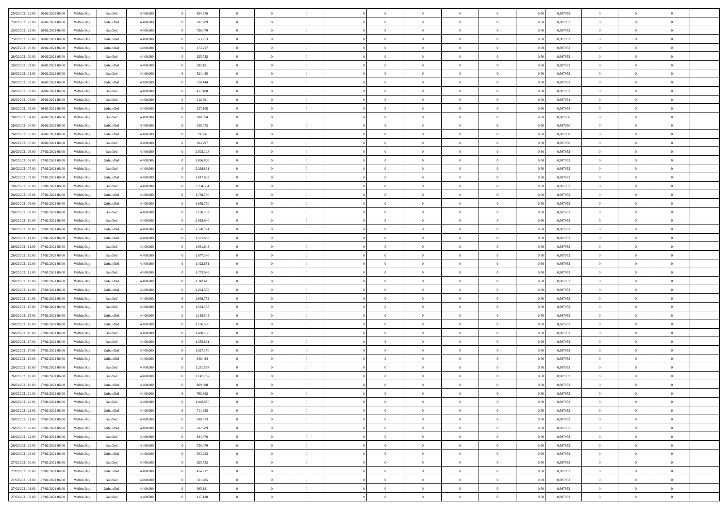| | | | | | | | | | | | | | | | | | | | | | |
|---|---|---|---|---|---|---|---|---|---|---|---|---|---|---|---|---|---|---|---|---|---|
| 25/02/2021 22:00 | 26/02/2021 06:00 | Within Day | Bundled | 4.400.000 | 0 | 834.376 | 0 | 0 | 0 | | 0 | 0 | 0 | 0 | 0,50 | 0,987953 | 0 | 0 | 0 | |
| 25/02/2021 22:00 | 26/02/2021 06:00 | Within Day | Unbundled | 4.400.000 | 0 | 632.289 | 0 | 0 | 0 | | 0 | 0 | 0 | 0 | 0,50 | 0,987953 | 0 | 0 | 0 | |
| 25/02/2021 23:00 | 26/02/2021 06:00 | Within Day | Bundled | 4.400.000 | 0 | 730.079 | 0 | 0 | 0 | | 0 | 0 | 0 | 0 | 0,50 | 0,987952 | 0 | 0 | 0 | |
| 25/02/2021 23:00 | 26/02/2021 06:00 | Within Day | Unbundled | 4.400.000 | 0 | 553.253 | 0 | 0 | 0 | | 0 | 0 | 0 | 0 | 0,50 | 0,987952 | 0 | 0 | 0 | |
| 26/02/2021 00:00 | 26/02/2021 06:00 | Within Day | Unbundled | 4.400.000 | 0 | 474.217 | 0 | 0 | 0 | | 0 | 0 | 0 | 0 | 0,50 | 0,987952 | 0 | 0 | 0 | |
| 26/02/2021 00:00 | 26/02/2021 06:00 | Within Day | Bundled | 4.400.000 | 0 | 625.782 | 0 | 0 | 0 | | 0 | 0 | 0 | 0 | 0,50 | 0,987952 | 0 | 0 | 0 | |
| 26/02/2021 01:00 | 26/02/2021 06:00 | Within Day | Unbundled | 4.400.000 | 0 | 395.181 | 0 | 0 | 0 | | 0 | 0 | 0 | 0 | 0,50 | 0,987952 | 0 | 0 | 0 | |
| 26/02/2021 01:00 | 26/02/2021 06:00 | Within Day | Bundled | 4.400.000 | 0 | 521.485 | 0 | 0 | 0 | | 0 | 0 | 0 | 0 | 0,50 | 0,987952 | 0 | 0 | 0 | |
| 26/02/2021 02:00 | 26/02/2021 06:00 | Within Day | Unbundled | 4.400.000 | 0 | 316.144 | 0 | 0 | 0 | | 0 | 0 | 0 | 0 | 0,50 | 0,987953 | 0 | 0 | 0 | |
| 26/02/2021 02:00 | 26/02/2021 06:00 | Within Day | Bundled | 4.400.000 | 0 | 417.188 | 0 | 0 | 0 | | 0 | 0 | 0 | 0 | 0,50 | 0,987953 | 0 | 0 | 0 | |
| 26/02/2021 03:00 | 26/02/2021 06:00 | Within Day | Bundled | 4.400.000 | 0 | 312.891 | 0 | 0 | 0 | | 0 | 0 | 0 | 0 | 0,50 | 0,987954 | 0 | 0 | 0 | |
| 26/02/2021 03:00 | 26/02/2021 06:00 | Within Day | Unbundled | 4.400.000 | 0 | 237.108 | 0 | 0 | 0 | | 0 | 0 | 0 | 0 | 0,50 | 0,987954 | 0 | 0 | 0 | |
| 26/02/2021 04:00 | 26/02/2021 06:00 | Within Day | Bundled | 4.400.000 | 0 | 208.594 | 0 | 0 | 0 | | 0 | 0 | 0 | 0 | 0,50 | 0,987950 | 0 | 0 | 0 | |
| 26/02/2021 04:00 | 26/02/2021 06:00 | Within Day | Unbundled | 4.400.000 | 0 | 158.072 | 0 | 0 | 0 | | 0 | 0 | 0 | 0 | 0,50 | 0,987950 | 0 | 0 | 0 | |
| 26/02/2021 05:00 | 26/02/2021 06:00 | Within Day | Unbundled | 4.400.000 | 0 | 79.036 | 0 | 0 | 0 | | 0 | 0 | 0 | 0 | 0,50 | 0,987950 | 0 | 0 | 0 | |
| 26/02/2021 05:00 | 26/02/2021 06:00 | Within Day | Bundled | 4.400.000 | 0 | 104.297 | 0 | 0 | 0 | | 0 | 0 | 0 | 0 | 0,50 | 0,987950 | 0 | 0 | 0 | |
| 26/02/2021 06:00 | 27/02/2021 06:00 | Within Day | Bundled | 4.400.000 | 0 | 2.503.128 | 0 | 0 | 0 | | 0 | 0 | 0 | 0 | 0,50 | 0,987952 | 0 | 0 | 0 | |
| 26/02/2021 06:00 | 27/02/2021 06:00 | Within Day | Unbundled | 4.400.000 | 0 | 1.896.869 | 0 | 0 | 0 | | 0 | 0 | 0 | 0 | 0,50 | 0,987952 | 0 | 0 | 0 | |
| 26/02/2021 07:00 | 27/02/2021 06:00 | Within Day | Bundled | 4.400.000 | 0 | 2.398.831 | 0 | 0 | 0 | | 0 | 0 | 0 | 0 | 0,50 | 0,987952 | 0 | 0 | 0 | |
| 26/02/2021 07:00 | 27/02/2021 06:00 | Within Day | Unbundled | 4.400.000 | 0 | 1.817.832 | 0 | 0 | 0 | | 0 | 0 | 0 | 0 | 0,50 | 0,987952 | 0 | 0 | 0 | |
| 26/02/2021 08:00 | 27/02/2021 06:00 | Within Day | Bundled | 4.400.000 | 0 | 2.294.534 | 0 | 0 | 0 | | 0 | 0 | 0 | 0 | 0,50 | 0,987952 | 0 | 0 | 0 | |
| 26/02/2021 08:00 | 27/02/2021 06:00 | Within Day | Unbundled | 4.400.000 | 0 | 1.738.796 | 0 | 0 | 0 | | 0 | 0 | 0 | 0 | 0,50 | 0,987952 | 0 | 0 | 0 | |
| 26/02/2021 09:00 | 27/02/2021 06:00 | Within Day | Unbundled | 4.400.000 | 0 | 1.659.760 | 0 | 0 | 0 | | 0 | 0 | 0 | 0 | 0,50 | 0,987952 | 0 | 0 | 0 | |
| 26/02/2021 09:00 | 27/02/2021 06:00 | Within Day | Bundled | 4.400.000 | 0 | 2.190.237 | 0 | 0 | 0 | | 0 | 0 | 0 | 0 | 0,50 | 0,987952 | 0 | 0 | 0 | |
| 26/02/2021 10:00 | 27/02/2021 06:00 | Within Day | Bundled | 4.400.000 | 0 | 2.085.940 | 0 | 0 | 0 | | 0 | 0 | 0 | 0 | 0,50 | 0,987952 | 0 | 0 | 0 | |
| 26/02/2021 10:00 | 27/02/2021 06:00 | Within Day | Unbundled | 4.400.000 | 0 | 1.580.724 | 0 | 0 | 0 | | 0 | 0 | 0 | 0 | 0,50 | 0,987952 | 0 | 0 | 0 | |
| 26/02/2021 11:00 | 27/02/2021 06:00 | Within Day | Unbundled | 4.400.000 | 0 | 1.501.687 | 0 | 0 | 0 | | 0 | 0 | 0 | 0 | 0,50 | 0,987952 | 0 | 0 | 0 | |
| 26/02/2021 11:00 | 27/02/2021 06:00 | Within Day | Bundled | 4.400.000 | 0 | 1.981.643 | 0 | 0 | 0 | | 0 | 0 | 0 | 0 | 0,50 | 0,987952 | 0 | 0 | 0 | |
| 26/02/2021 12:00 | 27/02/2021 06:00 | Within Day | Bundled | 4.400.000 | 0 | 1.877.346 | 0 | 0 | 0 | | 0 | 0 | 0 | 0 | 0,50 | 0,987952 | 0 | 0 | 0 | |
| 26/02/2021 12:00 | 27/02/2021 06:00 | Within Day | Unbundled | 4.400.000 | 0 | 1.422.651 | 0 | 0 | 0 | | 0 | 0 | 0 | 0 | 0,50 | 0,987952 | 0 | 0 | 0 | |
| 26/02/2021 13:00 | 27/02/2021 06:00 | Within Day | Bundled | 4.400.000 | 0 | 1.773.049 | 0 | 0 | 0 | | 0 | 0 | 0 | 0 | 0,50 | 0,987953 | 0 | 0 | 0 | |
| 26/02/2021 13:00 | 27/02/2021 06:00 | Within Day | Unbundled | 4.400.000 | 0 | 1.343.615 | 0 | 0 | 0 | | 0 | 0 | 0 | 0 | 0,50 | 0,987953 | 0 | 0 | 0 | |
| 26/02/2021 14:00 | 27/02/2021 06:00 | Within Day | Unbundled | 4.400.000 | 0 | 1.264.579 | 0 | 0 | 0 | | 0 | 0 | 0 | 0 | 0,50 | 0,987952 | 0 | 0 | 0 | |
| 26/02/2021 14:00 | 27/02/2021 06:00 | Within Day | Bundled | 4.400.000 | 0 | 1.668.752 | 0 | 0 | 0 | | 0 | 0 | 0 | 0 | 0,50 | 0,987952 | 0 | 0 | 0 | |
| 26/02/2021 15:00 | 27/02/2021 06:00 | Within Day | Bundled | 4.400.000 | 0 | 1.564.455 | 0 | 0 | 0 | | 0 | 0 | 0 | 0 | 0,50 | 0,987952 | 0 | 0 | 0 | |
| 26/02/2021 15:00 | 27/02/2021 06:00 | Within Day | Unbundled | 4.400.000 | 0 | 1.185.543 | 0 | 0 | 0 | | 0 | 0 | 0 | 0 | 0,50 | 0,987952 | 0 | 0 | 0 | |
| 26/02/2021 16:00 | 27/02/2021 06:00 | Within Day | Unbundled | 4.400.000 | 0 | 1.106.506 | 0 | 0 | 0 | | 0 | 0 | 0 | 0 | 0,50 | 0,987952 | 0 | 0 | 0 | |
| 26/02/2021 16:00 | 27/02/2021 06:00 | Within Day | Bundled | 4.400.000 | 0 | 1.460.158 | 0 | 0 | 0 | | 0 | 0 | 0 | 0 | 0,50 | 0,987952 | 0 | 0 | 0 | |
| 26/02/2021 17:00 | 27/02/2021 06:00 | Within Day | Bundled | 4.400.000 | 0 | 1.355.861 | 0 | 0 | 0 | | 0 | 0 | 0 | 0 | 0,50 | 0,987952 | 0 | 0 | 0 | |
| 26/02/2021 17:00 | 27/02/2021 06:00 | Within Day | Unbundled | 4.400.000 | 0 | 1.027.470 | 0 | 0 | 0 | | 0 | 0 | 0 | 0 | 0,50 | 0,987952 | 0 | 0 | 0 | |
| 26/02/2021 18:00 | 27/02/2021 06:00 | Within Day | Unbundled | 4.400.000 | 0 | 948.434 | 0 | 0 | 0 | | 0 | 0 | 0 | 0 | 0,50 | 0,987953 | 0 | 0 | 0 | |
| 26/02/2021 18:00 | 27/02/2021 06:00 | Within Day | Bundled | 4.400.000 | 0 | 1.251.564 | 0 | 0 | 0 | | 0 | 0 | 0 | 0 | 0,50 | 0,987953 | 0 | 0 | 0 | |
| 26/02/2021 19:00 | 27/02/2021 06:00 | Within Day | Bundled | 4.400.000 | 0 | 1.147.267 | 0 | 0 | 0 | | 0 | 0 | 0 | 0 | 0,50 | 0,987952 | 0 | 0 | 0 | |
| 26/02/2021 19:00 | 27/02/2021 06:00 | Within Day | Unbundled | 4.400.000 | 0 | 869.398 | 0 | 0 | 0 | | 0 | 0 | 0 | 0 | 0,50 | 0,987952 | 0 | 0 | 0 | |
| 26/02/2021 20:00 | 27/02/2021 06:00 | Within Day | Unbundled | 4.400.000 | 0 | 790.362 | 0 | 0 | 0 | | 0 | 0 | 0 | 0 | 0,50 | 0,987952 | 0 | 0 | 0 | |
| 26/02/2021 20:00 | 27/02/2021 06:00 | Within Day | Bundled | 4.400.000 | 0 | 1.042.970 | 0 | 0 | 0 | | 0 | 0 | 0 | 0 | 0,50 | 0,987952 | 0 | 0 | 0 | |
| 26/02/2021 21:00 | 27/02/2021 06:00 | Within Day | Unbundled | 4.400.000 | 0 | 711.325 | 0 | 0 | 0 | | 0 | 0 | 0 | 0 | 0,50 | 0,987952 | 0 | 0 | 0 | |
| 26/02/2021 21:00 | 27/02/2021 06:00 | Within Day | Bundled | 4.400.000 | 0 | 938.673 | 0 | 0 | 0 | | 0 | 0 | 0 | 0 | 0,50 | 0,987952 | 0 | 0 | 0 | |
| 26/02/2021 22:00 | 27/02/2021 06:00 | Within Day | Unbundled | 4.400.000 | 0 | 632.289 | 0 | 0 | 0 | | 0 | 0 | 0 | 0 | 0,50 | 0,987953 | 0 | 0 | 0 | |
| 26/02/2021 22:00 | 27/02/2021 06:00 | Within Day | Bundled | 4.400.000 | 0 | 834.376 | 0 | 0 | 0 | | 0 | 0 | 0 | 0 | 0,50 | 0,987953 | 0 | 0 | 0 | |
| 26/02/2021 23:00 | 27/02/2021 06:00 | Within Day | Bundled | 4.400.000 | 0 | 730.079 | 0 | 0 | 0 | | 0 | 0 | 0 | 0 | 0,50 | 0,987952 | 0 | 0 | 0 | |
| 26/02/2021 23:00 | 27/02/2021 06:00 | Within Day | Unbundled | 4.400.000 | 0 | 553.253 | 0 | 0 | 0 | | 0 | 0 | 0 | 0 | 0,50 | 0,987952 | 0 | 0 | 0 | |
| 27/02/2021 00:00 | 27/02/2021 06:00 | Within Day | Bundled | 4.400.000 | 0 | 625.782 | 0 | 0 | 0 | | 0 | 0 | 0 | 0 | 0,50 | 0,987952 | 0 | 0 | 0 | |
| 27/02/2021 00:00 | 27/02/2021 06:00 | Within Day | Unbundled | 4.400.000 | 0 | 474.217 | 0 | 0 | 0 | | 0 | 0 | 0 | 0 | 0,50 | 0,987952 | 0 | 0 | 0 | |
| 27/02/2021 01:00 | 27/02/2021 06:00 | Within Day | Bundled | 4.400.000 | 0 | 521.485 | 0 | 0 | 0 | | 0 | 0 | 0 | 0 | 0,50 | 0,987952 | 0 | 0 | 0 | |
| 27/02/2021 01:00 | 27/02/2021 06:00 | Within Day | Unbundled | 4.400.000 | 0 | 395.181 | 0 | 0 | 0 | | 0 | 0 | 0 | 0 | 0,50 | 0,987952 | 0 | 0 | 0 | |
| 27/02/2021 02:00 | 27/02/2021 06:00 | Within Day | Bundled | 4.400.000 | 0 | 417.188 | 0 | 0 | 0 | | 0 | 0 | 0 | 0 | 0,50 | 0,987953 | 0 | 0 | 0 | |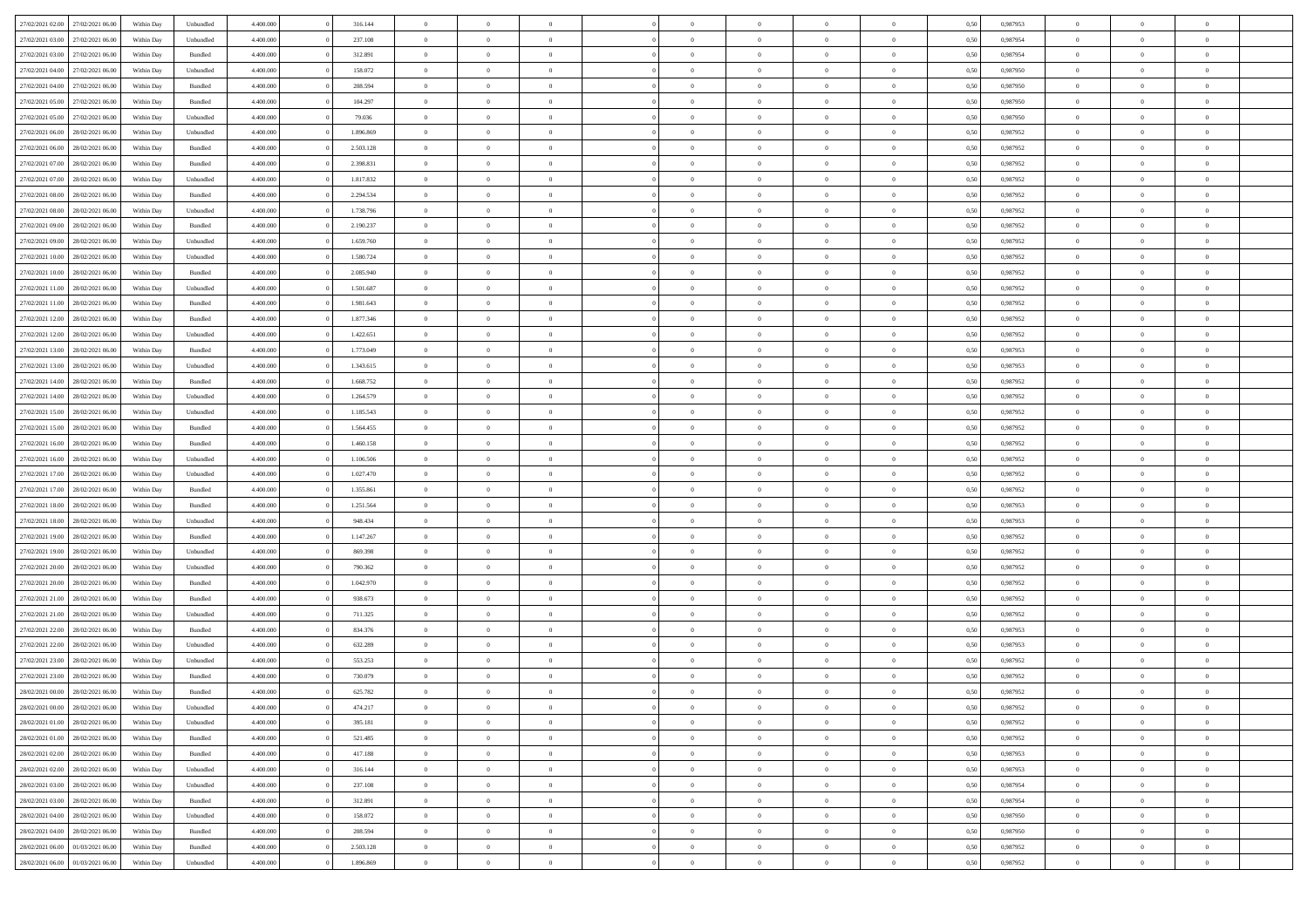| | | | | | | | | | | | | | | | | | | | | |
|---|---|---|---|---|---|---|---|---|---|---|---|---|---|---|---|---|---|---|---|---|
| 27/02/2021 02:00 | 27/02/2021 06:00 | Within Day | Unbundled | 4.400.000 | 0 | 316.144 | 0 | 0 | 0 | | 0 | 0 | 0 | 0 | 0,50 | 0,987953 | 0 | 0 | 0 | |
| 27/02/2021 03:00 | 27/02/2021 06:00 | Within Day | Unbundled | 4.400.000 | 0 | 237.108 | 0 | 0 | 0 | | 0 | 0 | 0 | 0 | 0,50 | 0,987954 | 0 | 0 | 0 | |
| 27/02/2021 03:00 | 27/02/2021 06:00 | Within Day | Bundled | 4.400.000 | 0 | 312.891 | 0 | 0 | 0 | | 0 | 0 | 0 | 0 | 0,50 | 0,987954 | 0 | 0 | 0 | |
| 27/02/2021 04:00 | 27/02/2021 06:00 | Within Day | Unbundled | 4.400.000 | 0 | 158.072 | 0 | 0 | 0 | | 0 | 0 | 0 | 0 | 0,50 | 0,987950 | 0 | 0 | 0 | |
| 27/02/2021 04:00 | 27/02/2021 06:00 | Within Day | Bundled | 4.400.000 | 0 | 208.594 | 0 | 0 | 0 | | 0 | 0 | 0 | 0 | 0,50 | 0,987950 | 0 | 0 | 0 | |
| 27/02/2021 05:00 | 27/02/2021 06:00 | Within Day | Bundled | 4.400.000 | 0 | 104.297 | 0 | 0 | 0 | | 0 | 0 | 0 | 0 | 0,50 | 0,987950 | 0 | 0 | 0 | |
| 27/02/2021 05:00 | 27/02/2021 06:00 | Within Day | Unbundled | 4.400.000 | 0 | 79.036 | 0 | 0 | 0 | | 0 | 0 | 0 | 0 | 0,50 | 0,987950 | 0 | 0 | 0 | |
| 27/02/2021 06:00 | 28/02/2021 06:00 | Within Day | Unbundled | 4.400.000 | 0 | 1.896.869 | 0 | 0 | 0 | | 0 | 0 | 0 | 0 | 0,50 | 0,987952 | 0 | 0 | 0 | |
| 27/02/2021 06:00 | 28/02/2021 06:00 | Within Day | Bundled | 4.400.000 | 0 | 2.503.128 | 0 | 0 | 0 | | 0 | 0 | 0 | 0 | 0,50 | 0,987952 | 0 | 0 | 0 | |
| 27/02/2021 07:00 | 28/02/2021 06:00 | Within Day | Bundled | 4.400.000 | 0 | 2.398.831 | 0 | 0 | 0 | | 0 | 0 | 0 | 0 | 0,50 | 0,987952 | 0 | 0 | 0 | |
| 27/02/2021 07:00 | 28/02/2021 06:00 | Within Day | Unbundled | 4.400.000 | 0 | 1.817.832 | 0 | 0 | 0 | | 0 | 0 | 0 | 0 | 0,50 | 0,987952 | 0 | 0 | 0 | |
| 27/02/2021 08:00 | 28/02/2021 06:00 | Within Day | Bundled | 4.400.000 | 0 | 2.294.534 | 0 | 0 | 0 | | 0 | 0 | 0 | 0 | 0,50 | 0,987952 | 0 | 0 | 0 | |
| 27/02/2021 08:00 | 28/02/2021 06:00 | Within Day | Unbundled | 4.400.000 | 0 | 1.738.796 | 0 | 0 | 0 | | 0 | 0 | 0 | 0 | 0,50 | 0,987952 | 0 | 0 | 0 | |
| 27/02/2021 09:00 | 28/02/2021 06:00 | Within Day | Bundled | 4.400.000 | 0 | 2.190.237 | 0 | 0 | 0 | | 0 | 0 | 0 | 0 | 0,50 | 0,987952 | 0 | 0 | 0 | |
| 27/02/2021 09:00 | 28/02/2021 06:00 | Within Day | Unbundled | 4.400.000 | 0 | 1.659.760 | 0 | 0 | 0 | | 0 | 0 | 0 | 0 | 0,50 | 0,987952 | 0 | 0 | 0 | |
| 27/02/2021 10:00 | 28/02/2021 06:00 | Within Day | Unbundled | 4.400.000 | 0 | 1.580.724 | 0 | 0 | 0 | | 0 | 0 | 0 | 0 | 0,50 | 0,987952 | 0 | 0 | 0 | |
| 27/02/2021 10:00 | 28/02/2021 06:00 | Within Day | Bundled | 4.400.000 | 0 | 2.085.940 | 0 | 0 | 0 | | 0 | 0 | 0 | 0 | 0,50 | 0,987952 | 0 | 0 | 0 | |
| 27/02/2021 11:00 | 28/02/2021 06:00 | Within Day | Unbundled | 4.400.000 | 0 | 1.501.687 | 0 | 0 | 0 | | 0 | 0 | 0 | 0 | 0,50 | 0,987952 | 0 | 0 | 0 | |
| 27/02/2021 11:00 | 28/02/2021 06:00 | Within Day | Bundled | 4.400.000 | 0 | 1.981.643 | 0 | 0 | 0 | | 0 | 0 | 0 | 0 | 0,50 | 0,987952 | 0 | 0 | 0 | |
| 27/02/2021 12:00 | 28/02/2021 06:00 | Within Day | Bundled | 4.400.000 | 0 | 1.877.346 | 0 | 0 | 0 | | 0 | 0 | 0 | 0 | 0,50 | 0,987952 | 0 | 0 | 0 | |
| 27/02/2021 12:00 | 28/02/2021 06:00 | Within Day | Unbundled | 4.400.000 | 0 | 1.422.651 | 0 | 0 | 0 | | 0 | 0 | 0 | 0 | 0,50 | 0,987952 | 0 | 0 | 0 | |
| 27/02/2021 13:00 | 28/02/2021 06:00 | Within Day | Bundled | 4.400.000 | 0 | 1.773.049 | 0 | 0 | 0 | | 0 | 0 | 0 | 0 | 0,50 | 0,987953 | 0 | 0 | 0 | |
| 27/02/2021 13:00 | 28/02/2021 06:00 | Within Day | Unbundled | 4.400.000 | 0 | 1.343.615 | 0 | 0 | 0 | | 0 | 0 | 0 | 0 | 0,50 | 0,987953 | 0 | 0 | 0 | |
| 27/02/2021 14:00 | 28/02/2021 06:00 | Within Day | Bundled | 4.400.000 | 0 | 1.668.752 | 0 | 0 | 0 | | 0 | 0 | 0 | 0 | 0,50 | 0,987952 | 0 | 0 | 0 | |
| 27/02/2021 14:00 | 28/02/2021 06:00 | Within Day | Unbundled | 4.400.000 | 0 | 1.264.579 | 0 | 0 | 0 | | 0 | 0 | 0 | 0 | 0,50 | 0,987952 | 0 | 0 | 0 | |
| 27/02/2021 15:00 | 28/02/2021 06:00 | Within Day | Unbundled | 4.400.000 | 0 | 1.185.543 | 0 | 0 | 0 | | 0 | 0 | 0 | 0 | 0,50 | 0,987952 | 0 | 0 | 0 | |
| 27/02/2021 15:00 | 28/02/2021 06:00 | Within Day | Bundled | 4.400.000 | 0 | 1.564.455 | 0 | 0 | 0 | | 0 | 0 | 0 | 0 | 0,50 | 0,987952 | 0 | 0 | 0 | |
| 27/02/2021 16:00 | 28/02/2021 06:00 | Within Day | Bundled | 4.400.000 | 0 | 1.460.158 | 0 | 0 | 0 | | 0 | 0 | 0 | 0 | 0,50 | 0,987952 | 0 | 0 | 0 | |
| 27/02/2021 16:00 | 28/02/2021 06:00 | Within Day | Unbundled | 4.400.000 | 0 | 1.106.506 | 0 | 0 | 0 | | 0 | 0 | 0 | 0 | 0,50 | 0,987952 | 0 | 0 | 0 | |
| 27/02/2021 17:00 | 28/02/2021 06:00 | Within Day | Unbundled | 4.400.000 | 0 | 1.027.470 | 0 | 0 | 0 | | 0 | 0 | 0 | 0 | 0,50 | 0,987952 | 0 | 0 | 0 | |
| 27/02/2021 17:00 | 28/02/2021 06:00 | Within Day | Bundled | 4.400.000 | 0 | 1.355.861 | 0 | 0 | 0 | | 0 | 0 | 0 | 0 | 0,50 | 0,987952 | 0 | 0 | 0 | |
| 27/02/2021 18:00 | 28/02/2021 06:00 | Within Day | Bundled | 4.400.000 | 0 | 1.251.564 | 0 | 0 | 0 | | 0 | 0 | 0 | 0 | 0,50 | 0,987953 | 0 | 0 | 0 | |
| 27/02/2021 18:00 | 28/02/2021 06:00 | Within Day | Unbundled | 4.400.000 | 0 | 948.434 | 0 | 0 | 0 | | 0 | 0 | 0 | 0 | 0,50 | 0,987953 | 0 | 0 | 0 | |
| 27/02/2021 19:00 | 28/02/2021 06:00 | Within Day | Bundled | 4.400.000 | 0 | 1.147.267 | 0 | 0 | 0 | | 0 | 0 | 0 | 0 | 0,50 | 0,987952 | 0 | 0 | 0 | |
| 27/02/2021 19:00 | 28/02/2021 06:00 | Within Day | Unbundled | 4.400.000 | 0 | 869.398 | 0 | 0 | 0 | | 0 | 0 | 0 | 0 | 0,50 | 0,987952 | 0 | 0 | 0 | |
| 27/02/2021 20:00 | 28/02/2021 06:00 | Within Day | Unbundled | 4.400.000 | 0 | 790.362 | 0 | 0 | 0 | | 0 | 0 | 0 | 0 | 0,50 | 0,987952 | 0 | 0 | 0 | |
| 27/02/2021 20:00 | 28/02/2021 06:00 | Within Day | Bundled | 4.400.000 | 0 | 1.042.970 | 0 | 0 | 0 | | 0 | 0 | 0 | 0 | 0,50 | 0,987952 | 0 | 0 | 0 | |
| 27/02/2021 21:00 | 28/02/2021 06:00 | Within Day | Bundled | 4.400.000 | 0 | 938.673 | 0 | 0 | 0 | | 0 | 0 | 0 | 0 | 0,50 | 0,987952 | 0 | 0 | 0 | |
| 27/02/2021 21:00 | 28/02/2021 06:00 | Within Day | Unbundled | 4.400.000 | 0 | 711.325 | 0 | 0 | 0 | | 0 | 0 | 0 | 0 | 0,50 | 0,987952 | 0 | 0 | 0 | |
| 27/02/2021 22:00 | 28/02/2021 06:00 | Within Day | Bundled | 4.400.000 | 0 | 834.376 | 0 | 0 | 0 | | 0 | 0 | 0 | 0 | 0,50 | 0,987953 | 0 | 0 | 0 | |
| 27/02/2021 22:00 | 28/02/2021 06:00 | Within Day | Unbundled | 4.400.000 | 0 | 632.289 | 0 | 0 | 0 | | 0 | 0 | 0 | 0 | 0,50 | 0,987953 | 0 | 0 | 0 | |
| 27/02/2021 23:00 | 28/02/2021 06:00 | Within Day | Unbundled | 4.400.000 | 0 | 553.253 | 0 | 0 | 0 | | 0 | 0 | 0 | 0 | 0,50 | 0,987952 | 0 | 0 | 0 | |
| 27/02/2021 23:00 | 28/02/2021 06:00 | Within Day | Bundled | 4.400.000 | 0 | 730.079 | 0 | 0 | 0 | | 0 | 0 | 0 | 0 | 0,50 | 0,987952 | 0 | 0 | 0 | |
| 28/02/2021 00:00 | 28/02/2021 06:00 | Within Day | Bundled | 4.400.000 | 0 | 625.782 | 0 | 0 | 0 | | 0 | 0 | 0 | 0 | 0,50 | 0,987952 | 0 | 0 | 0 | |
| 28/02/2021 00:00 | 28/02/2021 06:00 | Within Day | Unbundled | 4.400.000 | 0 | 474.217 | 0 | 0 | 0 | | 0 | 0 | 0 | 0 | 0,50 | 0,987952 | 0 | 0 | 0 | |
| 28/02/2021 01:00 | 28/02/2021 06:00 | Within Day | Unbundled | 4.400.000 | 0 | 395.181 | 0 | 0 | 0 | | 0 | 0 | 0 | 0 | 0,50 | 0,987952 | 0 | 0 | 0 | |
| 28/02/2021 01:00 | 28/02/2021 06:00 | Within Day | Bundled | 4.400.000 | 0 | 521.485 | 0 | 0 | 0 | | 0 | 0 | 0 | 0 | 0,50 | 0,987952 | 0 | 0 | 0 | |
| 28/02/2021 02:00 | 28/02/2021 06:00 | Within Day | Bundled | 4.400.000 | 0 | 417.188 | 0 | 0 | 0 | | 0 | 0 | 0 | 0 | 0,50 | 0,987953 | 0 | 0 | 0 | |
| 28/02/2021 02:00 | 28/02/2021 06:00 | Within Day | Unbundled | 4.400.000 | 0 | 316.144 | 0 | 0 | 0 | | 0 | 0 | 0 | 0 | 0,50 | 0,987953 | 0 | 0 | 0 | |
| 28/02/2021 03:00 | 28/02/2021 06:00 | Within Day | Unbundled | 4.400.000 | 0 | 237.108 | 0 | 0 | 0 | | 0 | 0 | 0 | 0 | 0,50 | 0,987954 | 0 | 0 | 0 | |
| 28/02/2021 03:00 | 28/02/2021 06:00 | Within Day | Bundled | 4.400.000 | 0 | 312.891 | 0 | 0 | 0 | | 0 | 0 | 0 | 0 | 0,50 | 0,987954 | 0 | 0 | 0 | |
| 28/02/2021 04:00 | 28/02/2021 06:00 | Within Day | Unbundled | 4.400.000 | 0 | 158.072 | 0 | 0 | 0 | | 0 | 0 | 0 | 0 | 0,50 | 0,987950 | 0 | 0 | 0 | |
| 28/02/2021 04:00 | 28/02/2021 06:00 | Within Day | Bundled | 4.400.000 | 0 | 208.594 | 0 | 0 | 0 | | 0 | 0 | 0 | 0 | 0,50 | 0,987950 | 0 | 0 | 0 | |
| 28/02/2021 06:00 | 01/03/2021 06:00 | Within Day | Bundled | 4.400.000 | 0 | 2.503.128 | 0 | 0 | 0 | | 0 | 0 | 0 | 0 | 0,50 | 0,987952 | 0 | 0 | 0 | |
| 28/02/2021 06:00 | 01/03/2021 06:00 | Within Day | Unbundled | 4.400.000 | 0 | 1.896.869 | 0 | 0 | 0 | | 0 | 0 | 0 | 0 | 0,50 | 0,987952 | 0 | 0 | 0 | |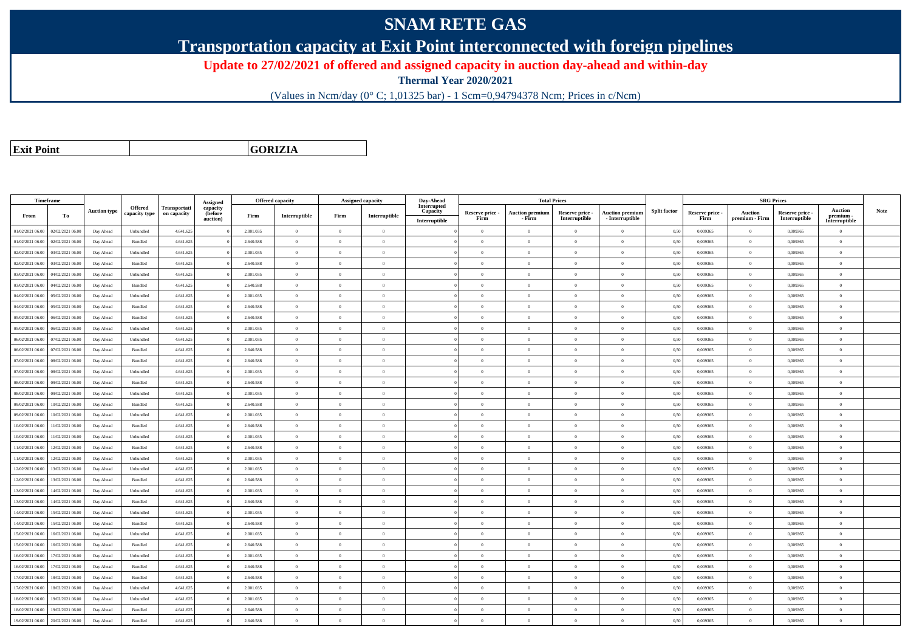# SNAM RETE GAS

## Transportation capacity at Exit Point interconnected with foreign pipelines

### Update to 27/02/2021 of offered and assigned capacity in auction day-ahead and within-day

**Thermal Year 2020/2021**

(Values in Ncm/day (0° C; 1,01325 bar) - 1 Scm=0,94794378 Ncm; Prices in c/Ncm)

| Exit Point | GORIZIA |
|---|---|

| Timeframe | | Auction type | Offered capacity type | Transportation capacity | Assigned capacity (before auction) | Offered capacity | | Assigned capacity | | Day-Ahead Interrupted Capacity | Total Prices | | | | Split factor | SRG Prices | | | | Note |
|---|---|---|---|---|---|---|---|---|---|---|---|---|---|---|---|---|---|---|---|---|
| From | To | | | | | Firm | Interruptible | Firm | Interruptible | Interruptible | Reserve price - Firm | Auction premium - Firm | Reserve price - Interruptible | Auction premium - Interruptible | | Reserve price - Firm | Auction premium - Firm | Reserve price - Interruptible | Auction premium - Interruptible | |
| 01/02/2021 06.00 | 02/02/2021 06.00 | Day Ahead | Unbundled | 4.641.625 | 0 | 2.001.035 | 0 | 0 | 0 | 0 | 0 | 0 | 0 | 0 | 0,50 | 0,009365 | 0 | 0,009365 | 0 | |
| 01/02/2021 06.00 | 02/02/2021 06.00 | Day Ahead | Bundled | 4.641.625 | 0 | 2.640.588 | 0 | 0 | 0 | 0 | 0 | 0 | 0 | 0 | 0,50 | 0,009365 | 0 | 0,009365 | 0 | |
| 02/02/2021 06.00 | 03/02/2021 06.00 | Day Ahead | Unbundled | 4.641.625 | 0 | 2.001.035 | 0 | 0 | 0 | 0 | 0 | 0 | 0 | 0 | 0,50 | 0,009365 | 0 | 0,009365 | 0 | |
| 02/02/2021 06.00 | 03/02/2021 06.00 | Day Ahead | Bundled | 4.641.625 | 0 | 2.640.588 | 0 | 0 | 0 | 0 | 0 | 0 | 0 | 0 | 0,50 | 0,009365 | 0 | 0,009365 | 0 | |
| 03/02/2021 06.00 | 04/02/2021 06.00 | Day Ahead | Unbundled | 4.641.625 | 0 | 2.001.035 | 0 | 0 | 0 | 0 | 0 | 0 | 0 | 0 | 0,50 | 0,009365 | 0 | 0,009365 | 0 | |
| 03/02/2021 06.00 | 04/02/2021 06.00 | Day Ahead | Bundled | 4.641.625 | 0 | 2.640.588 | 0 | 0 | 0 | 0 | 0 | 0 | 0 | 0 | 0,50 | 0,009365 | 0 | 0,009365 | 0 | |
| 04/02/2021 06.00 | 05/02/2021 06.00 | Day Ahead | Unbundled | 4.641.625 | 0 | 2.001.035 | 0 | 0 | 0 | 0 | 0 | 0 | 0 | 0 | 0,50 | 0,009365 | 0 | 0,009365 | 0 | |
| 04/02/2021 06.00 | 05/02/2021 06.00 | Day Ahead | Bundled | 4.641.625 | 0 | 2.640.588 | 0 | 0 | 0 | 0 | 0 | 0 | 0 | 0 | 0,50 | 0,009365 | 0 | 0,009365 | 0 | |
| 05/02/2021 06.00 | 06/02/2021 06.00 | Day Ahead | Bundled | 4.641.625 | 0 | 2.640.588 | 0 | 0 | 0 | 0 | 0 | 0 | 0 | 0 | 0,50 | 0,009365 | 0 | 0,009365 | 0 | |
| 05/02/2021 06.00 | 06/02/2021 06.00 | Day Ahead | Unbundled | 4.641.625 | 0 | 2.001.035 | 0 | 0 | 0 | 0 | 0 | 0 | 0 | 0 | 0,50 | 0,009365 | 0 | 0,009365 | 0 | |
| 06/02/2021 06.00 | 07/02/2021 06.00 | Day Ahead | Unbundled | 4.641.625 | 0 | 2.001.035 | 0 | 0 | 0 | 0 | 0 | 0 | 0 | 0 | 0,50 | 0,009365 | 0 | 0,009365 | 0 | |
| 06/02/2021 06.00 | 07/02/2021 06.00 | Day Ahead | Bundled | 4.641.625 | 0 | 2.640.588 | 0 | 0 | 0 | 0 | 0 | 0 | 0 | 0 | 0,50 | 0,009365 | 0 | 0,009365 | 0 | |
| 07/02/2021 06.00 | 08/02/2021 06.00 | Day Ahead | Bundled | 4.641.625 | 0 | 2.640.588 | 0 | 0 | 0 | 0 | 0 | 0 | 0 | 0 | 0,50 | 0,009365 | 0 | 0,009365 | 0 | |
| 07/02/2021 06.00 | 08/02/2021 06.00 | Day Ahead | Unbundled | 4.641.625 | 0 | 2.001.035 | 0 | 0 | 0 | 0 | 0 | 0 | 0 | 0 | 0,50 | 0,009365 | 0 | 0,009365 | 0 | |
| 08/02/2021 06.00 | 09/02/2021 06.00 | Day Ahead | Bundled | 4.641.625 | 0 | 2.640.588 | 0 | 0 | 0 | 0 | 0 | 0 | 0 | 0 | 0,50 | 0,009365 | 0 | 0,009365 | 0 | |
| 08/02/2021 06.00 | 09/02/2021 06.00 | Day Ahead | Unbundled | 4.641.625 | 0 | 2.001.035 | 0 | 0 | 0 | 0 | 0 | 0 | 0 | 0 | 0,50 | 0,009365 | 0 | 0,009365 | 0 | |
| 09/02/2021 06.00 | 10/02/2021 06.00 | Day Ahead | Bundled | 4.641.625 | 0 | 2.640.588 | 0 | 0 | 0 | 0 | 0 | 0 | 0 | 0 | 0,50 | 0,009365 | 0 | 0,009365 | 0 | |
| 09/02/2021 06.00 | 10/02/2021 06.00 | Day Ahead | Unbundled | 4.641.625 | 0 | 2.001.035 | 0 | 0 | 0 | 0 | 0 | 0 | 0 | 0 | 0,50 | 0,009365 | 0 | 0,009365 | 0 | |
| 10/02/2021 06.00 | 11/02/2021 06.00 | Day Ahead | Bundled | 4.641.625 | 0 | 2.640.588 | 0 | 0 | 0 | 0 | 0 | 0 | 0 | 0 | 0,50 | 0,009365 | 0 | 0,009365 | 0 | |
| 10/02/2021 06.00 | 11/02/2021 06.00 | Day Ahead | Unbundled | 4.641.625 | 0 | 2.001.035 | 0 | 0 | 0 | 0 | 0 | 0 | 0 | 0 | 0,50 | 0,009365 | 0 | 0,009365 | 0 | |
| 11/02/2021 06.00 | 12/02/2021 06.00 | Day Ahead | Bundled | 4.641.625 | 0 | 2.640.588 | 0 | 0 | 0 | 0 | 0 | 0 | 0 | 0 | 0,50 | 0,009365 | 0 | 0,009365 | 0 | |
| 11/02/2021 06.00 | 12/02/2021 06.00 | Day Ahead | Unbundled | 4.641.625 | 0 | 2.001.035 | 0 | 0 | 0 | 0 | 0 | 0 | 0 | 0 | 0,50 | 0,009365 | 0 | 0,009365 | 0 | |
| 12/02/2021 06.00 | 13/02/2021 06.00 | Day Ahead | Unbundled | 4.641.625 | 0 | 2.001.035 | 0 | 0 | 0 | 0 | 0 | 0 | 0 | 0 | 0,50 | 0,009365 | 0 | 0,009365 | 0 | |
| 12/02/2021 06.00 | 13/02/2021 06.00 | Day Ahead | Bundled | 4.641.625 | 0 | 2.640.588 | 0 | 0 | 0 | 0 | 0 | 0 | 0 | 0 | 0,50 | 0,009365 | 0 | 0,009365 | 0 | |
| 13/02/2021 06.00 | 14/02/2021 06.00 | Day Ahead | Unbundled | 4.641.625 | 0 | 2.001.035 | 0 | 0 | 0 | 0 | 0 | 0 | 0 | 0 | 0,50 | 0,009365 | 0 | 0,009365 | 0 | |
| 13/02/2021 06.00 | 14/02/2021 06.00 | Day Ahead | Bundled | 4.641.625 | 0 | 2.640.588 | 0 | 0 | 0 | 0 | 0 | 0 | 0 | 0 | 0,50 | 0,009365 | 0 | 0,009365 | 0 | |
| 14/02/2021 06.00 | 15/02/2021 06.00 | Day Ahead | Unbundled | 4.641.625 | 0 | 2.001.035 | 0 | 0 | 0 | 0 | 0 | 0 | 0 | 0 | 0,50 | 0,009365 | 0 | 0,009365 | 0 | |
| 14/02/2021 06.00 | 15/02/2021 06.00 | Day Ahead | Bundled | 4.641.625 | 0 | 2.640.588 | 0 | 0 | 0 | 0 | 0 | 0 | 0 | 0 | 0,50 | 0,009365 | 0 | 0,009365 | 0 | |
| 15/02/2021 06.00 | 16/02/2021 06.00 | Day Ahead | Unbundled | 4.641.625 | 0 | 2.001.035 | 0 | 0 | 0 | 0 | 0 | 0 | 0 | 0 | 0,50 | 0,009365 | 0 | 0,009365 | 0 | |
| 15/02/2021 06.00 | 16/02/2021 06.00 | Day Ahead | Bundled | 4.641.625 | 0 | 2.640.588 | 0 | 0 | 0 | 0 | 0 | 0 | 0 | 0 | 0,50 | 0,009365 | 0 | 0,009365 | 0 | |
| 16/02/2021 06.00 | 17/02/2021 06.00 | Day Ahead | Unbundled | 4.641.625 | 0 | 2.001.035 | 0 | 0 | 0 | 0 | 0 | 0 | 0 | 0 | 0,50 | 0,009365 | 0 | 0,009365 | 0 | |
| 16/02/2021 06.00 | 17/02/2021 06.00 | Day Ahead | Bundled | 4.641.625 | 0 | 2.640.588 | 0 | 0 | 0 | 0 | 0 | 0 | 0 | 0 | 0,50 | 0,009365 | 0 | 0,009365 | 0 | |
| 17/02/2021 06.00 | 18/02/2021 06.00 | Day Ahead | Bundled | 4.641.625 | 0 | 2.640.588 | 0 | 0 | 0 | 0 | 0 | 0 | 0 | 0 | 0,50 | 0,009365 | 0 | 0,009365 | 0 | |
| 17/02/2021 06.00 | 18/02/2021 06.00 | Day Ahead | Unbundled | 4.641.625 | 0 | 2.001.035 | 0 | 0 | 0 | 0 | 0 | 0 | 0 | 0 | 0,50 | 0,009365 | 0 | 0,009365 | 0 | |
| 18/02/2021 06.00 | 19/02/2021 06.00 | Day Ahead | Unbundled | 4.641.625 | 0 | 2.001.035 | 0 | 0 | 0 | 0 | 0 | 0 | 0 | 0 | 0,50 | 0,009365 | 0 | 0,009365 | 0 | |
| 18/02/2021 06.00 | 19/02/2021 06.00 | Day Ahead | Bundled | 4.641.625 | 0 | 2.640.588 | 0 | 0 | 0 | 0 | 0 | 0 | 0 | 0 | 0,50 | 0,009365 | 0 | 0,009365 | 0 | |
| 19/02/2021 06.00 | 20/02/2021 06.00 | Day Ahead | Bundled | 4.641.625 | 0 | 2.640.588 | 0 | 0 | 0 | 0 | 0 | 0 | 0 | 0 | 0,50 | 0,009365 | 0 | 0,009365 | 0 | |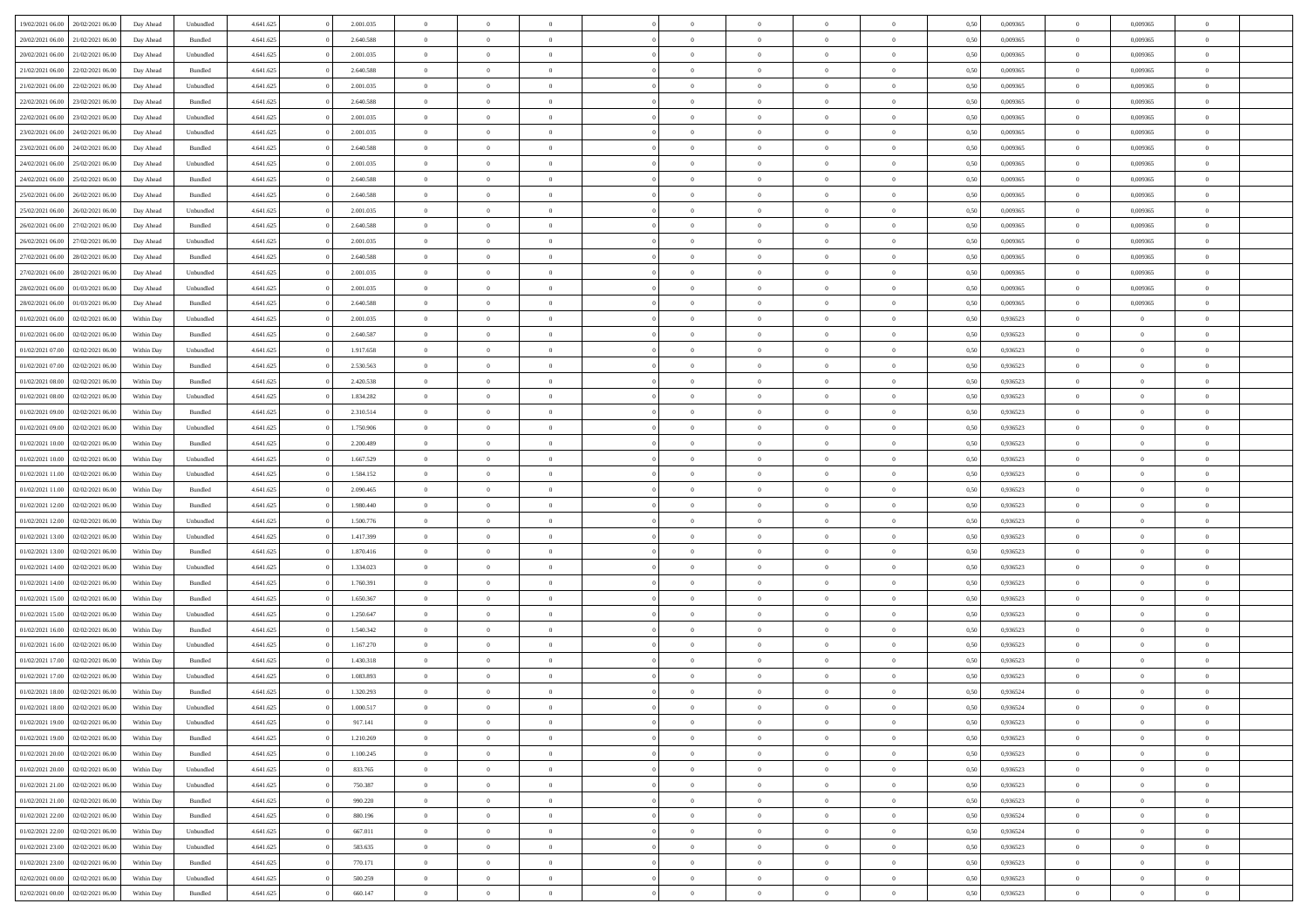| | | | | | | | | | | | | | | | | | | | | |
|---|---|---|---|---|---|---|---|---|---|---|---|---|---|---|---|---|---|---|---|---|
| 19/02/2021 06.00 | 20/02/2021 06.00 | Day Ahead | Unbundled | 4.641.625 | 0 | 2.001.035 | 0 | 0 | 0 | 0 | 0 | 0 | 0 | 0 | 0,50 | 0,009365 | 0 | 0,009365 | 0 | |
| 20/02/2021 06.00 | 21/02/2021 06.00 | Day Ahead | Bundled | 4.641.625 | 0 | 2.640.588 | 0 | 0 | 0 | 0 | 0 | 0 | 0 | 0 | 0,50 | 0,009365 | 0 | 0,009365 | 0 | |
| 20/02/2021 06.00 | 21/02/2021 06.00 | Day Ahead | Unbundled | 4.641.625 | 0 | 2.001.035 | 0 | 0 | 0 | 0 | 0 | 0 | 0 | 0 | 0,50 | 0,009365 | 0 | 0,009365 | 0 | |
| 21/02/2021 06.00 | 22/02/2021 06.00 | Day Ahead | Bundled | 4.641.625 | 0 | 2.640.588 | 0 | 0 | 0 | 0 | 0 | 0 | 0 | 0 | 0,50 | 0,009365 | 0 | 0,009365 | 0 | |
| 21/02/2021 06.00 | 22/02/2021 06.00 | Day Ahead | Unbundled | 4.641.625 | 0 | 2.001.035 | 0 | 0 | 0 | 0 | 0 | 0 | 0 | 0 | 0,50 | 0,009365 | 0 | 0,009365 | 0 | |
| 22/02/2021 06.00 | 23/02/2021 06.00 | Day Ahead | Bundled | 4.641.625 | 0 | 2.640.588 | 0 | 0 | 0 | 0 | 0 | 0 | 0 | 0 | 0,50 | 0,009365 | 0 | 0,009365 | 0 | |
| 22/02/2021 06.00 | 23/02/2021 06.00 | Day Ahead | Unbundled | 4.641.625 | 0 | 2.001.035 | 0 | 0 | 0 | 0 | 0 | 0 | 0 | 0 | 0,50 | 0,009365 | 0 | 0,009365 | 0 | |
| 23/02/2021 06.00 | 24/02/2021 06.00 | Day Ahead | Unbundled | 4.641.625 | 0 | 2.001.035 | 0 | 0 | 0 | 0 | 0 | 0 | 0 | 0 | 0,50 | 0,009365 | 0 | 0,009365 | 0 | |
| 23/02/2021 06.00 | 24/02/2021 06.00 | Day Ahead | Bundled | 4.641.625 | 0 | 2.640.588 | 0 | 0 | 0 | 0 | 0 | 0 | 0 | 0 | 0,50 | 0,009365 | 0 | 0,009365 | 0 | |
| 24/02/2021 06.00 | 25/02/2021 06.00 | Day Ahead | Unbundled | 4.641.625 | 0 | 2.001.035 | 0 | 0 | 0 | 0 | 0 | 0 | 0 | 0 | 0,50 | 0,009365 | 0 | 0,009365 | 0 | |
| 24/02/2021 06.00 | 25/02/2021 06.00 | Day Ahead | Bundled | 4.641.625 | 0 | 2.640.588 | 0 | 0 | 0 | 0 | 0 | 0 | 0 | 0 | 0,50 | 0,009365 | 0 | 0,009365 | 0 | |
| 25/02/2021 06.00 | 26/02/2021 06.00 | Day Ahead | Bundled | 4.641.625 | 0 | 2.640.588 | 0 | 0 | 0 | 0 | 0 | 0 | 0 | 0 | 0,50 | 0,009365 | 0 | 0,009365 | 0 | |
| 25/02/2021 06.00 | 26/02/2021 06.00 | Day Ahead | Unbundled | 4.641.625 | 0 | 2.001.035 | 0 | 0 | 0 | 0 | 0 | 0 | 0 | 0 | 0,50 | 0,009365 | 0 | 0,009365 | 0 | |
| 26/02/2021 06.00 | 27/02/2021 06.00 | Day Ahead | Bundled | 4.641.625 | 0 | 2.640.588 | 0 | 0 | 0 | 0 | 0 | 0 | 0 | 0 | 0,50 | 0,009365 | 0 | 0,009365 | 0 | |
| 26/02/2021 06.00 | 27/02/2021 06.00 | Day Ahead | Unbundled | 4.641.625 | 0 | 2.001.035 | 0 | 0 | 0 | 0 | 0 | 0 | 0 | 0 | 0,50 | 0,009365 | 0 | 0,009365 | 0 | |
| 27/02/2021 06.00 | 28/02/2021 06.00 | Day Ahead | Bundled | 4.641.625 | 0 | 2.640.588 | 0 | 0 | 0 | 0 | 0 | 0 | 0 | 0 | 0,50 | 0,009365 | 0 | 0,009365 | 0 | |
| 27/02/2021 06.00 | 28/02/2021 06.00 | Day Ahead | Unbundled | 4.641.625 | 0 | 2.001.035 | 0 | 0 | 0 | 0 | 0 | 0 | 0 | 0 | 0,50 | 0,009365 | 0 | 0,009365 | 0 | |
| 28/02/2021 06.00 | 01/03/2021 06.00 | Day Ahead | Unbundled | 4.641.625 | 0 | 2.001.035 | 0 | 0 | 0 | 0 | 0 | 0 | 0 | 0 | 0,50 | 0,009365 | 0 | 0,009365 | 0 | |
| 28/02/2021 06.00 | 01/03/2021 06.00 | Day Ahead | Bundled | 4.641.625 | 0 | 2.640.588 | 0 | 0 | 0 | 0 | 0 | 0 | 0 | 0 | 0,50 | 0,009365 | 0 | 0,009365 | 0 | |
| 01/02/2021 06.00 | 02/02/2021 06.00 | Within Day | Unbundled | 4.641.625 | 0 | 2.001.035 | 0 | 0 | 0 | 0 | 0 | 0 | 0 | 0 | 0,50 | 0,936523 | 0 | 0 | 0 | |
| 01/02/2021 06.00 | 02/02/2021 06.00 | Within Day | Bundled | 4.641.625 | 0 | 2.640.587 | 0 | 0 | 0 | 0 | 0 | 0 | 0 | 0 | 0,50 | 0,936523 | 0 | 0 | 0 | |
| 01/02/2021 07.00 | 02/02/2021 06.00 | Within Day | Unbundled | 4.641.625 | 0 | 1.917.658 | 0 | 0 | 0 | 0 | 0 | 0 | 0 | 0 | 0,50 | 0,936523 | 0 | 0 | 0 | |
| 01/02/2021 07.00 | 02/02/2021 06.00 | Within Day | Bundled | 4.641.625 | 0 | 2.530.563 | 0 | 0 | 0 | 0 | 0 | 0 | 0 | 0 | 0,50 | 0,936523 | 0 | 0 | 0 | |
| 01/02/2021 08.00 | 02/02/2021 06.00 | Within Day | Bundled | 4.641.625 | 0 | 2.420.538 | 0 | 0 | 0 | 0 | 0 | 0 | 0 | 0 | 0,50 | 0,936523 | 0 | 0 | 0 | |
| 01/02/2021 08.00 | 02/02/2021 06.00 | Within Day | Unbundled | 4.641.625 | 0 | 1.834.282 | 0 | 0 | 0 | 0 | 0 | 0 | 0 | 0 | 0,50 | 0,936523 | 0 | 0 | 0 | |
| 01/02/2021 09.00 | 02/02/2021 06.00 | Within Day | Bundled | 4.641.625 | 0 | 2.310.514 | 0 | 0 | 0 | 0 | 0 | 0 | 0 | 0 | 0,50 | 0,936523 | 0 | 0 | 0 | |
| 01/02/2021 09.00 | 02/02/2021 06.00 | Within Day | Unbundled | 4.641.625 | 0 | 1.750.906 | 0 | 0 | 0 | 0 | 0 | 0 | 0 | 0 | 0,50 | 0,936523 | 0 | 0 | 0 | |
| 01/02/2021 10.00 | 02/02/2021 06.00 | Within Day | Bundled | 4.641.625 | 0 | 2.200.489 | 0 | 0 | 0 | 0 | 0 | 0 | 0 | 0 | 0,50 | 0,936523 | 0 | 0 | 0 | |
| 01/02/2021 10.00 | 02/02/2021 06.00 | Within Day | Unbundled | 4.641.625 | 0 | 1.667.529 | 0 | 0 | 0 | 0 | 0 | 0 | 0 | 0 | 0,50 | 0,936523 | 0 | 0 | 0 | |
| 01/02/2021 11.00 | 02/02/2021 06.00 | Within Day | Unbundled | 4.641.625 | 0 | 1.584.152 | 0 | 0 | 0 | 0 | 0 | 0 | 0 | 0 | 0,50 | 0,936523 | 0 | 0 | 0 | |
| 01/02/2021 11.00 | 02/02/2021 06.00 | Within Day | Bundled | 4.641.625 | 0 | 2.090.465 | 0 | 0 | 0 | 0 | 0 | 0 | 0 | 0 | 0,50 | 0,936523 | 0 | 0 | 0 | |
| 01/02/2021 12.00 | 02/02/2021 06.00 | Within Day | Bundled | 4.641.625 | 0 | 1.980.440 | 0 | 0 | 0 | 0 | 0 | 0 | 0 | 0 | 0,50 | 0,936523 | 0 | 0 | 0 | |
| 01/02/2021 12.00 | 02/02/2021 06.00 | Within Day | Unbundled | 4.641.625 | 0 | 1.500.776 | 0 | 0 | 0 | 0 | 0 | 0 | 0 | 0 | 0,50 | 0,936523 | 0 | 0 | 0 | |
| 01/02/2021 13.00 | 02/02/2021 06.00 | Within Day | Unbundled | 4.641.625 | 0 | 1.417.399 | 0 | 0 | 0 | 0 | 0 | 0 | 0 | 0 | 0,50 | 0,936523 | 0 | 0 | 0 | |
| 01/02/2021 13.00 | 02/02/2021 06.00 | Within Day | Bundled | 4.641.625 | 0 | 1.870.416 | 0 | 0 | 0 | 0 | 0 | 0 | 0 | 0 | 0,50 | 0,936523 | 0 | 0 | 0 | |
| 01/02/2021 14.00 | 02/02/2021 06.00 | Within Day | Unbundled | 4.641.625 | 0 | 1.334.023 | 0 | 0 | 0 | 0 | 0 | 0 | 0 | 0 | 0,50 | 0,936523 | 0 | 0 | 0 | |
| 01/02/2021 14.00 | 02/02/2021 06.00 | Within Day | Bundled | 4.641.625 | 0 | 1.760.391 | 0 | 0 | 0 | 0 | 0 | 0 | 0 | 0 | 0,50 | 0,936523 | 0 | 0 | 0 | |
| 01/02/2021 15.00 | 02/02/2021 06.00 | Within Day | Bundled | 4.641.625 | 0 | 1.650.367 | 0 | 0 | 0 | 0 | 0 | 0 | 0 | 0 | 0,50 | 0,936523 | 0 | 0 | 0 | |
| 01/02/2021 15.00 | 02/02/2021 06.00 | Within Day | Unbundled | 4.641.625 | 0 | 1.250.647 | 0 | 0 | 0 | 0 | 0 | 0 | 0 | 0 | 0,50 | 0,936523 | 0 | 0 | 0 | |
| 01/02/2021 16.00 | 02/02/2021 06.00 | Within Day | Bundled | 4.641.625 | 0 | 1.540.342 | 0 | 0 | 0 | 0 | 0 | 0 | 0 | 0 | 0,50 | 0,936523 | 0 | 0 | 0 | |
| 01/02/2021 16.00 | 02/02/2021 06.00 | Within Day | Unbundled | 4.641.625 | 0 | 1.167.270 | 0 | 0 | 0 | 0 | 0 | 0 | 0 | 0 | 0,50 | 0,936523 | 0 | 0 | 0 | |
| 01/02/2021 17.00 | 02/02/2021 06.00 | Within Day | Bundled | 4.641.625 | 0 | 1.430.318 | 0 | 0 | 0 | 0 | 0 | 0 | 0 | 0 | 0,50 | 0,936523 | 0 | 0 | 0 | |
| 01/02/2021 17.00 | 02/02/2021 06.00 | Within Day | Unbundled | 4.641.625 | 0 | 1.083.893 | 0 | 0 | 0 | 0 | 0 | 0 | 0 | 0 | 0,50 | 0,936523 | 0 | 0 | 0 | |
| 01/02/2021 18.00 | 02/02/2021 06.00 | Within Day | Bundled | 4.641.625 | 0 | 1.320.293 | 0 | 0 | 0 | 0 | 0 | 0 | 0 | 0 | 0,50 | 0,936524 | 0 | 0 | 0 | |
| 01/02/2021 18.00 | 02/02/2021 06.00 | Within Day | Unbundled | 4.641.625 | 0 | 1.000.517 | 0 | 0 | 0 | 0 | 0 | 0 | 0 | 0 | 0,50 | 0,936524 | 0 | 0 | 0 | |
| 01/02/2021 19.00 | 02/02/2021 06.00 | Within Day | Unbundled | 4.641.625 | 0 | 917.141 | 0 | 0 | 0 | 0 | 0 | 0 | 0 | 0 | 0,50 | 0,936523 | 0 | 0 | 0 | |
| 01/02/2021 19.00 | 02/02/2021 06.00 | Within Day | Bundled | 4.641.625 | 0 | 1.210.269 | 0 | 0 | 0 | 0 | 0 | 0 | 0 | 0 | 0,50 | 0,936523 | 0 | 0 | 0 | |
| 01/02/2021 20.00 | 02/02/2021 06.00 | Within Day | Bundled | 4.641.625 | 0 | 1.100.245 | 0 | 0 | 0 | 0 | 0 | 0 | 0 | 0 | 0,50 | 0,936523 | 0 | 0 | 0 | |
| 01/02/2021 20.00 | 02/02/2021 06.00 | Within Day | Unbundled | 4.641.625 | 0 | 833.765 | 0 | 0 | 0 | 0 | 0 | 0 | 0 | 0 | 0,50 | 0,936523 | 0 | 0 | 0 | |
| 01/02/2021 21.00 | 02/02/2021 06.00 | Within Day | Unbundled | 4.641.625 | 0 | 750.387 | 0 | 0 | 0 | 0 | 0 | 0 | 0 | 0 | 0,50 | 0,936523 | 0 | 0 | 0 | |
| 01/02/2021 21.00 | 02/02/2021 06.00 | Within Day | Bundled | 4.641.625 | 0 | 990.220 | 0 | 0 | 0 | 0 | 0 | 0 | 0 | 0 | 0,50 | 0,936523 | 0 | 0 | 0 | |
| 01/02/2021 22.00 | 02/02/2021 06.00 | Within Day | Bundled | 4.641.625 | 0 | 880.196 | 0 | 0 | 0 | 0 | 0 | 0 | 0 | 0 | 0,50 | 0,936524 | 0 | 0 | 0 | |
| 01/02/2021 22.00 | 02/02/2021 06.00 | Within Day | Unbundled | 4.641.625 | 0 | 667.011 | 0 | 0 | 0 | 0 | 0 | 0 | 0 | 0 | 0,50 | 0,936524 | 0 | 0 | 0 | |
| 01/02/2021 23.00 | 02/02/2021 06.00 | Within Day | Unbundled | 4.641.625 | 0 | 583.635 | 0 | 0 | 0 | 0 | 0 | 0 | 0 | 0 | 0,50 | 0,936523 | 0 | 0 | 0 | |
| 01/02/2021 23.00 | 02/02/2021 06.00 | Within Day | Bundled | 4.641.625 | 0 | 770.171 | 0 | 0 | 0 | 0 | 0 | 0 | 0 | 0 | 0,50 | 0,936523 | 0 | 0 | 0 | |
| 02/02/2021 00.00 | 02/02/2021 06.00 | Within Day | Unbundled | 4.641.625 | 0 | 500.259 | 0 | 0 | 0 | 0 | 0 | 0 | 0 | 0 | 0,50 | 0,936523 | 0 | 0 | 0 | |
| 02/02/2021 00.00 | 02/02/2021 06.00 | Within Day | Bundled | 4.641.625 | 0 | 660.147 | 0 | 0 | 0 | 0 | 0 | 0 | 0 | 0 | 0,50 | 0,936523 | 0 | 0 | 0 | |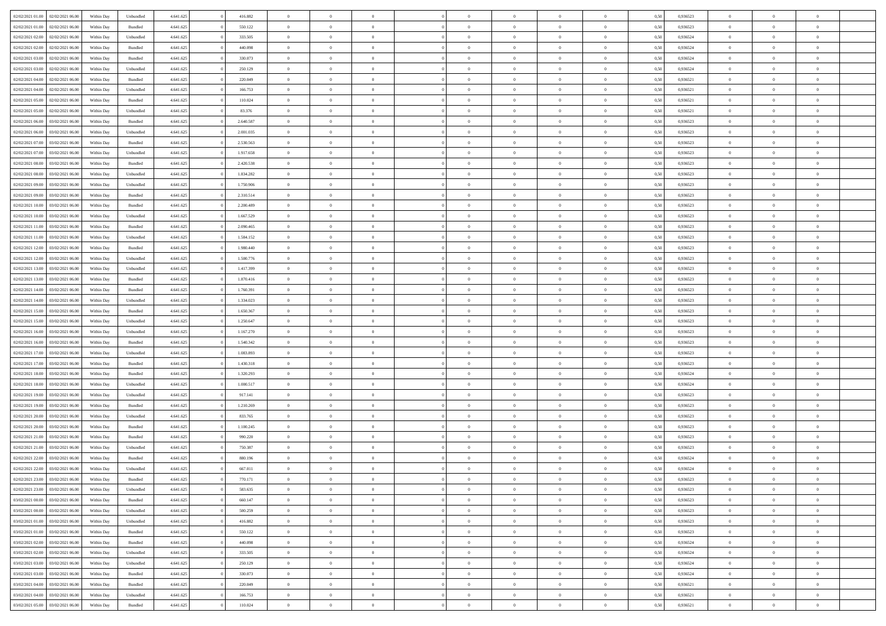| | | | | | | | | | | | | | | | | | | | | | |
|---|---|---|---|---|---|---|---|---|---|---|---|---|---|---|---|---|---|---|---|---|---|
| 02/02/2021 01:00 | 02/02/2021 06:00 | Within Day | Unbundled | 4.641.625 | 0 | 416.882 | 0 | 0 | 0 | | 0 | 0 | 0 | 0 | 0 | 0,50 | 0,936523 | 0 | 0 | 0 | |
| 02/02/2021 01:00 | 02/02/2021 06:00 | Within Day | Bundled | 4.641.625 | 0 | 550.122 | 0 | 0 | 0 | | 0 | 0 | 0 | 0 | 0 | 0,50 | 0,936523 | 0 | 0 | 0 | |
| 02/02/2021 02:00 | 02/02/2021 06:00 | Within Day | Unbundled | 4.641.625 | 0 | 333.505 | 0 | 0 | 0 | | 0 | 0 | 0 | 0 | 0 | 0,50 | 0,936524 | 0 | 0 | 0 | |
| 02/02/2021 02:00 | 02/02/2021 06:00 | Within Day | Bundled | 4.641.625 | 0 | 440.098 | 0 | 0 | 0 | | 0 | 0 | 0 | 0 | 0 | 0,50 | 0,936524 | 0 | 0 | 0 | |
| 02/02/2021 03:00 | 02/02/2021 06:00 | Within Day | Bundled | 4.641.625 | 0 | 330.073 | 0 | 0 | 0 | | 0 | 0 | 0 | 0 | 0 | 0,50 | 0,936524 | 0 | 0 | 0 | |
| 02/02/2021 03:00 | 02/02/2021 06:00 | Within Day | Unbundled | 4.641.625 | 0 | 250.129 | 0 | 0 | 0 | | 0 | 0 | 0 | 0 | 0 | 0,50 | 0,936524 | 0 | 0 | 0 | |
| 02/02/2021 04:00 | 02/02/2021 06:00 | Within Day | Bundled | 4.641.625 | 0 | 220.049 | 0 | 0 | 0 | | 0 | 0 | 0 | 0 | 0 | 0,50 | 0,936521 | 0 | 0 | 0 | |
| 02/02/2021 04:00 | 02/02/2021 06:00 | Within Day | Unbundled | 4.641.625 | 0 | 166.753 | 0 | 0 | 0 | | 0 | 0 | 0 | 0 | 0 | 0,50 | 0,936521 | 0 | 0 | 0 | |
| 02/02/2021 05:00 | 02/02/2021 06:00 | Within Day | Bundled | 4.641.625 | 0 | 110.024 | 0 | 0 | 0 | | 0 | 0 | 0 | 0 | 0 | 0,50 | 0,936521 | 0 | 0 | 0 | |
| 02/02/2021 05:00 | 02/02/2021 06:00 | Within Day | Unbundled | 4.641.625 | 0 | 83.376 | 0 | 0 | 0 | | 0 | 0 | 0 | 0 | 0 | 0,50 | 0,936521 | 0 | 0 | 0 | |
| 02/02/2021 06:00 | 03/02/2021 06:00 | Within Day | Bundled | 4.641.625 | 0 | 2.640.587 | 0 | 0 | 0 | | 0 | 0 | 0 | 0 | 0 | 0,50 | 0,936523 | 0 | 0 | 0 | |
| 02/02/2021 06:00 | 03/02/2021 06:00 | Within Day | Unbundled | 4.641.625 | 0 | 2.001.035 | 0 | 0 | 0 | | 0 | 0 | 0 | 0 | 0 | 0,50 | 0,936523 | 0 | 0 | 0 | |
| 02/02/2021 07:00 | 03/02/2021 06:00 | Within Day | Bundled | 4.641.625 | 0 | 2.530.563 | 0 | 0 | 0 | | 0 | 0 | 0 | 0 | 0 | 0,50 | 0,936523 | 0 | 0 | 0 | |
| 02/02/2021 07:00 | 03/02/2021 06:00 | Within Day | Unbundled | 4.641.625 | 0 | 1.917.658 | 0 | 0 | 0 | | 0 | 0 | 0 | 0 | 0 | 0,50 | 0,936523 | 0 | 0 | 0 | |
| 02/02/2021 08:00 | 03/02/2021 06:00 | Within Day | Bundled | 4.641.625 | 0 | 2.420.538 | 0 | 0 | 0 | | 0 | 0 | 0 | 0 | 0 | 0,50 | 0,936523 | 0 | 0 | 0 | |
| 02/02/2021 08:00 | 03/02/2021 06:00 | Within Day | Unbundled | 4.641.625 | 0 | 1.834.282 | 0 | 0 | 0 | | 0 | 0 | 0 | 0 | 0 | 0,50 | 0,936523 | 0 | 0 | 0 | |
| 02/02/2021 09:00 | 03/02/2021 06:00 | Within Day | Unbundled | 4.641.625 | 0 | 1.750.906 | 0 | 0 | 0 | | 0 | 0 | 0 | 0 | 0 | 0,50 | 0,936523 | 0 | 0 | 0 | |
| 02/02/2021 09:00 | 03/02/2021 06:00 | Within Day | Bundled | 4.641.625 | 0 | 2.310.514 | 0 | 0 | 0 | | 0 | 0 | 0 | 0 | 0 | 0,50 | 0,936523 | 0 | 0 | 0 | |
| 02/02/2021 10:00 | 03/02/2021 06:00 | Within Day | Bundled | 4.641.625 | 0 | 2.200.489 | 0 | 0 | 0 | | 0 | 0 | 0 | 0 | 0 | 0,50 | 0,936523 | 0 | 0 | 0 | |
| 02/02/2021 10:00 | 03/02/2021 06:00 | Within Day | Unbundled | 4.641.625 | 0 | 1.667.529 | 0 | 0 | 0 | | 0 | 0 | 0 | 0 | 0 | 0,50 | 0,936523 | 0 | 0 | 0 | |
| 02/02/2021 11:00 | 03/02/2021 06:00 | Within Day | Bundled | 4.641.625 | 0 | 2.090.465 | 0 | 0 | 0 | | 0 | 0 | 0 | 0 | 0 | 0,50 | 0,936523 | 0 | 0 | 0 | |
| 02/02/2021 11:00 | 03/02/2021 06:00 | Within Day | Unbundled | 4.641.625 | 0 | 1.584.152 | 0 | 0 | 0 | | 0 | 0 | 0 | 0 | 0 | 0,50 | 0,936523 | 0 | 0 | 0 | |
| 02/02/2021 12:00 | 03/02/2021 06:00 | Within Day | Bundled | 4.641.625 | 0 | 1.980.440 | 0 | 0 | 0 | | 0 | 0 | 0 | 0 | 0 | 0,50 | 0,936523 | 0 | 0 | 0 | |
| 02/02/2021 12:00 | 03/02/2021 06:00 | Within Day | Unbundled | 4.641.625 | 0 | 1.500.776 | 0 | 0 | 0 | | 0 | 0 | 0 | 0 | 0 | 0,50 | 0,936523 | 0 | 0 | 0 | |
| 02/02/2021 13:00 | 03/02/2021 06:00 | Within Day | Unbundled | 4.641.625 | 0 | 1.417.399 | 0 | 0 | 0 | | 0 | 0 | 0 | 0 | 0 | 0,50 | 0,936523 | 0 | 0 | 0 | |
| 02/02/2021 13:00 | 03/02/2021 06:00 | Within Day | Bundled | 4.641.625 | 0 | 1.870.416 | 0 | 0 | 0 | | 0 | 0 | 0 | 0 | 0 | 0,50 | 0,936523 | 0 | 0 | 0 | |
| 02/02/2021 14:00 | 03/02/2021 06:00 | Within Day | Bundled | 4.641.625 | 0 | 1.760.391 | 0 | 0 | 0 | | 0 | 0 | 0 | 0 | 0 | 0,50 | 0,936523 | 0 | 0 | 0 | |
| 02/02/2021 14:00 | 03/02/2021 06:00 | Within Day | Unbundled | 4.641.625 | 0 | 1.334.023 | 0 | 0 | 0 | | 0 | 0 | 0 | 0 | 0 | 0,50 | 0,936523 | 0 | 0 | 0 | |
| 02/02/2021 15:00 | 03/02/2021 06:00 | Within Day | Bundled | 4.641.625 | 0 | 1.650.367 | 0 | 0 | 0 | | 0 | 0 | 0 | 0 | 0 | 0,50 | 0,936523 | 0 | 0 | 0 | |
| 02/02/2021 15:00 | 03/02/2021 06:00 | Within Day | Unbundled | 4.641.625 | 0 | 1.250.647 | 0 | 0 | 0 | | 0 | 0 | 0 | 0 | 0 | 0,50 | 0,936523 | 0 | 0 | 0 | |
| 02/02/2021 16:00 | 03/02/2021 06:00 | Within Day | Unbundled | 4.641.625 | 0 | 1.167.270 | 0 | 0 | 0 | | 0 | 0 | 0 | 0 | 0 | 0,50 | 0,936523 | 0 | 0 | 0 | |
| 02/02/2021 16:00 | 03/02/2021 06:00 | Within Day | Bundled | 4.641.625 | 0 | 1.540.342 | 0 | 0 | 0 | | 0 | 0 | 0 | 0 | 0 | 0,50 | 0,936523 | 0 | 0 | 0 | |
| 02/02/2021 17:00 | 03/02/2021 06:00 | Within Day | Unbundled | 4.641.625 | 0 | 1.083.893 | 0 | 0 | 0 | | 0 | 0 | 0 | 0 | 0 | 0,50 | 0,936523 | 0 | 0 | 0 | |
| 02/02/2021 17:00 | 03/02/2021 06:00 | Within Day | Bundled | 4.641.625 | 0 | 1.430.318 | 0 | 0 | 0 | | 0 | 0 | 0 | 0 | 0 | 0,50 | 0,936523 | 0 | 0 | 0 | |
| 02/02/2021 18:00 | 03/02/2021 06:00 | Within Day | Bundled | 4.641.625 | 0 | 1.320.293 | 0 | 0 | 0 | | 0 | 0 | 0 | 0 | 0 | 0,50 | 0,936524 | 0 | 0 | 0 | |
| 02/02/2021 18:00 | 03/02/2021 06:00 | Within Day | Unbundled | 4.641.625 | 0 | 1.000.517 | 0 | 0 | 0 | | 0 | 0 | 0 | 0 | 0 | 0,50 | 0,936524 | 0 | 0 | 0 | |
| 02/02/2021 19:00 | 03/02/2021 06:00 | Within Day | Unbundled | 4.641.625 | 0 | 917.141 | 0 | 0 | 0 | | 0 | 0 | 0 | 0 | 0 | 0,50 | 0,936523 | 0 | 0 | 0 | |
| 02/02/2021 19:00 | 03/02/2021 06:00 | Within Day | Bundled | 4.641.625 | 0 | 1.210.269 | 0 | 0 | 0 | | 0 | 0 | 0 | 0 | 0 | 0,50 | 0,936523 | 0 | 0 | 0 | |
| 02/02/2021 20:00 | 03/02/2021 06:00 | Within Day | Unbundled | 4.641.625 | 0 | 833.765 | 0 | 0 | 0 | | 0 | 0 | 0 | 0 | 0 | 0,50 | 0,936523 | 0 | 0 | 0 | |
| 02/02/2021 20:00 | 03/02/2021 06:00 | Within Day | Bundled | 4.641.625 | 0 | 1.100.245 | 0 | 0 | 0 | | 0 | 0 | 0 | 0 | 0 | 0,50 | 0,936523 | 0 | 0 | 0 | |
| 02/02/2021 21:00 | 03/02/2021 06:00 | Within Day | Bundled | 4.641.625 | 0 | 990.220 | 0 | 0 | 0 | | 0 | 0 | 0 | 0 | 0 | 0,50 | 0,936523 | 0 | 0 | 0 | |
| 02/02/2021 21:00 | 03/02/2021 06:00 | Within Day | Unbundled | 4.641.625 | 0 | 750.387 | 0 | 0 | 0 | | 0 | 0 | 0 | 0 | 0 | 0,50 | 0,936523 | 0 | 0 | 0 | |
| 02/02/2021 22:00 | 03/02/2021 06:00 | Within Day | Bundled | 4.641.625 | 0 | 880.196 | 0 | 0 | 0 | | 0 | 0 | 0 | 0 | 0 | 0,50 | 0,936524 | 0 | 0 | 0 | |
| 02/02/2021 22:00 | 03/02/2021 06:00 | Within Day | Unbundled | 4.641.625 | 0 | 667.011 | 0 | 0 | 0 | | 0 | 0 | 0 | 0 | 0 | 0,50 | 0,936524 | 0 | 0 | 0 | |
| 02/02/2021 23:00 | 03/02/2021 06:00 | Within Day | Bundled | 4.641.625 | 0 | 770.171 | 0 | 0 | 0 | | 0 | 0 | 0 | 0 | 0 | 0,50 | 0,936523 | 0 | 0 | 0 | |
| 02/02/2021 23:00 | 03/02/2021 06:00 | Within Day | Unbundled | 4.641.625 | 0 | 583.635 | 0 | 0 | 0 | | 0 | 0 | 0 | 0 | 0 | 0,50 | 0,936523 | 0 | 0 | 0 | |
| 03/02/2021 00:00 | 03/02/2021 06:00 | Within Day | Bundled | 4.641.625 | 0 | 660.147 | 0 | 0 | 0 | | 0 | 0 | 0 | 0 | 0 | 0,50 | 0,936523 | 0 | 0 | 0 | |
| 03/02/2021 00:00 | 03/02/2021 06:00 | Within Day | Unbundled | 4.641.625 | 0 | 500.259 | 0 | 0 | 0 | | 0 | 0 | 0 | 0 | 0 | 0,50 | 0,936523 | 0 | 0 | 0 | |
| 03/02/2021 01:00 | 03/02/2021 06:00 | Within Day | Unbundled | 4.641.625 | 0 | 416.882 | 0 | 0 | 0 | | 0 | 0 | 0 | 0 | 0 | 0,50 | 0,936523 | 0 | 0 | 0 | |
| 03/02/2021 01:00 | 03/02/2021 06:00 | Within Day | Bundled | 4.641.625 | 0 | 550.122 | 0 | 0 | 0 | | 0 | 0 | 0 | 0 | 0 | 0,50 | 0,936523 | 0 | 0 | 0 | |
| 03/02/2021 02:00 | 03/02/2021 06:00 | Within Day | Bundled | 4.641.625 | 0 | 440.098 | 0 | 0 | 0 | | 0 | 0 | 0 | 0 | 0 | 0,50 | 0,936524 | 0 | 0 | 0 | |
| 03/02/2021 02:00 | 03/02/2021 06:00 | Within Day | Unbundled | 4.641.625 | 0 | 333.505 | 0 | 0 | 0 | | 0 | 0 | 0 | 0 | 0 | 0,50 | 0,936524 | 0 | 0 | 0 | |
| 03/02/2021 03:00 | 03/02/2021 06:00 | Within Day | Unbundled | 4.641.625 | 0 | 250.129 | 0 | 0 | 0 | | 0 | 0 | 0 | 0 | 0 | 0,50 | 0,936524 | 0 | 0 | 0 | |
| 03/02/2021 03:00 | 03/02/2021 06:00 | Within Day | Bundled | 4.641.625 | 0 | 330.073 | 0 | 0 | 0 | | 0 | 0 | 0 | 0 | 0 | 0,50 | 0,936524 | 0 | 0 | 0 | |
| 03/02/2021 04:00 | 03/02/2021 06:00 | Within Day | Bundled | 4.641.625 | 0 | 220.049 | 0 | 0 | 0 | | 0 | 0 | 0 | 0 | 0 | 0,50 | 0,936521 | 0 | 0 | 0 | |
| 03/02/2021 04:00 | 03/02/2021 06:00 | Within Day | Unbundled | 4.641.625 | 0 | 166.753 | 0 | 0 | 0 | | 0 | 0 | 0 | 0 | 0 | 0,50 | 0,936521 | 0 | 0 | 0 | |
| 03/02/2021 05:00 | 03/02/2021 06:00 | Within Day | Bundled | 4.641.625 | 0 | 110.024 | 0 | 0 | 0 | | 0 | 0 | 0 | 0 | 0 | 0,50 | 0,936521 | 0 | 0 | 0 | |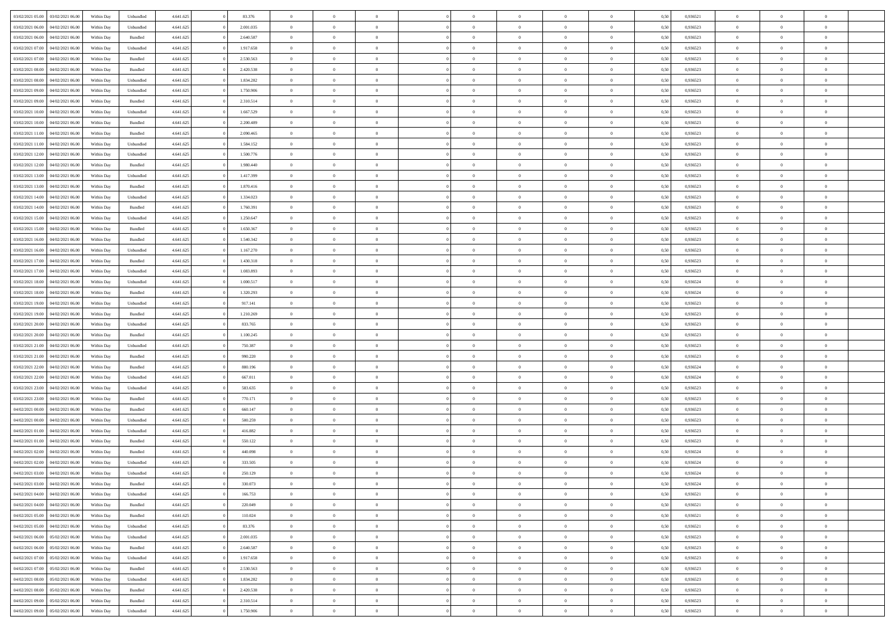| 03/02/2021 05:00 | 03/02/2021 06:00 | Within Day | Unbundled | 4.641.625 | 0 | 83.376 | 0 | 0 | 0 | | 0 | 0 | 0 | 0 | 0,50 | 0,936521 | 0 | 0 | 0 | |
|---|---|---|---|---|---|---|---|---|---|---|---|---|---|---|---|---|---|---|---|---|
| 03/02/2021 06:00 | 04/02/2021 06:00 | Within Day | Unbundled | 4.641.625 | 0 | 2.001.035 | 0 | 0 | 0 | | 0 | 0 | 0 | 0 | 0,50 | 0,936523 | 0 | 0 | 0 | |
| 03/02/2021 06:00 | 04/02/2021 06:00 | Within Day | Bundled | 4.641.625 | 0 | 2.640.587 | 0 | 0 | 0 | | 0 | 0 | 0 | 0 | 0,50 | 0,936523 | 0 | 0 | 0 | |
| 03/02/2021 07:00 | 04/02/2021 06:00 | Within Day | Unbundled | 4.641.625 | 0 | 1.917.658 | 0 | 0 | 0 | | 0 | 0 | 0 | 0 | 0,50 | 0,936523 | 0 | 0 | 0 | |
| 03/02/2021 07:00 | 04/02/2021 06:00 | Within Day | Bundled | 4.641.625 | 0 | 2.530.563 | 0 | 0 | 0 | | 0 | 0 | 0 | 0 | 0,50 | 0,936523 | 0 | 0 | 0 | |
| 03/02/2021 08:00 | 04/02/2021 06:00 | Within Day | Bundled | 4.641.625 | 0 | 2.420.538 | 0 | 0 | 0 | | 0 | 0 | 0 | 0 | 0,50 | 0,936523 | 0 | 0 | 0 | |
| 03/02/2021 08:00 | 04/02/2021 06:00 | Within Day | Unbundled | 4.641.625 | 0 | 1.834.282 | 0 | 0 | 0 | | 0 | 0 | 0 | 0 | 0,50 | 0,936523 | 0 | 0 | 0 | |
| 03/02/2021 09:00 | 04/02/2021 06:00 | Within Day | Unbundled | 4.641.625 | 0 | 1.750.906 | 0 | 0 | 0 | | 0 | 0 | 0 | 0 | 0,50 | 0,936523 | 0 | 0 | 0 | |
| 03/02/2021 09:00 | 04/02/2021 06:00 | Within Day | Bundled | 4.641.625 | 0 | 2.310.514 | 0 | 0 | 0 | | 0 | 0 | 0 | 0 | 0,50 | 0,936523 | 0 | 0 | 0 | |
| 03/02/2021 10:00 | 04/02/2021 06:00 | Within Day | Unbundled | 4.641.625 | 0 | 1.667.529 | 0 | 0 | 0 | | 0 | 0 | 0 | 0 | 0,50 | 0,936523 | 0 | 0 | 0 | |
| 03/02/2021 10:00 | 04/02/2021 06:00 | Within Day | Bundled | 4.641.625 | 0 | 2.200.489 | 0 | 0 | 0 | | 0 | 0 | 0 | 0 | 0,50 | 0,936523 | 0 | 0 | 0 | |
| 03/02/2021 11:00 | 04/02/2021 06:00 | Within Day | Bundled | 4.641.625 | 0 | 2.090.465 | 0 | 0 | 0 | | 0 | 0 | 0 | 0 | 0,50 | 0,936523 | 0 | 0 | 0 | |
| 03/02/2021 11:00 | 04/02/2021 06:00 | Within Day | Unbundled | 4.641.625 | 0 | 1.584.152 | 0 | 0 | 0 | | 0 | 0 | 0 | 0 | 0,50 | 0,936523 | 0 | 0 | 0 | |
| 03/02/2021 12:00 | 04/02/2021 06:00 | Within Day | Unbundled | 4.641.625 | 0 | 1.500.776 | 0 | 0 | 0 | | 0 | 0 | 0 | 0 | 0,50 | 0,936523 | 0 | 0 | 0 | |
| 03/02/2021 12:00 | 04/02/2021 06:00 | Within Day | Bundled | 4.641.625 | 0 | 1.980.440 | 0 | 0 | 0 | | 0 | 0 | 0 | 0 | 0,50 | 0,936523 | 0 | 0 | 0 | |
| 03/02/2021 13:00 | 04/02/2021 06:00 | Within Day | Unbundled | 4.641.625 | 0 | 1.417.399 | 0 | 0 | 0 | | 0 | 0 | 0 | 0 | 0,50 | 0,936523 | 0 | 0 | 0 | |
| 03/02/2021 13:00 | 04/02/2021 06:00 | Within Day | Bundled | 4.641.625 | 0 | 1.870.416 | 0 | 0 | 0 | | 0 | 0 | 0 | 0 | 0,50 | 0,936523 | 0 | 0 | 0 | |
| 03/02/2021 14:00 | 04/02/2021 06:00 | Within Day | Unbundled | 4.641.625 | 0 | 1.334.023 | 0 | 0 | 0 | | 0 | 0 | 0 | 0 | 0,50 | 0,936523 | 0 | 0 | 0 | |
| 03/02/2021 14:00 | 04/02/2021 06:00 | Within Day | Bundled | 4.641.625 | 0 | 1.760.391 | 0 | 0 | 0 | | 0 | 0 | 0 | 0 | 0,50 | 0,936523 | 0 | 0 | 0 | |
| 03/02/2021 15:00 | 04/02/2021 06:00 | Within Day | Unbundled | 4.641.625 | 0 | 1.250.647 | 0 | 0 | 0 | | 0 | 0 | 0 | 0 | 0,50 | 0,936523 | 0 | 0 | 0 | |
| 03/02/2021 15:00 | 04/02/2021 06:00 | Within Day | Bundled | 4.641.625 | 0 | 1.650.367 | 0 | 0 | 0 | | 0 | 0 | 0 | 0 | 0,50 | 0,936523 | 0 | 0 | 0 | |
| 03/02/2021 16:00 | 04/02/2021 06:00 | Within Day | Bundled | 4.641.625 | 0 | 1.540.342 | 0 | 0 | 0 | | 0 | 0 | 0 | 0 | 0,50 | 0,936523 | 0 | 0 | 0 | |
| 03/02/2021 16:00 | 04/02/2021 06:00 | Within Day | Unbundled | 4.641.625 | 0 | 1.167.270 | 0 | 0 | 0 | | 0 | 0 | 0 | 0 | 0,50 | 0,936523 | 0 | 0 | 0 | |
| 03/02/2021 17:00 | 04/02/2021 06:00 | Within Day | Bundled | 4.641.625 | 0 | 1.430.318 | 0 | 0 | 0 | | 0 | 0 | 0 | 0 | 0,50 | 0,936523 | 0 | 0 | 0 | |
| 03/02/2021 17:00 | 04/02/2021 06:00 | Within Day | Unbundled | 4.641.625 | 0 | 1.083.893 | 0 | 0 | 0 | | 0 | 0 | 0 | 0 | 0,50 | 0,936523 | 0 | 0 | 0 | |
| 03/02/2021 18:00 | 04/02/2021 06:00 | Within Day | Unbundled | 4.641.625 | 0 | 1.000.517 | 0 | 0 | 0 | | 0 | 0 | 0 | 0 | 0,50 | 0,936524 | 0 | 0 | 0 | |
| 03/02/2021 18:00 | 04/02/2021 06:00 | Within Day | Bundled | 4.641.625 | 0 | 1.320.293 | 0 | 0 | 0 | | 0 | 0 | 0 | 0 | 0,50 | 0,936524 | 0 | 0 | 0 | |
| 03/02/2021 19:00 | 04/02/2021 06:00 | Within Day | Unbundled | 4.641.625 | 0 | 917.141 | 0 | 0 | 0 | | 0 | 0 | 0 | 0 | 0,50 | 0,936523 | 0 | 0 | 0 | |
| 03/02/2021 19:00 | 04/02/2021 06:00 | Within Day | Bundled | 4.641.625 | 0 | 1.210.269 | 0 | 0 | 0 | | 0 | 0 | 0 | 0 | 0,50 | 0,936523 | 0 | 0 | 0 | |
| 03/02/2021 20:00 | 04/02/2021 06:00 | Within Day | Unbundled | 4.641.625 | 0 | 833.765 | 0 | 0 | 0 | | 0 | 0 | 0 | 0 | 0,50 | 0,936523 | 0 | 0 | 0 | |
| 03/02/2021 20:00 | 04/02/2021 06:00 | Within Day | Bundled | 4.641.625 | 0 | 1.100.245 | 0 | 0 | 0 | | 0 | 0 | 0 | 0 | 0,50 | 0,936523 | 0 | 0 | 0 | |
| 03/02/2021 21:00 | 04/02/2021 06:00 | Within Day | Unbundled | 4.641.625 | 0 | 750.387 | 0 | 0 | 0 | | 0 | 0 | 0 | 0 | 0,50 | 0,936523 | 0 | 0 | 0 | |
| 03/02/2021 21:00 | 04/02/2021 06:00 | Within Day | Bundled | 4.641.625 | 0 | 990.220 | 0 | 0 | 0 | | 0 | 0 | 0 | 0 | 0,50 | 0,936523 | 0 | 0 | 0 | |
| 03/02/2021 22:00 | 04/02/2021 06:00 | Within Day | Bundled | 4.641.625 | 0 | 880.196 | 0 | 0 | 0 | | 0 | 0 | 0 | 0 | 0,50 | 0,936524 | 0 | 0 | 0 | |
| 03/02/2021 22:00 | 04/02/2021 06:00 | Within Day | Unbundled | 4.641.625 | 0 | 667.011 | 0 | 0 | 0 | | 0 | 0 | 0 | 0 | 0,50 | 0,936524 | 0 | 0 | 0 | |
| 03/02/2021 23:00 | 04/02/2021 06:00 | Within Day | Unbundled | 4.641.625 | 0 | 583.635 | 0 | 0 | 0 | | 0 | 0 | 0 | 0 | 0,50 | 0,936523 | 0 | 0 | 0 | |
| 03/02/2021 23:00 | 04/02/2021 06:00 | Within Day | Bundled | 4.641.625 | 0 | 770.171 | 0 | 0 | 0 | | 0 | 0 | 0 | 0 | 0,50 | 0,936523 | 0 | 0 | 0 | |
| 04/02/2021 00:00 | 04/02/2021 06:00 | Within Day | Bundled | 4.641.625 | 0 | 660.147 | 0 | 0 | 0 | | 0 | 0 | 0 | 0 | 0,50 | 0,936523 | 0 | 0 | 0 | |
| 04/02/2021 00:00 | 04/02/2021 06:00 | Within Day | Unbundled | 4.641.625 | 0 | 500.259 | 0 | 0 | 0 | | 0 | 0 | 0 | 0 | 0,50 | 0,936523 | 0 | 0 | 0 | |
| 04/02/2021 01:00 | 04/02/2021 06:00 | Within Day | Unbundled | 4.641.625 | 0 | 416.882 | 0 | 0 | 0 | | 0 | 0 | 0 | 0 | 0,50 | 0,936523 | 0 | 0 | 0 | |
| 04/02/2021 01:00 | 04/02/2021 06:00 | Within Day | Bundled | 4.641.625 | 0 | 550.122 | 0 | 0 | 0 | | 0 | 0 | 0 | 0 | 0,50 | 0,936523 | 0 | 0 | 0 | |
| 04/02/2021 02:00 | 04/02/2021 06:00 | Within Day | Bundled | 4.641.625 | 0 | 440.098 | 0 | 0 | 0 | | 0 | 0 | 0 | 0 | 0,50 | 0,936524 | 0 | 0 | 0 | |
| 04/02/2021 02:00 | 04/02/2021 06:00 | Within Day | Unbundled | 4.641.625 | 0 | 333.505 | 0 | 0 | 0 | | 0 | 0 | 0 | 0 | 0,50 | 0,936524 | 0 | 0 | 0 | |
| 04/02/2021 03:00 | 04/02/2021 06:00 | Within Day | Unbundled | 4.641.625 | 0 | 250.129 | 0 | 0 | 0 | | 0 | 0 | 0 | 0 | 0,50 | 0,936524 | 0 | 0 | 0 | |
| 04/02/2021 03:00 | 04/02/2021 06:00 | Within Day | Bundled | 4.641.625 | 0 | 330.073 | 0 | 0 | 0 | | 0 | 0 | 0 | 0 | 0,50 | 0,936524 | 0 | 0 | 0 | |
| 04/02/2021 04:00 | 04/02/2021 06:00 | Within Day | Unbundled | 4.641.625 | 0 | 166.753 | 0 | 0 | 0 | | 0 | 0 | 0 | 0 | 0,50 | 0,936521 | 0 | 0 | 0 | |
| 04/02/2021 04:00 | 04/02/2021 06:00 | Within Day | Bundled | 4.641.625 | 0 | 220.049 | 0 | 0 | 0 | | 0 | 0 | 0 | 0 | 0,50 | 0,936521 | 0 | 0 | 0 | |
| 04/02/2021 05:00 | 04/02/2021 06:00 | Within Day | Bundled | 4.641.625 | 0 | 110.024 | 0 | 0 | 0 | | 0 | 0 | 0 | 0 | 0,50 | 0,936521 | 0 | 0 | 0 | |
| 04/02/2021 05:00 | 04/02/2021 06:00 | Within Day | Unbundled | 4.641.625 | 0 | 83.376 | 0 | 0 | 0 | | 0 | 0 | 0 | 0 | 0,50 | 0,936521 | 0 | 0 | 0 | |
| 04/02/2021 06:00 | 05/02/2021 06:00 | Within Day | Unbundled | 4.641.625 | 0 | 2.001.035 | 0 | 0 | 0 | | 0 | 0 | 0 | 0 | 0,50 | 0,936523 | 0 | 0 | 0 | |
| 04/02/2021 06:00 | 05/02/2021 06:00 | Within Day | Bundled | 4.641.625 | 0 | 2.640.587 | 0 | 0 | 0 | | 0 | 0 | 0 | 0 | 0,50 | 0,936523 | 0 | 0 | 0 | |
| 04/02/2021 07:00 | 05/02/2021 06:00 | Within Day | Unbundled | 4.641.625 | 0 | 1.917.658 | 0 | 0 | 0 | | 0 | 0 | 0 | 0 | 0,50 | 0,936523 | 0 | 0 | 0 | |
| 04/02/2021 07:00 | 05/02/2021 06:00 | Within Day | Bundled | 4.641.625 | 0 | 2.530.563 | 0 | 0 | 0 | | 0 | 0 | 0 | 0 | 0,50 | 0,936523 | 0 | 0 | 0 | |
| 04/02/2021 08:00 | 05/02/2021 06:00 | Within Day | Unbundled | 4.641.625 | 0 | 1.834.282 | 0 | 0 | 0 | | 0 | 0 | 0 | 0 | 0,50 | 0,936523 | 0 | 0 | 0 | |
| 04/02/2021 08:00 | 05/02/2021 06:00 | Within Day | Bundled | 4.641.625 | 0 | 2.420.538 | 0 | 0 | 0 | | 0 | 0 | 0 | 0 | 0,50 | 0,936523 | 0 | 0 | 0 | |
| 04/02/2021 09:00 | 05/02/2021 06:00 | Within Day | Bundled | 4.641.625 | 0 | 2.310.514 | 0 | 0 | 0 | | 0 | 0 | 0 | 0 | 0,50 | 0,936523 | 0 | 0 | 0 | |
| 04/02/2021 09:00 | 05/02/2021 06:00 | Within Day | Unbundled | 4.641.625 | 0 | 1.750.906 | 0 | 0 | 0 | | 0 | 0 | 0 | 0 | 0,50 | 0,936523 | 0 | 0 | 0 | |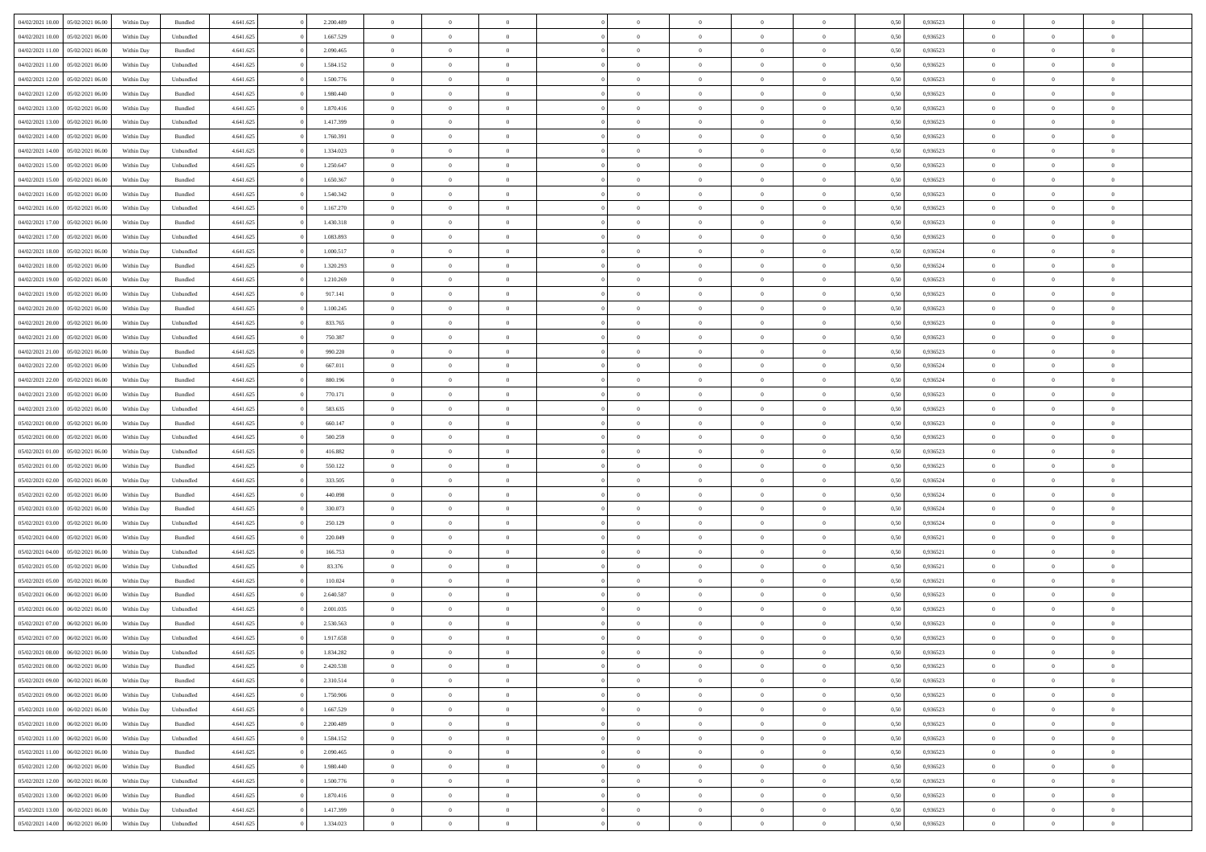| | | | | | | | | | | | | | | | | | | | | | |
|---|---|---|---|---|---|---|---|---|---|---|---|---|---|---|---|---|---|---|---|---|---|
| 04/02/2021 10:00 | 05/02/2021 06:00 | Within Day | Bundled | 4.641.625 | 0 | 2.200.489 | 0 | 0 | 0 | | 0 | 0 | 0 | 0 | 0 | 0,50 | 0,936523 | 0 | 0 | 0 | |
| 04/02/2021 10:00 | 05/02/2021 06:00 | Within Day | Unbundled | 4.641.625 | 0 | 1.667.529 | 0 | 0 | 0 | | 0 | 0 | 0 | 0 | 0 | 0,50 | 0,936523 | 0 | 0 | 0 | |
| 04/02/2021 11:00 | 05/02/2021 06:00 | Within Day | Bundled | 4.641.625 | 0 | 2.090.465 | 0 | 0 | 0 | | 0 | 0 | 0 | 0 | 0 | 0,50 | 0,936523 | 0 | 0 | 0 | |
| 04/02/2021 11:00 | 05/02/2021 06:00 | Within Day | Unbundled | 4.641.625 | 0 | 1.584.152 | 0 | 0 | 0 | | 0 | 0 | 0 | 0 | 0 | 0,50 | 0,936523 | 0 | 0 | 0 | |
| 04/02/2021 12:00 | 05/02/2021 06:00 | Within Day | Unbundled | 4.641.625 | 0 | 1.500.776 | 0 | 0 | 0 | | 0 | 0 | 0 | 0 | 0 | 0,50 | 0,936523 | 0 | 0 | 0 | |
| 04/02/2021 12:00 | 05/02/2021 06:00 | Within Day | Bundled | 4.641.625 | 0 | 1.980.440 | 0 | 0 | 0 | | 0 | 0 | 0 | 0 | 0 | 0,50 | 0,936523 | 0 | 0 | 0 | |
| 04/02/2021 13:00 | 05/02/2021 06:00 | Within Day | Bundled | 4.641.625 | 0 | 1.870.416 | 0 | 0 | 0 | | 0 | 0 | 0 | 0 | 0 | 0,50 | 0,936523 | 0 | 0 | 0 | |
| 04/02/2021 13:00 | 05/02/2021 06:00 | Within Day | Unbundled | 4.641.625 | 0 | 1.417.399 | 0 | 0 | 0 | | 0 | 0 | 0 | 0 | 0 | 0,50 | 0,936523 | 0 | 0 | 0 | |
| 04/02/2021 14:00 | 05/02/2021 06:00 | Within Day | Bundled | 4.641.625 | 0 | 1.760.391 | 0 | 0 | 0 | | 0 | 0 | 0 | 0 | 0 | 0,50 | 0,936523 | 0 | 0 | 0 | |
| 04/02/2021 14:00 | 05/02/2021 06:00 | Within Day | Unbundled | 4.641.625 | 0 | 1.334.023 | 0 | 0 | 0 | | 0 | 0 | 0 | 0 | 0 | 0,50 | 0,936523 | 0 | 0 | 0 | |
| 04/02/2021 15:00 | 05/02/2021 06:00 | Within Day | Unbundled | 4.641.625 | 0 | 1.250.647 | 0 | 0 | 0 | | 0 | 0 | 0 | 0 | 0 | 0,50 | 0,936523 | 0 | 0 | 0 | |
| 04/02/2021 15:00 | 05/02/2021 06:00 | Within Day | Bundled | 4.641.625 | 0 | 1.650.367 | 0 | 0 | 0 | | 0 | 0 | 0 | 0 | 0 | 0,50 | 0,936523 | 0 | 0 | 0 | |
| 04/02/2021 16:00 | 05/02/2021 06:00 | Within Day | Bundled | 4.641.625 | 0 | 1.540.342 | 0 | 0 | 0 | | 0 | 0 | 0 | 0 | 0 | 0,50 | 0,936523 | 0 | 0 | 0 | |
| 04/02/2021 16:00 | 05/02/2021 06:00 | Within Day | Unbundled | 4.641.625 | 0 | 1.167.270 | 0 | 0 | 0 | | 0 | 0 | 0 | 0 | 0 | 0,50 | 0,936523 | 0 | 0 | 0 | |
| 04/02/2021 17:00 | 05/02/2021 06:00 | Within Day | Bundled | 4.641.625 | 0 | 1.430.318 | 0 | 0 | 0 | | 0 | 0 | 0 | 0 | 0 | 0,50 | 0,936523 | 0 | 0 | 0 | |
| 04/02/2021 17:00 | 05/02/2021 06:00 | Within Day | Unbundled | 4.641.625 | 0 | 1.083.893 | 0 | 0 | 0 | | 0 | 0 | 0 | 0 | 0 | 0,50 | 0,936523 | 0 | 0 | 0 | |
| 04/02/2021 18:00 | 05/02/2021 06:00 | Within Day | Unbundled | 4.641.625 | 0 | 1.000.517 | 0 | 0 | 0 | | 0 | 0 | 0 | 0 | 0 | 0,50 | 0,936524 | 0 | 0 | 0 | |
| 04/02/2021 18:00 | 05/02/2021 06:00 | Within Day | Bundled | 4.641.625 | 0 | 1.320.293 | 0 | 0 | 0 | | 0 | 0 | 0 | 0 | 0 | 0,50 | 0,936524 | 0 | 0 | 0 | |
| 04/02/2021 19:00 | 05/02/2021 06:00 | Within Day | Bundled | 4.641.625 | 0 | 1.210.269 | 0 | 0 | 0 | | 0 | 0 | 0 | 0 | 0 | 0,50 | 0,936523 | 0 | 0 | 0 | |
| 04/02/2021 19:00 | 05/02/2021 06:00 | Within Day | Unbundled | 4.641.625 | 0 | 917.141 | 0 | 0 | 0 | | 0 | 0 | 0 | 0 | 0 | 0,50 | 0,936523 | 0 | 0 | 0 | |
| 04/02/2021 20:00 | 05/02/2021 06:00 | Within Day | Bundled | 4.641.625 | 0 | 1.100.245 | 0 | 0 | 0 | | 0 | 0 | 0 | 0 | 0 | 0,50 | 0,936523 | 0 | 0 | 0 | |
| 04/02/2021 20:00 | 05/02/2021 06:00 | Within Day | Unbundled | 4.641.625 | 0 | 833.765 | 0 | 0 | 0 | | 0 | 0 | 0 | 0 | 0 | 0,50 | 0,936523 | 0 | 0 | 0 | |
| 04/02/2021 21:00 | 05/02/2021 06:00 | Within Day | Unbundled | 4.641.625 | 0 | 750.387 | 0 | 0 | 0 | | 0 | 0 | 0 | 0 | 0 | 0,50 | 0,936523 | 0 | 0 | 0 | |
| 04/02/2021 21:00 | 05/02/2021 06:00 | Within Day | Bundled | 4.641.625 | 0 | 990.220 | 0 | 0 | 0 | | 0 | 0 | 0 | 0 | 0 | 0,50 | 0,936523 | 0 | 0 | 0 | |
| 04/02/2021 22:00 | 05/02/2021 06:00 | Within Day | Unbundled | 4.641.625 | 0 | 667.011 | 0 | 0 | 0 | | 0 | 0 | 0 | 0 | 0 | 0,50 | 0,936524 | 0 | 0 | 0 | |
| 04/02/2021 22:00 | 05/02/2021 06:00 | Within Day | Bundled | 4.641.625 | 0 | 880.196 | 0 | 0 | 0 | | 0 | 0 | 0 | 0 | 0 | 0,50 | 0,936524 | 0 | 0 | 0 | |
| 04/02/2021 23:00 | 05/02/2021 06:00 | Within Day | Bundled | 4.641.625 | 0 | 770.171 | 0 | 0 | 0 | | 0 | 0 | 0 | 0 | 0 | 0,50 | 0,936523 | 0 | 0 | 0 | |
| 04/02/2021 23:00 | 05/02/2021 06:00 | Within Day | Unbundled | 4.641.625 | 0 | 583.635 | 0 | 0 | 0 | | 0 | 0 | 0 | 0 | 0 | 0,50 | 0,936523 | 0 | 0 | 0 | |
| 05/02/2021 00:00 | 05/02/2021 06:00 | Within Day | Bundled | 4.641.625 | 0 | 660.147 | 0 | 0 | 0 | | 0 | 0 | 0 | 0 | 0 | 0,50 | 0,936523 | 0 | 0 | 0 | |
| 05/02/2021 00:00 | 05/02/2021 06:00 | Within Day | Unbundled | 4.641.625 | 0 | 500.259 | 0 | 0 | 0 | | 0 | 0 | 0 | 0 | 0 | 0,50 | 0,936523 | 0 | 0 | 0 | |
| 05/02/2021 01:00 | 05/02/2021 06:00 | Within Day | Unbundled | 4.641.625 | 0 | 416.882 | 0 | 0 | 0 | | 0 | 0 | 0 | 0 | 0 | 0,50 | 0,936523 | 0 | 0 | 0 | |
| 05/02/2021 01:00 | 05/02/2021 06:00 | Within Day | Bundled | 4.641.625 | 0 | 550.122 | 0 | 0 | 0 | | 0 | 0 | 0 | 0 | 0 | 0,50 | 0,936523 | 0 | 0 | 0 | |
| 05/02/2021 02:00 | 05/02/2021 06:00 | Within Day | Unbundled | 4.641.625 | 0 | 333.505 | 0 | 0 | 0 | | 0 | 0 | 0 | 0 | 0 | 0,50 | 0,936524 | 0 | 0 | 0 | |
| 05/02/2021 02:00 | 05/02/2021 06:00 | Within Day | Bundled | 4.641.625 | 0 | 440.098 | 0 | 0 | 0 | | 0 | 0 | 0 | 0 | 0 | 0,50 | 0,936524 | 0 | 0 | 0 | |
| 05/02/2021 03:00 | 05/02/2021 06:00 | Within Day | Bundled | 4.641.625 | 0 | 330.073 | 0 | 0 | 0 | | 0 | 0 | 0 | 0 | 0 | 0,50 | 0,936524 | 0 | 0 | 0 | |
| 05/02/2021 03:00 | 05/02/2021 06:00 | Within Day | Unbundled | 4.641.625 | 0 | 250.129 | 0 | 0 | 0 | | 0 | 0 | 0 | 0 | 0 | 0,50 | 0,936524 | 0 | 0 | 0 | |
| 05/02/2021 04:00 | 05/02/2021 06:00 | Within Day | Bundled | 4.641.625 | 0 | 220.049 | 0 | 0 | 0 | | 0 | 0 | 0 | 0 | 0 | 0,50 | 0,936521 | 0 | 0 | 0 | |
| 05/02/2021 04:00 | 05/02/2021 06:00 | Within Day | Unbundled | 4.641.625 | 0 | 166.753 | 0 | 0 | 0 | | 0 | 0 | 0 | 0 | 0 | 0,50 | 0,936521 | 0 | 0 | 0 | |
| 05/02/2021 05:00 | 05/02/2021 06:00 | Within Day | Unbundled | 4.641.625 | 0 | 83.376 | 0 | 0 | 0 | | 0 | 0 | 0 | 0 | 0 | 0,50 | 0,936521 | 0 | 0 | 0 | |
| 05/02/2021 05:00 | 05/02/2021 06:00 | Within Day | Bundled | 4.641.625 | 0 | 110.024 | 0 | 0 | 0 | | 0 | 0 | 0 | 0 | 0 | 0,50 | 0,936521 | 0 | 0 | 0 | |
| 05/02/2021 06:00 | 06/02/2021 06:00 | Within Day | Bundled | 4.641.625 | 0 | 2.640.587 | 0 | 0 | 0 | | 0 | 0 | 0 | 0 | 0 | 0,50 | 0,936523 | 0 | 0 | 0 | |
| 05/02/2021 06:00 | 06/02/2021 06:00 | Within Day | Unbundled | 4.641.625 | 0 | 2.001.035 | 0 | 0 | 0 | | 0 | 0 | 0 | 0 | 0 | 0,50 | 0,936523 | 0 | 0 | 0 | |
| 05/02/2021 07:00 | 06/02/2021 06:00 | Within Day | Bundled | 4.641.625 | 0 | 2.530.563 | 0 | 0 | 0 | | 0 | 0 | 0 | 0 | 0 | 0,50 | 0,936523 | 0 | 0 | 0 | |
| 05/02/2021 07:00 | 06/02/2021 06:00 | Within Day | Unbundled | 4.641.625 | 0 | 1.917.658 | 0 | 0 | 0 | | 0 | 0 | 0 | 0 | 0 | 0,50 | 0,936523 | 0 | 0 | 0 | |
| 05/02/2021 08:00 | 06/02/2021 06:00 | Within Day | Unbundled | 4.641.625 | 0 | 1.834.282 | 0 | 0 | 0 | | 0 | 0 | 0 | 0 | 0 | 0,50 | 0,936523 | 0 | 0 | 0 | |
| 05/02/2021 08:00 | 06/02/2021 06:00 | Within Day | Bundled | 4.641.625 | 0 | 2.420.538 | 0 | 0 | 0 | | 0 | 0 | 0 | 0 | 0 | 0,50 | 0,936523 | 0 | 0 | 0 | |
| 05/02/2021 09:00 | 06/02/2021 06:00 | Within Day | Bundled | 4.641.625 | 0 | 2.310.514 | 0 | 0 | 0 | | 0 | 0 | 0 | 0 | 0 | 0,50 | 0,936523 | 0 | 0 | 0 | |
| 05/02/2021 09:00 | 06/02/2021 06:00 | Within Day | Unbundled | 4.641.625 | 0 | 1.750.906 | 0 | 0 | 0 | | 0 | 0 | 0 | 0 | 0 | 0,50 | 0,936523 | 0 | 0 | 0 | |
| 05/02/2021 10:00 | 06/02/2021 06:00 | Within Day | Unbundled | 4.641.625 | 0 | 1.667.529 | 0 | 0 | 0 | | 0 | 0 | 0 | 0 | 0 | 0,50 | 0,936523 | 0 | 0 | 0 | |
| 05/02/2021 10:00 | 06/02/2021 06:00 | Within Day | Bundled | 4.641.625 | 0 | 2.200.489 | 0 | 0 | 0 | | 0 | 0 | 0 | 0 | 0 | 0,50 | 0,936523 | 0 | 0 | 0 | |
| 05/02/2021 11:00 | 06/02/2021 06:00 | Within Day | Unbundled | 4.641.625 | 0 | 1.584.152 | 0 | 0 | 0 | | 0 | 0 | 0 | 0 | 0 | 0,50 | 0,936523 | 0 | 0 | 0 | |
| 05/02/2021 11:00 | 06/02/2021 06:00 | Within Day | Bundled | 4.641.625 | 0 | 2.090.465 | 0 | 0 | 0 | | 0 | 0 | 0 | 0 | 0 | 0,50 | 0,936523 | 0 | 0 | 0 | |
| 05/02/2021 12:00 | 06/02/2021 06:00 | Within Day | Bundled | 4.641.625 | 0 | 1.980.440 | 0 | 0 | 0 | | 0 | 0 | 0 | 0 | 0 | 0,50 | 0,936523 | 0 | 0 | 0 | |
| 05/02/2021 12:00 | 06/02/2021 06:00 | Within Day | Unbundled | 4.641.625 | 0 | 1.500.776 | 0 | 0 | 0 | | 0 | 0 | 0 | 0 | 0 | 0,50 | 0,936523 | 0 | 0 | 0 | |
| 05/02/2021 13:00 | 06/02/2021 06:00 | Within Day | Bundled | 4.641.625 | 0 | 1.870.416 | 0 | 0 | 0 | | 0 | 0 | 0 | 0 | 0 | 0,50 | 0,936523 | 0 | 0 | 0 | |
| 05/02/2021 13:00 | 06/02/2021 06:00 | Within Day | Unbundled | 4.641.625 | 0 | 1.417.399 | 0 | 0 | 0 | | 0 | 0 | 0 | 0 | 0 | 0,50 | 0,936523 | 0 | 0 | 0 | |
| 05/02/2021 14:00 | 06/02/2021 06:00 | Within Day | Unbundled | 4.641.625 | 0 | 1.334.023 | 0 | 0 | 0 | | 0 | 0 | 0 | 0 | 0 | 0,50 | 0,936523 | 0 | 0 | 0 | |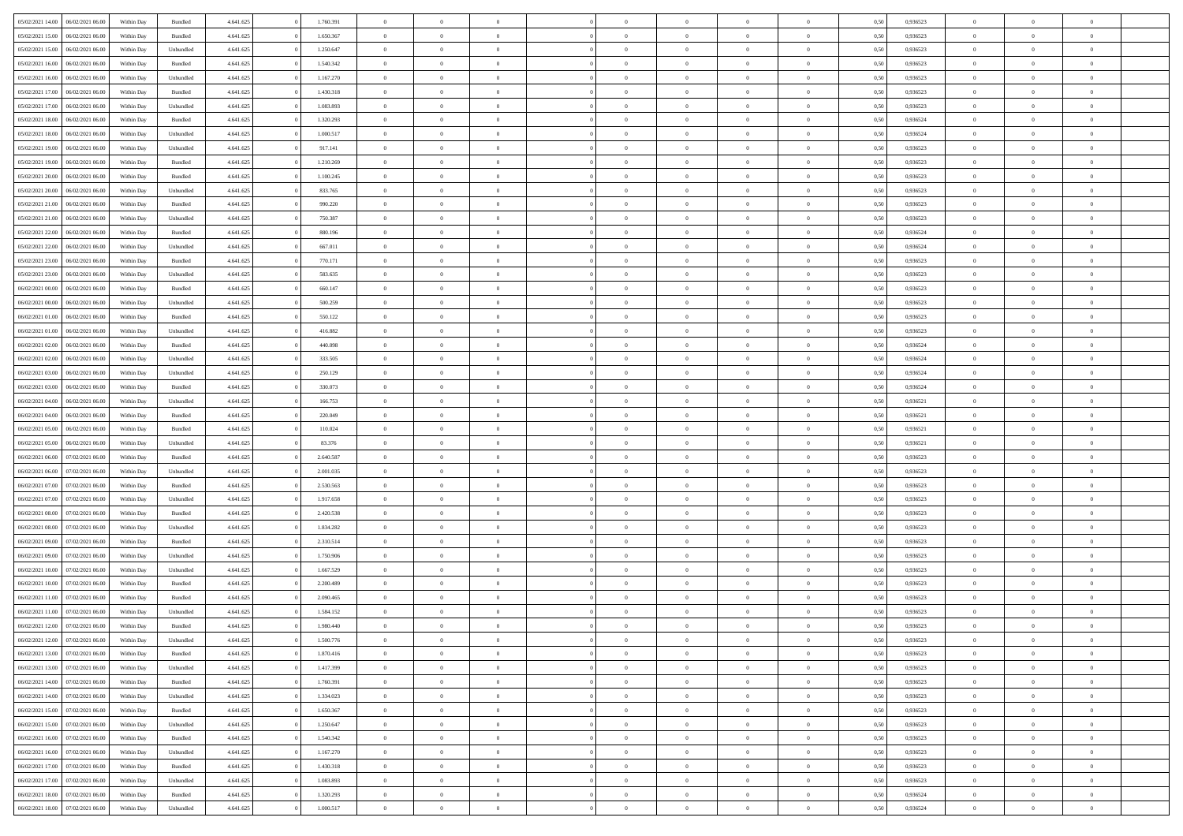| | | | | | | | | | | | | | | | | | | | | |
|---|---|---|---|---|---|---|---|---|---|---|---|---|---|---|---|---|---|---|---|---|
| 05/02/2021 14:00 | 06/02/2021 06:00 | Within Day | Bundled | 4.641.625 | 0 | 1.760.391 | 0 | 0 | 0 | | 0 | 0 | 0 | 0 | 0,50 | 0,936523 | 0 | 0 | 0 | |
| 05/02/2021 15:00 | 06/02/2021 06:00 | Within Day | Bundled | 4.641.625 | 0 | 1.650.367 | 0 | 0 | 0 | | 0 | 0 | 0 | 0 | 0,50 | 0,936523 | 0 | 0 | 0 | |
| 05/02/2021 15:00 | 06/02/2021 06:00 | Within Day | Unbundled | 4.641.625 | 0 | 1.250.647 | 0 | 0 | 0 | | 0 | 0 | 0 | 0 | 0,50 | 0,936523 | 0 | 0 | 0 | |
| 05/02/2021 16:00 | 06/02/2021 06:00 | Within Day | Bundled | 4.641.625 | 0 | 1.540.342 | 0 | 0 | 0 | | 0 | 0 | 0 | 0 | 0,50 | 0,936523 | 0 | 0 | 0 | |
| 05/02/2021 16:00 | 06/02/2021 06:00 | Within Day | Unbundled | 4.641.625 | 0 | 1.167.270 | 0 | 0 | 0 | | 0 | 0 | 0 | 0 | 0,50 | 0,936523 | 0 | 0 | 0 | |
| 05/02/2021 17:00 | 06/02/2021 06:00 | Within Day | Bundled | 4.641.625 | 0 | 1.430.318 | 0 | 0 | 0 | | 0 | 0 | 0 | 0 | 0,50 | 0,936523 | 0 | 0 | 0 | |
| 05/02/2021 17:00 | 06/02/2021 06:00 | Within Day | Unbundled | 4.641.625 | 0 | 1.083.893 | 0 | 0 | 0 | | 0 | 0 | 0 | 0 | 0,50 | 0,936523 | 0 | 0 | 0 | |
| 05/02/2021 18:00 | 06/02/2021 06:00 | Within Day | Bundled | 4.641.625 | 0 | 1.320.293 | 0 | 0 | 0 | | 0 | 0 | 0 | 0 | 0,50 | 0,936524 | 0 | 0 | 0 | |
| 05/02/2021 18:00 | 06/02/2021 06:00 | Within Day | Unbundled | 4.641.625 | 0 | 1.000.517 | 0 | 0 | 0 | | 0 | 0 | 0 | 0 | 0,50 | 0,936524 | 0 | 0 | 0 | |
| 05/02/2021 19:00 | 06/02/2021 06:00 | Within Day | Unbundled | 4.641.625 | 0 | 917.141 | 0 | 0 | 0 | | 0 | 0 | 0 | 0 | 0,50 | 0,936523 | 0 | 0 | 0 | |
| 05/02/2021 19:00 | 06/02/2021 06:00 | Within Day | Bundled | 4.641.625 | 0 | 1.210.269 | 0 | 0 | 0 | | 0 | 0 | 0 | 0 | 0,50 | 0,936523 | 0 | 0 | 0 | |
| 05/02/2021 20:00 | 06/02/2021 06:00 | Within Day | Bundled | 4.641.625 | 0 | 1.100.245 | 0 | 0 | 0 | | 0 | 0 | 0 | 0 | 0,50 | 0,936523 | 0 | 0 | 0 | |
| 05/02/2021 20:00 | 06/02/2021 06:00 | Within Day | Unbundled | 4.641.625 | 0 | 833.765 | 0 | 0 | 0 | | 0 | 0 | 0 | 0 | 0,50 | 0,936523 | 0 | 0 | 0 | |
| 05/02/2021 21:00 | 06/02/2021 06:00 | Within Day | Bundled | 4.641.625 | 0 | 990.220 | 0 | 0 | 0 | | 0 | 0 | 0 | 0 | 0,50 | 0,936523 | 0 | 0 | 0 | |
| 05/02/2021 21:00 | 06/02/2021 06:00 | Within Day | Unbundled | 4.641.625 | 0 | 750.387 | 0 | 0 | 0 | | 0 | 0 | 0 | 0 | 0,50 | 0,936523 | 0 | 0 | 0 | |
| 05/02/2021 22:00 | 06/02/2021 06:00 | Within Day | Bundled | 4.641.625 | 0 | 880.196 | 0 | 0 | 0 | | 0 | 0 | 0 | 0 | 0,50 | 0,936524 | 0 | 0 | 0 | |
| 05/02/2021 22:00 | 06/02/2021 06:00 | Within Day | Unbundled | 4.641.625 | 0 | 667.011 | 0 | 0 | 0 | | 0 | 0 | 0 | 0 | 0,50 | 0,936524 | 0 | 0 | 0 | |
| 05/02/2021 23:00 | 06/02/2021 06:00 | Within Day | Bundled | 4.641.625 | 0 | 770.171 | 0 | 0 | 0 | | 0 | 0 | 0 | 0 | 0,50 | 0,936523 | 0 | 0 | 0 | |
| 05/02/2021 23:00 | 06/02/2021 06:00 | Within Day | Unbundled | 4.641.625 | 0 | 583.635 | 0 | 0 | 0 | | 0 | 0 | 0 | 0 | 0,50 | 0,936523 | 0 | 0 | 0 | |
| 06/02/2021 00:00 | 06/02/2021 06:00 | Within Day | Bundled | 4.641.625 | 0 | 660.147 | 0 | 0 | 0 | | 0 | 0 | 0 | 0 | 0,50 | 0,936523 | 0 | 0 | 0 | |
| 06/02/2021 00:00 | 06/02/2021 06:00 | Within Day | Unbundled | 4.641.625 | 0 | 500.259 | 0 | 0 | 0 | | 0 | 0 | 0 | 0 | 0,50 | 0,936523 | 0 | 0 | 0 | |
| 06/02/2021 01:00 | 06/02/2021 06:00 | Within Day | Bundled | 4.641.625 | 0 | 550.122 | 0 | 0 | 0 | | 0 | 0 | 0 | 0 | 0,50 | 0,936523 | 0 | 0 | 0 | |
| 06/02/2021 01:00 | 06/02/2021 06:00 | Within Day | Unbundled | 4.641.625 | 0 | 416.882 | 0 | 0 | 0 | | 0 | 0 | 0 | 0 | 0,50 | 0,936523 | 0 | 0 | 0 | |
| 06/02/2021 02:00 | 06/02/2021 06:00 | Within Day | Bundled | 4.641.625 | 0 | 440.098 | 0 | 0 | 0 | | 0 | 0 | 0 | 0 | 0,50 | 0,936524 | 0 | 0 | 0 | |
| 06/02/2021 02:00 | 06/02/2021 06:00 | Within Day | Unbundled | 4.641.625 | 0 | 333.505 | 0 | 0 | 0 | | 0 | 0 | 0 | 0 | 0,50 | 0,936524 | 0 | 0 | 0 | |
| 06/02/2021 03:00 | 06/02/2021 06:00 | Within Day | Unbundled | 4.641.625 | 0 | 250.129 | 0 | 0 | 0 | | 0 | 0 | 0 | 0 | 0,50 | 0,936524 | 0 | 0 | 0 | |
| 06/02/2021 03:00 | 06/02/2021 06:00 | Within Day | Bundled | 4.641.625 | 0 | 330.073 | 0 | 0 | 0 | | 0 | 0 | 0 | 0 | 0,50 | 0,936524 | 0 | 0 | 0 | |
| 06/02/2021 04:00 | 06/02/2021 06:00 | Within Day | Unbundled | 4.641.625 | 0 | 166.753 | 0 | 0 | 0 | | 0 | 0 | 0 | 0 | 0,50 | 0,936521 | 0 | 0 | 0 | |
| 06/02/2021 04:00 | 06/02/2021 06:00 | Within Day | Bundled | 4.641.625 | 0 | 220.049 | 0 | 0 | 0 | | 0 | 0 | 0 | 0 | 0,50 | 0,936521 | 0 | 0 | 0 | |
| 06/02/2021 05:00 | 06/02/2021 06:00 | Within Day | Bundled | 4.641.625 | 0 | 110.024 | 0 | 0 | 0 | | 0 | 0 | 0 | 0 | 0,50 | 0,936521 | 0 | 0 | 0 | |
| 06/02/2021 05:00 | 06/02/2021 06:00 | Within Day | Unbundled | 4.641.625 | 0 | 83.376 | 0 | 0 | 0 | | 0 | 0 | 0 | 0 | 0,50 | 0,936521 | 0 | 0 | 0 | |
| 06/02/2021 06:00 | 07/02/2021 06:00 | Within Day | Bundled | 4.641.625 | 0 | 2.640.587 | 0 | 0 | 0 | | 0 | 0 | 0 | 0 | 0,50 | 0,936523 | 0 | 0 | 0 | |
| 06/02/2021 06:00 | 07/02/2021 06:00 | Within Day | Unbundled | 4.641.625 | 0 | 2.001.035 | 0 | 0 | 0 | | 0 | 0 | 0 | 0 | 0,50 | 0,936523 | 0 | 0 | 0 | |
| 06/02/2021 07:00 | 07/02/2021 06:00 | Within Day | Bundled | 4.641.625 | 0 | 2.530.563 | 0 | 0 | 0 | | 0 | 0 | 0 | 0 | 0,50 | 0,936523 | 0 | 0 | 0 | |
| 06/02/2021 07:00 | 07/02/2021 06:00 | Within Day | Unbundled | 4.641.625 | 0 | 1.917.658 | 0 | 0 | 0 | | 0 | 0 | 0 | 0 | 0,50 | 0,936523 | 0 | 0 | 0 | |
| 06/02/2021 08:00 | 07/02/2021 06:00 | Within Day | Bundled | 4.641.625 | 0 | 2.420.538 | 0 | 0 | 0 | | 0 | 0 | 0 | 0 | 0,50 | 0,936523 | 0 | 0 | 0 | |
| 06/02/2021 08:00 | 07/02/2021 06:00 | Within Day | Unbundled | 4.641.625 | 0 | 1.834.282 | 0 | 0 | 0 | | 0 | 0 | 0 | 0 | 0,50 | 0,936523 | 0 | 0 | 0 | |
| 06/02/2021 09:00 | 07/02/2021 06:00 | Within Day | Bundled | 4.641.625 | 0 | 2.310.514 | 0 | 0 | 0 | | 0 | 0 | 0 | 0 | 0,50 | 0,936523 | 0 | 0 | 0 | |
| 06/02/2021 09:00 | 07/02/2021 06:00 | Within Day | Unbundled | 4.641.625 | 0 | 1.750.906 | 0 | 0 | 0 | | 0 | 0 | 0 | 0 | 0,50 | 0,936523 | 0 | 0 | 0 | |
| 06/02/2021 10:00 | 07/02/2021 06:00 | Within Day | Unbundled | 4.641.625 | 0 | 1.667.529 | 0 | 0 | 0 | | 0 | 0 | 0 | 0 | 0,50 | 0,936523 | 0 | 0 | 0 | |
| 06/02/2021 10:00 | 07/02/2021 06:00 | Within Day | Bundled | 4.641.625 | 0 | 2.200.489 | 0 | 0 | 0 | | 0 | 0 | 0 | 0 | 0,50 | 0,936523 | 0 | 0 | 0 | |
| 06/02/2021 11:00 | 07/02/2021 06:00 | Within Day | Bundled | 4.641.625 | 0 | 2.090.465 | 0 | 0 | 0 | | 0 | 0 | 0 | 0 | 0,50 | 0,936523 | 0 | 0 | 0 | |
| 06/02/2021 11:00 | 07/02/2021 06:00 | Within Day | Unbundled | 4.641.625 | 0 | 1.584.152 | 0 | 0 | 0 | | 0 | 0 | 0 | 0 | 0,50 | 0,936523 | 0 | 0 | 0 | |
| 06/02/2021 12:00 | 07/02/2021 06:00 | Within Day | Bundled | 4.641.625 | 0 | 1.980.440 | 0 | 0 | 0 | | 0 | 0 | 0 | 0 | 0,50 | 0,936523 | 0 | 0 | 0 | |
| 06/02/2021 12:00 | 07/02/2021 06:00 | Within Day | Unbundled | 4.641.625 | 0 | 1.500.776 | 0 | 0 | 0 | | 0 | 0 | 0 | 0 | 0,50 | 0,936523 | 0 | 0 | 0 | |
| 06/02/2021 13:00 | 07/02/2021 06:00 | Within Day | Bundled | 4.641.625 | 0 | 1.870.416 | 0 | 0 | 0 | | 0 | 0 | 0 | 0 | 0,50 | 0,936523 | 0 | 0 | 0 | |
| 06/02/2021 13:00 | 07/02/2021 06:00 | Within Day | Unbundled | 4.641.625 | 0 | 1.417.399 | 0 | 0 | 0 | | 0 | 0 | 0 | 0 | 0,50 | 0,936523 | 0 | 0 | 0 | |
| 06/02/2021 14:00 | 07/02/2021 06:00 | Within Day | Bundled | 4.641.625 | 0 | 1.760.391 | 0 | 0 | 0 | | 0 | 0 | 0 | 0 | 0,50 | 0,936523 | 0 | 0 | 0 | |
| 06/02/2021 14:00 | 07/02/2021 06:00 | Within Day | Unbundled | 4.641.625 | 0 | 1.334.023 | 0 | 0 | 0 | | 0 | 0 | 0 | 0 | 0,50 | 0,936523 | 0 | 0 | 0 | |
| 06/02/2021 15:00 | 07/02/2021 06:00 | Within Day | Bundled | 4.641.625 | 0 | 1.650.367 | 0 | 0 | 0 | | 0 | 0 | 0 | 0 | 0,50 | 0,936523 | 0 | 0 | 0 | |
| 06/02/2021 15:00 | 07/02/2021 06:00 | Within Day | Unbundled | 4.641.625 | 0 | 1.250.647 | 0 | 0 | 0 | | 0 | 0 | 0 | 0 | 0,50 | 0,936523 | 0 | 0 | 0 | |
| 06/02/2021 16:00 | 07/02/2021 06:00 | Within Day | Bundled | 4.641.625 | 0 | 1.540.342 | 0 | 0 | 0 | | 0 | 0 | 0 | 0 | 0,50 | 0,936523 | 0 | 0 | 0 | |
| 06/02/2021 16:00 | 07/02/2021 06:00 | Within Day | Unbundled | 4.641.625 | 0 | 1.167.270 | 0 | 0 | 0 | | 0 | 0 | 0 | 0 | 0,50 | 0,936523 | 0 | 0 | 0 | |
| 06/02/2021 17:00 | 07/02/2021 06:00 | Within Day | Bundled | 4.641.625 | 0 | 1.430.318 | 0 | 0 | 0 | | 0 | 0 | 0 | 0 | 0,50 | 0,936523 | 0 | 0 | 0 | |
| 06/02/2021 17:00 | 07/02/2021 06:00 | Within Day | Unbundled | 4.641.625 | 0 | 1.083.893 | 0 | 0 | 0 | | 0 | 0 | 0 | 0 | 0,50 | 0,936523 | 0 | 0 | 0 | |
| 06/02/2021 18:00 | 07/02/2021 06:00 | Within Day | Bundled | 4.641.625 | 0 | 1.320.293 | 0 | 0 | 0 | | 0 | 0 | 0 | 0 | 0,50 | 0,936524 | 0 | 0 | 0 | |
| 06/02/2021 18:00 | 07/02/2021 06:00 | Within Day | Unbundled | 4.641.625 | 0 | 1.000.517 | 0 | 0 | 0 | | 0 | 0 | 0 | 0 | 0,50 | 0,936524 | 0 | 0 | 0 | |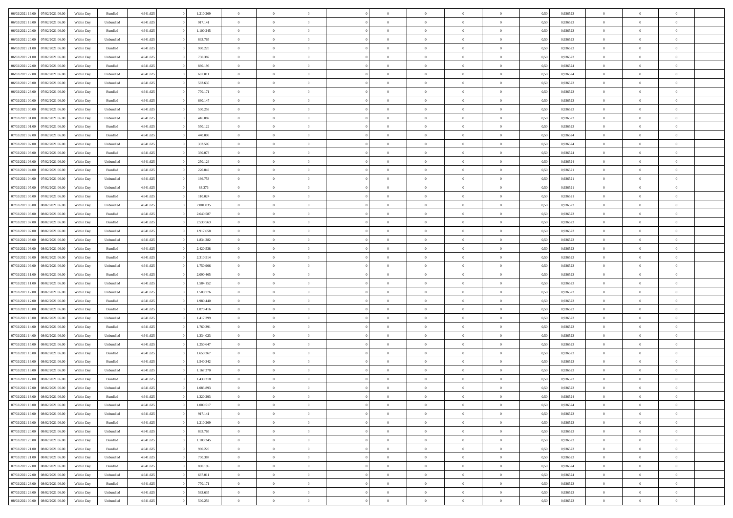| | | | | | | | | | | | | | | | | | | | | |
|---|---|---|---|---|---|---|---|---|---|---|---|---|---|---|---|---|---|---|---|---|
| 06/02/2021 19.00 | 07/02/2021 06.00 | Within Day | Bundled | 4.641.625 | 0 | 1.210.269 | 0 | 0 | 0 | | 0 | 0 | 0 | 0 | 0,50 | 0,936523 | 0 | 0 | 0 | |
| 06/02/2021 19.00 | 07/02/2021 06.00 | Within Day | Unbundled | 4.641.625 | 0 | 917.141 | 0 | 0 | 0 | | 0 | 0 | 0 | 0 | 0,50 | 0,936523 | 0 | 0 | 0 | |
| 06/02/2021 20.00 | 07/02/2021 06.00 | Within Day | Bundled | 4.641.625 | 0 | 1.100.245 | 0 | 0 | 0 | | 0 | 0 | 0 | 0 | 0,50 | 0,936523 | 0 | 0 | 0 | |
| 06/02/2021 20.00 | 07/02/2021 06.00 | Within Day | Unbundled | 4.641.625 | 0 | 833.765 | 0 | 0 | 0 | | 0 | 0 | 0 | 0 | 0,50 | 0,936523 | 0 | 0 | 0 | |
| 06/02/2021 21.00 | 07/02/2021 06.00 | Within Day | Bundled | 4.641.625 | 0 | 990.220 | 0 | 0 | 0 | | 0 | 0 | 0 | 0 | 0,50 | 0,936523 | 0 | 0 | 0 | |
| 06/02/2021 21.00 | 07/02/2021 06.00 | Within Day | Unbundled | 4.641.625 | 0 | 750.387 | 0 | 0 | 0 | | 0 | 0 | 0 | 0 | 0,50 | 0,936523 | 0 | 0 | 0 | |
| 06/02/2021 22.00 | 07/02/2021 06.00 | Within Day | Bundled | 4.641.625 | 0 | 880.196 | 0 | 0 | 0 | | 0 | 0 | 0 | 0 | 0,50 | 0,936524 | 0 | 0 | 0 | |
| 06/02/2021 22.00 | 07/02/2021 06.00 | Within Day | Unbundled | 4.641.625 | 0 | 667.011 | 0 | 0 | 0 | | 0 | 0 | 0 | 0 | 0,50 | 0,936524 | 0 | 0 | 0 | |
| 06/02/2021 23.00 | 07/02/2021 06.00 | Within Day | Unbundled | 4.641.625 | 0 | 583.635 | 0 | 0 | 0 | | 0 | 0 | 0 | 0 | 0,50 | 0,936523 | 0 | 0 | 0 | |
| 06/02/2021 23.00 | 07/02/2021 06.00 | Within Day | Bundled | 4.641.625 | 0 | 770.171 | 0 | 0 | 0 | | 0 | 0 | 0 | 0 | 0,50 | 0,936523 | 0 | 0 | 0 | |
| 07/02/2021 00.00 | 07/02/2021 06.00 | Within Day | Bundled | 4.641.625 | 0 | 660.147 | 0 | 0 | 0 | | 0 | 0 | 0 | 0 | 0,50 | 0,936523 | 0 | 0 | 0 | |
| 07/02/2021 00.00 | 07/02/2021 06.00 | Within Day | Unbundled | 4.641.625 | 0 | 500.259 | 0 | 0 | 0 | | 0 | 0 | 0 | 0 | 0,50 | 0,936523 | 0 | 0 | 0 | |
| 07/02/2021 01.00 | 07/02/2021 06.00 | Within Day | Unbundled | 4.641.625 | 0 | 416.882 | 0 | 0 | 0 | | 0 | 0 | 0 | 0 | 0,50 | 0,936523 | 0 | 0 | 0 | |
| 07/02/2021 01.00 | 07/02/2021 06.00 | Within Day | Bundled | 4.641.625 | 0 | 550.122 | 0 | 0 | 0 | | 0 | 0 | 0 | 0 | 0,50 | 0,936523 | 0 | 0 | 0 | |
| 07/02/2021 02.00 | 07/02/2021 06.00 | Within Day | Bundled | 4.641.625 | 0 | 440.098 | 0 | 0 | 0 | | 0 | 0 | 0 | 0 | 0,50 | 0,936524 | 0 | 0 | 0 | |
| 07/02/2021 02.00 | 07/02/2021 06.00 | Within Day | Unbundled | 4.641.625 | 0 | 333.505 | 0 | 0 | 0 | | 0 | 0 | 0 | 0 | 0,50 | 0,936524 | 0 | 0 | 0 | |
| 07/02/2021 03.00 | 07/02/2021 06.00 | Within Day | Bundled | 4.641.625 | 0 | 330.073 | 0 | 0 | 0 | | 0 | 0 | 0 | 0 | 0,50 | 0,936524 | 0 | 0 | 0 | |
| 07/02/2021 03.00 | 07/02/2021 06.00 | Within Day | Unbundled | 4.641.625 | 0 | 250.129 | 0 | 0 | 0 | | 0 | 0 | 0 | 0 | 0,50 | 0,936524 | 0 | 0 | 0 | |
| 07/02/2021 04.00 | 07/02/2021 06.00 | Within Day | Bundled | 4.641.625 | 0 | 220.049 | 0 | 0 | 0 | | 0 | 0 | 0 | 0 | 0,50 | 0,936521 | 0 | 0 | 0 | |
| 07/02/2021 04.00 | 07/02/2021 06.00 | Within Day | Unbundled | 4.641.625 | 0 | 166.753 | 0 | 0 | 0 | | 0 | 0 | 0 | 0 | 0,50 | 0,936521 | 0 | 0 | 0 | |
| 07/02/2021 05.00 | 07/02/2021 06.00 | Within Day | Unbundled | 4.641.625 | 0 | 83.376 | 0 | 0 | 0 | | 0 | 0 | 0 | 0 | 0,50 | 0,936521 | 0 | 0 | 0 | |
| 07/02/2021 05.00 | 07/02/2021 06.00 | Within Day | Bundled | 4.641.625 | 0 | 110.024 | 0 | 0 | 0 | | 0 | 0 | 0 | 0 | 0,50 | 0,936521 | 0 | 0 | 0 | |
| 07/02/2021 06.00 | 08/02/2021 06.00 | Within Day | Unbundled | 4.641.625 | 0 | 2.001.035 | 0 | 0 | 0 | | 0 | 0 | 0 | 0 | 0,50 | 0,936523 | 0 | 0 | 0 | |
| 07/02/2021 06.00 | 08/02/2021 06.00 | Within Day | Bundled | 4.641.625 | 0 | 2.640.587 | 0 | 0 | 0 | | 0 | 0 | 0 | 0 | 0,50 | 0,936523 | 0 | 0 | 0 | |
| 07/02/2021 07.00 | 08/02/2021 06.00 | Within Day | Bundled | 4.641.625 | 0 | 2.530.563 | 0 | 0 | 0 | | 0 | 0 | 0 | 0 | 0,50 | 0,936523 | 0 | 0 | 0 | |
| 07/02/2021 07.00 | 08/02/2021 06.00 | Within Day | Unbundled | 4.641.625 | 0 | 1.917.658 | 0 | 0 | 0 | | 0 | 0 | 0 | 0 | 0,50 | 0,936523 | 0 | 0 | 0 | |
| 07/02/2021 08.00 | 08/02/2021 06.00 | Within Day | Unbundled | 4.641.625 | 0 | 1.834.282 | 0 | 0 | 0 | | 0 | 0 | 0 | 0 | 0,50 | 0,936523 | 0 | 0 | 0 | |
| 07/02/2021 08.00 | 08/02/2021 06.00 | Within Day | Bundled | 4.641.625 | 0 | 2.420.538 | 0 | 0 | 0 | | 0 | 0 | 0 | 0 | 0,50 | 0,936523 | 0 | 0 | 0 | |
| 07/02/2021 09.00 | 08/02/2021 06.00 | Within Day | Bundled | 4.641.625 | 0 | 2.310.514 | 0 | 0 | 0 | | 0 | 0 | 0 | 0 | 0,50 | 0,936523 | 0 | 0 | 0 | |
| 07/02/2021 09.00 | 08/02/2021 06.00 | Within Day | Unbundled | 4.641.625 | 0 | 1.750.906 | 0 | 0 | 0 | | 0 | 0 | 0 | 0 | 0,50 | 0,936523 | 0 | 0 | 0 | |
| 07/02/2021 11.00 | 08/02/2021 06.00 | Within Day | Bundled | 4.641.625 | 0 | 2.090.465 | 0 | 0 | 0 | | 0 | 0 | 0 | 0 | 0,50 | 0,936523 | 0 | 0 | 0 | |
| 07/02/2021 11.00 | 08/02/2021 06.00 | Within Day | Unbundled | 4.641.625 | 0 | 1.584.152 | 0 | 0 | 0 | | 0 | 0 | 0 | 0 | 0,50 | 0,936523 | 0 | 0 | 0 | |
| 07/02/2021 12.00 | 08/02/2021 06.00 | Within Day | Unbundled | 4.641.625 | 0 | 1.500.776 | 0 | 0 | 0 | | 0 | 0 | 0 | 0 | 0,50 | 0,936523 | 0 | 0 | 0 | |
| 07/02/2021 12.00 | 08/02/2021 06.00 | Within Day | Bundled | 4.641.625 | 0 | 1.980.440 | 0 | 0 | 0 | | 0 | 0 | 0 | 0 | 0,50 | 0,936523 | 0 | 0 | 0 | |
| 07/02/2021 13.00 | 08/02/2021 06.00 | Within Day | Bundled | 4.641.625 | 0 | 1.870.416 | 0 | 0 | 0 | | 0 | 0 | 0 | 0 | 0,50 | 0,936523 | 0 | 0 | 0 | |
| 07/02/2021 13.00 | 08/02/2021 06.00 | Within Day | Unbundled | 4.641.625 | 0 | 1.417.399 | 0 | 0 | 0 | | 0 | 0 | 0 | 0 | 0,50 | 0,936523 | 0 | 0 | 0 | |
| 07/02/2021 14.00 | 08/02/2021 06.00 | Within Day | Bundled | 4.641.625 | 0 | 1.760.391 | 0 | 0 | 0 | | 0 | 0 | 0 | 0 | 0,50 | 0,936523 | 0 | 0 | 0 | |
| 07/02/2021 14.00 | 08/02/2021 06.00 | Within Day | Unbundled | 4.641.625 | 0 | 1.334.023 | 0 | 0 | 0 | | 0 | 0 | 0 | 0 | 0,50 | 0,936523 | 0 | 0 | 0 | |
| 07/02/2021 15.00 | 08/02/2021 06.00 | Within Day | Unbundled | 4.641.625 | 0 | 1.250.647 | 0 | 0 | 0 | | 0 | 0 | 0 | 0 | 0,50 | 0,936523 | 0 | 0 | 0 | |
| 07/02/2021 15.00 | 08/02/2021 06.00 | Within Day | Bundled | 4.641.625 | 0 | 1.650.367 | 0 | 0 | 0 | | 0 | 0 | 0 | 0 | 0,50 | 0,936523 | 0 | 0 | 0 | |
| 07/02/2021 16.00 | 08/02/2021 06.00 | Within Day | Bundled | 4.641.625 | 0 | 1.540.342 | 0 | 0 | 0 | | 0 | 0 | 0 | 0 | 0,50 | 0,936523 | 0 | 0 | 0 | |
| 07/02/2021 16.00 | 08/02/2021 06.00 | Within Day | Unbundled | 4.641.625 | 0 | 1.167.270 | 0 | 0 | 0 | | 0 | 0 | 0 | 0 | 0,50 | 0,936523 | 0 | 0 | 0 | |
| 07/02/2021 17.00 | 08/02/2021 06.00 | Within Day | Bundled | 4.641.625 | 0 | 1.430.318 | 0 | 0 | 0 | | 0 | 0 | 0 | 0 | 0,50 | 0,936523 | 0 | 0 | 0 | |
| 07/02/2021 17.00 | 08/02/2021 06.00 | Within Day | Unbundled | 4.641.625 | 0 | 1.083.893 | 0 | 0 | 0 | | 0 | 0 | 0 | 0 | 0,50 | 0,936523 | 0 | 0 | 0 | |
| 07/02/2021 18.00 | 08/02/2021 06.00 | Within Day | Bundled | 4.641.625 | 0 | 1.320.293 | 0 | 0 | 0 | | 0 | 0 | 0 | 0 | 0,50 | 0,936524 | 0 | 0 | 0 | |
| 07/02/2021 18.00 | 08/02/2021 06.00 | Within Day | Unbundled | 4.641.625 | 0 | 1.000.517 | 0 | 0 | 0 | | 0 | 0 | 0 | 0 | 0,50 | 0,936524 | 0 | 0 | 0 | |
| 07/02/2021 19.00 | 08/02/2021 06.00 | Within Day | Unbundled | 4.641.625 | 0 | 917.141 | 0 | 0 | 0 | | 0 | 0 | 0 | 0 | 0,50 | 0,936523 | 0 | 0 | 0 | |
| 07/02/2021 19.00 | 08/02/2021 06.00 | Within Day | Bundled | 4.641.625 | 0 | 1.210.269 | 0 | 0 | 0 | | 0 | 0 | 0 | 0 | 0,50 | 0,936523 | 0 | 0 | 0 | |
| 07/02/2021 20.00 | 08/02/2021 06.00 | Within Day | Unbundled | 4.641.625 | 0 | 833.765 | 0 | 0 | 0 | | 0 | 0 | 0 | 0 | 0,50 | 0,936523 | 0 | 0 | 0 | |
| 07/02/2021 20.00 | 08/02/2021 06.00 | Within Day | Bundled | 4.641.625 | 0 | 1.100.245 | 0 | 0 | 0 | | 0 | 0 | 0 | 0 | 0,50 | 0,936523 | 0 | 0 | 0 | |
| 07/02/2021 21.00 | 08/02/2021 06.00 | Within Day | Bundled | 4.641.625 | 0 | 990.220 | 0 | 0 | 0 | | 0 | 0 | 0 | 0 | 0,50 | 0,936523 | 0 | 0 | 0 | |
| 07/02/2021 21.00 | 08/02/2021 06.00 | Within Day | Unbundled | 4.641.625 | 0 | 750.387 | 0 | 0 | 0 | | 0 | 0 | 0 | 0 | 0,50 | 0,936523 | 0 | 0 | 0 | |
| 07/02/2021 22.00 | 08/02/2021 06.00 | Within Day | Bundled | 4.641.625 | 0 | 880.196 | 0 | 0 | 0 | | 0 | 0 | 0 | 0 | 0,50 | 0,936524 | 0 | 0 | 0 | |
| 07/02/2021 22.00 | 08/02/2021 06.00 | Within Day | Unbundled | 4.641.625 | 0 | 667.011 | 0 | 0 | 0 | | 0 | 0 | 0 | 0 | 0,50 | 0,936524 | 0 | 0 | 0 | |
| 07/02/2021 23.00 | 08/02/2021 06.00 | Within Day | Bundled | 4.641.625 | 0 | 770.171 | 0 | 0 | 0 | | 0 | 0 | 0 | 0 | 0,50 | 0,936523 | 0 | 0 | 0 | |
| 07/02/2021 23.00 | 08/02/2021 06.00 | Within Day | Unbundled | 4.641.625 | 0 | 583.635 | 0 | 0 | 0 | | 0 | 0 | 0 | 0 | 0,50 | 0,936523 | 0 | 0 | 0 | |
| 08/02/2021 00.00 | 08/02/2021 06.00 | Within Day | Unbundled | 4.641.625 | 0 | 500.259 | 0 | 0 | 0 | | 0 | 0 | 0 | 0 | 0,50 | 0,936523 | 0 | 0 | 0 | |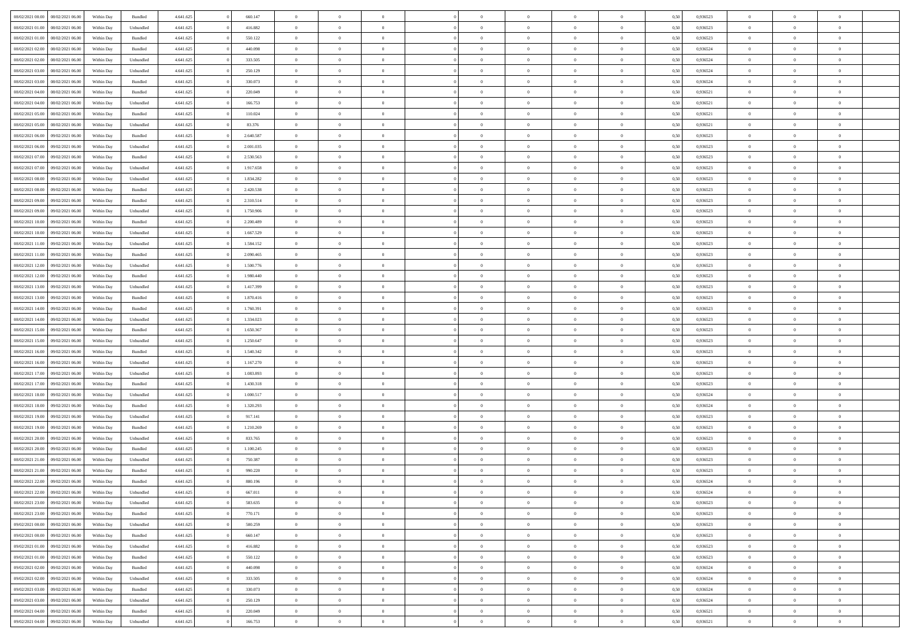| | | | | | | | | | | | | | | | | | | | | | |
|---|---|---|---|---|---|---|---|---|---|---|---|---|---|---|---|---|---|---|---|---|---|
| 08/02/2021 00.00 | 08/02/2021 06.00 | Within Day | Bundled | 4.641.625 | 0 | 660.147 | 0 | 0 | 0 | | 0 | 0 | 0 | 0 | 0,50 | 0,936523 | 0 | 0 | 0 | |
| 08/02/2021 01.00 | 08/02/2021 06.00 | Within Day | Unbundled | 4.641.625 | 0 | 416.882 | 0 | 0 | 0 | | 0 | 0 | 0 | 0 | 0,50 | 0,936523 | 0 | 0 | 0 | |
| 08/02/2021 01.00 | 08/02/2021 06.00 | Within Day | Bundled | 4.641.625 | 0 | 550.122 | 0 | 0 | 0 | | 0 | 0 | 0 | 0 | 0,50 | 0,936523 | 0 | 0 | 0 | |
| 08/02/2021 02.00 | 08/02/2021 06.00 | Within Day | Bundled | 4.641.625 | 0 | 440.098 | 0 | 0 | 0 | | 0 | 0 | 0 | 0 | 0,50 | 0,936524 | 0 | 0 | 0 | |
| 08/02/2021 02.00 | 08/02/2021 06.00 | Within Day | Unbundled | 4.641.625 | 0 | 333.505 | 0 | 0 | 0 | | 0 | 0 | 0 | 0 | 0,50 | 0,936524 | 0 | 0 | 0 | |
| 08/02/2021 03.00 | 08/02/2021 06.00 | Within Day | Unbundled | 4.641.625 | 0 | 250.129 | 0 | 0 | 0 | | 0 | 0 | 0 | 0 | 0,50 | 0,936524 | 0 | 0 | 0 | |
| 08/02/2021 03.00 | 08/02/2021 06.00 | Within Day | Bundled | 4.641.625 | 0 | 330.073 | 0 | 0 | 0 | | 0 | 0 | 0 | 0 | 0,50 | 0,936524 | 0 | 0 | 0 | |
| 08/02/2021 04.00 | 08/02/2021 06.00 | Within Day | Bundled | 4.641.625 | 0 | 220.049 | 0 | 0 | 0 | | 0 | 0 | 0 | 0 | 0,50 | 0,936521 | 0 | 0 | 0 | |
| 08/02/2021 04.00 | 08/02/2021 06.00 | Within Day | Unbundled | 4.641.625 | 0 | 166.753 | 0 | 0 | 0 | | 0 | 0 | 0 | 0 | 0,50 | 0,936521 | 0 | 0 | 0 | |
| 08/02/2021 05.00 | 08/02/2021 06.00 | Within Day | Bundled | 4.641.625 | 0 | 110.024 | 0 | 0 | 0 | | 0 | 0 | 0 | 0 | 0,50 | 0,936521 | 0 | 0 | 0 | |
| 08/02/2021 05.00 | 08/02/2021 06.00 | Within Day | Unbundled | 4.641.625 | 0 | 83.376 | 0 | 0 | 0 | | 0 | 0 | 0 | 0 | 0,50 | 0,936521 | 0 | 0 | 0 | |
| 08/02/2021 06.00 | 09/02/2021 06.00 | Within Day | Bundled | 4.641.625 | 0 | 2.640.587 | 0 | 0 | 0 | | 0 | 0 | 0 | 0 | 0,50 | 0,936523 | 0 | 0 | 0 | |
| 08/02/2021 06.00 | 09/02/2021 06.00 | Within Day | Unbundled | 4.641.625 | 0 | 2.001.035 | 0 | 0 | 0 | | 0 | 0 | 0 | 0 | 0,50 | 0,936523 | 0 | 0 | 0 | |
| 08/02/2021 07.00 | 09/02/2021 06.00 | Within Day | Bundled | 4.641.625 | 0 | 2.530.563 | 0 | 0 | 0 | | 0 | 0 | 0 | 0 | 0,50 | 0,936523 | 0 | 0 | 0 | |
| 08/02/2021 07.00 | 09/02/2021 06.00 | Within Day | Unbundled | 4.641.625 | 0 | 1.917.658 | 0 | 0 | 0 | | 0 | 0 | 0 | 0 | 0,50 | 0,936523 | 0 | 0 | 0 | |
| 08/02/2021 08.00 | 09/02/2021 06.00 | Within Day | Unbundled | 4.641.625 | 0 | 1.834.282 | 0 | 0 | 0 | | 0 | 0 | 0 | 0 | 0,50 | 0,936523 | 0 | 0 | 0 | |
| 08/02/2021 08.00 | 09/02/2021 06.00 | Within Day | Bundled | 4.641.625 | 0 | 2.420.538 | 0 | 0 | 0 | | 0 | 0 | 0 | 0 | 0,50 | 0,936523 | 0 | 0 | 0 | |
| 08/02/2021 09.00 | 09/02/2021 06.00 | Within Day | Bundled | 4.641.625 | 0 | 2.310.514 | 0 | 0 | 0 | | 0 | 0 | 0 | 0 | 0,50 | 0,936523 | 0 | 0 | 0 | |
| 08/02/2021 09.00 | 09/02/2021 06.00 | Within Day | Unbundled | 4.641.625 | 0 | 1.750.906 | 0 | 0 | 0 | | 0 | 0 | 0 | 0 | 0,50 | 0,936523 | 0 | 0 | 0 | |
| 08/02/2021 10.00 | 09/02/2021 06.00 | Within Day | Bundled | 4.641.625 | 0 | 2.200.489 | 0 | 0 | 0 | | 0 | 0 | 0 | 0 | 0,50 | 0,936523 | 0 | 0 | 0 | |
| 08/02/2021 10.00 | 09/02/2021 06.00 | Within Day | Unbundled | 4.641.625 | 0 | 1.667.529 | 0 | 0 | 0 | | 0 | 0 | 0 | 0 | 0,50 | 0,936523 | 0 | 0 | 0 | |
| 08/02/2021 11.00 | 09/02/2021 06.00 | Within Day | Unbundled | 4.641.625 | 0 | 1.584.152 | 0 | 0 | 0 | | 0 | 0 | 0 | 0 | 0,50 | 0,936523 | 0 | 0 | 0 | |
| 08/02/2021 11.00 | 09/02/2021 06.00 | Within Day | Bundled | 4.641.625 | 0 | 2.090.465 | 0 | 0 | 0 | | 0 | 0 | 0 | 0 | 0,50 | 0,936523 | 0 | 0 | 0 | |
| 08/02/2021 12.00 | 09/02/2021 06.00 | Within Day | Unbundled | 4.641.625 | 0 | 1.500.776 | 0 | 0 | 0 | | 0 | 0 | 0 | 0 | 0,50 | 0,936523 | 0 | 0 | 0 | |
| 08/02/2021 12.00 | 09/02/2021 06.00 | Within Day | Bundled | 4.641.625 | 0 | 1.980.440 | 0 | 0 | 0 | | 0 | 0 | 0 | 0 | 0,50 | 0,936523 | 0 | 0 | 0 | |
| 08/02/2021 13.00 | 09/02/2021 06.00 | Within Day | Unbundled | 4.641.625 | 0 | 1.417.399 | 0 | 0 | 0 | | 0 | 0 | 0 | 0 | 0,50 | 0,936523 | 0 | 0 | 0 | |
| 08/02/2021 13.00 | 09/02/2021 06.00 | Within Day | Bundled | 4.641.625 | 0 | 1.870.416 | 0 | 0 | 0 | | 0 | 0 | 0 | 0 | 0,50 | 0,936523 | 0 | 0 | 0 | |
| 08/02/2021 14.00 | 09/02/2021 06.00 | Within Day | Bundled | 4.641.625 | 0 | 1.760.391 | 0 | 0 | 0 | | 0 | 0 | 0 | 0 | 0,50 | 0,936523 | 0 | 0 | 0 | |
| 08/02/2021 14.00 | 09/02/2021 06.00 | Within Day | Unbundled | 4.641.625 | 0 | 1.334.023 | 0 | 0 | 0 | | 0 | 0 | 0 | 0 | 0,50 | 0,936523 | 0 | 0 | 0 | |
| 08/02/2021 15.00 | 09/02/2021 06.00 | Within Day | Bundled | 4.641.625 | 0 | 1.650.367 | 0 | 0 | 0 | | 0 | 0 | 0 | 0 | 0,50 | 0,936523 | 0 | 0 | 0 | |
| 08/02/2021 15.00 | 09/02/2021 06.00 | Within Day | Unbundled | 4.641.625 | 0 | 1.250.647 | 0 | 0 | 0 | | 0 | 0 | 0 | 0 | 0,50 | 0,936523 | 0 | 0 | 0 | |
| 08/02/2021 16.00 | 09/02/2021 06.00 | Within Day | Bundled | 4.641.625 | 0 | 1.540.342 | 0 | 0 | 0 | | 0 | 0 | 0 | 0 | 0,50 | 0,936523 | 0 | 0 | 0 | |
| 08/02/2021 16.00 | 09/02/2021 06.00 | Within Day | Unbundled | 4.641.625 | 0 | 1.167.270 | 0 | 0 | 0 | | 0 | 0 | 0 | 0 | 0,50 | 0,936523 | 0 | 0 | 0 | |
| 08/02/2021 17.00 | 09/02/2021 06.00 | Within Day | Unbundled | 4.641.625 | 0 | 1.083.893 | 0 | 0 | 0 | | 0 | 0 | 0 | 0 | 0,50 | 0,936523 | 0 | 0 | 0 | |
| 08/02/2021 17.00 | 09/02/2021 06.00 | Within Day | Bundled | 4.641.625 | 0 | 1.430.318 | 0 | 0 | 0 | | 0 | 0 | 0 | 0 | 0,50 | 0,936523 | 0 | 0 | 0 | |
| 08/02/2021 18.00 | 09/02/2021 06.00 | Within Day | Unbundled | 4.641.625 | 0 | 1.000.517 | 0 | 0 | 0 | | 0 | 0 | 0 | 0 | 0,50 | 0,936524 | 0 | 0 | 0 | |
| 08/02/2021 18.00 | 09/02/2021 06.00 | Within Day | Bundled | 4.641.625 | 0 | 1.320.293 | 0 | 0 | 0 | | 0 | 0 | 0 | 0 | 0,50 | 0,936524 | 0 | 0 | 0 | |
| 08/02/2021 19.00 | 09/02/2021 06.00 | Within Day | Unbundled | 4.641.625 | 0 | 917.141 | 0 | 0 | 0 | | 0 | 0 | 0 | 0 | 0,50 | 0,936523 | 0 | 0 | 0 | |
| 08/02/2021 19.00 | 09/02/2021 06.00 | Within Day | Bundled | 4.641.625 | 0 | 1.210.269 | 0 | 0 | 0 | | 0 | 0 | 0 | 0 | 0,50 | 0,936523 | 0 | 0 | 0 | |
| 08/02/2021 20.00 | 09/02/2021 06.00 | Within Day | Unbundled | 4.641.625 | 0 | 833.765 | 0 | 0 | 0 | | 0 | 0 | 0 | 0 | 0,50 | 0,936523 | 0 | 0 | 0 | |
| 08/02/2021 20.00 | 09/02/2021 06.00 | Within Day | Bundled | 4.641.625 | 0 | 1.100.245 | 0 | 0 | 0 | | 0 | 0 | 0 | 0 | 0,50 | 0,936523 | 0 | 0 | 0 | |
| 08/02/2021 21.00 | 09/02/2021 06.00 | Within Day | Unbundled | 4.641.625 | 0 | 750.387 | 0 | 0 | 0 | | 0 | 0 | 0 | 0 | 0,50 | 0,936523 | 0 | 0 | 0 | |
| 08/02/2021 21.00 | 09/02/2021 06.00 | Within Day | Bundled | 4.641.625 | 0 | 990.220 | 0 | 0 | 0 | | 0 | 0 | 0 | 0 | 0,50 | 0,936523 | 0 | 0 | 0 | |
| 08/02/2021 22.00 | 09/02/2021 06.00 | Within Day | Bundled | 4.641.625 | 0 | 880.196 | 0 | 0 | 0 | | 0 | 0 | 0 | 0 | 0,50 | 0,936524 | 0 | 0 | 0 | |
| 08/02/2021 22.00 | 09/02/2021 06.00 | Within Day | Unbundled | 4.641.625 | 0 | 667.011 | 0 | 0 | 0 | | 0 | 0 | 0 | 0 | 0,50 | 0,936524 | 0 | 0 | 0 | |
| 08/02/2021 23.00 | 09/02/2021 06.00 | Within Day | Unbundled | 4.641.625 | 0 | 583.635 | 0 | 0 | 0 | | 0 | 0 | 0 | 0 | 0,50 | 0,936523 | 0 | 0 | 0 | |
| 08/02/2021 23.00 | 09/02/2021 06.00 | Within Day | Bundled | 4.641.625 | 0 | 770.171 | 0 | 0 | 0 | | 0 | 0 | 0 | 0 | 0,50 | 0,936523 | 0 | 0 | 0 | |
| 09/02/2021 00.00 | 09/02/2021 06.00 | Within Day | Unbundled | 4.641.625 | 0 | 500.259 | 0 | 0 | 0 | | 0 | 0 | 0 | 0 | 0,50 | 0,936523 | 0 | 0 | 0 | |
| 09/02/2021 00.00 | 09/02/2021 06.00 | Within Day | Bundled | 4.641.625 | 0 | 660.147 | 0 | 0 | 0 | | 0 | 0 | 0 | 0 | 0,50 | 0,936523 | 0 | 0 | 0 | |
| 09/02/2021 01.00 | 09/02/2021 06.00 | Within Day | Unbundled | 4.641.625 | 0 | 416.882 | 0 | 0 | 0 | | 0 | 0 | 0 | 0 | 0,50 | 0,936523 | 0 | 0 | 0 | |
| 09/02/2021 01.00 | 09/02/2021 06.00 | Within Day | Bundled | 4.641.625 | 0 | 550.122 | 0 | 0 | 0 | | 0 | 0 | 0 | 0 | 0,50 | 0,936523 | 0 | 0 | 0 | |
| 09/02/2021 02.00 | 09/02/2021 06.00 | Within Day | Bundled | 4.641.625 | 0 | 440.098 | 0 | 0 | 0 | | 0 | 0 | 0 | 0 | 0,50 | 0,936524 | 0 | 0 | 0 | |
| 09/02/2021 02.00 | 09/02/2021 06.00 | Within Day | Unbundled | 4.641.625 | 0 | 333.505 | 0 | 0 | 0 | | 0 | 0 | 0 | 0 | 0,50 | 0,936524 | 0 | 0 | 0 | |
| 09/02/2021 03.00 | 09/02/2021 06.00 | Within Day | Bundled | 4.641.625 | 0 | 330.073 | 0 | 0 | 0 | | 0 | 0 | 0 | 0 | 0,50 | 0,936524 | 0 | 0 | 0 | |
| 09/02/2021 03.00 | 09/02/2021 06.00 | Within Day | Unbundled | 4.641.625 | 0 | 250.129 | 0 | 0 | 0 | | 0 | 0 | 0 | 0 | 0,50 | 0,936524 | 0 | 0 | 0 | |
| 09/02/2021 04.00 | 09/02/2021 06.00 | Within Day | Bundled | 4.641.625 | 0 | 220.049 | 0 | 0 | 0 | | 0 | 0 | 0 | 0 | 0,50 | 0,936521 | 0 | 0 | 0 | |
| 09/02/2021 04.00 | 09/02/2021 06.00 | Within Day | Unbundled | 4.641.625 | 0 | 166.753 | 0 | 0 | 0 | | 0 | 0 | 0 | 0 | 0,50 | 0,936521 | 0 | 0 | 0 | |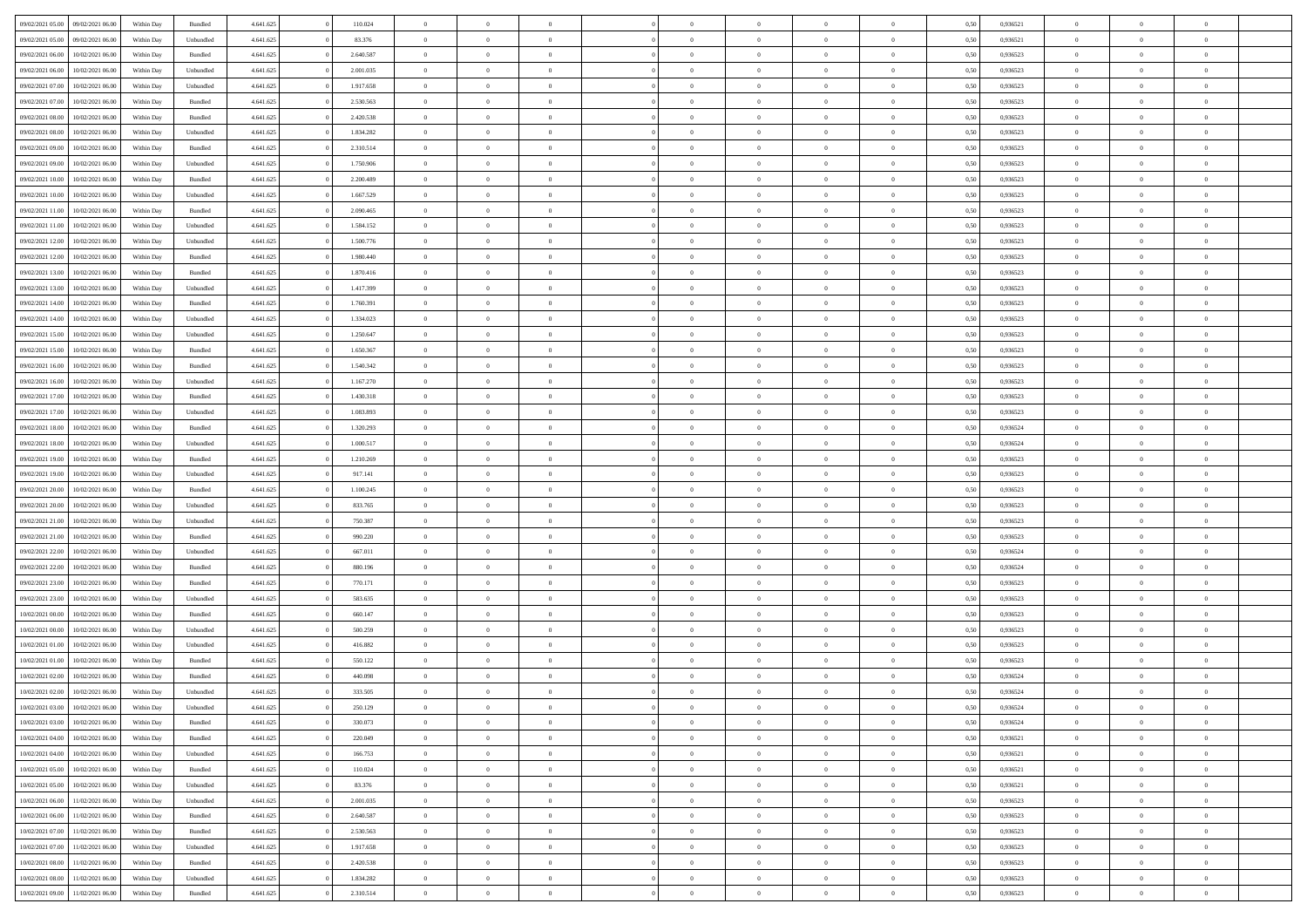| 09/02/2021 05:00 | 09/02/2021 06:00 | Within Day | Bundled | 4.641.625 | 0 | 110.024 | 0 | 0 | 0 | | 0 | 0 | 0 | 0 | 0,50 | 0,936521 | 0 | 0 | 0 | |
|---|---|---|---|---|---|---|---|---|---|---|---|---|---|---|---|---|---|---|---|---|
| 09/02/2021 05:00 | 09/02/2021 06:00 | Within Day | Unbundled | 4.641.625 | 0 | 83.376 | 0 | 0 | 0 | | 0 | 0 | 0 | 0 | 0,50 | 0,936521 | 0 | 0 | 0 | |
| 09/02/2021 06:00 | 10/02/2021 06:00 | Within Day | Bundled | 4.641.625 | 0 | 2.640.587 | 0 | 0 | 0 | | 0 | 0 | 0 | 0 | 0,50 | 0,936523 | 0 | 0 | 0 | |
| 09/02/2021 06:00 | 10/02/2021 06:00 | Within Day | Unbundled | 4.641.625 | 0 | 2.001.035 | 0 | 0 | 0 | | 0 | 0 | 0 | 0 | 0,50 | 0,936523 | 0 | 0 | 0 | |
| 09/02/2021 07:00 | 10/02/2021 06:00 | Within Day | Unbundled | 4.641.625 | 0 | 1.917.658 | 0 | 0 | 0 | | 0 | 0 | 0 | 0 | 0,50 | 0,936523 | 0 | 0 | 0 | |
| 09/02/2021 07:00 | 10/02/2021 06:00 | Within Day | Bundled | 4.641.625 | 0 | 2.530.563 | 0 | 0 | 0 | | 0 | 0 | 0 | 0 | 0,50 | 0,936523 | 0 | 0 | 0 | |
| 09/02/2021 08:00 | 10/02/2021 06:00 | Within Day | Bundled | 4.641.625 | 0 | 2.420.538 | 0 | 0 | 0 | | 0 | 0 | 0 | 0 | 0,50 | 0,936523 | 0 | 0 | 0 | |
| 09/02/2021 08:00 | 10/02/2021 06:00 | Within Day | Unbundled | 4.641.625 | 0 | 1.834.282 | 0 | 0 | 0 | | 0 | 0 | 0 | 0 | 0,50 | 0,936523 | 0 | 0 | 0 | |
| 09/02/2021 09:00 | 10/02/2021 06:00 | Within Day | Bundled | 4.641.625 | 0 | 2.310.514 | 0 | 0 | 0 | | 0 | 0 | 0 | 0 | 0,50 | 0,936523 | 0 | 0 | 0 | |
| 09/02/2021 09:00 | 10/02/2021 06:00 | Within Day | Unbundled | 4.641.625 | 0 | 1.750.906 | 0 | 0 | 0 | | 0 | 0 | 0 | 0 | 0,50 | 0,936523 | 0 | 0 | 0 | |
| 09/02/2021 10:00 | 10/02/2021 06:00 | Within Day | Bundled | 4.641.625 | 0 | 2.200.489 | 0 | 0 | 0 | | 0 | 0 | 0 | 0 | 0,50 | 0,936523 | 0 | 0 | 0 | |
| 09/02/2021 10:00 | 10/02/2021 06:00 | Within Day | Unbundled | 4.641.625 | 0 | 1.667.529 | 0 | 0 | 0 | | 0 | 0 | 0 | 0 | 0,50 | 0,936523 | 0 | 0 | 0 | |
| 09/02/2021 11:00 | 10/02/2021 06:00 | Within Day | Bundled | 4.641.625 | 0 | 2.090.465 | 0 | 0 | 0 | | 0 | 0 | 0 | 0 | 0,50 | 0,936523 | 0 | 0 | 0 | |
| 09/02/2021 11:00 | 10/02/2021 06:00 | Within Day | Unbundled | 4.641.625 | 0 | 1.584.152 | 0 | 0 | 0 | | 0 | 0 | 0 | 0 | 0,50 | 0,936523 | 0 | 0 | 0 | |
| 09/02/2021 12:00 | 10/02/2021 06:00 | Within Day | Unbundled | 4.641.625 | 0 | 1.500.776 | 0 | 0 | 0 | | 0 | 0 | 0 | 0 | 0,50 | 0,936523 | 0 | 0 | 0 | |
| 09/02/2021 12:00 | 10/02/2021 06:00 | Within Day | Bundled | 4.641.625 | 0 | 1.980.440 | 0 | 0 | 0 | | 0 | 0 | 0 | 0 | 0,50 | 0,936523 | 0 | 0 | 0 | |
| 09/02/2021 13:00 | 10/02/2021 06:00 | Within Day | Bundled | 4.641.625 | 0 | 1.870.416 | 0 | 0 | 0 | | 0 | 0 | 0 | 0 | 0,50 | 0,936523 | 0 | 0 | 0 | |
| 09/02/2021 13:00 | 10/02/2021 06:00 | Within Day | Unbundled | 4.641.625 | 0 | 1.417.399 | 0 | 0 | 0 | | 0 | 0 | 0 | 0 | 0,50 | 0,936523 | 0 | 0 | 0 | |
| 09/02/2021 14:00 | 10/02/2021 06:00 | Within Day | Bundled | 4.641.625 | 0 | 1.760.391 | 0 | 0 | 0 | | 0 | 0 | 0 | 0 | 0,50 | 0,936523 | 0 | 0 | 0 | |
| 09/02/2021 14:00 | 10/02/2021 06:00 | Within Day | Unbundled | 4.641.625 | 0 | 1.334.023 | 0 | 0 | 0 | | 0 | 0 | 0 | 0 | 0,50 | 0,936523 | 0 | 0 | 0 | |
| 09/02/2021 15:00 | 10/02/2021 06:00 | Within Day | Unbundled | 4.641.625 | 0 | 1.250.647 | 0 | 0 | 0 | | 0 | 0 | 0 | 0 | 0,50 | 0,936523 | 0 | 0 | 0 | |
| 09/02/2021 15:00 | 10/02/2021 06:00 | Within Day | Bundled | 4.641.625 | 0 | 1.650.367 | 0 | 0 | 0 | | 0 | 0 | 0 | 0 | 0,50 | 0,936523 | 0 | 0 | 0 | |
| 09/02/2021 16:00 | 10/02/2021 06:00 | Within Day | Bundled | 4.641.625 | 0 | 1.540.342 | 0 | 0 | 0 | | 0 | 0 | 0 | 0 | 0,50 | 0,936523 | 0 | 0 | 0 | |
| 09/02/2021 16:00 | 10/02/2021 06:00 | Within Day | Unbundled | 4.641.625 | 0 | 1.167.270 | 0 | 0 | 0 | | 0 | 0 | 0 | 0 | 0,50 | 0,936523 | 0 | 0 | 0 | |
| 09/02/2021 17:00 | 10/02/2021 06:00 | Within Day | Bundled | 4.641.625 | 0 | 1.430.318 | 0 | 0 | 0 | | 0 | 0 | 0 | 0 | 0,50 | 0,936523 | 0 | 0 | 0 | |
| 09/02/2021 17:00 | 10/02/2021 06:00 | Within Day | Unbundled | 4.641.625 | 0 | 1.083.893 | 0 | 0 | 0 | | 0 | 0 | 0 | 0 | 0,50 | 0,936523 | 0 | 0 | 0 | |
| 09/02/2021 18:00 | 10/02/2021 06:00 | Within Day | Bundled | 4.641.625 | 0 | 1.320.293 | 0 | 0 | 0 | | 0 | 0 | 0 | 0 | 0,50 | 0,936524 | 0 | 0 | 0 | |
| 09/02/2021 18:00 | 10/02/2021 06:00 | Within Day | Unbundled | 4.641.625 | 0 | 1.000.517 | 0 | 0 | 0 | | 0 | 0 | 0 | 0 | 0,50 | 0,936524 | 0 | 0 | 0 | |
| 09/02/2021 19:00 | 10/02/2021 06:00 | Within Day | Bundled | 4.641.625 | 0 | 1.210.269 | 0 | 0 | 0 | | 0 | 0 | 0 | 0 | 0,50 | 0,936523 | 0 | 0 | 0 | |
| 09/02/2021 19:00 | 10/02/2021 06:00 | Within Day | Unbundled | 4.641.625 | 0 | 917.141 | 0 | 0 | 0 | | 0 | 0 | 0 | 0 | 0,50 | 0,936523 | 0 | 0 | 0 | |
| 09/02/2021 20:00 | 10/02/2021 06:00 | Within Day | Bundled | 4.641.625 | 0 | 1.100.245 | 0 | 0 | 0 | | 0 | 0 | 0 | 0 | 0,50 | 0,936523 | 0 | 0 | 0 | |
| 09/02/2021 20:00 | 10/02/2021 06:00 | Within Day | Unbundled | 4.641.625 | 0 | 833.765 | 0 | 0 | 0 | | 0 | 0 | 0 | 0 | 0,50 | 0,936523 | 0 | 0 | 0 | |
| 09/02/2021 21:00 | 10/02/2021 06:00 | Within Day | Unbundled | 4.641.625 | 0 | 750.387 | 0 | 0 | 0 | | 0 | 0 | 0 | 0 | 0,50 | 0,936523 | 0 | 0 | 0 | |
| 09/02/2021 21:00 | 10/02/2021 06:00 | Within Day | Bundled | 4.641.625 | 0 | 990.220 | 0 | 0 | 0 | | 0 | 0 | 0 | 0 | 0,50 | 0,936523 | 0 | 0 | 0 | |
| 09/02/2021 22:00 | 10/02/2021 06:00 | Within Day | Unbundled | 4.641.625 | 0 | 667.011 | 0 | 0 | 0 | | 0 | 0 | 0 | 0 | 0,50 | 0,936524 | 0 | 0 | 0 | |
| 09/02/2021 22:00 | 10/02/2021 06:00 | Within Day | Bundled | 4.641.625 | 0 | 880.196 | 0 | 0 | 0 | | 0 | 0 | 0 | 0 | 0,50 | 0,936524 | 0 | 0 | 0 | |
| 09/02/2021 23:00 | 10/02/2021 06:00 | Within Day | Bundled | 4.641.625 | 0 | 770.171 | 0 | 0 | 0 | | 0 | 0 | 0 | 0 | 0,50 | 0,936523 | 0 | 0 | 0 | |
| 09/02/2021 23:00 | 10/02/2021 06:00 | Within Day | Unbundled | 4.641.625 | 0 | 583.635 | 0 | 0 | 0 | | 0 | 0 | 0 | 0 | 0,50 | 0,936523 | 0 | 0 | 0 | |
| 10/02/2021 00:00 | 10/02/2021 06:00 | Within Day | Bundled | 4.641.625 | 0 | 660.147 | 0 | 0 | 0 | | 0 | 0 | 0 | 0 | 0,50 | 0,936523 | 0 | 0 | 0 | |
| 10/02/2021 00:00 | 10/02/2021 06:00 | Within Day | Unbundled | 4.641.625 | 0 | 500.259 | 0 | 0 | 0 | | 0 | 0 | 0 | 0 | 0,50 | 0,936523 | 0 | 0 | 0 | |
| 10/02/2021 01:00 | 10/02/2021 06:00 | Within Day | Unbundled | 4.641.625 | 0 | 416.882 | 0 | 0 | 0 | | 0 | 0 | 0 | 0 | 0,50 | 0,936523 | 0 | 0 | 0 | |
| 10/02/2021 01:00 | 10/02/2021 06:00 | Within Day | Bundled | 4.641.625 | 0 | 550.122 | 0 | 0 | 0 | | 0 | 0 | 0 | 0 | 0,50 | 0,936523 | 0 | 0 | 0 | |
| 10/02/2021 02:00 | 10/02/2021 06:00 | Within Day | Bundled | 4.641.625 | 0 | 440.098 | 0 | 0 | 0 | | 0 | 0 | 0 | 0 | 0,50 | 0,936524 | 0 | 0 | 0 | |
| 10/02/2021 02:00 | 10/02/2021 06:00 | Within Day | Unbundled | 4.641.625 | 0 | 333.505 | 0 | 0 | 0 | | 0 | 0 | 0 | 0 | 0,50 | 0,936524 | 0 | 0 | 0 | |
| 10/02/2021 03:00 | 10/02/2021 06:00 | Within Day | Unbundled | 4.641.625 | 0 | 250.129 | 0 | 0 | 0 | | 0 | 0 | 0 | 0 | 0,50 | 0,936524 | 0 | 0 | 0 | |
| 10/02/2021 03:00 | 10/02/2021 06:00 | Within Day | Bundled | 4.641.625 | 0 | 330.073 | 0 | 0 | 0 | | 0 | 0 | 0 | 0 | 0,50 | 0,936524 | 0 | 0 | 0 | |
| 10/02/2021 04:00 | 10/02/2021 06:00 | Within Day | Bundled | 4.641.625 | 0 | 220.049 | 0 | 0 | 0 | | 0 | 0 | 0 | 0 | 0,50 | 0,936521 | 0 | 0 | 0 | |
| 10/02/2021 04:00 | 10/02/2021 06:00 | Within Day | Unbundled | 4.641.625 | 0 | 166.753 | 0 | 0 | 0 | | 0 | 0 | 0 | 0 | 0,50 | 0,936521 | 0 | 0 | 0 | |
| 10/02/2021 05:00 | 10/02/2021 06:00 | Within Day | Bundled | 4.641.625 | 0 | 110.024 | 0 | 0 | 0 | | 0 | 0 | 0 | 0 | 0,50 | 0,936521 | 0 | 0 | 0 | |
| 10/02/2021 05:00 | 10/02/2021 06:00 | Within Day | Unbundled | 4.641.625 | 0 | 83.376 | 0 | 0 | 0 | | 0 | 0 | 0 | 0 | 0,50 | 0,936521 | 0 | 0 | 0 | |
| 10/02/2021 06:00 | 11/02/2021 06:00 | Within Day | Unbundled | 4.641.625 | 0 | 2.001.035 | 0 | 0 | 0 | | 0 | 0 | 0 | 0 | 0,50 | 0,936523 | 0 | 0 | 0 | |
| 10/02/2021 06:00 | 11/02/2021 06:00 | Within Day | Bundled | 4.641.625 | 0 | 2.640.587 | 0 | 0 | 0 | | 0 | 0 | 0 | 0 | 0,50 | 0,936523 | 0 | 0 | 0 | |
| 10/02/2021 07:00 | 11/02/2021 06:00 | Within Day | Bundled | 4.641.625 | 0 | 2.530.563 | 0 | 0 | 0 | | 0 | 0 | 0 | 0 | 0,50 | 0,936523 | 0 | 0 | 0 | |
| 10/02/2021 07:00 | 11/02/2021 06:00 | Within Day | Unbundled | 4.641.625 | 0 | 1.917.658 | 0 | 0 | 0 | | 0 | 0 | 0 | 0 | 0,50 | 0,936523 | 0 | 0 | 0 | |
| 10/02/2021 08:00 | 11/02/2021 06:00 | Within Day | Bundled | 4.641.625 | 0 | 2.420.538 | 0 | 0 | 0 | | 0 | 0 | 0 | 0 | 0,50 | 0,936523 | 0 | 0 | 0 | |
| 10/02/2021 08:00 | 11/02/2021 06:00 | Within Day | Unbundled | 4.641.625 | 0 | 1.834.282 | 0 | 0 | 0 | | 0 | 0 | 0 | 0 | 0,50 | 0,936523 | 0 | 0 | 0 | |
| 10/02/2021 09:00 | 11/02/2021 06:00 | Within Day | Bundled | 4.641.625 | 0 | 2.310.514 | 0 | 0 | 0 | | 0 | 0 | 0 | 0 | 0,50 | 0,936523 | 0 | 0 | 0 | |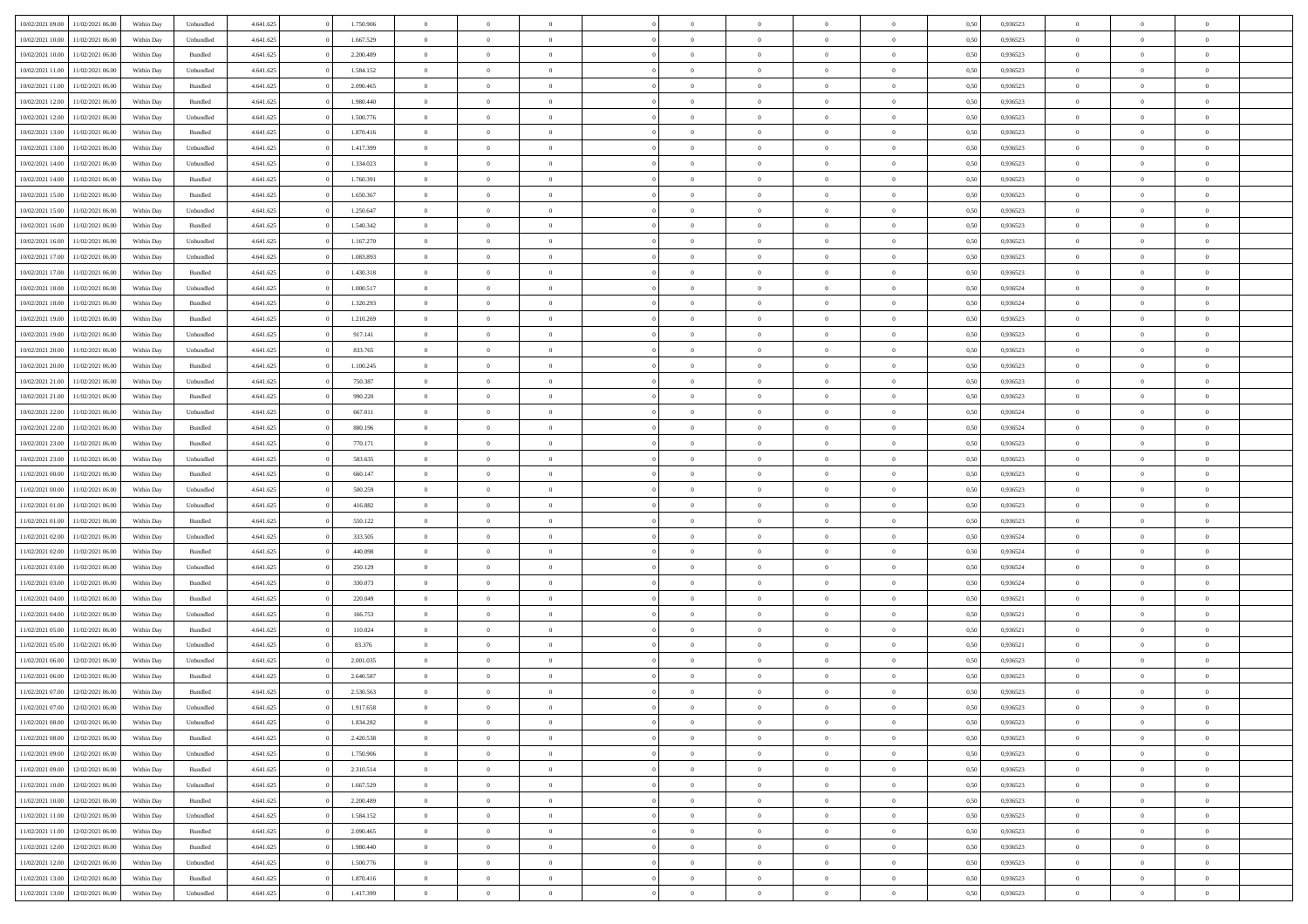| | | | | | | | | | | | | | | | | | | | | |
|---|---|---|---|---|---|---|---|---|---|---|---|---|---|---|---|---|---|---|---|---|
| 10/02/2021 09:00 | 11/02/2021 06:00 | Within Day | Unbundled | 4.641.625 | 0 | 1.750.906 | 0 | 0 | 0 | | 0 | 0 | 0 | 0 | 0,50 | 0,936523 | 0 | 0 | 0 | |
| 10/02/2021 10:00 | 11/02/2021 06:00 | Within Day | Unbundled | 4.641.625 | 0 | 1.667.529 | 0 | 0 | 0 | | 0 | 0 | 0 | 0 | 0,50 | 0,936523 | 0 | 0 | 0 | |
| 10/02/2021 10:00 | 11/02/2021 06:00 | Within Day | Bundled | 4.641.625 | 0 | 2.200.489 | 0 | 0 | 0 | | 0 | 0 | 0 | 0 | 0,50 | 0,936523 | 0 | 0 | 0 | |
| 10/02/2021 11:00 | 11/02/2021 06:00 | Within Day | Unbundled | 4.641.625 | 0 | 1.584.152 | 0 | 0 | 0 | | 0 | 0 | 0 | 0 | 0,50 | 0,936523 | 0 | 0 | 0 | |
| 10/02/2021 11:00 | 11/02/2021 06:00 | Within Day | Bundled | 4.641.625 | 0 | 2.090.465 | 0 | 0 | 0 | | 0 | 0 | 0 | 0 | 0,50 | 0,936523 | 0 | 0 | 0 | |
| 10/02/2021 12:00 | 11/02/2021 06:00 | Within Day | Bundled | 4.641.625 | 0 | 1.980.440 | 0 | 0 | 0 | | 0 | 0 | 0 | 0 | 0,50 | 0,936523 | 0 | 0 | 0 | |
| 10/02/2021 12:00 | 11/02/2021 06:00 | Within Day | Unbundled | 4.641.625 | 0 | 1.500.776 | 0 | 0 | 0 | | 0 | 0 | 0 | 0 | 0,50 | 0,936523 | 0 | 0 | 0 | |
| 10/02/2021 13:00 | 11/02/2021 06:00 | Within Day | Bundled | 4.641.625 | 0 | 1.870.416 | 0 | 0 | 0 | | 0 | 0 | 0 | 0 | 0,50 | 0,936523 | 0 | 0 | 0 | |
| 10/02/2021 13:00 | 11/02/2021 06:00 | Within Day | Unbundled | 4.641.625 | 0 | 1.417.399 | 0 | 0 | 0 | | 0 | 0 | 0 | 0 | 0,50 | 0,936523 | 0 | 0 | 0 | |
| 10/02/2021 14:00 | 11/02/2021 06:00 | Within Day | Unbundled | 4.641.625 | 0 | 1.334.023 | 0 | 0 | 0 | | 0 | 0 | 0 | 0 | 0,50 | 0,936523 | 0 | 0 | 0 | |
| 10/02/2021 14:00 | 11/02/2021 06:00 | Within Day | Bundled | 4.641.625 | 0 | 1.760.391 | 0 | 0 | 0 | | 0 | 0 | 0 | 0 | 0,50 | 0,936523 | 0 | 0 | 0 | |
| 10/02/2021 15:00 | 11/02/2021 06:00 | Within Day | Bundled | 4.641.625 | 0 | 1.650.367 | 0 | 0 | 0 | | 0 | 0 | 0 | 0 | 0,50 | 0,936523 | 0 | 0 | 0 | |
| 10/02/2021 15:00 | 11/02/2021 06:00 | Within Day | Unbundled | 4.641.625 | 0 | 1.250.647 | 0 | 0 | 0 | | 0 | 0 | 0 | 0 | 0,50 | 0,936523 | 0 | 0 | 0 | |
| 10/02/2021 16:00 | 11/02/2021 06:00 | Within Day | Bundled | 4.641.625 | 0 | 1.540.342 | 0 | 0 | 0 | | 0 | 0 | 0 | 0 | 0,50 | 0,936523 | 0 | 0 | 0 | |
| 10/02/2021 16:00 | 11/02/2021 06:00 | Within Day | Unbundled | 4.641.625 | 0 | 1.167.270 | 0 | 0 | 0 | | 0 | 0 | 0 | 0 | 0,50 | 0,936523 | 0 | 0 | 0 | |
| 10/02/2021 17:00 | 11/02/2021 06:00 | Within Day | Unbundled | 4.641.625 | 0 | 1.083.893 | 0 | 0 | 0 | | 0 | 0 | 0 | 0 | 0,50 | 0,936523 | 0 | 0 | 0 | |
| 10/02/2021 17:00 | 11/02/2021 06:00 | Within Day | Bundled | 4.641.625 | 0 | 1.430.318 | 0 | 0 | 0 | | 0 | 0 | 0 | 0 | 0,50 | 0,936523 | 0 | 0 | 0 | |
| 10/02/2021 18:00 | 11/02/2021 06:00 | Within Day | Unbundled | 4.641.625 | 0 | 1.000.517 | 0 | 0 | 0 | | 0 | 0 | 0 | 0 | 0,50 | 0,936524 | 0 | 0 | 0 | |
| 10/02/2021 18:00 | 11/02/2021 06:00 | Within Day | Bundled | 4.641.625 | 0 | 1.320.293 | 0 | 0 | 0 | | 0 | 0 | 0 | 0 | 0,50 | 0,936524 | 0 | 0 | 0 | |
| 10/02/2021 19:00 | 11/02/2021 06:00 | Within Day | Bundled | 4.641.625 | 0 | 1.210.269 | 0 | 0 | 0 | | 0 | 0 | 0 | 0 | 0,50 | 0,936523 | 0 | 0 | 0 | |
| 10/02/2021 19:00 | 11/02/2021 06:00 | Within Day | Unbundled | 4.641.625 | 0 | 917.141 | 0 | 0 | 0 | | 0 | 0 | 0 | 0 | 0,50 | 0,936523 | 0 | 0 | 0 | |
| 10/02/2021 20:00 | 11/02/2021 06:00 | Within Day | Unbundled | 4.641.625 | 0 | 833.765 | 0 | 0 | 0 | | 0 | 0 | 0 | 0 | 0,50 | 0,936523 | 0 | 0 | 0 | |
| 10/02/2021 20:00 | 11/02/2021 06:00 | Within Day | Bundled | 4.641.625 | 0 | 1.100.245 | 0 | 0 | 0 | | 0 | 0 | 0 | 0 | 0,50 | 0,936523 | 0 | 0 | 0 | |
| 10/02/2021 21:00 | 11/02/2021 06:00 | Within Day | Unbundled | 4.641.625 | 0 | 750.387 | 0 | 0 | 0 | | 0 | 0 | 0 | 0 | 0,50 | 0,936523 | 0 | 0 | 0 | |
| 10/02/2021 21:00 | 11/02/2021 06:00 | Within Day | Bundled | 4.641.625 | 0 | 990.220 | 0 | 0 | 0 | | 0 | 0 | 0 | 0 | 0,50 | 0,936523 | 0 | 0 | 0 | |
| 10/02/2021 22:00 | 11/02/2021 06:00 | Within Day | Unbundled | 4.641.625 | 0 | 667.011 | 0 | 0 | 0 | | 0 | 0 | 0 | 0 | 0,50 | 0,936524 | 0 | 0 | 0 | |
| 10/02/2021 22:00 | 11/02/2021 06:00 | Within Day | Bundled | 4.641.625 | 0 | 880.196 | 0 | 0 | 0 | | 0 | 0 | 0 | 0 | 0,50 | 0,936524 | 0 | 0 | 0 | |
| 10/02/2021 23:00 | 11/02/2021 06:00 | Within Day | Bundled | 4.641.625 | 0 | 770.171 | 0 | 0 | 0 | | 0 | 0 | 0 | 0 | 0,50 | 0,936523 | 0 | 0 | 0 | |
| 10/02/2021 23:00 | 11/02/2021 06:00 | Within Day | Unbundled | 4.641.625 | 0 | 583.635 | 0 | 0 | 0 | | 0 | 0 | 0 | 0 | 0,50 | 0,936523 | 0 | 0 | 0 | |
| 11/02/2021 00:00 | 11/02/2021 06:00 | Within Day | Bundled | 4.641.625 | 0 | 660.147 | 0 | 0 | 0 | | 0 | 0 | 0 | 0 | 0,50 | 0,936523 | 0 | 0 | 0 | |
| 11/02/2021 00:00 | 11/02/2021 06:00 | Within Day | Unbundled | 4.641.625 | 0 | 500.259 | 0 | 0 | 0 | | 0 | 0 | 0 | 0 | 0,50 | 0,936523 | 0 | 0 | 0 | |
| 11/02/2021 01:00 | 11/02/2021 06:00 | Within Day | Unbundled | 4.641.625 | 0 | 416.882 | 0 | 0 | 0 | | 0 | 0 | 0 | 0 | 0,50 | 0,936523 | 0 | 0 | 0 | |
| 11/02/2021 01:00 | 11/02/2021 06:00 | Within Day | Bundled | 4.641.625 | 0 | 550.122 | 0 | 0 | 0 | | 0 | 0 | 0 | 0 | 0,50 | 0,936523 | 0 | 0 | 0 | |
| 11/02/2021 02:00 | 11/02/2021 06:00 | Within Day | Unbundled | 4.641.625 | 0 | 333.505 | 0 | 0 | 0 | | 0 | 0 | 0 | 0 | 0,50 | 0,936524 | 0 | 0 | 0 | |
| 11/02/2021 02:00 | 11/02/2021 06:00 | Within Day | Bundled | 4.641.625 | 0 | 440.098 | 0 | 0 | 0 | | 0 | 0 | 0 | 0 | 0,50 | 0,936524 | 0 | 0 | 0 | |
| 11/02/2021 03:00 | 11/02/2021 06:00 | Within Day | Unbundled | 4.641.625 | 0 | 250.129 | 0 | 0 | 0 | | 0 | 0 | 0 | 0 | 0,50 | 0,936524 | 0 | 0 | 0 | |
| 11/02/2021 03:00 | 11/02/2021 06:00 | Within Day | Bundled | 4.641.625 | 0 | 330.073 | 0 | 0 | 0 | | 0 | 0 | 0 | 0 | 0,50 | 0,936524 | 0 | 0 | 0 | |
| 11/02/2021 04:00 | 11/02/2021 06:00 | Within Day | Bundled | 4.641.625 | 0 | 220.049 | 0 | 0 | 0 | | 0 | 0 | 0 | 0 | 0,50 | 0,936521 | 0 | 0 | 0 | |
| 11/02/2021 04:00 | 11/02/2021 06:00 | Within Day | Unbundled | 4.641.625 | 0 | 166.753 | 0 | 0 | 0 | | 0 | 0 | 0 | 0 | 0,50 | 0,936521 | 0 | 0 | 0 | |
| 11/02/2021 05:00 | 11/02/2021 06:00 | Within Day | Bundled | 4.641.625 | 0 | 110.024 | 0 | 0 | 0 | | 0 | 0 | 0 | 0 | 0,50 | 0,936521 | 0 | 0 | 0 | |
| 11/02/2021 05:00 | 11/02/2021 06:00 | Within Day | Unbundled | 4.641.625 | 0 | 83.376 | 0 | 0 | 0 | | 0 | 0 | 0 | 0 | 0,50 | 0,936521 | 0 | 0 | 0 | |
| 11/02/2021 06:00 | 12/02/2021 06:00 | Within Day | Unbundled | 4.641.625 | 0 | 2.001.035 | 0 | 0 | 0 | | 0 | 0 | 0 | 0 | 0,50 | 0,936523 | 0 | 0 | 0 | |
| 11/02/2021 06:00 | 12/02/2021 06:00 | Within Day | Bundled | 4.641.625 | 0 | 2.640.587 | 0 | 0 | 0 | | 0 | 0 | 0 | 0 | 0,50 | 0,936523 | 0 | 0 | 0 | |
| 11/02/2021 07:00 | 12/02/2021 06:00 | Within Day | Bundled | 4.641.625 | 0 | 2.530.563 | 0 | 0 | 0 | | 0 | 0 | 0 | 0 | 0,50 | 0,936523 | 0 | 0 | 0 | |
| 11/02/2021 07:00 | 12/02/2021 06:00 | Within Day | Unbundled | 4.641.625 | 0 | 1.917.658 | 0 | 0 | 0 | | 0 | 0 | 0 | 0 | 0,50 | 0,936523 | 0 | 0 | 0 | |
| 11/02/2021 08:00 | 12/02/2021 06:00 | Within Day | Unbundled | 4.641.625 | 0 | 1.834.282 | 0 | 0 | 0 | | 0 | 0 | 0 | 0 | 0,50 | 0,936523 | 0 | 0 | 0 | |
| 11/02/2021 08:00 | 12/02/2021 06:00 | Within Day | Bundled | 4.641.625 | 0 | 2.420.538 | 0 | 0 | 0 | | 0 | 0 | 0 | 0 | 0,50 | 0,936523 | 0 | 0 | 0 | |
| 11/02/2021 09:00 | 12/02/2021 06:00 | Within Day | Unbundled | 4.641.625 | 0 | 1.750.906 | 0 | 0 | 0 | | 0 | 0 | 0 | 0 | 0,50 | 0,936523 | 0 | 0 | 0 | |
| 11/02/2021 09:00 | 12/02/2021 06:00 | Within Day | Bundled | 4.641.625 | 0 | 2.310.514 | 0 | 0 | 0 | | 0 | 0 | 0 | 0 | 0,50 | 0,936523 | 0 | 0 | 0 | |
| 11/02/2021 10:00 | 12/02/2021 06:00 | Within Day | Unbundled | 4.641.625 | 0 | 1.667.529 | 0 | 0 | 0 | | 0 | 0 | 0 | 0 | 0,50 | 0,936523 | 0 | 0 | 0 | |
| 11/02/2021 10:00 | 12/02/2021 06:00 | Within Day | Bundled | 4.641.625 | 0 | 2.200.489 | 0 | 0 | 0 | | 0 | 0 | 0 | 0 | 0,50 | 0,936523 | 0 | 0 | 0 | |
| 11/02/2021 11:00 | 12/02/2021 06:00 | Within Day | Unbundled | 4.641.625 | 0 | 1.584.152 | 0 | 0 | 0 | | 0 | 0 | 0 | 0 | 0,50 | 0,936523 | 0 | 0 | 0 | |
| 11/02/2021 11:00 | 12/02/2021 06:00 | Within Day | Bundled | 4.641.625 | 0 | 2.090.465 | 0 | 0 | 0 | | 0 | 0 | 0 | 0 | 0,50 | 0,936523 | 0 | 0 | 0 | |
| 11/02/2021 12:00 | 12/02/2021 06:00 | Within Day | Bundled | 4.641.625 | 0 | 1.980.440 | 0 | 0 | 0 | | 0 | 0 | 0 | 0 | 0,50 | 0,936523 | 0 | 0 | 0 | |
| 11/02/2021 12:00 | 12/02/2021 06:00 | Within Day | Unbundled | 4.641.625 | 0 | 1.500.776 | 0 | 0 | 0 | | 0 | 0 | 0 | 0 | 0,50 | 0,936523 | 0 | 0 | 0 | |
| 11/02/2021 13:00 | 12/02/2021 06:00 | Within Day | Bundled | 4.641.625 | 0 | 1.870.416 | 0 | 0 | 0 | | 0 | 0 | 0 | 0 | 0,50 | 0,936523 | 0 | 0 | 0 | |
| 11/02/2021 13:00 | 12/02/2021 06:00 | Within Day | Unbundled | 4.641.625 | 0 | 1.417.399 | 0 | 0 | 0 | | 0 | 0 | 0 | 0 | 0,50 | 0,936523 | 0 | 0 | 0 | |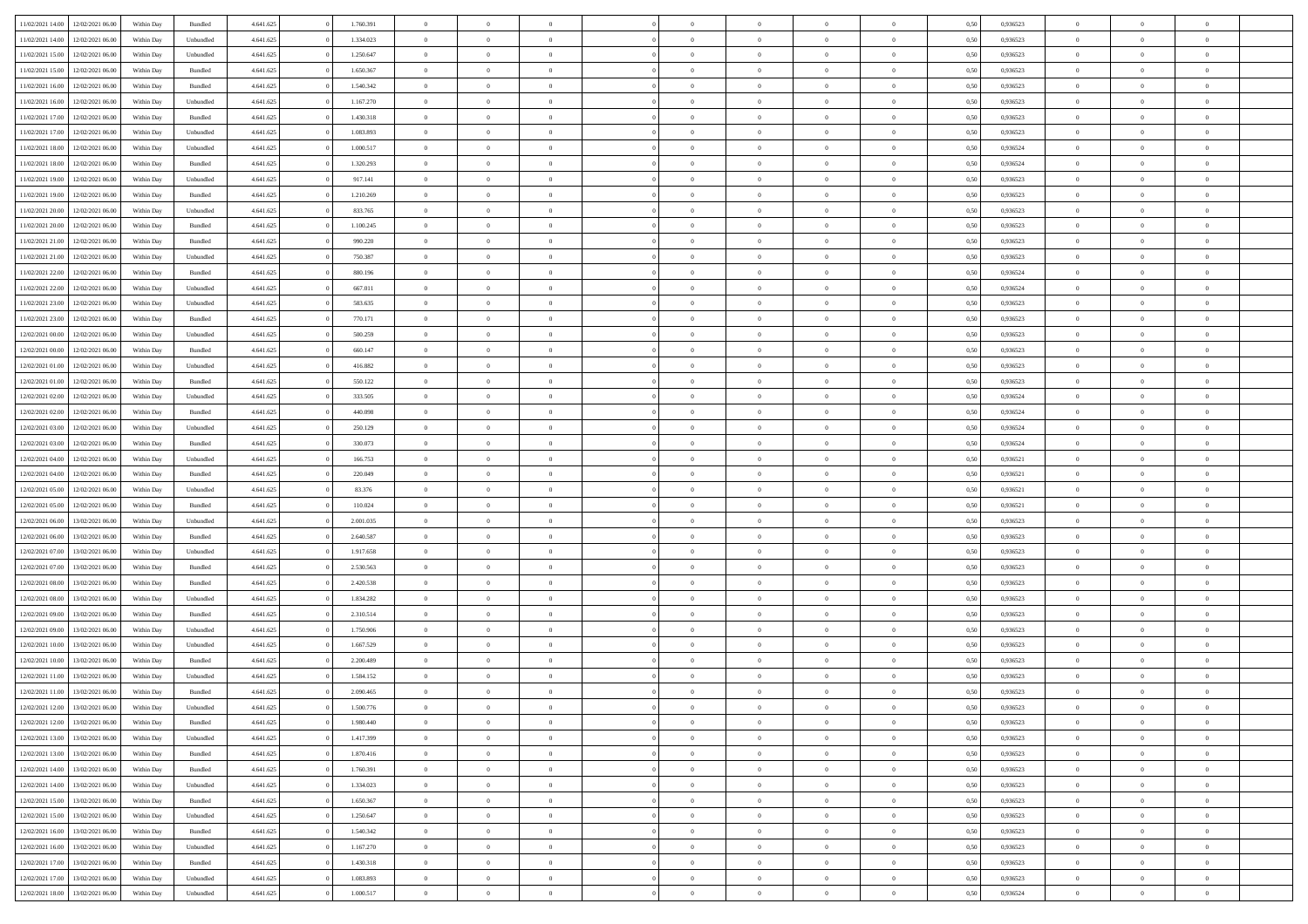| | | | | | | | | | | | | | | | | | | | | | |
|---|---|---|---|---|---|---|---|---|---|---|---|---|---|---|---|---|---|---|---|---|---|
| 11/02/2021 14:00 | 12/02/2021 06:00 | Within Day | Bundled | 4.641.625 | 0 | 1.760.391 | 0 | 0 | 0 | | 0 | 0 | 0 | 0 | 0 | 0,50 | 0,936523 | 0 | 0 | 0 | |
| 11/02/2021 14:00 | 12/02/2021 06:00 | Within Day | Unbundled | 4.641.625 | 0 | 1.334.023 | 0 | 0 | 0 | | 0 | 0 | 0 | 0 | 0 | 0,50 | 0,936523 | 0 | 0 | 0 | |
| 11/02/2021 15:00 | 12/02/2021 06:00 | Within Day | Unbundled | 4.641.625 | 0 | 1.250.647 | 0 | 0 | 0 | | 0 | 0 | 0 | 0 | 0 | 0,50 | 0,936523 | 0 | 0 | 0 | |
| 11/02/2021 15:00 | 12/02/2021 06:00 | Within Day | Bundled | 4.641.625 | 0 | 1.650.367 | 0 | 0 | 0 | | 0 | 0 | 0 | 0 | 0 | 0,50 | 0,936523 | 0 | 0 | 0 | |
| 11/02/2021 16:00 | 12/02/2021 06:00 | Within Day | Bundled | 4.641.625 | 0 | 1.540.342 | 0 | 0 | 0 | | 0 | 0 | 0 | 0 | 0 | 0,50 | 0,936523 | 0 | 0 | 0 | |
| 11/02/2021 16:00 | 12/02/2021 06:00 | Within Day | Unbundled | 4.641.625 | 0 | 1.167.270 | 0 | 0 | 0 | | 0 | 0 | 0 | 0 | 0 | 0,50 | 0,936523 | 0 | 0 | 0 | |
| 11/02/2021 17:00 | 12/02/2021 06:00 | Within Day | Bundled | 4.641.625 | 0 | 1.430.318 | 0 | 0 | 0 | | 0 | 0 | 0 | 0 | 0 | 0,50 | 0,936523 | 0 | 0 | 0 | |
| 11/02/2021 17:00 | 12/02/2021 06:00 | Within Day | Unbundled | 4.641.625 | 0 | 1.083.893 | 0 | 0 | 0 | | 0 | 0 | 0 | 0 | 0 | 0,50 | 0,936523 | 0 | 0 | 0 | |
| 11/02/2021 18:00 | 12/02/2021 06:00 | Within Day | Unbundled | 4.641.625 | 0 | 1.000.517 | 0 | 0 | 0 | | 0 | 0 | 0 | 0 | 0 | 0,50 | 0,936524 | 0 | 0 | 0 | |
| 11/02/2021 18:00 | 12/02/2021 06:00 | Within Day | Bundled | 4.641.625 | 0 | 1.320.293 | 0 | 0 | 0 | | 0 | 0 | 0 | 0 | 0 | 0,50 | 0,936524 | 0 | 0 | 0 | |
| 11/02/2021 19:00 | 12/02/2021 06:00 | Within Day | Unbundled | 4.641.625 | 0 | 917.141 | 0 | 0 | 0 | | 0 | 0 | 0 | 0 | 0 | 0,50 | 0,936523 | 0 | 0 | 0 | |
| 11/02/2021 19:00 | 12/02/2021 06:00 | Within Day | Bundled | 4.641.625 | 0 | 1.210.269 | 0 | 0 | 0 | | 0 | 0 | 0 | 0 | 0 | 0,50 | 0,936523 | 0 | 0 | 0 | |
| 11/02/2021 20:00 | 12/02/2021 06:00 | Within Day | Unbundled | 4.641.625 | 0 | 833.765 | 0 | 0 | 0 | | 0 | 0 | 0 | 0 | 0 | 0,50 | 0,936523 | 0 | 0 | 0 | |
| 11/02/2021 20:00 | 12/02/2021 06:00 | Within Day | Bundled | 4.641.625 | 0 | 1.100.245 | 0 | 0 | 0 | | 0 | 0 | 0 | 0 | 0 | 0,50 | 0,936523 | 0 | 0 | 0 | |
| 11/02/2021 21:00 | 12/02/2021 06:00 | Within Day | Bundled | 4.641.625 | 0 | 990.220 | 0 | 0 | 0 | | 0 | 0 | 0 | 0 | 0 | 0,50 | 0,936523 | 0 | 0 | 0 | |
| 11/02/2021 21:00 | 12/02/2021 06:00 | Within Day | Unbundled | 4.641.625 | 0 | 750.387 | 0 | 0 | 0 | | 0 | 0 | 0 | 0 | 0 | 0,50 | 0,936523 | 0 | 0 | 0 | |
| 11/02/2021 22:00 | 12/02/2021 06:00 | Within Day | Bundled | 4.641.625 | 0 | 880.196 | 0 | 0 | 0 | | 0 | 0 | 0 | 0 | 0 | 0,50 | 0,936524 | 0 | 0 | 0 | |
| 11/02/2021 22:00 | 12/02/2021 06:00 | Within Day | Unbundled | 4.641.625 | 0 | 667.011 | 0 | 0 | 0 | | 0 | 0 | 0 | 0 | 0 | 0,50 | 0,936524 | 0 | 0 | 0 | |
| 11/02/2021 23:00 | 12/02/2021 06:00 | Within Day | Unbundled | 4.641.625 | 0 | 583.635 | 0 | 0 | 0 | | 0 | 0 | 0 | 0 | 0 | 0,50 | 0,936523 | 0 | 0 | 0 | |
| 11/02/2021 23:00 | 12/02/2021 06:00 | Within Day | Bundled | 4.641.625 | 0 | 770.171 | 0 | 0 | 0 | | 0 | 0 | 0 | 0 | 0 | 0,50 | 0,936523 | 0 | 0 | 0 | |
| 12/02/2021 00:00 | 12/02/2021 06:00 | Within Day | Unbundled | 4.641.625 | 0 | 500.259 | 0 | 0 | 0 | | 0 | 0 | 0 | 0 | 0 | 0,50 | 0,936523 | 0 | 0 | 0 | |
| 12/02/2021 00:00 | 12/02/2021 06:00 | Within Day | Bundled | 4.641.625 | 0 | 660.147 | 0 | 0 | 0 | | 0 | 0 | 0 | 0 | 0 | 0,50 | 0,936523 | 0 | 0 | 0 | |
| 12/02/2021 01:00 | 12/02/2021 06:00 | Within Day | Unbundled | 4.641.625 | 0 | 416.882 | 0 | 0 | 0 | | 0 | 0 | 0 | 0 | 0 | 0,50 | 0,936523 | 0 | 0 | 0 | |
| 12/02/2021 01:00 | 12/02/2021 06:00 | Within Day | Bundled | 4.641.625 | 0 | 550.122 | 0 | 0 | 0 | | 0 | 0 | 0 | 0 | 0 | 0,50 | 0,936523 | 0 | 0 | 0 | |
| 12/02/2021 02:00 | 12/02/2021 06:00 | Within Day | Unbundled | 4.641.625 | 0 | 333.505 | 0 | 0 | 0 | | 0 | 0 | 0 | 0 | 0 | 0,50 | 0,936524 | 0 | 0 | 0 | |
| 12/02/2021 02:00 | 12/02/2021 06:00 | Within Day | Bundled | 4.641.625 | 0 | 440.098 | 0 | 0 | 0 | | 0 | 0 | 0 | 0 | 0 | 0,50 | 0,936524 | 0 | 0 | 0 | |
| 12/02/2021 03:00 | 12/02/2021 06:00 | Within Day | Unbundled | 4.641.625 | 0 | 250.129 | 0 | 0 | 0 | | 0 | 0 | 0 | 0 | 0 | 0,50 | 0,936524 | 0 | 0 | 0 | |
| 12/02/2021 03:00 | 12/02/2021 06:00 | Within Day | Bundled | 4.641.625 | 0 | 330.073 | 0 | 0 | 0 | | 0 | 0 | 0 | 0 | 0 | 0,50 | 0,936524 | 0 | 0 | 0 | |
| 12/02/2021 04:00 | 12/02/2021 06:00 | Within Day | Unbundled | 4.641.625 | 0 | 166.753 | 0 | 0 | 0 | | 0 | 0 | 0 | 0 | 0 | 0,50 | 0,936521 | 0 | 0 | 0 | |
| 12/02/2021 04:00 | 12/02/2021 06:00 | Within Day | Bundled | 4.641.625 | 0 | 220.049 | 0 | 0 | 0 | | 0 | 0 | 0 | 0 | 0 | 0,50 | 0,936521 | 0 | 0 | 0 | |
| 12/02/2021 05:00 | 12/02/2021 06:00 | Within Day | Unbundled | 4.641.625 | 0 | 83.376 | 0 | 0 | 0 | | 0 | 0 | 0 | 0 | 0 | 0,50 | 0,936521 | 0 | 0 | 0 | |
| 12/02/2021 05:00 | 12/02/2021 06:00 | Within Day | Bundled | 4.641.625 | 0 | 110.024 | 0 | 0 | 0 | | 0 | 0 | 0 | 0 | 0 | 0,50 | 0,936521 | 0 | 0 | 0 | |
| 12/02/2021 06:00 | 13/02/2021 06:00 | Within Day | Unbundled | 4.641.625 | 0 | 2.001.035 | 0 | 0 | 0 | | 0 | 0 | 0 | 0 | 0 | 0,50 | 0,936523 | 0 | 0 | 0 | |
| 12/02/2021 06:00 | 13/02/2021 06:00 | Within Day | Bundled | 4.641.625 | 0 | 2.640.587 | 0 | 0 | 0 | | 0 | 0 | 0 | 0 | 0 | 0,50 | 0,936523 | 0 | 0 | 0 | |
| 12/02/2021 07:00 | 13/02/2021 06:00 | Within Day | Unbundled | 4.641.625 | 0 | 1.917.658 | 0 | 0 | 0 | | 0 | 0 | 0 | 0 | 0 | 0,50 | 0,936523 | 0 | 0 | 0 | |
| 12/02/2021 07:00 | 13/02/2021 06:00 | Within Day | Bundled | 4.641.625 | 0 | 2.530.563 | 0 | 0 | 0 | | 0 | 0 | 0 | 0 | 0 | 0,50 | 0,936523 | 0 | 0 | 0 | |
| 12/02/2021 08:00 | 13/02/2021 06:00 | Within Day | Bundled | 4.641.625 | 0 | 2.420.538 | 0 | 0 | 0 | | 0 | 0 | 0 | 0 | 0 | 0,50 | 0,936523 | 0 | 0 | 0 | |
| 12/02/2021 08:00 | 13/02/2021 06:00 | Within Day | Unbundled | 4.641.625 | 0 | 1.834.282 | 0 | 0 | 0 | | 0 | 0 | 0 | 0 | 0 | 0,50 | 0,936523 | 0 | 0 | 0 | |
| 12/02/2021 09:00 | 13/02/2021 06:00 | Within Day | Bundled | 4.641.625 | 0 | 2.310.514 | 0 | 0 | 0 | | 0 | 0 | 0 | 0 | 0 | 0,50 | 0,936523 | 0 | 0 | 0 | |
| 12/02/2021 09:00 | 13/02/2021 06:00 | Within Day | Unbundled | 4.641.625 | 0 | 1.750.906 | 0 | 0 | 0 | | 0 | 0 | 0 | 0 | 0 | 0,50 | 0,936523 | 0 | 0 | 0 | |
| 12/02/2021 10:00 | 13/02/2021 06:00 | Within Day | Unbundled | 4.641.625 | 0 | 1.667.529 | 0 | 0 | 0 | | 0 | 0 | 0 | 0 | 0 | 0,50 | 0,936523 | 0 | 0 | 0 | |
| 12/02/2021 10:00 | 13/02/2021 06:00 | Within Day | Bundled | 4.641.625 | 0 | 2.200.489 | 0 | 0 | 0 | | 0 | 0 | 0 | 0 | 0 | 0,50 | 0,936523 | 0 | 0 | 0 | |
| 12/02/2021 11:00 | 13/02/2021 06:00 | Within Day | Unbundled | 4.641.625 | 0 | 1.584.152 | 0 | 0 | 0 | | 0 | 0 | 0 | 0 | 0 | 0,50 | 0,936523 | 0 | 0 | 0 | |
| 12/02/2021 11:00 | 13/02/2021 06:00 | Within Day | Bundled | 4.641.625 | 0 | 2.090.465 | 0 | 0 | 0 | | 0 | 0 | 0 | 0 | 0 | 0,50 | 0,936523 | 0 | 0 | 0 | |
| 12/02/2021 12:00 | 13/02/2021 06:00 | Within Day | Unbundled | 4.641.625 | 0 | 1.500.776 | 0 | 0 | 0 | | 0 | 0 | 0 | 0 | 0 | 0,50 | 0,936523 | 0 | 0 | 0 | |
| 12/02/2021 12:00 | 13/02/2021 06:00 | Within Day | Bundled | 4.641.625 | 0 | 1.980.440 | 0 | 0 | 0 | | 0 | 0 | 0 | 0 | 0 | 0,50 | 0,936523 | 0 | 0 | 0 | |
| 12/02/2021 13:00 | 13/02/2021 06:00 | Within Day | Unbundled | 4.641.625 | 0 | 1.417.399 | 0 | 0 | 0 | | 0 | 0 | 0 | 0 | 0 | 0,50 | 0,936523 | 0 | 0 | 0 | |
| 12/02/2021 13:00 | 13/02/2021 06:00 | Within Day | Bundled | 4.641.625 | 0 | 1.870.416 | 0 | 0 | 0 | | 0 | 0 | 0 | 0 | 0 | 0,50 | 0,936523 | 0 | 0 | 0 | |
| 12/02/2021 14:00 | 13/02/2021 06:00 | Within Day | Bundled | 4.641.625 | 0 | 1.760.391 | 0 | 0 | 0 | | 0 | 0 | 0 | 0 | 0 | 0,50 | 0,936523 | 0 | 0 | 0 | |
| 12/02/2021 14:00 | 13/02/2021 06:00 | Within Day | Unbundled | 4.641.625 | 0 | 1.334.023 | 0 | 0 | 0 | | 0 | 0 | 0 | 0 | 0 | 0,50 | 0,936523 | 0 | 0 | 0 | |
| 12/02/2021 15:00 | 13/02/2021 06:00 | Within Day | Bundled | 4.641.625 | 0 | 1.650.367 | 0 | 0 | 0 | | 0 | 0 | 0 | 0 | 0 | 0,50 | 0,936523 | 0 | 0 | 0 | |
| 12/02/2021 15:00 | 13/02/2021 06:00 | Within Day | Unbundled | 4.641.625 | 0 | 1.250.647 | 0 | 0 | 0 | | 0 | 0 | 0 | 0 | 0 | 0,50 | 0,936523 | 0 | 0 | 0 | |
| 12/02/2021 16:00 | 13/02/2021 06:00 | Within Day | Bundled | 4.641.625 | 0 | 1.540.342 | 0 | 0 | 0 | | 0 | 0 | 0 | 0 | 0 | 0,50 | 0,936523 | 0 | 0 | 0 | |
| 12/02/2021 16:00 | 13/02/2021 06:00 | Within Day | Unbundled | 4.641.625 | 0 | 1.167.270 | 0 | 0 | 0 | | 0 | 0 | 0 | 0 | 0 | 0,50 | 0,936523 | 0 | 0 | 0 | |
| 12/02/2021 17:00 | 13/02/2021 06:00 | Within Day | Bundled | 4.641.625 | 0 | 1.430.318 | 0 | 0 | 0 | | 0 | 0 | 0 | 0 | 0 | 0,50 | 0,936523 | 0 | 0 | 0 | |
| 12/02/2021 17:00 | 13/02/2021 06:00 | Within Day | Unbundled | 4.641.625 | 0 | 1.083.893 | 0 | 0 | 0 | | 0 | 0 | 0 | 0 | 0 | 0,50 | 0,936523 | 0 | 0 | 0 | |
| 12/02/2021 18:00 | 13/02/2021 06:00 | Within Day | Unbundled | 4.641.625 | 0 | 1.000.517 | 0 | 0 | 0 | | 0 | 0 | 0 | 0 | 0 | 0,50 | 0,936524 | 0 | 0 | 0 | |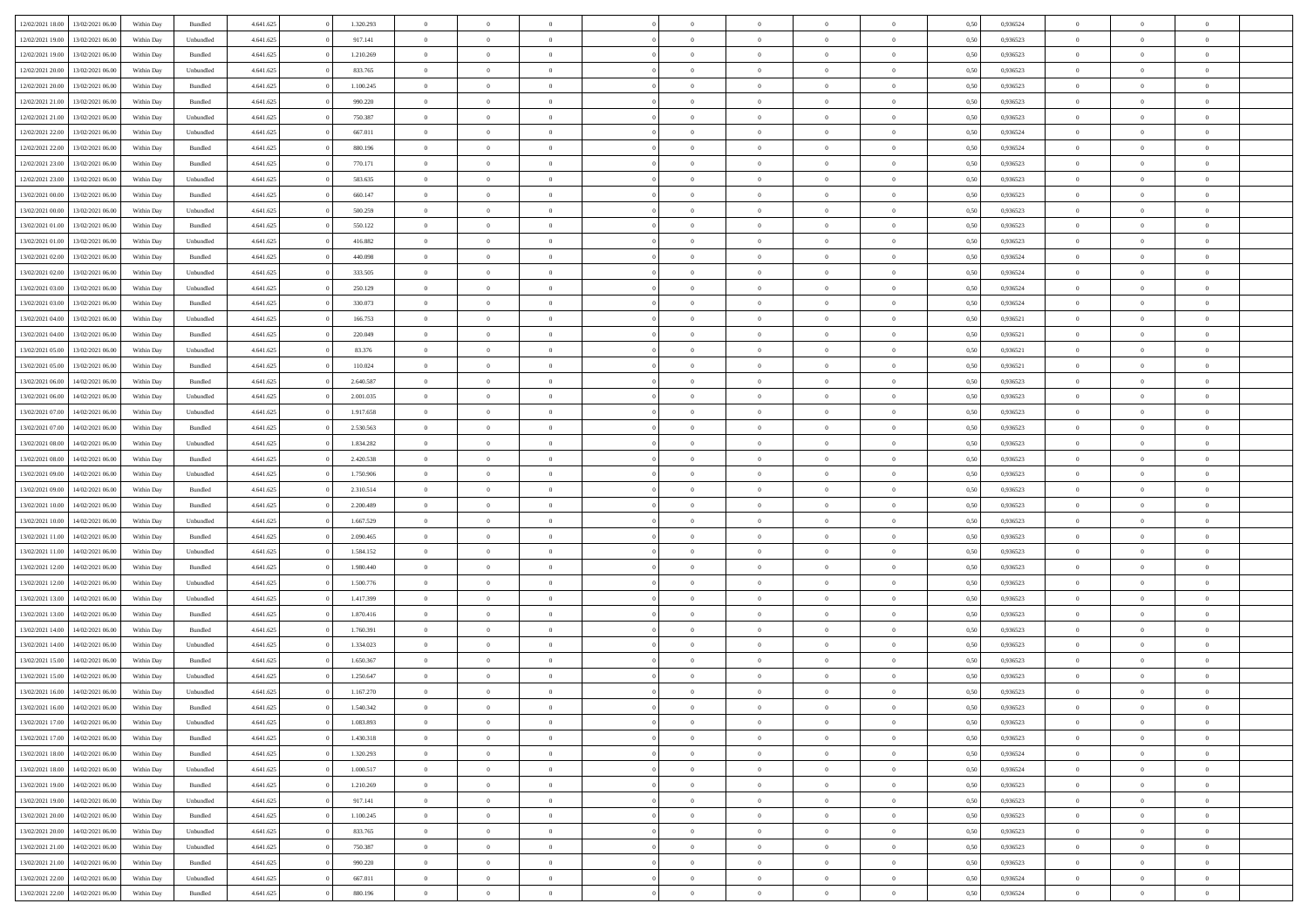| | | | | | | | | | | | | | | | | | | | | | |
|---|---|---|---|---|---|---|---|---|---|---|---|---|---|---|---|---|---|---|---|---|---|
| 12/02/2021 18:00 | 13/02/2021 06:00 | Within Day | Bundled | 4.641.625 | 0 | 1.320.293 | 0 | 0 | 0 | | 0 | 0 | 0 | 0 | 0 | 0,50 | 0,936524 | 0 | 0 | 0 | |
| 12/02/2021 19:00 | 13/02/2021 06:00 | Within Day | Unbundled | 4.641.625 | 0 | 917.141 | 0 | 0 | 0 | | 0 | 0 | 0 | 0 | 0 | 0,50 | 0,936523 | 0 | 0 | 0 | |
| 12/02/2021 19:00 | 13/02/2021 06:00 | Within Day | Bundled | 4.641.625 | 0 | 1.210.269 | 0 | 0 | 0 | | 0 | 0 | 0 | 0 | 0 | 0,50 | 0,936523 | 0 | 0 | 0 | |
| 12/02/2021 20:00 | 13/02/2021 06:00 | Within Day | Unbundled | 4.641.625 | 0 | 833.765 | 0 | 0 | 0 | | 0 | 0 | 0 | 0 | 0 | 0,50 | 0,936523 | 0 | 0 | 0 | |
| 12/02/2021 20:00 | 13/02/2021 06:00 | Within Day | Bundled | 4.641.625 | 0 | 1.100.245 | 0 | 0 | 0 | | 0 | 0 | 0 | 0 | 0 | 0,50 | 0,936523 | 0 | 0 | 0 | |
| 12/02/2021 21:00 | 13/02/2021 06:00 | Within Day | Bundled | 4.641.625 | 0 | 990.220 | 0 | 0 | 0 | | 0 | 0 | 0 | 0 | 0 | 0,50 | 0,936523 | 0 | 0 | 0 | |
| 12/02/2021 21:00 | 13/02/2021 06:00 | Within Day | Unbundled | 4.641.625 | 0 | 750.387 | 0 | 0 | 0 | | 0 | 0 | 0 | 0 | 0 | 0,50 | 0,936523 | 0 | 0 | 0 | |
| 12/02/2021 22:00 | 13/02/2021 06:00 | Within Day | Unbundled | 4.641.625 | 0 | 667.011 | 0 | 0 | 0 | | 0 | 0 | 0 | 0 | 0 | 0,50 | 0,936524 | 0 | 0 | 0 | |
| 12/02/2021 22:00 | 13/02/2021 06:00 | Within Day | Bundled | 4.641.625 | 0 | 880.196 | 0 | 0 | 0 | | 0 | 0 | 0 | 0 | 0 | 0,50 | 0,936524 | 0 | 0 | 0 | |
| 12/02/2021 23:00 | 13/02/2021 06:00 | Within Day | Bundled | 4.641.625 | 0 | 770.171 | 0 | 0 | 0 | | 0 | 0 | 0 | 0 | 0 | 0,50 | 0,936523 | 0 | 0 | 0 | |
| 12/02/2021 23:00 | 13/02/2021 06:00 | Within Day | Unbundled | 4.641.625 | 0 | 583.635 | 0 | 0 | 0 | | 0 | 0 | 0 | 0 | 0 | 0,50 | 0,936523 | 0 | 0 | 0 | |
| 13/02/2021 00:00 | 13/02/2021 06:00 | Within Day | Bundled | 4.641.625 | 0 | 660.147 | 0 | 0 | 0 | | 0 | 0 | 0 | 0 | 0 | 0,50 | 0,936523 | 0 | 0 | 0 | |
| 13/02/2021 00:00 | 13/02/2021 06:00 | Within Day | Unbundled | 4.641.625 | 0 | 500.259 | 0 | 0 | 0 | | 0 | 0 | 0 | 0 | 0 | 0,50 | 0,936523 | 0 | 0 | 0 | |
| 13/02/2021 01:00 | 13/02/2021 06:00 | Within Day | Bundled | 4.641.625 | 0 | 550.122 | 0 | 0 | 0 | | 0 | 0 | 0 | 0 | 0 | 0,50 | 0,936523 | 0 | 0 | 0 | |
| 13/02/2021 01:00 | 13/02/2021 06:00 | Within Day | Unbundled | 4.641.625 | 0 | 416.882 | 0 | 0 | 0 | | 0 | 0 | 0 | 0 | 0 | 0,50 | 0,936523 | 0 | 0 | 0 | |
| 13/02/2021 02:00 | 13/02/2021 06:00 | Within Day | Bundled | 4.641.625 | 0 | 440.098 | 0 | 0 | 0 | | 0 | 0 | 0 | 0 | 0 | 0,50 | 0,936524 | 0 | 0 | 0 | |
| 13/02/2021 02:00 | 13/02/2021 06:00 | Within Day | Unbundled | 4.641.625 | 0 | 333.505 | 0 | 0 | 0 | | 0 | 0 | 0 | 0 | 0 | 0,50 | 0,936524 | 0 | 0 | 0 | |
| 13/02/2021 03:00 | 13/02/2021 06:00 | Within Day | Unbundled | 4.641.625 | 0 | 250.129 | 0 | 0 | 0 | | 0 | 0 | 0 | 0 | 0 | 0,50 | 0,936524 | 0 | 0 | 0 | |
| 13/02/2021 03:00 | 13/02/2021 06:00 | Within Day | Bundled | 4.641.625 | 0 | 330.073 | 0 | 0 | 0 | | 0 | 0 | 0 | 0 | 0 | 0,50 | 0,936524 | 0 | 0 | 0 | |
| 13/02/2021 04:00 | 13/02/2021 06:00 | Within Day | Unbundled | 4.641.625 | 0 | 166.753 | 0 | 0 | 0 | | 0 | 0 | 0 | 0 | 0 | 0,50 | 0,936521 | 0 | 0 | 0 | |
| 13/02/2021 04:00 | 13/02/2021 06:00 | Within Day | Bundled | 4.641.625 | 0 | 220.049 | 0 | 0 | 0 | | 0 | 0 | 0 | 0 | 0 | 0,50 | 0,936521 | 0 | 0 | 0 | |
| 13/02/2021 05:00 | 13/02/2021 06:00 | Within Day | Unbundled | 4.641.625 | 0 | 83.376 | 0 | 0 | 0 | | 0 | 0 | 0 | 0 | 0 | 0,50 | 0,936521 | 0 | 0 | 0 | |
| 13/02/2021 05:00 | 13/02/2021 06:00 | Within Day | Bundled | 4.641.625 | 0 | 110.024 | 0 | 0 | 0 | | 0 | 0 | 0 | 0 | 0 | 0,50 | 0,936521 | 0 | 0 | 0 | |
| 13/02/2021 06:00 | 14/02/2021 06:00 | Within Day | Bundled | 4.641.625 | 0 | 2.640.587 | 0 | 0 | 0 | | 0 | 0 | 0 | 0 | 0 | 0,50 | 0,936523 | 0 | 0 | 0 | |
| 13/02/2021 06:00 | 14/02/2021 06:00 | Within Day | Unbundled | 4.641.625 | 0 | 2.001.035 | 0 | 0 | 0 | | 0 | 0 | 0 | 0 | 0 | 0,50 | 0,936523 | 0 | 0 | 0 | |
| 13/02/2021 07:00 | 14/02/2021 06:00 | Within Day | Unbundled | 4.641.625 | 0 | 1.917.658 | 0 | 0 | 0 | | 0 | 0 | 0 | 0 | 0 | 0,50 | 0,936523 | 0 | 0 | 0 | |
| 13/02/2021 07:00 | 14/02/2021 06:00 | Within Day | Bundled | 4.641.625 | 0 | 2.530.563 | 0 | 0 | 0 | | 0 | 0 | 0 | 0 | 0 | 0,50 | 0,936523 | 0 | 0 | 0 | |
| 13/02/2021 08:00 | 14/02/2021 06:00 | Within Day | Unbundled | 4.641.625 | 0 | 1.834.282 | 0 | 0 | 0 | | 0 | 0 | 0 | 0 | 0 | 0,50 | 0,936523 | 0 | 0 | 0 | |
| 13/02/2021 08:00 | 14/02/2021 06:00 | Within Day | Bundled | 4.641.625 | 0 | 2.420.538 | 0 | 0 | 0 | | 0 | 0 | 0 | 0 | 0 | 0,50 | 0,936523 | 0 | 0 | 0 | |
| 13/02/2021 09:00 | 14/02/2021 06:00 | Within Day | Unbundled | 4.641.625 | 0 | 1.750.906 | 0 | 0 | 0 | | 0 | 0 | 0 | 0 | 0 | 0,50 | 0,936523 | 0 | 0 | 0 | |
| 13/02/2021 09:00 | 14/02/2021 06:00 | Within Day | Bundled | 4.641.625 | 0 | 2.310.514 | 0 | 0 | 0 | | 0 | 0 | 0 | 0 | 0 | 0,50 | 0,936523 | 0 | 0 | 0 | |
| 13/02/2021 10:00 | 14/02/2021 06:00 | Within Day | Bundled | 4.641.625 | 0 | 2.200.489 | 0 | 0 | 0 | | 0 | 0 | 0 | 0 | 0 | 0,50 | 0,936523 | 0 | 0 | 0 | |
| 13/02/2021 10:00 | 14/02/2021 06:00 | Within Day | Unbundled | 4.641.625 | 0 | 1.667.529 | 0 | 0 | 0 | | 0 | 0 | 0 | 0 | 0 | 0,50 | 0,936523 | 0 | 0 | 0 | |
| 13/02/2021 11:00 | 14/02/2021 06:00 | Within Day | Bundled | 4.641.625 | 0 | 2.090.465 | 0 | 0 | 0 | | 0 | 0 | 0 | 0 | 0 | 0,50 | 0,936523 | 0 | 0 | 0 | |
| 13/02/2021 11:00 | 14/02/2021 06:00 | Within Day | Unbundled | 4.641.625 | 0 | 1.584.152 | 0 | 0 | 0 | | 0 | 0 | 0 | 0 | 0 | 0,50 | 0,936523 | 0 | 0 | 0 | |
| 13/02/2021 12:00 | 14/02/2021 06:00 | Within Day | Bundled | 4.641.625 | 0 | 1.980.440 | 0 | 0 | 0 | | 0 | 0 | 0 | 0 | 0 | 0,50 | 0,936523 | 0 | 0 | 0 | |
| 13/02/2021 12:00 | 14/02/2021 06:00 | Within Day | Unbundled | 4.641.625 | 0 | 1.500.776 | 0 | 0 | 0 | | 0 | 0 | 0 | 0 | 0 | 0,50 | 0,936523 | 0 | 0 | 0 | |
| 13/02/2021 13:00 | 14/02/2021 06:00 | Within Day | Unbundled | 4.641.625 | 0 | 1.417.399 | 0 | 0 | 0 | | 0 | 0 | 0 | 0 | 0 | 0,50 | 0,936523 | 0 | 0 | 0 | |
| 13/02/2021 13:00 | 14/02/2021 06:00 | Within Day | Bundled | 4.641.625 | 0 | 1.870.416 | 0 | 0 | 0 | | 0 | 0 | 0 | 0 | 0 | 0,50 | 0,936523 | 0 | 0 | 0 | |
| 13/02/2021 14:00 | 14/02/2021 06:00 | Within Day | Bundled | 4.641.625 | 0 | 1.760.391 | 0 | 0 | 0 | | 0 | 0 | 0 | 0 | 0 | 0,50 | 0,936523 | 0 | 0 | 0 | |
| 13/02/2021 14:00 | 14/02/2021 06:00 | Within Day | Unbundled | 4.641.625 | 0 | 1.334.023 | 0 | 0 | 0 | | 0 | 0 | 0 | 0 | 0 | 0,50 | 0,936523 | 0 | 0 | 0 | |
| 13/02/2021 15:00 | 14/02/2021 06:00 | Within Day | Bundled | 4.641.625 | 0 | 1.650.367 | 0 | 0 | 0 | | 0 | 0 | 0 | 0 | 0 | 0,50 | 0,936523 | 0 | 0 | 0 | |
| 13/02/2021 15:00 | 14/02/2021 06:00 | Within Day | Unbundled | 4.641.625 | 0 | 1.250.647 | 0 | 0 | 0 | | 0 | 0 | 0 | 0 | 0 | 0,50 | 0,936523 | 0 | 0 | 0 | |
| 13/02/2021 16:00 | 14/02/2021 06:00 | Within Day | Unbundled | 4.641.625 | 0 | 1.167.270 | 0 | 0 | 0 | | 0 | 0 | 0 | 0 | 0 | 0,50 | 0,936523 | 0 | 0 | 0 | |
| 13/02/2021 16:00 | 14/02/2021 06:00 | Within Day | Bundled | 4.641.625 | 0 | 1.540.342 | 0 | 0 | 0 | | 0 | 0 | 0 | 0 | 0 | 0,50 | 0,936523 | 0 | 0 | 0 | |
| 13/02/2021 17:00 | 14/02/2021 06:00 | Within Day | Unbundled | 4.641.625 | 0 | 1.083.893 | 0 | 0 | 0 | | 0 | 0 | 0 | 0 | 0 | 0,50 | 0,936523 | 0 | 0 | 0 | |
| 13/02/2021 17:00 | 14/02/2021 06:00 | Within Day | Bundled | 4.641.625 | 0 | 1.430.318 | 0 | 0 | 0 | | 0 | 0 | 0 | 0 | 0 | 0,50 | 0,936523 | 0 | 0 | 0 | |
| 13/02/2021 18:00 | 14/02/2021 06:00 | Within Day | Bundled | 4.641.625 | 0 | 1.320.293 | 0 | 0 | 0 | | 0 | 0 | 0 | 0 | 0 | 0,50 | 0,936524 | 0 | 0 | 0 | |
| 13/02/2021 18:00 | 14/02/2021 06:00 | Within Day | Unbundled | 4.641.625 | 0 | 1.000.517 | 0 | 0 | 0 | | 0 | 0 | 0 | 0 | 0 | 0,50 | 0,936524 | 0 | 0 | 0 | |
| 13/02/2021 19:00 | 14/02/2021 06:00 | Within Day | Bundled | 4.641.625 | 0 | 1.210.269 | 0 | 0 | 0 | | 0 | 0 | 0 | 0 | 0 | 0,50 | 0,936523 | 0 | 0 | 0 | |
| 13/02/2021 19:00 | 14/02/2021 06:00 | Within Day | Unbundled | 4.641.625 | 0 | 917.141 | 0 | 0 | 0 | | 0 | 0 | 0 | 0 | 0 | 0,50 | 0,936523 | 0 | 0 | 0 | |
| 13/02/2021 20:00 | 14/02/2021 06:00 | Within Day | Bundled | 4.641.625 | 0 | 1.100.245 | 0 | 0 | 0 | | 0 | 0 | 0 | 0 | 0 | 0,50 | 0,936523 | 0 | 0 | 0 | |
| 13/02/2021 20:00 | 14/02/2021 06:00 | Within Day | Unbundled | 4.641.625 | 0 | 833.765 | 0 | 0 | 0 | | 0 | 0 | 0 | 0 | 0 | 0,50 | 0,936523 | 0 | 0 | 0 | |
| 13/02/2021 21:00 | 14/02/2021 06:00 | Within Day | Unbundled | 4.641.625 | 0 | 750.387 | 0 | 0 | 0 | | 0 | 0 | 0 | 0 | 0 | 0,50 | 0,936523 | 0 | 0 | 0 | |
| 13/02/2021 21:00 | 14/02/2021 06:00 | Within Day | Bundled | 4.641.625 | 0 | 990.220 | 0 | 0 | 0 | | 0 | 0 | 0 | 0 | 0 | 0,50 | 0,936523 | 0 | 0 | 0 | |
| 13/02/2021 22:00 | 14/02/2021 06:00 | Within Day | Unbundled | 4.641.625 | 0 | 667.011 | 0 | 0 | 0 | | 0 | 0 | 0 | 0 | 0 | 0,50 | 0,936524 | 0 | 0 | 0 | |
| 13/02/2021 22:00 | 14/02/2021 06:00 | Within Day | Bundled | 4.641.625 | 0 | 880.196 | 0 | 0 | 0 | | 0 | 0 | 0 | 0 | 0 | 0,50 | 0,936524 | 0 | 0 | 0 | |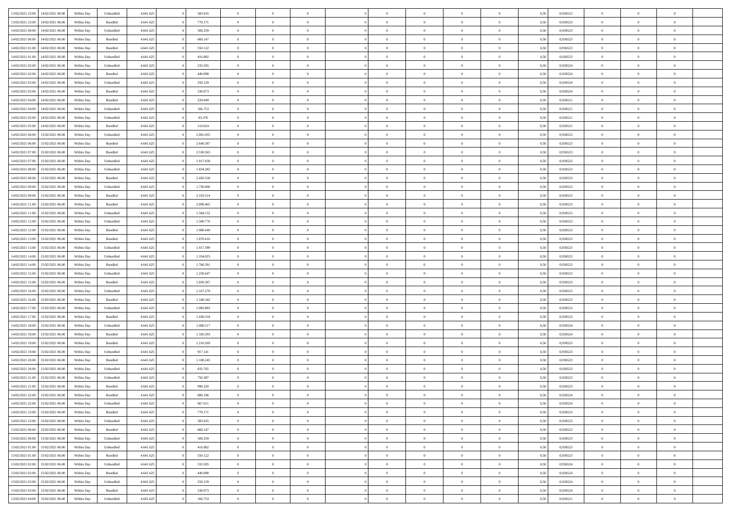| | | | | | | | | | | | | | | | | | | | | | |
|---|---|---|---|---|---|---|---|---|---|---|---|---|---|---|---|---|---|---|---|---|---|
| 13/02/2021 23:00 | 14/02/2021 06:00 | Within Day | Unbundled | 4.641.625 | 0 | 583.635 | 0 | 0 | 0 | | 0 | 0 | 0 | 0 | 0 | 0,50 | 0,936523 | 0 | 0 | 0 | |
| 13/02/2021 23:00 | 14/02/2021 06:00 | Within Day | Bundled | 4.641.625 | 0 | 770.171 | 0 | 0 | 0 | | 0 | 0 | 0 | 0 | 0 | 0,50 | 0,936523 | 0 | 0 | 0 | |
| 14/02/2021 00:00 | 14/02/2021 06:00 | Within Day | Unbundled | 4.641.625 | 0 | 500.259 | 0 | 0 | 0 | | 0 | 0 | 0 | 0 | 0 | 0,50 | 0,936523 | 0 | 0 | 0 | |
| 14/02/2021 00:00 | 14/02/2021 06:00 | Within Day | Bundled | 4.641.625 | 0 | 660.147 | 0 | 0 | 0 | | 0 | 0 | 0 | 0 | 0 | 0,50 | 0,936523 | 0 | 0 | 0 | |
| 14/02/2021 01:00 | 14/02/2021 06:00 | Within Day | Bundled | 4.641.625 | 0 | 550.122 | 0 | 0 | 0 | | 0 | 0 | 0 | 0 | 0 | 0,50 | 0,936523 | 0 | 0 | 0 | |
| 14/02/2021 01:00 | 14/02/2021 06:00 | Within Day | Unbundled | 4.641.625 | 0 | 416.882 | 0 | 0 | 0 | | 0 | 0 | 0 | 0 | 0 | 0,50 | 0,936523 | 0 | 0 | 0 | |
| 14/02/2021 02:00 | 14/02/2021 06:00 | Within Day | Unbundled | 4.641.625 | 0 | 333.505 | 0 | 0 | 0 | | 0 | 0 | 0 | 0 | 0 | 0,50 | 0,936524 | 0 | 0 | 0 | |
| 14/02/2021 02:00 | 14/02/2021 06:00 | Within Day | Bundled | 4.641.625 | 0 | 440.098 | 0 | 0 | 0 | | 0 | 0 | 0 | 0 | 0 | 0,50 | 0,936524 | 0 | 0 | 0 | |
| 14/02/2021 03:00 | 14/02/2021 06:00 | Within Day | Unbundled | 4.641.625 | 0 | 250.129 | 0 | 0 | 0 | | 0 | 0 | 0 | 0 | 0 | 0,50 | 0,936524 | 0 | 0 | 0 | |
| 14/02/2021 03:00 | 14/02/2021 06:00 | Within Day | Bundled | 4.641.625 | 0 | 330.073 | 0 | 0 | 0 | | 0 | 0 | 0 | 0 | 0 | 0,50 | 0,936524 | 0 | 0 | 0 | |
| 14/02/2021 04:00 | 14/02/2021 06:00 | Within Day | Bundled | 4.641.625 | 0 | 220.049 | 0 | 0 | 0 | | 0 | 0 | 0 | 0 | 0 | 0,50 | 0,936521 | 0 | 0 | 0 | |
| 14/02/2021 04:00 | 14/02/2021 06:00 | Within Day | Unbundled | 4.641.625 | 0 | 166.753 | 0 | 0 | 0 | | 0 | 0 | 0 | 0 | 0 | 0,50 | 0,936521 | 0 | 0 | 0 | |
| 14/02/2021 05:00 | 14/02/2021 06:00 | Within Day | Unbundled | 4.641.625 | 0 | 83.376 | 0 | 0 | 0 | | 0 | 0 | 0 | 0 | 0 | 0,50 | 0,936521 | 0 | 0 | 0 | |
| 14/02/2021 05:00 | 14/02/2021 06:00 | Within Day | Bundled | 4.641.625 | 0 | 110.024 | 0 | 0 | 0 | | 0 | 0 | 0 | 0 | 0 | 0,50 | 0,936521 | 0 | 0 | 0 | |
| 14/02/2021 06:00 | 15/02/2021 06:00 | Within Day | Unbundled | 4.641.625 | 0 | 2.001.035 | 0 | 0 | 0 | | 0 | 0 | 0 | 0 | 0 | 0,50 | 0,936523 | 0 | 0 | 0 | |
| 14/02/2021 06:00 | 15/02/2021 06:00 | Within Day | Bundled | 4.641.625 | 0 | 2.640.587 | 0 | 0 | 0 | | 0 | 0 | 0 | 0 | 0 | 0,50 | 0,936523 | 0 | 0 | 0 | |
| 14/02/2021 07:00 | 15/02/2021 06:00 | Within Day | Bundled | 4.641.625 | 0 | 2.530.563 | 0 | 0 | 0 | | 0 | 0 | 0 | 0 | 0 | 0,50 | 0,936523 | 0 | 0 | 0 | |
| 14/02/2021 07:00 | 15/02/2021 06:00 | Within Day | Unbundled | 4.641.625 | 0 | 1.917.658 | 0 | 0 | 0 | | 0 | 0 | 0 | 0 | 0 | 0,50 | 0,936523 | 0 | 0 | 0 | |
| 14/02/2021 08:00 | 15/02/2021 06:00 | Within Day | Unbundled | 4.641.625 | 0 | 1.834.282 | 0 | 0 | 0 | | 0 | 0 | 0 | 0 | 0 | 0,50 | 0,936523 | 0 | 0 | 0 | |
| 14/02/2021 08:00 | 15/02/2021 06:00 | Within Day | Bundled | 4.641.625 | 0 | 2.420.538 | 0 | 0 | 0 | | 0 | 0 | 0 | 0 | 0 | 0,50 | 0,936523 | 0 | 0 | 0 | |
| 14/02/2021 09:00 | 15/02/2021 06:00 | Within Day | Unbundled | 4.641.625 | 0 | 1.750.906 | 0 | 0 | 0 | | 0 | 0 | 0 | 0 | 0 | 0,50 | 0,936523 | 0 | 0 | 0 | |
| 14/02/2021 09:00 | 15/02/2021 06:00 | Within Day | Bundled | 4.641.625 | 0 | 2.310.514 | 0 | 0 | 0 | | 0 | 0 | 0 | 0 | 0 | 0,50 | 0,936523 | 0 | 0 | 0 | |
| 14/02/2021 11:00 | 15/02/2021 06:00 | Within Day | Bundled | 4.641.625 | 0 | 2.090.465 | 0 | 0 | 0 | | 0 | 0 | 0 | 0 | 0 | 0,50 | 0,936523 | 0 | 0 | 0 | |
| 14/02/2021 11:00 | 15/02/2021 06:00 | Within Day | Unbundled | 4.641.625 | 0 | 1.584.152 | 0 | 0 | 0 | | 0 | 0 | 0 | 0 | 0 | 0,50 | 0,936523 | 0 | 0 | 0 | |
| 14/02/2021 12:00 | 15/02/2021 06:00 | Within Day | Unbundled | 4.641.625 | 0 | 1.500.776 | 0 | 0 | 0 | | 0 | 0 | 0 | 0 | 0 | 0,50 | 0,936523 | 0 | 0 | 0 | |
| 14/02/2021 12:00 | 15/02/2021 06:00 | Within Day | Bundled | 4.641.625 | 0 | 1.980.440 | 0 | 0 | 0 | | 0 | 0 | 0 | 0 | 0 | 0,50 | 0,936523 | 0 | 0 | 0 | |
| 14/02/2021 13:00 | 15/02/2021 06:00 | Within Day | Bundled | 4.641.625 | 0 | 1.870.416 | 0 | 0 | 0 | | 0 | 0 | 0 | 0 | 0 | 0,50 | 0,936523 | 0 | 0 | 0 | |
| 14/02/2021 13:00 | 15/02/2021 06:00 | Within Day | Unbundled | 4.641.625 | 0 | 1.417.399 | 0 | 0 | 0 | | 0 | 0 | 0 | 0 | 0 | 0,50 | 0,936523 | 0 | 0 | 0 | |
| 14/02/2021 14:00 | 15/02/2021 06:00 | Within Day | Unbundled | 4.641.625 | 0 | 1.334.023 | 0 | 0 | 0 | | 0 | 0 | 0 | 0 | 0 | 0,50 | 0,936523 | 0 | 0 | 0 | |
| 14/02/2021 14:00 | 15/02/2021 06:00 | Within Day | Bundled | 4.641.625 | 0 | 1.760.391 | 0 | 0 | 0 | | 0 | 0 | 0 | 0 | 0 | 0,50 | 0,936523 | 0 | 0 | 0 | |
| 14/02/2021 15:00 | 15/02/2021 06:00 | Within Day | Unbundled | 4.641.625 | 0 | 1.250.647 | 0 | 0 | 0 | | 0 | 0 | 0 | 0 | 0 | 0,50 | 0,936523 | 0 | 0 | 0 | |
| 14/02/2021 15:00 | 15/02/2021 06:00 | Within Day | Bundled | 4.641.625 | 0 | 1.650.367 | 0 | 0 | 0 | | 0 | 0 | 0 | 0 | 0 | 0,50 | 0,936523 | 0 | 0 | 0 | |
| 14/02/2021 16:00 | 15/02/2021 06:00 | Within Day | Unbundled | 4.641.625 | 0 | 1.167.270 | 0 | 0 | 0 | | 0 | 0 | 0 | 0 | 0 | 0,50 | 0,936523 | 0 | 0 | 0 | |
| 14/02/2021 16:00 | 15/02/2021 06:00 | Within Day | Bundled | 4.641.625 | 0 | 1.540.342 | 0 | 0 | 0 | | 0 | 0 | 0 | 0 | 0 | 0,50 | 0,936523 | 0 | 0 | 0 | |
| 14/02/2021 17:00 | 15/02/2021 06:00 | Within Day | Unbundled | 4.641.625 | 0 | 1.083.893 | 0 | 0 | 0 | | 0 | 0 | 0 | 0 | 0 | 0,50 | 0,936523 | 0 | 0 | 0 | |
| 14/02/2021 17:00 | 15/02/2021 06:00 | Within Day | Bundled | 4.641.625 | 0 | 1.430.318 | 0 | 0 | 0 | | 0 | 0 | 0 | 0 | 0 | 0,50 | 0,936523 | 0 | 0 | 0 | |
| 14/02/2021 18:00 | 15/02/2021 06:00 | Within Day | Unbundled | 4.641.625 | 0 | 1.000.517 | 0 | 0 | 0 | | 0 | 0 | 0 | 0 | 0 | 0,50 | 0,936524 | 0 | 0 | 0 | |
| 14/02/2021 18:00 | 15/02/2021 06:00 | Within Day | Bundled | 4.641.625 | 0 | 1.320.293 | 0 | 0 | 0 | | 0 | 0 | 0 | 0 | 0 | 0,50 | 0,936524 | 0 | 0 | 0 | |
| 14/02/2021 19:00 | 15/02/2021 06:00 | Within Day | Bundled | 4.641.625 | 0 | 1.210.269 | 0 | 0 | 0 | | 0 | 0 | 0 | 0 | 0 | 0,50 | 0,936523 | 0 | 0 | 0 | |
| 14/02/2021 19:00 | 15/02/2021 06:00 | Within Day | Unbundled | 4.641.625 | 0 | 917.141 | 0 | 0 | 0 | | 0 | 0 | 0 | 0 | 0 | 0,50 | 0,936523 | 0 | 0 | 0 | |
| 14/02/2021 20:00 | 15/02/2021 06:00 | Within Day | Bundled | 4.641.625 | 0 | 1.100.245 | 0 | 0 | 0 | | 0 | 0 | 0 | 0 | 0 | 0,50 | 0,936523 | 0 | 0 | 0 | |
| 14/02/2021 20:00 | 15/02/2021 06:00 | Within Day | Unbundled | 4.641.625 | 0 | 833.765 | 0 | 0 | 0 | | 0 | 0 | 0 | 0 | 0 | 0,50 | 0,936523 | 0 | 0 | 0 | |
| 14/02/2021 21:00 | 15/02/2021 06:00 | Within Day | Unbundled | 4.641.625 | 0 | 750.387 | 0 | 0 | 0 | | 0 | 0 | 0 | 0 | 0 | 0,50 | 0,936523 | 0 | 0 | 0 | |
| 14/02/2021 21:00 | 15/02/2021 06:00 | Within Day | Bundled | 4.641.625 | 0 | 990.220 | 0 | 0 | 0 | | 0 | 0 | 0 | 0 | 0 | 0,50 | 0,936523 | 0 | 0 | 0 | |
| 14/02/2021 22:00 | 15/02/2021 06:00 | Within Day | Bundled | 4.641.625 | 0 | 880.196 | 0 | 0 | 0 | | 0 | 0 | 0 | 0 | 0 | 0,50 | 0,936524 | 0 | 0 | 0 | |
| 14/02/2021 22:00 | 15/02/2021 06:00 | Within Day | Unbundled | 4.641.625 | 0 | 667.011 | 0 | 0 | 0 | | 0 | 0 | 0 | 0 | 0 | 0,50 | 0,936524 | 0 | 0 | 0 | |
| 14/02/2021 23:00 | 15/02/2021 06:00 | Within Day | Bundled | 4.641.625 | 0 | 770.171 | 0 | 0 | 0 | | 0 | 0 | 0 | 0 | 0 | 0,50 | 0,936523 | 0 | 0 | 0 | |
| 14/02/2021 23:00 | 15/02/2021 06:00 | Within Day | Unbundled | 4.641.625 | 0 | 583.635 | 0 | 0 | 0 | | 0 | 0 | 0 | 0 | 0 | 0,50 | 0,936523 | 0 | 0 | 0 | |
| 15/02/2021 00:00 | 15/02/2021 06:00 | Within Day | Bundled | 4.641.625 | 0 | 660.147 | 0 | 0 | 0 | | 0 | 0 | 0 | 0 | 0 | 0,50 | 0,936523 | 0 | 0 | 0 | |
| 15/02/2021 00:00 | 15/02/2021 06:00 | Within Day | Unbundled | 4.641.625 | 0 | 500.259 | 0 | 0 | 0 | | 0 | 0 | 0 | 0 | 0 | 0,50 | 0,936523 | 0 | 0 | 0 | |
| 15/02/2021 01:00 | 15/02/2021 06:00 | Within Day | Unbundled | 4.641.625 | 0 | 416.882 | 0 | 0 | 0 | | 0 | 0 | 0 | 0 | 0 | 0,50 | 0,936523 | 0 | 0 | 0 | |
| 15/02/2021 01:00 | 15/02/2021 06:00 | Within Day | Bundled | 4.641.625 | 0 | 550.122 | 0 | 0 | 0 | | 0 | 0 | 0 | 0 | 0 | 0,50 | 0,936523 | 0 | 0 | 0 | |
| 15/02/2021 02:00 | 15/02/2021 06:00 | Within Day | Unbundled | 4.641.625 | 0 | 333.505 | 0 | 0 | 0 | | 0 | 0 | 0 | 0 | 0 | 0,50 | 0,936524 | 0 | 0 | 0 | |
| 15/02/2021 02:00 | 15/02/2021 06:00 | Within Day | Bundled | 4.641.625 | 0 | 440.098 | 0 | 0 | 0 | | 0 | 0 | 0 | 0 | 0 | 0,50 | 0,936524 | 0 | 0 | 0 | |
| 15/02/2021 03:00 | 15/02/2021 06:00 | Within Day | Unbundled | 4.641.625 | 0 | 250.129 | 0 | 0 | 0 | | 0 | 0 | 0 | 0 | 0 | 0,50 | 0,936524 | 0 | 0 | 0 | |
| 15/02/2021 03:00 | 15/02/2021 06:00 | Within Day | Bundled | 4.641.625 | 0 | 330.073 | 0 | 0 | 0 | | 0 | 0 | 0 | 0 | 0 | 0,50 | 0,936524 | 0 | 0 | 0 | |
| 15/02/2021 04:00 | 15/02/2021 06:00 | Within Day | Unbundled | 4.641.625 | 0 | 166.753 | 0 | 0 | 0 | | 0 | 0 | 0 | 0 | 0 | 0,50 | 0,936521 | 0 | 0 | 0 | |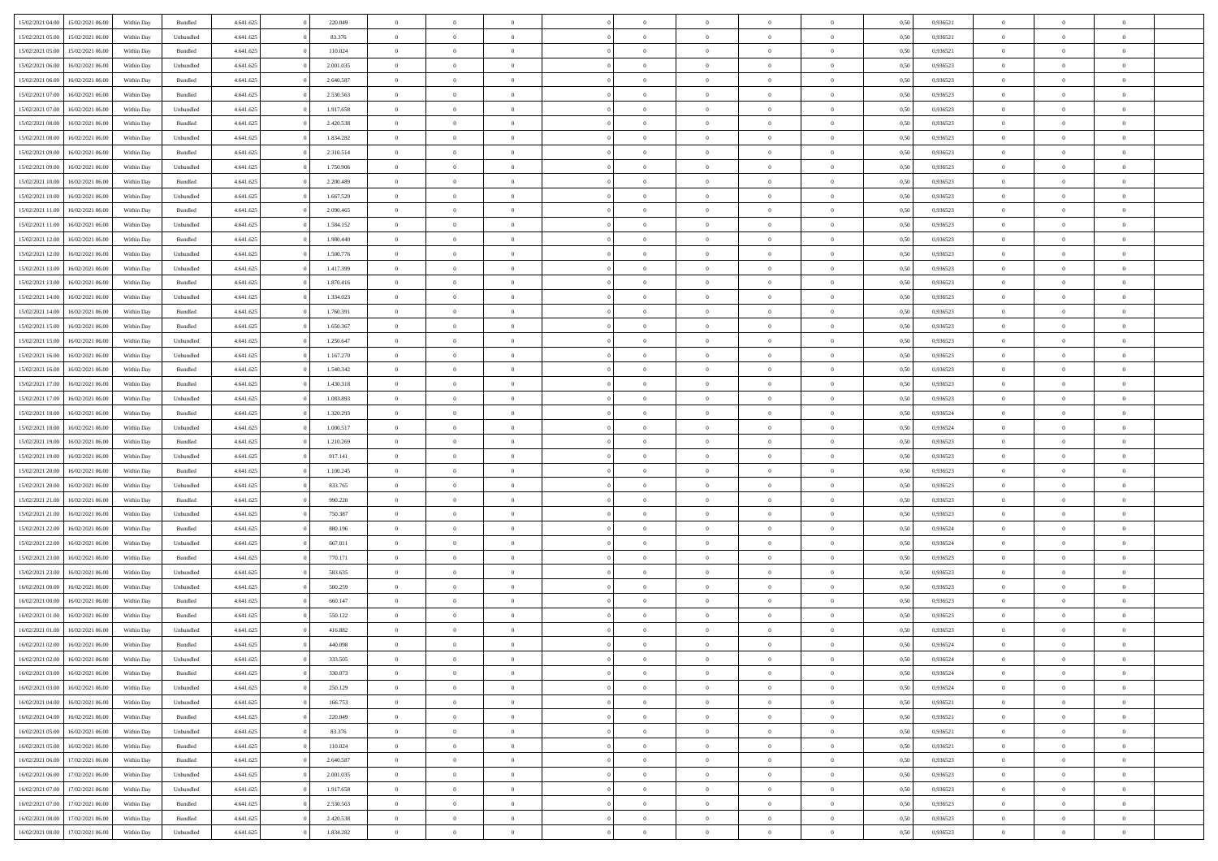| | | | | | | | | | | | | | | | | | | | | | |
|---|---|---|---|---|---|---|---|---|---|---|---|---|---|---|---|---|---|---|---|---|---|
| 15/02/2021 04:00 | 15/02/2021 06:00 | Within Day | Bundled | 4.641.625 | 0 | 220.049 | 0 | 0 | 0 | | 0 | 0 | 0 | 0 | 0 | 0,50 | 0,936521 | 0 | 0 | 0 | |
| 15/02/2021 05:00 | 15/02/2021 06:00 | Within Day | Unbundled | 4.641.625 | 0 | 83.376 | 0 | 0 | 0 | | 0 | 0 | 0 | 0 | 0 | 0,50 | 0,936521 | 0 | 0 | 0 | |
| 15/02/2021 05:00 | 15/02/2021 06:00 | Within Day | Bundled | 4.641.625 | 0 | 110.024 | 0 | 0 | 0 | | 0 | 0 | 0 | 0 | 0 | 0,50 | 0,936521 | 0 | 0 | 0 | |
| 15/02/2021 06:00 | 16/02/2021 06:00 | Within Day | Unbundled | 4.641.625 | 0 | 2.001.035 | 0 | 0 | 0 | | 0 | 0 | 0 | 0 | 0 | 0,50 | 0,936523 | 0 | 0 | 0 | |
| 15/02/2021 06:00 | 16/02/2021 06:00 | Within Day | Bundled | 4.641.625 | 0 | 2.640.587 | 0 | 0 | 0 | | 0 | 0 | 0 | 0 | 0 | 0,50 | 0,936523 | 0 | 0 | 0 | |
| 15/02/2021 07:00 | 16/02/2021 06:00 | Within Day | Bundled | 4.641.625 | 0 | 2.530.563 | 0 | 0 | 0 | | 0 | 0 | 0 | 0 | 0 | 0,50 | 0,936523 | 0 | 0 | 0 | |
| 15/02/2021 07:00 | 16/02/2021 06:00 | Within Day | Unbundled | 4.641.625 | 0 | 1.917.658 | 0 | 0 | 0 | | 0 | 0 | 0 | 0 | 0 | 0,50 | 0,936523 | 0 | 0 | 0 | |
| 15/02/2021 08:00 | 16/02/2021 06:00 | Within Day | Bundled | 4.641.625 | 0 | 2.420.538 | 0 | 0 | 0 | | 0 | 0 | 0 | 0 | 0 | 0,50 | 0,936523 | 0 | 0 | 0 | |
| 15/02/2021 08:00 | 16/02/2021 06:00 | Within Day | Unbundled | 4.641.625 | 0 | 1.834.282 | 0 | 0 | 0 | | 0 | 0 | 0 | 0 | 0 | 0,50 | 0,936523 | 0 | 0 | 0 | |
| 15/02/2021 09:00 | 16/02/2021 06:00 | Within Day | Bundled | 4.641.625 | 0 | 2.310.514 | 0 | 0 | 0 | | 0 | 0 | 0 | 0 | 0 | 0,50 | 0,936523 | 0 | 0 | 0 | |
| 15/02/2021 09:00 | 16/02/2021 06:00 | Within Day | Unbundled | 4.641.625 | 0 | 1.750.906 | 0 | 0 | 0 | | 0 | 0 | 0 | 0 | 0 | 0,50 | 0,936523 | 0 | 0 | 0 | |
| 15/02/2021 10:00 | 16/02/2021 06:00 | Within Day | Bundled | 4.641.625 | 0 | 2.200.489 | 0 | 0 | 0 | | 0 | 0 | 0 | 0 | 0 | 0,50 | 0,936523 | 0 | 0 | 0 | |
| 15/02/2021 10:00 | 16/02/2021 06:00 | Within Day | Unbundled | 4.641.625 | 0 | 1.667.529 | 0 | 0 | 0 | | 0 | 0 | 0 | 0 | 0 | 0,50 | 0,936523 | 0 | 0 | 0 | |
| 15/02/2021 11:00 | 16/02/2021 06:00 | Within Day | Bundled | 4.641.625 | 0 | 2.090.465 | 0 | 0 | 0 | | 0 | 0 | 0 | 0 | 0 | 0,50 | 0,936523 | 0 | 0 | 0 | |
| 15/02/2021 11:00 | 16/02/2021 06:00 | Within Day | Unbundled | 4.641.625 | 0 | 1.584.152 | 0 | 0 | 0 | | 0 | 0 | 0 | 0 | 0 | 0,50 | 0,936523 | 0 | 0 | 0 | |
| 15/02/2021 12:00 | 16/02/2021 06:00 | Within Day | Bundled | 4.641.625 | 0 | 1.980.440 | 0 | 0 | 0 | | 0 | 0 | 0 | 0 | 0 | 0,50 | 0,936523 | 0 | 0 | 0 | |
| 15/02/2021 12:00 | 16/02/2021 06:00 | Within Day | Unbundled | 4.641.625 | 0 | 1.500.776 | 0 | 0 | 0 | | 0 | 0 | 0 | 0 | 0 | 0,50 | 0,936523 | 0 | 0 | 0 | |
| 15/02/2021 13:00 | 16/02/2021 06:00 | Within Day | Unbundled | 4.641.625 | 0 | 1.417.399 | 0 | 0 | 0 | | 0 | 0 | 0 | 0 | 0 | 0,50 | 0,936523 | 0 | 0 | 0 | |
| 15/02/2021 13:00 | 16/02/2021 06:00 | Within Day | Bundled | 4.641.625 | 0 | 1.870.416 | 0 | 0 | 0 | | 0 | 0 | 0 | 0 | 0 | 0,50 | 0,936523 | 0 | 0 | 0 | |
| 15/02/2021 14:00 | 16/02/2021 06:00 | Within Day | Unbundled | 4.641.625 | 0 | 1.334.023 | 0 | 0 | 0 | | 0 | 0 | 0 | 0 | 0 | 0,50 | 0,936523 | 0 | 0 | 0 | |
| 15/02/2021 14:00 | 16/02/2021 06:00 | Within Day | Bundled | 4.641.625 | 0 | 1.760.391 | 0 | 0 | 0 | | 0 | 0 | 0 | 0 | 0 | 0,50 | 0,936523 | 0 | 0 | 0 | |
| 15/02/2021 15:00 | 16/02/2021 06:00 | Within Day | Bundled | 4.641.625 | 0 | 1.650.367 | 0 | 0 | 0 | | 0 | 0 | 0 | 0 | 0 | 0,50 | 0,936523 | 0 | 0 | 0 | |
| 15/02/2021 15:00 | 16/02/2021 06:00 | Within Day | Unbundled | 4.641.625 | 0 | 1.250.647 | 0 | 0 | 0 | | 0 | 0 | 0 | 0 | 0 | 0,50 | 0,936523 | 0 | 0 | 0 | |
| 15/02/2021 16:00 | 16/02/2021 06:00 | Within Day | Unbundled | 4.641.625 | 0 | 1.167.270 | 0 | 0 | 0 | | 0 | 0 | 0 | 0 | 0 | 0,50 | 0,936523 | 0 | 0 | 0 | |
| 15/02/2021 16:00 | 16/02/2021 06:00 | Within Day | Bundled | 4.641.625 | 0 | 1.540.342 | 0 | 0 | 0 | | 0 | 0 | 0 | 0 | 0 | 0,50 | 0,936523 | 0 | 0 | 0 | |
| 15/02/2021 17:00 | 16/02/2021 06:00 | Within Day | Bundled | 4.641.625 | 0 | 1.430.318 | 0 | 0 | 0 | | 0 | 0 | 0 | 0 | 0 | 0,50 | 0,936523 | 0 | 0 | 0 | |
| 15/02/2021 17:00 | 16/02/2021 06:00 | Within Day | Unbundled | 4.641.625 | 0 | 1.083.893 | 0 | 0 | 0 | | 0 | 0 | 0 | 0 | 0 | 0,50 | 0,936523 | 0 | 0 | 0 | |
| 15/02/2021 18:00 | 16/02/2021 06:00 | Within Day | Bundled | 4.641.625 | 0 | 1.320.293 | 0 | 0 | 0 | | 0 | 0 | 0 | 0 | 0 | 0,50 | 0,936524 | 0 | 0 | 0 | |
| 15/02/2021 18:00 | 16/02/2021 06:00 | Within Day | Unbundled | 4.641.625 | 0 | 1.000.517 | 0 | 0 | 0 | | 0 | 0 | 0 | 0 | 0 | 0,50 | 0,936524 | 0 | 0 | 0 | |
| 15/02/2021 19:00 | 16/02/2021 06:00 | Within Day | Bundled | 4.641.625 | 0 | 1.210.269 | 0 | 0 | 0 | | 0 | 0 | 0 | 0 | 0 | 0,50 | 0,936523 | 0 | 0 | 0 | |
| 15/02/2021 19:00 | 16/02/2021 06:00 | Within Day | Unbundled | 4.641.625 | 0 | 917.141 | 0 | 0 | 0 | | 0 | 0 | 0 | 0 | 0 | 0,50 | 0,936523 | 0 | 0 | 0 | |
| 15/02/2021 20:00 | 16/02/2021 06:00 | Within Day | Bundled | 4.641.625 | 0 | 1.100.245 | 0 | 0 | 0 | | 0 | 0 | 0 | 0 | 0 | 0,50 | 0,936523 | 0 | 0 | 0 | |
| 15/02/2021 20:00 | 16/02/2021 06:00 | Within Day | Unbundled | 4.641.625 | 0 | 833.765 | 0 | 0 | 0 | | 0 | 0 | 0 | 0 | 0 | 0,50 | 0,936523 | 0 | 0 | 0 | |
| 15/02/2021 21:00 | 16/02/2021 06:00 | Within Day | Bundled | 4.641.625 | 0 | 990.220 | 0 | 0 | 0 | | 0 | 0 | 0 | 0 | 0 | 0,50 | 0,936523 | 0 | 0 | 0 | |
| 15/02/2021 21:00 | 16/02/2021 06:00 | Within Day | Unbundled | 4.641.625 | 0 | 750.387 | 0 | 0 | 0 | | 0 | 0 | 0 | 0 | 0 | 0,50 | 0,936523 | 0 | 0 | 0 | |
| 15/02/2021 22:00 | 16/02/2021 06:00 | Within Day | Bundled | 4.641.625 | 0 | 880.196 | 0 | 0 | 0 | | 0 | 0 | 0 | 0 | 0 | 0,50 | 0,936524 | 0 | 0 | 0 | |
| 15/02/2021 22:00 | 16/02/2021 06:00 | Within Day | Unbundled | 4.641.625 | 0 | 667.011 | 0 | 0 | 0 | | 0 | 0 | 0 | 0 | 0 | 0,50 | 0,936524 | 0 | 0 | 0 | |
| 15/02/2021 23:00 | 16/02/2021 06:00 | Within Day | Bundled | 4.641.625 | 0 | 770.171 | 0 | 0 | 0 | | 0 | 0 | 0 | 0 | 0 | 0,50 | 0,936523 | 0 | 0 | 0 | |
| 15/02/2021 23:00 | 16/02/2021 06:00 | Within Day | Unbundled | 4.641.625 | 0 | 583.635 | 0 | 0 | 0 | | 0 | 0 | 0 | 0 | 0 | 0,50 | 0,936523 | 0 | 0 | 0 | |
| 16/02/2021 00:00 | 16/02/2021 06:00 | Within Day | Unbundled | 4.641.625 | 0 | 500.259 | 0 | 0 | 0 | | 0 | 0 | 0 | 0 | 0 | 0,50 | 0,936523 | 0 | 0 | 0 | |
| 16/02/2021 00:00 | 16/02/2021 06:00 | Within Day | Bundled | 4.641.625 | 0 | 660.147 | 0 | 0 | 0 | | 0 | 0 | 0 | 0 | 0 | 0,50 | 0,936523 | 0 | 0 | 0 | |
| 16/02/2021 01:00 | 16/02/2021 06:00 | Within Day | Bundled | 4.641.625 | 0 | 550.122 | 0 | 0 | 0 | | 0 | 0 | 0 | 0 | 0 | 0,50 | 0,936523 | 0 | 0 | 0 | |
| 16/02/2021 01:00 | 16/02/2021 06:00 | Within Day | Unbundled | 4.641.625 | 0 | 416.882 | 0 | 0 | 0 | | 0 | 0 | 0 | 0 | 0 | 0,50 | 0,936523 | 0 | 0 | 0 | |
| 16/02/2021 02:00 | 16/02/2021 06:00 | Within Day | Bundled | 4.641.625 | 0 | 440.098 | 0 | 0 | 0 | | 0 | 0 | 0 | 0 | 0 | 0,50 | 0,936524 | 0 | 0 | 0 | |
| 16/02/2021 02:00 | 16/02/2021 06:00 | Within Day | Unbundled | 4.641.625 | 0 | 333.505 | 0 | 0 | 0 | | 0 | 0 | 0 | 0 | 0 | 0,50 | 0,936524 | 0 | 0 | 0 | |
| 16/02/2021 03:00 | 16/02/2021 06:00 | Within Day | Bundled | 4.641.625 | 0 | 330.073 | 0 | 0 | 0 | | 0 | 0 | 0 | 0 | 0 | 0,50 | 0,936524 | 0 | 0 | 0 | |
| 16/02/2021 03:00 | 16/02/2021 06:00 | Within Day | Unbundled | 4.641.625 | 0 | 250.129 | 0 | 0 | 0 | | 0 | 0 | 0 | 0 | 0 | 0,50 | 0,936524 | 0 | 0 | 0 | |
| 16/02/2021 04:00 | 16/02/2021 06:00 | Within Day | Unbundled | 4.641.625 | 0 | 166.753 | 0 | 0 | 0 | | 0 | 0 | 0 | 0 | 0 | 0,50 | 0,936521 | 0 | 0 | 0 | |
| 16/02/2021 04:00 | 16/02/2021 06:00 | Within Day | Bundled | 4.641.625 | 0 | 220.049 | 0 | 0 | 0 | | 0 | 0 | 0 | 0 | 0 | 0,50 | 0,936521 | 0 | 0 | 0 | |
| 16/02/2021 05:00 | 16/02/2021 06:00 | Within Day | Unbundled | 4.641.625 | 0 | 83.376 | 0 | 0 | 0 | | 0 | 0 | 0 | 0 | 0 | 0,50 | 0,936521 | 0 | 0 | 0 | |
| 16/02/2021 05:00 | 16/02/2021 06:00 | Within Day | Bundled | 4.641.625 | 0 | 110.024 | 0 | 0 | 0 | | 0 | 0 | 0 | 0 | 0 | 0,50 | 0,936521 | 0 | 0 | 0 | |
| 16/02/2021 06:00 | 17/02/2021 06:00 | Within Day | Bundled | 4.641.625 | 0 | 2.640.587 | 0 | 0 | 0 | | 0 | 0 | 0 | 0 | 0 | 0,50 | 0,936523 | 0 | 0 | 0 | |
| 16/02/2021 06:00 | 17/02/2021 06:00 | Within Day | Unbundled | 4.641.625 | 0 | 2.001.035 | 0 | 0 | 0 | | 0 | 0 | 0 | 0 | 0 | 0,50 | 0,936523 | 0 | 0 | 0 | |
| 16/02/2021 07:00 | 17/02/2021 06:00 | Within Day | Unbundled | 4.641.625 | 0 | 1.917.658 | 0 | 0 | 0 | | 0 | 0 | 0 | 0 | 0 | 0,50 | 0,936523 | 0 | 0 | 0 | |
| 16/02/2021 07:00 | 17/02/2021 06:00 | Within Day | Bundled | 4.641.625 | 0 | 2.530.563 | 0 | 0 | 0 | | 0 | 0 | 0 | 0 | 0 | 0,50 | 0,936523 | 0 | 0 | 0 | |
| 16/02/2021 08:00 | 17/02/2021 06:00 | Within Day | Bundled | 4.641.625 | 0 | 2.420.538 | 0 | 0 | 0 | | 0 | 0 | 0 | 0 | 0 | 0,50 | 0,936523 | 0 | 0 | 0 | |
| 16/02/2021 08:00 | 17/02/2021 06:00 | Within Day | Unbundled | 4.641.625 | 0 | 1.834.282 | 0 | 0 | 0 | | 0 | 0 | 0 | 0 | 0 | 0,50 | 0,936523 | 0 | 0 | 0 | |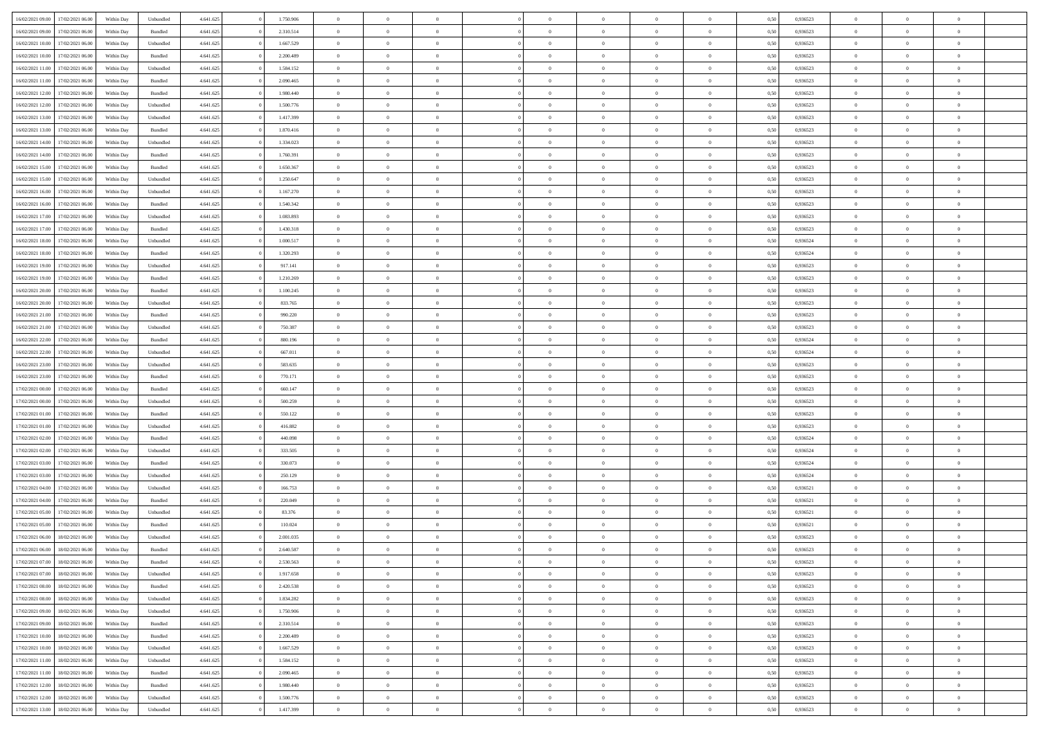| | | | | | | | | | | | | | | | | | | | | |
|---|---|---|---|---|---|---|---|---|---|---|---|---|---|---|---|---|---|---|---|---|
| 16/02/2021 09:00 | 17/02/2021 06:00 | Within Day | Unbundled | 4.641.625 | 0 | 1.750.906 | 0 | 0 | 0 | | 0 | 0 | 0 | 0 | 0,50 | 0,936523 | 0 | 0 | 0 | |
| 16/02/2021 09:00 | 17/02/2021 06:00 | Within Day | Bundled | 4.641.625 | 0 | 2.310.514 | 0 | 0 | 0 | | 0 | 0 | 0 | 0 | 0,50 | 0,936523 | 0 | 0 | 0 | |
| 16/02/2021 10:00 | 17/02/2021 06:00 | Within Day | Unbundled | 4.641.625 | 0 | 1.667.529 | 0 | 0 | 0 | | 0 | 0 | 0 | 0 | 0,50 | 0,936523 | 0 | 0 | 0 | |
| 16/02/2021 10:00 | 17/02/2021 06:00 | Within Day | Bundled | 4.641.625 | 0 | 2.200.489 | 0 | 0 | 0 | | 0 | 0 | 0 | 0 | 0,50 | 0,936523 | 0 | 0 | 0 | |
| 16/02/2021 11:00 | 17/02/2021 06:00 | Within Day | Unbundled | 4.641.625 | 0 | 1.584.152 | 0 | 0 | 0 | | 0 | 0 | 0 | 0 | 0,50 | 0,936523 | 0 | 0 | 0 | |
| 16/02/2021 11:00 | 17/02/2021 06:00 | Within Day | Bundled | 4.641.625 | 0 | 2.090.465 | 0 | 0 | 0 | | 0 | 0 | 0 | 0 | 0,50 | 0,936523 | 0 | 0 | 0 | |
| 16/02/2021 12:00 | 17/02/2021 06:00 | Within Day | Bundled | 4.641.625 | 0 | 1.980.440 | 0 | 0 | 0 | | 0 | 0 | 0 | 0 | 0,50 | 0,936523 | 0 | 0 | 0 | |
| 16/02/2021 12:00 | 17/02/2021 06:00 | Within Day | Unbundled | 4.641.625 | 0 | 1.500.776 | 0 | 0 | 0 | | 0 | 0 | 0 | 0 | 0,50 | 0,936523 | 0 | 0 | 0 | |
| 16/02/2021 13:00 | 17/02/2021 06:00 | Within Day | Unbundled | 4.641.625 | 0 | 1.417.399 | 0 | 0 | 0 | | 0 | 0 | 0 | 0 | 0,50 | 0,936523 | 0 | 0 | 0 | |
| 16/02/2021 13:00 | 17/02/2021 06:00 | Within Day | Bundled | 4.641.625 | 0 | 1.870.416 | 0 | 0 | 0 | | 0 | 0 | 0 | 0 | 0,50 | 0,936523 | 0 | 0 | 0 | |
| 16/02/2021 14:00 | 17/02/2021 06:00 | Within Day | Unbundled | 4.641.625 | 0 | 1.334.023 | 0 | 0 | 0 | | 0 | 0 | 0 | 0 | 0,50 | 0,936523 | 0 | 0 | 0 | |
| 16/02/2021 14:00 | 17/02/2021 06:00 | Within Day | Bundled | 4.641.625 | 0 | 1.760.391 | 0 | 0 | 0 | | 0 | 0 | 0 | 0 | 0,50 | 0,936523 | 0 | 0 | 0 | |
| 16/02/2021 15:00 | 17/02/2021 06:00 | Within Day | Bundled | 4.641.625 | 0 | 1.650.367 | 0 | 0 | 0 | | 0 | 0 | 0 | 0 | 0,50 | 0,936523 | 0 | 0 | 0 | |
| 16/02/2021 15:00 | 17/02/2021 06:00 | Within Day | Unbundled | 4.641.625 | 0 | 1.250.647 | 0 | 0 | 0 | | 0 | 0 | 0 | 0 | 0,50 | 0,936523 | 0 | 0 | 0 | |
| 16/02/2021 16:00 | 17/02/2021 06:00 | Within Day | Unbundled | 4.641.625 | 0 | 1.167.270 | 0 | 0 | 0 | | 0 | 0 | 0 | 0 | 0,50 | 0,936523 | 0 | 0 | 0 | |
| 16/02/2021 16:00 | 17/02/2021 06:00 | Within Day | Bundled | 4.641.625 | 0 | 1.540.342 | 0 | 0 | 0 | | 0 | 0 | 0 | 0 | 0,50 | 0,936523 | 0 | 0 | 0 | |
| 16/02/2021 17:00 | 17/02/2021 06:00 | Within Day | Unbundled | 4.641.625 | 0 | 1.083.893 | 0 | 0 | 0 | | 0 | 0 | 0 | 0 | 0,50 | 0,936523 | 0 | 0 | 0 | |
| 16/02/2021 17:00 | 17/02/2021 06:00 | Within Day | Bundled | 4.641.625 | 0 | 1.430.318 | 0 | 0 | 0 | | 0 | 0 | 0 | 0 | 0,50 | 0,936523 | 0 | 0 | 0 | |
| 16/02/2021 18:00 | 17/02/2021 06:00 | Within Day | Unbundled | 4.641.625 | 0 | 1.000.517 | 0 | 0 | 0 | | 0 | 0 | 0 | 0 | 0,50 | 0,936524 | 0 | 0 | 0 | |
| 16/02/2021 18:00 | 17/02/2021 06:00 | Within Day | Bundled | 4.641.625 | 0 | 1.320.293 | 0 | 0 | 0 | | 0 | 0 | 0 | 0 | 0,50 | 0,936524 | 0 | 0 | 0 | |
| 16/02/2021 19:00 | 17/02/2021 06:00 | Within Day | Unbundled | 4.641.625 | 0 | 917.141 | 0 | 0 | 0 | | 0 | 0 | 0 | 0 | 0,50 | 0,936523 | 0 | 0 | 0 | |
| 16/02/2021 19:00 | 17/02/2021 06:00 | Within Day | Bundled | 4.641.625 | 0 | 1.210.269 | 0 | 0 | 0 | | 0 | 0 | 0 | 0 | 0,50 | 0,936523 | 0 | 0 | 0 | |
| 16/02/2021 20:00 | 17/02/2021 06:00 | Within Day | Bundled | 4.641.625 | 0 | 1.100.245 | 0 | 0 | 0 | | 0 | 0 | 0 | 0 | 0,50 | 0,936523 | 0 | 0 | 0 | |
| 16/02/2021 20:00 | 17/02/2021 06:00 | Within Day | Unbundled | 4.641.625 | 0 | 833.765 | 0 | 0 | 0 | | 0 | 0 | 0 | 0 | 0,50 | 0,936523 | 0 | 0 | 0 | |
| 16/02/2021 21:00 | 17/02/2021 06:00 | Within Day | Bundled | 4.641.625 | 0 | 990.220 | 0 | 0 | 0 | | 0 | 0 | 0 | 0 | 0,50 | 0,936523 | 0 | 0 | 0 | |
| 16/02/2021 21:00 | 17/02/2021 06:00 | Within Day | Unbundled | 4.641.625 | 0 | 750.387 | 0 | 0 | 0 | | 0 | 0 | 0 | 0 | 0,50 | 0,936523 | 0 | 0 | 0 | |
| 16/02/2021 22:00 | 17/02/2021 06:00 | Within Day | Bundled | 4.641.625 | 0 | 880.196 | 0 | 0 | 0 | | 0 | 0 | 0 | 0 | 0,50 | 0,936524 | 0 | 0 | 0 | |
| 16/02/2021 22:00 | 17/02/2021 06:00 | Within Day | Unbundled | 4.641.625 | 0 | 667.011 | 0 | 0 | 0 | | 0 | 0 | 0 | 0 | 0,50 | 0,936524 | 0 | 0 | 0 | |
| 16/02/2021 23:00 | 17/02/2021 06:00 | Within Day | Unbundled | 4.641.625 | 0 | 583.635 | 0 | 0 | 0 | | 0 | 0 | 0 | 0 | 0,50 | 0,936523 | 0 | 0 | 0 | |
| 16/02/2021 23:00 | 17/02/2021 06:00 | Within Day | Bundled | 4.641.625 | 0 | 770.171 | 0 | 0 | 0 | | 0 | 0 | 0 | 0 | 0,50 | 0,936523 | 0 | 0 | 0 | |
| 17/02/2021 00:00 | 17/02/2021 06:00 | Within Day | Bundled | 4.641.625 | 0 | 660.147 | 0 | 0 | 0 | | 0 | 0 | 0 | 0 | 0,50 | 0,936523 | 0 | 0 | 0 | |
| 17/02/2021 00:00 | 17/02/2021 06:00 | Within Day | Unbundled | 4.641.625 | 0 | 500.259 | 0 | 0 | 0 | | 0 | 0 | 0 | 0 | 0,50 | 0,936523 | 0 | 0 | 0 | |
| 17/02/2021 01:00 | 17/02/2021 06:00 | Within Day | Bundled | 4.641.625 | 0 | 550.122 | 0 | 0 | 0 | | 0 | 0 | 0 | 0 | 0,50 | 0,936523 | 0 | 0 | 0 | |
| 17/02/2021 01:00 | 17/02/2021 06:00 | Within Day | Unbundled | 4.641.625 | 0 | 416.882 | 0 | 0 | 0 | | 0 | 0 | 0 | 0 | 0,50 | 0,936523 | 0 | 0 | 0 | |
| 17/02/2021 02:00 | 17/02/2021 06:00 | Within Day | Bundled | 4.641.625 | 0 | 440.098 | 0 | 0 | 0 | | 0 | 0 | 0 | 0 | 0,50 | 0,936524 | 0 | 0 | 0 | |
| 17/02/2021 02:00 | 17/02/2021 06:00 | Within Day | Unbundled | 4.641.625 | 0 | 333.505 | 0 | 0 | 0 | | 0 | 0 | 0 | 0 | 0,50 | 0,936524 | 0 | 0 | 0 | |
| 17/02/2021 03:00 | 17/02/2021 06:00 | Within Day | Bundled | 4.641.625 | 0 | 330.073 | 0 | 0 | 0 | | 0 | 0 | 0 | 0 | 0,50 | 0,936524 | 0 | 0 | 0 | |
| 17/02/2021 03:00 | 17/02/2021 06:00 | Within Day | Unbundled | 4.641.625 | 0 | 250.129 | 0 | 0 | 0 | | 0 | 0 | 0 | 0 | 0,50 | 0,936524 | 0 | 0 | 0 | |
| 17/02/2021 04:00 | 17/02/2021 06:00 | Within Day | Unbundled | 4.641.625 | 0 | 166.753 | 0 | 0 | 0 | | 0 | 0 | 0 | 0 | 0,50 | 0,936521 | 0 | 0 | 0 | |
| 17/02/2021 04:00 | 17/02/2021 06:00 | Within Day | Bundled | 4.641.625 | 0 | 220.049 | 0 | 0 | 0 | | 0 | 0 | 0 | 0 | 0,50 | 0,936521 | 0 | 0 | 0 | |
| 17/02/2021 05:00 | 17/02/2021 06:00 | Within Day | Unbundled | 4.641.625 | 0 | 83.376 | 0 | 0 | 0 | | 0 | 0 | 0 | 0 | 0,50 | 0,936521 | 0 | 0 | 0 | |
| 17/02/2021 05:00 | 17/02/2021 06:00 | Within Day | Bundled | 4.641.625 | 0 | 110.024 | 0 | 0 | 0 | | 0 | 0 | 0 | 0 | 0,50 | 0,936521 | 0 | 0 | 0 | |
| 17/02/2021 06:00 | 18/02/2021 06:00 | Within Day | Unbundled | 4.641.625 | 0 | 2.001.035 | 0 | 0 | 0 | | 0 | 0 | 0 | 0 | 0,50 | 0,936523 | 0 | 0 | 0 | |
| 17/02/2021 06:00 | 18/02/2021 06:00 | Within Day | Bundled | 4.641.625 | 0 | 2.640.587 | 0 | 0 | 0 | | 0 | 0 | 0 | 0 | 0,50 | 0,936523 | 0 | 0 | 0 | |
| 17/02/2021 07:00 | 18/02/2021 06:00 | Within Day | Bundled | 4.641.625 | 0 | 2.530.563 | 0 | 0 | 0 | | 0 | 0 | 0 | 0 | 0,50 | 0,936523 | 0 | 0 | 0 | |
| 17/02/2021 07:00 | 18/02/2021 06:00 | Within Day | Unbundled | 4.641.625 | 0 | 1.917.658 | 0 | 0 | 0 | | 0 | 0 | 0 | 0 | 0,50 | 0,936523 | 0 | 0 | 0 | |
| 17/02/2021 08:00 | 18/02/2021 06:00 | Within Day | Bundled | 4.641.625 | 0 | 2.420.538 | 0 | 0 | 0 | | 0 | 0 | 0 | 0 | 0,50 | 0,936523 | 0 | 0 | 0 | |
| 17/02/2021 08:00 | 18/02/2021 06:00 | Within Day | Unbundled | 4.641.625 | 0 | 1.834.282 | 0 | 0 | 0 | | 0 | 0 | 0 | 0 | 0,50 | 0,936523 | 0 | 0 | 0 | |
| 17/02/2021 09:00 | 18/02/2021 06:00 | Within Day | Unbundled | 4.641.625 | 0 | 1.750.906 | 0 | 0 | 0 | | 0 | 0 | 0 | 0 | 0,50 | 0,936523 | 0 | 0 | 0 | |
| 17/02/2021 09:00 | 18/02/2021 06:00 | Within Day | Bundled | 4.641.625 | 0 | 2.310.514 | 0 | 0 | 0 | | 0 | 0 | 0 | 0 | 0,50 | 0,936523 | 0 | 0 | 0 | |
| 17/02/2021 10:00 | 18/02/2021 06:00 | Within Day | Bundled | 4.641.625 | 0 | 2.200.489 | 0 | 0 | 0 | | 0 | 0 | 0 | 0 | 0,50 | 0,936523 | 0 | 0 | 0 | |
| 17/02/2021 10:00 | 18/02/2021 06:00 | Within Day | Unbundled | 4.641.625 | 0 | 1.667.529 | 0 | 0 | 0 | | 0 | 0 | 0 | 0 | 0,50 | 0,936523 | 0 | 0 | 0 | |
| 17/02/2021 11:00 | 18/02/2021 06:00 | Within Day | Unbundled | 4.641.625 | 0 | 1.584.152 | 0 | 0 | 0 | | 0 | 0 | 0 | 0 | 0,50 | 0,936523 | 0 | 0 | 0 | |
| 17/02/2021 11:00 | 18/02/2021 06:00 | Within Day | Bundled | 4.641.625 | 0 | 2.090.465 | 0 | 0 | 0 | | 0 | 0 | 0 | 0 | 0,50 | 0,936523 | 0 | 0 | 0 | |
| 17/02/2021 12:00 | 18/02/2021 06:00 | Within Day | Bundled | 4.641.625 | 0 | 1.980.440 | 0 | 0 | 0 | | 0 | 0 | 0 | 0 | 0,50 | 0,936523 | 0 | 0 | 0 | |
| 17/02/2021 12:00 | 18/02/2021 06:00 | Within Day | Unbundled | 4.641.625 | 0 | 1.500.776 | 0 | 0 | 0 | | 0 | 0 | 0 | 0 | 0,50 | 0,936523 | 0 | 0 | 0 | |
| 17/02/2021 13:00 | 18/02/2021 06:00 | Within Day | Unbundled | 4.641.625 | 0 | 1.417.399 | 0 | 0 | 0 | | 0 | 0 | 0 | 0 | 0,50 | 0,936523 | 0 | 0 | 0 | |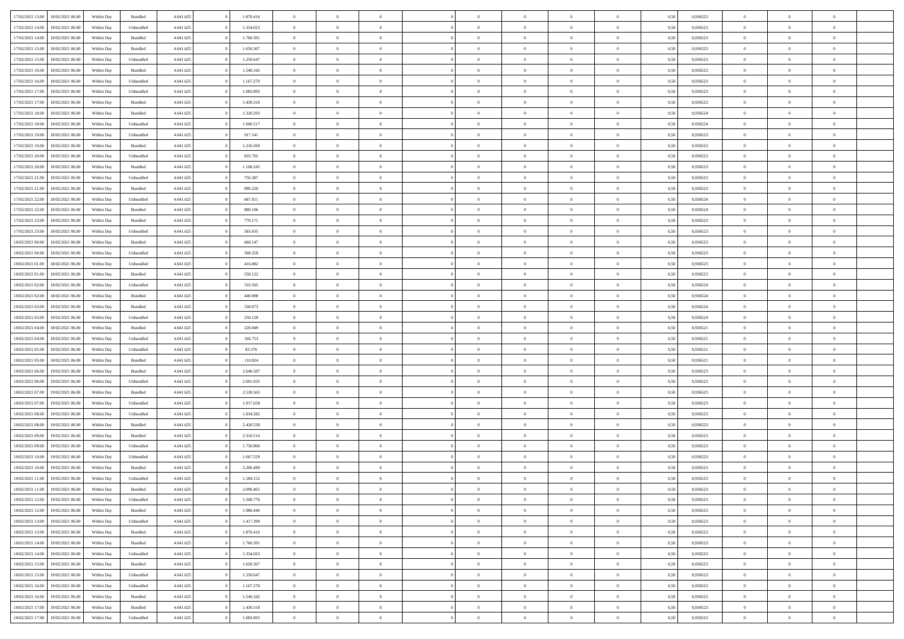| | | | | | | | | | | | | | | | | | | | | |
|---|---|---|---|---|---|---|---|---|---|---|---|---|---|---|---|---|---|---|---|---|
| 17/02/2021 13.00 | 18/02/2021 06.00 | Within Day | Bundled | 4.641.625 | 0 | 1.870.416 | 0 | 0 | 0 | | 0 | 0 | 0 | 0 | 0,50 | 0,936523 | 0 | 0 | 0 | |
| 17/02/2021 14.00 | 18/02/2021 06.00 | Within Day | Unbundled | 4.641.625 | 0 | 1.334.023 | 0 | 0 | 0 | | 0 | 0 | 0 | 0 | 0,50 | 0,936523 | 0 | 0 | 0 | |
| 17/02/2021 14.00 | 18/02/2021 06.00 | Within Day | Bundled | 4.641.625 | 0 | 1.760.391 | 0 | 0 | 0 | | 0 | 0 | 0 | 0 | 0,50 | 0,936523 | 0 | 0 | 0 | |
| 17/02/2021 15.00 | 18/02/2021 06.00 | Within Day | Bundled | 4.641.625 | 0 | 1.650.367 | 0 | 0 | 0 | | 0 | 0 | 0 | 0 | 0,50 | 0,936523 | 0 | 0 | 0 | |
| 17/02/2021 15.00 | 18/02/2021 06.00 | Within Day | Unbundled | 4.641.625 | 0 | 1.250.647 | 0 | 0 | 0 | | 0 | 0 | 0 | 0 | 0,50 | 0,936523 | 0 | 0 | 0 | |
| 17/02/2021 16.00 | 18/02/2021 06.00 | Within Day | Bundled | 4.641.625 | 0 | 1.540.342 | 0 | 0 | 0 | | 0 | 0 | 0 | 0 | 0,50 | 0,936523 | 0 | 0 | 0 | |
| 17/02/2021 16.00 | 18/02/2021 06.00 | Within Day | Unbundled | 4.641.625 | 0 | 1.167.270 | 0 | 0 | 0 | | 0 | 0 | 0 | 0 | 0,50 | 0,936523 | 0 | 0 | 0 | |
| 17/02/2021 17.00 | 18/02/2021 06.00 | Within Day | Unbundled | 4.641.625 | 0 | 1.083.893 | 0 | 0 | 0 | | 0 | 0 | 0 | 0 | 0,50 | 0,936523 | 0 | 0 | 0 | |
| 17/02/2021 17.00 | 18/02/2021 06.00 | Within Day | Bundled | 4.641.625 | 0 | 1.430.318 | 0 | 0 | 0 | | 0 | 0 | 0 | 0 | 0,50 | 0,936523 | 0 | 0 | 0 | |
| 17/02/2021 18.00 | 18/02/2021 06.00 | Within Day | Bundled | 4.641.625 | 0 | 1.320.293 | 0 | 0 | 0 | | 0 | 0 | 0 | 0 | 0,50 | 0,936524 | 0 | 0 | 0 | |
| 17/02/2021 18.00 | 18/02/2021 06.00 | Within Day | Unbundled | 4.641.625 | 0 | 1.000.517 | 0 | 0 | 0 | | 0 | 0 | 0 | 0 | 0,50 | 0,936524 | 0 | 0 | 0 | |
| 17/02/2021 19.00 | 18/02/2021 06.00 | Within Day | Unbundled | 4.641.625 | 0 | 917.141 | 0 | 0 | 0 | | 0 | 0 | 0 | 0 | 0,50 | 0,936523 | 0 | 0 | 0 | |
| 17/02/2021 19.00 | 18/02/2021 06.00 | Within Day | Bundled | 4.641.625 | 0 | 1.210.269 | 0 | 0 | 0 | | 0 | 0 | 0 | 0 | 0,50 | 0,936523 | 0 | 0 | 0 | |
| 17/02/2021 20.00 | 18/02/2021 06.00 | Within Day | Unbundled | 4.641.625 | 0 | 833.765 | 0 | 0 | 0 | | 0 | 0 | 0 | 0 | 0,50 | 0,936523 | 0 | 0 | 0 | |
| 17/02/2021 20.00 | 18/02/2021 06.00 | Within Day | Bundled | 4.641.625 | 0 | 1.100.245 | 0 | 0 | 0 | | 0 | 0 | 0 | 0 | 0,50 | 0,936523 | 0 | 0 | 0 | |
| 17/02/2021 21.00 | 18/02/2021 06.00 | Within Day | Unbundled | 4.641.625 | 0 | 750.387 | 0 | 0 | 0 | | 0 | 0 | 0 | 0 | 0,50 | 0,936523 | 0 | 0 | 0 | |
| 17/02/2021 21.00 | 18/02/2021 06.00 | Within Day | Bundled | 4.641.625 | 0 | 990.220 | 0 | 0 | 0 | | 0 | 0 | 0 | 0 | 0,50 | 0,936523 | 0 | 0 | 0 | |
| 17/02/2021 22.00 | 18/02/2021 06.00 | Within Day | Unbundled | 4.641.625 | 0 | 667.011 | 0 | 0 | 0 | | 0 | 0 | 0 | 0 | 0,50 | 0,936524 | 0 | 0 | 0 | |
| 17/02/2021 22.00 | 18/02/2021 06.00 | Within Day | Bundled | 4.641.625 | 0 | 880.196 | 0 | 0 | 0 | | 0 | 0 | 0 | 0 | 0,50 | 0,936524 | 0 | 0 | 0 | |
| 17/02/2021 23.00 | 18/02/2021 06.00 | Within Day | Bundled | 4.641.625 | 0 | 770.171 | 0 | 0 | 0 | | 0 | 0 | 0 | 0 | 0,50 | 0,936523 | 0 | 0 | 0 | |
| 17/02/2021 23.00 | 18/02/2021 06.00 | Within Day | Unbundled | 4.641.625 | 0 | 583.635 | 0 | 0 | 0 | | 0 | 0 | 0 | 0 | 0,50 | 0,936523 | 0 | 0 | 0 | |
| 18/02/2021 00.00 | 18/02/2021 06.00 | Within Day | Bundled | 4.641.625 | 0 | 660.147 | 0 | 0 | 0 | | 0 | 0 | 0 | 0 | 0,50 | 0,936523 | 0 | 0 | 0 | |
| 18/02/2021 00.00 | 18/02/2021 06.00 | Within Day | Unbundled | 4.641.625 | 0 | 500.259 | 0 | 0 | 0 | | 0 | 0 | 0 | 0 | 0,50 | 0,936523 | 0 | 0 | 0 | |
| 18/02/2021 01.00 | 18/02/2021 06.00 | Within Day | Unbundled | 4.641.625 | 0 | 416.882 | 0 | 0 | 0 | | 0 | 0 | 0 | 0 | 0,50 | 0,936523 | 0 | 0 | 0 | |
| 18/02/2021 01.00 | 18/02/2021 06.00 | Within Day | Bundled | 4.641.625 | 0 | 550.122 | 0 | 0 | 0 | | 0 | 0 | 0 | 0 | 0,50 | 0,936523 | 0 | 0 | 0 | |
| 18/02/2021 02.00 | 18/02/2021 06.00 | Within Day | Unbundled | 4.641.625 | 0 | 333.505 | 0 | 0 | 0 | | 0 | 0 | 0 | 0 | 0,50 | 0,936524 | 0 | 0 | 0 | |
| 18/02/2021 02.00 | 18/02/2021 06.00 | Within Day | Bundled | 4.641.625 | 0 | 440.098 | 0 | 0 | 0 | | 0 | 0 | 0 | 0 | 0,50 | 0,936524 | 0 | 0 | 0 | |
| 18/02/2021 03.00 | 18/02/2021 06.00 | Within Day | Bundled | 4.641.625 | 0 | 330.073 | 0 | 0 | 0 | | 0 | 0 | 0 | 0 | 0,50 | 0,936524 | 0 | 0 | 0 | |
| 18/02/2021 03.00 | 18/02/2021 06.00 | Within Day | Unbundled | 4.641.625 | 0 | 250.129 | 0 | 0 | 0 | | 0 | 0 | 0 | 0 | 0,50 | 0,936524 | 0 | 0 | 0 | |
| 18/02/2021 04.00 | 18/02/2021 06.00 | Within Day | Bundled | 4.641.625 | 0 | 220.049 | 0 | 0 | 0 | | 0 | 0 | 0 | 0 | 0,50 | 0,936521 | 0 | 0 | 0 | |
| 18/02/2021 04.00 | 18/02/2021 06.00 | Within Day | Unbundled | 4.641.625 | 0 | 166.753 | 0 | 0 | 0 | | 0 | 0 | 0 | 0 | 0,50 | 0,936521 | 0 | 0 | 0 | |
| 18/02/2021 05.00 | 18/02/2021 06.00 | Within Day | Unbundled | 4.641.625 | 0 | 83.376 | 0 | 0 | 0 | | 0 | 0 | 0 | 0 | 0,50 | 0,936521 | 0 | 0 | 0 | |
| 18/02/2021 05.00 | 18/02/2021 06.00 | Within Day | Bundled | 4.641.625 | 0 | 110.024 | 0 | 0 | 0 | | 0 | 0 | 0 | 0 | 0,50 | 0,936521 | 0 | 0 | 0 | |
| 18/02/2021 06.00 | 19/02/2021 06.00 | Within Day | Bundled | 4.641.625 | 0 | 2.640.587 | 0 | 0 | 0 | | 0 | 0 | 0 | 0 | 0,50 | 0,936523 | 0 | 0 | 0 | |
| 18/02/2021 06.00 | 19/02/2021 06.00 | Within Day | Unbundled | 4.641.625 | 0 | 2.001.035 | 0 | 0 | 0 | | 0 | 0 | 0 | 0 | 0,50 | 0,936523 | 0 | 0 | 0 | |
| 18/02/2021 07.00 | 19/02/2021 06.00 | Within Day | Bundled | 4.641.625 | 0 | 2.530.563 | 0 | 0 | 0 | | 0 | 0 | 0 | 0 | 0,50 | 0,936523 | 0 | 0 | 0 | |
| 18/02/2021 07.00 | 19/02/2021 06.00 | Within Day | Unbundled | 4.641.625 | 0 | 1.917.658 | 0 | 0 | 0 | | 0 | 0 | 0 | 0 | 0,50 | 0,936523 | 0 | 0 | 0 | |
| 18/02/2021 08.00 | 19/02/2021 06.00 | Within Day | Unbundled | 4.641.625 | 0 | 1.834.282 | 0 | 0 | 0 | | 0 | 0 | 0 | 0 | 0,50 | 0,936523 | 0 | 0 | 0 | |
| 18/02/2021 08.00 | 19/02/2021 06.00 | Within Day | Bundled | 4.641.625 | 0 | 2.420.538 | 0 | 0 | 0 | | 0 | 0 | 0 | 0 | 0,50 | 0,936523 | 0 | 0 | 0 | |
| 18/02/2021 09.00 | 19/02/2021 06.00 | Within Day | Bundled | 4.641.625 | 0 | 2.310.514 | 0 | 0 | 0 | | 0 | 0 | 0 | 0 | 0,50 | 0,936523 | 0 | 0 | 0 | |
| 18/02/2021 09.00 | 19/02/2021 06.00 | Within Day | Unbundled | 4.641.625 | 0 | 1.750.906 | 0 | 0 | 0 | | 0 | 0 | 0 | 0 | 0,50 | 0,936523 | 0 | 0 | 0 | |
| 18/02/2021 10.00 | 19/02/2021 06.00 | Within Day | Unbundled | 4.641.625 | 0 | 1.667.529 | 0 | 0 | 0 | | 0 | 0 | 0 | 0 | 0,50 | 0,936523 | 0 | 0 | 0 | |
| 18/02/2021 10.00 | 19/02/2021 06.00 | Within Day | Bundled | 4.641.625 | 0 | 2.200.489 | 0 | 0 | 0 | | 0 | 0 | 0 | 0 | 0,50 | 0,936523 | 0 | 0 | 0 | |
| 18/02/2021 11.00 | 19/02/2021 06.00 | Within Day | Unbundled | 4.641.625 | 0 | 1.584.152 | 0 | 0 | 0 | | 0 | 0 | 0 | 0 | 0,50 | 0,936523 | 0 | 0 | 0 | |
| 18/02/2021 11.00 | 19/02/2021 06.00 | Within Day | Bundled | 4.641.625 | 0 | 2.090.465 | 0 | 0 | 0 | | 0 | 0 | 0 | 0 | 0,50 | 0,936523 | 0 | 0 | 0 | |
| 18/02/2021 12.00 | 19/02/2021 06.00 | Within Day | Unbundled | 4.641.625 | 0 | 1.500.776 | 0 | 0 | 0 | | 0 | 0 | 0 | 0 | 0,50 | 0,936523 | 0 | 0 | 0 | |
| 18/02/2021 12.00 | 19/02/2021 06.00 | Within Day | Bundled | 4.641.625 | 0 | 1.980.440 | 0 | 0 | 0 | | 0 | 0 | 0 | 0 | 0,50 | 0,936523 | 0 | 0 | 0 | |
| 18/02/2021 13.00 | 19/02/2021 06.00 | Within Day | Unbundled | 4.641.625 | 0 | 1.417.399 | 0 | 0 | 0 | | 0 | 0 | 0 | 0 | 0,50 | 0,936523 | 0 | 0 | 0 | |
| 18/02/2021 13.00 | 19/02/2021 06.00 | Within Day | Bundled | 4.641.625 | 0 | 1.870.416 | 0 | 0 | 0 | | 0 | 0 | 0 | 0 | 0,50 | 0,936523 | 0 | 0 | 0 | |
| 18/02/2021 14.00 | 19/02/2021 06.00 | Within Day | Bundled | 4.641.625 | 0 | 1.760.391 | 0 | 0 | 0 | | 0 | 0 | 0 | 0 | 0,50 | 0,936523 | 0 | 0 | 0 | |
| 18/02/2021 14.00 | 19/02/2021 06.00 | Within Day | Unbundled | 4.641.625 | 0 | 1.334.023 | 0 | 0 | 0 | | 0 | 0 | 0 | 0 | 0,50 | 0,936523 | 0 | 0 | 0 | |
| 18/02/2021 15.00 | 19/02/2021 06.00 | Within Day | Bundled | 4.641.625 | 0 | 1.650.367 | 0 | 0 | 0 | | 0 | 0 | 0 | 0 | 0,50 | 0,936523 | 0 | 0 | 0 | |
| 18/02/2021 15.00 | 19/02/2021 06.00 | Within Day | Unbundled | 4.641.625 | 0 | 1.250.647 | 0 | 0 | 0 | | 0 | 0 | 0 | 0 | 0,50 | 0,936523 | 0 | 0 | 0 | |
| 18/02/2021 16.00 | 19/02/2021 06.00 | Within Day | Unbundled | 4.641.625 | 0 | 1.167.270 | 0 | 0 | 0 | | 0 | 0 | 0 | 0 | 0,50 | 0,936523 | 0 | 0 | 0 | |
| 18/02/2021 16.00 | 19/02/2021 06.00 | Within Day | Bundled | 4.641.625 | 0 | 1.540.342 | 0 | 0 | 0 | | 0 | 0 | 0 | 0 | 0,50 | 0,936523 | 0 | 0 | 0 | |
| 18/02/2021 17.00 | 19/02/2021 06.00 | Within Day | Bundled | 4.641.625 | 0 | 1.430.318 | 0 | 0 | 0 | | 0 | 0 | 0 | 0 | 0,50 | 0,936523 | 0 | 0 | 0 | |
| 18/02/2021 17.00 | 19/02/2021 06.00 | Within Day | Unbundled | 4.641.625 | 0 | 1.083.893 | 0 | 0 | 0 | | 0 | 0 | 0 | 0 | 0,50 | 0,936523 | 0 | 0 | 0 | |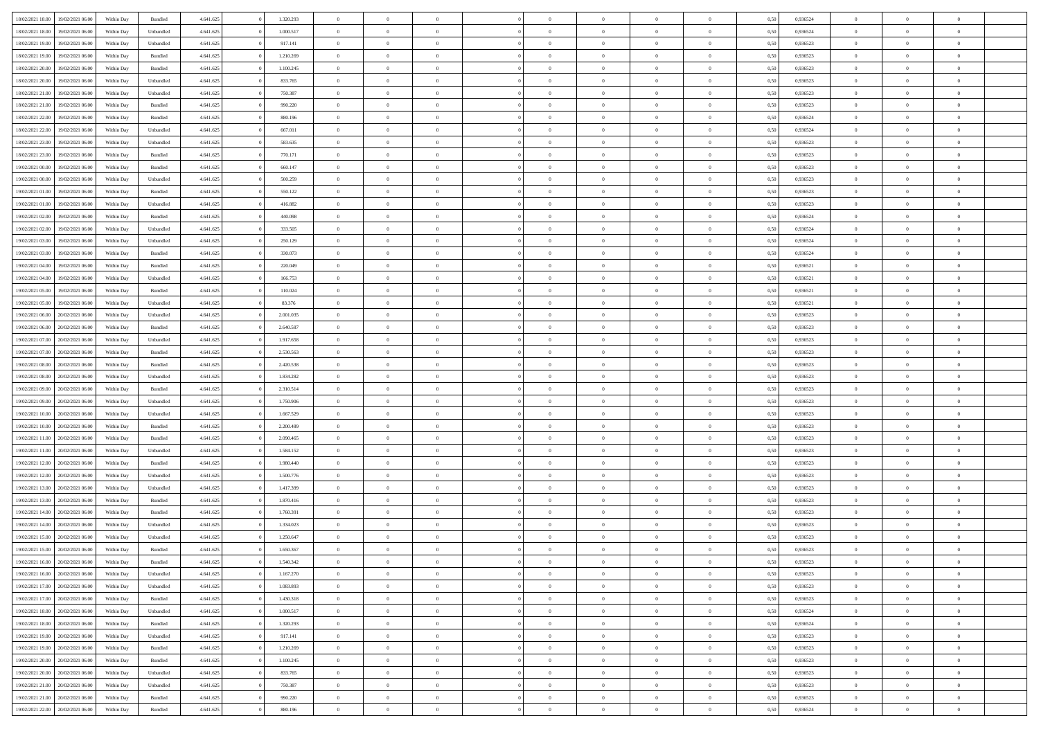| 18/02/2021 18:00 | 19/02/2021 06:00 | Within Day | Bundled | 4.641.625 | 0 | 1.320.293 | 0 | 0 | 0 | | 0 | 0 | 0 | 0 | 0,50 | 0,936524 | 0 | 0 | 0 | |
|---|---|---|---|---|---|---|---|---|---|---|---|---|---|---|---|---|---|---|---|---|
| 18/02/2021 18:00 | 19/02/2021 06:00 | Within Day | Unbundled | 4.641.625 | 0 | 1.000.517 | 0 | 0 | 0 | | 0 | 0 | 0 | 0 | 0,50 | 0,936524 | 0 | 0 | 0 | |
| 18/02/2021 19:00 | 19/02/2021 06:00 | Within Day | Unbundled | 4.641.625 | 0 | 917.141 | 0 | 0 | 0 | | 0 | 0 | 0 | 0 | 0,50 | 0,936523 | 0 | 0 | 0 | |
| 18/02/2021 19:00 | 19/02/2021 06:00 | Within Day | Bundled | 4.641.625 | 0 | 1.210.269 | 0 | 0 | 0 | | 0 | 0 | 0 | 0 | 0,50 | 0,936523 | 0 | 0 | 0 | |
| 18/02/2021 20:00 | 19/02/2021 06:00 | Within Day | Bundled | 4.641.625 | 0 | 1.100.245 | 0 | 0 | 0 | | 0 | 0 | 0 | 0 | 0,50 | 0,936523 | 0 | 0 | 0 | |
| 18/02/2021 20:00 | 19/02/2021 06:00 | Within Day | Unbundled | 4.641.625 | 0 | 833.765 | 0 | 0 | 0 | | 0 | 0 | 0 | 0 | 0,50 | 0,936523 | 0 | 0 | 0 | |
| 18/02/2021 21:00 | 19/02/2021 06:00 | Within Day | Unbundled | 4.641.625 | 0 | 750.387 | 0 | 0 | 0 | | 0 | 0 | 0 | 0 | 0,50 | 0,936523 | 0 | 0 | 0 | |
| 18/02/2021 21:00 | 19/02/2021 06:00 | Within Day | Bundled | 4.641.625 | 0 | 990.220 | 0 | 0 | 0 | | 0 | 0 | 0 | 0 | 0,50 | 0,936523 | 0 | 0 | 0 | |
| 18/02/2021 22:00 | 19/02/2021 06:00 | Within Day | Bundled | 4.641.625 | 0 | 880.196 | 0 | 0 | 0 | | 0 | 0 | 0 | 0 | 0,50 | 0,936524 | 0 | 0 | 0 | |
| 18/02/2021 22:00 | 19/02/2021 06:00 | Within Day | Unbundled | 4.641.625 | 0 | 667.011 | 0 | 0 | 0 | | 0 | 0 | 0 | 0 | 0,50 | 0,936524 | 0 | 0 | 0 | |
| 18/02/2021 23:00 | 19/02/2021 06:00 | Within Day | Unbundled | 4.641.625 | 0 | 583.635 | 0 | 0 | 0 | | 0 | 0 | 0 | 0 | 0,50 | 0,936523 | 0 | 0 | 0 | |
| 18/02/2021 23:00 | 19/02/2021 06:00 | Within Day | Bundled | 4.641.625 | 0 | 770.171 | 0 | 0 | 0 | | 0 | 0 | 0 | 0 | 0,50 | 0,936523 | 0 | 0 | 0 | |
| 19/02/2021 00:00 | 19/02/2021 06:00 | Within Day | Bundled | 4.641.625 | 0 | 660.147 | 0 | 0 | 0 | | 0 | 0 | 0 | 0 | 0,50 | 0,936523 | 0 | 0 | 0 | |
| 19/02/2021 00:00 | 19/02/2021 06:00 | Within Day | Unbundled | 4.641.625 | 0 | 500.259 | 0 | 0 | 0 | | 0 | 0 | 0 | 0 | 0,50 | 0,936523 | 0 | 0 | 0 | |
| 19/02/2021 01:00 | 19/02/2021 06:00 | Within Day | Bundled | 4.641.625 | 0 | 550.122 | 0 | 0 | 0 | | 0 | 0 | 0 | 0 | 0,50 | 0,936523 | 0 | 0 | 0 | |
| 19/02/2021 01:00 | 19/02/2021 06:00 | Within Day | Unbundled | 4.641.625 | 0 | 416.882 | 0 | 0 | 0 | | 0 | 0 | 0 | 0 | 0,50 | 0,936523 | 0 | 0 | 0 | |
| 19/02/2021 02:00 | 19/02/2021 06:00 | Within Day | Bundled | 4.641.625 | 0 | 440.098 | 0 | 0 | 0 | | 0 | 0 | 0 | 0 | 0,50 | 0,936524 | 0 | 0 | 0 | |
| 19/02/2021 02:00 | 19/02/2021 06:00 | Within Day | Unbundled | 4.641.625 | 0 | 333.505 | 0 | 0 | 0 | | 0 | 0 | 0 | 0 | 0,50 | 0,936524 | 0 | 0 | 0 | |
| 19/02/2021 03:00 | 19/02/2021 06:00 | Within Day | Unbundled | 4.641.625 | 0 | 250.129 | 0 | 0 | 0 | | 0 | 0 | 0 | 0 | 0,50 | 0,936524 | 0 | 0 | 0 | |
| 19/02/2021 03:00 | 19/02/2021 06:00 | Within Day | Bundled | 4.641.625 | 0 | 330.073 | 0 | 0 | 0 | | 0 | 0 | 0 | 0 | 0,50 | 0,936524 | 0 | 0 | 0 | |
| 19/02/2021 04:00 | 19/02/2021 06:00 | Within Day | Bundled | 4.641.625 | 0 | 220.049 | 0 | 0 | 0 | | 0 | 0 | 0 | 0 | 0,50 | 0,936521 | 0 | 0 | 0 | |
| 19/02/2021 04:00 | 19/02/2021 06:00 | Within Day | Unbundled | 4.641.625 | 0 | 166.753 | 0 | 0 | 0 | | 0 | 0 | 0 | 0 | 0,50 | 0,936521 | 0 | 0 | 0 | |
| 19/02/2021 05:00 | 19/02/2021 06:00 | Within Day | Bundled | 4.641.625 | 0 | 110.024 | 0 | 0 | 0 | | 0 | 0 | 0 | 0 | 0,50 | 0,936521 | 0 | 0 | 0 | |
| 19/02/2021 05:00 | 19/02/2021 06:00 | Within Day | Unbundled | 4.641.625 | 0 | 83.376 | 0 | 0 | 0 | | 0 | 0 | 0 | 0 | 0,50 | 0,936521 | 0 | 0 | 0 | |
| 19/02/2021 06:00 | 20/02/2021 06:00 | Within Day | Unbundled | 4.641.625 | 0 | 2.001.035 | 0 | 0 | 0 | | 0 | 0 | 0 | 0 | 0,50 | 0,936523 | 0 | 0 | 0 | |
| 19/02/2021 06:00 | 20/02/2021 06:00 | Within Day | Bundled | 4.641.625 | 0 | 2.640.587 | 0 | 0 | 0 | | 0 | 0 | 0 | 0 | 0,50 | 0,936523 | 0 | 0 | 0 | |
| 19/02/2021 07:00 | 20/02/2021 06:00 | Within Day | Unbundled | 4.641.625 | 0 | 1.917.658 | 0 | 0 | 0 | | 0 | 0 | 0 | 0 | 0,50 | 0,936523 | 0 | 0 | 0 | |
| 19/02/2021 07:00 | 20/02/2021 06:00 | Within Day | Bundled | 4.641.625 | 0 | 2.530.563 | 0 | 0 | 0 | | 0 | 0 | 0 | 0 | 0,50 | 0,936523 | 0 | 0 | 0 | |
| 19/02/2021 08:00 | 20/02/2021 06:00 | Within Day | Bundled | 4.641.625 | 0 | 2.420.538 | 0 | 0 | 0 | | 0 | 0 | 0 | 0 | 0,50 | 0,936523 | 0 | 0 | 0 | |
| 19/02/2021 08:00 | 20/02/2021 06:00 | Within Day | Unbundled | 4.641.625 | 0 | 1.834.282 | 0 | 0 | 0 | | 0 | 0 | 0 | 0 | 0,50 | 0,936523 | 0 | 0 | 0 | |
| 19/02/2021 09:00 | 20/02/2021 06:00 | Within Day | Bundled | 4.641.625 | 0 | 2.310.514 | 0 | 0 | 0 | | 0 | 0 | 0 | 0 | 0,50 | 0,936523 | 0 | 0 | 0 | |
| 19/02/2021 09:00 | 20/02/2021 06:00 | Within Day | Unbundled | 4.641.625 | 0 | 1.750.906 | 0 | 0 | 0 | | 0 | 0 | 0 | 0 | 0,50 | 0,936523 | 0 | 0 | 0 | |
| 19/02/2021 10:00 | 20/02/2021 06:00 | Within Day | Unbundled | 4.641.625 | 0 | 1.667.529 | 0 | 0 | 0 | | 0 | 0 | 0 | 0 | 0,50 | 0,936523 | 0 | 0 | 0 | |
| 19/02/2021 10:00 | 20/02/2021 06:00 | Within Day | Bundled | 4.641.625 | 0 | 2.200.489 | 0 | 0 | 0 | | 0 | 0 | 0 | 0 | 0,50 | 0,936523 | 0 | 0 | 0 | |
| 19/02/2021 11:00 | 20/02/2021 06:00 | Within Day | Bundled | 4.641.625 | 0 | 2.090.465 | 0 | 0 | 0 | | 0 | 0 | 0 | 0 | 0,50 | 0,936523 | 0 | 0 | 0 | |
| 19/02/2021 11:00 | 20/02/2021 06:00 | Within Day | Unbundled | 4.641.625 | 0 | 1.584.152 | 0 | 0 | 0 | | 0 | 0 | 0 | 0 | 0,50 | 0,936523 | 0 | 0 | 0 | |
| 19/02/2021 12:00 | 20/02/2021 06:00 | Within Day | Bundled | 4.641.625 | 0 | 1.980.440 | 0 | 0 | 0 | | 0 | 0 | 0 | 0 | 0,50 | 0,936523 | 0 | 0 | 0 | |
| 19/02/2021 12:00 | 20/02/2021 06:00 | Within Day | Unbundled | 4.641.625 | 0 | 1.500.776 | 0 | 0 | 0 | | 0 | 0 | 0 | 0 | 0,50 | 0,936523 | 0 | 0 | 0 | |
| 19/02/2021 13:00 | 20/02/2021 06:00 | Within Day | Unbundled | 4.641.625 | 0 | 1.417.399 | 0 | 0 | 0 | | 0 | 0 | 0 | 0 | 0,50 | 0,936523 | 0 | 0 | 0 | |
| 19/02/2021 13:00 | 20/02/2021 06:00 | Within Day | Bundled | 4.641.625 | 0 | 1.870.416 | 0 | 0 | 0 | | 0 | 0 | 0 | 0 | 0,50 | 0,936523 | 0 | 0 | 0 | |
| 19/02/2021 14:00 | 20/02/2021 06:00 | Within Day | Bundled | 4.641.625 | 0 | 1.760.391 | 0 | 0 | 0 | | 0 | 0 | 0 | 0 | 0,50 | 0,936523 | 0 | 0 | 0 | |
| 19/02/2021 14:00 | 20/02/2021 06:00 | Within Day | Unbundled | 4.641.625 | 0 | 1.334.023 | 0 | 0 | 0 | | 0 | 0 | 0 | 0 | 0,50 | 0,936523 | 0 | 0 | 0 | |
| 19/02/2021 15:00 | 20/02/2021 06:00 | Within Day | Unbundled | 4.641.625 | 0 | 1.250.647 | 0 | 0 | 0 | | 0 | 0 | 0 | 0 | 0,50 | 0,936523 | 0 | 0 | 0 | |
| 19/02/2021 15:00 | 20/02/2021 06:00 | Within Day | Bundled | 4.641.625 | 0 | 1.650.367 | 0 | 0 | 0 | | 0 | 0 | 0 | 0 | 0,50 | 0,936523 | 0 | 0 | 0 | |
| 19/02/2021 16:00 | 20/02/2021 06:00 | Within Day | Bundled | 4.641.625 | 0 | 1.540.342 | 0 | 0 | 0 | | 0 | 0 | 0 | 0 | 0,50 | 0,936523 | 0 | 0 | 0 | |
| 19/02/2021 16:00 | 20/02/2021 06:00 | Within Day | Unbundled | 4.641.625 | 0 | 1.167.270 | 0 | 0 | 0 | | 0 | 0 | 0 | 0 | 0,50 | 0,936523 | 0 | 0 | 0 | |
| 19/02/2021 17:00 | 20/02/2021 06:00 | Within Day | Unbundled | 4.641.625 | 0 | 1.083.893 | 0 | 0 | 0 | | 0 | 0 | 0 | 0 | 0,50 | 0,936523 | 0 | 0 | 0 | |
| 19/02/2021 17:00 | 20/02/2021 06:00 | Within Day | Bundled | 4.641.625 | 0 | 1.430.318 | 0 | 0 | 0 | | 0 | 0 | 0 | 0 | 0,50 | 0,936523 | 0 | 0 | 0 | |
| 19/02/2021 18:00 | 20/02/2021 06:00 | Within Day | Unbundled | 4.641.625 | 0 | 1.000.517 | 0 | 0 | 0 | | 0 | 0 | 0 | 0 | 0,50 | 0,936524 | 0 | 0 | 0 | |
| 19/02/2021 18:00 | 20/02/2021 06:00 | Within Day | Bundled | 4.641.625 | 0 | 1.320.293 | 0 | 0 | 0 | | 0 | 0 | 0 | 0 | 0,50 | 0,936524 | 0 | 0 | 0 | |
| 19/02/2021 19:00 | 20/02/2021 06:00 | Within Day | Unbundled | 4.641.625 | 0 | 917.141 | 0 | 0 | 0 | | 0 | 0 | 0 | 0 | 0,50 | 0,936523 | 0 | 0 | 0 | |
| 19/02/2021 19:00 | 20/02/2021 06:00 | Within Day | Bundled | 4.641.625 | 0 | 1.210.269 | 0 | 0 | 0 | | 0 | 0 | 0 | 0 | 0,50 | 0,936523 | 0 | 0 | 0 | |
| 19/02/2021 20:00 | 20/02/2021 06:00 | Within Day | Bundled | 4.641.625 | 0 | 1.100.245 | 0 | 0 | 0 | | 0 | 0 | 0 | 0 | 0,50 | 0,936523 | 0 | 0 | 0 | |
| 19/02/2021 20:00 | 20/02/2021 06:00 | Within Day | Unbundled | 4.641.625 | 0 | 833.765 | 0 | 0 | 0 | | 0 | 0 | 0 | 0 | 0,50 | 0,936523 | 0 | 0 | 0 | |
| 19/02/2021 21:00 | 20/02/2021 06:00 | Within Day | Unbundled | 4.641.625 | 0 | 750.387 | 0 | 0 | 0 | | 0 | 0 | 0 | 0 | 0,50 | 0,936523 | 0 | 0 | 0 | |
| 19/02/2021 21:00 | 20/02/2021 06:00 | Within Day | Bundled | 4.641.625 | 0 | 990.220 | 0 | 0 | 0 | | 0 | 0 | 0 | 0 | 0,50 | 0,936523 | 0 | 0 | 0 | |
| 19/02/2021 22:00 | 20/02/2021 06:00 | Within Day | Bundled | 4.641.625 | 0 | 880.196 | 0 | 0 | 0 | | 0 | 0 | 0 | 0 | 0,50 | 0,936524 | 0 | 0 | 0 | |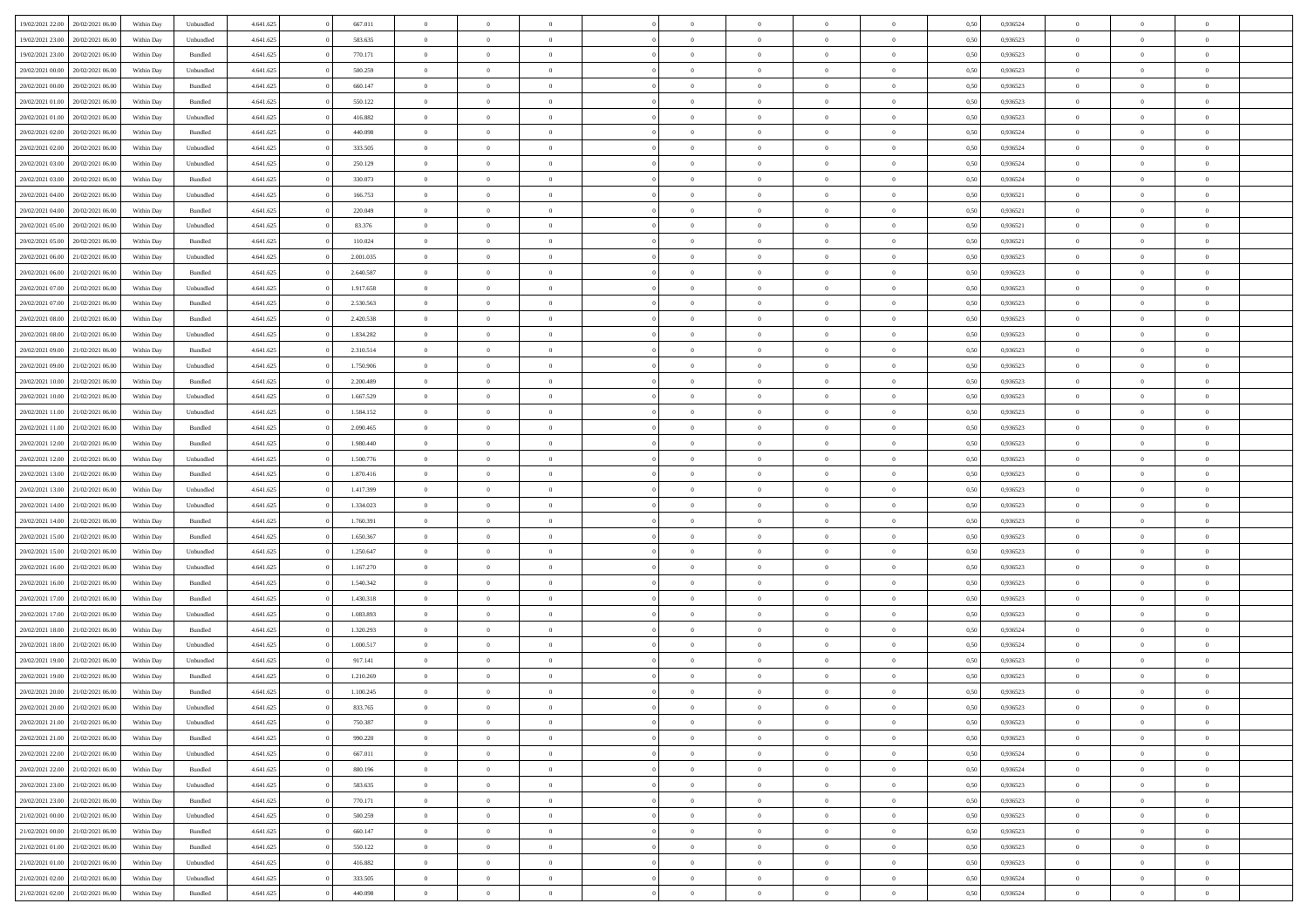| | | | | | | | | | | | | | | | | | | | | | |
|---|---|---|---|---|---|---|---|---|---|---|---|---|---|---|---|---|---|---|---|---|---|
| 19/02/2021 22:00 | 20/02/2021 06:00 | Within Day | Unbundled | 4.641.625 | 0 | 667.011 | 0 | 0 | 0 | | 0 | 0 | 0 | 0 | 0,50 | 0,936524 | 0 | 0 | 0 | |
| 19/02/2021 23:00 | 20/02/2021 06:00 | Within Day | Unbundled | 4.641.625 | 0 | 583.635 | 0 | 0 | 0 | | 0 | 0 | 0 | 0 | 0,50 | 0,936523 | 0 | 0 | 0 | |
| 19/02/2021 23:00 | 20/02/2021 06:00 | Within Day | Bundled | 4.641.625 | 0 | 770.171 | 0 | 0 | 0 | | 0 | 0 | 0 | 0 | 0,50 | 0,936523 | 0 | 0 | 0 | |
| 20/02/2021 00:00 | 20/02/2021 06:00 | Within Day | Unbundled | 4.641.625 | 0 | 500.259 | 0 | 0 | 0 | | 0 | 0 | 0 | 0 | 0,50 | 0,936523 | 0 | 0 | 0 | |
| 20/02/2021 00:00 | 20/02/2021 06:00 | Within Day | Bundled | 4.641.625 | 0 | 660.147 | 0 | 0 | 0 | | 0 | 0 | 0 | 0 | 0,50 | 0,936523 | 0 | 0 | 0 | |
| 20/02/2021 01:00 | 20/02/2021 06:00 | Within Day | Bundled | 4.641.625 | 0 | 550.122 | 0 | 0 | 0 | | 0 | 0 | 0 | 0 | 0,50 | 0,936523 | 0 | 0 | 0 | |
| 20/02/2021 01:00 | 20/02/2021 06:00 | Within Day | Unbundled | 4.641.625 | 0 | 416.882 | 0 | 0 | 0 | | 0 | 0 | 0 | 0 | 0,50 | 0,936523 | 0 | 0 | 0 | |
| 20/02/2021 02:00 | 20/02/2021 06:00 | Within Day | Bundled | 4.641.625 | 0 | 440.098 | 0 | 0 | 0 | | 0 | 0 | 0 | 0 | 0,50 | 0,936524 | 0 | 0 | 0 | |
| 20/02/2021 02:00 | 20/02/2021 06:00 | Within Day | Unbundled | 4.641.625 | 0 | 333.505 | 0 | 0 | 0 | | 0 | 0 | 0 | 0 | 0,50 | 0,936524 | 0 | 0 | 0 | |
| 20/02/2021 03:00 | 20/02/2021 06:00 | Within Day | Unbundled | 4.641.625 | 0 | 250.129 | 0 | 0 | 0 | | 0 | 0 | 0 | 0 | 0,50 | 0,936524 | 0 | 0 | 0 | |
| 20/02/2021 03:00 | 20/02/2021 06:00 | Within Day | Bundled | 4.641.625 | 0 | 330.073 | 0 | 0 | 0 | | 0 | 0 | 0 | 0 | 0,50 | 0,936524 | 0 | 0 | 0 | |
| 20/02/2021 04:00 | 20/02/2021 06:00 | Within Day | Unbundled | 4.641.625 | 0 | 166.753 | 0 | 0 | 0 | | 0 | 0 | 0 | 0 | 0,50 | 0,936521 | 0 | 0 | 0 | |
| 20/02/2021 04:00 | 20/02/2021 06:00 | Within Day | Bundled | 4.641.625 | 0 | 220.049 | 0 | 0 | 0 | | 0 | 0 | 0 | 0 | 0,50 | 0,936521 | 0 | 0 | 0 | |
| 20/02/2021 05:00 | 20/02/2021 06:00 | Within Day | Unbundled | 4.641.625 | 0 | 83.376 | 0 | 0 | 0 | | 0 | 0 | 0 | 0 | 0,50 | 0,936521 | 0 | 0 | 0 | |
| 20/02/2021 05:00 | 20/02/2021 06:00 | Within Day | Bundled | 4.641.625 | 0 | 110.024 | 0 | 0 | 0 | | 0 | 0 | 0 | 0 | 0,50 | 0,936521 | 0 | 0 | 0 | |
| 20/02/2021 06:00 | 21/02/2021 06:00 | Within Day | Unbundled | 4.641.625 | 0 | 2.001.035 | 0 | 0 | 0 | | 0 | 0 | 0 | 0 | 0,50 | 0,936523 | 0 | 0 | 0 | |
| 20/02/2021 06:00 | 21/02/2021 06:00 | Within Day | Bundled | 4.641.625 | 0 | 2.640.587 | 0 | 0 | 0 | | 0 | 0 | 0 | 0 | 0,50 | 0,936523 | 0 | 0 | 0 | |
| 20/02/2021 07:00 | 21/02/2021 06:00 | Within Day | Unbundled | 4.641.625 | 0 | 1.917.658 | 0 | 0 | 0 | | 0 | 0 | 0 | 0 | 0,50 | 0,936523 | 0 | 0 | 0 | |
| 20/02/2021 07:00 | 21/02/2021 06:00 | Within Day | Bundled | 4.641.625 | 0 | 2.530.563 | 0 | 0 | 0 | | 0 | 0 | 0 | 0 | 0,50 | 0,936523 | 0 | 0 | 0 | |
| 20/02/2021 08:00 | 21/02/2021 06:00 | Within Day | Bundled | 4.641.625 | 0 | 2.420.538 | 0 | 0 | 0 | | 0 | 0 | 0 | 0 | 0,50 | 0,936523 | 0 | 0 | 0 | |
| 20/02/2021 08:00 | 21/02/2021 06:00 | Within Day | Unbundled | 4.641.625 | 0 | 1.834.282 | 0 | 0 | 0 | | 0 | 0 | 0 | 0 | 0,50 | 0,936523 | 0 | 0 | 0 | |
| 20/02/2021 09:00 | 21/02/2021 06:00 | Within Day | Bundled | 4.641.625 | 0 | 2.310.514 | 0 | 0 | 0 | | 0 | 0 | 0 | 0 | 0,50 | 0,936523 | 0 | 0 | 0 | |
| 20/02/2021 09:00 | 21/02/2021 06:00 | Within Day | Unbundled | 4.641.625 | 0 | 1.750.906 | 0 | 0 | 0 | | 0 | 0 | 0 | 0 | 0,50 | 0,936523 | 0 | 0 | 0 | |
| 20/02/2021 10:00 | 21/02/2021 06:00 | Within Day | Bundled | 4.641.625 | 0 | 2.200.489 | 0 | 0 | 0 | | 0 | 0 | 0 | 0 | 0,50 | 0,936523 | 0 | 0 | 0 | |
| 20/02/2021 10:00 | 21/02/2021 06:00 | Within Day | Unbundled | 4.641.625 | 0 | 1.667.529 | 0 | 0 | 0 | | 0 | 0 | 0 | 0 | 0,50 | 0,936523 | 0 | 0 | 0 | |
| 20/02/2021 11:00 | 21/02/2021 06:00 | Within Day | Unbundled | 4.641.625 | 0 | 1.584.152 | 0 | 0 | 0 | | 0 | 0 | 0 | 0 | 0,50 | 0,936523 | 0 | 0 | 0 | |
| 20/02/2021 11:00 | 21/02/2021 06:00 | Within Day | Bundled | 4.641.625 | 0 | 2.090.465 | 0 | 0 | 0 | | 0 | 0 | 0 | 0 | 0,50 | 0,936523 | 0 | 0 | 0 | |
| 20/02/2021 12:00 | 21/02/2021 06:00 | Within Day | Bundled | 4.641.625 | 0 | 1.980.440 | 0 | 0 | 0 | | 0 | 0 | 0 | 0 | 0,50 | 0,936523 | 0 | 0 | 0 | |
| 20/02/2021 12:00 | 21/02/2021 06:00 | Within Day | Unbundled | 4.641.625 | 0 | 1.500.776 | 0 | 0 | 0 | | 0 | 0 | 0 | 0 | 0,50 | 0,936523 | 0 | 0 | 0 | |
| 20/02/2021 13:00 | 21/02/2021 06:00 | Within Day | Bundled | 4.641.625 | 0 | 1.870.416 | 0 | 0 | 0 | | 0 | 0 | 0 | 0 | 0,50 | 0,936523 | 0 | 0 | 0 | |
| 20/02/2021 13:00 | 21/02/2021 06:00 | Within Day | Unbundled | 4.641.625 | 0 | 1.417.399 | 0 | 0 | 0 | | 0 | 0 | 0 | 0 | 0,50 | 0,936523 | 0 | 0 | 0 | |
| 20/02/2021 14:00 | 21/02/2021 06:00 | Within Day | Unbundled | 4.641.625 | 0 | 1.334.023 | 0 | 0 | 0 | | 0 | 0 | 0 | 0 | 0,50 | 0,936523 | 0 | 0 | 0 | |
| 20/02/2021 14:00 | 21/02/2021 06:00 | Within Day | Bundled | 4.641.625 | 0 | 1.760.391 | 0 | 0 | 0 | | 0 | 0 | 0 | 0 | 0,50 | 0,936523 | 0 | 0 | 0 | |
| 20/02/2021 15:00 | 21/02/2021 06:00 | Within Day | Bundled | 4.641.625 | 0 | 1.650.367 | 0 | 0 | 0 | | 0 | 0 | 0 | 0 | 0,50 | 0,936523 | 0 | 0 | 0 | |
| 20/02/2021 15:00 | 21/02/2021 06:00 | Within Day | Unbundled | 4.641.625 | 0 | 1.250.647 | 0 | 0 | 0 | | 0 | 0 | 0 | 0 | 0,50 | 0,936523 | 0 | 0 | 0 | |
| 20/02/2021 16:00 | 21/02/2021 06:00 | Within Day | Unbundled | 4.641.625 | 0 | 1.167.270 | 0 | 0 | 0 | | 0 | 0 | 0 | 0 | 0,50 | 0,936523 | 0 | 0 | 0 | |
| 20/02/2021 16:00 | 21/02/2021 06:00 | Within Day | Bundled | 4.641.625 | 0 | 1.540.342 | 0 | 0 | 0 | | 0 | 0 | 0 | 0 | 0,50 | 0,936523 | 0 | 0 | 0 | |
| 20/02/2021 17:00 | 21/02/2021 06:00 | Within Day | Bundled | 4.641.625 | 0 | 1.430.318 | 0 | 0 | 0 | | 0 | 0 | 0 | 0 | 0,50 | 0,936523 | 0 | 0 | 0 | |
| 20/02/2021 17:00 | 21/02/2021 06:00 | Within Day | Unbundled | 4.641.625 | 0 | 1.083.893 | 0 | 0 | 0 | | 0 | 0 | 0 | 0 | 0,50 | 0,936523 | 0 | 0 | 0 | |
| 20/02/2021 18:00 | 21/02/2021 06:00 | Within Day | Bundled | 4.641.625 | 0 | 1.320.293 | 0 | 0 | 0 | | 0 | 0 | 0 | 0 | 0,50 | 0,936524 | 0 | 0 | 0 | |
| 20/02/2021 18:00 | 21/02/2021 06:00 | Within Day | Unbundled | 4.641.625 | 0 | 1.000.517 | 0 | 0 | 0 | | 0 | 0 | 0 | 0 | 0,50 | 0,936524 | 0 | 0 | 0 | |
| 20/02/2021 19:00 | 21/02/2021 06:00 | Within Day | Unbundled | 4.641.625 | 0 | 917.141 | 0 | 0 | 0 | | 0 | 0 | 0 | 0 | 0,50 | 0,936523 | 0 | 0 | 0 | |
| 20/02/2021 19:00 | 21/02/2021 06:00 | Within Day | Bundled | 4.641.625 | 0 | 1.210.269 | 0 | 0 | 0 | | 0 | 0 | 0 | 0 | 0,50 | 0,936523 | 0 | 0 | 0 | |
| 20/02/2021 20:00 | 21/02/2021 06:00 | Within Day | Bundled | 4.641.625 | 0 | 1.100.245 | 0 | 0 | 0 | | 0 | 0 | 0 | 0 | 0,50 | 0,936523 | 0 | 0 | 0 | |
| 20/02/2021 20:00 | 21/02/2021 06:00 | Within Day | Unbundled | 4.641.625 | 0 | 833.765 | 0 | 0 | 0 | | 0 | 0 | 0 | 0 | 0,50 | 0,936523 | 0 | 0 | 0 | |
| 20/02/2021 21:00 | 21/02/2021 06:00 | Within Day | Unbundled | 4.641.625 | 0 | 750.387 | 0 | 0 | 0 | | 0 | 0 | 0 | 0 | 0,50 | 0,936523 | 0 | 0 | 0 | |
| 20/02/2021 21:00 | 21/02/2021 06:00 | Within Day | Bundled | 4.641.625 | 0 | 990.220 | 0 | 0 | 0 | | 0 | 0 | 0 | 0 | 0,50 | 0,936523 | 0 | 0 | 0 | |
| 20/02/2021 22:00 | 21/02/2021 06:00 | Within Day | Unbundled | 4.641.625 | 0 | 667.011 | 0 | 0 | 0 | | 0 | 0 | 0 | 0 | 0,50 | 0,936524 | 0 | 0 | 0 | |
| 20/02/2021 22:00 | 21/02/2021 06:00 | Within Day | Bundled | 4.641.625 | 0 | 880.196 | 0 | 0 | 0 | | 0 | 0 | 0 | 0 | 0,50 | 0,936524 | 0 | 0 | 0 | |
| 20/02/2021 23:00 | 21/02/2021 06:00 | Within Day | Unbundled | 4.641.625 | 0 | 583.635 | 0 | 0 | 0 | | 0 | 0 | 0 | 0 | 0,50 | 0,936523 | 0 | 0 | 0 | |
| 20/02/2021 23:00 | 21/02/2021 06:00 | Within Day | Bundled | 4.641.625 | 0 | 770.171 | 0 | 0 | 0 | | 0 | 0 | 0 | 0 | 0,50 | 0,936523 | 0 | 0 | 0 | |
| 21/02/2021 00:00 | 21/02/2021 06:00 | Within Day | Unbundled | 4.641.625 | 0 | 500.259 | 0 | 0 | 0 | | 0 | 0 | 0 | 0 | 0,50 | 0,936523 | 0 | 0 | 0 | |
| 21/02/2021 00:00 | 21/02/2021 06:00 | Within Day | Bundled | 4.641.625 | 0 | 660.147 | 0 | 0 | 0 | | 0 | 0 | 0 | 0 | 0,50 | 0,936523 | 0 | 0 | 0 | |
| 21/02/2021 01:00 | 21/02/2021 06:00 | Within Day | Bundled | 4.641.625 | 0 | 550.122 | 0 | 0 | 0 | | 0 | 0 | 0 | 0 | 0,50 | 0,936523 | 0 | 0 | 0 | |
| 21/02/2021 01:00 | 21/02/2021 06:00 | Within Day | Unbundled | 4.641.625 | 0 | 416.882 | 0 | 0 | 0 | | 0 | 0 | 0 | 0 | 0,50 | 0,936523 | 0 | 0 | 0 | |
| 21/02/2021 02:00 | 21/02/2021 06:00 | Within Day | Unbundled | 4.641.625 | 0 | 333.505 | 0 | 0 | 0 | | 0 | 0 | 0 | 0 | 0,50 | 0,936524 | 0 | 0 | 0 | |
| 21/02/2021 02:00 | 21/02/2021 06:00 | Within Day | Bundled | 4.641.625 | 0 | 440.098 | 0 | 0 | 0 | | 0 | 0 | 0 | 0 | 0,50 | 0,936524 | 0 | 0 | 0 | |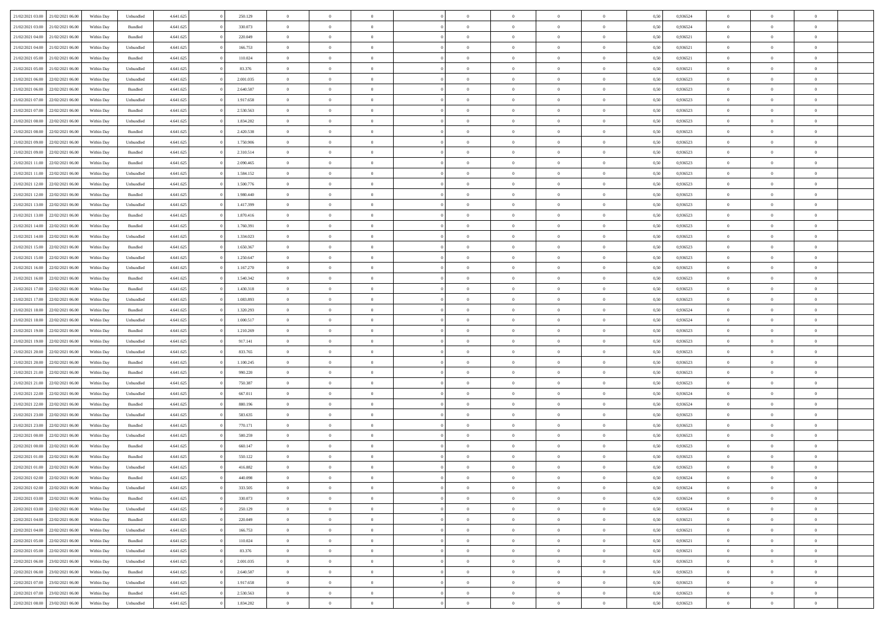| | | | | | | | | | | | | | | | | | | | | | |
|---|---|---|---|---|---|---|---|---|---|---|---|---|---|---|---|---|---|---|---|---|---|
| 21/02/2021 03:00 | 21/02/2021 06:00 | Within Day | Unbundled | 4.641.625 | 0 | 250.129 | 0 | 0 | 0 | | 0 | 0 | 0 | 0 | 0,50 | 0,936524 | 0 | 0 | 0 | |
| 21/02/2021 03:00 | 21/02/2021 06:00 | Within Day | Bundled | 4.641.625 | 0 | 330.073 | 0 | 0 | 0 | | 0 | 0 | 0 | 0 | 0,50 | 0,936524 | 0 | 0 | 0 | |
| 21/02/2021 04:00 | 21/02/2021 06:00 | Within Day | Bundled | 4.641.625 | 0 | 220.049 | 0 | 0 | 0 | | 0 | 0 | 0 | 0 | 0,50 | 0,936521 | 0 | 0 | 0 | |
| 21/02/2021 04:00 | 21/02/2021 06:00 | Within Day | Unbundled | 4.641.625 | 0 | 166.753 | 0 | 0 | 0 | | 0 | 0 | 0 | 0 | 0,50 | 0,936521 | 0 | 0 | 0 | |
| 21/02/2021 05:00 | 21/02/2021 06:00 | Within Day | Bundled | 4.641.625 | 0 | 110.024 | 0 | 0 | 0 | | 0 | 0 | 0 | 0 | 0,50 | 0,936521 | 0 | 0 | 0 | |
| 21/02/2021 05:00 | 21/02/2021 06:00 | Within Day | Unbundled | 4.641.625 | 0 | 83.376 | 0 | 0 | 0 | | 0 | 0 | 0 | 0 | 0,50 | 0,936521 | 0 | 0 | 0 | |
| 21/02/2021 06:00 | 22/02/2021 06:00 | Within Day | Unbundled | 4.641.625 | 0 | 2.001.035 | 0 | 0 | 0 | | 0 | 0 | 0 | 0 | 0,50 | 0,936523 | 0 | 0 | 0 | |
| 21/02/2021 06:00 | 22/02/2021 06:00 | Within Day | Bundled | 4.641.625 | 0 | 2.640.587 | 0 | 0 | 0 | | 0 | 0 | 0 | 0 | 0,50 | 0,936523 | 0 | 0 | 0 | |
| 21/02/2021 07:00 | 22/02/2021 06:00 | Within Day | Unbundled | 4.641.625 | 0 | 1.917.658 | 0 | 0 | 0 | | 0 | 0 | 0 | 0 | 0,50 | 0,936523 | 0 | 0 | 0 | |
| 21/02/2021 07:00 | 22/02/2021 06:00 | Within Day | Bundled | 4.641.625 | 0 | 2.530.563 | 0 | 0 | 0 | | 0 | 0 | 0 | 0 | 0,50 | 0,936523 | 0 | 0 | 0 | |
| 21/02/2021 08:00 | 22/02/2021 06:00 | Within Day | Unbundled | 4.641.625 | 0 | 1.834.282 | 0 | 0 | 0 | | 0 | 0 | 0 | 0 | 0,50 | 0,936523 | 0 | 0 | 0 | |
| 21/02/2021 08:00 | 22/02/2021 06:00 | Within Day | Bundled | 4.641.625 | 0 | 2.420.538 | 0 | 0 | 0 | | 0 | 0 | 0 | 0 | 0,50 | 0,936523 | 0 | 0 | 0 | |
| 21/02/2021 09:00 | 22/02/2021 06:00 | Within Day | Unbundled | 4.641.625 | 0 | 1.750.906 | 0 | 0 | 0 | | 0 | 0 | 0 | 0 | 0,50 | 0,936523 | 0 | 0 | 0 | |
| 21/02/2021 09:00 | 22/02/2021 06:00 | Within Day | Bundled | 4.641.625 | 0 | 2.310.514 | 0 | 0 | 0 | | 0 | 0 | 0 | 0 | 0,50 | 0,936523 | 0 | 0 | 0 | |
| 21/02/2021 11:00 | 22/02/2021 06:00 | Within Day | Bundled | 4.641.625 | 0 | 2.090.465 | 0 | 0 | 0 | | 0 | 0 | 0 | 0 | 0,50 | 0,936523 | 0 | 0 | 0 | |
| 21/02/2021 11:00 | 22/02/2021 06:00 | Within Day | Unbundled | 4.641.625 | 0 | 1.584.152 | 0 | 0 | 0 | | 0 | 0 | 0 | 0 | 0,50 | 0,936523 | 0 | 0 | 0 | |
| 21/02/2021 12:00 | 22/02/2021 06:00 | Within Day | Unbundled | 4.641.625 | 0 | 1.500.776 | 0 | 0 | 0 | | 0 | 0 | 0 | 0 | 0,50 | 0,936523 | 0 | 0 | 0 | |
| 21/02/2021 12:00 | 22/02/2021 06:00 | Within Day | Bundled | 4.641.625 | 0 | 1.980.440 | 0 | 0 | 0 | | 0 | 0 | 0 | 0 | 0,50 | 0,936523 | 0 | 0 | 0 | |
| 21/02/2021 13:00 | 22/02/2021 06:00 | Within Day | Unbundled | 4.641.625 | 0 | 1.417.399 | 0 | 0 | 0 | | 0 | 0 | 0 | 0 | 0,50 | 0,936523 | 0 | 0 | 0 | |
| 21/02/2021 13:00 | 22/02/2021 06:00 | Within Day | Bundled | 4.641.625 | 0 | 1.870.416 | 0 | 0 | 0 | | 0 | 0 | 0 | 0 | 0,50 | 0,936523 | 0 | 0 | 0 | |
| 21/02/2021 14:00 | 22/02/2021 06:00 | Within Day | Bundled | 4.641.625 | 0 | 1.760.391 | 0 | 0 | 0 | | 0 | 0 | 0 | 0 | 0,50 | 0,936523 | 0 | 0 | 0 | |
| 21/02/2021 14:00 | 22/02/2021 06:00 | Within Day | Unbundled | 4.641.625 | 0 | 1.334.023 | 0 | 0 | 0 | | 0 | 0 | 0 | 0 | 0,50 | 0,936523 | 0 | 0 | 0 | |
| 21/02/2021 15:00 | 22/02/2021 06:00 | Within Day | Bundled | 4.641.625 | 0 | 1.650.367 | 0 | 0 | 0 | | 0 | 0 | 0 | 0 | 0,50 | 0,936523 | 0 | 0 | 0 | |
| 21/02/2021 15:00 | 22/02/2021 06:00 | Within Day | Unbundled | 4.641.625 | 0 | 1.250.647 | 0 | 0 | 0 | | 0 | 0 | 0 | 0 | 0,50 | 0,936523 | 0 | 0 | 0 | |
| 21/02/2021 16:00 | 22/02/2021 06:00 | Within Day | Unbundled | 4.641.625 | 0 | 1.167.270 | 0 | 0 | 0 | | 0 | 0 | 0 | 0 | 0,50 | 0,936523 | 0 | 0 | 0 | |
| 21/02/2021 16:00 | 22/02/2021 06:00 | Within Day | Bundled | 4.641.625 | 0 | 1.540.342 | 0 | 0 | 0 | | 0 | 0 | 0 | 0 | 0,50 | 0,936523 | 0 | 0 | 0 | |
| 21/02/2021 17:00 | 22/02/2021 06:00 | Within Day | Bundled | 4.641.625 | 0 | 1.430.318 | 0 | 0 | 0 | | 0 | 0 | 0 | 0 | 0,50 | 0,936523 | 0 | 0 | 0 | |
| 21/02/2021 17:00 | 22/02/2021 06:00 | Within Day | Unbundled | 4.641.625 | 0 | 1.083.893 | 0 | 0 | 0 | | 0 | 0 | 0 | 0 | 0,50 | 0,936523 | 0 | 0 | 0 | |
| 21/02/2021 18:00 | 22/02/2021 06:00 | Within Day | Bundled | 4.641.625 | 0 | 1.320.293 | 0 | 0 | 0 | | 0 | 0 | 0 | 0 | 0,50 | 0,936524 | 0 | 0 | 0 | |
| 21/02/2021 18:00 | 22/02/2021 06:00 | Within Day | Unbundled | 4.641.625 | 0 | 1.000.517 | 0 | 0 | 0 | | 0 | 0 | 0 | 0 | 0,50 | 0,936524 | 0 | 0 | 0 | |
| 21/02/2021 19:00 | 22/02/2021 06:00 | Within Day | Bundled | 4.641.625 | 0 | 1.210.269 | 0 | 0 | 0 | | 0 | 0 | 0 | 0 | 0,50 | 0,936523 | 0 | 0 | 0 | |
| 21/02/2021 19:00 | 22/02/2021 06:00 | Within Day | Unbundled | 4.641.625 | 0 | 917.141 | 0 | 0 | 0 | | 0 | 0 | 0 | 0 | 0,50 | 0,936523 | 0 | 0 | 0 | |
| 21/02/2021 20:00 | 22/02/2021 06:00 | Within Day | Unbundled | 4.641.625 | 0 | 833.765 | 0 | 0 | 0 | | 0 | 0 | 0 | 0 | 0,50 | 0,936523 | 0 | 0 | 0 | |
| 21/02/2021 20:00 | 22/02/2021 06:00 | Within Day | Bundled | 4.641.625 | 0 | 1.100.245 | 0 | 0 | 0 | | 0 | 0 | 0 | 0 | 0,50 | 0,936523 | 0 | 0 | 0 | |
| 21/02/2021 21:00 | 22/02/2021 06:00 | Within Day | Bundled | 4.641.625 | 0 | 990.220 | 0 | 0 | 0 | | 0 | 0 | 0 | 0 | 0,50 | 0,936523 | 0 | 0 | 0 | |
| 21/02/2021 21:00 | 22/02/2021 06:00 | Within Day | Unbundled | 4.641.625 | 0 | 750.387 | 0 | 0 | 0 | | 0 | 0 | 0 | 0 | 0,50 | 0,936523 | 0 | 0 | 0 | |
| 21/02/2021 22:00 | 22/02/2021 06:00 | Within Day | Unbundled | 4.641.625 | 0 | 667.011 | 0 | 0 | 0 | | 0 | 0 | 0 | 0 | 0,50 | 0,936524 | 0 | 0 | 0 | |
| 21/02/2021 22:00 | 22/02/2021 06:00 | Within Day | Bundled | 4.641.625 | 0 | 880.196 | 0 | 0 | 0 | | 0 | 0 | 0 | 0 | 0,50 | 0,936524 | 0 | 0 | 0 | |
| 21/02/2021 23:00 | 22/02/2021 06:00 | Within Day | Unbundled | 4.641.625 | 0 | 583.635 | 0 | 0 | 0 | | 0 | 0 | 0 | 0 | 0,50 | 0,936523 | 0 | 0 | 0 | |
| 21/02/2021 23:00 | 22/02/2021 06:00 | Within Day | Bundled | 4.641.625 | 0 | 770.171 | 0 | 0 | 0 | | 0 | 0 | 0 | 0 | 0,50 | 0,936523 | 0 | 0 | 0 | |
| 22/02/2021 00:00 | 22/02/2021 06:00 | Within Day | Unbundled | 4.641.625 | 0 | 500.259 | 0 | 0 | 0 | | 0 | 0 | 0 | 0 | 0,50 | 0,936523 | 0 | 0 | 0 | |
| 22/02/2021 00:00 | 22/02/2021 06:00 | Within Day | Bundled | 4.641.625 | 0 | 660.147 | 0 | 0 | 0 | | 0 | 0 | 0 | 0 | 0,50 | 0,936523 | 0 | 0 | 0 | |
| 22/02/2021 01:00 | 22/02/2021 06:00 | Within Day | Bundled | 4.641.625 | 0 | 550.122 | 0 | 0 | 0 | | 0 | 0 | 0 | 0 | 0,50 | 0,936523 | 0 | 0 | 0 | |
| 22/02/2021 01:00 | 22/02/2021 06:00 | Within Day | Unbundled | 4.641.625 | 0 | 416.882 | 0 | 0 | 0 | | 0 | 0 | 0 | 0 | 0,50 | 0,936523 | 0 | 0 | 0 | |
| 22/02/2021 02:00 | 22/02/2021 06:00 | Within Day | Bundled | 4.641.625 | 0 | 440.098 | 0 | 0 | 0 | | 0 | 0 | 0 | 0 | 0,50 | 0,936524 | 0 | 0 | 0 | |
| 22/02/2021 02:00 | 22/02/2021 06:00 | Within Day | Unbundled | 4.641.625 | 0 | 333.505 | 0 | 0 | 0 | | 0 | 0 | 0 | 0 | 0,50 | 0,936524 | 0 | 0 | 0 | |
| 22/02/2021 03:00 | 22/02/2021 06:00 | Within Day | Bundled | 4.641.625 | 0 | 330.073 | 0 | 0 | 0 | | 0 | 0 | 0 | 0 | 0,50 | 0,936524 | 0 | 0 | 0 | |
| 22/02/2021 03:00 | 22/02/2021 06:00 | Within Day | Unbundled | 4.641.625 | 0 | 250.129 | 0 | 0 | 0 | | 0 | 0 | 0 | 0 | 0,50 | 0,936524 | 0 | 0 | 0 | |
| 22/02/2021 04:00 | 22/02/2021 06:00 | Within Day | Bundled | 4.641.625 | 0 | 220.049 | 0 | 0 | 0 | | 0 | 0 | 0 | 0 | 0,50 | 0,936521 | 0 | 0 | 0 | |
| 22/02/2021 04:00 | 22/02/2021 06:00 | Within Day | Unbundled | 4.641.625 | 0 | 166.753 | 0 | 0 | 0 | | 0 | 0 | 0 | 0 | 0,50 | 0,936521 | 0 | 0 | 0 | |
| 22/02/2021 05:00 | 22/02/2021 06:00 | Within Day | Bundled | 4.641.625 | 0 | 110.024 | 0 | 0 | 0 | | 0 | 0 | 0 | 0 | 0,50 | 0,936521 | 0 | 0 | 0 | |
| 22/02/2021 05:00 | 22/02/2021 06:00 | Within Day | Unbundled | 4.641.625 | 0 | 83.376 | 0 | 0 | 0 | | 0 | 0 | 0 | 0 | 0,50 | 0,936521 | 0 | 0 | 0 | |
| 22/02/2021 06:00 | 23/02/2021 06:00 | Within Day | Unbundled | 4.641.625 | 0 | 2.001.035 | 0 | 0 | 0 | | 0 | 0 | 0 | 0 | 0,50 | 0,936523 | 0 | 0 | 0 | |
| 22/02/2021 06:00 | 23/02/2021 06:00 | Within Day | Bundled | 4.641.625 | 0 | 2.640.587 | 0 | 0 | 0 | | 0 | 0 | 0 | 0 | 0,50 | 0,936523 | 0 | 0 | 0 | |
| 22/02/2021 07:00 | 23/02/2021 06:00 | Within Day | Unbundled | 4.641.625 | 0 | 1.917.658 | 0 | 0 | 0 | | 0 | 0 | 0 | 0 | 0,50 | 0,936523 | 0 | 0 | 0 | |
| 22/02/2021 07:00 | 23/02/2021 06:00 | Within Day | Bundled | 4.641.625 | 0 | 2.530.563 | 0 | 0 | 0 | | 0 | 0 | 0 | 0 | 0,50 | 0,936523 | 0 | 0 | 0 | |
| 22/02/2021 08:00 | 23/02/2021 06:00 | Within Day | Unbundled | 4.641.625 | 0 | 1.834.282 | 0 | 0 | 0 | | 0 | 0 | 0 | 0 | 0,50 | 0,936523 | 0 | 0 | 0 | |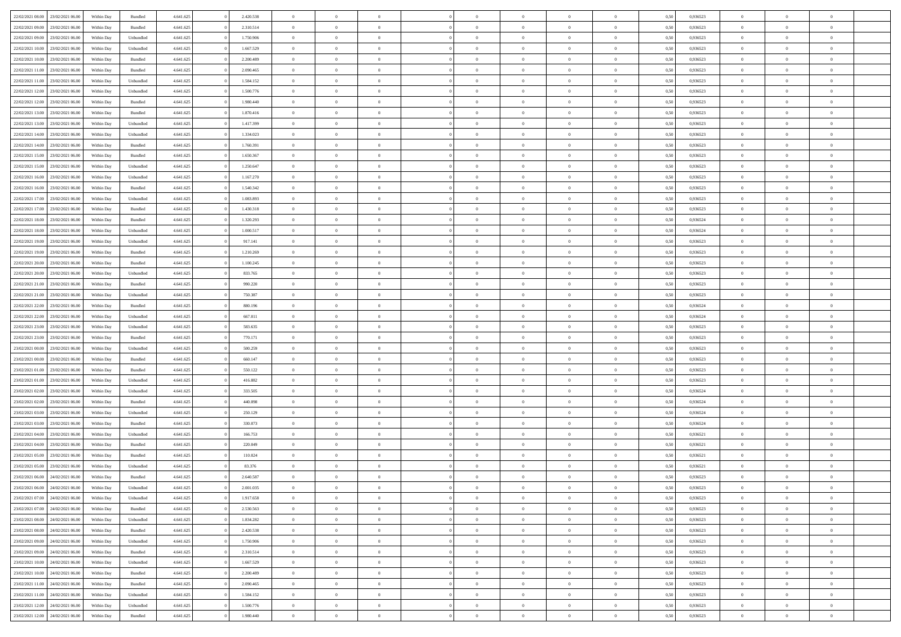| | | | | | | | | | | | | | | | | | | | | |
|---|---|---|---|---|---|---|---|---|---|---|---|---|---|---|---|---|---|---|---|---|
| 22/02/2021 08:00 | 23/02/2021 06:00 | Within Day | Bundled | 4.641.625 | 0 | 2.420.538 | 0 | 0 | 0 | | 0 | 0 | 0 | 0 | 0,50 | 0,936523 | 0 | 0 | 0 | |
| 22/02/2021 09:00 | 23/02/2021 06:00 | Within Day | Bundled | 4.641.625 | 0 | 2.310.514 | 0 | 0 | 0 | | 0 | 0 | 0 | 0 | 0,50 | 0,936523 | 0 | 0 | 0 | |
| 22/02/2021 09:00 | 23/02/2021 06:00 | Within Day | Unbundled | 4.641.625 | 0 | 1.750.906 | 0 | 0 | 0 | | 0 | 0 | 0 | 0 | 0,50 | 0,936523 | 0 | 0 | 0 | |
| 22/02/2021 10:00 | 23/02/2021 06:00 | Within Day | Unbundled | 4.641.625 | 0 | 1.667.529 | 0 | 0 | 0 | | 0 | 0 | 0 | 0 | 0,50 | 0,936523 | 0 | 0 | 0 | |
| 22/02/2021 10:00 | 23/02/2021 06:00 | Within Day | Bundled | 4.641.625 | 0 | 2.200.489 | 0 | 0 | 0 | | 0 | 0 | 0 | 0 | 0,50 | 0,936523 | 0 | 0 | 0 | |
| 22/02/2021 11:00 | 23/02/2021 06:00 | Within Day | Bundled | 4.641.625 | 0 | 2.090.465 | 0 | 0 | 0 | | 0 | 0 | 0 | 0 | 0,50 | 0,936523 | 0 | 0 | 0 | |
| 22/02/2021 11:00 | 23/02/2021 06:00 | Within Day | Unbundled | 4.641.625 | 0 | 1.584.152 | 0 | 0 | 0 | | 0 | 0 | 0 | 0 | 0,50 | 0,936523 | 0 | 0 | 0 | |
| 22/02/2021 12:00 | 23/02/2021 06:00 | Within Day | Unbundled | 4.641.625 | 0 | 1.500.776 | 0 | 0 | 0 | | 0 | 0 | 0 | 0 | 0,50 | 0,936523 | 0 | 0 | 0 | |
| 22/02/2021 12:00 | 23/02/2021 06:00 | Within Day | Bundled | 4.641.625 | 0 | 1.980.440 | 0 | 0 | 0 | | 0 | 0 | 0 | 0 | 0,50 | 0,936523 | 0 | 0 | 0 | |
| 22/02/2021 13:00 | 23/02/2021 06:00 | Within Day | Bundled | 4.641.625 | 0 | 1.870.416 | 0 | 0 | 0 | | 0 | 0 | 0 | 0 | 0,50 | 0,936523 | 0 | 0 | 0 | |
| 22/02/2021 13:00 | 23/02/2021 06:00 | Within Day | Unbundled | 4.641.625 | 0 | 1.417.399 | 0 | 0 | 0 | | 0 | 0 | 0 | 0 | 0,50 | 0,936523 | 0 | 0 | 0 | |
| 22/02/2021 14:00 | 23/02/2021 06:00 | Within Day | Unbundled | 4.641.625 | 0 | 1.334.023 | 0 | 0 | 0 | | 0 | 0 | 0 | 0 | 0,50 | 0,936523 | 0 | 0 | 0 | |
| 22/02/2021 14:00 | 23/02/2021 06:00 | Within Day | Bundled | 4.641.625 | 0 | 1.760.391 | 0 | 0 | 0 | | 0 | 0 | 0 | 0 | 0,50 | 0,936523 | 0 | 0 | 0 | |
| 22/02/2021 15:00 | 23/02/2021 06:00 | Within Day | Bundled | 4.641.625 | 0 | 1.650.367 | 0 | 0 | 0 | | 0 | 0 | 0 | 0 | 0,50 | 0,936523 | 0 | 0 | 0 | |
| 22/02/2021 15:00 | 23/02/2021 06:00 | Within Day | Unbundled | 4.641.625 | 0 | 1.250.647 | 0 | 0 | 0 | | 0 | 0 | 0 | 0 | 0,50 | 0,936523 | 0 | 0 | 0 | |
| 22/02/2021 16:00 | 23/02/2021 06:00 | Within Day | Unbundled | 4.641.625 | 0 | 1.167.270 | 0 | 0 | 0 | | 0 | 0 | 0 | 0 | 0,50 | 0,936523 | 0 | 0 | 0 | |
| 22/02/2021 16:00 | 23/02/2021 06:00 | Within Day | Bundled | 4.641.625 | 0 | 1.540.342 | 0 | 0 | 0 | | 0 | 0 | 0 | 0 | 0,50 | 0,936523 | 0 | 0 | 0 | |
| 22/02/2021 17:00 | 23/02/2021 06:00 | Within Day | Unbundled | 4.641.625 | 0 | 1.083.893 | 0 | 0 | 0 | | 0 | 0 | 0 | 0 | 0,50 | 0,936523 | 0 | 0 | 0 | |
| 22/02/2021 17:00 | 23/02/2021 06:00 | Within Day | Bundled | 4.641.625 | 0 | 1.430.318 | 0 | 0 | 0 | | 0 | 0 | 0 | 0 | 0,50 | 0,936523 | 0 | 0 | 0 | |
| 22/02/2021 18:00 | 23/02/2021 06:00 | Within Day | Bundled | 4.641.625 | 0 | 1.320.293 | 0 | 0 | 0 | | 0 | 0 | 0 | 0 | 0,50 | 0,936524 | 0 | 0 | 0 | |
| 22/02/2021 18:00 | 23/02/2021 06:00 | Within Day | Unbundled | 4.641.625 | 0 | 1.000.517 | 0 | 0 | 0 | | 0 | 0 | 0 | 0 | 0,50 | 0,936524 | 0 | 0 | 0 | |
| 22/02/2021 19:00 | 23/02/2021 06:00 | Within Day | Unbundled | 4.641.625 | 0 | 917.141 | 0 | 0 | 0 | | 0 | 0 | 0 | 0 | 0,50 | 0,936523 | 0 | 0 | 0 | |
| 22/02/2021 19:00 | 23/02/2021 06:00 | Within Day | Bundled | 4.641.625 | 0 | 1.210.269 | 0 | 0 | 0 | | 0 | 0 | 0 | 0 | 0,50 | 0,936523 | 0 | 0 | 0 | |
| 22/02/2021 20:00 | 23/02/2021 06:00 | Within Day | Bundled | 4.641.625 | 0 | 1.100.245 | 0 | 0 | 0 | | 0 | 0 | 0 | 0 | 0,50 | 0,936523 | 0 | 0 | 0 | |
| 22/02/2021 20:00 | 23/02/2021 06:00 | Within Day | Unbundled | 4.641.625 | 0 | 833.765 | 0 | 0 | 0 | | 0 | 0 | 0 | 0 | 0,50 | 0,936523 | 0 | 0 | 0 | |
| 22/02/2021 21:00 | 23/02/2021 06:00 | Within Day | Bundled | 4.641.625 | 0 | 990.220 | 0 | 0 | 0 | | 0 | 0 | 0 | 0 | 0,50 | 0,936523 | 0 | 0 | 0 | |
| 22/02/2021 21:00 | 23/02/2021 06:00 | Within Day | Unbundled | 4.641.625 | 0 | 750.387 | 0 | 0 | 0 | | 0 | 0 | 0 | 0 | 0,50 | 0,936523 | 0 | 0 | 0 | |
| 22/02/2021 22:00 | 23/02/2021 06:00 | Within Day | Bundled | 4.641.625 | 0 | 880.196 | 0 | 0 | 0 | | 0 | 0 | 0 | 0 | 0,50 | 0,936524 | 0 | 0 | 0 | |
| 22/02/2021 22:00 | 23/02/2021 06:00 | Within Day | Unbundled | 4.641.625 | 0 | 667.011 | 0 | 0 | 0 | | 0 | 0 | 0 | 0 | 0,50 | 0,936524 | 0 | 0 | 0 | |
| 22/02/2021 23:00 | 23/02/2021 06:00 | Within Day | Unbundled | 4.641.625 | 0 | 583.635 | 0 | 0 | 0 | | 0 | 0 | 0 | 0 | 0,50 | 0,936523 | 0 | 0 | 0 | |
| 22/02/2021 23:00 | 23/02/2021 06:00 | Within Day | Bundled | 4.641.625 | 0 | 770.171 | 0 | 0 | 0 | | 0 | 0 | 0 | 0 | 0,50 | 0,936523 | 0 | 0 | 0 | |
| 23/02/2021 00:00 | 23/02/2021 06:00 | Within Day | Unbundled | 4.641.625 | 0 | 500.259 | 0 | 0 | 0 | | 0 | 0 | 0 | 0 | 0,50 | 0,936523 | 0 | 0 | 0 | |
| 23/02/2021 00:00 | 23/02/2021 06:00 | Within Day | Bundled | 4.641.625 | 0 | 660.147 | 0 | 0 | 0 | | 0 | 0 | 0 | 0 | 0,50 | 0,936523 | 0 | 0 | 0 | |
| 23/02/2021 01:00 | 23/02/2021 06:00 | Within Day | Bundled | 4.641.625 | 0 | 550.122 | 0 | 0 | 0 | | 0 | 0 | 0 | 0 | 0,50 | 0,936523 | 0 | 0 | 0 | |
| 23/02/2021 01:00 | 23/02/2021 06:00 | Within Day | Unbundled | 4.641.625 | 0 | 416.882 | 0 | 0 | 0 | | 0 | 0 | 0 | 0 | 0,50 | 0,936523 | 0 | 0 | 0 | |
| 23/02/2021 02:00 | 23/02/2021 06:00 | Within Day | Unbundled | 4.641.625 | 0 | 333.505 | 0 | 0 | 0 | | 0 | 0 | 0 | 0 | 0,50 | 0,936524 | 0 | 0 | 0 | |
| 23/02/2021 02:00 | 23/02/2021 06:00 | Within Day | Bundled | 4.641.625 | 0 | 440.098 | 0 | 0 | 0 | | 0 | 0 | 0 | 0 | 0,50 | 0,936524 | 0 | 0 | 0 | |
| 23/02/2021 03:00 | 23/02/2021 06:00 | Within Day | Unbundled | 4.641.625 | 0 | 250.129 | 0 | 0 | 0 | | 0 | 0 | 0 | 0 | 0,50 | 0,936524 | 0 | 0 | 0 | |
| 23/02/2021 03:00 | 23/02/2021 06:00 | Within Day | Bundled | 4.641.625 | 0 | 330.073 | 0 | 0 | 0 | | 0 | 0 | 0 | 0 | 0,50 | 0,936524 | 0 | 0 | 0 | |
| 23/02/2021 04:00 | 23/02/2021 06:00 | Within Day | Unbundled | 4.641.625 | 0 | 166.753 | 0 | 0 | 0 | | 0 | 0 | 0 | 0 | 0,50 | 0,936521 | 0 | 0 | 0 | |
| 23/02/2021 04:00 | 23/02/2021 06:00 | Within Day | Bundled | 4.641.625 | 0 | 220.049 | 0 | 0 | 0 | | 0 | 0 | 0 | 0 | 0,50 | 0,936521 | 0 | 0 | 0 | |
| 23/02/2021 05:00 | 23/02/2021 06:00 | Within Day | Bundled | 4.641.625 | 0 | 110.024 | 0 | 0 | 0 | | 0 | 0 | 0 | 0 | 0,50 | 0,936521 | 0 | 0 | 0 | |
| 23/02/2021 05:00 | 23/02/2021 06:00 | Within Day | Unbundled | 4.641.625 | 0 | 83.376 | 0 | 0 | 0 | | 0 | 0 | 0 | 0 | 0,50 | 0,936521 | 0 | 0 | 0 | |
| 23/02/2021 06:00 | 24/02/2021 06:00 | Within Day | Bundled | 4.641.625 | 0 | 2.640.587 | 0 | 0 | 0 | | 0 | 0 | 0 | 0 | 0,50 | 0,936523 | 0 | 0 | 0 | |
| 23/02/2021 06:00 | 24/02/2021 06:00 | Within Day | Unbundled | 4.641.625 | 0 | 2.001.035 | 0 | 0 | 0 | | 0 | 0 | 0 | 0 | 0,50 | 0,936523 | 0 | 0 | 0 | |
| 23/02/2021 07:00 | 24/02/2021 06:00 | Within Day | Unbundled | 4.641.625 | 0 | 1.917.658 | 0 | 0 | 0 | | 0 | 0 | 0 | 0 | 0,50 | 0,936523 | 0 | 0 | 0 | |
| 23/02/2021 07:00 | 24/02/2021 06:00 | Within Day | Bundled | 4.641.625 | 0 | 2.530.563 | 0 | 0 | 0 | | 0 | 0 | 0 | 0 | 0,50 | 0,936523 | 0 | 0 | 0 | |
| 23/02/2021 08:00 | 24/02/2021 06:00 | Within Day | Unbundled | 4.641.625 | 0 | 1.834.282 | 0 | 0 | 0 | | 0 | 0 | 0 | 0 | 0,50 | 0,936523 | 0 | 0 | 0 | |
| 23/02/2021 08:00 | 24/02/2021 06:00 | Within Day | Bundled | 4.641.625 | 0 | 2.420.538 | 0 | 0 | 0 | | 0 | 0 | 0 | 0 | 0,50 | 0,936523 | 0 | 0 | 0 | |
| 23/02/2021 09:00 | 24/02/2021 06:00 | Within Day | Unbundled | 4.641.625 | 0 | 1.750.906 | 0 | 0 | 0 | | 0 | 0 | 0 | 0 | 0,50 | 0,936523 | 0 | 0 | 0 | |
| 23/02/2021 09:00 | 24/02/2021 06:00 | Within Day | Bundled | 4.641.625 | 0 | 2.310.514 | 0 | 0 | 0 | | 0 | 0 | 0 | 0 | 0,50 | 0,936523 | 0 | 0 | 0 | |
| 23/02/2021 10:00 | 24/02/2021 06:00 | Within Day | Unbundled | 4.641.625 | 0 | 1.667.529 | 0 | 0 | 0 | | 0 | 0 | 0 | 0 | 0,50 | 0,936523 | 0 | 0 | 0 | |
| 23/02/2021 10:00 | 24/02/2021 06:00 | Within Day | Bundled | 4.641.625 | 0 | 2.200.489 | 0 | 0 | 0 | | 0 | 0 | 0 | 0 | 0,50 | 0,936523 | 0 | 0 | 0 | |
| 23/02/2021 11:00 | 24/02/2021 06:00 | Within Day | Bundled | 4.641.625 | 0 | 2.090.465 | 0 | 0 | 0 | | 0 | 0 | 0 | 0 | 0,50 | 0,936523 | 0 | 0 | 0 | |
| 23/02/2021 11:00 | 24/02/2021 06:00 | Within Day | Unbundled | 4.641.625 | 0 | 1.584.152 | 0 | 0 | 0 | | 0 | 0 | 0 | 0 | 0,50 | 0,936523 | 0 | 0 | 0 | |
| 23/02/2021 12:00 | 24/02/2021 06:00 | Within Day | Unbundled | 4.641.625 | 0 | 1.500.776 | 0 | 0 | 0 | | 0 | 0 | 0 | 0 | 0,50 | 0,936523 | 0 | 0 | 0 | |
| 23/02/2021 12:00 | 24/02/2021 06:00 | Within Day | Bundled | 4.641.625 | 0 | 1.980.440 | 0 | 0 | 0 | | 0 | 0 | 0 | 0 | 0,50 | 0,936523 | 0 | 0 | 0 | |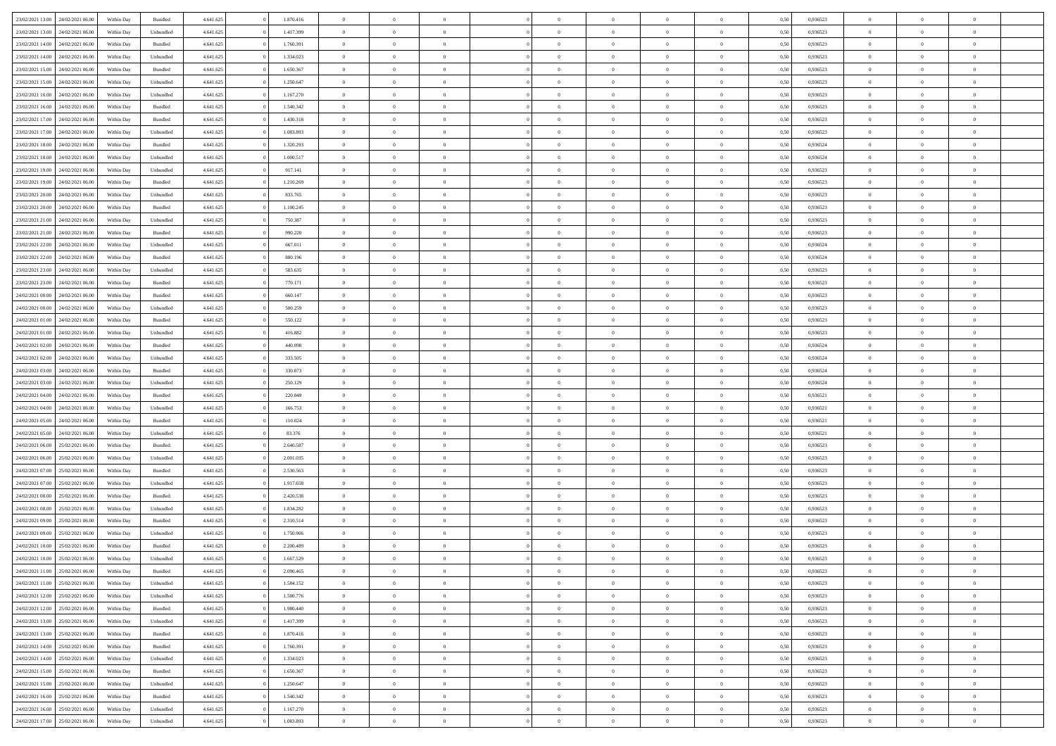| | | | | | | | | | | | | | | | | | | | | |
|---|---|---|---|---|---|---|---|---|---|---|---|---|---|---|---|---|---|---|---|---|
| 23/02/2021 13:00 | 24/02/2021 06:00 | Within Day | Bundled | 4.641.625 | 0 | 1.870.416 | 0 | 0 | 0 | | 0 | 0 | 0 | 0 | 0,50 | 0,936523 | 0 | 0 | 0 | |
| 23/02/2021 13:00 | 24/02/2021 06:00 | Within Day | Unbundled | 4.641.625 | 0 | 1.417.399 | 0 | 0 | 0 | | 0 | 0 | 0 | 0 | 0,50 | 0,936523 | 0 | 0 | 0 | |
| 23/02/2021 14:00 | 24/02/2021 06:00 | Within Day | Bundled | 4.641.625 | 0 | 1.760.391 | 0 | 0 | 0 | | 0 | 0 | 0 | 0 | 0,50 | 0,936523 | 0 | 0 | 0 | |
| 23/02/2021 14:00 | 24/02/2021 06:00 | Within Day | Unbundled | 4.641.625 | 0 | 1.334.023 | 0 | 0 | 0 | | 0 | 0 | 0 | 0 | 0,50 | 0,936523 | 0 | 0 | 0 | |
| 23/02/2021 15:00 | 24/02/2021 06:00 | Within Day | Bundled | 4.641.625 | 0 | 1.650.367 | 0 | 0 | 0 | | 0 | 0 | 0 | 0 | 0,50 | 0,936523 | 0 | 0 | 0 | |
| 23/02/2021 15:00 | 24/02/2021 06:00 | Within Day | Unbundled | 4.641.625 | 0 | 1.250.647 | 0 | 0 | 0 | | 0 | 0 | 0 | 0 | 0,50 | 0,936523 | 0 | 0 | 0 | |
| 23/02/2021 16:00 | 24/02/2021 06:00 | Within Day | Unbundled | 4.641.625 | 0 | 1.167.270 | 0 | 0 | 0 | | 0 | 0 | 0 | 0 | 0,50 | 0,936523 | 0 | 0 | 0 | |
| 23/02/2021 16:00 | 24/02/2021 06:00 | Within Day | Bundled | 4.641.625 | 0 | 1.540.342 | 0 | 0 | 0 | | 0 | 0 | 0 | 0 | 0,50 | 0,936523 | 0 | 0 | 0 | |
| 23/02/2021 17:00 | 24/02/2021 06:00 | Within Day | Bundled | 4.641.625 | 0 | 1.430.318 | 0 | 0 | 0 | | 0 | 0 | 0 | 0 | 0,50 | 0,936523 | 0 | 0 | 0 | |
| 23/02/2021 17:00 | 24/02/2021 06:00 | Within Day | Unbundled | 4.641.625 | 0 | 1.083.893 | 0 | 0 | 0 | | 0 | 0 | 0 | 0 | 0,50 | 0,936523 | 0 | 0 | 0 | |
| 23/02/2021 18:00 | 24/02/2021 06:00 | Within Day | Bundled | 4.641.625 | 0 | 1.320.293 | 0 | 0 | 0 | | 0 | 0 | 0 | 0 | 0,50 | 0,936524 | 0 | 0 | 0 | |
| 23/02/2021 18:00 | 24/02/2021 06:00 | Within Day | Unbundled | 4.641.625 | 0 | 1.000.517 | 0 | 0 | 0 | | 0 | 0 | 0 | 0 | 0,50 | 0,936524 | 0 | 0 | 0 | |
| 23/02/2021 19:00 | 24/02/2021 06:00 | Within Day | Unbundled | 4.641.625 | 0 | 917.141 | 0 | 0 | 0 | | 0 | 0 | 0 | 0 | 0,50 | 0,936523 | 0 | 0 | 0 | |
| 23/02/2021 19:00 | 24/02/2021 06:00 | Within Day | Bundled | 4.641.625 | 0 | 1.210.269 | 0 | 0 | 0 | | 0 | 0 | 0 | 0 | 0,50 | 0,936523 | 0 | 0 | 0 | |
| 23/02/2021 20:00 | 24/02/2021 06:00 | Within Day | Unbundled | 4.641.625 | 0 | 833.765 | 0 | 0 | 0 | | 0 | 0 | 0 | 0 | 0,50 | 0,936523 | 0 | 0 | 0 | |
| 23/02/2021 20:00 | 24/02/2021 06:00 | Within Day | Bundled | 4.641.625 | 0 | 1.100.245 | 0 | 0 | 0 | | 0 | 0 | 0 | 0 | 0,50 | 0,936523 | 0 | 0 | 0 | |
| 23/02/2021 21:00 | 24/02/2021 06:00 | Within Day | Unbundled | 4.641.625 | 0 | 750.387 | 0 | 0 | 0 | | 0 | 0 | 0 | 0 | 0,50 | 0,936523 | 0 | 0 | 0 | |
| 23/02/2021 21:00 | 24/02/2021 06:00 | Within Day | Bundled | 4.641.625 | 0 | 990.220 | 0 | 0 | 0 | | 0 | 0 | 0 | 0 | 0,50 | 0,936523 | 0 | 0 | 0 | |
| 23/02/2021 22:00 | 24/02/2021 06:00 | Within Day | Unbundled | 4.641.625 | 0 | 667.011 | 0 | 0 | 0 | | 0 | 0 | 0 | 0 | 0,50 | 0,936524 | 0 | 0 | 0 | |
| 23/02/2021 22:00 | 24/02/2021 06:00 | Within Day | Bundled | 4.641.625 | 0 | 880.196 | 0 | 0 | 0 | | 0 | 0 | 0 | 0 | 0,50 | 0,936524 | 0 | 0 | 0 | |
| 23/02/2021 23:00 | 24/02/2021 06:00 | Within Day | Unbundled | 4.641.625 | 0 | 583.635 | 0 | 0 | 0 | | 0 | 0 | 0 | 0 | 0,50 | 0,936523 | 0 | 0 | 0 | |
| 23/02/2021 23:00 | 24/02/2021 06:00 | Within Day | Bundled | 4.641.625 | 0 | 770.171 | 0 | 0 | 0 | | 0 | 0 | 0 | 0 | 0,50 | 0,936523 | 0 | 0 | 0 | |
| 24/02/2021 00:00 | 24/02/2021 06:00 | Within Day | Bundled | 4.641.625 | 0 | 660.147 | 0 | 0 | 0 | | 0 | 0 | 0 | 0 | 0,50 | 0,936523 | 0 | 0 | 0 | |
| 24/02/2021 00:00 | 24/02/2021 06:00 | Within Day | Unbundled | 4.641.625 | 0 | 500.259 | 0 | 0 | 0 | | 0 | 0 | 0 | 0 | 0,50 | 0,936523 | 0 | 0 | 0 | |
| 24/02/2021 01:00 | 24/02/2021 06:00 | Within Day | Bundled | 4.641.625 | 0 | 550.122 | 0 | 0 | 0 | | 0 | 0 | 0 | 0 | 0,50 | 0,936523 | 0 | 0 | 0 | |
| 24/02/2021 01:00 | 24/02/2021 06:00 | Within Day | Unbundled | 4.641.625 | 0 | 416.882 | 0 | 0 | 0 | | 0 | 0 | 0 | 0 | 0,50 | 0,936523 | 0 | 0 | 0 | |
| 24/02/2021 02:00 | 24/02/2021 06:00 | Within Day | Bundled | 4.641.625 | 0 | 440.098 | 0 | 0 | 0 | | 0 | 0 | 0 | 0 | 0,50 | 0,936524 | 0 | 0 | 0 | |
| 24/02/2021 02:00 | 24/02/2021 06:00 | Within Day | Unbundled | 4.641.625 | 0 | 333.505 | 0 | 0 | 0 | | 0 | 0 | 0 | 0 | 0,50 | 0,936524 | 0 | 0 | 0 | |
| 24/02/2021 03:00 | 24/02/2021 06:00 | Within Day | Bundled | 4.641.625 | 0 | 330.073 | 0 | 0 | 0 | | 0 | 0 | 0 | 0 | 0,50 | 0,936524 | 0 | 0 | 0 | |
| 24/02/2021 03:00 | 24/02/2021 06:00 | Within Day | Unbundled | 4.641.625 | 0 | 250.129 | 0 | 0 | 0 | | 0 | 0 | 0 | 0 | 0,50 | 0,936524 | 0 | 0 | 0 | |
| 24/02/2021 04:00 | 24/02/2021 06:00 | Within Day | Bundled | 4.641.625 | 0 | 220.049 | 0 | 0 | 0 | | 0 | 0 | 0 | 0 | 0,50 | 0,936521 | 0 | 0 | 0 | |
| 24/02/2021 04:00 | 24/02/2021 06:00 | Within Day | Unbundled | 4.641.625 | 0 | 166.753 | 0 | 0 | 0 | | 0 | 0 | 0 | 0 | 0,50 | 0,936521 | 0 | 0 | 0 | |
| 24/02/2021 05:00 | 24/02/2021 06:00 | Within Day | Bundled | 4.641.625 | 0 | 110.024 | 0 | 0 | 0 | | 0 | 0 | 0 | 0 | 0,50 | 0,936521 | 0 | 0 | 0 | |
| 24/02/2021 05:00 | 24/02/2021 06:00 | Within Day | Unbundled | 4.641.625 | 0 | 83.376 | 0 | 0 | 0 | | 0 | 0 | 0 | 0 | 0,50 | 0,936521 | 0 | 0 | 0 | |
| 24/02/2021 06:00 | 25/02/2021 06:00 | Within Day | Bundled | 4.641.625 | 0 | 2.640.587 | 0 | 0 | 0 | | 0 | 0 | 0 | 0 | 0,50 | 0,936523 | 0 | 0 | 0 | |
| 24/02/2021 06:00 | 25/02/2021 06:00 | Within Day | Unbundled | 4.641.625 | 0 | 2.001.035 | 0 | 0 | 0 | | 0 | 0 | 0 | 0 | 0,50 | 0,936523 | 0 | 0 | 0 | |
| 24/02/2021 07:00 | 25/02/2021 06:00 | Within Day | Bundled | 4.641.625 | 0 | 2.530.563 | 0 | 0 | 0 | | 0 | 0 | 0 | 0 | 0,50 | 0,936523 | 0 | 0 | 0 | |
| 24/02/2021 07:00 | 25/02/2021 06:00 | Within Day | Unbundled | 4.641.625 | 0 | 1.917.658 | 0 | 0 | 0 | | 0 | 0 | 0 | 0 | 0,50 | 0,936523 | 0 | 0 | 0 | |
| 24/02/2021 08:00 | 25/02/2021 06:00 | Within Day | Bundled | 4.641.625 | 0 | 2.420.538 | 0 | 0 | 0 | | 0 | 0 | 0 | 0 | 0,50 | 0,936523 | 0 | 0 | 0 | |
| 24/02/2021 08:00 | 25/02/2021 06:00 | Within Day | Unbundled | 4.641.625 | 0 | 1.834.282 | 0 | 0 | 0 | | 0 | 0 | 0 | 0 | 0,50 | 0,936523 | 0 | 0 | 0 | |
| 24/02/2021 09:00 | 25/02/2021 06:00 | Within Day | Bundled | 4.641.625 | 0 | 2.310.514 | 0 | 0 | 0 | | 0 | 0 | 0 | 0 | 0,50 | 0,936523 | 0 | 0 | 0 | |
| 24/02/2021 09:00 | 25/02/2021 06:00 | Within Day | Unbundled | 4.641.625 | 0 | 1.750.906 | 0 | 0 | 0 | | 0 | 0 | 0 | 0 | 0,50 | 0,936523 | 0 | 0 | 0 | |
| 24/02/2021 10:00 | 25/02/2021 06:00 | Within Day | Bundled | 4.641.625 | 0 | 2.200.489 | 0 | 0 | 0 | | 0 | 0 | 0 | 0 | 0,50 | 0,936523 | 0 | 0 | 0 | |
| 24/02/2021 10:00 | 25/02/2021 06:00 | Within Day | Unbundled | 4.641.625 | 0 | 1.667.529 | 0 | 0 | 0 | | 0 | 0 | 0 | 0 | 0,50 | 0,936523 | 0 | 0 | 0 | |
| 24/02/2021 11:00 | 25/02/2021 06:00 | Within Day | Bundled | 4.641.625 | 0 | 2.090.465 | 0 | 0 | 0 | | 0 | 0 | 0 | 0 | 0,50 | 0,936523 | 0 | 0 | 0 | |
| 24/02/2021 11:00 | 25/02/2021 06:00 | Within Day | Unbundled | 4.641.625 | 0 | 1.584.152 | 0 | 0 | 0 | | 0 | 0 | 0 | 0 | 0,50 | 0,936523 | 0 | 0 | 0 | |
| 24/02/2021 12:00 | 25/02/2021 06:00 | Within Day | Unbundled | 4.641.625 | 0 | 1.500.776 | 0 | 0 | 0 | | 0 | 0 | 0 | 0 | 0,50 | 0,936523 | 0 | 0 | 0 | |
| 24/02/2021 12:00 | 25/02/2021 06:00 | Within Day | Bundled | 4.641.625 | 0 | 1.980.440 | 0 | 0 | 0 | | 0 | 0 | 0 | 0 | 0,50 | 0,936523 | 0 | 0 | 0 | |
| 24/02/2021 13:00 | 25/02/2021 06:00 | Within Day | Unbundled | 4.641.625 | 0 | 1.417.399 | 0 | 0 | 0 | | 0 | 0 | 0 | 0 | 0,50 | 0,936523 | 0 | 0 | 0 | |
| 24/02/2021 13:00 | 25/02/2021 06:00 | Within Day | Bundled | 4.641.625 | 0 | 1.870.416 | 0 | 0 | 0 | | 0 | 0 | 0 | 0 | 0,50 | 0,936523 | 0 | 0 | 0 | |
| 24/02/2021 14:00 | 25/02/2021 06:00 | Within Day | Bundled | 4.641.625 | 0 | 1.760.391 | 0 | 0 | 0 | | 0 | 0 | 0 | 0 | 0,50 | 0,936523 | 0 | 0 | 0 | |
| 24/02/2021 14:00 | 25/02/2021 06:00 | Within Day | Unbundled | 4.641.625 | 0 | 1.334.023 | 0 | 0 | 0 | | 0 | 0 | 0 | 0 | 0,50 | 0,936523 | 0 | 0 | 0 | |
| 24/02/2021 15:00 | 25/02/2021 06:00 | Within Day | Bundled | 4.641.625 | 0 | 1.650.367 | 0 | 0 | 0 | | 0 | 0 | 0 | 0 | 0,50 | 0,936523 | 0 | 0 | 0 | |
| 24/02/2021 15:00 | 25/02/2021 06:00 | Within Day | Unbundled | 4.641.625 | 0 | 1.250.647 | 0 | 0 | 0 | | 0 | 0 | 0 | 0 | 0,50 | 0,936523 | 0 | 0 | 0 | |
| 24/02/2021 16:00 | 25/02/2021 06:00 | Within Day | Bundled | 4.641.625 | 0 | 1.540.342 | 0 | 0 | 0 | | 0 | 0 | 0 | 0 | 0,50 | 0,936523 | 0 | 0 | 0 | |
| 24/02/2021 16:00 | 25/02/2021 06:00 | Within Day | Unbundled | 4.641.625 | 0 | 1.167.270 | 0 | 0 | 0 | | 0 | 0 | 0 | 0 | 0,50 | 0,936523 | 0 | 0 | 0 | |
| 24/02/2021 17:00 | 25/02/2021 06:00 | Within Day | Unbundled | 4.641.625 | 0 | 1.083.893 | 0 | 0 | 0 | | 0 | 0 | 0 | 0 | 0,50 | 0,936523 | 0 | 0 | 0 | |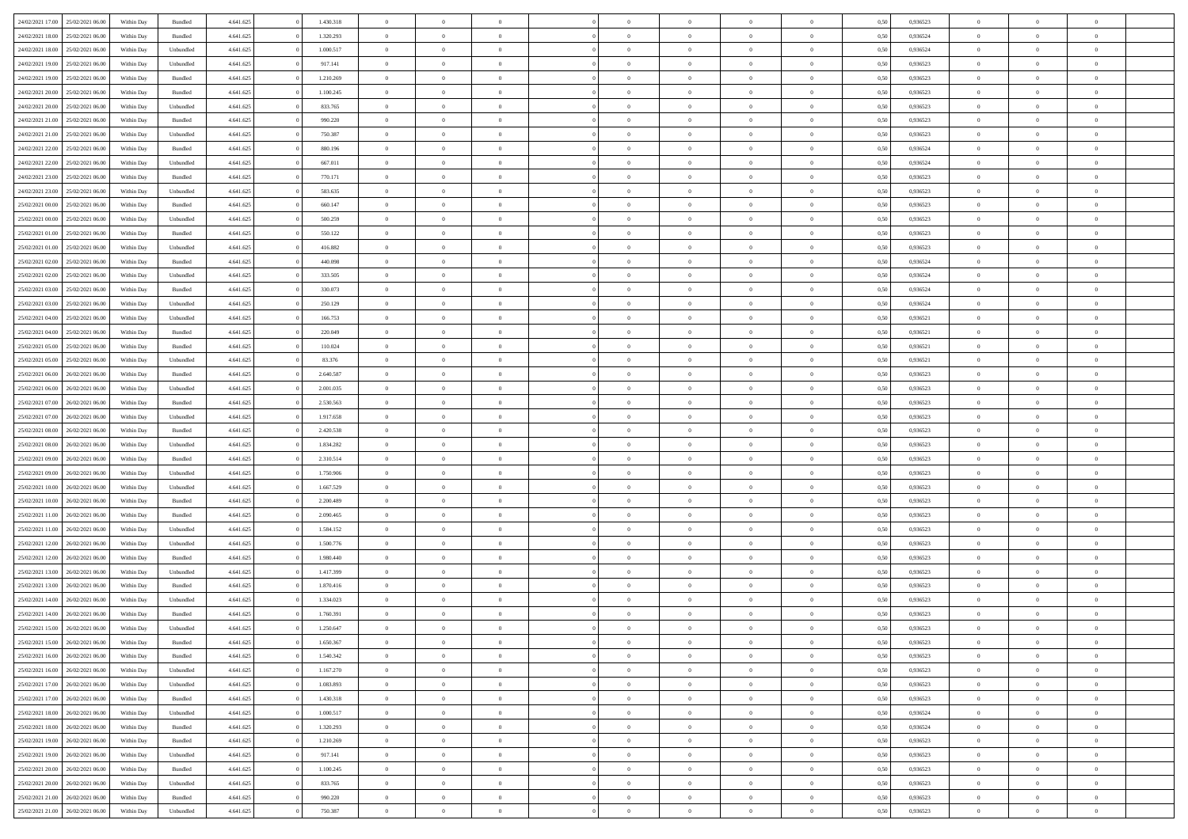| | | | | | | | | | | | | | | | | | | | | | |
|---|---|---|---|---|---|---|---|---|---|---|---|---|---|---|---|---|---|---|---|---|---|
| 24/02/2021 17:00 | 25/02/2021 06:00 | Within Day | Bundled | 4.641.625 | 0 | 1.430.318 | 0 | 0 | 0 | | 0 | 0 | 0 | 0 | 0 | 0,50 | 0,936523 | 0 | 0 | 0 | |
| 24/02/2021 18:00 | 25/02/2021 06:00 | Within Day | Bundled | 4.641.625 | 0 | 1.320.293 | 0 | 0 | 0 | | 0 | 0 | 0 | 0 | 0 | 0,50 | 0,936524 | 0 | 0 | 0 | |
| 24/02/2021 18:00 | 25/02/2021 06:00 | Within Day | Unbundled | 4.641.625 | 0 | 1.000.517 | 0 | 0 | 0 | | 0 | 0 | 0 | 0 | 0 | 0,50 | 0,936524 | 0 | 0 | 0 | |
| 24/02/2021 19:00 | 25/02/2021 06:00 | Within Day | Unbundled | 4.641.625 | 0 | 917.141 | 0 | 0 | 0 | | 0 | 0 | 0 | 0 | 0 | 0,50 | 0,936523 | 0 | 0 | 0 | |
| 24/02/2021 19:00 | 25/02/2021 06:00 | Within Day | Bundled | 4.641.625 | 0 | 1.210.269 | 0 | 0 | 0 | | 0 | 0 | 0 | 0 | 0 | 0,50 | 0,936523 | 0 | 0 | 0 | |
| 24/02/2021 20:00 | 25/02/2021 06:00 | Within Day | Bundled | 4.641.625 | 0 | 1.100.245 | 0 | 0 | 0 | | 0 | 0 | 0 | 0 | 0 | 0,50 | 0,936523 | 0 | 0 | 0 | |
| 24/02/2021 20:00 | 25/02/2021 06:00 | Within Day | Unbundled | 4.641.625 | 0 | 833.765 | 0 | 0 | 0 | | 0 | 0 | 0 | 0 | 0 | 0,50 | 0,936523 | 0 | 0 | 0 | |
| 24/02/2021 21:00 | 25/02/2021 06:00 | Within Day | Bundled | 4.641.625 | 0 | 990.220 | 0 | 0 | 0 | | 0 | 0 | 0 | 0 | 0 | 0,50 | 0,936523 | 0 | 0 | 0 | |
| 24/02/2021 21:00 | 25/02/2021 06:00 | Within Day | Unbundled | 4.641.625 | 0 | 750.387 | 0 | 0 | 0 | | 0 | 0 | 0 | 0 | 0 | 0,50 | 0,936523 | 0 | 0 | 0 | |
| 24/02/2021 22:00 | 25/02/2021 06:00 | Within Day | Bundled | 4.641.625 | 0 | 880.196 | 0 | 0 | 0 | | 0 | 0 | 0 | 0 | 0 | 0,50 | 0,936524 | 0 | 0 | 0 | |
| 24/02/2021 22:00 | 25/02/2021 06:00 | Within Day | Unbundled | 4.641.625 | 0 | 667.011 | 0 | 0 | 0 | | 0 | 0 | 0 | 0 | 0 | 0,50 | 0,936524 | 0 | 0 | 0 | |
| 24/02/2021 23:00 | 25/02/2021 06:00 | Within Day | Bundled | 4.641.625 | 0 | 770.171 | 0 | 0 | 0 | | 0 | 0 | 0 | 0 | 0 | 0,50 | 0,936523 | 0 | 0 | 0 | |
| 24/02/2021 23:00 | 25/02/2021 06:00 | Within Day | Unbundled | 4.641.625 | 0 | 583.635 | 0 | 0 | 0 | | 0 | 0 | 0 | 0 | 0 | 0,50 | 0,936523 | 0 | 0 | 0 | |
| 25/02/2021 00:00 | 25/02/2021 06:00 | Within Day | Bundled | 4.641.625 | 0 | 660.147 | 0 | 0 | 0 | | 0 | 0 | 0 | 0 | 0 | 0,50 | 0,936523 | 0 | 0 | 0 | |
| 25/02/2021 00:00 | 25/02/2021 06:00 | Within Day | Unbundled | 4.641.625 | 0 | 500.259 | 0 | 0 | 0 | | 0 | 0 | 0 | 0 | 0 | 0,50 | 0,936523 | 0 | 0 | 0 | |
| 25/02/2021 01:00 | 25/02/2021 06:00 | Within Day | Bundled | 4.641.625 | 0 | 550.122 | 0 | 0 | 0 | | 0 | 0 | 0 | 0 | 0 | 0,50 | 0,936523 | 0 | 0 | 0 | |
| 25/02/2021 01:00 | 25/02/2021 06:00 | Within Day | Unbundled | 4.641.625 | 0 | 416.882 | 0 | 0 | 0 | | 0 | 0 | 0 | 0 | 0 | 0,50 | 0,936523 | 0 | 0 | 0 | |
| 25/02/2021 02:00 | 25/02/2021 06:00 | Within Day | Bundled | 4.641.625 | 0 | 440.098 | 0 | 0 | 0 | | 0 | 0 | 0 | 0 | 0 | 0,50 | 0,936524 | 0 | 0 | 0 | |
| 25/02/2021 02:00 | 25/02/2021 06:00 | Within Day | Unbundled | 4.641.625 | 0 | 333.505 | 0 | 0 | 0 | | 0 | 0 | 0 | 0 | 0 | 0,50 | 0,936524 | 0 | 0 | 0 | |
| 25/02/2021 03:00 | 25/02/2021 06:00 | Within Day | Bundled | 4.641.625 | 0 | 330.073 | 0 | 0 | 0 | | 0 | 0 | 0 | 0 | 0 | 0,50 | 0,936524 | 0 | 0 | 0 | |
| 25/02/2021 03:00 | 25/02/2021 06:00 | Within Day | Unbundled | 4.641.625 | 0 | 250.129 | 0 | 0 | 0 | | 0 | 0 | 0 | 0 | 0 | 0,50 | 0,936524 | 0 | 0 | 0 | |
| 25/02/2021 04:00 | 25/02/2021 06:00 | Within Day | Unbundled | 4.641.625 | 0 | 166.753 | 0 | 0 | 0 | | 0 | 0 | 0 | 0 | 0 | 0,50 | 0,936521 | 0 | 0 | 0 | |
| 25/02/2021 04:00 | 25/02/2021 06:00 | Within Day | Bundled | 4.641.625 | 0 | 220.049 | 0 | 0 | 0 | | 0 | 0 | 0 | 0 | 0 | 0,50 | 0,936521 | 0 | 0 | 0 | |
| 25/02/2021 05:00 | 25/02/2021 06:00 | Within Day | Bundled | 4.641.625 | 0 | 110.024 | 0 | 0 | 0 | | 0 | 0 | 0 | 0 | 0 | 0,50 | 0,936521 | 0 | 0 | 0 | |
| 25/02/2021 05:00 | 25/02/2021 06:00 | Within Day | Unbundled | 4.641.625 | 0 | 83.376 | 0 | 0 | 0 | | 0 | 0 | 0 | 0 | 0 | 0,50 | 0,936521 | 0 | 0 | 0 | |
| 25/02/2021 06:00 | 26/02/2021 06:00 | Within Day | Bundled | 4.641.625 | 0 | 2.640.587 | 0 | 0 | 0 | | 0 | 0 | 0 | 0 | 0 | 0,50 | 0,936523 | 0 | 0 | 0 | |
| 25/02/2021 06:00 | 26/02/2021 06:00 | Within Day | Unbundled | 4.641.625 | 0 | 2.001.035 | 0 | 0 | 0 | | 0 | 0 | 0 | 0 | 0 | 0,50 | 0,936523 | 0 | 0 | 0 | |
| 25/02/2021 07:00 | 26/02/2021 06:00 | Within Day | Bundled | 4.641.625 | 0 | 2.530.563 | 0 | 0 | 0 | | 0 | 0 | 0 | 0 | 0 | 0,50 | 0,936523 | 0 | 0 | 0 | |
| 25/02/2021 07:00 | 26/02/2021 06:00 | Within Day | Unbundled | 4.641.625 | 0 | 1.917.658 | 0 | 0 | 0 | | 0 | 0 | 0 | 0 | 0 | 0,50 | 0,936523 | 0 | 0 | 0 | |
| 25/02/2021 08:00 | 26/02/2021 06:00 | Within Day | Bundled | 4.641.625 | 0 | 2.420.538 | 0 | 0 | 0 | | 0 | 0 | 0 | 0 | 0 | 0,50 | 0,936523 | 0 | 0 | 0 | |
| 25/02/2021 08:00 | 26/02/2021 06:00 | Within Day | Unbundled | 4.641.625 | 0 | 1.834.282 | 0 | 0 | 0 | | 0 | 0 | 0 | 0 | 0 | 0,50 | 0,936523 | 0 | 0 | 0 | |
| 25/02/2021 09:00 | 26/02/2021 06:00 | Within Day | Bundled | 4.641.625 | 0 | 2.310.514 | 0 | 0 | 0 | | 0 | 0 | 0 | 0 | 0 | 0,50 | 0,936523 | 0 | 0 | 0 | |
| 25/02/2021 09:00 | 26/02/2021 06:00 | Within Day | Unbundled | 4.641.625 | 0 | 1.750.906 | 0 | 0 | 0 | | 0 | 0 | 0 | 0 | 0 | 0,50 | 0,936523 | 0 | 0 | 0 | |
| 25/02/2021 10:00 | 26/02/2021 06:00 | Within Day | Unbundled | 4.641.625 | 0 | 1.667.529 | 0 | 0 | 0 | | 0 | 0 | 0 | 0 | 0 | 0,50 | 0,936523 | 0 | 0 | 0 | |
| 25/02/2021 10:00 | 26/02/2021 06:00 | Within Day | Bundled | 4.641.625 | 0 | 2.200.489 | 0 | 0 | 0 | | 0 | 0 | 0 | 0 | 0 | 0,50 | 0,936523 | 0 | 0 | 0 | |
| 25/02/2021 11:00 | 26/02/2021 06:00 | Within Day | Bundled | 4.641.625 | 0 | 2.090.465 | 0 | 0 | 0 | | 0 | 0 | 0 | 0 | 0 | 0,50 | 0,936523 | 0 | 0 | 0 | |
| 25/02/2021 11:00 | 26/02/2021 06:00 | Within Day | Unbundled | 4.641.625 | 0 | 1.584.152 | 0 | 0 | 0 | | 0 | 0 | 0 | 0 | 0 | 0,50 | 0,936523 | 0 | 0 | 0 | |
| 25/02/2021 12:00 | 26/02/2021 06:00 | Within Day | Unbundled | 4.641.625 | 0 | 1.500.776 | 0 | 0 | 0 | | 0 | 0 | 0 | 0 | 0 | 0,50 | 0,936523 | 0 | 0 | 0 | |
| 25/02/2021 12:00 | 26/02/2021 06:00 | Within Day | Bundled | 4.641.625 | 0 | 1.980.440 | 0 | 0 | 0 | | 0 | 0 | 0 | 0 | 0 | 0,50 | 0,936523 | 0 | 0 | 0 | |
| 25/02/2021 13:00 | 26/02/2021 06:00 | Within Day | Unbundled | 4.641.625 | 0 | 1.417.399 | 0 | 0 | 0 | | 0 | 0 | 0 | 0 | 0 | 0,50 | 0,936523 | 0 | 0 | 0 | |
| 25/02/2021 13:00 | 26/02/2021 06:00 | Within Day | Bundled | 4.641.625 | 0 | 1.870.416 | 0 | 0 | 0 | | 0 | 0 | 0 | 0 | 0 | 0,50 | 0,936523 | 0 | 0 | 0 | |
| 25/02/2021 14:00 | 26/02/2021 06:00 | Within Day | Unbundled | 4.641.625 | 0 | 1.334.023 | 0 | 0 | 0 | | 0 | 0 | 0 | 0 | 0 | 0,50 | 0,936523 | 0 | 0 | 0 | |
| 25/02/2021 14:00 | 26/02/2021 06:00 | Within Day | Bundled | 4.641.625 | 0 | 1.760.391 | 0 | 0 | 0 | | 0 | 0 | 0 | 0 | 0 | 0,50 | 0,936523 | 0 | 0 | 0 | |
| 25/02/2021 15:00 | 26/02/2021 06:00 | Within Day | Unbundled | 4.641.625 | 0 | 1.250.647 | 0 | 0 | 0 | | 0 | 0 | 0 | 0 | 0 | 0,50 | 0,936523 | 0 | 0 | 0 | |
| 25/02/2021 15:00 | 26/02/2021 06:00 | Within Day | Bundled | 4.641.625 | 0 | 1.650.367 | 0 | 0 | 0 | | 0 | 0 | 0 | 0 | 0 | 0,50 | 0,936523 | 0 | 0 | 0 | |
| 25/02/2021 16:00 | 26/02/2021 06:00 | Within Day | Bundled | 4.641.625 | 0 | 1.540.342 | 0 | 0 | 0 | | 0 | 0 | 0 | 0 | 0 | 0,50 | 0,936523 | 0 | 0 | 0 | |
| 25/02/2021 16:00 | 26/02/2021 06:00 | Within Day | Unbundled | 4.641.625 | 0 | 1.167.270 | 0 | 0 | 0 | | 0 | 0 | 0 | 0 | 0 | 0,50 | 0,936523 | 0 | 0 | 0 | |
| 25/02/2021 17:00 | 26/02/2021 06:00 | Within Day | Unbundled | 4.641.625 | 0 | 1.083.893 | 0 | 0 | 0 | | 0 | 0 | 0 | 0 | 0 | 0,50 | 0,936523 | 0 | 0 | 0 | |
| 25/02/2021 17:00 | 26/02/2021 06:00 | Within Day | Bundled | 4.641.625 | 0 | 1.430.318 | 0 | 0 | 0 | | 0 | 0 | 0 | 0 | 0 | 0,50 | 0,936523 | 0 | 0 | 0 | |
| 25/02/2021 18:00 | 26/02/2021 06:00 | Within Day | Unbundled | 4.641.625 | 0 | 1.000.517 | 0 | 0 | 0 | | 0 | 0 | 0 | 0 | 0 | 0,50 | 0,936524 | 0 | 0 | 0 | |
| 25/02/2021 18:00 | 26/02/2021 06:00 | Within Day | Bundled | 4.641.625 | 0 | 1.320.293 | 0 | 0 | 0 | | 0 | 0 | 0 | 0 | 0 | 0,50 | 0,936524 | 0 | 0 | 0 | |
| 25/02/2021 19:00 | 26/02/2021 06:00 | Within Day | Bundled | 4.641.625 | 0 | 1.210.269 | 0 | 0 | 0 | | 0 | 0 | 0 | 0 | 0 | 0,50 | 0,936523 | 0 | 0 | 0 | |
| 25/02/2021 19:00 | 26/02/2021 06:00 | Within Day | Unbundled | 4.641.625 | 0 | 917.141 | 0 | 0 | 0 | | 0 | 0 | 0 | 0 | 0 | 0,50 | 0,936523 | 0 | 0 | 0 | |
| 25/02/2021 20:00 | 26/02/2021 06:00 | Within Day | Bundled | 4.641.625 | 0 | 1.100.245 | 0 | 0 | 0 | | 0 | 0 | 0 | 0 | 0 | 0,50 | 0,936523 | 0 | 0 | 0 | |
| 25/02/2021 20:00 | 26/02/2021 06:00 | Within Day | Unbundled | 4.641.625 | 0 | 833.765 | 0 | 0 | 0 | | 0 | 0 | 0 | 0 | 0 | 0,50 | 0,936523 | 0 | 0 | 0 | |
| 25/02/2021 21:00 | 26/02/2021 06:00 | Within Day | Bundled | 4.641.625 | 0 | 990.220 | 0 | 0 | 0 | | 0 | 0 | 0 | 0 | 0 | 0,50 | 0,936523 | 0 | 0 | 0 | |
| 25/02/2021 21:00 | 26/02/2021 06:00 | Within Day | Unbundled | 4.641.625 | 0 | 750.387 | 0 | 0 | 0 | | 0 | 0 | 0 | 0 | 0 | 0,50 | 0,936523 | 0 | 0 | 0 | |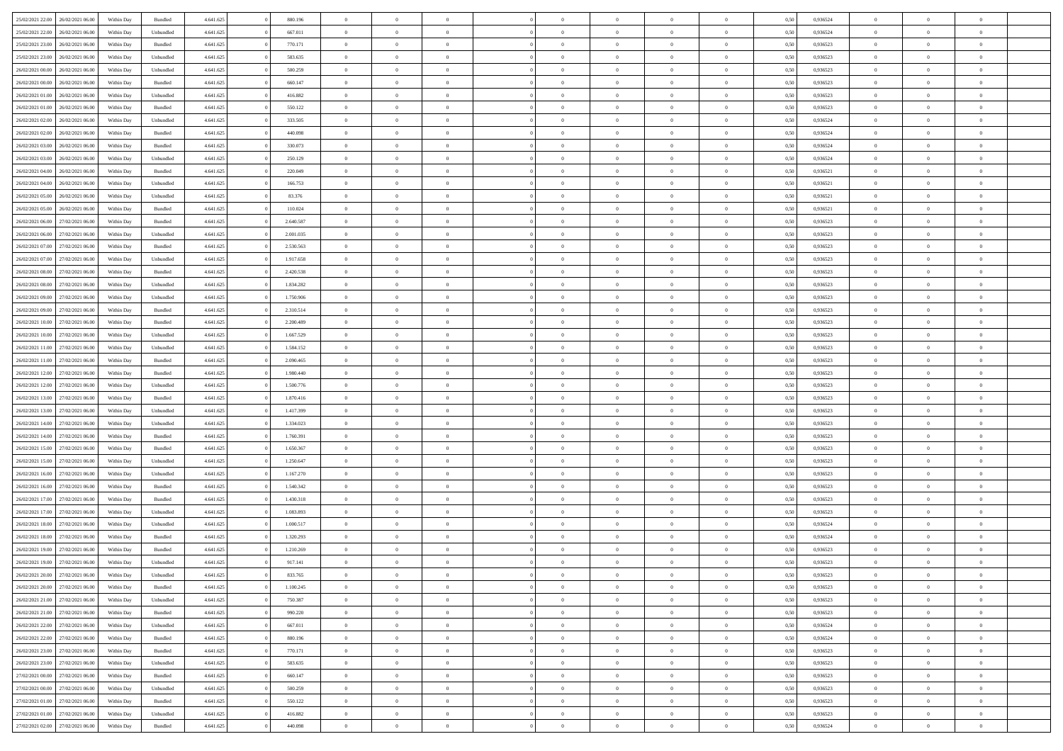| | | | | | | | | | | | | | | | | | | | | | |
|---|---|---|---|---|---|---|---|---|---|---|---|---|---|---|---|---|---|---|---|---|---|
| 25/02/2021 22:00 | 26/02/2021 06:00 | Within Day | Bundled | 4.641.625 | 0 | 880.196 | 0 | 0 | 0 | | 0 | 0 | 0 | 0 | 0,50 | 0,936524 | 0 | 0 | 0 | |
| 25/02/2021 22:00 | 26/02/2021 06:00 | Within Day | Unbundled | 4.641.625 | 0 | 667.011 | 0 | 0 | 0 | | 0 | 0 | 0 | 0 | 0,50 | 0,936524 | 0 | 0 | 0 | |
| 25/02/2021 23:00 | 26/02/2021 06:00 | Within Day | Bundled | 4.641.625 | 0 | 770.171 | 0 | 0 | 0 | | 0 | 0 | 0 | 0 | 0,50 | 0,936523 | 0 | 0 | 0 | |
| 25/02/2021 23:00 | 26/02/2021 06:00 | Within Day | Unbundled | 4.641.625 | 0 | 583.635 | 0 | 0 | 0 | | 0 | 0 | 0 | 0 | 0,50 | 0,936523 | 0 | 0 | 0 | |
| 26/02/2021 00:00 | 26/02/2021 06:00 | Within Day | Unbundled | 4.641.625 | 0 | 500.259 | 0 | 0 | 0 | | 0 | 0 | 0 | 0 | 0,50 | 0,936523 | 0 | 0 | 0 | |
| 26/02/2021 00:00 | 26/02/2021 06:00 | Within Day | Bundled | 4.641.625 | 0 | 660.147 | 0 | 0 | 0 | | 0 | 0 | 0 | 0 | 0,50 | 0,936523 | 0 | 0 | 0 | |
| 26/02/2021 01:00 | 26/02/2021 06:00 | Within Day | Unbundled | 4.641.625 | 0 | 416.882 | 0 | 0 | 0 | | 0 | 0 | 0 | 0 | 0,50 | 0,936523 | 0 | 0 | 0 | |
| 26/02/2021 01:00 | 26/02/2021 06:00 | Within Day | Bundled | 4.641.625 | 0 | 550.122 | 0 | 0 | 0 | | 0 | 0 | 0 | 0 | 0,50 | 0,936523 | 0 | 0 | 0 | |
| 26/02/2021 02:00 | 26/02/2021 06:00 | Within Day | Unbundled | 4.641.625 | 0 | 333.505 | 0 | 0 | 0 | | 0 | 0 | 0 | 0 | 0,50 | 0,936524 | 0 | 0 | 0 | |
| 26/02/2021 02:00 | 26/02/2021 06:00 | Within Day | Bundled | 4.641.625 | 0 | 440.098 | 0 | 0 | 0 | | 0 | 0 | 0 | 0 | 0,50 | 0,936524 | 0 | 0 | 0 | |
| 26/02/2021 03:00 | 26/02/2021 06:00 | Within Day | Bundled | 4.641.625 | 0 | 330.073 | 0 | 0 | 0 | | 0 | 0 | 0 | 0 | 0,50 | 0,936524 | 0 | 0 | 0 | |
| 26/02/2021 03:00 | 26/02/2021 06:00 | Within Day | Unbundled | 4.641.625 | 0 | 250.129 | 0 | 0 | 0 | | 0 | 0 | 0 | 0 | 0,50 | 0,936524 | 0 | 0 | 0 | |
| 26/02/2021 04:00 | 26/02/2021 06:00 | Within Day | Bundled | 4.641.625 | 0 | 220.049 | 0 | 0 | 0 | | 0 | 0 | 0 | 0 | 0,50 | 0,936521 | 0 | 0 | 0 | |
| 26/02/2021 04:00 | 26/02/2021 06:00 | Within Day | Unbundled | 4.641.625 | 0 | 166.753 | 0 | 0 | 0 | | 0 | 0 | 0 | 0 | 0,50 | 0,936521 | 0 | 0 | 0 | |
| 26/02/2021 05:00 | 26/02/2021 06:00 | Within Day | Unbundled | 4.641.625 | 0 | 83.376 | 0 | 0 | 0 | | 0 | 0 | 0 | 0 | 0,50 | 0,936521 | 0 | 0 | 0 | |
| 26/02/2021 05:00 | 26/02/2021 06:00 | Within Day | Bundled | 4.641.625 | 0 | 110.024 | 0 | 0 | 0 | | 0 | 0 | 0 | 0 | 0,50 | 0,936521 | 0 | 0 | 0 | |
| 26/02/2021 06:00 | 27/02/2021 06:00 | Within Day | Bundled | 4.641.625 | 0 | 2.640.587 | 0 | 0 | 0 | | 0 | 0 | 0 | 0 | 0,50 | 0,936523 | 0 | 0 | 0 | |
| 26/02/2021 06:00 | 27/02/2021 06:00 | Within Day | Unbundled | 4.641.625 | 0 | 2.001.035 | 0 | 0 | 0 | | 0 | 0 | 0 | 0 | 0,50 | 0,936523 | 0 | 0 | 0 | |
| 26/02/2021 07:00 | 27/02/2021 06:00 | Within Day | Bundled | 4.641.625 | 0 | 2.530.563 | 0 | 0 | 0 | | 0 | 0 | 0 | 0 | 0,50 | 0,936523 | 0 | 0 | 0 | |
| 26/02/2021 07:00 | 27/02/2021 06:00 | Within Day | Unbundled | 4.641.625 | 0 | 1.917.658 | 0 | 0 | 0 | | 0 | 0 | 0 | 0 | 0,50 | 0,936523 | 0 | 0 | 0 | |
| 26/02/2021 08:00 | 27/02/2021 06:00 | Within Day | Bundled | 4.641.625 | 0 | 2.420.538 | 0 | 0 | 0 | | 0 | 0 | 0 | 0 | 0,50 | 0,936523 | 0 | 0 | 0 | |
| 26/02/2021 08:00 | 27/02/2021 06:00 | Within Day | Unbundled | 4.641.625 | 0 | 1.834.282 | 0 | 0 | 0 | | 0 | 0 | 0 | 0 | 0,50 | 0,936523 | 0 | 0 | 0 | |
| 26/02/2021 09:00 | 27/02/2021 06:00 | Within Day | Unbundled | 4.641.625 | 0 | 1.750.906 | 0 | 0 | 0 | | 0 | 0 | 0 | 0 | 0,50 | 0,936523 | 0 | 0 | 0 | |
| 26/02/2021 09:00 | 27/02/2021 06:00 | Within Day | Bundled | 4.641.625 | 0 | 2.310.514 | 0 | 0 | 0 | | 0 | 0 | 0 | 0 | 0,50 | 0,936523 | 0 | 0 | 0 | |
| 26/02/2021 10:00 | 27/02/2021 06:00 | Within Day | Bundled | 4.641.625 | 0 | 2.200.489 | 0 | 0 | 0 | | 0 | 0 | 0 | 0 | 0,50 | 0,936523 | 0 | 0 | 0 | |
| 26/02/2021 10:00 | 27/02/2021 06:00 | Within Day | Unbundled | 4.641.625 | 0 | 1.667.529 | 0 | 0 | 0 | | 0 | 0 | 0 | 0 | 0,50 | 0,936523 | 0 | 0 | 0 | |
| 26/02/2021 11:00 | 27/02/2021 06:00 | Within Day | Unbundled | 4.641.625 | 0 | 1.584.152 | 0 | 0 | 0 | | 0 | 0 | 0 | 0 | 0,50 | 0,936523 | 0 | 0 | 0 | |
| 26/02/2021 11:00 | 27/02/2021 06:00 | Within Day | Bundled | 4.641.625 | 0 | 2.090.465 | 0 | 0 | 0 | | 0 | 0 | 0 | 0 | 0,50 | 0,936523 | 0 | 0 | 0 | |
| 26/02/2021 12:00 | 27/02/2021 06:00 | Within Day | Bundled | 4.641.625 | 0 | 1.980.440 | 0 | 0 | 0 | | 0 | 0 | 0 | 0 | 0,50 | 0,936523 | 0 | 0 | 0 | |
| 26/02/2021 12:00 | 27/02/2021 06:00 | Within Day | Unbundled | 4.641.625 | 0 | 1.500.776 | 0 | 0 | 0 | | 0 | 0 | 0 | 0 | 0,50 | 0,936523 | 0 | 0 | 0 | |
| 26/02/2021 13:00 | 27/02/2021 06:00 | Within Day | Bundled | 4.641.625 | 0 | 1.870.416 | 0 | 0 | 0 | | 0 | 0 | 0 | 0 | 0,50 | 0,936523 | 0 | 0 | 0 | |
| 26/02/2021 13:00 | 27/02/2021 06:00 | Within Day | Unbundled | 4.641.625 | 0 | 1.417.399 | 0 | 0 | 0 | | 0 | 0 | 0 | 0 | 0,50 | 0,936523 | 0 | 0 | 0 | |
| 26/02/2021 14:00 | 27/02/2021 06:00 | Within Day | Unbundled | 4.641.625 | 0 | 1.334.023 | 0 | 0 | 0 | | 0 | 0 | 0 | 0 | 0,50 | 0,936523 | 0 | 0 | 0 | |
| 26/02/2021 14:00 | 27/02/2021 06:00 | Within Day | Bundled | 4.641.625 | 0 | 1.760.391 | 0 | 0 | 0 | | 0 | 0 | 0 | 0 | 0,50 | 0,936523 | 0 | 0 | 0 | |
| 26/02/2021 15:00 | 27/02/2021 06:00 | Within Day | Bundled | 4.641.625 | 0 | 1.650.367 | 0 | 0 | 0 | | 0 | 0 | 0 | 0 | 0,50 | 0,936523 | 0 | 0 | 0 | |
| 26/02/2021 15:00 | 27/02/2021 06:00 | Within Day | Unbundled | 4.641.625 | 0 | 1.250.647 | 0 | 0 | 0 | | 0 | 0 | 0 | 0 | 0,50 | 0,936523 | 0 | 0 | 0 | |
| 26/02/2021 16:00 | 27/02/2021 06:00 | Within Day | Unbundled | 4.641.625 | 0 | 1.167.270 | 0 | 0 | 0 | | 0 | 0 | 0 | 0 | 0,50 | 0,936523 | 0 | 0 | 0 | |
| 26/02/2021 16:00 | 27/02/2021 06:00 | Within Day | Bundled | 4.641.625 | 0 | 1.540.342 | 0 | 0 | 0 | | 0 | 0 | 0 | 0 | 0,50 | 0,936523 | 0 | 0 | 0 | |
| 26/02/2021 17:00 | 27/02/2021 06:00 | Within Day | Bundled | 4.641.625 | 0 | 1.430.318 | 0 | 0 | 0 | | 0 | 0 | 0 | 0 | 0,50 | 0,936523 | 0 | 0 | 0 | |
| 26/02/2021 17:00 | 27/02/2021 06:00 | Within Day | Unbundled | 4.641.625 | 0 | 1.083.893 | 0 | 0 | 0 | | 0 | 0 | 0 | 0 | 0,50 | 0,936523 | 0 | 0 | 0 | |
| 26/02/2021 18:00 | 27/02/2021 06:00 | Within Day | Unbundled | 4.641.625 | 0 | 1.000.517 | 0 | 0 | 0 | | 0 | 0 | 0 | 0 | 0,50 | 0,936524 | 0 | 0 | 0 | |
| 26/02/2021 18:00 | 27/02/2021 06:00 | Within Day | Bundled | 4.641.625 | 0 | 1.320.293 | 0 | 0 | 0 | | 0 | 0 | 0 | 0 | 0,50 | 0,936524 | 0 | 0 | 0 | |
| 26/02/2021 19:00 | 27/02/2021 06:00 | Within Day | Bundled | 4.641.625 | 0 | 1.210.269 | 0 | 0 | 0 | | 0 | 0 | 0 | 0 | 0,50 | 0,936523 | 0 | 0 | 0 | |
| 26/02/2021 19:00 | 27/02/2021 06:00 | Within Day | Unbundled | 4.641.625 | 0 | 917.141 | 0 | 0 | 0 | | 0 | 0 | 0 | 0 | 0,50 | 0,936523 | 0 | 0 | 0 | |
| 26/02/2021 20:00 | 27/02/2021 06:00 | Within Day | Unbundled | 4.641.625 | 0 | 833.765 | 0 | 0 | 0 | | 0 | 0 | 0 | 0 | 0,50 | 0,936523 | 0 | 0 | 0 | |
| 26/02/2021 20:00 | 27/02/2021 06:00 | Within Day | Bundled | 4.641.625 | 0 | 1.100.245 | 0 | 0 | 0 | | 0 | 0 | 0 | 0 | 0,50 | 0,936523 | 0 | 0 | 0 | |
| 26/02/2021 21:00 | 27/02/2021 06:00 | Within Day | Unbundled | 4.641.625 | 0 | 750.387 | 0 | 0 | 0 | | 0 | 0 | 0 | 0 | 0,50 | 0,936523 | 0 | 0 | 0 | |
| 26/02/2021 21:00 | 27/02/2021 06:00 | Within Day | Bundled | 4.641.625 | 0 | 990.220 | 0 | 0 | 0 | | 0 | 0 | 0 | 0 | 0,50 | 0,936523 | 0 | 0 | 0 | |
| 26/02/2021 22:00 | 27/02/2021 06:00 | Within Day | Unbundled | 4.641.625 | 0 | 667.011 | 0 | 0 | 0 | | 0 | 0 | 0 | 0 | 0,50 | 0,936524 | 0 | 0 | 0 | |
| 26/02/2021 22:00 | 27/02/2021 06:00 | Within Day | Bundled | 4.641.625 | 0 | 880.196 | 0 | 0 | 0 | | 0 | 0 | 0 | 0 | 0,50 | 0,936524 | 0 | 0 | 0 | |
| 26/02/2021 23:00 | 27/02/2021 06:00 | Within Day | Bundled | 4.641.625 | 0 | 770.171 | 0 | 0 | 0 | | 0 | 0 | 0 | 0 | 0,50 | 0,936523 | 0 | 0 | 0 | |
| 26/02/2021 23:00 | 27/02/2021 06:00 | Within Day | Unbundled | 4.641.625 | 0 | 583.635 | 0 | 0 | 0 | | 0 | 0 | 0 | 0 | 0,50 | 0,936523 | 0 | 0 | 0 | |
| 27/02/2021 00:00 | 27/02/2021 06:00 | Within Day | Bundled | 4.641.625 | 0 | 660.147 | 0 | 0 | 0 | | 0 | 0 | 0 | 0 | 0,50 | 0,936523 | 0 | 0 | 0 | |
| 27/02/2021 00:00 | 27/02/2021 06:00 | Within Day | Unbundled | 4.641.625 | 0 | 500.259 | 0 | 0 | 0 | | 0 | 0 | 0 | 0 | 0,50 | 0,936523 | 0 | 0 | 0 | |
| 27/02/2021 01:00 | 27/02/2021 06:00 | Within Day | Bundled | 4.641.625 | 0 | 550.122 | 0 | 0 | 0 | | 0 | 0 | 0 | 0 | 0,50 | 0,936523 | 0 | 0 | 0 | |
| 27/02/2021 01:00 | 27/02/2021 06:00 | Within Day | Unbundled | 4.641.625 | 0 | 416.882 | 0 | 0 | 0 | | 0 | 0 | 0 | 0 | 0,50 | 0,936523 | 0 | 0 | 0 | |
| 27/02/2021 02:00 | 27/02/2021 06:00 | Within Day | Bundled | 4.641.625 | 0 | 440.098 | 0 | 0 | 0 | | 0 | 0 | 0 | 0 | 0,50 | 0,936524 | 0 | 0 | 0 | |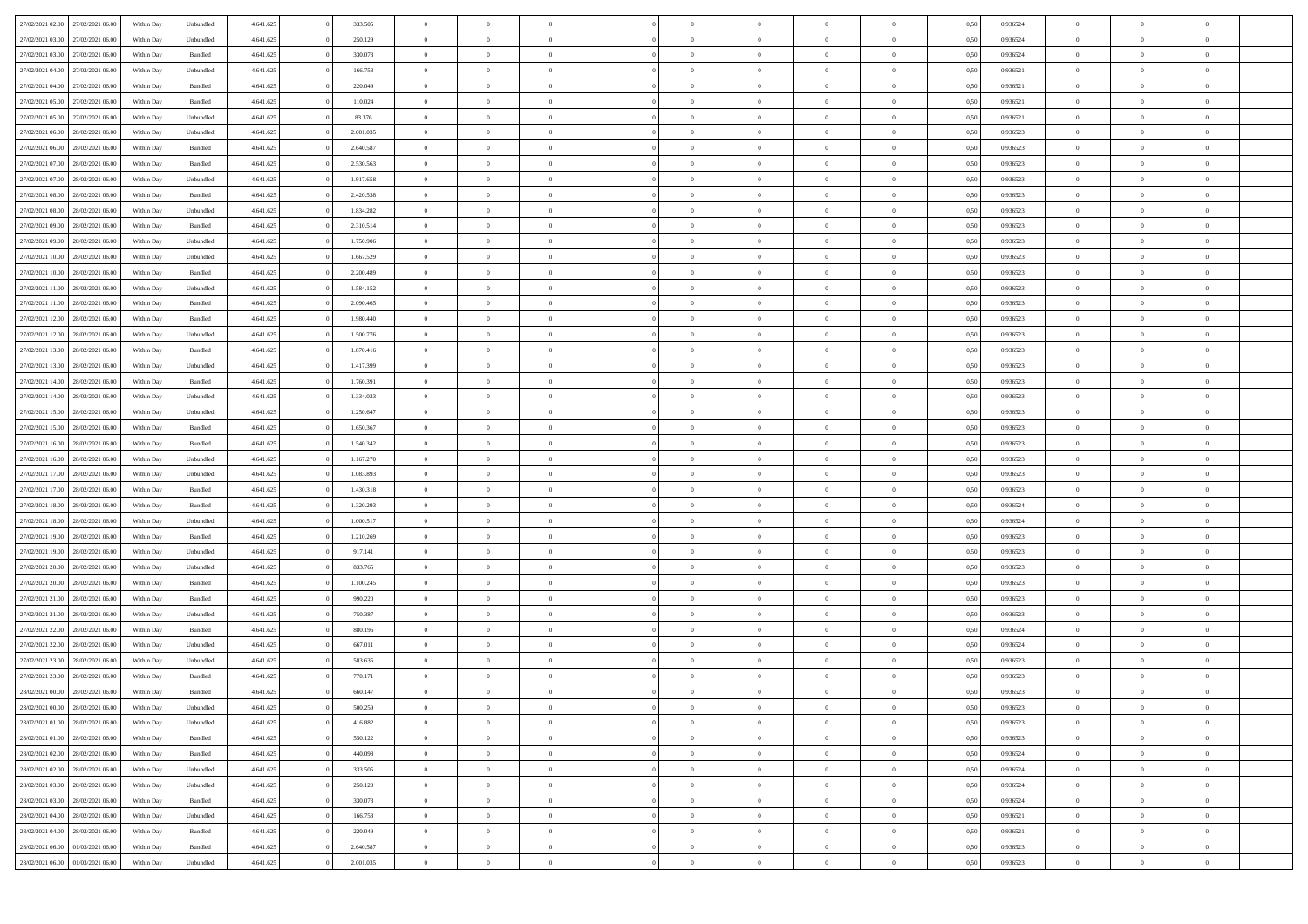| | | | | | | | | | | | | | | | | | | | | | |
|---|---|---|---|---|---|---|---|---|---|---|---|---|---|---|---|---|---|---|---|---|---|
| 27/02/2021 02:00 | 27/02/2021 06:00 | Within Day | Unbundled | 4.641.625 | 0 | 333.505 | 0 | 0 | 0 | | 0 | 0 | 0 | 0 | 0,50 | 0,936524 | 0 | 0 | 0 | |
| 27/02/2021 03:00 | 27/02/2021 06:00 | Within Day | Unbundled | 4.641.625 | 0 | 250.129 | 0 | 0 | 0 | | 0 | 0 | 0 | 0 | 0,50 | 0,936524 | 0 | 0 | 0 | |
| 27/02/2021 03:00 | 27/02/2021 06:00 | Within Day | Bundled | 4.641.625 | 0 | 330.073 | 0 | 0 | 0 | | 0 | 0 | 0 | 0 | 0,50 | 0,936524 | 0 | 0 | 0 | |
| 27/02/2021 04:00 | 27/02/2021 06:00 | Within Day | Unbundled | 4.641.625 | 0 | 166.753 | 0 | 0 | 0 | | 0 | 0 | 0 | 0 | 0,50 | 0,936521 | 0 | 0 | 0 | |
| 27/02/2021 04:00 | 27/02/2021 06:00 | Within Day | Bundled | 4.641.625 | 0 | 220.049 | 0 | 0 | 0 | | 0 | 0 | 0 | 0 | 0,50 | 0,936521 | 0 | 0 | 0 | |
| 27/02/2021 05:00 | 27/02/2021 06:00 | Within Day | Bundled | 4.641.625 | 0 | 110.024 | 0 | 0 | 0 | | 0 | 0 | 0 | 0 | 0,50 | 0,936521 | 0 | 0 | 0 | |
| 27/02/2021 05:00 | 27/02/2021 06:00 | Within Day | Unbundled | 4.641.625 | 0 | 83.376 | 0 | 0 | 0 | | 0 | 0 | 0 | 0 | 0,50 | 0,936521 | 0 | 0 | 0 | |
| 27/02/2021 06:00 | 28/02/2021 06:00 | Within Day | Unbundled | 4.641.625 | 0 | 2.001.035 | 0 | 0 | 0 | | 0 | 0 | 0 | 0 | 0,50 | 0,936523 | 0 | 0 | 0 | |
| 27/02/2021 06:00 | 28/02/2021 06:00 | Within Day | Bundled | 4.641.625 | 0 | 2.640.587 | 0 | 0 | 0 | | 0 | 0 | 0 | 0 | 0,50 | 0,936523 | 0 | 0 | 0 | |
| 27/02/2021 07:00 | 28/02/2021 06:00 | Within Day | Bundled | 4.641.625 | 0 | 2.530.563 | 0 | 0 | 0 | | 0 | 0 | 0 | 0 | 0,50 | 0,936523 | 0 | 0 | 0 | |
| 27/02/2021 07:00 | 28/02/2021 06:00 | Within Day | Unbundled | 4.641.625 | 0 | 1.917.658 | 0 | 0 | 0 | | 0 | 0 | 0 | 0 | 0,50 | 0,936523 | 0 | 0 | 0 | |
| 27/02/2021 08:00 | 28/02/2021 06:00 | Within Day | Bundled | 4.641.625 | 0 | 2.420.538 | 0 | 0 | 0 | | 0 | 0 | 0 | 0 | 0,50 | 0,936523 | 0 | 0 | 0 | |
| 27/02/2021 08:00 | 28/02/2021 06:00 | Within Day | Unbundled | 4.641.625 | 0 | 1.834.282 | 0 | 0 | 0 | | 0 | 0 | 0 | 0 | 0,50 | 0,936523 | 0 | 0 | 0 | |
| 27/02/2021 09:00 | 28/02/2021 06:00 | Within Day | Bundled | 4.641.625 | 0 | 2.310.514 | 0 | 0 | 0 | | 0 | 0 | 0 | 0 | 0,50 | 0,936523 | 0 | 0 | 0 | |
| 27/02/2021 09:00 | 28/02/2021 06:00 | Within Day | Unbundled | 4.641.625 | 0 | 1.750.906 | 0 | 0 | 0 | | 0 | 0 | 0 | 0 | 0,50 | 0,936523 | 0 | 0 | 0 | |
| 27/02/2021 10:00 | 28/02/2021 06:00 | Within Day | Unbundled | 4.641.625 | 0 | 1.667.529 | 0 | 0 | 0 | | 0 | 0 | 0 | 0 | 0,50 | 0,936523 | 0 | 0 | 0 | |
| 27/02/2021 10:00 | 28/02/2021 06:00 | Within Day | Bundled | 4.641.625 | 0 | 2.200.489 | 0 | 0 | 0 | | 0 | 0 | 0 | 0 | 0,50 | 0,936523 | 0 | 0 | 0 | |
| 27/02/2021 11:00 | 28/02/2021 06:00 | Within Day | Unbundled | 4.641.625 | 0 | 1.584.152 | 0 | 0 | 0 | | 0 | 0 | 0 | 0 | 0,50 | 0,936523 | 0 | 0 | 0 | |
| 27/02/2021 11:00 | 28/02/2021 06:00 | Within Day | Bundled | 4.641.625 | 0 | 2.090.465 | 0 | 0 | 0 | | 0 | 0 | 0 | 0 | 0,50 | 0,936523 | 0 | 0 | 0 | |
| 27/02/2021 12:00 | 28/02/2021 06:00 | Within Day | Bundled | 4.641.625 | 0 | 1.980.440 | 0 | 0 | 0 | | 0 | 0 | 0 | 0 | 0,50 | 0,936523 | 0 | 0 | 0 | |
| 27/02/2021 12:00 | 28/02/2021 06:00 | Within Day | Unbundled | 4.641.625 | 0 | 1.500.776 | 0 | 0 | 0 | | 0 | 0 | 0 | 0 | 0,50 | 0,936523 | 0 | 0 | 0 | |
| 27/02/2021 13:00 | 28/02/2021 06:00 | Within Day | Bundled | 4.641.625 | 0 | 1.870.416 | 0 | 0 | 0 | | 0 | 0 | 0 | 0 | 0,50 | 0,936523 | 0 | 0 | 0 | |
| 27/02/2021 13:00 | 28/02/2021 06:00 | Within Day | Unbundled | 4.641.625 | 0 | 1.417.399 | 0 | 0 | 0 | | 0 | 0 | 0 | 0 | 0,50 | 0,936523 | 0 | 0 | 0 | |
| 27/02/2021 14:00 | 28/02/2021 06:00 | Within Day | Bundled | 4.641.625 | 0 | 1.760.391 | 0 | 0 | 0 | | 0 | 0 | 0 | 0 | 0,50 | 0,936523 | 0 | 0 | 0 | |
| 27/02/2021 14:00 | 28/02/2021 06:00 | Within Day | Unbundled | 4.641.625 | 0 | 1.334.023 | 0 | 0 | 0 | | 0 | 0 | 0 | 0 | 0,50 | 0,936523 | 0 | 0 | 0 | |
| 27/02/2021 15:00 | 28/02/2021 06:00 | Within Day | Unbundled | 4.641.625 | 0 | 1.250.647 | 0 | 0 | 0 | | 0 | 0 | 0 | 0 | 0,50 | 0,936523 | 0 | 0 | 0 | |
| 27/02/2021 15:00 | 28/02/2021 06:00 | Within Day | Bundled | 4.641.625 | 0 | 1.650.367 | 0 | 0 | 0 | | 0 | 0 | 0 | 0 | 0,50 | 0,936523 | 0 | 0 | 0 | |
| 27/02/2021 16:00 | 28/02/2021 06:00 | Within Day | Bundled | 4.641.625 | 0 | 1.540.342 | 0 | 0 | 0 | | 0 | 0 | 0 | 0 | 0,50 | 0,936523 | 0 | 0 | 0 | |
| 27/02/2021 16:00 | 28/02/2021 06:00 | Within Day | Unbundled | 4.641.625 | 0 | 1.167.270 | 0 | 0 | 0 | | 0 | 0 | 0 | 0 | 0,50 | 0,936523 | 0 | 0 | 0 | |
| 27/02/2021 17:00 | 28/02/2021 06:00 | Within Day | Unbundled | 4.641.625 | 0 | 1.083.893 | 0 | 0 | 0 | | 0 | 0 | 0 | 0 | 0,50 | 0,936523 | 0 | 0 | 0 | |
| 27/02/2021 17:00 | 28/02/2021 06:00 | Within Day | Bundled | 4.641.625 | 0 | 1.430.318 | 0 | 0 | 0 | | 0 | 0 | 0 | 0 | 0,50 | 0,936523 | 0 | 0 | 0 | |
| 27/02/2021 18:00 | 28/02/2021 06:00 | Within Day | Bundled | 4.641.625 | 0 | 1.320.293 | 0 | 0 | 0 | | 0 | 0 | 0 | 0 | 0,50 | 0,936524 | 0 | 0 | 0 | |
| 27/02/2021 18:00 | 28/02/2021 06:00 | Within Day | Unbundled | 4.641.625 | 0 | 1.000.517 | 0 | 0 | 0 | | 0 | 0 | 0 | 0 | 0,50 | 0,936524 | 0 | 0 | 0 | |
| 27/02/2021 19:00 | 28/02/2021 06:00 | Within Day | Bundled | 4.641.625 | 0 | 1.210.269 | 0 | 0 | 0 | | 0 | 0 | 0 | 0 | 0,50 | 0,936523 | 0 | 0 | 0 | |
| 27/02/2021 19:00 | 28/02/2021 06:00 | Within Day | Unbundled | 4.641.625 | 0 | 917.141 | 0 | 0 | 0 | | 0 | 0 | 0 | 0 | 0,50 | 0,936523 | 0 | 0 | 0 | |
| 27/02/2021 20:00 | 28/02/2021 06:00 | Within Day | Unbundled | 4.641.625 | 0 | 833.765 | 0 | 0 | 0 | | 0 | 0 | 0 | 0 | 0,50 | 0,936523 | 0 | 0 | 0 | |
| 27/02/2021 20:00 | 28/02/2021 06:00 | Within Day | Bundled | 4.641.625 | 0 | 1.100.245 | 0 | 0 | 0 | | 0 | 0 | 0 | 0 | 0,50 | 0,936523 | 0 | 0 | 0 | |
| 27/02/2021 21:00 | 28/02/2021 06:00 | Within Day | Bundled | 4.641.625 | 0 | 990.220 | 0 | 0 | 0 | | 0 | 0 | 0 | 0 | 0,50 | 0,936523 | 0 | 0 | 0 | |
| 27/02/2021 21:00 | 28/02/2021 06:00 | Within Day | Unbundled | 4.641.625 | 0 | 750.387 | 0 | 0 | 0 | | 0 | 0 | 0 | 0 | 0,50 | 0,936523 | 0 | 0 | 0 | |
| 27/02/2021 22:00 | 28/02/2021 06:00 | Within Day | Bundled | 4.641.625 | 0 | 880.196 | 0 | 0 | 0 | | 0 | 0 | 0 | 0 | 0,50 | 0,936524 | 0 | 0 | 0 | |
| 27/02/2021 22:00 | 28/02/2021 06:00 | Within Day | Unbundled | 4.641.625 | 0 | 667.011 | 0 | 0 | 0 | | 0 | 0 | 0 | 0 | 0,50 | 0,936524 | 0 | 0 | 0 | |
| 27/02/2021 23:00 | 28/02/2021 06:00 | Within Day | Unbundled | 4.641.625 | 0 | 583.635 | 0 | 0 | 0 | | 0 | 0 | 0 | 0 | 0,50 | 0,936523 | 0 | 0 | 0 | |
| 27/02/2021 23:00 | 28/02/2021 06:00 | Within Day | Bundled | 4.641.625 | 0 | 770.171 | 0 | 0 | 0 | | 0 | 0 | 0 | 0 | 0,50 | 0,936523 | 0 | 0 | 0 | |
| 28/02/2021 00:00 | 28/02/2021 06:00 | Within Day | Bundled | 4.641.625 | 0 | 660.147 | 0 | 0 | 0 | | 0 | 0 | 0 | 0 | 0,50 | 0,936523 | 0 | 0 | 0 | |
| 28/02/2021 00:00 | 28/02/2021 06:00 | Within Day | Unbundled | 4.641.625 | 0 | 500.259 | 0 | 0 | 0 | | 0 | 0 | 0 | 0 | 0,50 | 0,936523 | 0 | 0 | 0 | |
| 28/02/2021 01:00 | 28/02/2021 06:00 | Within Day | Unbundled | 4.641.625 | 0 | 416.882 | 0 | 0 | 0 | | 0 | 0 | 0 | 0 | 0,50 | 0,936523 | 0 | 0 | 0 | |
| 28/02/2021 01:00 | 28/02/2021 06:00 | Within Day | Bundled | 4.641.625 | 0 | 550.122 | 0 | 0 | 0 | | 0 | 0 | 0 | 0 | 0,50 | 0,936523 | 0 | 0 | 0 | |
| 28/02/2021 02:00 | 28/02/2021 06:00 | Within Day | Bundled | 4.641.625 | 0 | 440.098 | 0 | 0 | 0 | | 0 | 0 | 0 | 0 | 0,50 | 0,936524 | 0 | 0 | 0 | |
| 28/02/2021 02:00 | 28/02/2021 06:00 | Within Day | Unbundled | 4.641.625 | 0 | 333.505 | 0 | 0 | 0 | | 0 | 0 | 0 | 0 | 0,50 | 0,936524 | 0 | 0 | 0 | |
| 28/02/2021 03:00 | 28/02/2021 06:00 | Within Day | Unbundled | 4.641.625 | 0 | 250.129 | 0 | 0 | 0 | | 0 | 0 | 0 | 0 | 0,50 | 0,936524 | 0 | 0 | 0 | |
| 28/02/2021 03:00 | 28/02/2021 06:00 | Within Day | Bundled | 4.641.625 | 0 | 330.073 | 0 | 0 | 0 | | 0 | 0 | 0 | 0 | 0,50 | 0,936524 | 0 | 0 | 0 | |
| 28/02/2021 04:00 | 28/02/2021 06:00 | Within Day | Unbundled | 4.641.625 | 0 | 166.753 | 0 | 0 | 0 | | 0 | 0 | 0 | 0 | 0,50 | 0,936521 | 0 | 0 | 0 | |
| 28/02/2021 04:00 | 28/02/2021 06:00 | Within Day | Bundled | 4.641.625 | 0 | 220.049 | 0 | 0 | 0 | | 0 | 0 | 0 | 0 | 0,50 | 0,936521 | 0 | 0 | 0 | |
| 28/02/2021 06:00 | 01/03/2021 06:00 | Within Day | Bundled | 4.641.625 | 0 | 2.640.587 | 0 | 0 | 0 | | 0 | 0 | 0 | 0 | 0,50 | 0,936523 | 0 | 0 | 0 | |
| 28/02/2021 06:00 | 01/03/2021 06:00 | Within Day | Unbundled | 4.641.625 | 0 | 2.001.035 | 0 | 0 | 0 | | 0 | 0 | 0 | 0 | 0,50 | 0,936523 | 0 | 0 | 0 | |